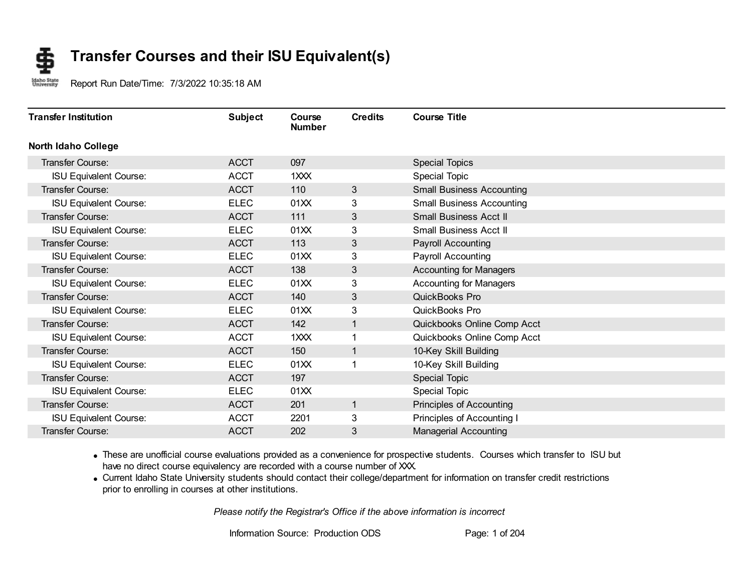# Transfer Courses and their ISU Equivalent(s)

Report Run Date/Time: 7/3/2022 10:35:18 AM

| Transfer Institution | Subject | Course Number | Credits | Course Title |
|---|---|---|---|---|
| **North Idaho College** | | | | |
| Transfer Course: | ACCT | 097 | | Special Topics |
| ISU Equivalent Course: | ACCT | 1XXX | | Special Topic |
| Transfer Course: | ACCT | 110 | 3 | Small Business Accounting |
| ISU Equivalent Course: | ELEC | 01XX | 3 | Small Business Accounting |
| Transfer Course: | ACCT | 111 | 3 | Small Business Acct II |
| ISU Equivalent Course: | ELEC | 01XX | 3 | Small Business Acct II |
| Transfer Course: | ACCT | 113 | 3 | Payroll Accounting |
| ISU Equivalent Course: | ELEC | 01XX | 3 | Payroll Accounting |
| Transfer Course: | ACCT | 138 | 3 | Accounting for Managers |
| ISU Equivalent Course: | ELEC | 01XX | 3 | Accounting for Managers |
| Transfer Course: | ACCT | 140 | 3 | QuickBooks Pro |
| ISU Equivalent Course: | ELEC | 01XX | 3 | QuickBooks Pro |
| Transfer Course: | ACCT | 142 | 1 | Quickbooks Online Comp Acct |
| ISU Equivalent Course: | ACCT | 1XXX | 1 | Quickbooks Online Comp Acct |
| Transfer Course: | ACCT | 150 | 1 | 10-Key Skill Building |
| ISU Equivalent Course: | ELEC | 01XX | 1 | 10-Key Skill Building |
| Transfer Course: | ACCT | 197 | | Special Topic |
| ISU Equivalent Course: | ELEC | 01XX | | Special Topic |
| Transfer Course: | ACCT | 201 | 1 | Principles of Accounting |
| ISU Equivalent Course: | ACCT | 2201 | 3 | Principles of Accounting I |
| Transfer Course: | ACCT | 202 | 3 | Managerial Accounting |

- These are unofficial course evaluations provided as a convenience for prospective students. Courses which transfer to ISU but have no direct course equivalency are recorded with a course number of XXX.
- Current Idaho State University students should contact their college/department for information on transfer credit restrictions prior to enrolling in courses at other institutions.

*Please notify the Registrar's Office if the above information is incorrect*

Information Source: Production ODS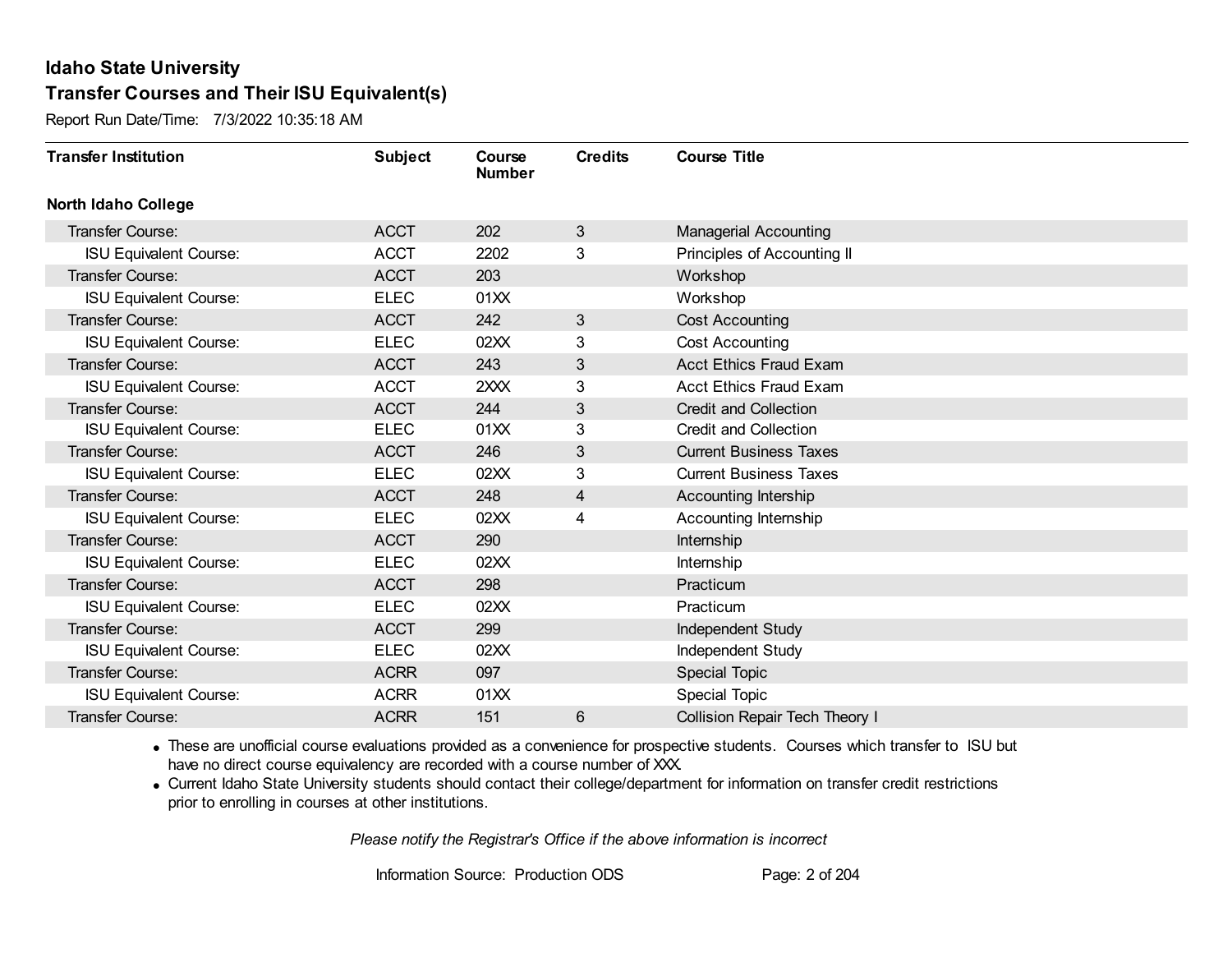# Idaho State University

## Transfer Courses and Their ISU Equivalent(s)

Report Run Date/Time: 7/3/2022 10:35:18 AM

| Transfer Institution | Subject | Course Number | Credits | Course Title |
|---|---|---|---|---|
| **North Idaho College** | | | | |
| Transfer Course: | ACCT | 202 | 3 | Managerial Accounting |
| ISU Equivalent Course: | ACCT | 2202 | 3 | Principles of Accounting II |
| Transfer Course: | ACCT | 203 | | Workshop |
| ISU Equivalent Course: | ELEC | 01XX | | Workshop |
| Transfer Course: | ACCT | 242 | 3 | Cost Accounting |
| ISU Equivalent Course: | ELEC | 02XX | 3 | Cost Accounting |
| Transfer Course: | ACCT | 243 | 3 | Acct Ethics Fraud Exam |
| ISU Equivalent Course: | ACCT | 2XXX | 3 | Acct Ethics Fraud Exam |
| Transfer Course: | ACCT | 244 | 3 | Credit and Collection |
| ISU Equivalent Course: | ELEC | 01XX | 3 | Credit and Collection |
| Transfer Course: | ACCT | 246 | 3 | Current Business Taxes |
| ISU Equivalent Course: | ELEC | 02XX | 3 | Current Business Taxes |
| Transfer Course: | ACCT | 248 | 4 | Accounting Intership |
| ISU Equivalent Course: | ELEC | 02XX | 4 | Accounting Internship |
| Transfer Course: | ACCT | 290 | | Internship |
| ISU Equivalent Course: | ELEC | 02XX | | Internship |
| Transfer Course: | ACCT | 298 | | Practicum |
| ISU Equivalent Course: | ELEC | 02XX | | Practicum |
| Transfer Course: | ACCT | 299 | | Independent Study |
| ISU Equivalent Course: | ELEC | 02XX | | Independent Study |
| Transfer Course: | ACRR | 097 | | Special Topic |
| ISU Equivalent Course: | ACRR | 01XX | | Special Topic |
| Transfer Course: | ACRR | 151 | 6 | Collision Repair Tech Theory I |

- These are unofficial course evaluations provided as a convenience for prospective students. Courses which transfer to ISU but have no direct course equivalency are recorded with a course number of XXX.
- Current Idaho State University students should contact their college/department for information on transfer credit restrictions prior to enrolling in courses at other institutions.

*Please notify the Registrar's Office if the above information is incorrect*

Information Source: Production ODS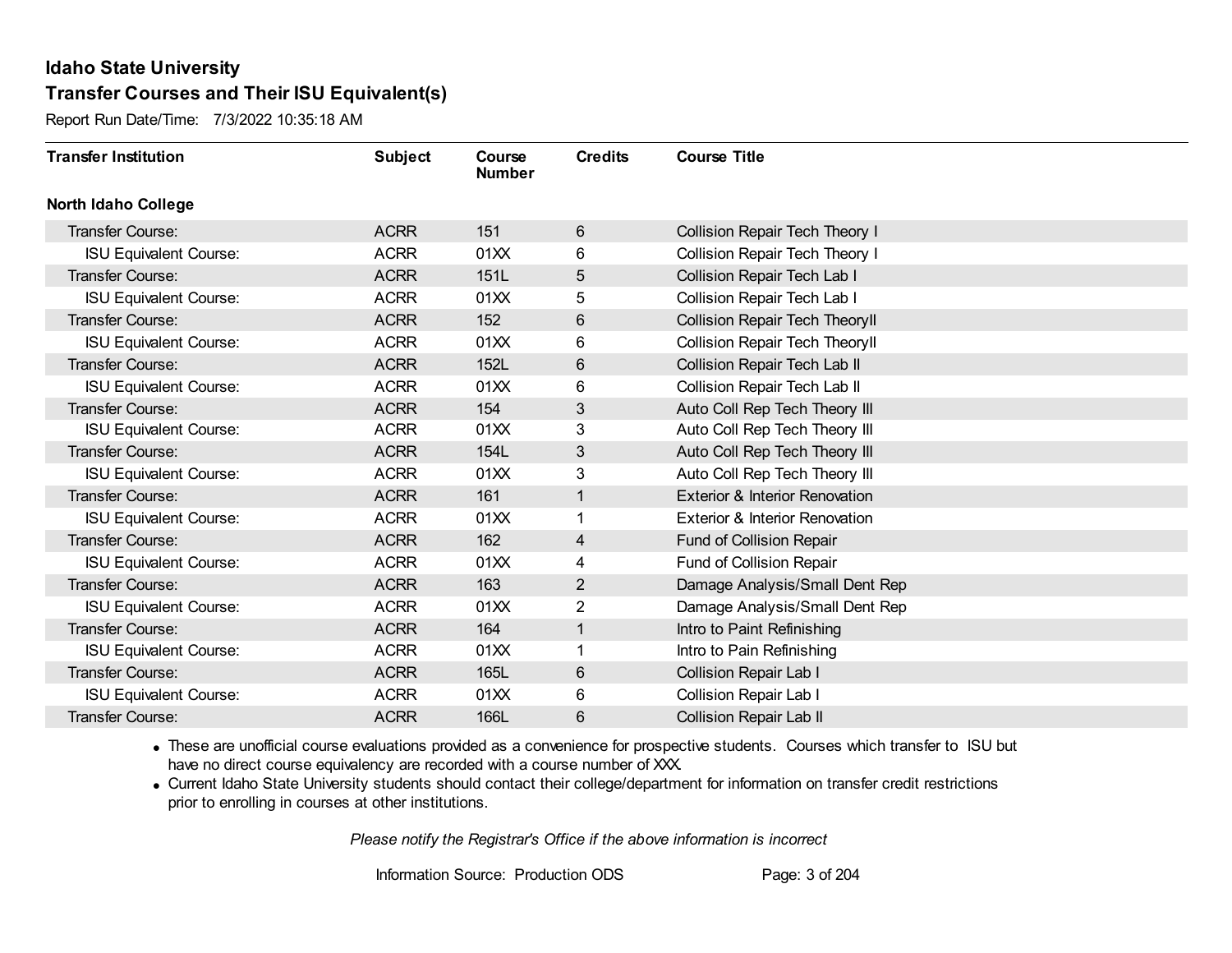# Idaho State University

## Transfer Courses and Their ISU Equivalent(s)

Report Run Date/Time: 7/3/2022 10:35:18 AM

| Transfer Institution | Subject | Course Number | Credits | Course Title |
|---|---|---|---|---|
| **North Idaho College** | | | | |
| Transfer Course: | ACRR | 151 | 6 | Collision Repair Tech Theory I |
| ISU Equivalent Course: | ACRR | 01XX | 6 | Collision Repair Tech Theory I |
| Transfer Course: | ACRR | 151L | 5 | Collision Repair Tech Lab I |
| ISU Equivalent Course: | ACRR | 01XX | 5 | Collision Repair Tech Lab I |
| Transfer Course: | ACRR | 152 | 6 | Collision Repair Tech TheoryII |
| ISU Equivalent Course: | ACRR | 01XX | 6 | Collision Repair Tech TheoryII |
| Transfer Course: | ACRR | 152L | 6 | Collision Repair Tech Lab II |
| ISU Equivalent Course: | ACRR | 01XX | 6 | Collision Repair Tech Lab II |
| Transfer Course: | ACRR | 154 | 3 | Auto Coll Rep Tech Theory III |
| ISU Equivalent Course: | ACRR | 01XX | 3 | Auto Coll Rep Tech Theory III |
| Transfer Course: | ACRR | 154L | 3 | Auto Coll Rep Tech Theory III |
| ISU Equivalent Course: | ACRR | 01XX | 3 | Auto Coll Rep Tech Theory III |
| Transfer Course: | ACRR | 161 | 1 | Exterior & Interior Renovation |
| ISU Equivalent Course: | ACRR | 01XX | 1 | Exterior & Interior Renovation |
| Transfer Course: | ACRR | 162 | 4 | Fund of Collision Repair |
| ISU Equivalent Course: | ACRR | 01XX | 4 | Fund of Collision Repair |
| Transfer Course: | ACRR | 163 | 2 | Damage Analysis/Small Dent Rep |
| ISU Equivalent Course: | ACRR | 01XX | 2 | Damage Analysis/Small Dent Rep |
| Transfer Course: | ACRR | 164 | 1 | Intro to Paint Refinishing |
| ISU Equivalent Course: | ACRR | 01XX | 1 | Intro to Pain Refinishing |
| Transfer Course: | ACRR | 165L | 6 | Collision Repair Lab I |
| ISU Equivalent Course: | ACRR | 01XX | 6 | Collision Repair Lab I |
| Transfer Course: | ACRR | 166L | 6 | Collision Repair Lab II |

- These are unofficial course evaluations provided as a convenience for prospective students. Courses which transfer to ISU but have no direct course equivalency are recorded with a course number of XXX.
- Current Idaho State University students should contact their college/department for information on transfer credit restrictions prior to enrolling in courses at other institutions.

*Please notify the Registrar's Office if the above information is incorrect*

Information Source: Production ODS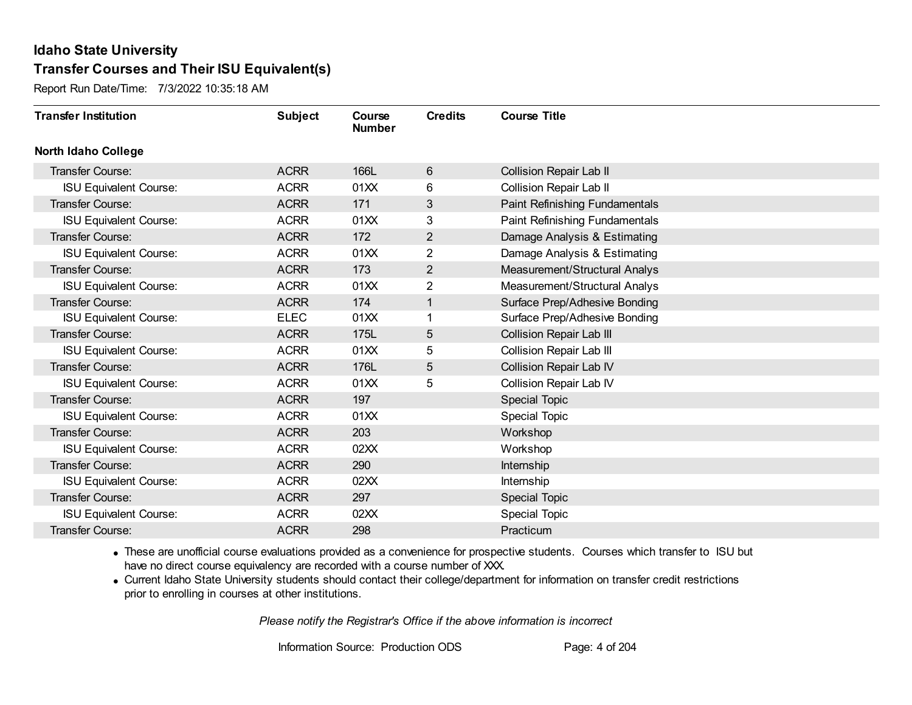# Idaho State University

## Transfer Courses and Their ISU Equivalent(s)

Report Run Date/Time: 7/3/2022 10:35:18 AM

| Transfer Institution | Subject | Course Number | Credits | Course Title |
|---|---|---|---|---|
| **North Idaho College** | | | | |
| Transfer Course: | ACRR | 166L | 6 | Collision Repair Lab II |
| ISU Equivalent Course: | ACRR | 01XX | 6 | Collision Repair Lab II |
| Transfer Course: | ACRR | 171 | 3 | Paint Refinishing Fundamentals |
| ISU Equivalent Course: | ACRR | 01XX | 3 | Paint Refinishing Fundamentals |
| Transfer Course: | ACRR | 172 | 2 | Damage Analysis & Estimating |
| ISU Equivalent Course: | ACRR | 01XX | 2 | Damage Analysis & Estimating |
| Transfer Course: | ACRR | 173 | 2 | Measurement/Structural Analys |
| ISU Equivalent Course: | ACRR | 01XX | 2 | Measurement/Structural Analys |
| Transfer Course: | ACRR | 174 | 1 | Surface Prep/Adhesive Bonding |
| ISU Equivalent Course: | ELEC | 01XX | 1 | Surface Prep/Adhesive Bonding |
| Transfer Course: | ACRR | 175L | 5 | Collision Repair Lab III |
| ISU Equivalent Course: | ACRR | 01XX | 5 | Collision Repair Lab III |
| Transfer Course: | ACRR | 176L | 5 | Collision Repair Lab IV |
| ISU Equivalent Course: | ACRR | 01XX | 5 | Collision Repair Lab IV |
| Transfer Course: | ACRR | 197 | | Special Topic |
| ISU Equivalent Course: | ACRR | 01XX | | Special Topic |
| Transfer Course: | ACRR | 203 | | Workshop |
| ISU Equivalent Course: | ACRR | 02XX | | Workshop |
| Transfer Course: | ACRR | 290 | | Internship |
| ISU Equivalent Course: | ACRR | 02XX | | Internship |
| Transfer Course: | ACRR | 297 | | Special Topic |
| ISU Equivalent Course: | ACRR | 02XX | | Special Topic |
| Transfer Course: | ACRR | 298 | | Practicum |

- These are unofficial course evaluations provided as a convenience for prospective students. Courses which transfer to ISU but have no direct course equivalency are recorded with a course number of XXX.
- Current Idaho State University students should contact their college/department for information on transfer credit restrictions prior to enrolling in courses at other institutions.

*Please notify the Registrar's Office if the above information is incorrect*

Information Source: Production ODS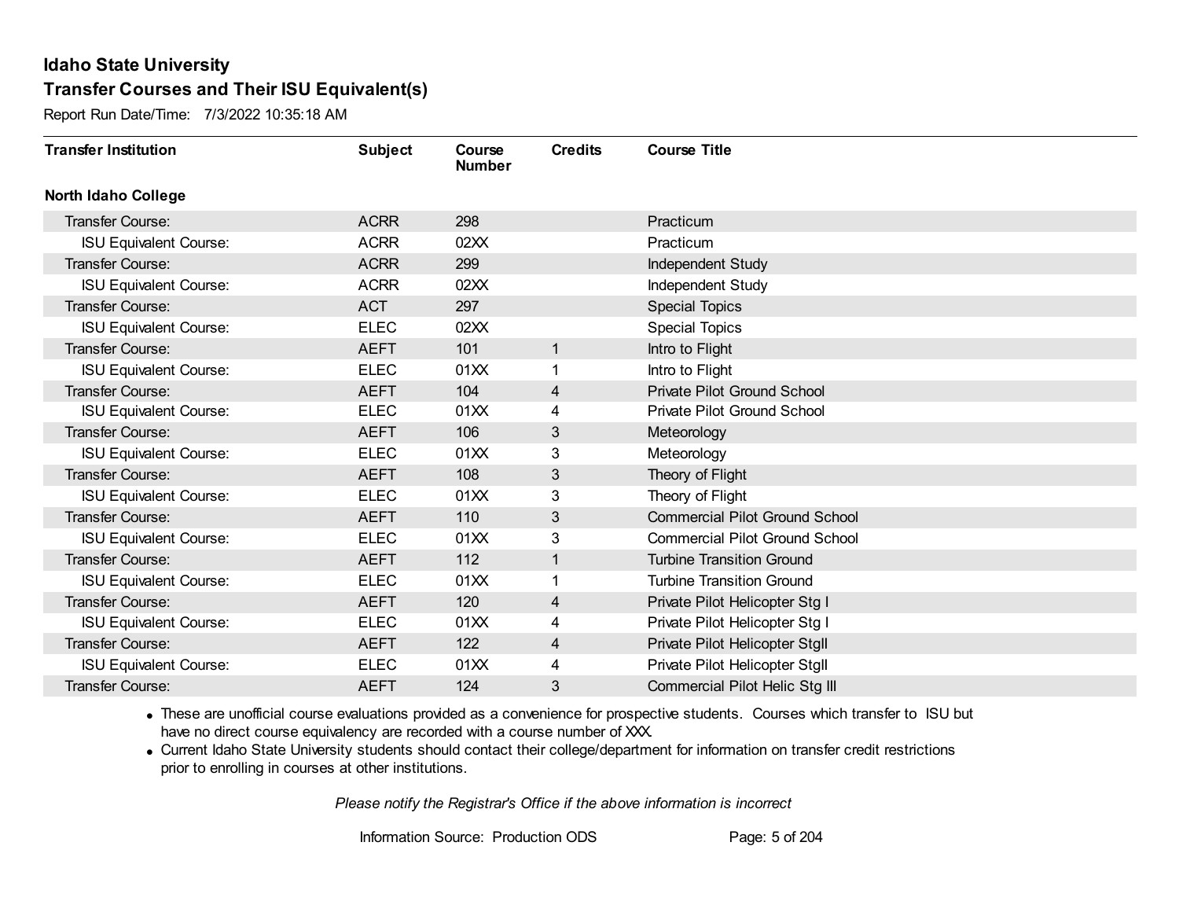# Idaho State University

## Transfer Courses and Their ISU Equivalent(s)

Report Run Date/Time: 7/3/2022 10:35:18 AM

| Transfer Institution | Subject | Course Number | Credits | Course Title |
|---|---|---|---|---|
| **North Idaho College** | | | | |
| Transfer Course: | ACRR | 298 | | Practicum |
| ISU Equivalent Course: | ACRR | 02XX | | Practicum |
| Transfer Course: | ACRR | 299 | | Independent Study |
| ISU Equivalent Course: | ACRR | 02XX | | Independent Study |
| Transfer Course: | ACT | 297 | | Special Topics |
| ISU Equivalent Course: | ELEC | 02XX | | Special Topics |
| Transfer Course: | AEFT | 101 | 1 | Intro to Flight |
| ISU Equivalent Course: | ELEC | 01XX | 1 | Intro to Flight |
| Transfer Course: | AEFT | 104 | 4 | Private Pilot Ground School |
| ISU Equivalent Course: | ELEC | 01XX | 4 | Private Pilot Ground School |
| Transfer Course: | AEFT | 106 | 3 | Meteorology |
| ISU Equivalent Course: | ELEC | 01XX | 3 | Meteorology |
| Transfer Course: | AEFT | 108 | 3 | Theory of Flight |
| ISU Equivalent Course: | ELEC | 01XX | 3 | Theory of Flight |
| Transfer Course: | AEFT | 110 | 3 | Commercial Pilot Ground School |
| ISU Equivalent Course: | ELEC | 01XX | 3 | Commercial Pilot Ground School |
| Transfer Course: | AEFT | 112 | 1 | Turbine Transition Ground |
| ISU Equivalent Course: | ELEC | 01XX | 1 | Turbine Transition Ground |
| Transfer Course: | AEFT | 120 | 4 | Private Pilot Helicopter Stg I |
| ISU Equivalent Course: | ELEC | 01XX | 4 | Private Pilot Helicopter Stg I |
| Transfer Course: | AEFT | 122 | 4 | Private Pilot Helicopter StgII |
| ISU Equivalent Course: | ELEC | 01XX | 4 | Private Pilot Helicopter StgII |
| Transfer Course: | AEFT | 124 | 3 | Commercial Pilot Helic Stg III |

- These are unofficial course evaluations provided as a convenience for prospective students. Courses which transfer to ISU but have no direct course equivalency are recorded with a course number of XXX.
- Current Idaho State University students should contact their college/department for information on transfer credit restrictions prior to enrolling in courses at other institutions.

*Please notify the Registrar's Office if the above information is incorrect*

Information Source: Production ODS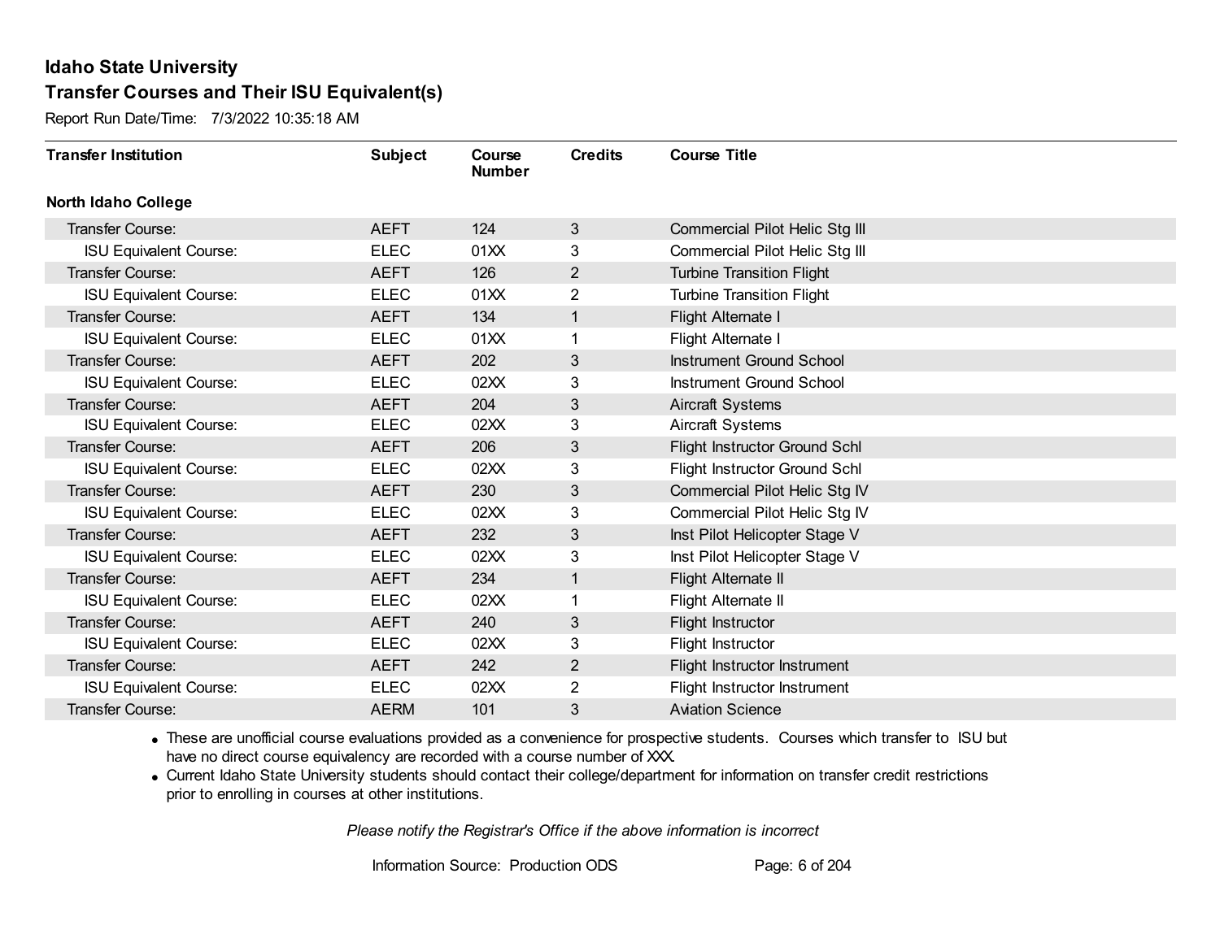# Idaho State University

## Transfer Courses and Their ISU Equivalent(s)

Report Run Date/Time: 7/3/2022 10:35:18 AM

| Transfer Institution | Subject | Course Number | Credits | Course Title |
|---|---|---|---|---|
| **North Idaho College** | | | | |
| Transfer Course: | AEFT | 124 | 3 | Commercial Pilot Helic Stg III |
| ISU Equivalent Course: | ELEC | 01XX | 3 | Commercial Pilot Helic Stg III |
| Transfer Course: | AEFT | 126 | 2 | Turbine Transition Flight |
| ISU Equivalent Course: | ELEC | 01XX | 2 | Turbine Transition Flight |
| Transfer Course: | AEFT | 134 | 1 | Flight Alternate I |
| ISU Equivalent Course: | ELEC | 01XX | 1 | Flight Alternate I |
| Transfer Course: | AEFT | 202 | 3 | Instrument Ground School |
| ISU Equivalent Course: | ELEC | 02XX | 3 | Instrument Ground School |
| Transfer Course: | AEFT | 204 | 3 | Aircraft Systems |
| ISU Equivalent Course: | ELEC | 02XX | 3 | Aircraft Systems |
| Transfer Course: | AEFT | 206 | 3 | Flight Instructor Ground Schl |
| ISU Equivalent Course: | ELEC | 02XX | 3 | Flight Instructor Ground Schl |
| Transfer Course: | AEFT | 230 | 3 | Commercial Pilot Helic Stg IV |
| ISU Equivalent Course: | ELEC | 02XX | 3 | Commercial Pilot Helic Stg IV |
| Transfer Course: | AEFT | 232 | 3 | Inst Pilot Helicopter Stage V |
| ISU Equivalent Course: | ELEC | 02XX | 3 | Inst Pilot Helicopter Stage V |
| Transfer Course: | AEFT | 234 | 1 | Flight Alternate II |
| ISU Equivalent Course: | ELEC | 02XX | 1 | Flight Alternate II |
| Transfer Course: | AEFT | 240 | 3 | Flight Instructor |
| ISU Equivalent Course: | ELEC | 02XX | 3 | Flight Instructor |
| Transfer Course: | AEFT | 242 | 2 | Flight Instructor Instrument |
| ISU Equivalent Course: | ELEC | 02XX | 2 | Flight Instructor Instrument |
| Transfer Course: | AERM | 101 | 3 | Aviation Science |

- These are unofficial course evaluations provided as a convenience for prospective students. Courses which transfer to ISU but have no direct course equivalency are recorded with a course number of XXX.
- Current Idaho State University students should contact their college/department for information on transfer credit restrictions prior to enrolling in courses at other institutions.

*Please notify the Registrar's Office if the above information is incorrect*

Information Source: Production ODS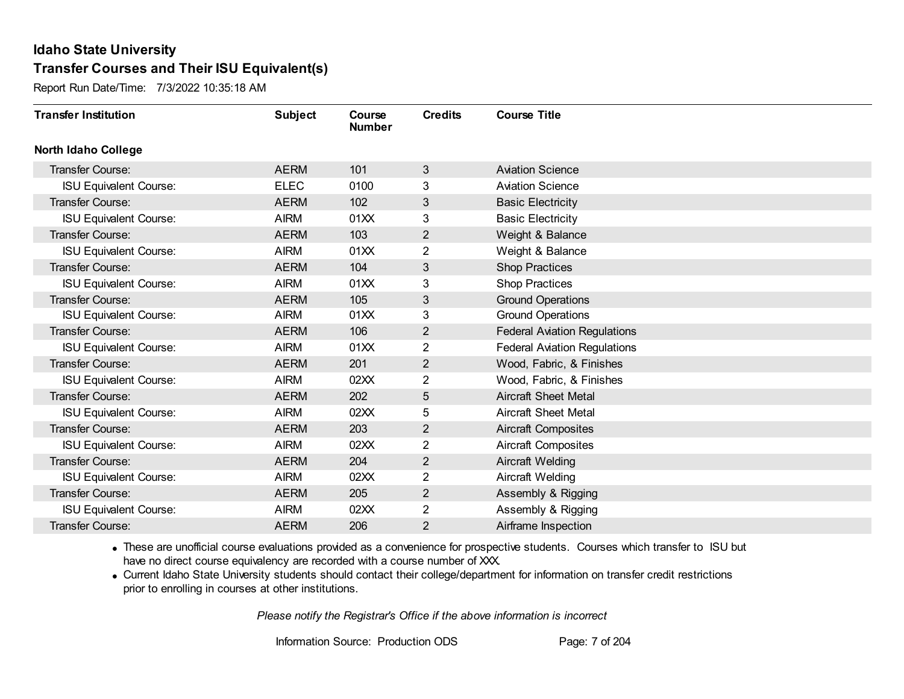# Idaho State University

## Transfer Courses and Their ISU Equivalent(s)

Report Run Date/Time: 7/3/2022 10:35:18 AM

| Transfer Institution | Subject | Course Number | Credits | Course Title |
|---|---|---|---|---|
| **North Idaho College** | | | | |
| Transfer Course: | AERM | 101 | 3 | Aviation Science |
| ISU Equivalent Course: | ELEC | 0100 | 3 | Aviation Science |
| Transfer Course: | AERM | 102 | 3 | Basic Electricity |
| ISU Equivalent Course: | AIRM | 01XX | 3 | Basic Electricity |
| Transfer Course: | AERM | 103 | 2 | Weight & Balance |
| ISU Equivalent Course: | AIRM | 01XX | 2 | Weight & Balance |
| Transfer Course: | AERM | 104 | 3 | Shop Practices |
| ISU Equivalent Course: | AIRM | 01XX | 3 | Shop Practices |
| Transfer Course: | AERM | 105 | 3 | Ground Operations |
| ISU Equivalent Course: | AIRM | 01XX | 3 | Ground Operations |
| Transfer Course: | AERM | 106 | 2 | Federal Aviation Regulations |
| ISU Equivalent Course: | AIRM | 01XX | 2 | Federal Aviation Regulations |
| Transfer Course: | AERM | 201 | 2 | Wood, Fabric, & Finishes |
| ISU Equivalent Course: | AIRM | 02XX | 2 | Wood, Fabric, & Finishes |
| Transfer Course: | AERM | 202 | 5 | Aircraft Sheet Metal |
| ISU Equivalent Course: | AIRM | 02XX | 5 | Aircraft Sheet Metal |
| Transfer Course: | AERM | 203 | 2 | Aircraft Composites |
| ISU Equivalent Course: | AIRM | 02XX | 2 | Aircraft Composites |
| Transfer Course: | AERM | 204 | 2 | Aircraft Welding |
| ISU Equivalent Course: | AIRM | 02XX | 2 | Aircraft Welding |
| Transfer Course: | AERM | 205 | 2 | Assembly & Rigging |
| ISU Equivalent Course: | AIRM | 02XX | 2 | Assembly & Rigging |
| Transfer Course: | AERM | 206 | 2 | Airframe Inspection |

- These are unofficial course evaluations provided as a convenience for prospective students. Courses which transfer to ISU but have no direct course equivalency are recorded with a course number of XXX.
- Current Idaho State University students should contact their college/department for information on transfer credit restrictions prior to enrolling in courses at other institutions.

*Please notify the Registrar's Office if the above information is incorrect*

Information Source: Production ODS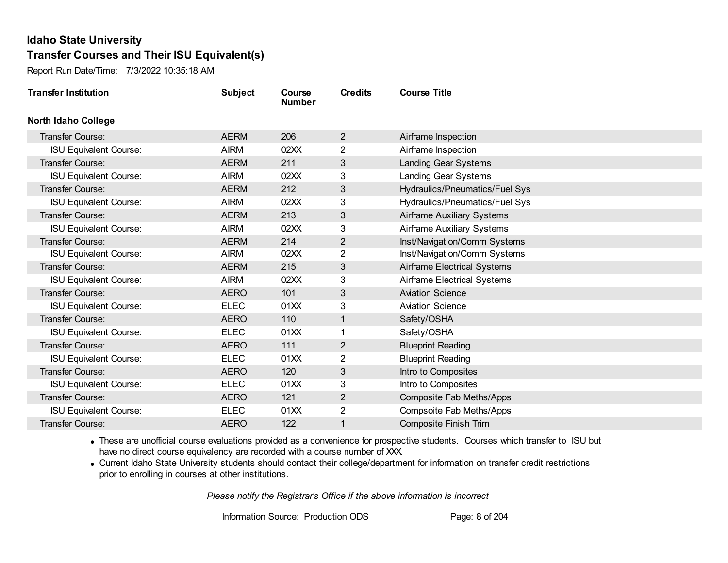## Idaho State University
## Transfer Courses and Their ISU Equivalent(s)

Report Run Date/Time: 7/3/2022 10:35:18 AM

| Transfer Institution | Subject | Course Number | Credits | Course Title |
|---|---|---|---|---|
| **North Idaho College** | | | | |
| Transfer Course: | AERM | 206 | 2 | Airframe Inspection |
| ISU Equivalent Course: | AIRM | 02XX | 2 | Airframe Inspection |
| Transfer Course: | AERM | 211 | 3 | Landing Gear Systems |
| ISU Equivalent Course: | AIRM | 02XX | 3 | Landing Gear Systems |
| Transfer Course: | AERM | 212 | 3 | Hydraulics/Pneumatics/Fuel Sys |
| ISU Equivalent Course: | AIRM | 02XX | 3 | Hydraulics/Pneumatics/Fuel Sys |
| Transfer Course: | AERM | 213 | 3 | Airframe Auxiliary Systems |
| ISU Equivalent Course: | AIRM | 02XX | 3 | Airframe Auxiliary Systems |
| Transfer Course: | AERM | 214 | 2 | Inst/Navigation/Comm Systems |
| ISU Equivalent Course: | AIRM | 02XX | 2 | Inst/Navigation/Comm Systems |
| Transfer Course: | AERM | 215 | 3 | Airframe Electrical Systems |
| ISU Equivalent Course: | AIRM | 02XX | 3 | Airframe Electrical Systems |
| Transfer Course: | AERO | 101 | 3 | Aviation Science |
| ISU Equivalent Course: | ELEC | 01XX | 3 | Aviation Science |
| Transfer Course: | AERO | 110 | 1 | Safety/OSHA |
| ISU Equivalent Course: | ELEC | 01XX | 1 | Safety/OSHA |
| Transfer Course: | AERO | 111 | 2 | Blueprint Reading |
| ISU Equivalent Course: | ELEC | 01XX | 2 | Blueprint Reading |
| Transfer Course: | AERO | 120 | 3 | Intro to Composites |
| ISU Equivalent Course: | ELEC | 01XX | 3 | Intro to Composites |
| Transfer Course: | AERO | 121 | 2 | Composite Fab Meths/Apps |
| ISU Equivalent Course: | ELEC | 01XX | 2 | Compsoite Fab Meths/Apps |
| Transfer Course: | AERO | 122 | 1 | Composite Finish Trim |

- These are unofficial course evaluations provided as a convenience for prospective students. Courses which transfer to ISU but have no direct course equivalency are recorded with a course number of XXX.
- Current Idaho State University students should contact their college/department for information on transfer credit restrictions prior to enrolling in courses at other institutions.

*Please notify the Registrar's Office if the above information is incorrect*

Information Source: Production ODS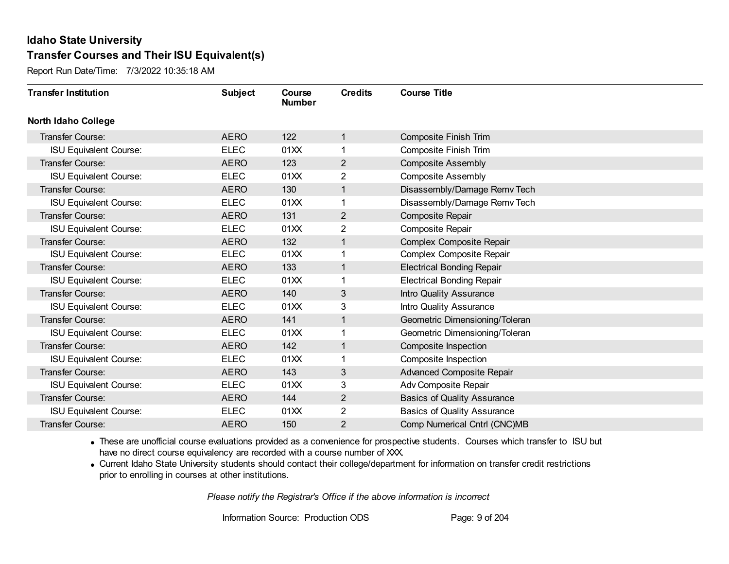# Idaho State University

## Transfer Courses and Their ISU Equivalent(s)

Report Run Date/Time: 7/3/2022 10:35:18 AM

| Transfer Institution | Subject | Course Number | Credits | Course Title |
|---|---|---|---|---|
| **North Idaho College** | | | | |
| Transfer Course: | AERO | 122 | 1 | Composite Finish Trim |
| ISU Equivalent Course: | ELEC | 01XX | 1 | Composite Finish Trim |
| Transfer Course: | AERO | 123 | 2 | Composite Assembly |
| ISU Equivalent Course: | ELEC | 01XX | 2 | Composite Assembly |
| Transfer Course: | AERO | 130 | 1 | Disassembly/Damage Remv Tech |
| ISU Equivalent Course: | ELEC | 01XX | 1 | Disassembly/Damage Remv Tech |
| Transfer Course: | AERO | 131 | 2 | Composite Repair |
| ISU Equivalent Course: | ELEC | 01XX | 2 | Composite Repair |
| Transfer Course: | AERO | 132 | 1 | Complex Composite Repair |
| ISU Equivalent Course: | ELEC | 01XX | 1 | Complex Composite Repair |
| Transfer Course: | AERO | 133 | 1 | Electrical Bonding Repair |
| ISU Equivalent Course: | ELEC | 01XX | 1 | Electrical Bonding Repair |
| Transfer Course: | AERO | 140 | 3 | Intro Quality Assurance |
| ISU Equivalent Course: | ELEC | 01XX | 3 | Intro Quality Assurance |
| Transfer Course: | AERO | 141 | 1 | Geometric Dimensioning/Toleran |
| ISU Equivalent Course: | ELEC | 01XX | 1 | Geometric Dimensioning/Toleran |
| Transfer Course: | AERO | 142 | 1 | Composite Inspection |
| ISU Equivalent Course: | ELEC | 01XX | 1 | Composite Inspection |
| Transfer Course: | AERO | 143 | 3 | Advanced Composite Repair |
| ISU Equivalent Course: | ELEC | 01XX | 3 | Adv Composite Repair |
| Transfer Course: | AERO | 144 | 2 | Basics of Quality Assurance |
| ISU Equivalent Course: | ELEC | 01XX | 2 | Basics of Quality Assurance |
| Transfer Course: | AERO | 150 | 2 | Comp Numerical Cntrl (CNC)MB |

- These are unofficial course evaluations provided as a convenience for prospective students. Courses which transfer to ISU but have no direct course equivalency are recorded with a course number of XXX.
- Current Idaho State University students should contact their college/department for information on transfer credit restrictions prior to enrolling in courses at other institutions.

*Please notify the Registrar's Office if the above information is incorrect*

Information Source: Production ODS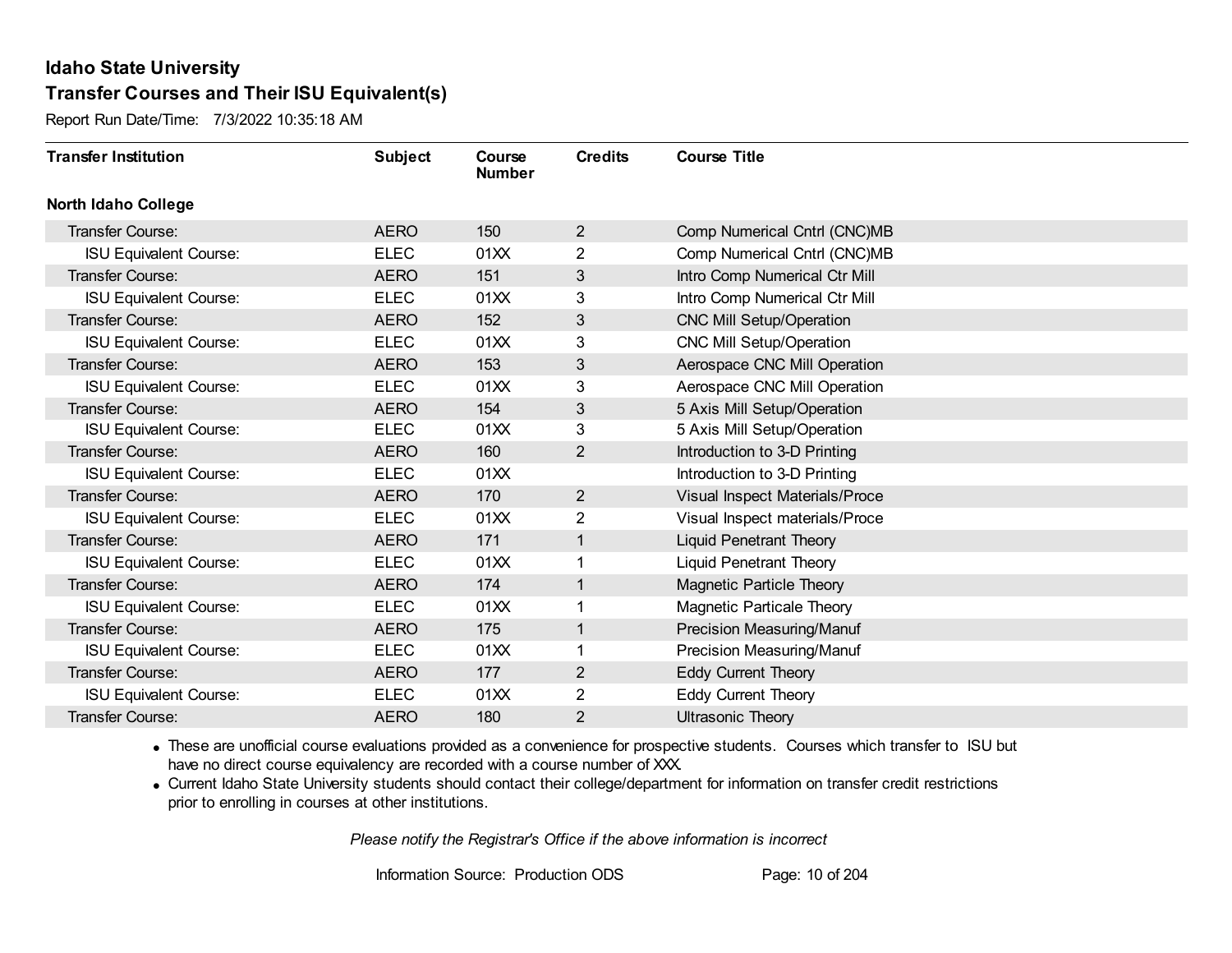# Idaho State University

## Transfer Courses and Their ISU Equivalent(s)

Report Run Date/Time: 7/3/2022 10:35:18 AM

| Transfer Institution | Subject | Course Number | Credits | Course Title |
|---|---|---|---|---|
| **North Idaho College** | | | | |
| Transfer Course: | AERO | 150 | 2 | Comp Numerical Cntrl (CNC)MB |
| ISU Equivalent Course: | ELEC | 01XX | 2 | Comp Numerical Cntrl (CNC)MB |
| Transfer Course: | AERO | 151 | 3 | Intro Comp Numerical Ctr Mill |
| ISU Equivalent Course: | ELEC | 01XX | 3 | Intro Comp Numerical Ctr Mill |
| Transfer Course: | AERO | 152 | 3 | CNC Mill Setup/Operation |
| ISU Equivalent Course: | ELEC | 01XX | 3 | CNC Mill Setup/Operation |
| Transfer Course: | AERO | 153 | 3 | Aerospace CNC Mill Operation |
| ISU Equivalent Course: | ELEC | 01XX | 3 | Aerospace CNC Mill Operation |
| Transfer Course: | AERO | 154 | 3 | 5 Axis Mill Setup/Operation |
| ISU Equivalent Course: | ELEC | 01XX | 3 | 5 Axis Mill Setup/Operation |
| Transfer Course: | AERO | 160 | 2 | Introduction to 3-D Printing |
| ISU Equivalent Course: | ELEC | 01XX | | Introduction to 3-D Printing |
| Transfer Course: | AERO | 170 | 2 | Visual Inspect Materials/Proce |
| ISU Equivalent Course: | ELEC | 01XX | 2 | Visual Inspect materials/Proce |
| Transfer Course: | AERO | 171 | 1 | Liquid Penetrant Theory |
| ISU Equivalent Course: | ELEC | 01XX | 1 | Liquid Penetrant Theory |
| Transfer Course: | AERO | 174 | 1 | Magnetic Particle Theory |
| ISU Equivalent Course: | ELEC | 01XX | 1 | Magnetic Particale Theory |
| Transfer Course: | AERO | 175 | 1 | Precision Measuring/Manuf |
| ISU Equivalent Course: | ELEC | 01XX | 1 | Precision Measuring/Manuf |
| Transfer Course: | AERO | 177 | 2 | Eddy Current Theory |
| ISU Equivalent Course: | ELEC | 01XX | 2 | Eddy Current Theory |
| Transfer Course: | AERO | 180 | 2 | Ultrasonic Theory |

- These are unofficial course evaluations provided as a convenience for prospective students. Courses which transfer to ISU but have no direct course equivalency are recorded with a course number of XXX.
- Current Idaho State University students should contact their college/department for information on transfer credit restrictions prior to enrolling in courses at other institutions.

*Please notify the Registrar's Office if the above information is incorrect*

Information Source: Production ODS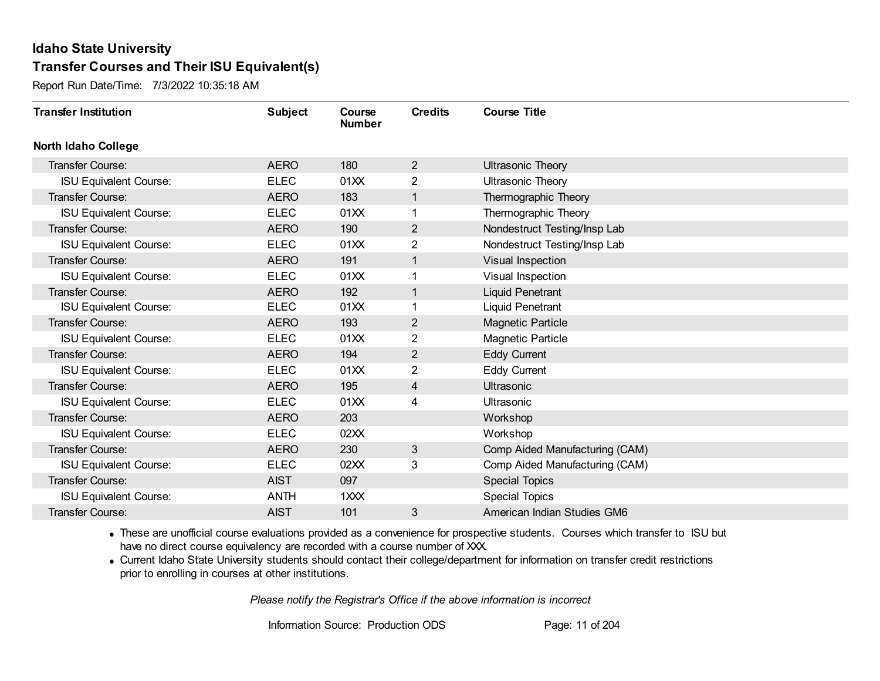# Idaho State University

## Transfer Courses and Their ISU Equivalent(s)

Report Run Date/Time: 7/3/2022 10:35:18 AM

| Transfer Institution | Subject | Course Number | Credits | Course Title |
|---|---|---|---|---|
| **North Idaho College** | | | | |
| Transfer Course: | AERO | 180 | 2 | Ultrasonic Theory |
| ISU Equivalent Course: | ELEC | 01XX | 2 | Ultrasonic Theory |
| Transfer Course: | AERO | 183 | 1 | Thermographic Theory |
| ISU Equivalent Course: | ELEC | 01XX | 1 | Thermographic Theory |
| Transfer Course: | AERO | 190 | 2 | Nondestruct Testing/Insp Lab |
| ISU Equivalent Course: | ELEC | 01XX | 2 | Nondestruct Testing/Insp Lab |
| Transfer Course: | AERO | 191 | 1 | Visual Inspection |
| ISU Equivalent Course: | ELEC | 01XX | 1 | Visual Inspection |
| Transfer Course: | AERO | 192 | 1 | Liquid Penetrant |
| ISU Equivalent Course: | ELEC | 01XX | 1 | Liquid Penetrant |
| Transfer Course: | AERO | 193 | 2 | Magnetic Particle |
| ISU Equivalent Course: | ELEC | 01XX | 2 | Magnetic Particle |
| Transfer Course: | AERO | 194 | 2 | Eddy Current |
| ISU Equivalent Course: | ELEC | 01XX | 2 | Eddy Current |
| Transfer Course: | AERO | 195 | 4 | Ultrasonic |
| ISU Equivalent Course: | ELEC | 01XX | 4 | Ultrasonic |
| Transfer Course: | AERO | 203 | | Workshop |
| ISU Equivalent Course: | ELEC | 02XX | | Workshop |
| Transfer Course: | AERO | 230 | 3 | Comp Aided Manufacturing (CAM) |
| ISU Equivalent Course: | ELEC | 02XX | 3 | Comp Aided Manufacturing (CAM) |
| Transfer Course: | AIST | 097 | | Special Topics |
| ISU Equivalent Course: | ANTH | 1XXX | | Special Topics |
| Transfer Course: | AIST | 101 | 3 | American Indian Studies GM6 |

- These are unofficial course evaluations provided as a convenience for prospective students. Courses which transfer to ISU but have no direct course equivalency are recorded with a course number of XXX.
- Current Idaho State University students should contact their college/department for information on transfer credit restrictions prior to enrolling in courses at other institutions.

*Please notify the Registrar's Office if the above information is incorrect*

Information Source: Production ODS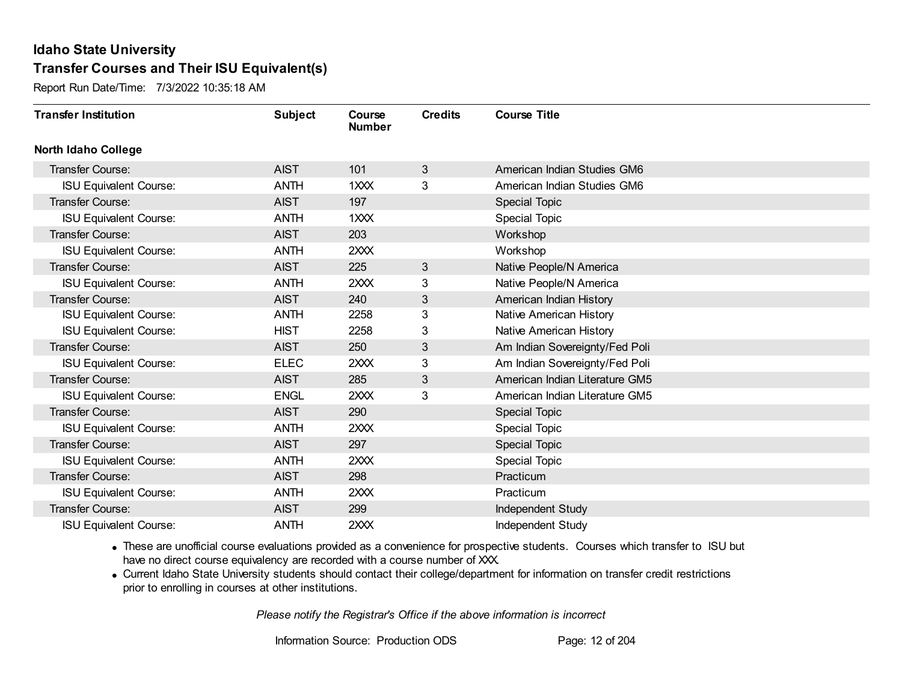# Idaho State University

## Transfer Courses and Their ISU Equivalent(s)

Report Run Date/Time: 7/3/2022 10:35:18 AM

| Transfer Institution | Subject | Course Number | Credits | Course Title |
|---|---|---|---|---|
| **North Idaho College** | | | | |
| Transfer Course: | AIST | 101 | 3 | American Indian Studies GM6 |
| ISU Equivalent Course: | ANTH | 1XXX | 3 | American Indian Studies GM6 |
| Transfer Course: | AIST | 197 | | Special Topic |
| ISU Equivalent Course: | ANTH | 1XXX | | Special Topic |
| Transfer Course: | AIST | 203 | | Workshop |
| ISU Equivalent Course: | ANTH | 2XXX | | Workshop |
| Transfer Course: | AIST | 225 | 3 | Native People/N America |
| ISU Equivalent Course: | ANTH | 2XXX | 3 | Native People/N America |
| Transfer Course: | AIST | 240 | 3 | American Indian History |
| ISU Equivalent Course: | ANTH | 2258 | 3 | Native American History |
| ISU Equivalent Course: | HIST | 2258 | 3 | Native American History |
| Transfer Course: | AIST | 250 | 3 | Am Indian Sovereignty/Fed Poli |
| ISU Equivalent Course: | ELEC | 2XXX | 3 | Am Indian Sovereignty/Fed Poli |
| Transfer Course: | AIST | 285 | 3 | American Indian Literature GM5 |
| ISU Equivalent Course: | ENGL | 2XXX | 3 | American Indian Literature GM5 |
| Transfer Course: | AIST | 290 | | Special Topic |
| ISU Equivalent Course: | ANTH | 2XXX | | Special Topic |
| Transfer Course: | AIST | 297 | | Special Topic |
| ISU Equivalent Course: | ANTH | 2XXX | | Special Topic |
| Transfer Course: | AIST | 298 | | Practicum |
| ISU Equivalent Course: | ANTH | 2XXX | | Practicum |
| Transfer Course: | AIST | 299 | | Independent Study |
| ISU Equivalent Course: | ANTH | 2XXX | | Independent Study |

- These are unofficial course evaluations provided as a convenience for prospective students. Courses which transfer to ISU but have no direct course equivalency are recorded with a course number of XXX.
- Current Idaho State University students should contact their college/department for information on transfer credit restrictions prior to enrolling in courses at other institutions.

*Please notify the Registrar's Office if the above information is incorrect*

Information Source: Production ODS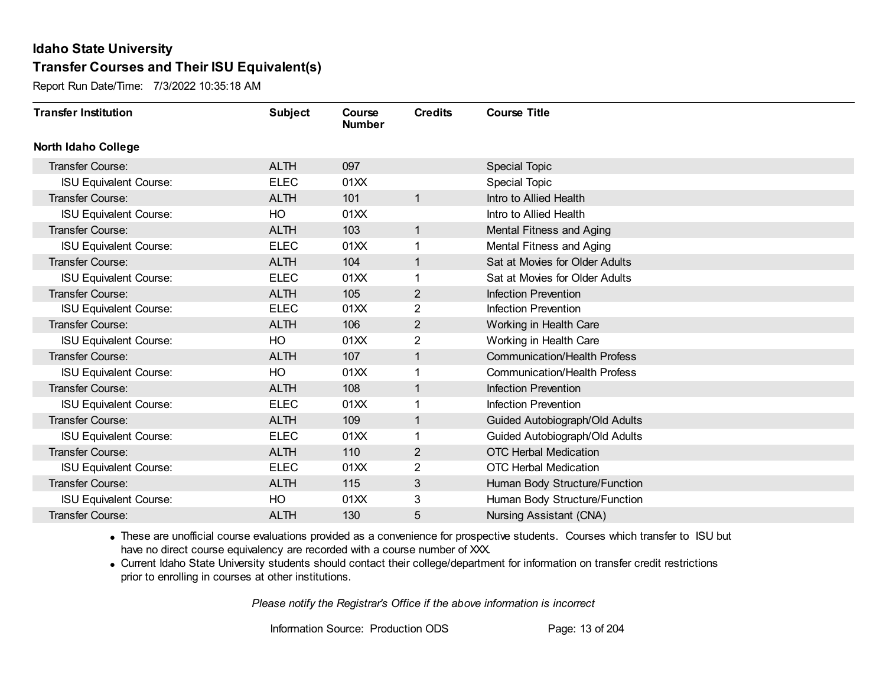# Idaho State University

## Transfer Courses and Their ISU Equivalent(s)

Report Run Date/Time: 7/3/2022 10:35:18 AM

| Transfer Institution | Subject | Course Number | Credits | Course Title |
|---|---|---|---|---|
| **North Idaho College** | | | | |
| Transfer Course: | ALTH | 097 | | Special Topic |
| ISU Equivalent Course: | ELEC | 01XX | | Special Topic |
| Transfer Course: | ALTH | 101 | 1 | Intro to Allied Health |
| ISU Equivalent Course: | HO | 01XX | | Intro to Allied Health |
| Transfer Course: | ALTH | 103 | 1 | Mental Fitness and Aging |
| ISU Equivalent Course: | ELEC | 01XX | 1 | Mental Fitness and Aging |
| Transfer Course: | ALTH | 104 | 1 | Sat at Movies for Older Adults |
| ISU Equivalent Course: | ELEC | 01XX | 1 | Sat at Movies for Older Adults |
| Transfer Course: | ALTH | 105 | 2 | Infection Prevention |
| ISU Equivalent Course: | ELEC | 01XX | 2 | Infection Prevention |
| Transfer Course: | ALTH | 106 | 2 | Working in Health Care |
| ISU Equivalent Course: | HO | 01XX | 2 | Working in Health Care |
| Transfer Course: | ALTH | 107 | 1 | Communication/Health Profess |
| ISU Equivalent Course: | HO | 01XX | 1 | Communication/Health Profess |
| Transfer Course: | ALTH | 108 | 1 | Infection Prevention |
| ISU Equivalent Course: | ELEC | 01XX | 1 | Infection Prevention |
| Transfer Course: | ALTH | 109 | 1 | Guided Autobiograph/Old Adults |
| ISU Equivalent Course: | ELEC | 01XX | 1 | Guided Autobiograph/Old Adults |
| Transfer Course: | ALTH | 110 | 2 | OTC Herbal Medication |
| ISU Equivalent Course: | ELEC | 01XX | 2 | OTC Herbal Medication |
| Transfer Course: | ALTH | 115 | 3 | Human Body Structure/Function |
| ISU Equivalent Course: | HO | 01XX | 3 | Human Body Structure/Function |
| Transfer Course: | ALTH | 130 | 5 | Nursing Assistant (CNA) |

- These are unofficial course evaluations provided as a convenience for prospective students. Courses which transfer to ISU but have no direct course equivalency are recorded with a course number of XXX.
- Current Idaho State University students should contact their college/department for information on transfer credit restrictions prior to enrolling in courses at other institutions.

*Please notify the Registrar's Office if the above information is incorrect*

Information Source: Production ODS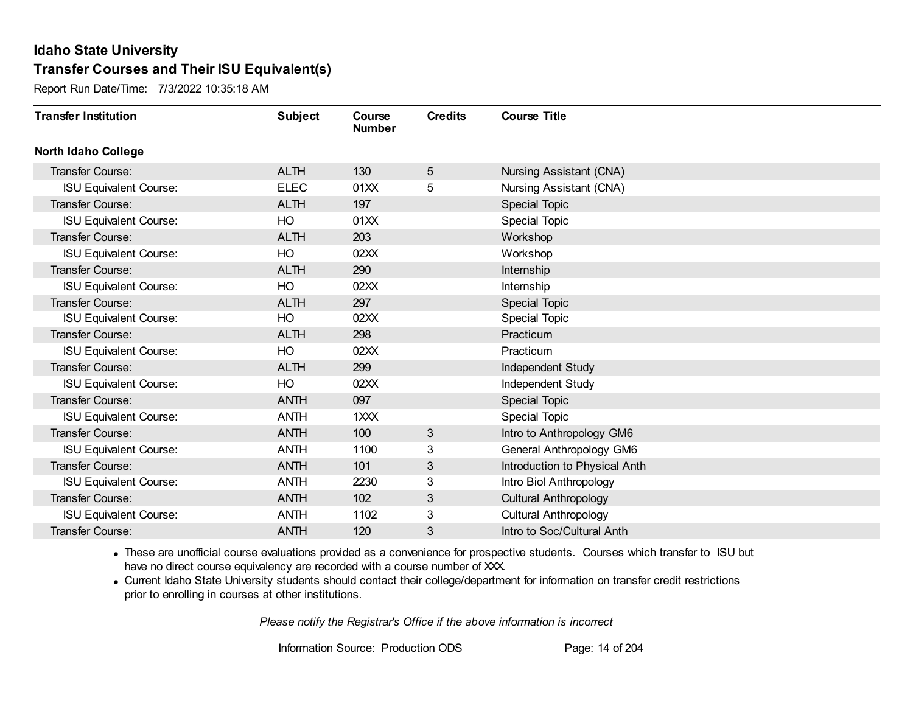**Idaho State University**

**Transfer Courses and Their ISU Equivalent(s)**

Report Run Date/Time: 7/3/2022 10:35:18 AM

| Transfer Institution | Subject | Course Number | Credits | Course Title |
|---|---|---|---|---|
| **North Idaho College** | | | | |
| Transfer Course: | ALTH | 130 | 5 | Nursing Assistant (CNA) |
| ISU Equivalent Course: | ELEC | 01XX | 5 | Nursing Assistant (CNA) |
| Transfer Course: | ALTH | 197 | | Special Topic |
| ISU Equivalent Course: | HO | 01XX | | Special Topic |
| Transfer Course: | ALTH | 203 | | Workshop |
| ISU Equivalent Course: | HO | 02XX | | Workshop |
| Transfer Course: | ALTH | 290 | | Internship |
| ISU Equivalent Course: | HO | 02XX | | Internship |
| Transfer Course: | ALTH | 297 | | Special Topic |
| ISU Equivalent Course: | HO | 02XX | | Special Topic |
| Transfer Course: | ALTH | 298 | | Practicum |
| ISU Equivalent Course: | HO | 02XX | | Practicum |
| Transfer Course: | ALTH | 299 | | Independent Study |
| ISU Equivalent Course: | HO | 02XX | | Independent Study |
| Transfer Course: | ANTH | 097 | | Special Topic |
| ISU Equivalent Course: | ANTH | 1XXX | | Special Topic |
| Transfer Course: | ANTH | 100 | 3 | Intro to Anthropology GM6 |
| ISU Equivalent Course: | ANTH | 1100 | 3 | General Anthropology GM6 |
| Transfer Course: | ANTH | 101 | 3 | Introduction to Physical Anth |
| ISU Equivalent Course: | ANTH | 2230 | 3 | Intro Biol Anthropology |
| Transfer Course: | ANTH | 102 | 3 | Cultural Anthropology |
| ISU Equivalent Course: | ANTH | 1102 | 3 | Cultural Anthropology |
| Transfer Course: | ANTH | 120 | 3 | Intro to Soc/Cultural Anth |

- These are unofficial course evaluations provided as a convenience for prospective students. Courses which transfer to ISU but have no direct course equivalency are recorded with a course number of XXX.
- Current Idaho State University students should contact their college/department for information on transfer credit restrictions prior to enrolling in courses at other institutions.

*Please notify the Registrar's Office if the above information is incorrect*

Information Source: Production ODS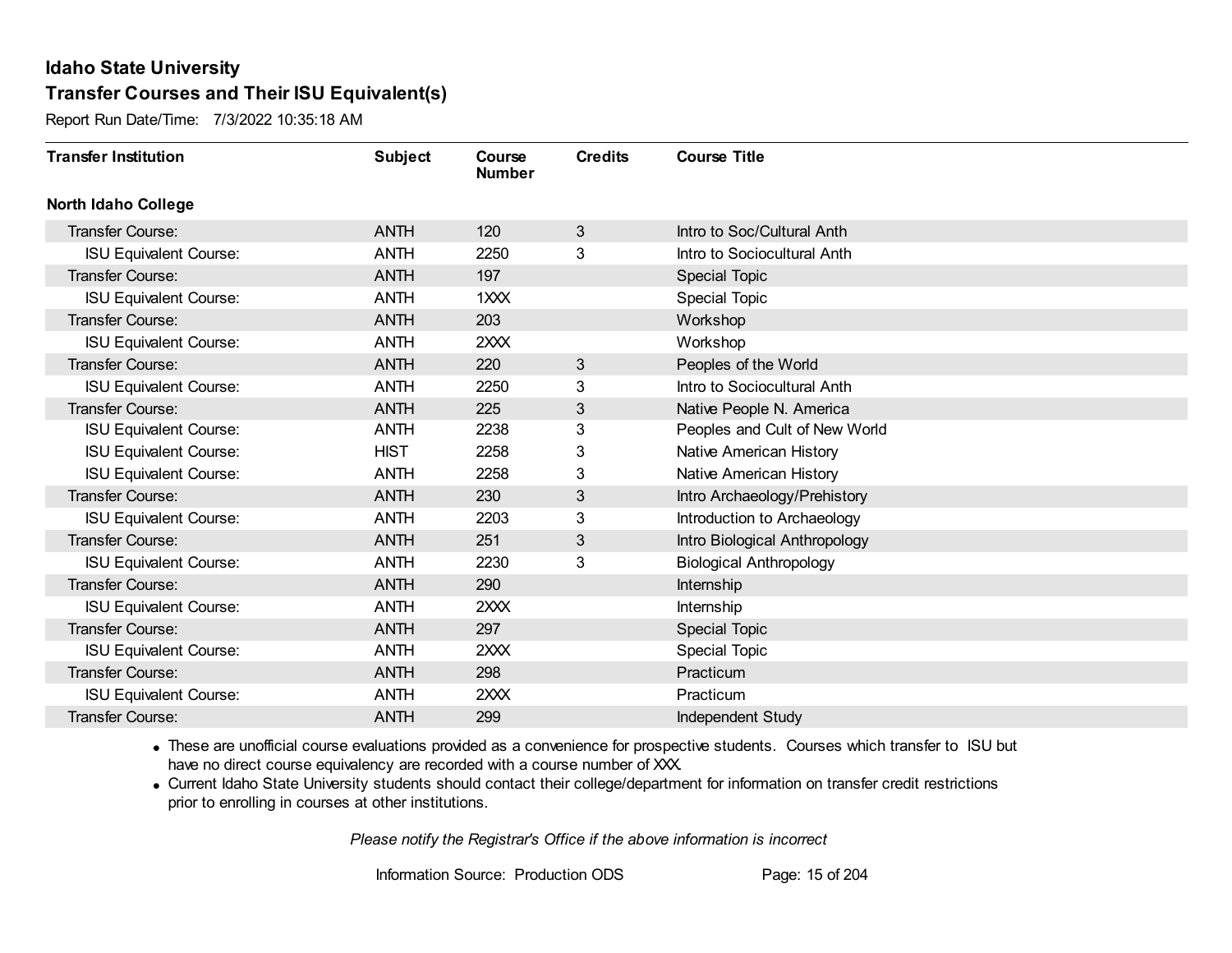# Idaho State University

## Transfer Courses and Their ISU Equivalent(s)

Report Run Date/Time: 7/3/2022 10:35:18 AM

| Transfer Institution | Subject | Course Number | Credits | Course Title |
|---|---|---|---|---|
| **North Idaho College** | | | | |
| Transfer Course: | ANTH | 120 | 3 | Intro to Soc/Cultural Anth |
| ISU Equivalent Course: | ANTH | 2250 | 3 | Intro to Sociocultural Anth |
| Transfer Course: | ANTH | 197 | | Special Topic |
| ISU Equivalent Course: | ANTH | 1XXX | | Special Topic |
| Transfer Course: | ANTH | 203 | | Workshop |
| ISU Equivalent Course: | ANTH | 2XXX | | Workshop |
| Transfer Course: | ANTH | 220 | 3 | Peoples of the World |
| ISU Equivalent Course: | ANTH | 2250 | 3 | Intro to Sociocultural Anth |
| Transfer Course: | ANTH | 225 | 3 | Native People N. America |
| ISU Equivalent Course: | ANTH | 2238 | 3 | Peoples and Cult of New World |
| ISU Equivalent Course: | HIST | 2258 | 3 | Native American History |
| ISU Equivalent Course: | ANTH | 2258 | 3 | Native American History |
| Transfer Course: | ANTH | 230 | 3 | Intro Archaeology/Prehistory |
| ISU Equivalent Course: | ANTH | 2203 | 3 | Introduction to Archaeology |
| Transfer Course: | ANTH | 251 | 3 | Intro Biological Anthropology |
| ISU Equivalent Course: | ANTH | 2230 | 3 | Biological Anthropology |
| Transfer Course: | ANTH | 290 | | Internship |
| ISU Equivalent Course: | ANTH | 2XXX | | Internship |
| Transfer Course: | ANTH | 297 | | Special Topic |
| ISU Equivalent Course: | ANTH | 2XXX | | Special Topic |
| Transfer Course: | ANTH | 298 | | Practicum |
| ISU Equivalent Course: | ANTH | 2XXX | | Practicum |
| Transfer Course: | ANTH | 299 | | Independent Study |

- These are unofficial course evaluations provided as a convenience for prospective students. Courses which transfer to ISU but have no direct course equivalency are recorded with a course number of XXX.
- Current Idaho State University students should contact their college/department for information on transfer credit restrictions prior to enrolling in courses at other institutions.

*Please notify the Registrar's Office if the above information is incorrect*

Information Source: Production ODS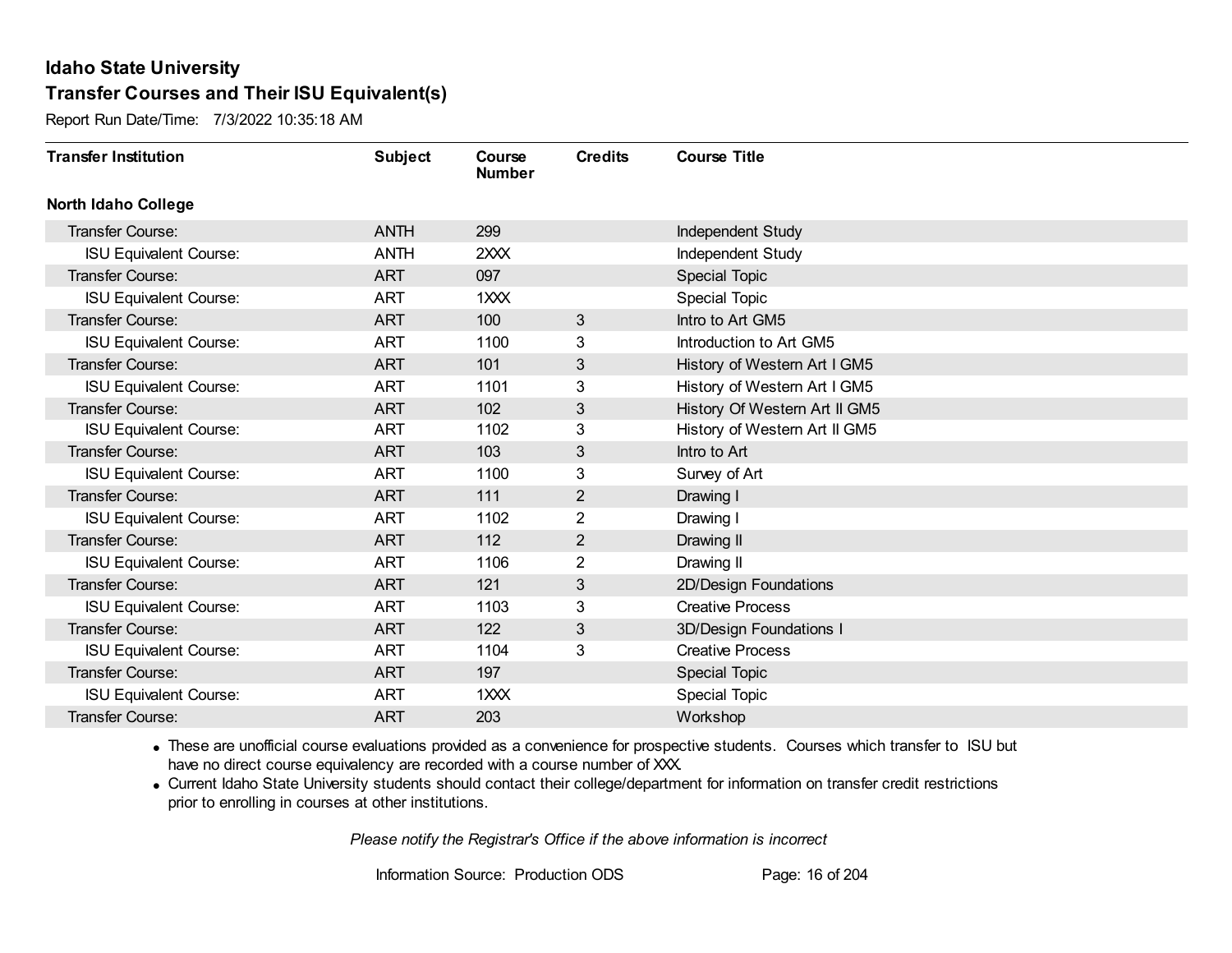# Idaho State University

## Transfer Courses and Their ISU Equivalent(s)

Report Run Date/Time: 7/3/2022 10:35:18 AM

| Transfer Institution | Subject | Course Number | Credits | Course Title |
|---|---|---|---|---|
| **North Idaho College** | | | | |
| Transfer Course: | ANTH | 299 | | Independent Study |
| ISU Equivalent Course: | ANTH | 2XXX | | Independent Study |
| Transfer Course: | ART | 097 | | Special Topic |
| ISU Equivalent Course: | ART | 1XXX | | Special Topic |
| Transfer Course: | ART | 100 | 3 | Intro to Art GM5 |
| ISU Equivalent Course: | ART | 1100 | 3 | Introduction to Art GM5 |
| Transfer Course: | ART | 101 | 3 | History of Western Art I GM5 |
| ISU Equivalent Course: | ART | 1101 | 3 | History of Western Art I GM5 |
| Transfer Course: | ART | 102 | 3 | History Of Western Art II GM5 |
| ISU Equivalent Course: | ART | 1102 | 3 | History of Western Art II GM5 |
| Transfer Course: | ART | 103 | 3 | Intro to Art |
| ISU Equivalent Course: | ART | 1100 | 3 | Survey of Art |
| Transfer Course: | ART | 111 | 2 | Drawing I |
| ISU Equivalent Course: | ART | 1102 | 2 | Drawing I |
| Transfer Course: | ART | 112 | 2 | Drawing II |
| ISU Equivalent Course: | ART | 1106 | 2 | Drawing II |
| Transfer Course: | ART | 121 | 3 | 2D/Design Foundations |
| ISU Equivalent Course: | ART | 1103 | 3 | Creative Process |
| Transfer Course: | ART | 122 | 3 | 3D/Design Foundations I |
| ISU Equivalent Course: | ART | 1104 | 3 | Creative Process |
| Transfer Course: | ART | 197 | | Special Topic |
| ISU Equivalent Course: | ART | 1XXX | | Special Topic |
| Transfer Course: | ART | 203 | | Workshop |

- These are unofficial course evaluations provided as a convenience for prospective students. Courses which transfer to ISU but have no direct course equivalency are recorded with a course number of XXX.
- Current Idaho State University students should contact their college/department for information on transfer credit restrictions prior to enrolling in courses at other institutions.

*Please notify the Registrar's Office if the above information is incorrect*

Information Source: Production ODS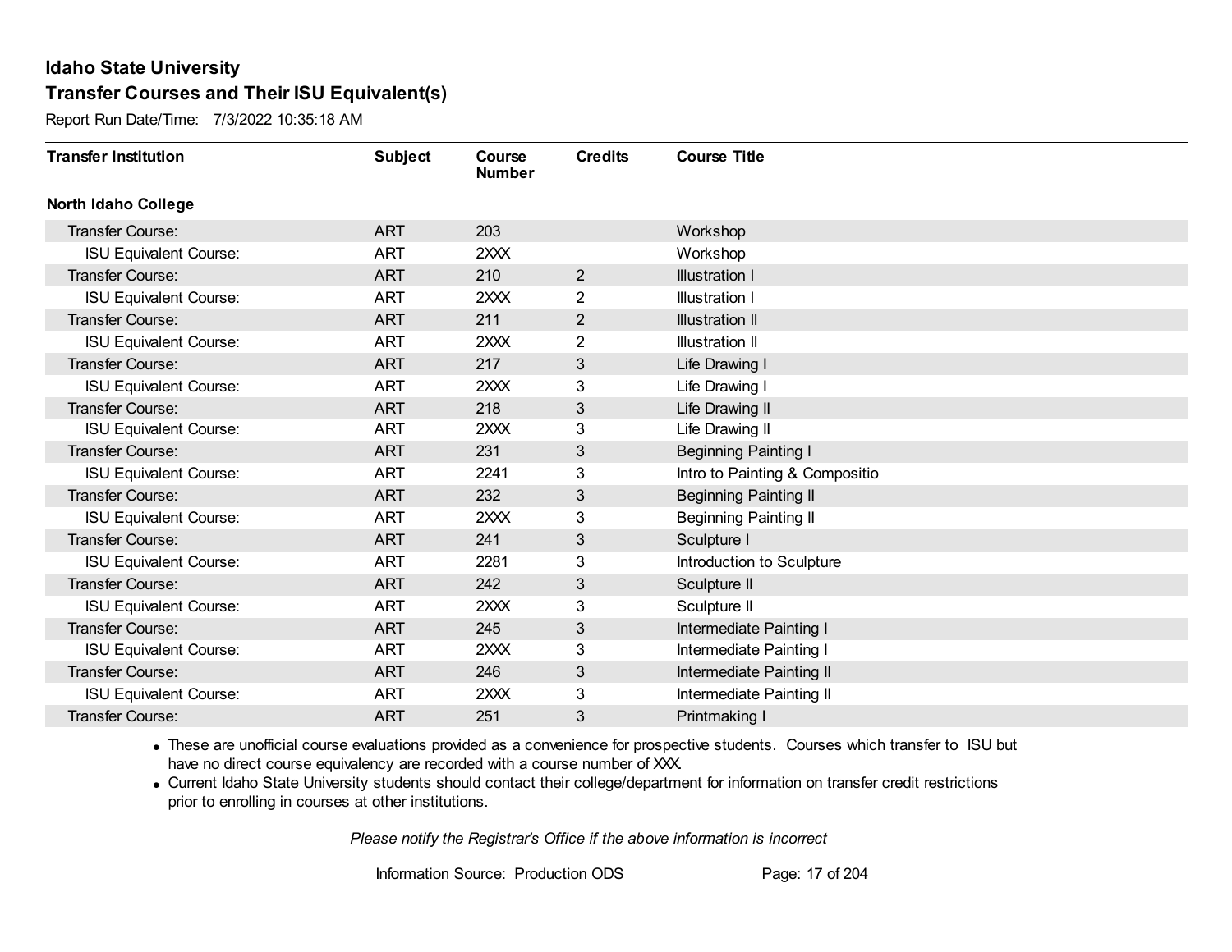# Idaho State University

## Transfer Courses and Their ISU Equivalent(s)

Report Run Date/Time: 7/3/2022 10:35:18 AM

| Transfer Institution | Subject | Course Number | Credits | Course Title |
|---|---|---|---|---|
| **North Idaho College** | | | | |
| Transfer Course: | ART | 203 | | Workshop |
| ISU Equivalent Course: | ART | 2XXX | | Workshop |
| Transfer Course: | ART | 210 | 2 | Illustration I |
| ISU Equivalent Course: | ART | 2XXX | 2 | Illustration I |
| Transfer Course: | ART | 211 | 2 | Illustration II |
| ISU Equivalent Course: | ART | 2XXX | 2 | Illustration II |
| Transfer Course: | ART | 217 | 3 | Life Drawing I |
| ISU Equivalent Course: | ART | 2XXX | 3 | Life Drawing I |
| Transfer Course: | ART | 218 | 3 | Life Drawing II |
| ISU Equivalent Course: | ART | 2XXX | 3 | Life Drawing II |
| Transfer Course: | ART | 231 | 3 | Beginning Painting I |
| ISU Equivalent Course: | ART | 2241 | 3 | Intro to Painting & Compositio |
| Transfer Course: | ART | 232 | 3 | Beginning Painting II |
| ISU Equivalent Course: | ART | 2XXX | 3 | Beginning Painting II |
| Transfer Course: | ART | 241 | 3 | Sculpture I |
| ISU Equivalent Course: | ART | 2281 | 3 | Introduction to Sculpture |
| Transfer Course: | ART | 242 | 3 | Sculpture II |
| ISU Equivalent Course: | ART | 2XXX | 3 | Sculpture II |
| Transfer Course: | ART | 245 | 3 | Intermediate Painting I |
| ISU Equivalent Course: | ART | 2XXX | 3 | Intermediate Painting I |
| Transfer Course: | ART | 246 | 3 | Intermediate Painting II |
| ISU Equivalent Course: | ART | 2XXX | 3 | Intermediate Painting II |
| Transfer Course: | ART | 251 | 3 | Printmaking I |

- These are unofficial course evaluations provided as a convenience for prospective students. Courses which transfer to ISU but have no direct course equivalency are recorded with a course number of XXX.
- Current Idaho State University students should contact their college/department for information on transfer credit restrictions prior to enrolling in courses at other institutions.

*Please notify the Registrar's Office if the above information is incorrect*

Information Source: Production ODS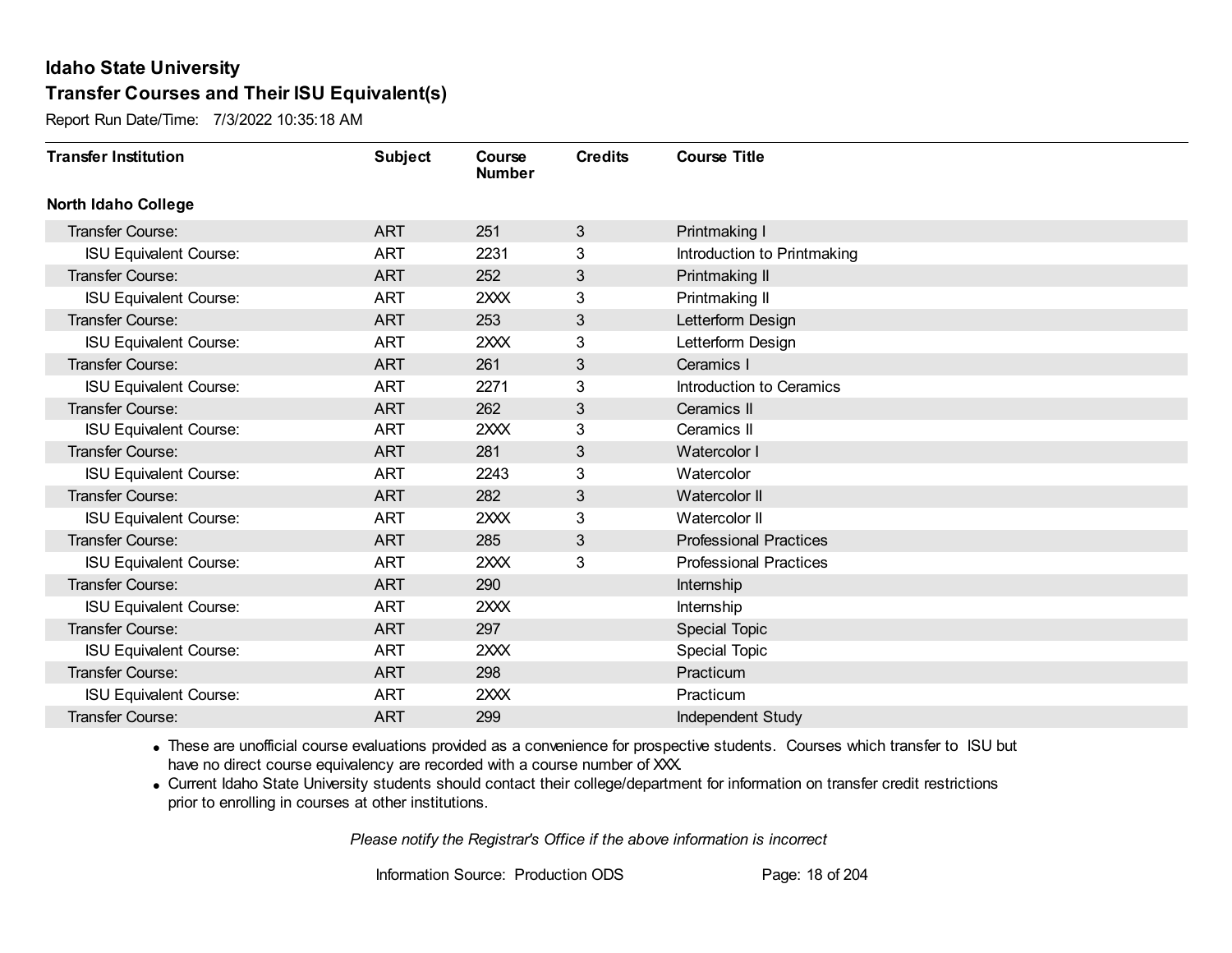# Idaho State University

## Transfer Courses and Their ISU Equivalent(s)

Report Run Date/Time: 7/3/2022 10:35:18 AM

| Transfer Institution | Subject | Course Number | Credits | Course Title |
|---|---|---|---|---|
| **North Idaho College** | | | | |
| Transfer Course: | ART | 251 | 3 | Printmaking I |
| ISU Equivalent Course: | ART | 2231 | 3 | Introduction to Printmaking |
| Transfer Course: | ART | 252 | 3 | Printmaking II |
| ISU Equivalent Course: | ART | 2XXX | 3 | Printmaking II |
| Transfer Course: | ART | 253 | 3 | Letterform Design |
| ISU Equivalent Course: | ART | 2XXX | 3 | Letterform Design |
| Transfer Course: | ART | 261 | 3 | Ceramics I |
| ISU Equivalent Course: | ART | 2271 | 3 | Introduction to Ceramics |
| Transfer Course: | ART | 262 | 3 | Ceramics II |
| ISU Equivalent Course: | ART | 2XXX | 3 | Ceramics II |
| Transfer Course: | ART | 281 | 3 | Watercolor I |
| ISU Equivalent Course: | ART | 2243 | 3 | Watercolor |
| Transfer Course: | ART | 282 | 3 | Watercolor II |
| ISU Equivalent Course: | ART | 2XXX | 3 | Watercolor II |
| Transfer Course: | ART | 285 | 3 | Professional Practices |
| ISU Equivalent Course: | ART | 2XXX | 3 | Professional Practices |
| Transfer Course: | ART | 290 | | Internship |
| ISU Equivalent Course: | ART | 2XXX | | Internship |
| Transfer Course: | ART | 297 | | Special Topic |
| ISU Equivalent Course: | ART | 2XXX | | Special Topic |
| Transfer Course: | ART | 298 | | Practicum |
| ISU Equivalent Course: | ART | 2XXX | | Practicum |
| Transfer Course: | ART | 299 | | Independent Study |

- These are unofficial course evaluations provided as a convenience for prospective students. Courses which transfer to ISU but have no direct course equivalency are recorded with a course number of XXX.
- Current Idaho State University students should contact their college/department for information on transfer credit restrictions prior to enrolling in courses at other institutions.

*Please notify the Registrar's Office if the above information is incorrect*

Information Source: Production ODS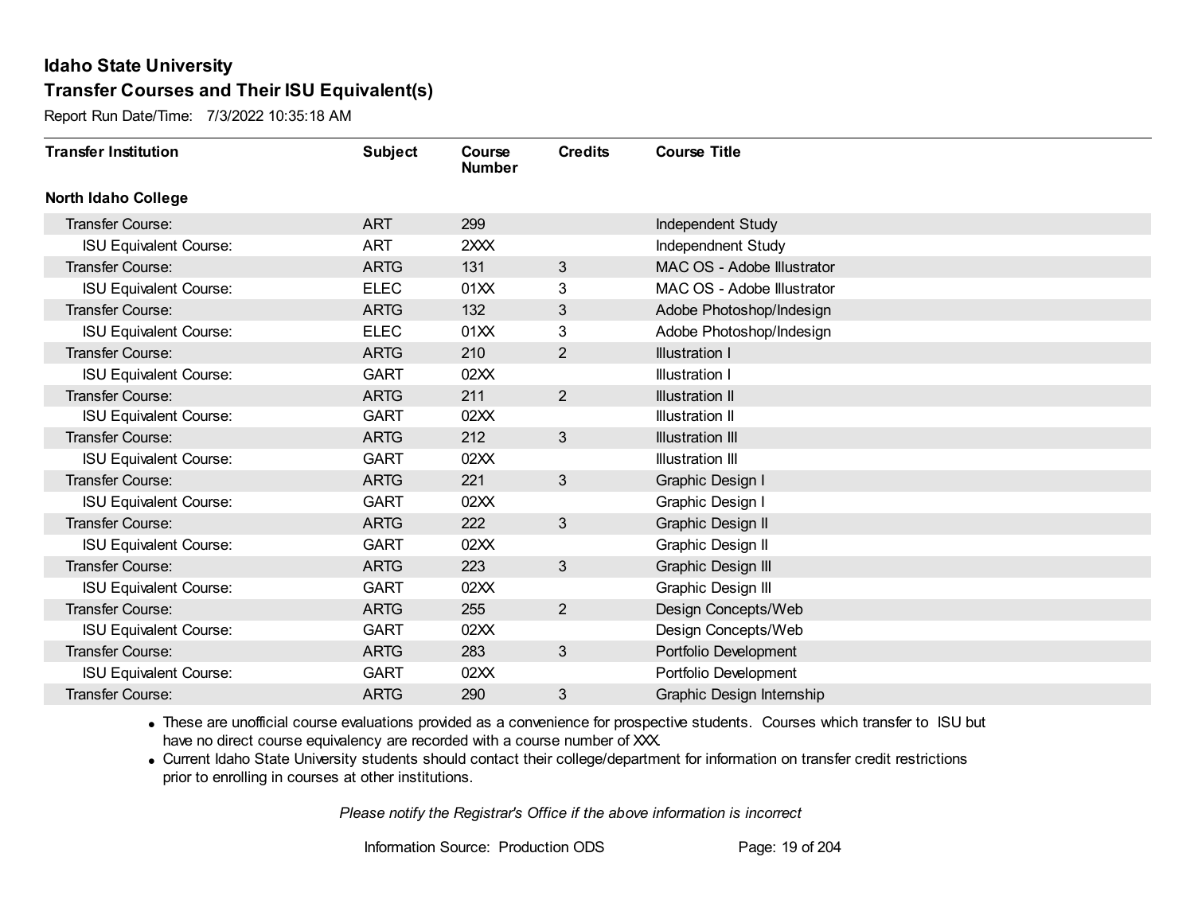# Idaho State University

## Transfer Courses and Their ISU Equivalent(s)

Report Run Date/Time: 7/3/2022 10:35:18 AM

| Transfer Institution | Subject | Course Number | Credits | Course Title |
|---|---|---|---|---|
| **North Idaho College** | | | | |
| Transfer Course: | ART | 299 | | Independent Study |
| ISU Equivalent Course: | ART | 2XXX | | Independnent Study |
| Transfer Course: | ARTG | 131 | 3 | MAC OS - Adobe Illustrator |
| ISU Equivalent Course: | ELEC | 01XX | 3 | MAC OS - Adobe Illustrator |
| Transfer Course: | ARTG | 132 | 3 | Adobe Photoshop/Indesign |
| ISU Equivalent Course: | ELEC | 01XX | 3 | Adobe Photoshop/Indesign |
| Transfer Course: | ARTG | 210 | 2 | Illustration I |
| ISU Equivalent Course: | GART | 02XX | | Illustration I |
| Transfer Course: | ARTG | 211 | 2 | Illustration II |
| ISU Equivalent Course: | GART | 02XX | | Illustration II |
| Transfer Course: | ARTG | 212 | 3 | Illustration III |
| ISU Equivalent Course: | GART | 02XX | | Illustration III |
| Transfer Course: | ARTG | 221 | 3 | Graphic Design I |
| ISU Equivalent Course: | GART | 02XX | | Graphic Design I |
| Transfer Course: | ARTG | 222 | 3 | Graphic Design II |
| ISU Equivalent Course: | GART | 02XX | | Graphic Design II |
| Transfer Course: | ARTG | 223 | 3 | Graphic Design III |
| ISU Equivalent Course: | GART | 02XX | | Graphic Design III |
| Transfer Course: | ARTG | 255 | 2 | Design Concepts/Web |
| ISU Equivalent Course: | GART | 02XX | | Design Concepts/Web |
| Transfer Course: | ARTG | 283 | 3 | Portfolio Development |
| ISU Equivalent Course: | GART | 02XX | | Portfolio Development |
| Transfer Course: | ARTG | 290 | 3 | Graphic Design Internship |

- These are unofficial course evaluations provided as a convenience for prospective students. Courses which transfer to ISU but have no direct course equivalency are recorded with a course number of XXX.
- Current Idaho State University students should contact their college/department for information on transfer credit restrictions prior to enrolling in courses at other institutions.

*Please notify the Registrar's Office if the above information is incorrect*

Information Source: Production ODS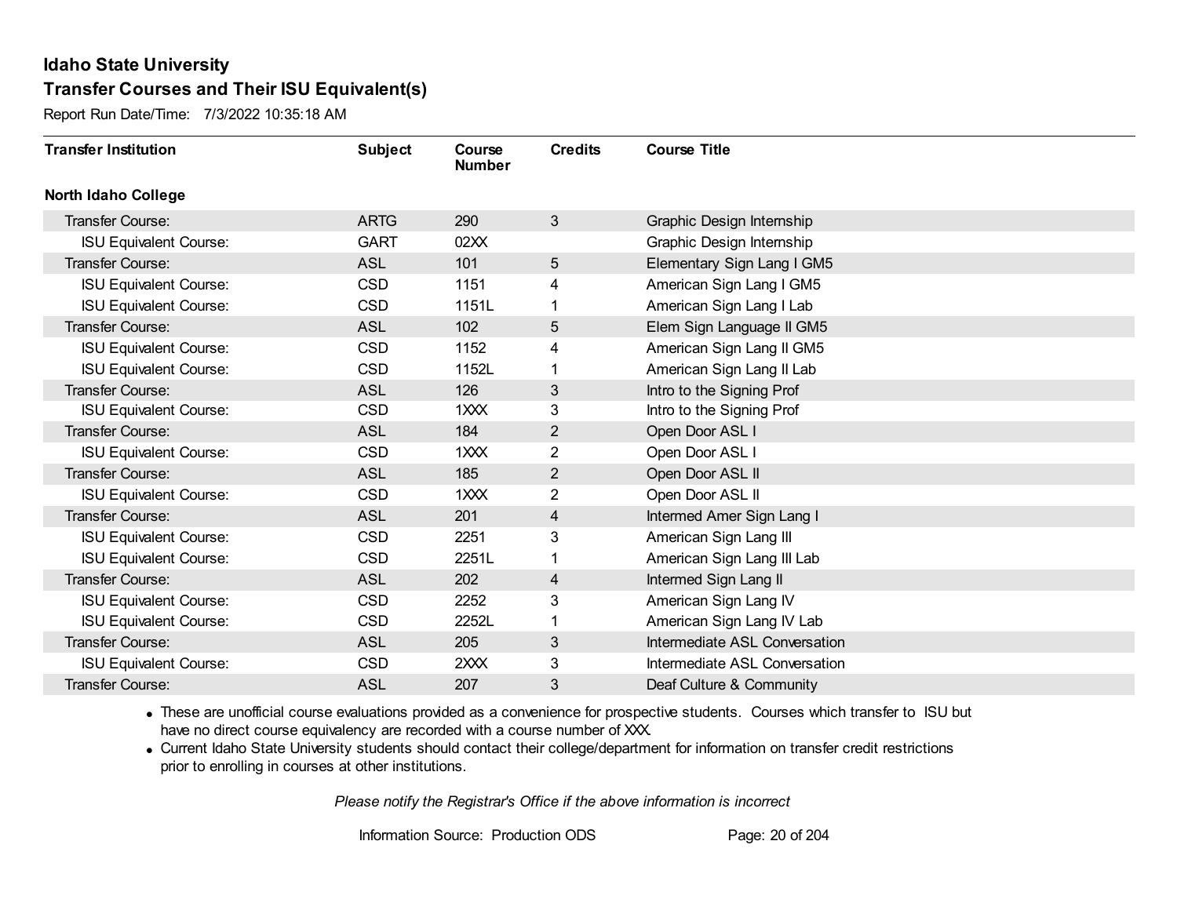# Idaho State University

## Transfer Courses and Their ISU Equivalent(s)

Report Run Date/Time: 7/3/2022 10:35:18 AM

| Transfer Institution | Subject | Course Number | Credits | Course Title |
|---|---|---|---|---|
| **North Idaho College** | | | | |
| Transfer Course: | ARTG | 290 | 3 | Graphic Design Internship |
| ISU Equivalent Course: | GART | 02XX | | Graphic Design Internship |
| Transfer Course: | ASL | 101 | 5 | Elementary Sign Lang I GM5 |
| ISU Equivalent Course: | CSD | 1151 | 4 | American Sign Lang I GM5 |
| ISU Equivalent Course: | CSD | 1151L | 1 | American Sign Lang I Lab |
| Transfer Course: | ASL | 102 | 5 | Elem Sign Language II GM5 |
| ISU Equivalent Course: | CSD | 1152 | 4 | American Sign Lang II GM5 |
| ISU Equivalent Course: | CSD | 1152L | 1 | American Sign Lang II Lab |
| Transfer Course: | ASL | 126 | 3 | Intro to the Signing Prof |
| ISU Equivalent Course: | CSD | 1XXX | 3 | Intro to the Signing Prof |
| Transfer Course: | ASL | 184 | 2 | Open Door ASL I |
| ISU Equivalent Course: | CSD | 1XXX | 2 | Open Door ASL I |
| Transfer Course: | ASL | 185 | 2 | Open Door ASL II |
| ISU Equivalent Course: | CSD | 1XXX | 2 | Open Door ASL II |
| Transfer Course: | ASL | 201 | 4 | Intermed Amer Sign Lang I |
| ISU Equivalent Course: | CSD | 2251 | 3 | American Sign Lang III |
| ISU Equivalent Course: | CSD | 2251L | 1 | American Sign Lang III Lab |
| Transfer Course: | ASL | 202 | 4 | Intermed Sign Lang II |
| ISU Equivalent Course: | CSD | 2252 | 3 | American Sign Lang IV |
| ISU Equivalent Course: | CSD | 2252L | 1 | American Sign Lang IV Lab |
| Transfer Course: | ASL | 205 | 3 | Intermediate ASL Conversation |
| ISU Equivalent Course: | CSD | 2XXX | 3 | Intermediate ASL Conversation |
| Transfer Course: | ASL | 207 | 3 | Deaf Culture & Community |

- These are unofficial course evaluations provided as a convenience for prospective students. Courses which transfer to ISU but have no direct course equivalency are recorded with a course number of XXX.
- Current Idaho State University students should contact their college/department for information on transfer credit restrictions prior to enrolling in courses at other institutions.

*Please notify the Registrar's Office if the above information is incorrect*

Information Source: Production ODS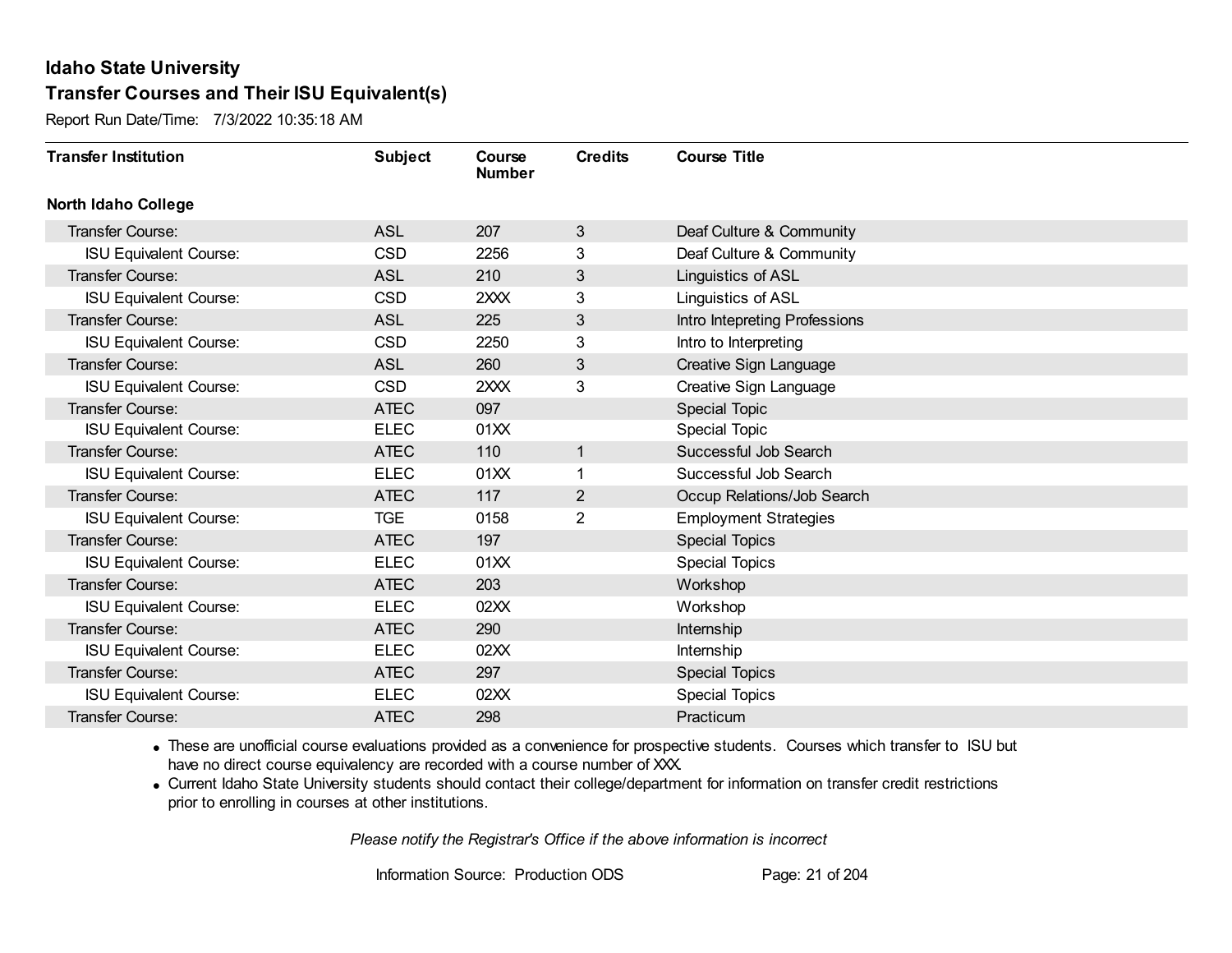# Idaho State University

## Transfer Courses and Their ISU Equivalent(s)

Report Run Date/Time: 7/3/2022 10:35:18 AM

| Transfer Institution | Subject | Course Number | Credits | Course Title |
|---|---|---|---|---|
| **North Idaho College** | | | | |
| Transfer Course: | ASL | 207 | 3 | Deaf Culture & Community |
| ISU Equivalent Course: | CSD | 2256 | 3 | Deaf Culture & Community |
| Transfer Course: | ASL | 210 | 3 | Linguistics of ASL |
| ISU Equivalent Course: | CSD | 2XXX | 3 | Linguistics of ASL |
| Transfer Course: | ASL | 225 | 3 | Intro Intepreting Professions |
| ISU Equivalent Course: | CSD | 2250 | 3 | Intro to Interpreting |
| Transfer Course: | ASL | 260 | 3 | Creative Sign Language |
| ISU Equivalent Course: | CSD | 2XXX | 3 | Creative Sign Language |
| Transfer Course: | ATEC | 097 | | Special Topic |
| ISU Equivalent Course: | ELEC | 01XX | | Special Topic |
| Transfer Course: | ATEC | 110 | 1 | Successful Job Search |
| ISU Equivalent Course: | ELEC | 01XX | 1 | Successful Job Search |
| Transfer Course: | ATEC | 117 | 2 | Occup Relations/Job Search |
| ISU Equivalent Course: | TGE | 0158 | 2 | Employment Strategies |
| Transfer Course: | ATEC | 197 | | Special Topics |
| ISU Equivalent Course: | ELEC | 01XX | | Special Topics |
| Transfer Course: | ATEC | 203 | | Workshop |
| ISU Equivalent Course: | ELEC | 02XX | | Workshop |
| Transfer Course: | ATEC | 290 | | Internship |
| ISU Equivalent Course: | ELEC | 02XX | | Internship |
| Transfer Course: | ATEC | 297 | | Special Topics |
| ISU Equivalent Course: | ELEC | 02XX | | Special Topics |
| Transfer Course: | ATEC | 298 | | Practicum |

- These are unofficial course evaluations provided as a convenience for prospective students. Courses which transfer to ISU but have no direct course equivalency are recorded with a course number of XXX.
- Current Idaho State University students should contact their college/department for information on transfer credit restrictions prior to enrolling in courses at other institutions.

*Please notify the Registrar's Office if the above information is incorrect*

Information Source: Production ODS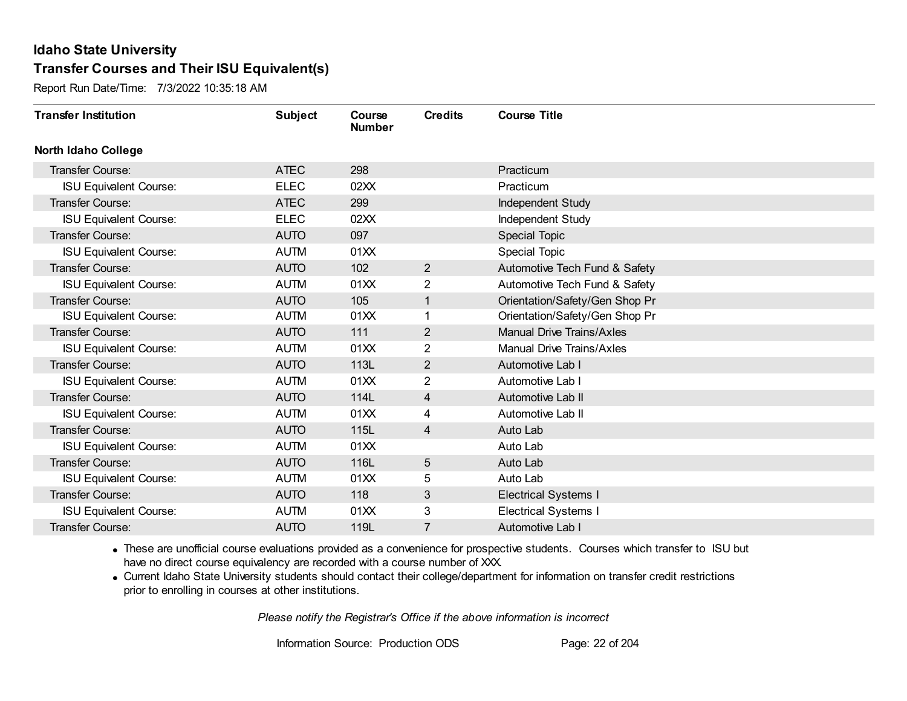# Idaho State University
## Transfer Courses and Their ISU Equivalent(s)

Report Run Date/Time: 7/3/2022 10:35:18 AM

| Transfer Institution | Subject | Course Number | Credits | Course Title |
|---|---|---|---|---|
| **North Idaho College** | | | | |
| Transfer Course: | ATEC | 298 | | Practicum |
| ISU Equivalent Course: | ELEC | 02XX | | Practicum |
| Transfer Course: | ATEC | 299 | | Independent Study |
| ISU Equivalent Course: | ELEC | 02XX | | Independent Study |
| Transfer Course: | AUTO | 097 | | Special Topic |
| ISU Equivalent Course: | AUTM | 01XX | | Special Topic |
| Transfer Course: | AUTO | 102 | 2 | Automotive Tech Fund & Safety |
| ISU Equivalent Course: | AUTM | 01XX | 2 | Automotive Tech Fund & Safety |
| Transfer Course: | AUTO | 105 | 1 | Orientation/Safety/Gen Shop Pr |
| ISU Equivalent Course: | AUTM | 01XX | 1 | Orientation/Safety/Gen Shop Pr |
| Transfer Course: | AUTO | 111 | 2 | Manual Drive Trains/Axles |
| ISU Equivalent Course: | AUTM | 01XX | 2 | Manual Drive Trains/Axles |
| Transfer Course: | AUTO | 113L | 2 | Automotive Lab I |
| ISU Equivalent Course: | AUTM | 01XX | 2 | Automotive Lab I |
| Transfer Course: | AUTO | 114L | 4 | Automotive Lab II |
| ISU Equivalent Course: | AUTM | 01XX | 4 | Automotive Lab II |
| Transfer Course: | AUTO | 115L | 4 | Auto Lab |
| ISU Equivalent Course: | AUTM | 01XX | | Auto Lab |
| Transfer Course: | AUTO | 116L | 5 | Auto Lab |
| ISU Equivalent Course: | AUTM | 01XX | 5 | Auto Lab |
| Transfer Course: | AUTO | 118 | 3 | Electrical Systems I |
| ISU Equivalent Course: | AUTM | 01XX | 3 | Electrical Systems I |
| Transfer Course: | AUTO | 119L | 7 | Automotive Lab I |

- These are unofficial course evaluations provided as a convenience for prospective students. Courses which transfer to ISU but have no direct course equivalency are recorded with a course number of XXX.
- Current Idaho State University students should contact their college/department for information on transfer credit restrictions prior to enrolling in courses at other institutions.

*Please notify the Registrar's Office if the above information is incorrect*

Information Source: Production ODS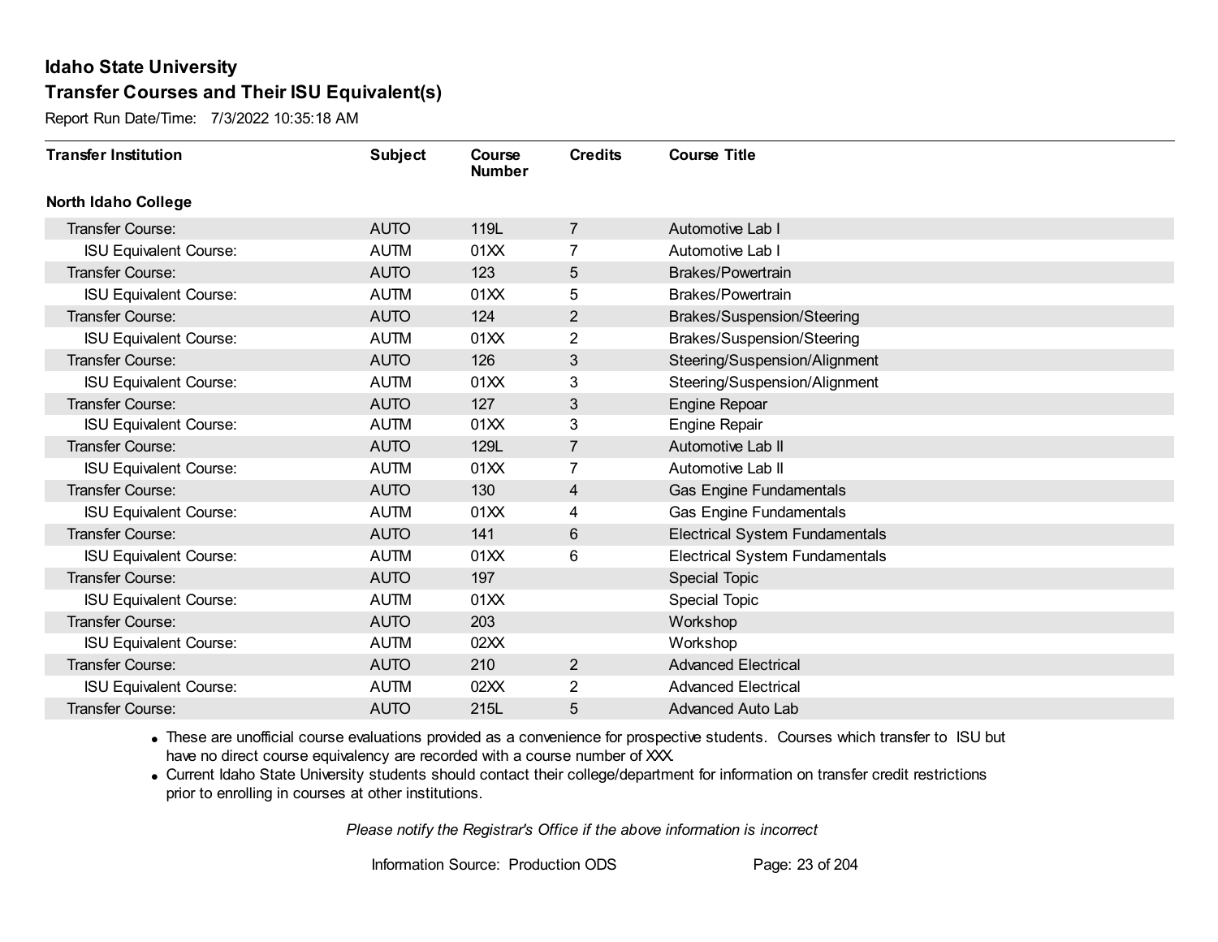# Idaho State University

## Transfer Courses and Their ISU Equivalent(s)

Report Run Date/Time: 7/3/2022 10:35:18 AM

| Transfer Institution | Subject | Course Number | Credits | Course Title |
|---|---|---|---|---|
| **North Idaho College** | | | | |
| Transfer Course: | AUTO | 119L | 7 | Automotive Lab I |
| ISU Equivalent Course: | AUTM | 01XX | 7 | Automotive Lab I |
| Transfer Course: | AUTO | 123 | 5 | Brakes/Powertrain |
| ISU Equivalent Course: | AUTM | 01XX | 5 | Brakes/Powertrain |
| Transfer Course: | AUTO | 124 | 2 | Brakes/Suspension/Steering |
| ISU Equivalent Course: | AUTM | 01XX | 2 | Brakes/Suspension/Steering |
| Transfer Course: | AUTO | 126 | 3 | Steering/Suspension/Alignment |
| ISU Equivalent Course: | AUTM | 01XX | 3 | Steering/Suspension/Alignment |
| Transfer Course: | AUTO | 127 | 3 | Engine Repoar |
| ISU Equivalent Course: | AUTM | 01XX | 3 | Engine Repair |
| Transfer Course: | AUTO | 129L | 7 | Automotive Lab II |
| ISU Equivalent Course: | AUTM | 01XX | 7 | Automotive Lab II |
| Transfer Course: | AUTO | 130 | 4 | Gas Engine Fundamentals |
| ISU Equivalent Course: | AUTM | 01XX | 4 | Gas Engine Fundamentals |
| Transfer Course: | AUTO | 141 | 6 | Electrical System Fundamentals |
| ISU Equivalent Course: | AUTM | 01XX | 6 | Electrical System Fundamentals |
| Transfer Course: | AUTO | 197 | | Special Topic |
| ISU Equivalent Course: | AUTM | 01XX | | Special Topic |
| Transfer Course: | AUTO | 203 | | Workshop |
| ISU Equivalent Course: | AUTM | 02XX | | Workshop |
| Transfer Course: | AUTO | 210 | 2 | Advanced Electrical |
| ISU Equivalent Course: | AUTM | 02XX | 2 | Advanced Electrical |
| Transfer Course: | AUTO | 215L | 5 | Advanced Auto Lab |

- These are unofficial course evaluations provided as a convenience for prospective students. Courses which transfer to ISU but have no direct course equivalency are recorded with a course number of XXX.
- Current Idaho State University students should contact their college/department for information on transfer credit restrictions prior to enrolling in courses at other institutions.

*Please notify the Registrar's Office if the above information is incorrect*

Information Source: Production ODS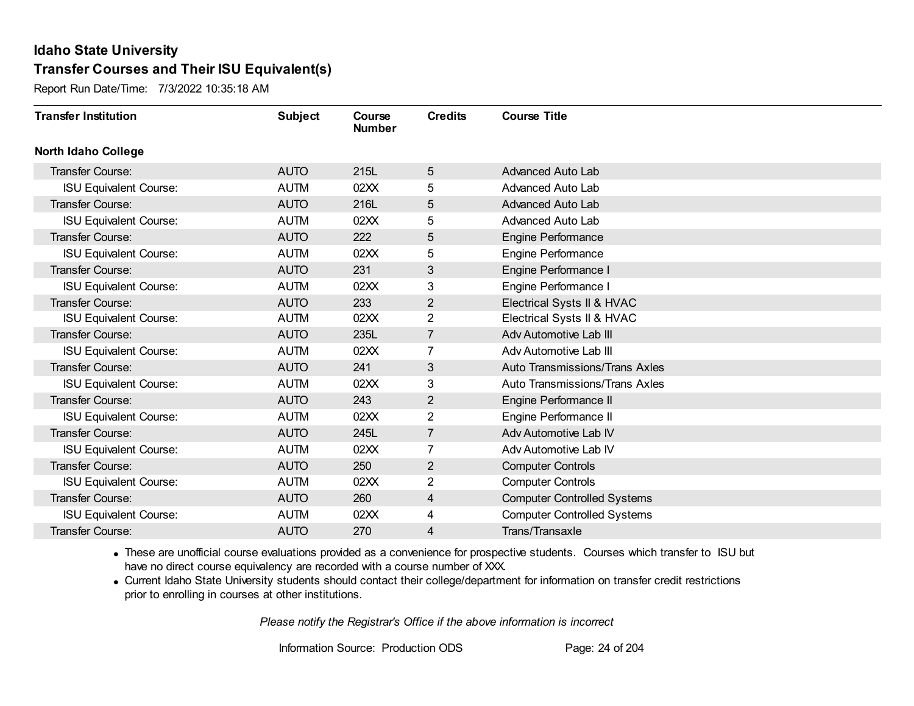# Idaho State University

## Transfer Courses and Their ISU Equivalent(s)

Report Run Date/Time: 7/3/2022 10:35:18 AM

| Transfer Institution | Subject | Course Number | Credits | Course Title |
|---|---|---|---|---|
| **North Idaho College** | | | | |
| Transfer Course: | AUTO | 215L | 5 | Advanced Auto Lab |
| ISU Equivalent Course: | AUTM | 02XX | 5 | Advanced Auto Lab |
| Transfer Course: | AUTO | 216L | 5 | Advanced Auto Lab |
| ISU Equivalent Course: | AUTM | 02XX | 5 | Advanced Auto Lab |
| Transfer Course: | AUTO | 222 | 5 | Engine Performance |
| ISU Equivalent Course: | AUTM | 02XX | 5 | Engine Performance |
| Transfer Course: | AUTO | 231 | 3 | Engine Performance I |
| ISU Equivalent Course: | AUTM | 02XX | 3 | Engine Performance I |
| Transfer Course: | AUTO | 233 | 2 | Electrical Systs II & HVAC |
| ISU Equivalent Course: | AUTM | 02XX | 2 | Electrical Systs II & HVAC |
| Transfer Course: | AUTO | 235L | 7 | Adv Automotive Lab III |
| ISU Equivalent Course: | AUTM | 02XX | 7 | Adv Automotive Lab III |
| Transfer Course: | AUTO | 241 | 3 | Auto Transmissions/Trans Axles |
| ISU Equivalent Course: | AUTM | 02XX | 3 | Auto Transmissions/Trans Axles |
| Transfer Course: | AUTO | 243 | 2 | Engine Performance II |
| ISU Equivalent Course: | AUTM | 02XX | 2 | Engine Performance II |
| Transfer Course: | AUTO | 245L | 7 | Adv Automotive Lab IV |
| ISU Equivalent Course: | AUTM | 02XX | 7 | Adv Automotive Lab IV |
| Transfer Course: | AUTO | 250 | 2 | Computer Controls |
| ISU Equivalent Course: | AUTM | 02XX | 2 | Computer Controls |
| Transfer Course: | AUTO | 260 | 4 | Computer Controlled Systems |
| ISU Equivalent Course: | AUTM | 02XX | 4 | Computer Controlled Systems |
| Transfer Course: | AUTO | 270 | 4 | Trans/Transaxle |

- These are unofficial course evaluations provided as a convenience for prospective students. Courses which transfer to ISU but have no direct course equivalency are recorded with a course number of XXX.
- Current Idaho State University students should contact their college/department for information on transfer credit restrictions prior to enrolling in courses at other institutions.

*Please notify the Registrar's Office if the above information is incorrect*

Information Source: Production ODS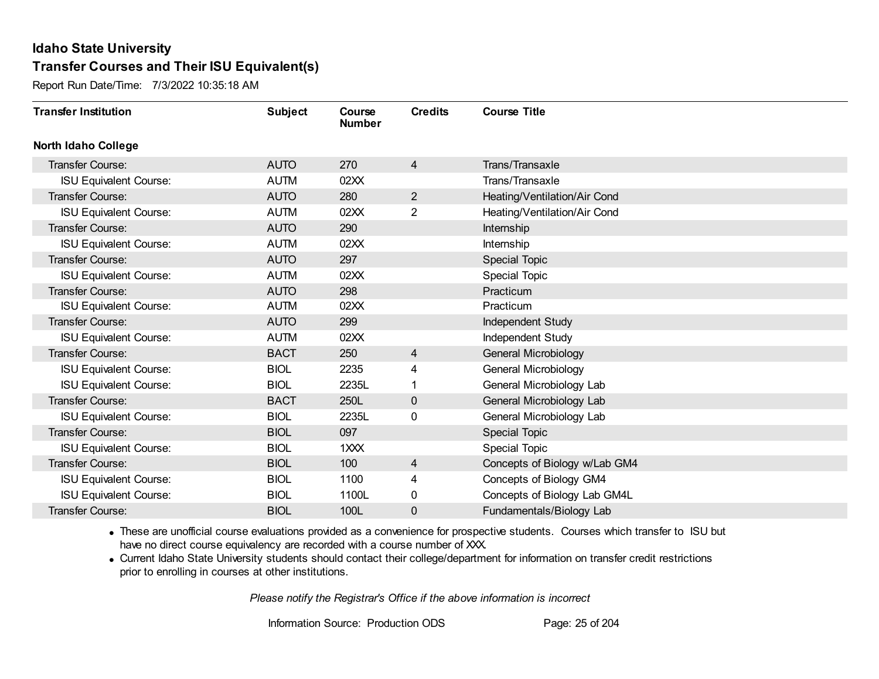# Idaho State University

## Transfer Courses and Their ISU Equivalent(s)

Report Run Date/Time: 7/3/2022 10:35:18 AM

| Transfer Institution | Subject | Course Number | Credits | Course Title |
|---|---|---|---|---|
| **North Idaho College** | | | | |
| Transfer Course: | AUTO | 270 | 4 | Trans/Transaxle |
| ISU Equivalent Course: | AUTM | 02XX | | Trans/Transaxle |
| Transfer Course: | AUTO | 280 | 2 | Heating/Ventilation/Air Cond |
| ISU Equivalent Course: | AUTM | 02XX | 2 | Heating/Ventilation/Air Cond |
| Transfer Course: | AUTO | 290 | | Internship |
| ISU Equivalent Course: | AUTM | 02XX | | Internship |
| Transfer Course: | AUTO | 297 | | Special Topic |
| ISU Equivalent Course: | AUTM | 02XX | | Special Topic |
| Transfer Course: | AUTO | 298 | | Practicum |
| ISU Equivalent Course: | AUTM | 02XX | | Practicum |
| Transfer Course: | AUTO | 299 | | Independent Study |
| ISU Equivalent Course: | AUTM | 02XX | | Independent Study |
| Transfer Course: | BACT | 250 | 4 | General Microbiology |
| ISU Equivalent Course: | BIOL | 2235 | 4 | General Microbiology |
| ISU Equivalent Course: | BIOL | 2235L | 1 | General Microbiology Lab |
| Transfer Course: | BACT | 250L | 0 | General Microbiology Lab |
| ISU Equivalent Course: | BIOL | 2235L | 0 | General Microbiology Lab |
| Transfer Course: | BIOL | 097 | | Special Topic |
| ISU Equivalent Course: | BIOL | 1XXX | | Special Topic |
| Transfer Course: | BIOL | 100 | 4 | Concepts of Biology w/Lab GM4 |
| ISU Equivalent Course: | BIOL | 1100 | 4 | Concepts of Biology GM4 |
| ISU Equivalent Course: | BIOL | 1100L | 0 | Concepts of Biology Lab GM4L |
| Transfer Course: | BIOL | 100L | 0 | Fundamentals/Biology Lab |

- These are unofficial course evaluations provided as a convenience for prospective students. Courses which transfer to ISU but have no direct course equivalency are recorded with a course number of XXX.
- Current Idaho State University students should contact their college/department for information on transfer credit restrictions prior to enrolling in courses at other institutions.

*Please notify the Registrar's Office if the above information is incorrect*

Information Source: Production ODS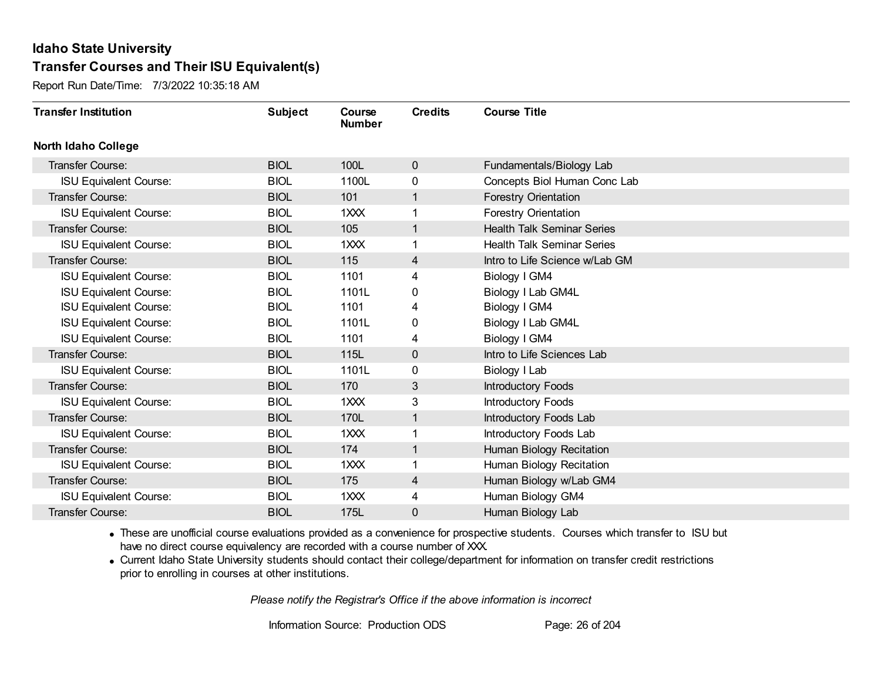# Idaho State University

## Transfer Courses and Their ISU Equivalent(s)

Report Run Date/Time: 7/3/2022 10:35:18 AM

| Transfer Institution | Subject | Course Number | Credits | Course Title |
|---|---|---|---|---|
| **North Idaho College** | | | | |
| Transfer Course: | BIOL | 100L | 0 | Fundamentals/Biology Lab |
| ISU Equivalent Course: | BIOL | 1100L | 0 | Concepts Biol Human Conc Lab |
| Transfer Course: | BIOL | 101 | 1 | Forestry Orientation |
| ISU Equivalent Course: | BIOL | 1XXX | 1 | Forestry Orientation |
| Transfer Course: | BIOL | 105 | 1 | Health Talk Seminar Series |
| ISU Equivalent Course: | BIOL | 1XXX | 1 | Health Talk Seminar Series |
| Transfer Course: | BIOL | 115 | 4 | Intro to Life Science w/Lab GM |
| ISU Equivalent Course: | BIOL | 1101 | 4 | Biology I GM4 |
| ISU Equivalent Course: | BIOL | 1101L | 0 | Biology I Lab GM4L |
| ISU Equivalent Course: | BIOL | 1101 | 4 | Biology I GM4 |
| ISU Equivalent Course: | BIOL | 1101L | 0 | Biology I Lab GM4L |
| ISU Equivalent Course: | BIOL | 1101 | 4 | Biology I GM4 |
| Transfer Course: | BIOL | 115L | 0 | Intro to Life Sciences Lab |
| ISU Equivalent Course: | BIOL | 1101L | 0 | Biology I Lab |
| Transfer Course: | BIOL | 170 | 3 | Introductory Foods |
| ISU Equivalent Course: | BIOL | 1XXX | 3 | Introductory Foods |
| Transfer Course: | BIOL | 170L | 1 | Introductory Foods Lab |
| ISU Equivalent Course: | BIOL | 1XXX | 1 | Introductory Foods Lab |
| Transfer Course: | BIOL | 174 | 1 | Human Biology Recitation |
| ISU Equivalent Course: | BIOL | 1XXX | 1 | Human Biology Recitation |
| Transfer Course: | BIOL | 175 | 4 | Human Biology w/Lab GM4 |
| ISU Equivalent Course: | BIOL | 1XXX | 4 | Human Biology GM4 |
| Transfer Course: | BIOL | 175L | 0 | Human Biology Lab |

- These are unofficial course evaluations provided as a convenience for prospective students. Courses which transfer to ISU but have no direct course equivalency are recorded with a course number of XXX.
- Current Idaho State University students should contact their college/department for information on transfer credit restrictions prior to enrolling in courses at other institutions.

*Please notify the Registrar's Office if the above information is incorrect*

Information Source: Production ODS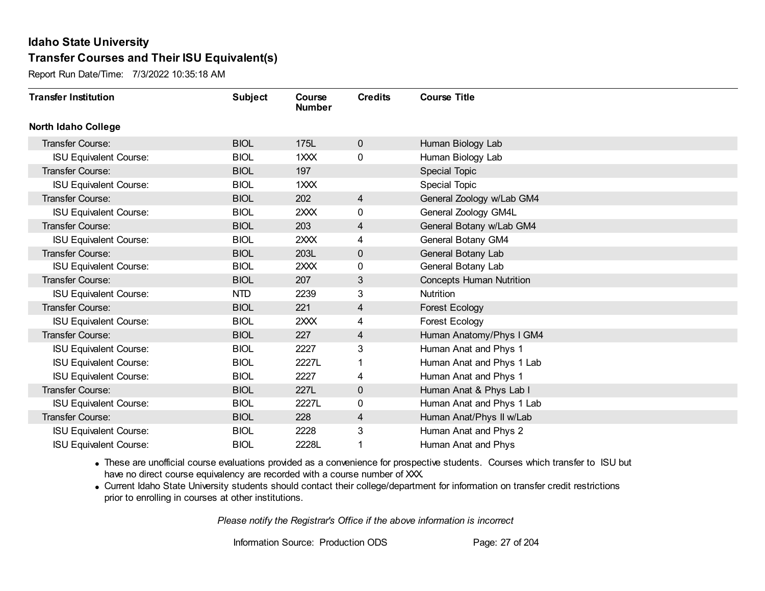## Idaho State University
## Transfer Courses and Their ISU Equivalent(s)

Report Run Date/Time: 7/3/2022 10:35:18 AM

| Transfer Institution | Subject | Course Number | Credits | Course Title |
|---|---|---|---|---|
| **North Idaho College** | | | | |
| Transfer Course: | BIOL | 175L | 0 | Human Biology Lab |
| ISU Equivalent Course: | BIOL | 1XXX | 0 | Human Biology Lab |
| Transfer Course: | BIOL | 197 | | Special Topic |
| ISU Equivalent Course: | BIOL | 1XXX | | Special Topic |
| Transfer Course: | BIOL | 202 | 4 | General Zoology w/Lab GM4 |
| ISU Equivalent Course: | BIOL | 2XXX | 0 | General Zoology GM4L |
| Transfer Course: | BIOL | 203 | 4 | General Botany w/Lab GM4 |
| ISU Equivalent Course: | BIOL | 2XXX | 4 | General Botany GM4 |
| Transfer Course: | BIOL | 203L | 0 | General Botany Lab |
| ISU Equivalent Course: | BIOL | 2XXX | 0 | General Botany Lab |
| Transfer Course: | BIOL | 207 | 3 | Concepts Human Nutrition |
| ISU Equivalent Course: | NTD | 2239 | 3 | Nutrition |
| Transfer Course: | BIOL | 221 | 4 | Forest Ecology |
| ISU Equivalent Course: | BIOL | 2XXX | 4 | Forest Ecology |
| Transfer Course: | BIOL | 227 | 4 | Human Anatomy/Phys I GM4 |
| ISU Equivalent Course: | BIOL | 2227 | 3 | Human Anat and Phys 1 |
| ISU Equivalent Course: | BIOL | 2227L | 1 | Human Anat and Phys 1 Lab |
| ISU Equivalent Course: | BIOL | 2227 | 4 | Human Anat and Phys 1 |
| Transfer Course: | BIOL | 227L | 0 | Human Anat & Phys Lab I |
| ISU Equivalent Course: | BIOL | 2227L | 0 | Human Anat and Phys 1 Lab |
| Transfer Course: | BIOL | 228 | 4 | Human Anat/Phys II w/Lab |
| ISU Equivalent Course: | BIOL | 2228 | 3 | Human Anat and Phys 2 |
| ISU Equivalent Course: | BIOL | 2228L | 1 | Human Anat and Phys |

- These are unofficial course evaluations provided as a convenience for prospective students. Courses which transfer to ISU but have no direct course equivalency are recorded with a course number of XXX.
- Current Idaho State University students should contact their college/department for information on transfer credit restrictions prior to enrolling in courses at other institutions.

*Please notify the Registrar's Office if the above information is incorrect*

Information Source: Production ODS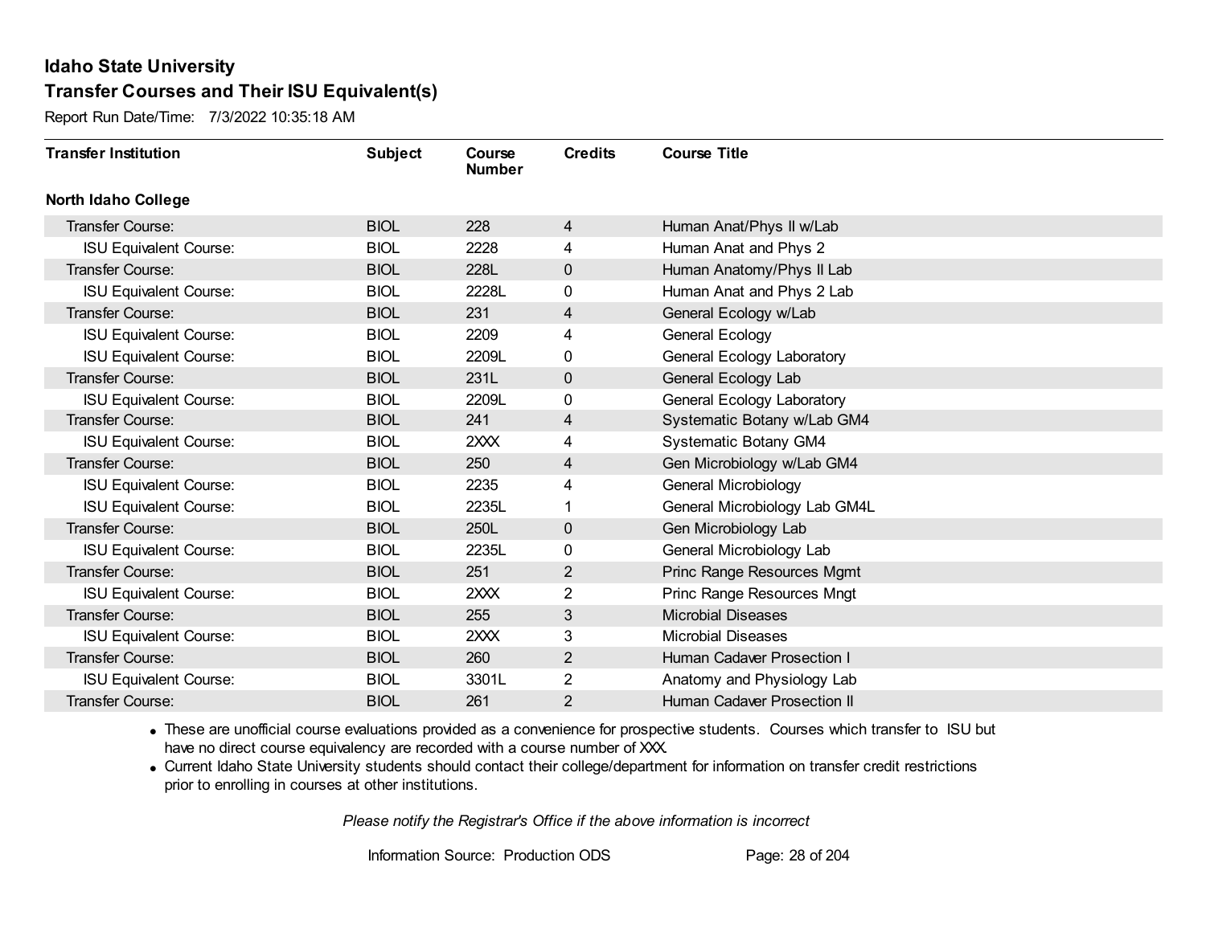## Idaho State University

## Transfer Courses and Their ISU Equivalent(s)

Report Run Date/Time: 7/3/2022 10:35:18 AM

| Transfer Institution | Subject | Course Number | Credits | Course Title |
|---|---|---|---|---|
| **North Idaho College** | | | | |
| Transfer Course: | BIOL | 228 | 4 | Human Anat/Phys II w/Lab |
| ISU Equivalent Course: | BIOL | 2228 | 4 | Human Anat and Phys 2 |
| Transfer Course: | BIOL | 228L | 0 | Human Anatomy/Phys II Lab |
| ISU Equivalent Course: | BIOL | 2228L | 0 | Human Anat and Phys 2 Lab |
| Transfer Course: | BIOL | 231 | 4 | General Ecology w/Lab |
| ISU Equivalent Course: | BIOL | 2209 | 4 | General Ecology |
| ISU Equivalent Course: | BIOL | 2209L | 0 | General Ecology Laboratory |
| Transfer Course: | BIOL | 231L | 0 | General Ecology Lab |
| ISU Equivalent Course: | BIOL | 2209L | 0 | General Ecology Laboratory |
| Transfer Course: | BIOL | 241 | 4 | Systematic Botany w/Lab GM4 |
| ISU Equivalent Course: | BIOL | 2XXX | 4 | Systematic Botany GM4 |
| Transfer Course: | BIOL | 250 | 4 | Gen Microbiology w/Lab GM4 |
| ISU Equivalent Course: | BIOL | 2235 | 4 | General Microbiology |
| ISU Equivalent Course: | BIOL | 2235L | 1 | General Microbiology Lab GM4L |
| Transfer Course: | BIOL | 250L | 0 | Gen Microbiology Lab |
| ISU Equivalent Course: | BIOL | 2235L | 0 | General Microbiology Lab |
| Transfer Course: | BIOL | 251 | 2 | Princ Range Resources Mgmt |
| ISU Equivalent Course: | BIOL | 2XXX | 2 | Princ Range Resources Mngt |
| Transfer Course: | BIOL | 255 | 3 | Microbial Diseases |
| ISU Equivalent Course: | BIOL | 2XXX | 3 | Microbial Diseases |
| Transfer Course: | BIOL | 260 | 2 | Human Cadaver Prosection I |
| ISU Equivalent Course: | BIOL | 3301L | 2 | Anatomy and Physiology Lab |
| Transfer Course: | BIOL | 261 | 2 | Human Cadaver Prosection II |

- These are unofficial course evaluations provided as a convenience for prospective students. Courses which transfer to ISU but have no direct course equivalency are recorded with a course number of XXX.
- Current Idaho State University students should contact their college/department for information on transfer credit restrictions prior to enrolling in courses at other institutions.

*Please notify the Registrar's Office if the above information is incorrect*

Information Source: Production ODS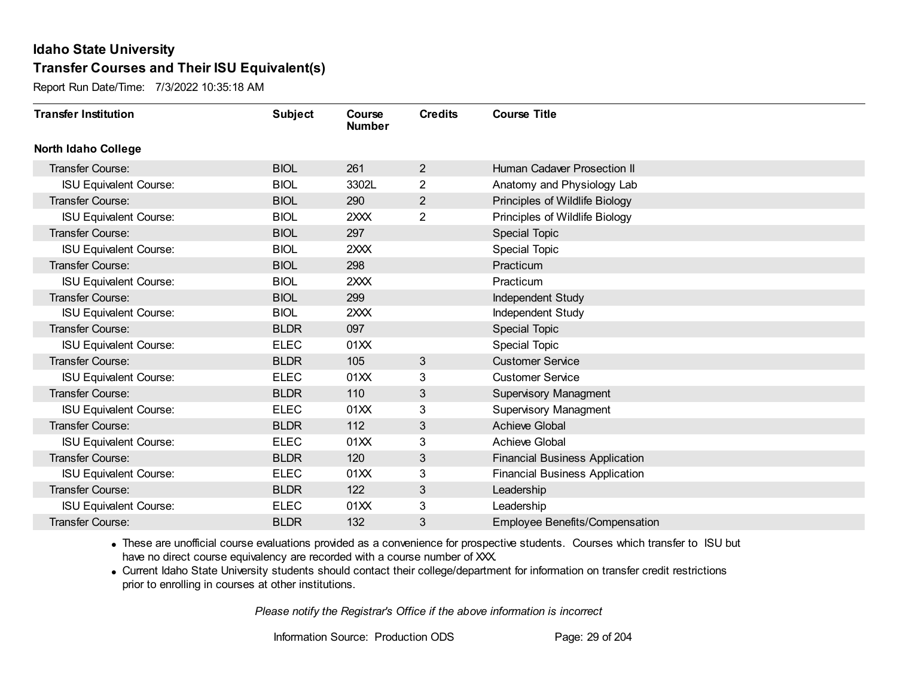# Idaho State University

## Transfer Courses and Their ISU Equivalent(s)

Report Run Date/Time: 7/3/2022 10:35:18 AM

| Transfer Institution | Subject | Course Number | Credits | Course Title |
|---|---|---|---|---|
| **North Idaho College** | | | | |
| Transfer Course: | BIOL | 261 | 2 | Human Cadaver Prosection II |
| ISU Equivalent Course: | BIOL | 3302L | 2 | Anatomy and Physiology Lab |
| Transfer Course: | BIOL | 290 | 2 | Principles of Wildlife Biology |
| ISU Equivalent Course: | BIOL | 2XXX | 2 | Principles of Wildlife Biology |
| Transfer Course: | BIOL | 297 | | Special Topic |
| ISU Equivalent Course: | BIOL | 2XXX | | Special Topic |
| Transfer Course: | BIOL | 298 | | Practicum |
| ISU Equivalent Course: | BIOL | 2XXX | | Practicum |
| Transfer Course: | BIOL | 299 | | Independent Study |
| ISU Equivalent Course: | BIOL | 2XXX | | Independent Study |
| Transfer Course: | BLDR | 097 | | Special Topic |
| ISU Equivalent Course: | ELEC | 01XX | | Special Topic |
| Transfer Course: | BLDR | 105 | 3 | Customer Service |
| ISU Equivalent Course: | ELEC | 01XX | 3 | Customer Service |
| Transfer Course: | BLDR | 110 | 3 | Supervisory Managment |
| ISU Equivalent Course: | ELEC | 01XX | 3 | Supervisory Managment |
| Transfer Course: | BLDR | 112 | 3 | Achieve Global |
| ISU Equivalent Course: | ELEC | 01XX | 3 | Achieve Global |
| Transfer Course: | BLDR | 120 | 3 | Financial Business Application |
| ISU Equivalent Course: | ELEC | 01XX | 3 | Financial Business Application |
| Transfer Course: | BLDR | 122 | 3 | Leadership |
| ISU Equivalent Course: | ELEC | 01XX | 3 | Leadership |
| Transfer Course: | BLDR | 132 | 3 | Employee Benefits/Compensation |

- These are unofficial course evaluations provided as a convenience for prospective students. Courses which transfer to ISU but have no direct course equivalency are recorded with a course number of XXX.
- Current Idaho State University students should contact their college/department for information on transfer credit restrictions prior to enrolling in courses at other institutions.

*Please notify the Registrar's Office if the above information is incorrect*

Information Source: Production ODS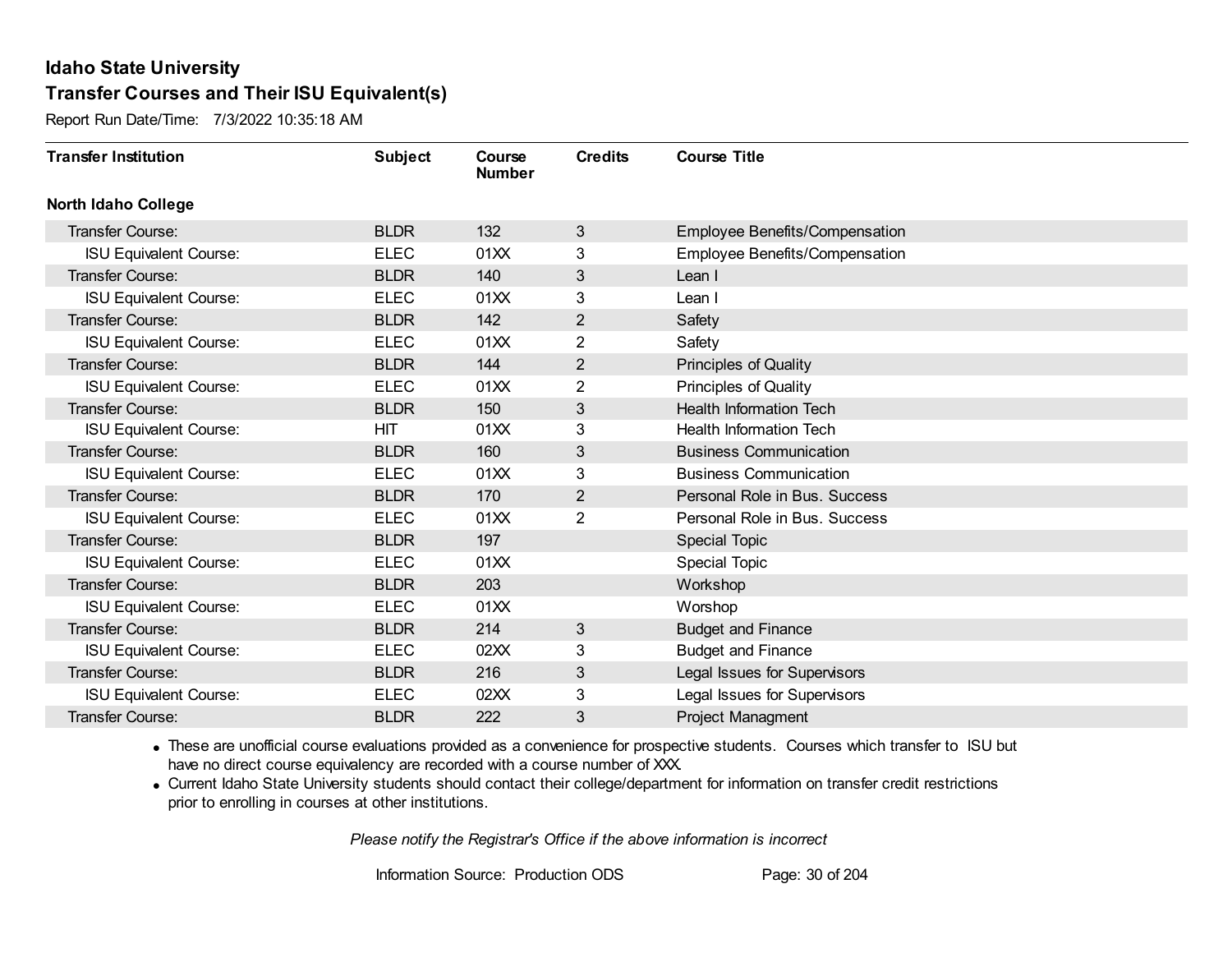# Idaho State University

## Transfer Courses and Their ISU Equivalent(s)

Report Run Date/Time: 7/3/2022 10:35:18 AM

| Transfer Institution | Subject | Course Number | Credits | Course Title |
|---|---|---|---|---|
| **North Idaho College** | | | | |
| Transfer Course: | BLDR | 132 | 3 | Employee Benefits/Compensation |
| ISU Equivalent Course: | ELEC | 01XX | 3 | Employee Benefits/Compensation |
| Transfer Course: | BLDR | 140 | 3 | Lean I |
| ISU Equivalent Course: | ELEC | 01XX | 3 | Lean I |
| Transfer Course: | BLDR | 142 | 2 | Safety |
| ISU Equivalent Course: | ELEC | 01XX | 2 | Safety |
| Transfer Course: | BLDR | 144 | 2 | Principles of Quality |
| ISU Equivalent Course: | ELEC | 01XX | 2 | Principles of Quality |
| Transfer Course: | BLDR | 150 | 3 | Health Information Tech |
| ISU Equivalent Course: | HIT | 01XX | 3 | Health Information Tech |
| Transfer Course: | BLDR | 160 | 3 | Business Communication |
| ISU Equivalent Course: | ELEC | 01XX | 3 | Business Communication |
| Transfer Course: | BLDR | 170 | 2 | Personal Role in Bus. Success |
| ISU Equivalent Course: | ELEC | 01XX | 2 | Personal Role in Bus. Success |
| Transfer Course: | BLDR | 197 | | Special Topic |
| ISU Equivalent Course: | ELEC | 01XX | | Special Topic |
| Transfer Course: | BLDR | 203 | | Workshop |
| ISU Equivalent Course: | ELEC | 01XX | | Worshop |
| Transfer Course: | BLDR | 214 | 3 | Budget and Finance |
| ISU Equivalent Course: | ELEC | 02XX | 3 | Budget and Finance |
| Transfer Course: | BLDR | 216 | 3 | Legal Issues for Supervisors |
| ISU Equivalent Course: | ELEC | 02XX | 3 | Legal Issues for Supervisors |
| Transfer Course: | BLDR | 222 | 3 | Project Managment |

- These are unofficial course evaluations provided as a convenience for prospective students. Courses which transfer to ISU but have no direct course equivalency are recorded with a course number of XXX.
- Current Idaho State University students should contact their college/department for information on transfer credit restrictions prior to enrolling in courses at other institutions.

*Please notify the Registrar's Office if the above information is incorrect*

Information Source: Production ODS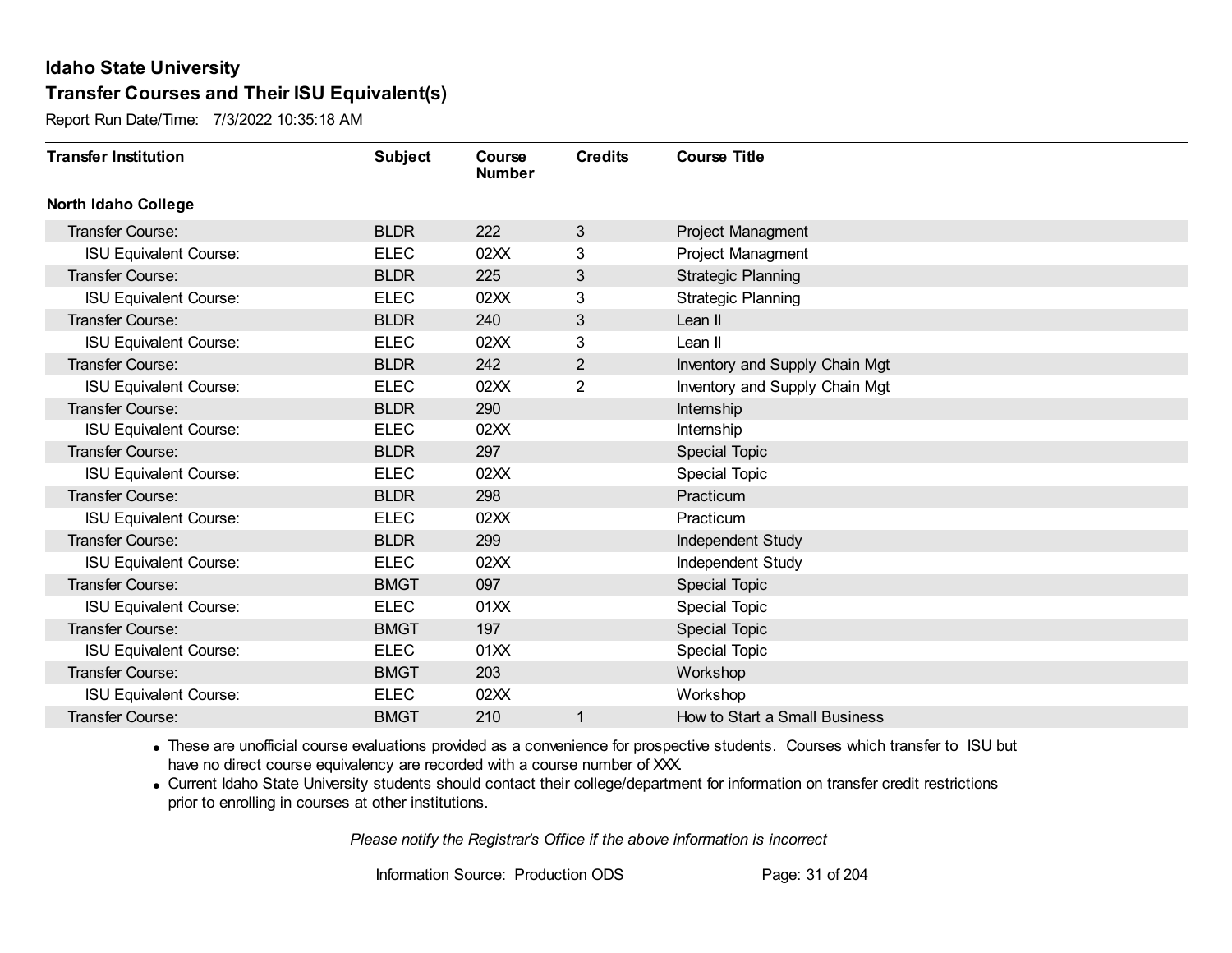# Idaho State University
## Transfer Courses and Their ISU Equivalent(s)

Report Run Date/Time: 7/3/2022 10:35:18 AM

| Transfer Institution | Subject | Course Number | Credits | Course Title |
|---|---|---|---|---|
| **North Idaho College** | | | | |
| Transfer Course: | BLDR | 222 | 3 | Project Managment |
| ISU Equivalent Course: | ELEC | 02XX | 3 | Project Managment |
| Transfer Course: | BLDR | 225 | 3 | Strategic Planning |
| ISU Equivalent Course: | ELEC | 02XX | 3 | Strategic Planning |
| Transfer Course: | BLDR | 240 | 3 | Lean II |
| ISU Equivalent Course: | ELEC | 02XX | 3 | Lean II |
| Transfer Course: | BLDR | 242 | 2 | Inventory and Supply Chain Mgt |
| ISU Equivalent Course: | ELEC | 02XX | 2 | Inventory and Supply Chain Mgt |
| Transfer Course: | BLDR | 290 | | Internship |
| ISU Equivalent Course: | ELEC | 02XX | | Internship |
| Transfer Course: | BLDR | 297 | | Special Topic |
| ISU Equivalent Course: | ELEC | 02XX | | Special Topic |
| Transfer Course: | BLDR | 298 | | Practicum |
| ISU Equivalent Course: | ELEC | 02XX | | Practicum |
| Transfer Course: | BLDR | 299 | | Independent Study |
| ISU Equivalent Course: | ELEC | 02XX | | Independent Study |
| Transfer Course: | BMGT | 097 | | Special Topic |
| ISU Equivalent Course: | ELEC | 01XX | | Special Topic |
| Transfer Course: | BMGT | 197 | | Special Topic |
| ISU Equivalent Course: | ELEC | 01XX | | Special Topic |
| Transfer Course: | BMGT | 203 | | Workshop |
| ISU Equivalent Course: | ELEC | 02XX | | Workshop |
| Transfer Course: | BMGT | 210 | 1 | How to Start a Small Business |

- These are unofficial course evaluations provided as a convenience for prospective students. Courses which transfer to ISU but have no direct course equivalency are recorded with a course number of XXX.
- Current Idaho State University students should contact their college/department for information on transfer credit restrictions prior to enrolling in courses at other institutions.

*Please notify the Registrar's Office if the above information is incorrect*

Information Source: Production ODS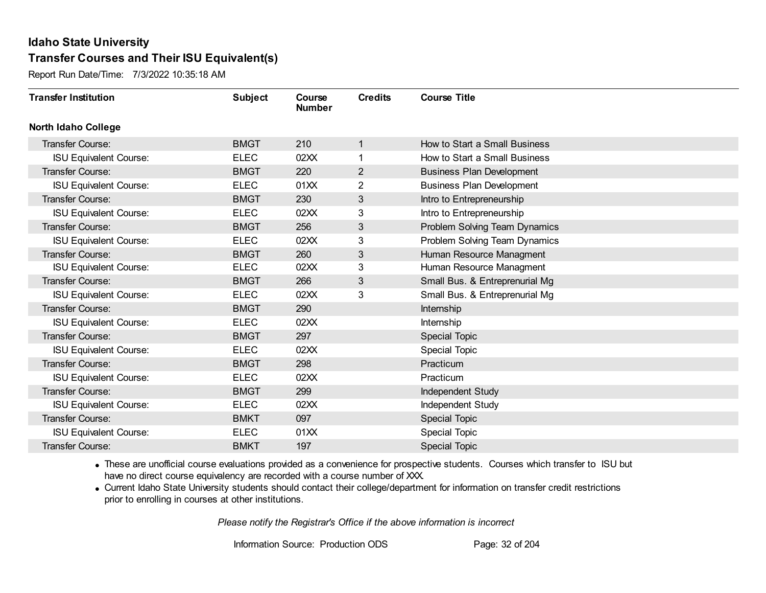## Idaho State University

## Transfer Courses and Their ISU Equivalent(s)

Report Run Date/Time: 7/3/2022 10:35:18 AM

| Transfer Institution | Subject | Course Number | Credits | Course Title |
|---|---|---|---|---|
| **North Idaho College** | | | | |
| Transfer Course: | BMGT | 210 | 1 | How to Start a Small Business |
| ISU Equivalent Course: | ELEC | 02XX | 1 | How to Start a Small Business |
| Transfer Course: | BMGT | 220 | 2 | Business Plan Development |
| ISU Equivalent Course: | ELEC | 01XX | 2 | Business Plan Development |
| Transfer Course: | BMGT | 230 | 3 | Intro to Entrepreneurship |
| ISU Equivalent Course: | ELEC | 02XX | 3 | Intro to Entrepreneurship |
| Transfer Course: | BMGT | 256 | 3 | Problem Solving Team Dynamics |
| ISU Equivalent Course: | ELEC | 02XX | 3 | Problem Solving Team Dynamics |
| Transfer Course: | BMGT | 260 | 3 | Human Resource Managment |
| ISU Equivalent Course: | ELEC | 02XX | 3 | Human Resource Managment |
| Transfer Course: | BMGT | 266 | 3 | Small Bus. & Entreprenurial Mg |
| ISU Equivalent Course: | ELEC | 02XX | 3 | Small Bus. & Entreprenurial Mg |
| Transfer Course: | BMGT | 290 | | Internship |
| ISU Equivalent Course: | ELEC | 02XX | | Internship |
| Transfer Course: | BMGT | 297 | | Special Topic |
| ISU Equivalent Course: | ELEC | 02XX | | Special Topic |
| Transfer Course: | BMGT | 298 | | Practicum |
| ISU Equivalent Course: | ELEC | 02XX | | Practicum |
| Transfer Course: | BMGT | 299 | | Independent Study |
| ISU Equivalent Course: | ELEC | 02XX | | Independent Study |
| Transfer Course: | BMKT | 097 | | Special Topic |
| ISU Equivalent Course: | ELEC | 01XX | | Special Topic |
| Transfer Course: | BMKT | 197 | | Special Topic |

- These are unofficial course evaluations provided as a convenience for prospective students. Courses which transfer to ISU but have no direct course equivalency are recorded with a course number of XXX.
- Current Idaho State University students should contact their college/department for information on transfer credit restrictions prior to enrolling in courses at other institutions.

*Please notify the Registrar's Office if the above information is incorrect*

Information Source: Production ODS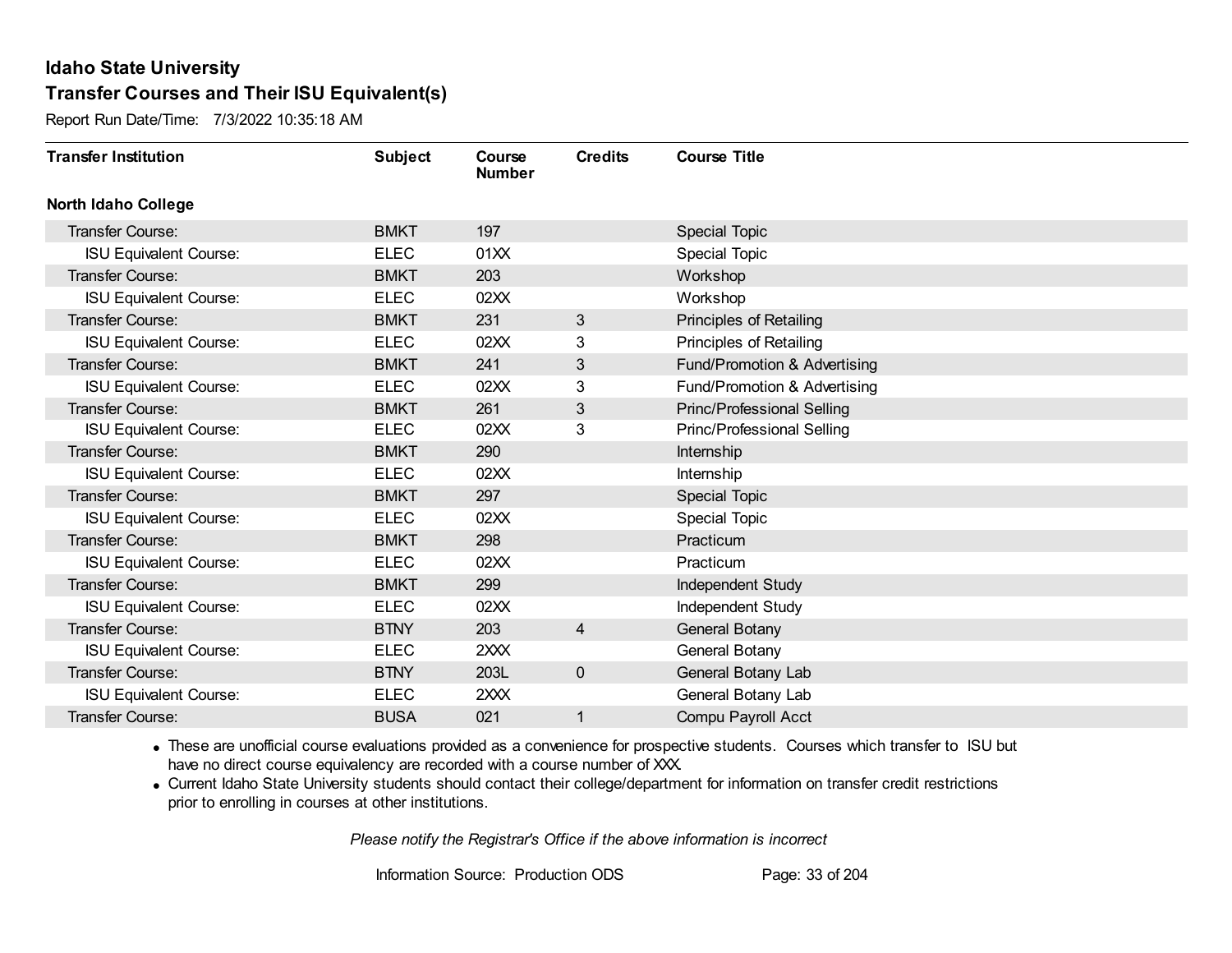# Idaho State University

## Transfer Courses and Their ISU Equivalent(s)

Report Run Date/Time: 7/3/2022 10:35:18 AM

| Transfer Institution | Subject | Course Number | Credits | Course Title |
|---|---|---|---|---|
| **North Idaho College** | | | | |
| Transfer Course: | BMKT | 197 | | Special Topic |
| ISU Equivalent Course: | ELEC | 01XX | | Special Topic |
| Transfer Course: | BMKT | 203 | | Workshop |
| ISU Equivalent Course: | ELEC | 02XX | | Workshop |
| Transfer Course: | BMKT | 231 | 3 | Principles of Retailing |
| ISU Equivalent Course: | ELEC | 02XX | 3 | Principles of Retailing |
| Transfer Course: | BMKT | 241 | 3 | Fund/Promotion & Advertising |
| ISU Equivalent Course: | ELEC | 02XX | 3 | Fund/Promotion & Advertising |
| Transfer Course: | BMKT | 261 | 3 | Princ/Professional Selling |
| ISU Equivalent Course: | ELEC | 02XX | 3 | Princ/Professional Selling |
| Transfer Course: | BMKT | 290 | | Internship |
| ISU Equivalent Course: | ELEC | 02XX | | Internship |
| Transfer Course: | BMKT | 297 | | Special Topic |
| ISU Equivalent Course: | ELEC | 02XX | | Special Topic |
| Transfer Course: | BMKT | 298 | | Practicum |
| ISU Equivalent Course: | ELEC | 02XX | | Practicum |
| Transfer Course: | BMKT | 299 | | Independent Study |
| ISU Equivalent Course: | ELEC | 02XX | | Independent Study |
| Transfer Course: | BTNY | 203 | 4 | General Botany |
| ISU Equivalent Course: | ELEC | 2XXX | | General Botany |
| Transfer Course: | BTNY | 203L | 0 | General Botany Lab |
| ISU Equivalent Course: | ELEC | 2XXX | | General Botany Lab |
| Transfer Course: | BUSA | 021 | 1 | Compu Payroll Acct |

- These are unofficial course evaluations provided as a convenience for prospective students. Courses which transfer to ISU but have no direct course equivalency are recorded with a course number of XXX.
- Current Idaho State University students should contact their college/department for information on transfer credit restrictions prior to enrolling in courses at other institutions.

*Please notify the Registrar's Office if the above information is incorrect*

Information Source: Production ODS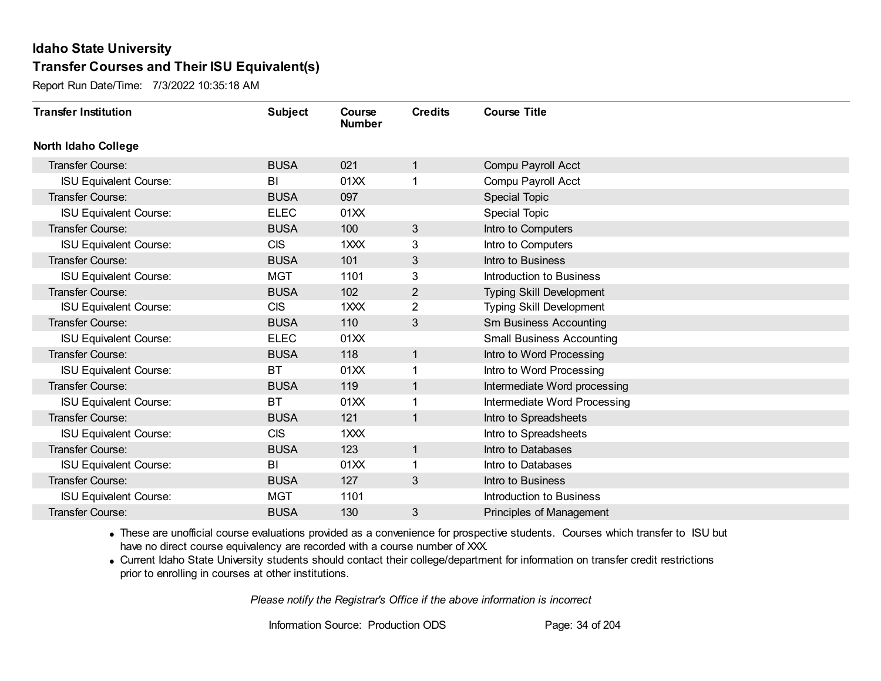# Idaho State University

## Transfer Courses and Their ISU Equivalent(s)

Report Run Date/Time: 7/3/2022 10:35:18 AM

| Transfer Institution | Subject | Course Number | Credits | Course Title |
|---|---|---|---|---|
| **North Idaho College** | | | | |
| Transfer Course: | BUSA | 021 | 1 | Compu Payroll Acct |
| ISU Equivalent Course: | BI | 01XX | 1 | Compu Payroll Acct |
| Transfer Course: | BUSA | 097 | | Special Topic |
| ISU Equivalent Course: | ELEC | 01XX | | Special Topic |
| Transfer Course: | BUSA | 100 | 3 | Intro to Computers |
| ISU Equivalent Course: | CIS | 1XXX | 3 | Intro to Computers |
| Transfer Course: | BUSA | 101 | 3 | Intro to Business |
| ISU Equivalent Course: | MGT | 1101 | 3 | Introduction to Business |
| Transfer Course: | BUSA | 102 | 2 | Typing Skill Development |
| ISU Equivalent Course: | CIS | 1XXX | 2 | Typing Skill Development |
| Transfer Course: | BUSA | 110 | 3 | Sm Business Accounting |
| ISU Equivalent Course: | ELEC | 01XX | | Small Business Accounting |
| Transfer Course: | BUSA | 118 | 1 | Intro to Word Processing |
| ISU Equivalent Course: | BT | 01XX | 1 | Intro to Word Processing |
| Transfer Course: | BUSA | 119 | 1 | Intermediate Word processing |
| ISU Equivalent Course: | BT | 01XX | 1 | Intermediate Word Processing |
| Transfer Course: | BUSA | 121 | 1 | Intro to Spreadsheets |
| ISU Equivalent Course: | CIS | 1XXX | | Intro to Spreadsheets |
| Transfer Course: | BUSA | 123 | 1 | Intro to Databases |
| ISU Equivalent Course: | BI | 01XX | 1 | Intro to Databases |
| Transfer Course: | BUSA | 127 | 3 | Intro to Business |
| ISU Equivalent Course: | MGT | 1101 | | Introduction to Business |
| Transfer Course: | BUSA | 130 | 3 | Principles of Management |

- These are unofficial course evaluations provided as a convenience for prospective students. Courses which transfer to ISU but have no direct course equivalency are recorded with a course number of XXX.
- Current Idaho State University students should contact their college/department for information on transfer credit restrictions prior to enrolling in courses at other institutions.

*Please notify the Registrar's Office if the above information is incorrect*

Information Source: Production ODS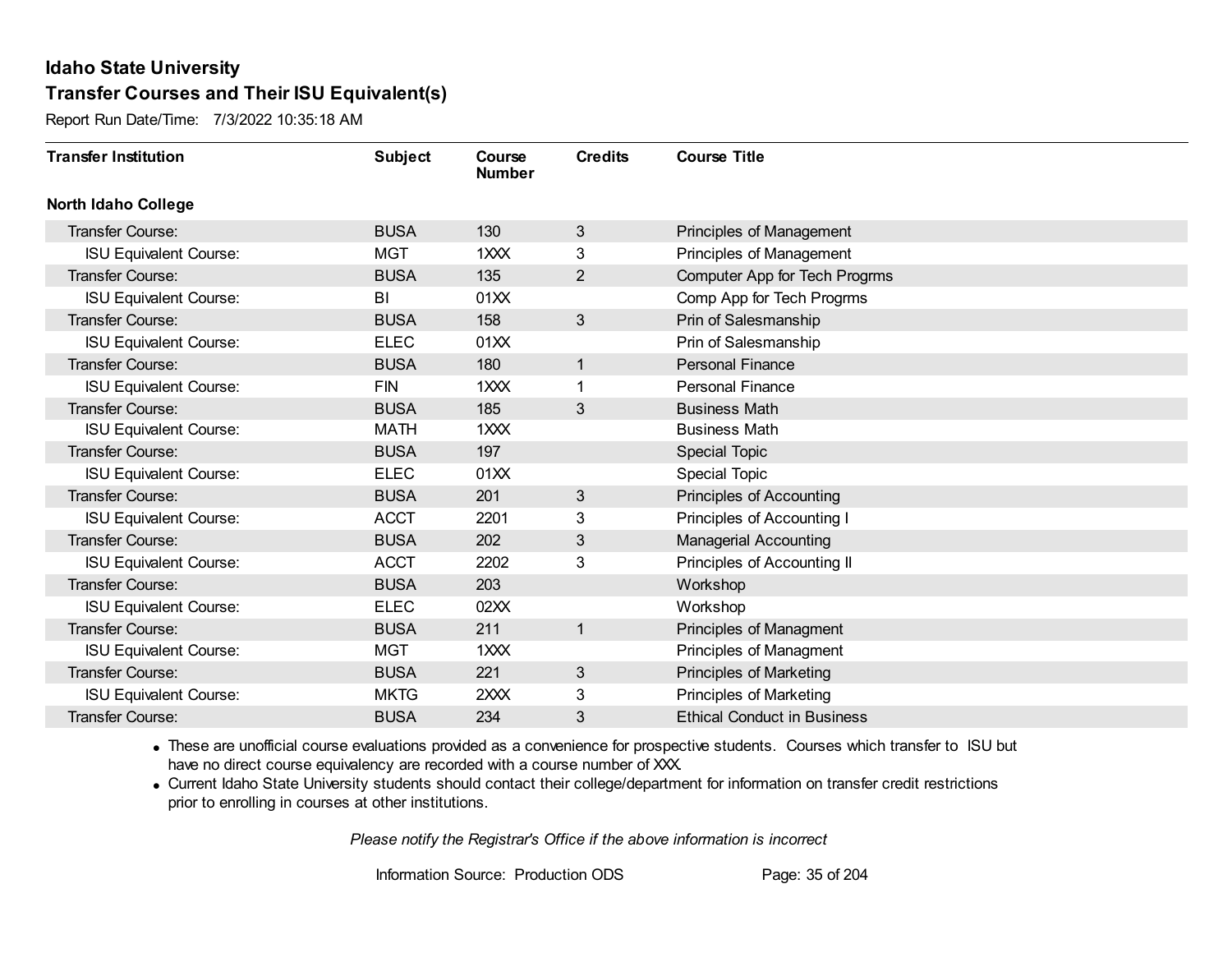# Idaho State University

## Transfer Courses and Their ISU Equivalent(s)

Report Run Date/Time: 7/3/2022 10:35:18 AM

| Transfer Institution | Subject | Course Number | Credits | Course Title |
|---|---|---|---|---|
| **North Idaho College** | | | | |
| Transfer Course: | BUSA | 130 | 3 | Principles of Management |
| ISU Equivalent Course: | MGT | 1XXX | 3 | Principles of Management |
| Transfer Course: | BUSA | 135 | 2 | Computer App for Tech Progrms |
| ISU Equivalent Course: | BI | 01XX | | Comp App for Tech Progrms |
| Transfer Course: | BUSA | 158 | 3 | Prin of Salesmanship |
| ISU Equivalent Course: | ELEC | 01XX | | Prin of Salesmanship |
| Transfer Course: | BUSA | 180 | 1 | Personal Finance |
| ISU Equivalent Course: | FIN | 1XXX | 1 | Personal Finance |
| Transfer Course: | BUSA | 185 | 3 | Business Math |
| ISU Equivalent Course: | MATH | 1XXX | | Business Math |
| Transfer Course: | BUSA | 197 | | Special Topic |
| ISU Equivalent Course: | ELEC | 01XX | | Special Topic |
| Transfer Course: | BUSA | 201 | 3 | Principles of Accounting |
| ISU Equivalent Course: | ACCT | 2201 | 3 | Principles of Accounting I |
| Transfer Course: | BUSA | 202 | 3 | Managerial Accounting |
| ISU Equivalent Course: | ACCT | 2202 | 3 | Principles of Accounting II |
| Transfer Course: | BUSA | 203 | | Workshop |
| ISU Equivalent Course: | ELEC | 02XX | | Workshop |
| Transfer Course: | BUSA | 211 | 1 | Principles of Managment |
| ISU Equivalent Course: | MGT | 1XXX | | Principles of Managment |
| Transfer Course: | BUSA | 221 | 3 | Principles of Marketing |
| ISU Equivalent Course: | MKTG | 2XXX | 3 | Principles of Marketing |
| Transfer Course: | BUSA | 234 | 3 | Ethical Conduct in Business |

- These are unofficial course evaluations provided as a convenience for prospective students. Courses which transfer to ISU but have no direct course equivalency are recorded with a course number of XXX.
- Current Idaho State University students should contact their college/department for information on transfer credit restrictions prior to enrolling in courses at other institutions.

*Please notify the Registrar's Office if the above information is incorrect*

Information Source: Production ODS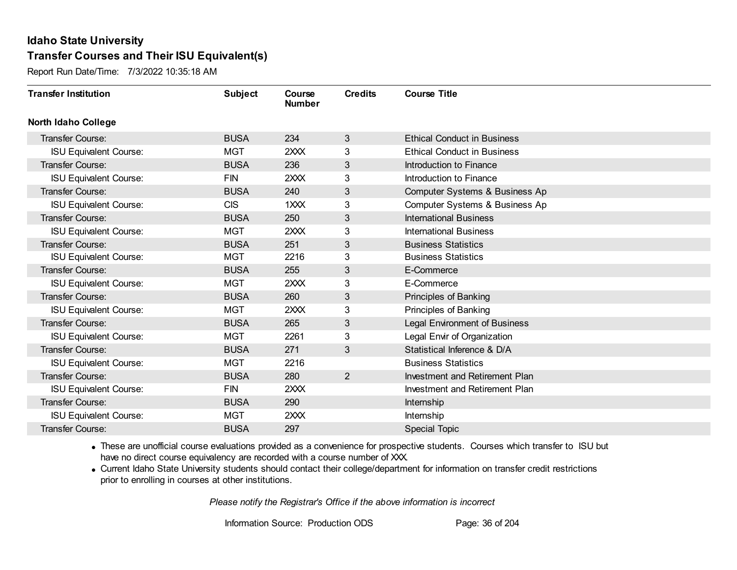# Idaho State University

## Transfer Courses and Their ISU Equivalent(s)

Report Run Date/Time: 7/3/2022 10:35:18 AM

| Transfer Institution | Subject | Course Number | Credits | Course Title |
|---|---|---|---|---|
| **North Idaho College** | | | | |
| Transfer Course: | BUSA | 234 | 3 | Ethical Conduct in Business |
| ISU Equivalent Course: | MGT | 2XXX | 3 | Ethical Conduct in Business |
| Transfer Course: | BUSA | 236 | 3 | Introduction to Finance |
| ISU Equivalent Course: | FIN | 2XXX | 3 | Introduction to Finance |
| Transfer Course: | BUSA | 240 | 3 | Computer Systems & Business Ap |
| ISU Equivalent Course: | CIS | 1XXX | 3 | Computer Systems & Business Ap |
| Transfer Course: | BUSA | 250 | 3 | International Business |
| ISU Equivalent Course: | MGT | 2XXX | 3 | International Business |
| Transfer Course: | BUSA | 251 | 3 | Business Statistics |
| ISU Equivalent Course: | MGT | 2216 | 3 | Business Statistics |
| Transfer Course: | BUSA | 255 | 3 | E-Commerce |
| ISU Equivalent Course: | MGT | 2XXX | 3 | E-Commerce |
| Transfer Course: | BUSA | 260 | 3 | Principles of Banking |
| ISU Equivalent Course: | MGT | 2XXX | 3 | Principles of Banking |
| Transfer Course: | BUSA | 265 | 3 | Legal Environment of Business |
| ISU Equivalent Course: | MGT | 2261 | 3 | Legal Envir of Organization |
| Transfer Course: | BUSA | 271 | 3 | Statistical Inference & D/A |
| ISU Equivalent Course: | MGT | 2216 | | Business Statistics |
| Transfer Course: | BUSA | 280 | 2 | Investment and Retirement Plan |
| ISU Equivalent Course: | FIN | 2XXX | | Investment and Retirement Plan |
| Transfer Course: | BUSA | 290 | | Internship |
| ISU Equivalent Course: | MGT | 2XXX | | Internship |
| Transfer Course: | BUSA | 297 | | Special Topic |

- These are unofficial course evaluations provided as a convenience for prospective students. Courses which transfer to ISU but have no direct course equivalency are recorded with a course number of XXX.
- Current Idaho State University students should contact their college/department for information on transfer credit restrictions prior to enrolling in courses at other institutions.

*Please notify the Registrar's Office if the above information is incorrect*

Information Source: Production ODS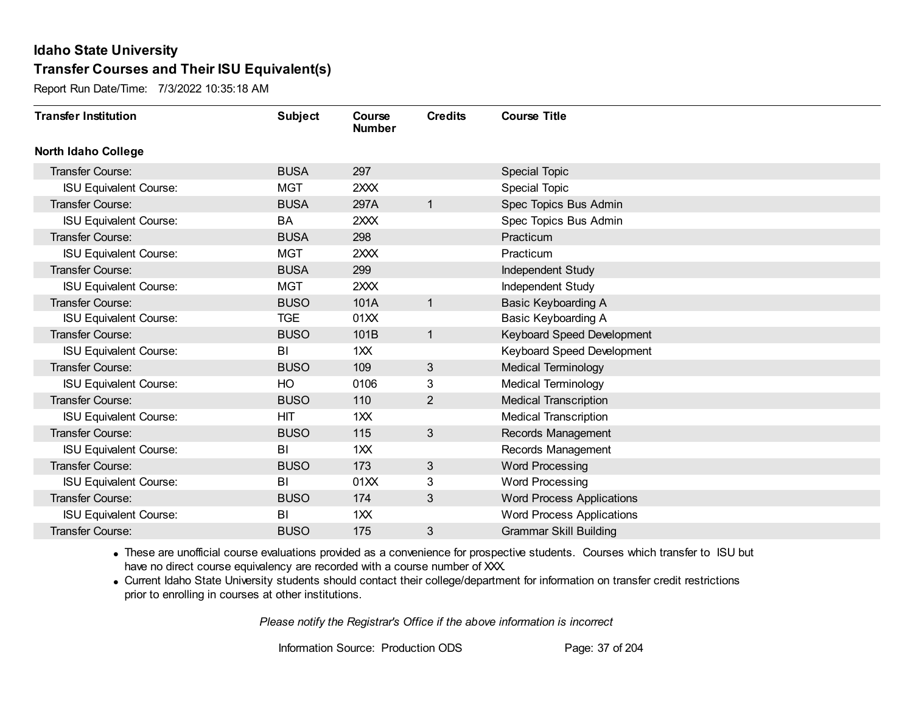# Idaho State University

## Transfer Courses and Their ISU Equivalent(s)

Report Run Date/Time: 7/3/2022 10:35:18 AM

| Transfer Institution | Subject | Course Number | Credits | Course Title |
|---|---|---|---|---|
| **North Idaho College** | | | | |
| Transfer Course: | BUSA | 297 | | Special Topic |
| ISU Equivalent Course: | MGT | 2XXX | | Special Topic |
| Transfer Course: | BUSA | 297A | 1 | Spec Topics Bus Admin |
| ISU Equivalent Course: | BA | 2XXX | | Spec Topics Bus Admin |
| Transfer Course: | BUSA | 298 | | Practicum |
| ISU Equivalent Course: | MGT | 2XXX | | Practicum |
| Transfer Course: | BUSA | 299 | | Independent Study |
| ISU Equivalent Course: | MGT | 2XXX | | Independent Study |
| Transfer Course: | BUSO | 101A | 1 | Basic Keyboarding A |
| ISU Equivalent Course: | TGE | 01XX | | Basic Keyboarding A |
| Transfer Course: | BUSO | 101B | 1 | Keyboard Speed Development |
| ISU Equivalent Course: | BI | 1XX | | Keyboard Speed Development |
| Transfer Course: | BUSO | 109 | 3 | Medical Terminology |
| ISU Equivalent Course: | HO | 0106 | 3 | Medical Terminology |
| Transfer Course: | BUSO | 110 | 2 | Medical Transcription |
| ISU Equivalent Course: | HIT | 1XX | | Medical Transcription |
| Transfer Course: | BUSO | 115 | 3 | Records Management |
| ISU Equivalent Course: | BI | 1XX | | Records Management |
| Transfer Course: | BUSO | 173 | 3 | Word Processing |
| ISU Equivalent Course: | BI | 01XX | 3 | Word Processing |
| Transfer Course: | BUSO | 174 | 3 | Word Process Applications |
| ISU Equivalent Course: | BI | 1XX | | Word Process Applications |
| Transfer Course: | BUSO | 175 | 3 | Grammar Skill Building |

- These are unofficial course evaluations provided as a convenience for prospective students. Courses which transfer to ISU but have no direct course equivalency are recorded with a course number of XXX.
- Current Idaho State University students should contact their college/department for information on transfer credit restrictions prior to enrolling in courses at other institutions.

*Please notify the Registrar's Office if the above information is incorrect*

Information Source: Production ODS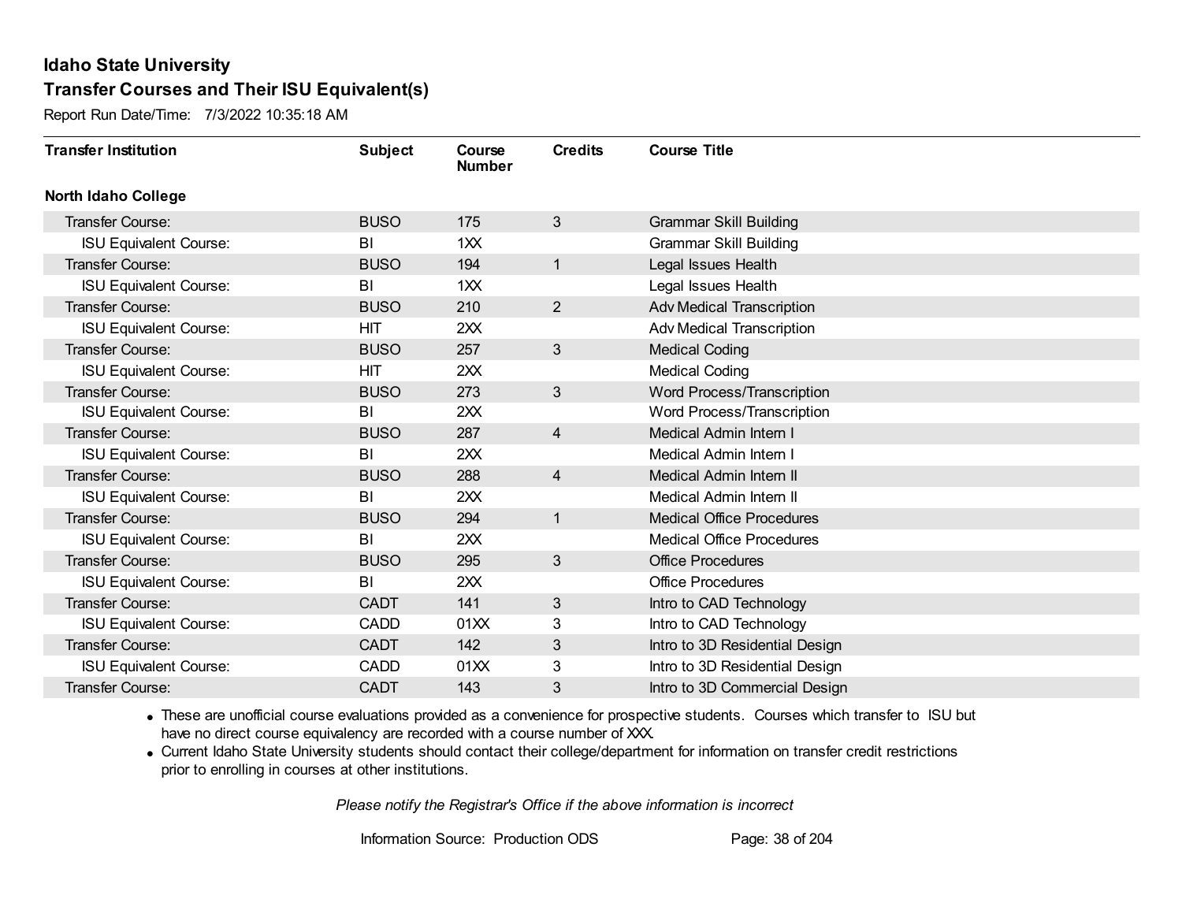# Idaho State University

## Transfer Courses and Their ISU Equivalent(s)

Report Run Date/Time: 7/3/2022 10:35:18 AM

| Transfer Institution | Subject | Course Number | Credits | Course Title |
|---|---|---|---|---|
| **North Idaho College** | | | | |
| Transfer Course: | BUSO | 175 | 3 | Grammar Skill Building |
| ISU Equivalent Course: | BI | 1XX | | Grammar Skill Building |
| Transfer Course: | BUSO | 194 | 1 | Legal Issues Health |
| ISU Equivalent Course: | BI | 1XX | | Legal Issues Health |
| Transfer Course: | BUSO | 210 | 2 | Adv Medical Transcription |
| ISU Equivalent Course: | HIT | 2XX | | Adv Medical Transcription |
| Transfer Course: | BUSO | 257 | 3 | Medical Coding |
| ISU Equivalent Course: | HIT | 2XX | | Medical Coding |
| Transfer Course: | BUSO | 273 | 3 | Word Process/Transcription |
| ISU Equivalent Course: | BI | 2XX | | Word Process/Transcription |
| Transfer Course: | BUSO | 287 | 4 | Medical Admin Intern I |
| ISU Equivalent Course: | BI | 2XX | | Medical Admin Intern I |
| Transfer Course: | BUSO | 288 | 4 | Medical Admin Intern II |
| ISU Equivalent Course: | BI | 2XX | | Medical Admin Intern II |
| Transfer Course: | BUSO | 294 | 1 | Medical Office Procedures |
| ISU Equivalent Course: | BI | 2XX | | Medical Office Procedures |
| Transfer Course: | BUSO | 295 | 3 | Office Procedures |
| ISU Equivalent Course: | BI | 2XX | | Office Procedures |
| Transfer Course: | CADT | 141 | 3 | Intro to CAD Technology |
| ISU Equivalent Course: | CADD | 01XX | 3 | Intro to CAD Technology |
| Transfer Course: | CADT | 142 | 3 | Intro to 3D Residential Design |
| ISU Equivalent Course: | CADD | 01XX | 3 | Intro to 3D Residential Design |
| Transfer Course: | CADT | 143 | 3 | Intro to 3D Commercial Design |

- These are unofficial course evaluations provided as a convenience for prospective students. Courses which transfer to ISU but have no direct course equivalency are recorded with a course number of XXX.
- Current Idaho State University students should contact their college/department for information on transfer credit restrictions prior to enrolling in courses at other institutions.

*Please notify the Registrar's Office if the above information is incorrect*

Information Source: Production ODS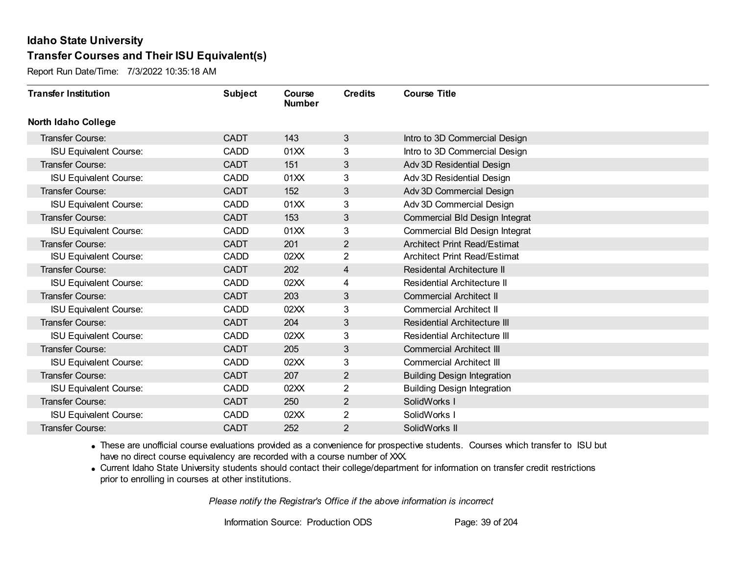## Idaho State University

## Transfer Courses and Their ISU Equivalent(s)

Report Run Date/Time: 7/3/2022 10:35:18 AM

| Transfer Institution | Subject | Course Number | Credits | Course Title |
|---|---|---|---|---|
| **North Idaho College** | | | | |
| Transfer Course: | CADT | 143 | 3 | Intro to 3D Commercial Design |
| ISU Equivalent Course: | CADD | 01XX | 3 | Intro to 3D Commercial Design |
| Transfer Course: | CADT | 151 | 3 | Adv 3D Residential Design |
| ISU Equivalent Course: | CADD | 01XX | 3 | Adv 3D Residential Design |
| Transfer Course: | CADT | 152 | 3 | Adv 3D Commercial Design |
| ISU Equivalent Course: | CADD | 01XX | 3 | Adv 3D Commercial Design |
| Transfer Course: | CADT | 153 | 3 | Commercial Bld Design Integrat |
| ISU Equivalent Course: | CADD | 01XX | 3 | Commercial Bld Design Integrat |
| Transfer Course: | CADT | 201 | 2 | Architect Print Read/Estimat |
| ISU Equivalent Course: | CADD | 02XX | 2 | Architect Print Read/Estimat |
| Transfer Course: | CADT | 202 | 4 | Residental Architecture II |
| ISU Equivalent Course: | CADD | 02XX | 4 | Residential Architecture II |
| Transfer Course: | CADT | 203 | 3 | Commercial Architect II |
| ISU Equivalent Course: | CADD | 02XX | 3 | Commercial Architect II |
| Transfer Course: | CADT | 204 | 3 | Residential Architecture III |
| ISU Equivalent Course: | CADD | 02XX | 3 | Residential Architecture III |
| Transfer Course: | CADT | 205 | 3 | Commercial Architect III |
| ISU Equivalent Course: | CADD | 02XX | 3 | Commercial Architect III |
| Transfer Course: | CADT | 207 | 2 | Building Design Integration |
| ISU Equivalent Course: | CADD | 02XX | 2 | Building Design Integration |
| Transfer Course: | CADT | 250 | 2 | SolidWorks I |
| ISU Equivalent Course: | CADD | 02XX | 2 | SolidWorks I |
| Transfer Course: | CADT | 252 | 2 | SolidWorks II |

- These are unofficial course evaluations provided as a convenience for prospective students. Courses which transfer to ISU but have no direct course equivalency are recorded with a course number of XXX.
- Current Idaho State University students should contact their college/department for information on transfer credit restrictions prior to enrolling in courses at other institutions.

*Please notify the Registrar's Office if the above information is incorrect*

Information Source: Production ODS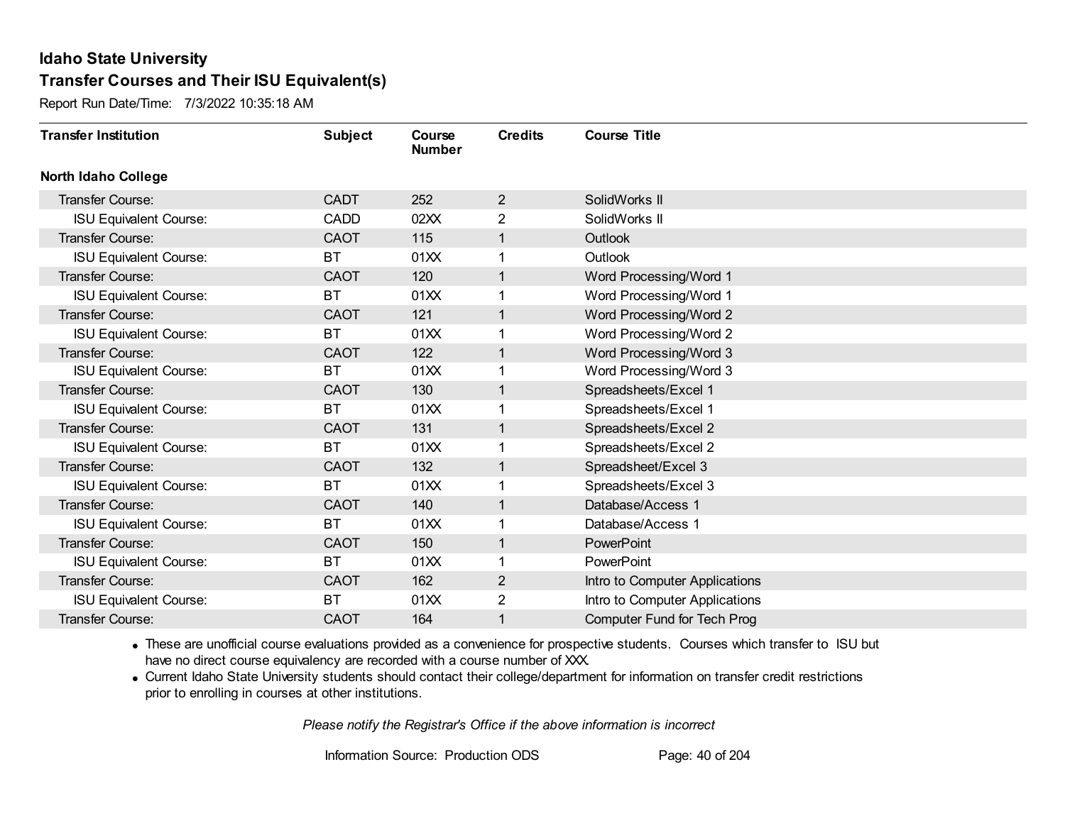# Idaho State University

## Transfer Courses and Their ISU Equivalent(s)

Report Run Date/Time: 7/3/2022 10:35:18 AM

| Transfer Institution | Subject | Course Number | Credits | Course Title |
|---|---|---|---|---|
| **North Idaho College** | | | | |
| Transfer Course: | CADT | 252 | 2 | SolidWorks II |
| ISU Equivalent Course: | CADD | 02XX | 2 | SolidWorks II |
| Transfer Course: | CAOT | 115 | 1 | Outlook |
| ISU Equivalent Course: | BT | 01XX | 1 | Outlook |
| Transfer Course: | CAOT | 120 | 1 | Word Processing/Word 1 |
| ISU Equivalent Course: | BT | 01XX | 1 | Word Processing/Word 1 |
| Transfer Course: | CAOT | 121 | 1 | Word Processing/Word 2 |
| ISU Equivalent Course: | BT | 01XX | 1 | Word Processing/Word 2 |
| Transfer Course: | CAOT | 122 | 1 | Word Processing/Word 3 |
| ISU Equivalent Course: | BT | 01XX | 1 | Word Processing/Word 3 |
| Transfer Course: | CAOT | 130 | 1 | Spreadsheets/Excel 1 |
| ISU Equivalent Course: | BT | 01XX | 1 | Spreadsheets/Excel 1 |
| Transfer Course: | CAOT | 131 | 1 | Spreadsheets/Excel 2 |
| ISU Equivalent Course: | BT | 01XX | 1 | Spreadsheets/Excel 2 |
| Transfer Course: | CAOT | 132 | 1 | Spreadsheet/Excel 3 |
| ISU Equivalent Course: | BT | 01XX | 1 | Spreadsheets/Excel 3 |
| Transfer Course: | CAOT | 140 | 1 | Database/Access 1 |
| ISU Equivalent Course: | BT | 01XX | 1 | Database/Access 1 |
| Transfer Course: | CAOT | 150 | 1 | PowerPoint |
| ISU Equivalent Course: | BT | 01XX | 1 | PowerPoint |
| Transfer Course: | CAOT | 162 | 2 | Intro to Computer Applications |
| ISU Equivalent Course: | BT | 01XX | 2 | Intro to Computer Applications |
| Transfer Course: | CAOT | 164 | 1 | Computer Fund for Tech Prog |

- These are unofficial course evaluations provided as a convenience for prospective students. Courses which transfer to ISU but have no direct course equivalency are recorded with a course number of XXX.
- Current Idaho State University students should contact their college/department for information on transfer credit restrictions prior to enrolling in courses at other institutions.

*Please notify the Registrar's Office if the above information is incorrect*

Information Source: Production ODS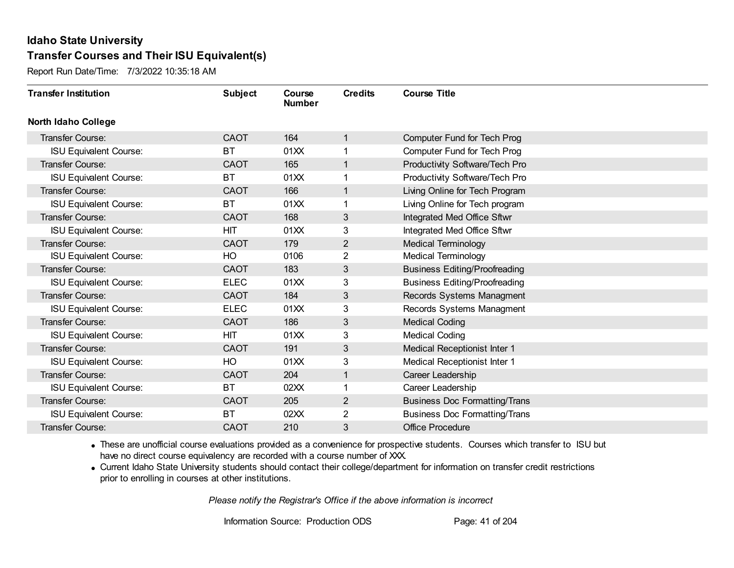# Idaho State University

## Transfer Courses and Their ISU Equivalent(s)

Report Run Date/Time: 7/3/2022 10:35:18 AM

| Transfer Institution | Subject | Course Number | Credits | Course Title |
|---|---|---|---|---|
| **North Idaho College** | | | | |
| Transfer Course: | CAOT | 164 | 1 | Computer Fund for Tech Prog |
| ISU Equivalent Course: | BT | 01XX | 1 | Computer Fund for Tech Prog |
| Transfer Course: | CAOT | 165 | 1 | Productivity Software/Tech Pro |
| ISU Equivalent Course: | BT | 01XX | 1 | Productivity Software/Tech Pro |
| Transfer Course: | CAOT | 166 | 1 | Living Online for Tech Program |
| ISU Equivalent Course: | BT | 01XX | 1 | Living Online for Tech program |
| Transfer Course: | CAOT | 168 | 3 | Integrated Med Office Sftwr |
| ISU Equivalent Course: | HIT | 01XX | 3 | Integrated Med Office Sftwr |
| Transfer Course: | CAOT | 179 | 2 | Medical Terminology |
| ISU Equivalent Course: | HO | 0106 | 2 | Medical Terminology |
| Transfer Course: | CAOT | 183 | 3 | Business Editing/Proofreading |
| ISU Equivalent Course: | ELEC | 01XX | 3 | Business Editing/Proofreading |
| Transfer Course: | CAOT | 184 | 3 | Records Systems Managment |
| ISU Equivalent Course: | ELEC | 01XX | 3 | Records Systems Managment |
| Transfer Course: | CAOT | 186 | 3 | Medical Coding |
| ISU Equivalent Course: | HIT | 01XX | 3 | Medical Coding |
| Transfer Course: | CAOT | 191 | 3 | Medical Receptionist Inter 1 |
| ISU Equivalent Course: | HO | 01XX | 3 | Medical Receptionist Inter 1 |
| Transfer Course: | CAOT | 204 | 1 | Career Leadership |
| ISU Equivalent Course: | BT | 02XX | 1 | Career Leadership |
| Transfer Course: | CAOT | 205 | 2 | Business Doc Formatting/Trans |
| ISU Equivalent Course: | BT | 02XX | 2 | Business Doc Formatting/Trans |
| Transfer Course: | CAOT | 210 | 3 | Office Procedure |

- These are unofficial course evaluations provided as a convenience for prospective students. Courses which transfer to ISU but have no direct course equivalency are recorded with a course number of XXX.
- Current Idaho State University students should contact their college/department for information on transfer credit restrictions prior to enrolling in courses at other institutions.

*Please notify the Registrar's Office if the above information is incorrect*

Information Source: Production ODS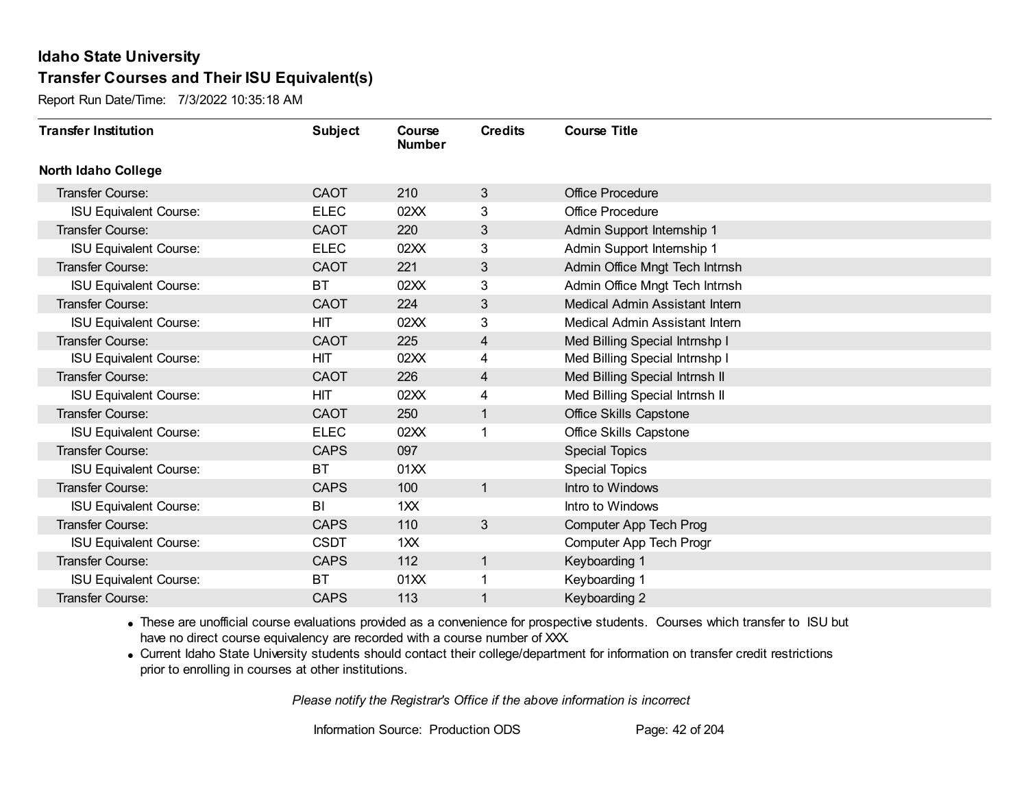# Idaho State University

## Transfer Courses and Their ISU Equivalent(s)

Report Run Date/Time: 7/3/2022 10:35:18 AM

| Transfer Institution | Subject | Course Number | Credits | Course Title |
|---|---|---|---|---|
| **North Idaho College** | | | | |
| Transfer Course: | CAOT | 210 | 3 | Office Procedure |
| ISU Equivalent Course: | ELEC | 02XX | 3 | Office Procedure |
| Transfer Course: | CAOT | 220 | 3 | Admin Support Internship 1 |
| ISU Equivalent Course: | ELEC | 02XX | 3 | Admin Support Internship 1 |
| Transfer Course: | CAOT | 221 | 3 | Admin Office Mngt Tech Intrnsh |
| ISU Equivalent Course: | BT | 02XX | 3 | Admin Office Mngt Tech Intrnsh |
| Transfer Course: | CAOT | 224 | 3 | Medical Admin Assistant Intern |
| ISU Equivalent Course: | HIT | 02XX | 3 | Medical Admin Assistant Intern |
| Transfer Course: | CAOT | 225 | 4 | Med Billing Special Intrnshp I |
| ISU Equivalent Course: | HIT | 02XX | 4 | Med Billing Special Intrnshp I |
| Transfer Course: | CAOT | 226 | 4 | Med Billing Special Intrnsh II |
| ISU Equivalent Course: | HIT | 02XX | 4 | Med Billing Special Intrnsh II |
| Transfer Course: | CAOT | 250 | 1 | Office Skills Capstone |
| ISU Equivalent Course: | ELEC | 02XX | 1 | Office Skills Capstone |
| Transfer Course: | CAPS | 097 | | Special Topics |
| ISU Equivalent Course: | BT | 01XX | | Special Topics |
| Transfer Course: | CAPS | 100 | 1 | Intro to Windows |
| ISU Equivalent Course: | BI | 1XX | | Intro to Windows |
| Transfer Course: | CAPS | 110 | 3 | Computer App Tech Prog |
| ISU Equivalent Course: | CSDT | 1XX | | Computer App Tech Progr |
| Transfer Course: | CAPS | 112 | 1 | Keyboarding 1 |
| ISU Equivalent Course: | BT | 01XX | 1 | Keyboarding 1 |
| Transfer Course: | CAPS | 113 | 1 | Keyboarding 2 |

- These are unofficial course evaluations provided as a convenience for prospective students. Courses which transfer to ISU but have no direct course equivalency are recorded with a course number of XXX.
- Current Idaho State University students should contact their college/department for information on transfer credit restrictions prior to enrolling in courses at other institutions.

*Please notify the Registrar's Office if the above information is incorrect*

Information Source: Production ODS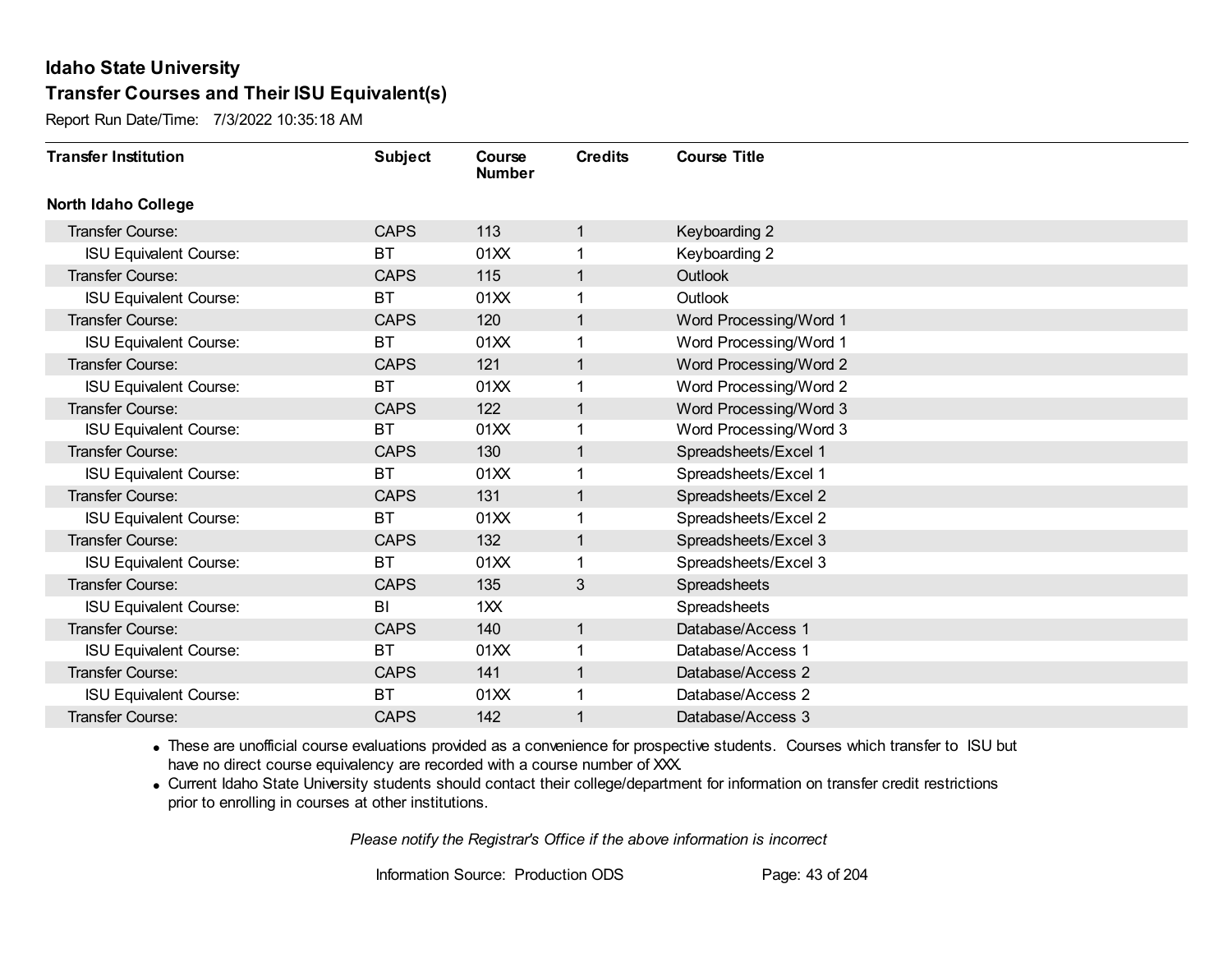# Idaho State University

## Transfer Courses and Their ISU Equivalent(s)

Report Run Date/Time: 7/3/2022 10:35:18 AM

| Transfer Institution | Subject | Course Number | Credits | Course Title |
|---|---|---|---|---|
| **North Idaho College** | | | | |
| Transfer Course: | CAPS | 113 | 1 | Keyboarding 2 |
| ISU Equivalent Course: | BT | 01XX | 1 | Keyboarding 2 |
| Transfer Course: | CAPS | 115 | 1 | Outlook |
| ISU Equivalent Course: | BT | 01XX | 1 | Outlook |
| Transfer Course: | CAPS | 120 | 1 | Word Processing/Word 1 |
| ISU Equivalent Course: | BT | 01XX | 1 | Word Processing/Word 1 |
| Transfer Course: | CAPS | 121 | 1 | Word Processing/Word 2 |
| ISU Equivalent Course: | BT | 01XX | 1 | Word Processing/Word 2 |
| Transfer Course: | CAPS | 122 | 1 | Word Processing/Word 3 |
| ISU Equivalent Course: | BT | 01XX | 1 | Word Processing/Word 3 |
| Transfer Course: | CAPS | 130 | 1 | Spreadsheets/Excel 1 |
| ISU Equivalent Course: | BT | 01XX | 1 | Spreadsheets/Excel 1 |
| Transfer Course: | CAPS | 131 | 1 | Spreadsheets/Excel 2 |
| ISU Equivalent Course: | BT | 01XX | 1 | Spreadsheets/Excel 2 |
| Transfer Course: | CAPS | 132 | 1 | Spreadsheets/Excel 3 |
| ISU Equivalent Course: | BT | 01XX | 1 | Spreadsheets/Excel 3 |
| Transfer Course: | CAPS | 135 | 3 | Spreadsheets |
| ISU Equivalent Course: | BI | 1XX | | Spreadsheets |
| Transfer Course: | CAPS | 140 | 1 | Database/Access 1 |
| ISU Equivalent Course: | BT | 01XX | 1 | Database/Access 1 |
| Transfer Course: | CAPS | 141 | 1 | Database/Access 2 |
| ISU Equivalent Course: | BT | 01XX | 1 | Database/Access 2 |
| Transfer Course: | CAPS | 142 | 1 | Database/Access 3 |

- These are unofficial course evaluations provided as a convenience for prospective students. Courses which transfer to ISU but have no direct course equivalency are recorded with a course number of XXX.
- Current Idaho State University students should contact their college/department for information on transfer credit restrictions prior to enrolling in courses at other institutions.

*Please notify the Registrar's Office if the above information is incorrect*

Information Source: Production ODS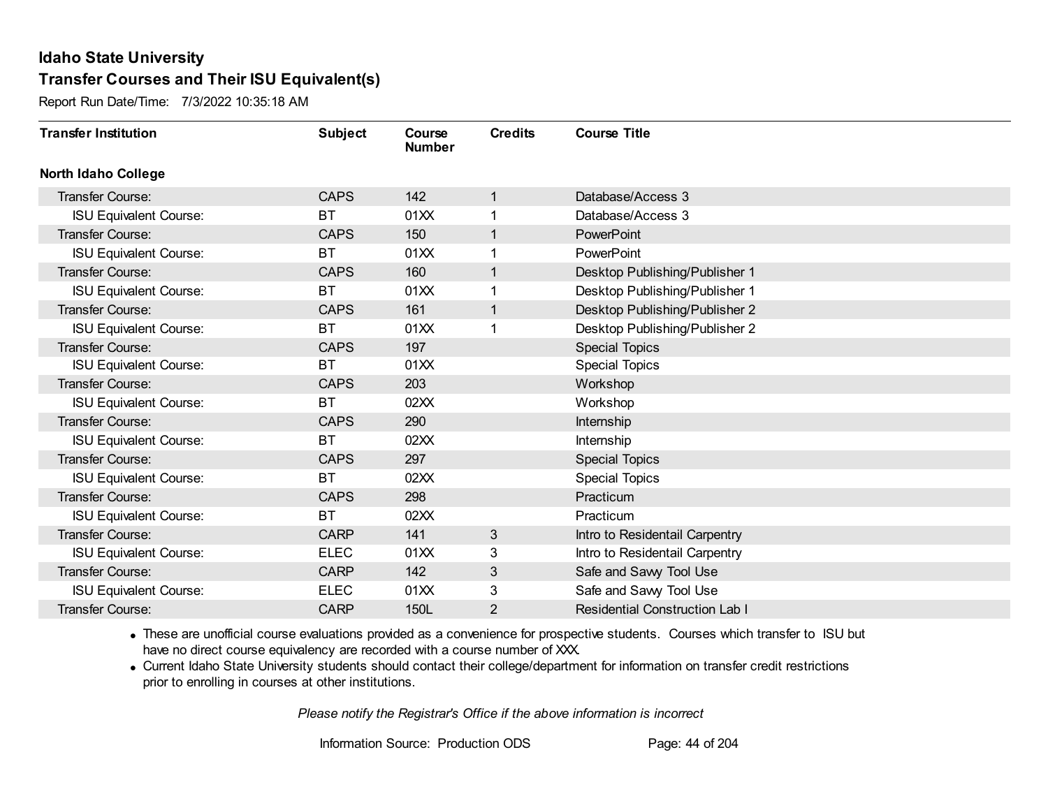# Idaho State University

## Transfer Courses and Their ISU Equivalent(s)

Report Run Date/Time: 7/3/2022 10:35:18 AM

| Transfer Institution | Subject | Course Number | Credits | Course Title |
|---|---|---|---|---|
| **North Idaho College** | | | | |
| Transfer Course: | CAPS | 142 | 1 | Database/Access 3 |
| ISU Equivalent Course: | BT | 01XX | 1 | Database/Access 3 |
| Transfer Course: | CAPS | 150 | 1 | PowerPoint |
| ISU Equivalent Course: | BT | 01XX | 1 | PowerPoint |
| Transfer Course: | CAPS | 160 | 1 | Desktop Publishing/Publisher 1 |
| ISU Equivalent Course: | BT | 01XX | 1 | Desktop Publishing/Publisher 1 |
| Transfer Course: | CAPS | 161 | 1 | Desktop Publishing/Publisher 2 |
| ISU Equivalent Course: | BT | 01XX | 1 | Desktop Publishing/Publisher 2 |
| Transfer Course: | CAPS | 197 | | Special Topics |
| ISU Equivalent Course: | BT | 01XX | | Special Topics |
| Transfer Course: | CAPS | 203 | | Workshop |
| ISU Equivalent Course: | BT | 02XX | | Workshop |
| Transfer Course: | CAPS | 290 | | Internship |
| ISU Equivalent Course: | BT | 02XX | | Internship |
| Transfer Course: | CAPS | 297 | | Special Topics |
| ISU Equivalent Course: | BT | 02XX | | Special Topics |
| Transfer Course: | CAPS | 298 | | Practicum |
| ISU Equivalent Course: | BT | 02XX | | Practicum |
| Transfer Course: | CARP | 141 | 3 | Intro to Residentail Carpentry |
| ISU Equivalent Course: | ELEC | 01XX | 3 | Intro to Residentail Carpentry |
| Transfer Course: | CARP | 142 | 3 | Safe and Savy Tool Use |
| ISU Equivalent Course: | ELEC | 01XX | 3 | Safe and Savy Tool Use |
| Transfer Course: | CARP | 150L | 2 | Residential Construction Lab I |

- These are unofficial course evaluations provided as a convenience for prospective students. Courses which transfer to ISU but have no direct course equivalency are recorded with a course number of XXX.
- Current Idaho State University students should contact their college/department for information on transfer credit restrictions prior to enrolling in courses at other institutions.

*Please notify the Registrar's Office if the above information is incorrect*

Information Source: Production ODS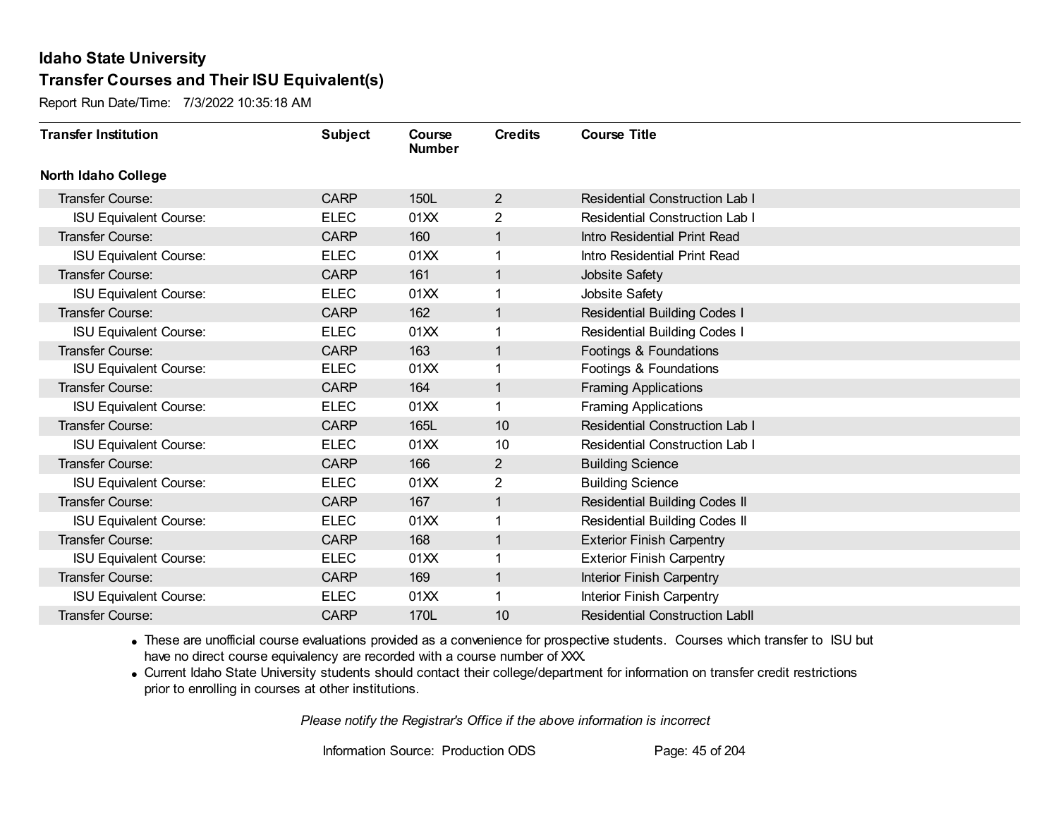# Idaho State University

## Transfer Courses and Their ISU Equivalent(s)

Report Run Date/Time: 7/3/2022 10:35:18 AM

| Transfer Institution | Subject | Course Number | Credits | Course Title |
|---|---|---|---|---|
| **North Idaho College** | | | | |
| Transfer Course: | CARP | 150L | 2 | Residential Construction Lab I |
| ISU Equivalent Course: | ELEC | 01XX | 2 | Residential Construction Lab I |
| Transfer Course: | CARP | 160 | 1 | Intro Residential Print Read |
| ISU Equivalent Course: | ELEC | 01XX | 1 | Intro Residential Print Read |
| Transfer Course: | CARP | 161 | 1 | Jobsite Safety |
| ISU Equivalent Course: | ELEC | 01XX | 1 | Jobsite Safety |
| Transfer Course: | CARP | 162 | 1 | Residential Building Codes I |
| ISU Equivalent Course: | ELEC | 01XX | 1 | Residential Building Codes I |
| Transfer Course: | CARP | 163 | 1 | Footings & Foundations |
| ISU Equivalent Course: | ELEC | 01XX | 1 | Footings & Foundations |
| Transfer Course: | CARP | 164 | 1 | Framing Applications |
| ISU Equivalent Course: | ELEC | 01XX | 1 | Framing Applications |
| Transfer Course: | CARP | 165L | 10 | Residential Construction Lab I |
| ISU Equivalent Course: | ELEC | 01XX | 10 | Residential Construction Lab I |
| Transfer Course: | CARP | 166 | 2 | Building Science |
| ISU Equivalent Course: | ELEC | 01XX | 2 | Building Science |
| Transfer Course: | CARP | 167 | 1 | Residential Building Codes II |
| ISU Equivalent Course: | ELEC | 01XX | 1 | Residential Building Codes II |
| Transfer Course: | CARP | 168 | 1 | Exterior Finish Carpentry |
| ISU Equivalent Course: | ELEC | 01XX | 1 | Exterior Finish Carpentry |
| Transfer Course: | CARP | 169 | 1 | Interior Finish Carpentry |
| ISU Equivalent Course: | ELEC | 01XX | 1 | Interior Finish Carpentry |
| Transfer Course: | CARP | 170L | 10 | Residential Construction LabII |

- These are unofficial course evaluations provided as a convenience for prospective students. Courses which transfer to ISU but have no direct course equivalency are recorded with a course number of XXX.
- Current Idaho State University students should contact their college/department for information on transfer credit restrictions prior to enrolling in courses at other institutions.

*Please notify the Registrar's Office if the above information is incorrect*

Information Source: Production ODS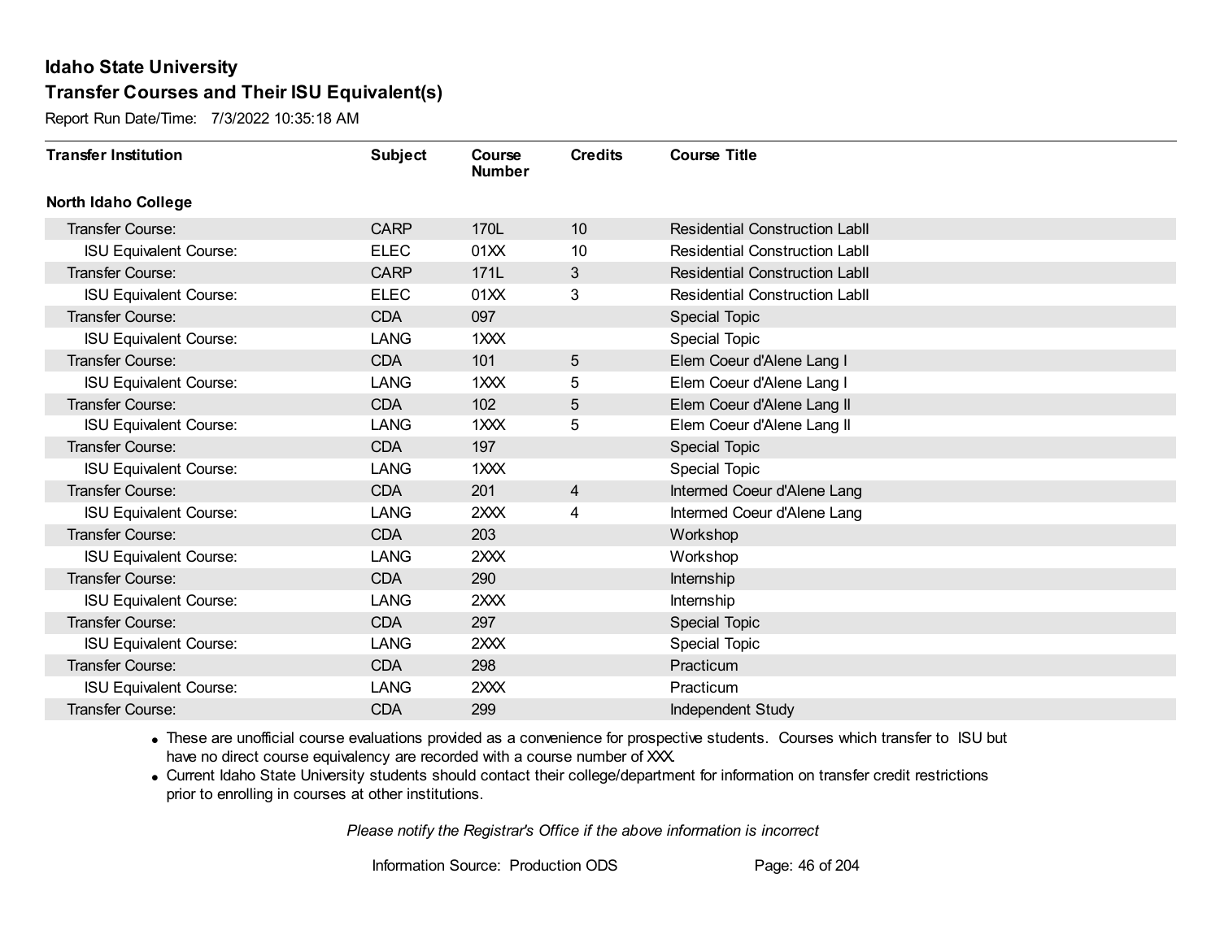# Idaho State University

## Transfer Courses and Their ISU Equivalent(s)

Report Run Date/Time: 7/3/2022 10:35:18 AM

| Transfer Institution | Subject | Course Number | Credits | Course Title |
|---|---|---|---|---|
| **North Idaho College** | | | | |
| Transfer Course: | CARP | 170L | 10 | Residential Construction LabII |
| ISU Equivalent Course: | ELEC | 01XX | 10 | Residential Construction LabII |
| Transfer Course: | CARP | 171L | 3 | Residential Construction LabII |
| ISU Equivalent Course: | ELEC | 01XX | 3 | Residential Construction LabII |
| Transfer Course: | CDA | 097 | | Special Topic |
| ISU Equivalent Course: | LANG | 1XXX | | Special Topic |
| Transfer Course: | CDA | 101 | 5 | Elem Coeur d'Alene Lang I |
| ISU Equivalent Course: | LANG | 1XXX | 5 | Elem Coeur d'Alene Lang I |
| Transfer Course: | CDA | 102 | 5 | Elem Coeur d'Alene Lang II |
| ISU Equivalent Course: | LANG | 1XXX | 5 | Elem Coeur d'Alene Lang II |
| Transfer Course: | CDA | 197 | | Special Topic |
| ISU Equivalent Course: | LANG | 1XXX | | Special Topic |
| Transfer Course: | CDA | 201 | 4 | Intermed Coeur d'Alene Lang |
| ISU Equivalent Course: | LANG | 2XXX | 4 | Intermed Coeur d'Alene Lang |
| Transfer Course: | CDA | 203 | | Workshop |
| ISU Equivalent Course: | LANG | 2XXX | | Workshop |
| Transfer Course: | CDA | 290 | | Internship |
| ISU Equivalent Course: | LANG | 2XXX | | Internship |
| Transfer Course: | CDA | 297 | | Special Topic |
| ISU Equivalent Course: | LANG | 2XXX | | Special Topic |
| Transfer Course: | CDA | 298 | | Practicum |
| ISU Equivalent Course: | LANG | 2XXX | | Practicum |
| Transfer Course: | CDA | 299 | | Independent Study |

- These are unofficial course evaluations provided as a convenience for prospective students. Courses which transfer to ISU but have no direct course equivalency are recorded with a course number of XXX.
- Current Idaho State University students should contact their college/department for information on transfer credit restrictions prior to enrolling in courses at other institutions.

*Please notify the Registrar's Office if the above information is incorrect*

Information Source: Production ODS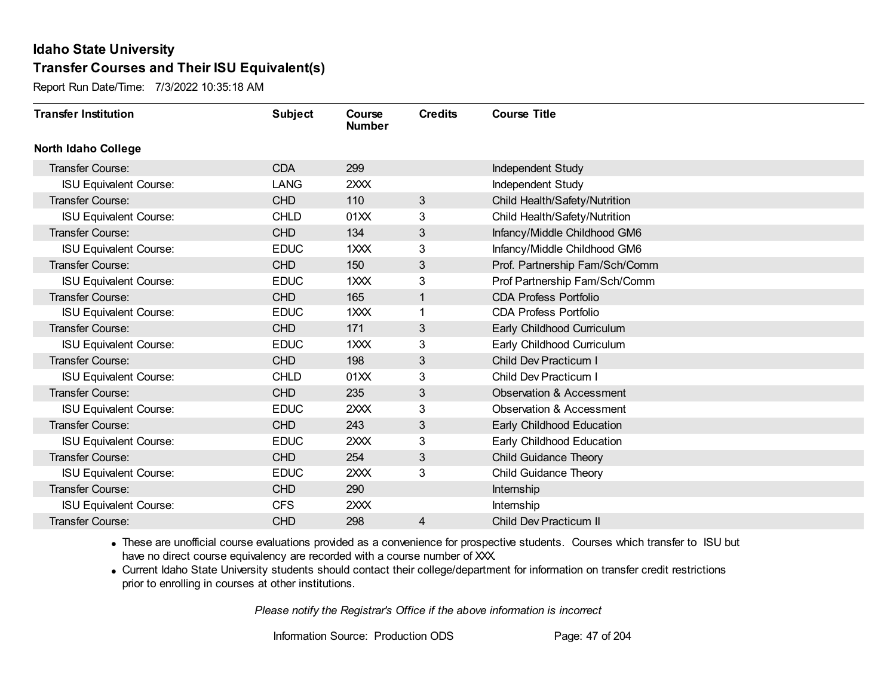# Idaho State University

## Transfer Courses and Their ISU Equivalent(s)

Report Run Date/Time: 7/3/2022 10:35:18 AM

| Transfer Institution | Subject | Course Number | Credits | Course Title |
|---|---|---|---|---|
| **North Idaho College** | | | | |
| Transfer Course: | CDA | 299 | | Independent Study |
| ISU Equivalent Course: | LANG | 2XXX | | Independent Study |
| Transfer Course: | CHD | 110 | 3 | Child Health/Safety/Nutrition |
| ISU Equivalent Course: | CHLD | 01XX | 3 | Child Health/Safety/Nutrition |
| Transfer Course: | CHD | 134 | 3 | Infancy/Middle Childhood GM6 |
| ISU Equivalent Course: | EDUC | 1XXX | 3 | Infancy/Middle Childhood GM6 |
| Transfer Course: | CHD | 150 | 3 | Prof. Partnership Fam/Sch/Comm |
| ISU Equivalent Course: | EDUC | 1XXX | 3 | Prof Partnership Fam/Sch/Comm |
| Transfer Course: | CHD | 165 | 1 | CDA Profess Portfolio |
| ISU Equivalent Course: | EDUC | 1XXX | 1 | CDA Profess Portfolio |
| Transfer Course: | CHD | 171 | 3 | Early Childhood Curriculum |
| ISU Equivalent Course: | EDUC | 1XXX | 3 | Early Childhood Curriculum |
| Transfer Course: | CHD | 198 | 3 | Child Dev Practicum I |
| ISU Equivalent Course: | CHLD | 01XX | 3 | Child Dev Practicum I |
| Transfer Course: | CHD | 235 | 3 | Observation & Accessment |
| ISU Equivalent Course: | EDUC | 2XXX | 3 | Observation & Accessment |
| Transfer Course: | CHD | 243 | 3 | Early Childhood Education |
| ISU Equivalent Course: | EDUC | 2XXX | 3 | Early Childhood Education |
| Transfer Course: | CHD | 254 | 3 | Child Guidance Theory |
| ISU Equivalent Course: | EDUC | 2XXX | 3 | Child Guidance Theory |
| Transfer Course: | CHD | 290 | | Internship |
| ISU Equivalent Course: | CFS | 2XXX | | Internship |
| Transfer Course: | CHD | 298 | 4 | Child Dev Practicum II |

- These are unofficial course evaluations provided as a convenience for prospective students. Courses which transfer to ISU but have no direct course equivalency are recorded with a course number of XXX.
- Current Idaho State University students should contact their college/department for information on transfer credit restrictions prior to enrolling in courses at other institutions.

*Please notify the Registrar's Office if the above information is incorrect*

Information Source: Production ODS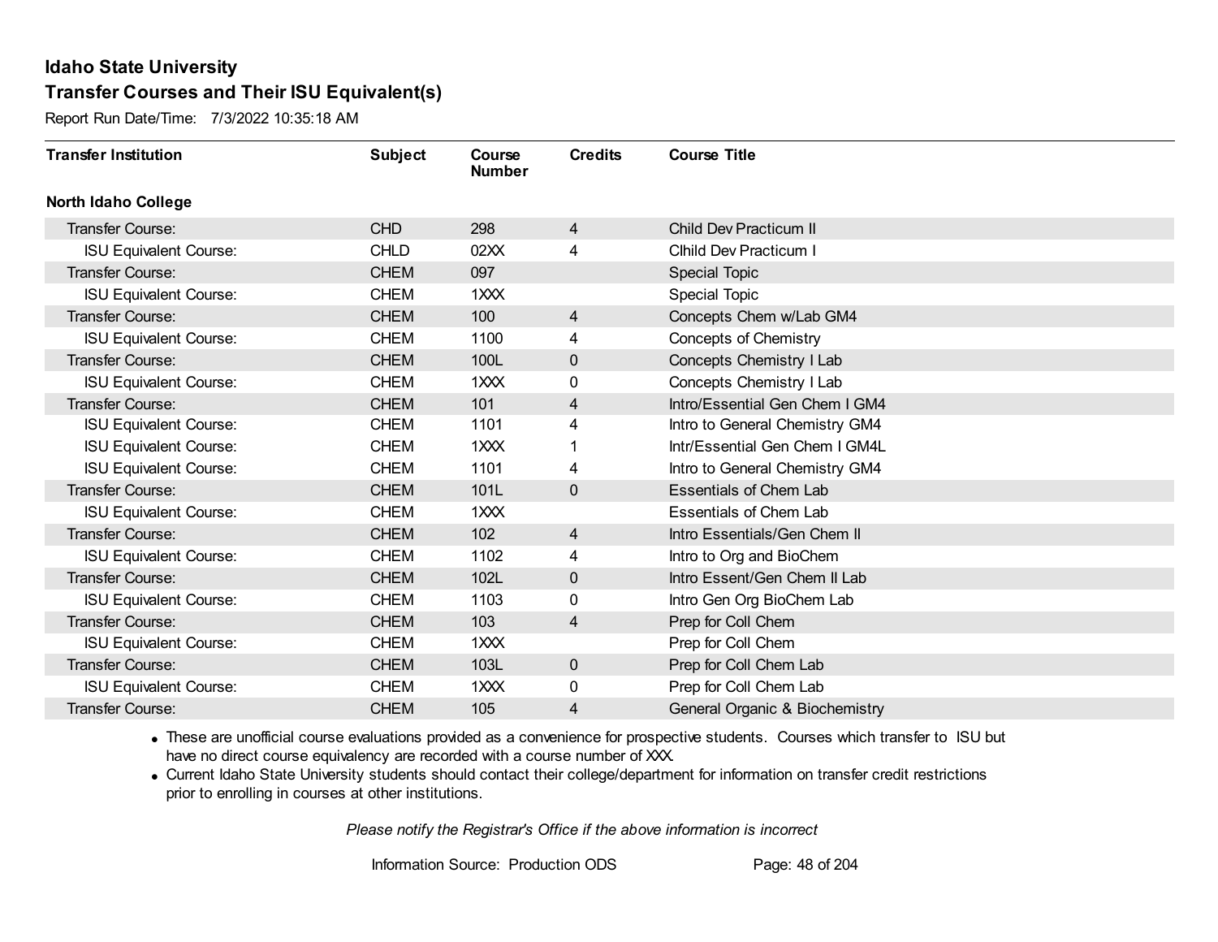# Idaho State University

## Transfer Courses and Their ISU Equivalent(s)

Report Run Date/Time: 7/3/2022 10:35:18 AM

| Transfer Institution | Subject | Course Number | Credits | Course Title |
|---|---|---|---|---|
| **North Idaho College** | | | | |
| Transfer Course: | CHD | 298 | 4 | Child Dev Practicum II |
| ISU Equivalent Course: | CHLD | 02XX | 4 | Clhild Dev Practicum I |
| Transfer Course: | CHEM | 097 | | Special Topic |
| ISU Equivalent Course: | CHEM | 1XXX | | Special Topic |
| Transfer Course: | CHEM | 100 | 4 | Concepts Chem w/Lab GM4 |
| ISU Equivalent Course: | CHEM | 1100 | 4 | Concepts of Chemistry |
| Transfer Course: | CHEM | 100L | 0 | Concepts Chemistry I Lab |
| ISU Equivalent Course: | CHEM | 1XXX | 0 | Concepts Chemistry I Lab |
| Transfer Course: | CHEM | 101 | 4 | Intro/Essential Gen Chem I GM4 |
| ISU Equivalent Course: | CHEM | 1101 | 4 | Intro to General Chemistry GM4 |
| ISU Equivalent Course: | CHEM | 1XXX | 1 | Intr/Essential Gen Chem I GM4L |
| ISU Equivalent Course: | CHEM | 1101 | 4 | Intro to General Chemistry GM4 |
| Transfer Course: | CHEM | 101L | 0 | Essentials of Chem Lab |
| ISU Equivalent Course: | CHEM | 1XXX | | Essentials of Chem Lab |
| Transfer Course: | CHEM | 102 | 4 | Intro Essentials/Gen Chem II |
| ISU Equivalent Course: | CHEM | 1102 | 4 | Intro to Org and BioChem |
| Transfer Course: | CHEM | 102L | 0 | Intro Essent/Gen Chem II Lab |
| ISU Equivalent Course: | CHEM | 1103 | 0 | Intro Gen Org BioChem Lab |
| Transfer Course: | CHEM | 103 | 4 | Prep for Coll Chem |
| ISU Equivalent Course: | CHEM | 1XXX | | Prep for Coll Chem |
| Transfer Course: | CHEM | 103L | 0 | Prep for Coll Chem Lab |
| ISU Equivalent Course: | CHEM | 1XXX | 0 | Prep for Coll Chem Lab |
| Transfer Course: | CHEM | 105 | 4 | General Organic & Biochemistry |

- These are unofficial course evaluations provided as a convenience for prospective students. Courses which transfer to ISU but have no direct course equivalency are recorded with a course number of XXX.
- Current Idaho State University students should contact their college/department for information on transfer credit restrictions prior to enrolling in courses at other institutions.

*Please notify the Registrar's Office if the above information is incorrect*

Information Source: Production ODS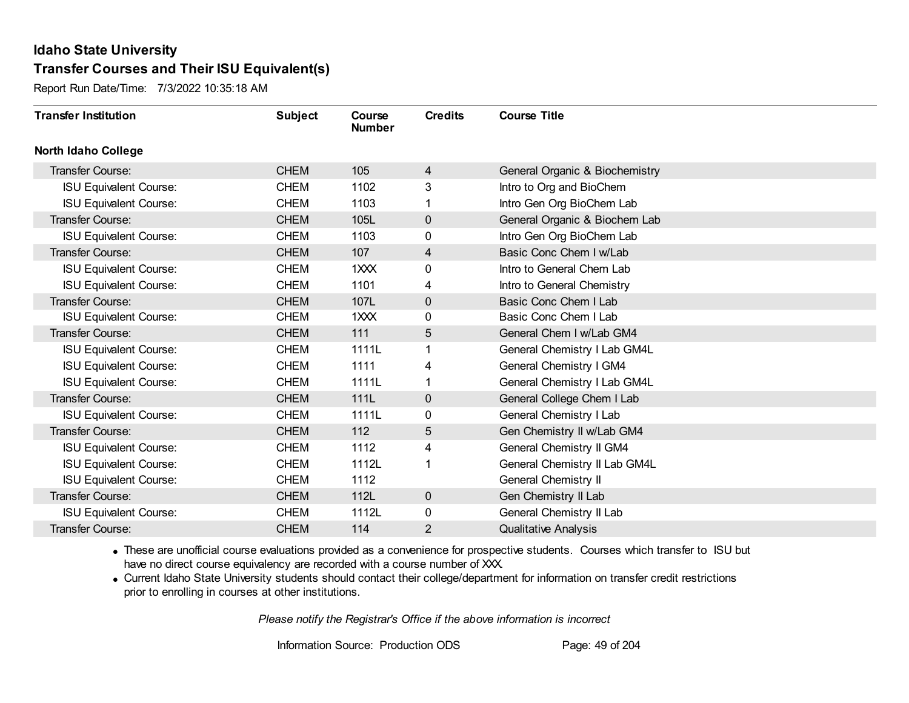# Idaho State University

## Transfer Courses and Their ISU Equivalent(s)

Report Run Date/Time: 7/3/2022 10:35:18 AM

| Transfer Institution | Subject | Course Number | Credits | Course Title |
|---|---|---|---|---|
| **North Idaho College** | | | | |
| Transfer Course: | CHEM | 105 | 4 | General Organic & Biochemistry |
| ISU Equivalent Course: | CHEM | 1102 | 3 | Intro to Org and BioChem |
| ISU Equivalent Course: | CHEM | 1103 | 1 | Intro Gen Org BioChem Lab |
| Transfer Course: | CHEM | 105L | 0 | General Organic & Biochem Lab |
| ISU Equivalent Course: | CHEM | 1103 | 0 | Intro Gen Org BioChem Lab |
| Transfer Course: | CHEM | 107 | 4 | Basic Conc Chem I w/Lab |
| ISU Equivalent Course: | CHEM | 1XXX | 0 | Intro to General Chem Lab |
| ISU Equivalent Course: | CHEM | 1101 | 4 | Intro to General Chemistry |
| Transfer Course: | CHEM | 107L | 0 | Basic Conc Chem I Lab |
| ISU Equivalent Course: | CHEM | 1XXX | 0 | Basic Conc Chem I Lab |
| Transfer Course: | CHEM | 111 | 5 | General Chem I w/Lab GM4 |
| ISU Equivalent Course: | CHEM | 1111L | 1 | General Chemistry I Lab GM4L |
| ISU Equivalent Course: | CHEM | 1111 | 4 | General Chemistry I GM4 |
| ISU Equivalent Course: | CHEM | 1111L | 1 | General Chemistry I Lab GM4L |
| Transfer Course: | CHEM | 111L | 0 | General College Chem I Lab |
| ISU Equivalent Course: | CHEM | 1111L | 0 | General Chemistry I Lab |
| Transfer Course: | CHEM | 112 | 5 | Gen Chemistry II w/Lab GM4 |
| ISU Equivalent Course: | CHEM | 1112 | 4 | General Chemistry II GM4 |
| ISU Equivalent Course: | CHEM | 1112L | 1 | General Chemistry II Lab GM4L |
| ISU Equivalent Course: | CHEM | 1112 | | General Chemistry II |
| Transfer Course: | CHEM | 112L | 0 | Gen Chemistry II Lab |
| ISU Equivalent Course: | CHEM | 1112L | 0 | General Chemistry II Lab |
| Transfer Course: | CHEM | 114 | 2 | Qualitative Analysis |

- These are unofficial course evaluations provided as a convenience for prospective students. Courses which transfer to ISU but have no direct course equivalency are recorded with a course number of XXX.
- Current Idaho State University students should contact their college/department for information on transfer credit restrictions prior to enrolling in courses at other institutions.

*Please notify the Registrar's Office if the above information is incorrect*

Information Source: Production ODS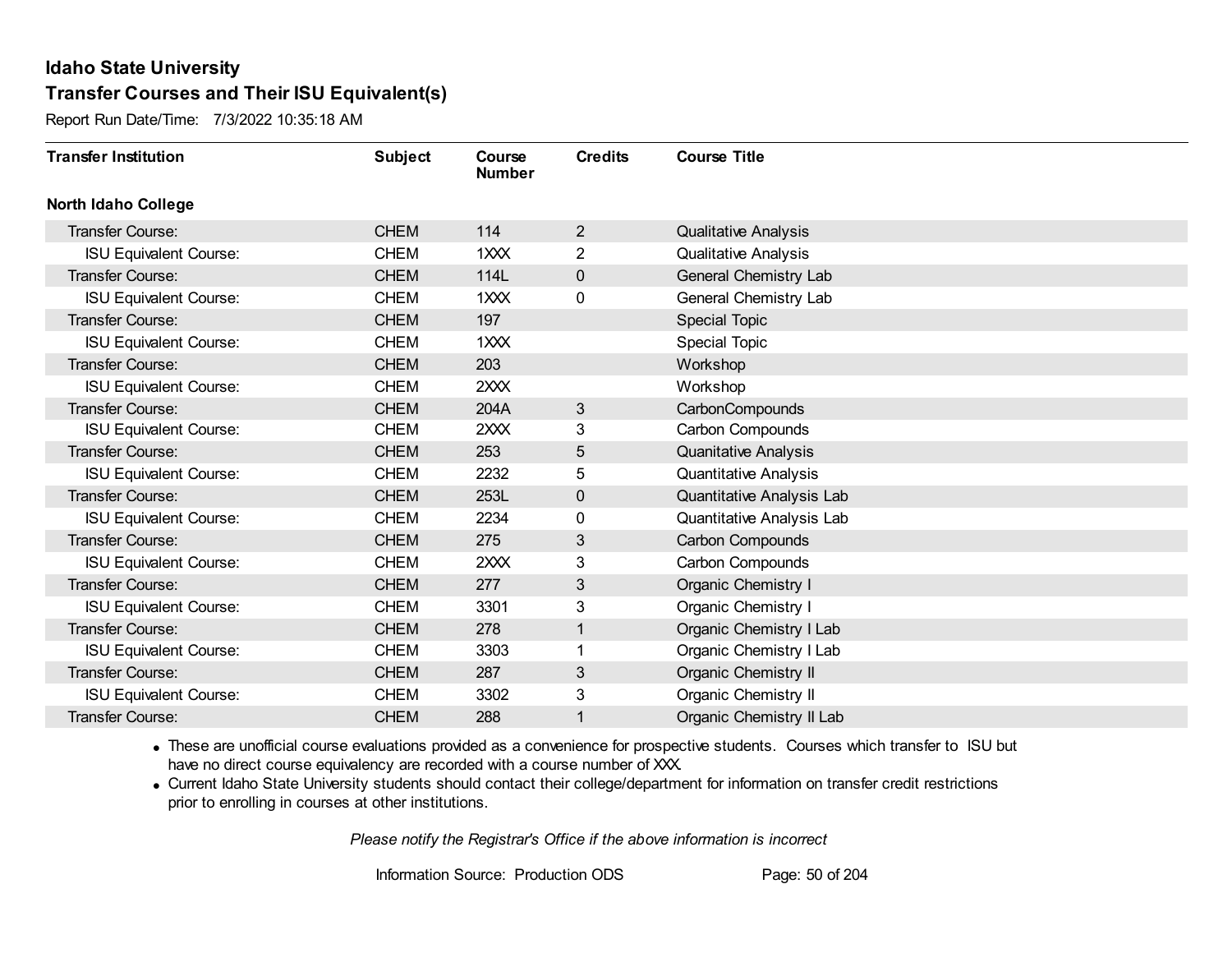## Idaho State University
## Transfer Courses and Their ISU Equivalent(s)

Report Run Date/Time: 7/3/2022 10:35:18 AM

| Transfer Institution | Subject | Course Number | Credits | Course Title |
|---|---|---|---|---|
| **North Idaho College** | | | | |
| Transfer Course: | CHEM | 114 | 2 | Qualitative Analysis |
| ISU Equivalent Course: | CHEM | 1XXX | 2 | Qualitative Analysis |
| Transfer Course: | CHEM | 114L | 0 | General Chemistry Lab |
| ISU Equivalent Course: | CHEM | 1XXX | 0 | General Chemistry Lab |
| Transfer Course: | CHEM | 197 | | Special Topic |
| ISU Equivalent Course: | CHEM | 1XXX | | Special Topic |
| Transfer Course: | CHEM | 203 | | Workshop |
| ISU Equivalent Course: | CHEM | 2XXX | | Workshop |
| Transfer Course: | CHEM | 204A | 3 | CarbonCompounds |
| ISU Equivalent Course: | CHEM | 2XXX | 3 | Carbon Compounds |
| Transfer Course: | CHEM | 253 | 5 | Quanitative Analysis |
| ISU Equivalent Course: | CHEM | 2232 | 5 | Quantitative Analysis |
| Transfer Course: | CHEM | 253L | 0 | Quantitative Analysis Lab |
| ISU Equivalent Course: | CHEM | 2234 | 0 | Quantitative Analysis Lab |
| Transfer Course: | CHEM | 275 | 3 | Carbon Compounds |
| ISU Equivalent Course: | CHEM | 2XXX | 3 | Carbon Compounds |
| Transfer Course: | CHEM | 277 | 3 | Organic Chemistry I |
| ISU Equivalent Course: | CHEM | 3301 | 3 | Organic Chemistry I |
| Transfer Course: | CHEM | 278 | 1 | Organic Chemistry I Lab |
| ISU Equivalent Course: | CHEM | 3303 | 1 | Organic Chemistry I Lab |
| Transfer Course: | CHEM | 287 | 3 | Organic Chemistry II |
| ISU Equivalent Course: | CHEM | 3302 | 3 | Organic Chemistry II |
| Transfer Course: | CHEM | 288 | 1 | Organic Chemistry II Lab |

- These are unofficial course evaluations provided as a convenience for prospective students. Courses which transfer to ISU but have no direct course equivalency are recorded with a course number of XXX.
- Current Idaho State University students should contact their college/department for information on transfer credit restrictions prior to enrolling in courses at other institutions.

*Please notify the Registrar's Office if the above information is incorrect*

Information Source: Production ODS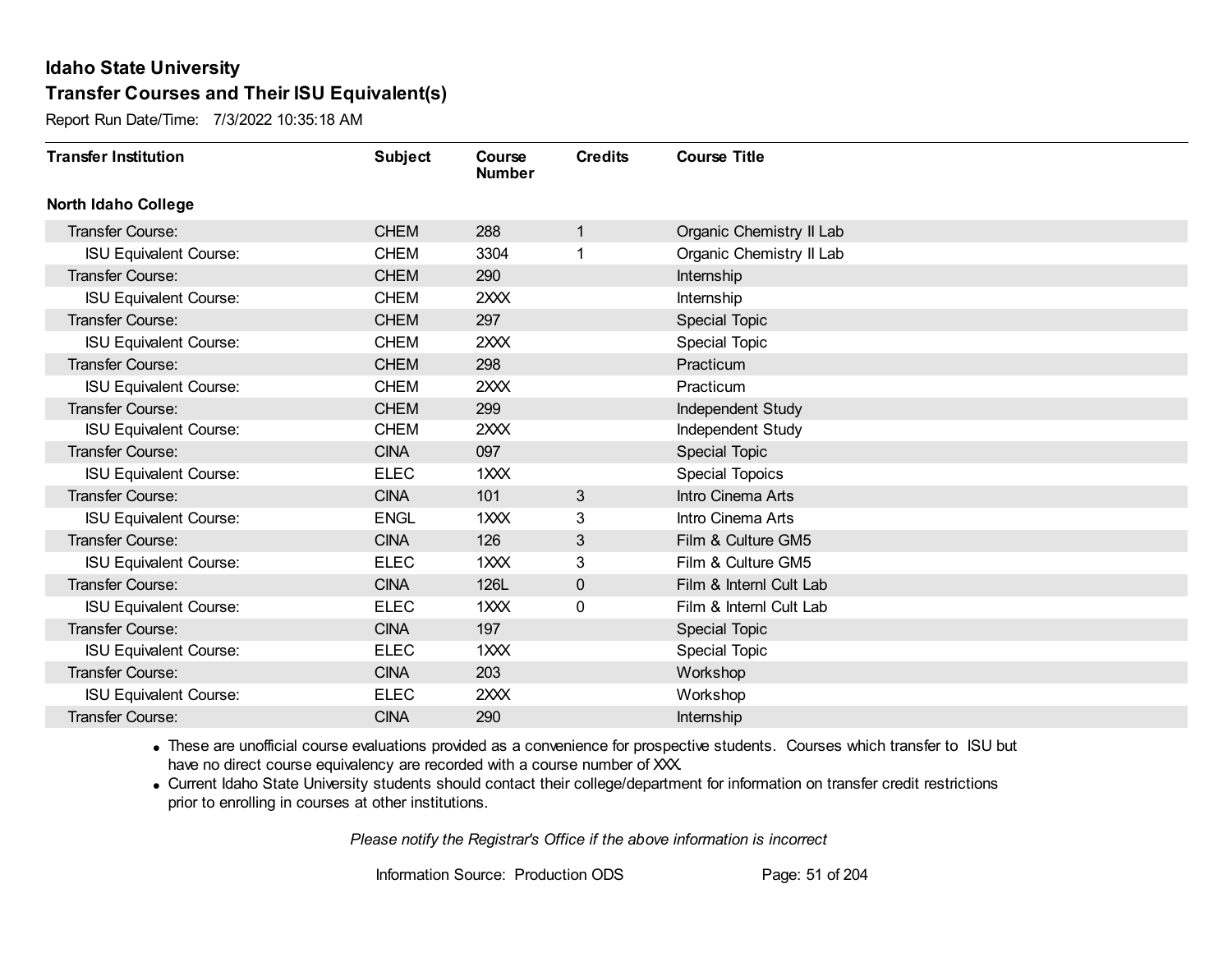# Idaho State University

## Transfer Courses and Their ISU Equivalent(s)

Report Run Date/Time: 7/3/2022 10:35:18 AM

| Transfer Institution | Subject | Course Number | Credits | Course Title |
|---|---|---|---|---|
| **North Idaho College** | | | | |
| Transfer Course: | CHEM | 288 | 1 | Organic Chemistry II Lab |
| ISU Equivalent Course: | CHEM | 3304 | 1 | Organic Chemistry II Lab |
| Transfer Course: | CHEM | 290 | | Internship |
| ISU Equivalent Course: | CHEM | 2XXX | | Internship |
| Transfer Course: | CHEM | 297 | | Special Topic |
| ISU Equivalent Course: | CHEM | 2XXX | | Special Topic |
| Transfer Course: | CHEM | 298 | | Practicum |
| ISU Equivalent Course: | CHEM | 2XXX | | Practicum |
| Transfer Course: | CHEM | 299 | | Independent Study |
| ISU Equivalent Course: | CHEM | 2XXX | | Independent Study |
| Transfer Course: | CINA | 097 | | Special Topic |
| ISU Equivalent Course: | ELEC | 1XXX | | Special Topoics |
| Transfer Course: | CINA | 101 | 3 | Intro Cinema Arts |
| ISU Equivalent Course: | ENGL | 1XXX | 3 | Intro Cinema Arts |
| Transfer Course: | CINA | 126 | 3 | Film & Culture GM5 |
| ISU Equivalent Course: | ELEC | 1XXX | 3 | Film & Culture GM5 |
| Transfer Course: | CINA | 126L | 0 | Film & Internl Cult Lab |
| ISU Equivalent Course: | ELEC | 1XXX | 0 | Film & Internl Cult Lab |
| Transfer Course: | CINA | 197 | | Special Topic |
| ISU Equivalent Course: | ELEC | 1XXX | | Special Topic |
| Transfer Course: | CINA | 203 | | Workshop |
| ISU Equivalent Course: | ELEC | 2XXX | | Workshop |
| Transfer Course: | CINA | 290 | | Internship |

- These are unofficial course evaluations provided as a convenience for prospective students. Courses which transfer to ISU but have no direct course equivalency are recorded with a course number of XXX.
- Current Idaho State University students should contact their college/department for information on transfer credit restrictions prior to enrolling in courses at other institutions.

*Please notify the Registrar's Office if the above information is incorrect*

Information Source: Production ODS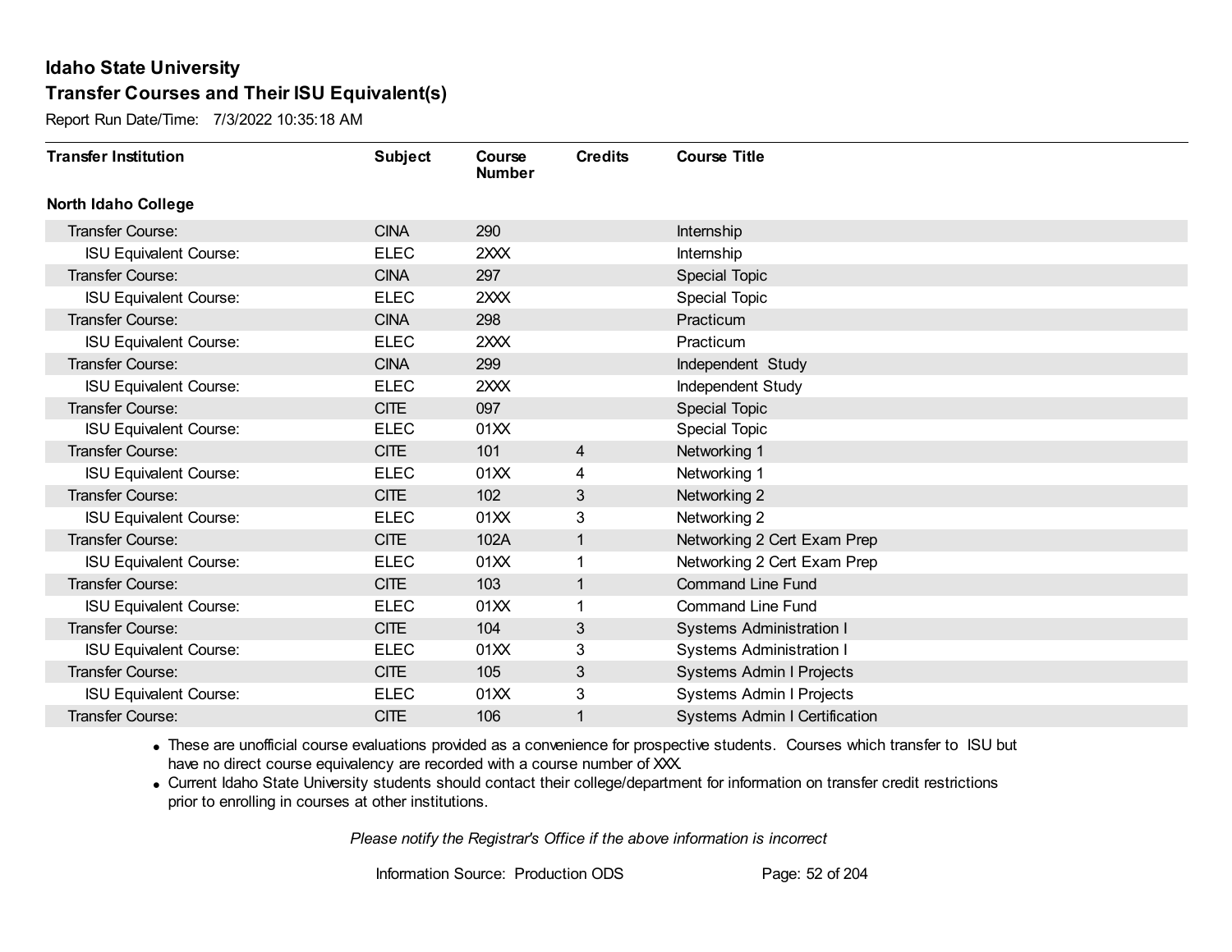# Idaho State University

## Transfer Courses and Their ISU Equivalent(s)

Report Run Date/Time: 7/3/2022 10:35:18 AM

| Transfer Institution | Subject | Course Number | Credits | Course Title |
|---|---|---|---|---|
| **North Idaho College** | | | | |
| Transfer Course: | CINA | 290 | | Internship |
| ISU Equivalent Course: | ELEC | 2XXX | | Internship |
| Transfer Course: | CINA | 297 | | Special Topic |
| ISU Equivalent Course: | ELEC | 2XXX | | Special Topic |
| Transfer Course: | CINA | 298 | | Practicum |
| ISU Equivalent Course: | ELEC | 2XXX | | Practicum |
| Transfer Course: | CINA | 299 | | Independent Study |
| ISU Equivalent Course: | ELEC | 2XXX | | Independent Study |
| Transfer Course: | CITE | 097 | | Special Topic |
| ISU Equivalent Course: | ELEC | 01XX | | Special Topic |
| Transfer Course: | CITE | 101 | 4 | Networking 1 |
| ISU Equivalent Course: | ELEC | 01XX | 4 | Networking 1 |
| Transfer Course: | CITE | 102 | 3 | Networking 2 |
| ISU Equivalent Course: | ELEC | 01XX | 3 | Networking 2 |
| Transfer Course: | CITE | 102A | 1 | Networking 2 Cert Exam Prep |
| ISU Equivalent Course: | ELEC | 01XX | 1 | Networking 2 Cert Exam Prep |
| Transfer Course: | CITE | 103 | 1 | Command Line Fund |
| ISU Equivalent Course: | ELEC | 01XX | 1 | Command Line Fund |
| Transfer Course: | CITE | 104 | 3 | Systems Administration I |
| ISU Equivalent Course: | ELEC | 01XX | 3 | Systems Administration I |
| Transfer Course: | CITE | 105 | 3 | Systems Admin I Projects |
| ISU Equivalent Course: | ELEC | 01XX | 3 | Systems Admin I Projects |
| Transfer Course: | CITE | 106 | 1 | Systems Admin I Certification |

- These are unofficial course evaluations provided as a convenience for prospective students. Courses which transfer to ISU but have no direct course equivalency are recorded with a course number of XXX.
- Current Idaho State University students should contact their college/department for information on transfer credit restrictions prior to enrolling in courses at other institutions.

*Please notify the Registrar's Office if the above information is incorrect*

Information Source: Production ODS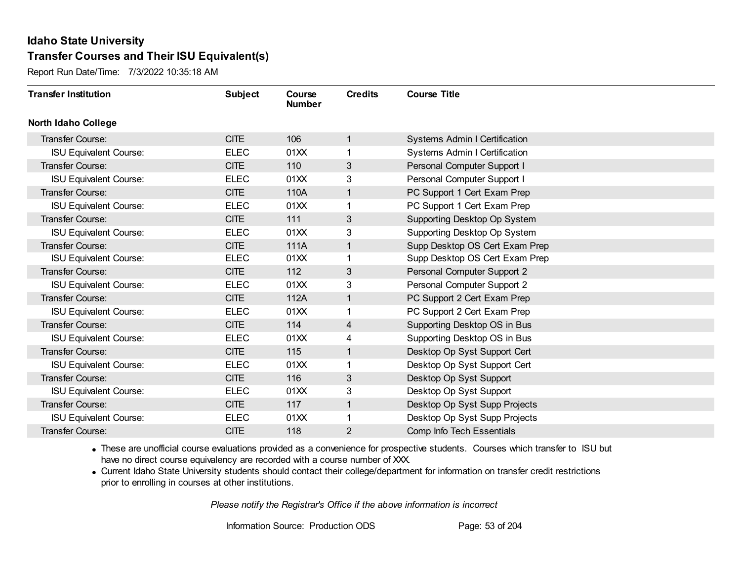**Idaho State University**
**Transfer Courses and Their ISU Equivalent(s)**

Report Run Date/Time: 7/3/2022 10:35:18 AM

| Transfer Institution | Subject | Course Number | Credits | Course Title |
|---|---|---|---|---|
| **North Idaho College** | | | | |
| Transfer Course: | CITE | 106 | 1 | Systems Admin I Certification |
| ISU Equivalent Course: | ELEC | 01XX | 1 | Systems Admin I Certification |
| Transfer Course: | CITE | 110 | 3 | Personal Computer Support I |
| ISU Equivalent Course: | ELEC | 01XX | 3 | Personal Computer Support I |
| Transfer Course: | CITE | 110A | 1 | PC Support 1 Cert Exam Prep |
| ISU Equivalent Course: | ELEC | 01XX | 1 | PC Support 1 Cert Exam Prep |
| Transfer Course: | CITE | 111 | 3 | Supporting Desktop Op System |
| ISU Equivalent Course: | ELEC | 01XX | 3 | Supporting Desktop Op System |
| Transfer Course: | CITE | 111A | 1 | Supp Desktop OS Cert Exam Prep |
| ISU Equivalent Course: | ELEC | 01XX | 1 | Supp Desktop OS Cert Exam Prep |
| Transfer Course: | CITE | 112 | 3 | Personal Computer Support 2 |
| ISU Equivalent Course: | ELEC | 01XX | 3 | Personal Computer Support 2 |
| Transfer Course: | CITE | 112A | 1 | PC Support 2 Cert Exam Prep |
| ISU Equivalent Course: | ELEC | 01XX | 1 | PC Support 2 Cert Exam Prep |
| Transfer Course: | CITE | 114 | 4 | Supporting Desktop OS in Bus |
| ISU Equivalent Course: | ELEC | 01XX | 4 | Supporting Desktop OS in Bus |
| Transfer Course: | CITE | 115 | 1 | Desktop Op Syst Support Cert |
| ISU Equivalent Course: | ELEC | 01XX | 1 | Desktop Op Syst Support Cert |
| Transfer Course: | CITE | 116 | 3 | Desktop Op Syst Support |
| ISU Equivalent Course: | ELEC | 01XX | 3 | Desktop Op Syst Support |
| Transfer Course: | CITE | 117 | 1 | Desktop Op Syst Supp Projects |
| ISU Equivalent Course: | ELEC | 01XX | 1 | Desktop Op Syst Supp Projects |
| Transfer Course: | CITE | 118 | 2 | Comp Info Tech Essentials |

- These are unofficial course evaluations provided as a convenience for prospective students. Courses which transfer to ISU but have no direct course equivalency are recorded with a course number of XXX.
- Current Idaho State University students should contact their college/department for information on transfer credit restrictions prior to enrolling in courses at other institutions.

*Please notify the Registrar's Office if the above information is incorrect*

Information Source: Production ODS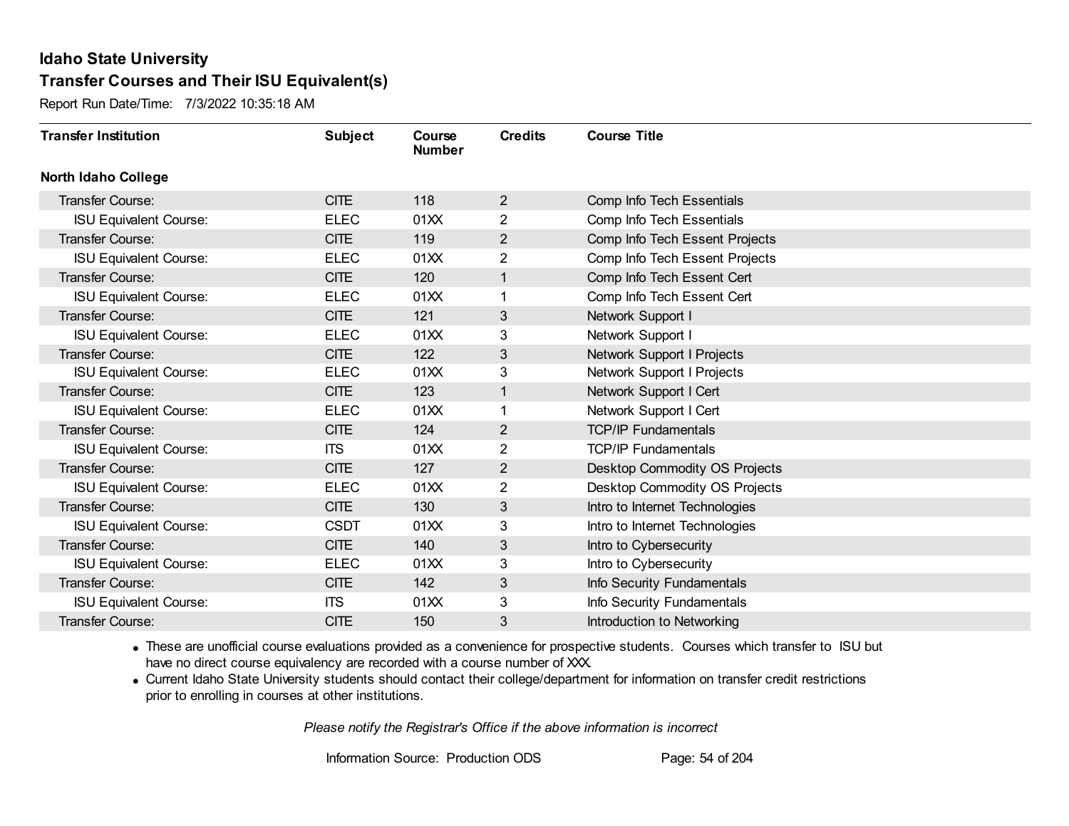# Idaho State University
## Transfer Courses and Their ISU Equivalent(s)

Report Run Date/Time: 7/3/2022 10:35:18 AM

| Transfer Institution | Subject | Course Number | Credits | Course Title |
|---|---|---|---|---|
| **North Idaho College** | | | | |
| Transfer Course: | CITE | 118 | 2 | Comp Info Tech Essentials |
| ISU Equivalent Course: | ELEC | 01XX | 2 | Comp Info Tech Essentials |
| Transfer Course: | CITE | 119 | 2 | Comp Info Tech Essent Projects |
| ISU Equivalent Course: | ELEC | 01XX | 2 | Comp Info Tech Essent Projects |
| Transfer Course: | CITE | 120 | 1 | Comp Info Tech Essent Cert |
| ISU Equivalent Course: | ELEC | 01XX | 1 | Comp Info Tech Essent Cert |
| Transfer Course: | CITE | 121 | 3 | Network Support I |
| ISU Equivalent Course: | ELEC | 01XX | 3 | Network Support I |
| Transfer Course: | CITE | 122 | 3 | Network Support I Projects |
| ISU Equivalent Course: | ELEC | 01XX | 3 | Network Support I Projects |
| Transfer Course: | CITE | 123 | 1 | Network Support I Cert |
| ISU Equivalent Course: | ELEC | 01XX | 1 | Network Support I Cert |
| Transfer Course: | CITE | 124 | 2 | TCP/IP Fundamentals |
| ISU Equivalent Course: | ITS | 01XX | 2 | TCP/IP Fundamentals |
| Transfer Course: | CITE | 127 | 2 | Desktop Commodity OS Projects |
| ISU Equivalent Course: | ELEC | 01XX | 2 | Desktop Commodity OS Projects |
| Transfer Course: | CITE | 130 | 3 | Intro to Internet Technologies |
| ISU Equivalent Course: | CSDT | 01XX | 3 | Intro to Internet Technologies |
| Transfer Course: | CITE | 140 | 3 | Intro to Cybersecurity |
| ISU Equivalent Course: | ELEC | 01XX | 3 | Intro to Cybersecurity |
| Transfer Course: | CITE | 142 | 3 | Info Security Fundamentals |
| ISU Equivalent Course: | ITS | 01XX | 3 | Info Security Fundamentals |
| Transfer Course: | CITE | 150 | 3 | Introduction to Networking |

- These are unofficial course evaluations provided as a convenience for prospective students. Courses which transfer to ISU but have no direct course equivalency are recorded with a course number of XXX.
- Current Idaho State University students should contact their college/department for information on transfer credit restrictions prior to enrolling in courses at other institutions.

*Please notify the Registrar's Office if the above information is incorrect*

Information Source: Production ODS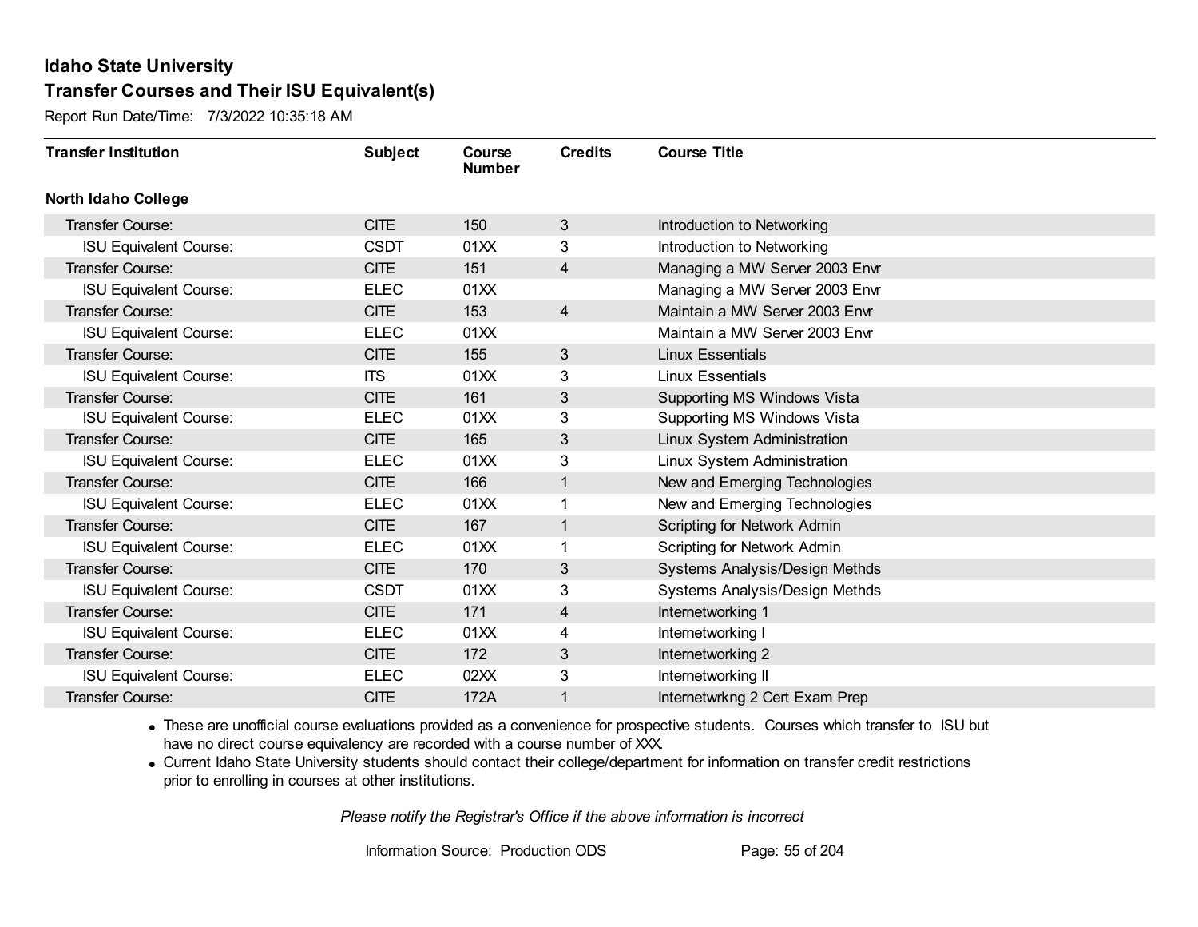# Idaho State University

## Transfer Courses and Their ISU Equivalent(s)

Report Run Date/Time: 7/3/2022 10:35:18 AM

| Transfer Institution | Subject | Course Number | Credits | Course Title |
|---|---|---|---|---|
| **North Idaho College** | | | | |
| Transfer Course: | CITE | 150 | 3 | Introduction to Networking |
| ISU Equivalent Course: | CSDT | 01XX | 3 | Introduction to Networking |
| Transfer Course: | CITE | 151 | 4 | Managing a MW Server 2003 Envr |
| ISU Equivalent Course: | ELEC | 01XX | | Managing a MW Server 2003 Envr |
| Transfer Course: | CITE | 153 | 4 | Maintain a MW Server 2003 Envr |
| ISU Equivalent Course: | ELEC | 01XX | | Maintain a MW Server 2003 Envr |
| Transfer Course: | CITE | 155 | 3 | Linux Essentials |
| ISU Equivalent Course: | ITS | 01XX | 3 | Linux Essentials |
| Transfer Course: | CITE | 161 | 3 | Supporting MS Windows Vista |
| ISU Equivalent Course: | ELEC | 01XX | 3 | Supporting MS Windows Vista |
| Transfer Course: | CITE | 165 | 3 | Linux System Administration |
| ISU Equivalent Course: | ELEC | 01XX | 3 | Linux System Administration |
| Transfer Course: | CITE | 166 | 1 | New and Emerging Technologies |
| ISU Equivalent Course: | ELEC | 01XX | 1 | New and Emerging Technologies |
| Transfer Course: | CITE | 167 | 1 | Scripting for Network Admin |
| ISU Equivalent Course: | ELEC | 01XX | 1 | Scripting for Network Admin |
| Transfer Course: | CITE | 170 | 3 | Systems Analysis/Design Methds |
| ISU Equivalent Course: | CSDT | 01XX | 3 | Systems Analysis/Design Methds |
| Transfer Course: | CITE | 171 | 4 | Internetworking 1 |
| ISU Equivalent Course: | ELEC | 01XX | 4 | Internetworking I |
| Transfer Course: | CITE | 172 | 3 | Internetworking 2 |
| ISU Equivalent Course: | ELEC | 02XX | 3 | Internetworking II |
| Transfer Course: | CITE | 172A | 1 | Internetwrkng 2 Cert Exam Prep |

- These are unofficial course evaluations provided as a convenience for prospective students. Courses which transfer to ISU but have no direct course equivalency are recorded with a course number of XXX.
- Current Idaho State University students should contact their college/department for information on transfer credit restrictions prior to enrolling in courses at other institutions.

*Please notify the Registrar's Office if the above information is incorrect*

Information Source: Production ODS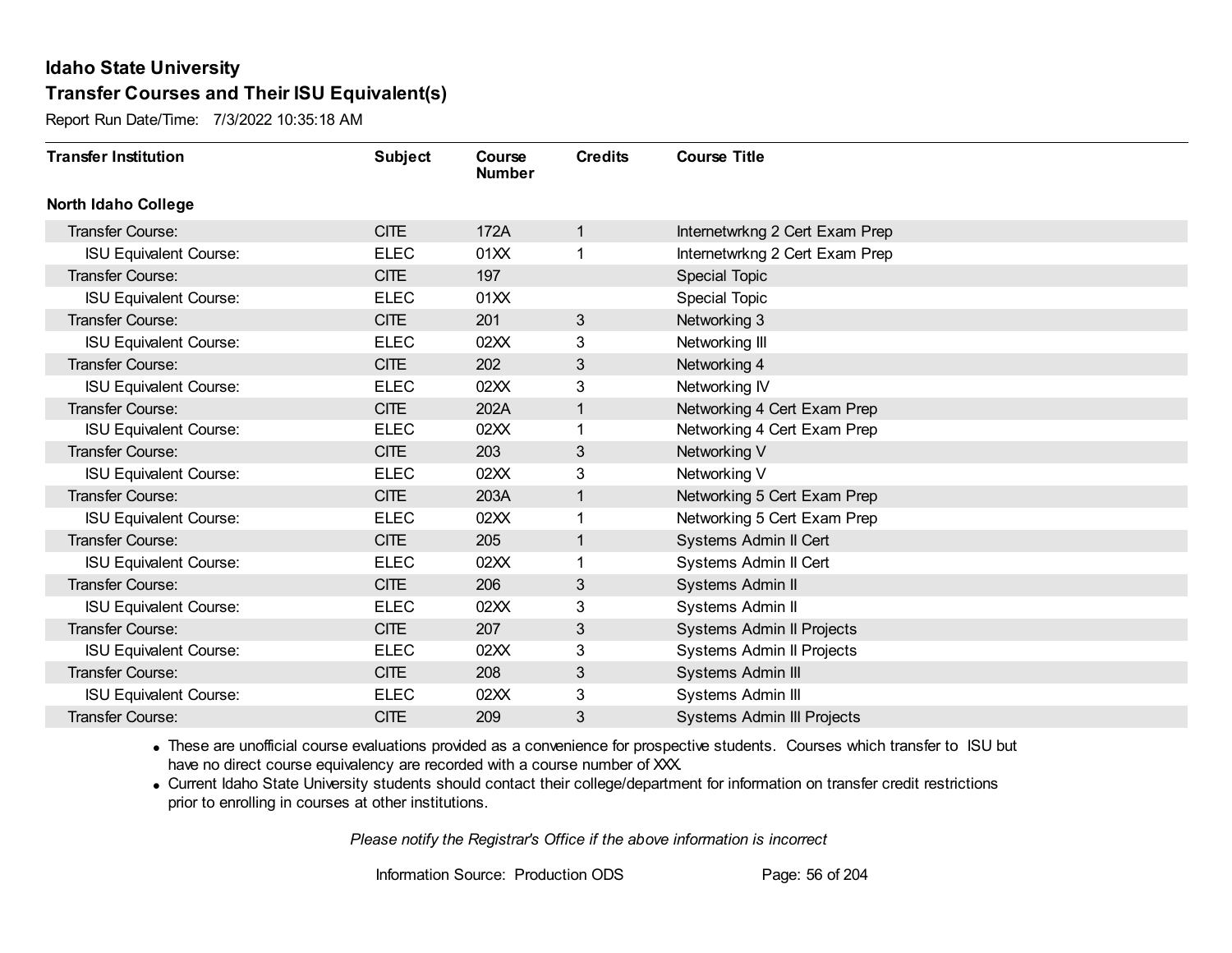## Idaho State University
## Transfer Courses and Their ISU Equivalent(s)

Report Run Date/Time: 7/3/2022 10:35:18 AM

| Transfer Institution | Subject | Course Number | Credits | Course Title |
|---|---|---|---|---|
| **North Idaho College** | | | | |
| Transfer Course: | CITE | 172A | 1 | Internetwrkng 2 Cert Exam Prep |
| ISU Equivalent Course: | ELEC | 01XX | 1 | Internetwrkng 2 Cert Exam Prep |
| Transfer Course: | CITE | 197 | | Special Topic |
| ISU Equivalent Course: | ELEC | 01XX | | Special Topic |
| Transfer Course: | CITE | 201 | 3 | Networking 3 |
| ISU Equivalent Course: | ELEC | 02XX | 3 | Networking III |
| Transfer Course: | CITE | 202 | 3 | Networking 4 |
| ISU Equivalent Course: | ELEC | 02XX | 3 | Networking IV |
| Transfer Course: | CITE | 202A | 1 | Networking 4 Cert Exam Prep |
| ISU Equivalent Course: | ELEC | 02XX | 1 | Networking 4 Cert Exam Prep |
| Transfer Course: | CITE | 203 | 3 | Networking V |
| ISU Equivalent Course: | ELEC | 02XX | 3 | Networking V |
| Transfer Course: | CITE | 203A | 1 | Networking 5 Cert Exam Prep |
| ISU Equivalent Course: | ELEC | 02XX | 1 | Networking 5 Cert Exam Prep |
| Transfer Course: | CITE | 205 | 1 | Systems Admin II Cert |
| ISU Equivalent Course: | ELEC | 02XX | 1 | Systems Admin II Cert |
| Transfer Course: | CITE | 206 | 3 | Systems Admin II |
| ISU Equivalent Course: | ELEC | 02XX | 3 | Systems Admin II |
| Transfer Course: | CITE | 207 | 3 | Systems Admin II Projects |
| ISU Equivalent Course: | ELEC | 02XX | 3 | Systems Admin II Projects |
| Transfer Course: | CITE | 208 | 3 | Systems Admin III |
| ISU Equivalent Course: | ELEC | 02XX | 3 | Systems Admin III |
| Transfer Course: | CITE | 209 | 3 | Systems Admin III Projects |

- These are unofficial course evaluations provided as a convenience for prospective students. Courses which transfer to ISU but have no direct course equivalency are recorded with a course number of XXX.
- Current Idaho State University students should contact their college/department for information on transfer credit restrictions prior to enrolling in courses at other institutions.

*Please notify the Registrar's Office if the above information is incorrect*

Information Source: Production ODS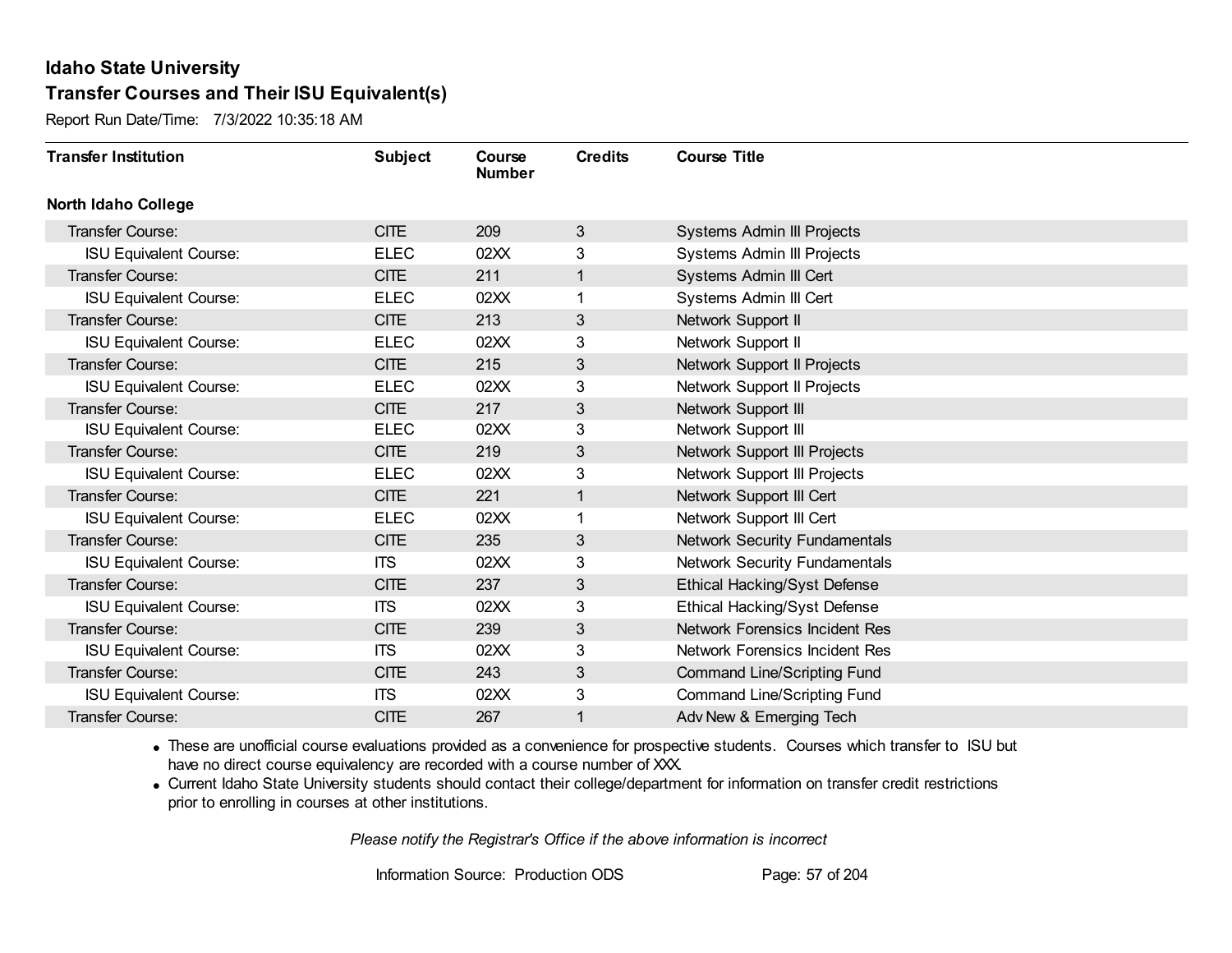# Idaho State University

## Transfer Courses and Their ISU Equivalent(s)

Report Run Date/Time: 7/3/2022 10:35:18 AM

| Transfer Institution | Subject | Course Number | Credits | Course Title |
|---|---|---|---|---|
| **North Idaho College** | | | | |
| Transfer Course: | CITE | 209 | 3 | Systems Admin III Projects |
| ISU Equivalent Course: | ELEC | 02XX | 3 | Systems Admin III Projects |
| Transfer Course: | CITE | 211 | 1 | Systems Admin III Cert |
| ISU Equivalent Course: | ELEC | 02XX | 1 | Systems Admin III Cert |
| Transfer Course: | CITE | 213 | 3 | Network Support II |
| ISU Equivalent Course: | ELEC | 02XX | 3 | Network Support II |
| Transfer Course: | CITE | 215 | 3 | Network Support II Projects |
| ISU Equivalent Course: | ELEC | 02XX | 3 | Network Support II Projects |
| Transfer Course: | CITE | 217 | 3 | Network Support III |
| ISU Equivalent Course: | ELEC | 02XX | 3 | Network Support III |
| Transfer Course: | CITE | 219 | 3 | Network Support III Projects |
| ISU Equivalent Course: | ELEC | 02XX | 3 | Network Support III Projects |
| Transfer Course: | CITE | 221 | 1 | Network Support III Cert |
| ISU Equivalent Course: | ELEC | 02XX | 1 | Network Support III Cert |
| Transfer Course: | CITE | 235 | 3 | Network Security Fundamentals |
| ISU Equivalent Course: | ITS | 02XX | 3 | Network Security Fundamentals |
| Transfer Course: | CITE | 237 | 3 | Ethical Hacking/Syst Defense |
| ISU Equivalent Course: | ITS | 02XX | 3 | Ethical Hacking/Syst Defense |
| Transfer Course: | CITE | 239 | 3 | Network Forensics Incident Res |
| ISU Equivalent Course: | ITS | 02XX | 3 | Network Forensics Incident Res |
| Transfer Course: | CITE | 243 | 3 | Command Line/Scripting Fund |
| ISU Equivalent Course: | ITS | 02XX | 3 | Command Line/Scripting Fund |
| Transfer Course: | CITE | 267 | 1 | Adv New & Emerging Tech |

- These are unofficial course evaluations provided as a convenience for prospective students. Courses which transfer to ISU but have no direct course equivalency are recorded with a course number of XXX.
- Current Idaho State University students should contact their college/department for information on transfer credit restrictions prior to enrolling in courses at other institutions.

*Please notify the Registrar's Office if the above information is incorrect*

Information Source: Production ODS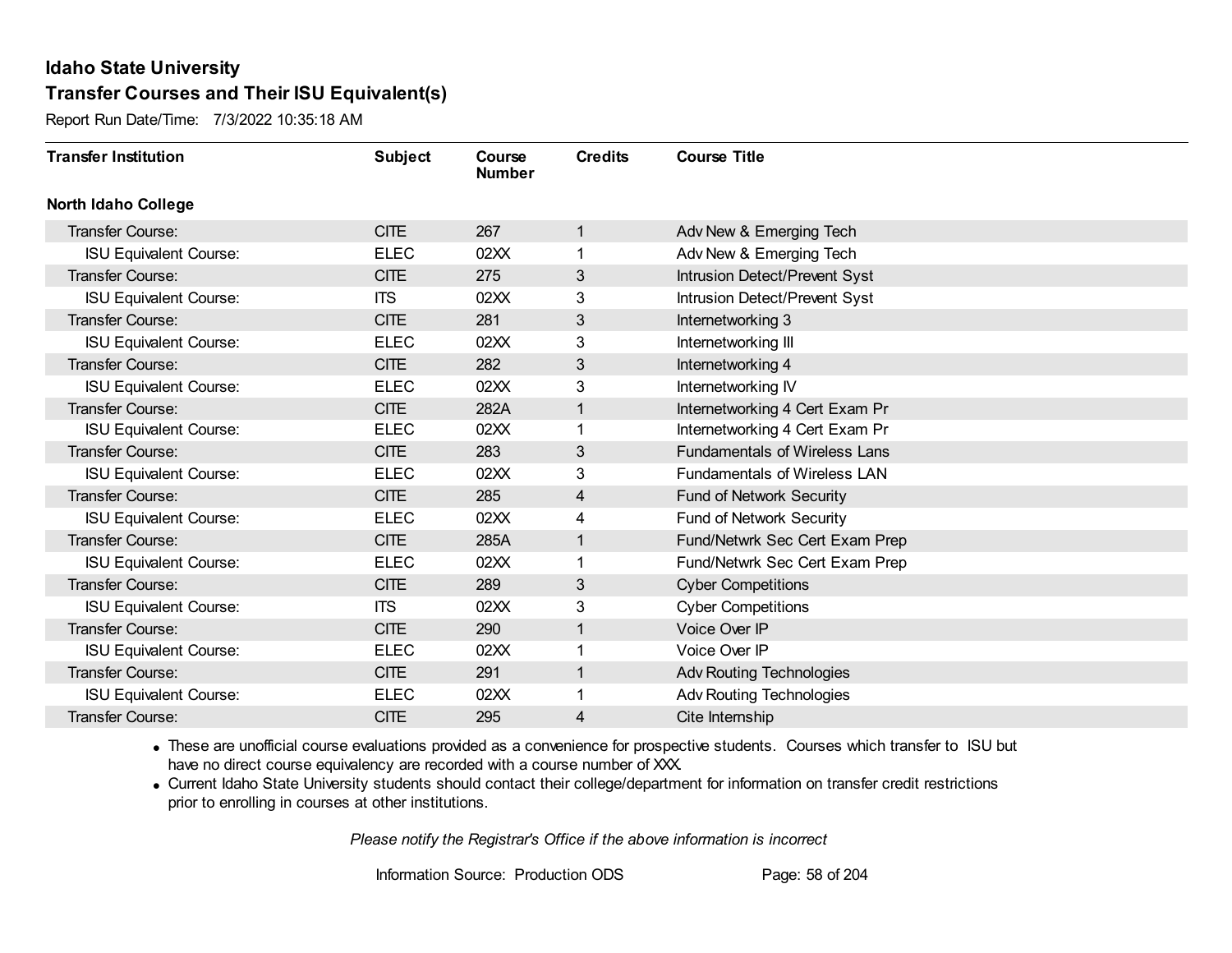# Idaho State University

## Transfer Courses and Their ISU Equivalent(s)

Report Run Date/Time: 7/3/2022 10:35:18 AM

| Transfer Institution | Subject | Course Number | Credits | Course Title |
|---|---|---|---|---|
| **North Idaho College** | | | | |
| Transfer Course: | CITE | 267 | 1 | Adv New & Emerging Tech |
| ISU Equivalent Course: | ELEC | 02XX | 1 | Adv New & Emerging Tech |
| Transfer Course: | CITE | 275 | 3 | Intrusion Detect/Prevent Syst |
| ISU Equivalent Course: | ITS | 02XX | 3 | Intrusion Detect/Prevent Syst |
| Transfer Course: | CITE | 281 | 3 | Internetworking 3 |
| ISU Equivalent Course: | ELEC | 02XX | 3 | Internetworking III |
| Transfer Course: | CITE | 282 | 3 | Internetworking 4 |
| ISU Equivalent Course: | ELEC | 02XX | 3 | Internetworking IV |
| Transfer Course: | CITE | 282A | 1 | Internetworking 4 Cert Exam Pr |
| ISU Equivalent Course: | ELEC | 02XX | 1 | Internetworking 4 Cert Exam Pr |
| Transfer Course: | CITE | 283 | 3 | Fundamentals of Wireless Lans |
| ISU Equivalent Course: | ELEC | 02XX | 3 | Fundamentals of Wireless LAN |
| Transfer Course: | CITE | 285 | 4 | Fund of Network Security |
| ISU Equivalent Course: | ELEC | 02XX | 4 | Fund of Network Security |
| Transfer Course: | CITE | 285A | 1 | Fund/Netwrk Sec Cert Exam Prep |
| ISU Equivalent Course: | ELEC | 02XX | 1 | Fund/Netwrk Sec Cert Exam Prep |
| Transfer Course: | CITE | 289 | 3 | Cyber Competitions |
| ISU Equivalent Course: | ITS | 02XX | 3 | Cyber Competitions |
| Transfer Course: | CITE | 290 | 1 | Voice Over IP |
| ISU Equivalent Course: | ELEC | 02XX | 1 | Voice Over IP |
| Transfer Course: | CITE | 291 | 1 | Adv Routing Technologies |
| ISU Equivalent Course: | ELEC | 02XX | 1 | Adv Routing Technologies |
| Transfer Course: | CITE | 295 | 4 | Cite Internship |

- These are unofficial course evaluations provided as a convenience for prospective students. Courses which transfer to ISU but have no direct course equivalency are recorded with a course number of XXX.
- Current Idaho State University students should contact their college/department for information on transfer credit restrictions prior to enrolling in courses at other institutions.

*Please notify the Registrar's Office if the above information is incorrect*

Information Source: Production ODS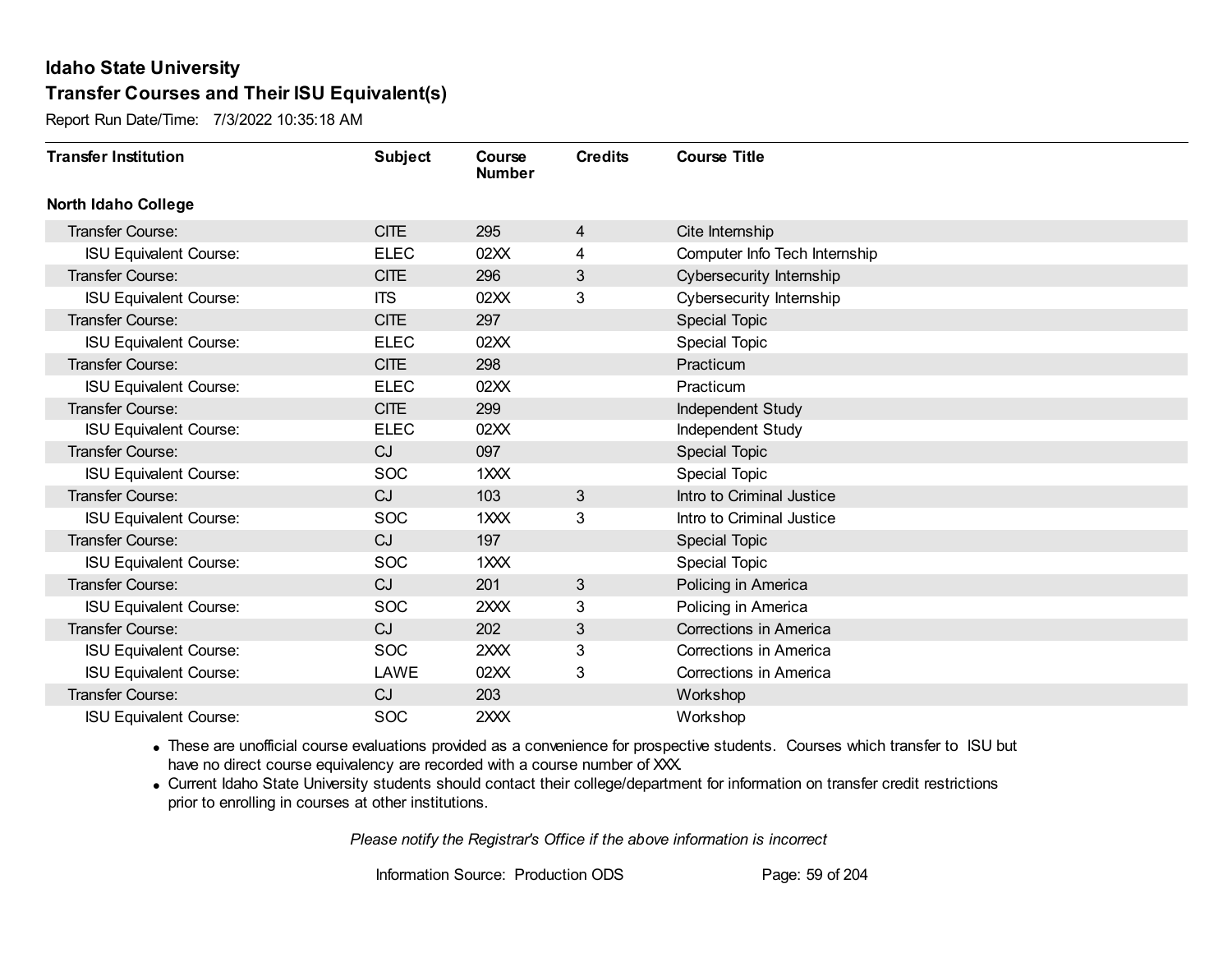# Idaho State University

## Transfer Courses and Their ISU Equivalent(s)

Report Run Date/Time: 7/3/2022 10:35:18 AM

| Transfer Institution | Subject | Course Number | Credits | Course Title |
|---|---|---|---|---|
| **North Idaho College** | | | | |
| Transfer Course: | CITE | 295 | 4 | Cite Internship |
| ISU Equivalent Course: | ELEC | 02XX | 4 | Computer Info Tech Internship |
| Transfer Course: | CITE | 296 | 3 | Cybersecurity Internship |
| ISU Equivalent Course: | ITS | 02XX | 3 | Cybersecurity Internship |
| Transfer Course: | CITE | 297 | | Special Topic |
| ISU Equivalent Course: | ELEC | 02XX | | Special Topic |
| Transfer Course: | CITE | 298 | | Practicum |
| ISU Equivalent Course: | ELEC | 02XX | | Practicum |
| Transfer Course: | CITE | 299 | | Independent Study |
| ISU Equivalent Course: | ELEC | 02XX | | Independent Study |
| Transfer Course: | CJ | 097 | | Special Topic |
| ISU Equivalent Course: | SOC | 1XXX | | Special Topic |
| Transfer Course: | CJ | 103 | 3 | Intro to Criminal Justice |
| ISU Equivalent Course: | SOC | 1XXX | 3 | Intro to Criminal Justice |
| Transfer Course: | CJ | 197 | | Special Topic |
| ISU Equivalent Course: | SOC | 1XXX | | Special Topic |
| Transfer Course: | CJ | 201 | 3 | Policing in America |
| ISU Equivalent Course: | SOC | 2XXX | 3 | Policing in America |
| Transfer Course: | CJ | 202 | 3 | Corrections in America |
| ISU Equivalent Course: | SOC | 2XXX | 3 | Corrections in America |
| ISU Equivalent Course: | LAWE | 02XX | 3 | Corrections in America |
| Transfer Course: | CJ | 203 | | Workshop |
| ISU Equivalent Course: | SOC | 2XXX | | Workshop |

- These are unofficial course evaluations provided as a convenience for prospective students. Courses which transfer to ISU but have no direct course equivalency are recorded with a course number of XXX.
- Current Idaho State University students should contact their college/department for information on transfer credit restrictions prior to enrolling in courses at other institutions.

*Please notify the Registrar's Office if the above information is incorrect*

Information Source: Production ODS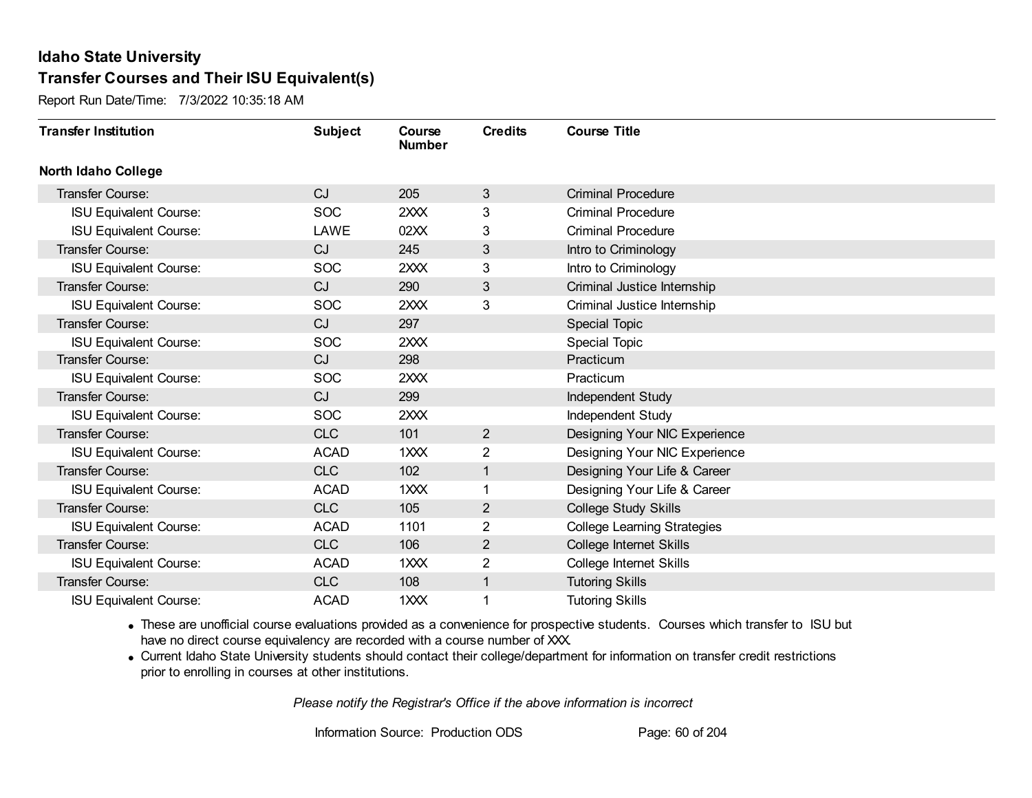# Idaho State University
## Transfer Courses and Their ISU Equivalent(s)

Report Run Date/Time: 7/3/2022 10:35:18 AM

| Transfer Institution | Subject | Course Number | Credits | Course Title |
|---|---|---|---|---|
| **North Idaho College** | | | | |
| Transfer Course: | CJ | 205 | 3 | Criminal Procedure |
| ISU Equivalent Course: | SOC | 2XXX | 3 | Criminal Procedure |
| ISU Equivalent Course: | LAWE | 02XX | 3 | Criminal Procedure |
| Transfer Course: | CJ | 245 | 3 | Intro to Criminology |
| ISU Equivalent Course: | SOC | 2XXX | 3 | Intro to Criminology |
| Transfer Course: | CJ | 290 | 3 | Criminal Justice Internship |
| ISU Equivalent Course: | SOC | 2XXX | 3 | Criminal Justice Internship |
| Transfer Course: | CJ | 297 | | Special Topic |
| ISU Equivalent Course: | SOC | 2XXX | | Special Topic |
| Transfer Course: | CJ | 298 | | Practicum |
| ISU Equivalent Course: | SOC | 2XXX | | Practicum |
| Transfer Course: | CJ | 299 | | Independent Study |
| ISU Equivalent Course: | SOC | 2XXX | | Independent Study |
| Transfer Course: | CLC | 101 | 2 | Designing Your NIC Experience |
| ISU Equivalent Course: | ACAD | 1XXX | 2 | Designing Your NIC Experience |
| Transfer Course: | CLC | 102 | 1 | Designing Your Life & Career |
| ISU Equivalent Course: | ACAD | 1XXX | 1 | Designing Your Life & Career |
| Transfer Course: | CLC | 105 | 2 | College Study Skills |
| ISU Equivalent Course: | ACAD | 1101 | 2 | College Learning Strategies |
| Transfer Course: | CLC | 106 | 2 | College Internet Skills |
| ISU Equivalent Course: | ACAD | 1XXX | 2 | College Internet Skills |
| Transfer Course: | CLC | 108 | 1 | Tutoring Skills |
| ISU Equivalent Course: | ACAD | 1XXX | 1 | Tutoring Skills |

- These are unofficial course evaluations provided as a convenience for prospective students. Courses which transfer to ISU but have no direct course equivalency are recorded with a course number of XXX.
- Current Idaho State University students should contact their college/department for information on transfer credit restrictions prior to enrolling in courses at other institutions.

*Please notify the Registrar's Office if the above information is incorrect*

Information Source: Production ODS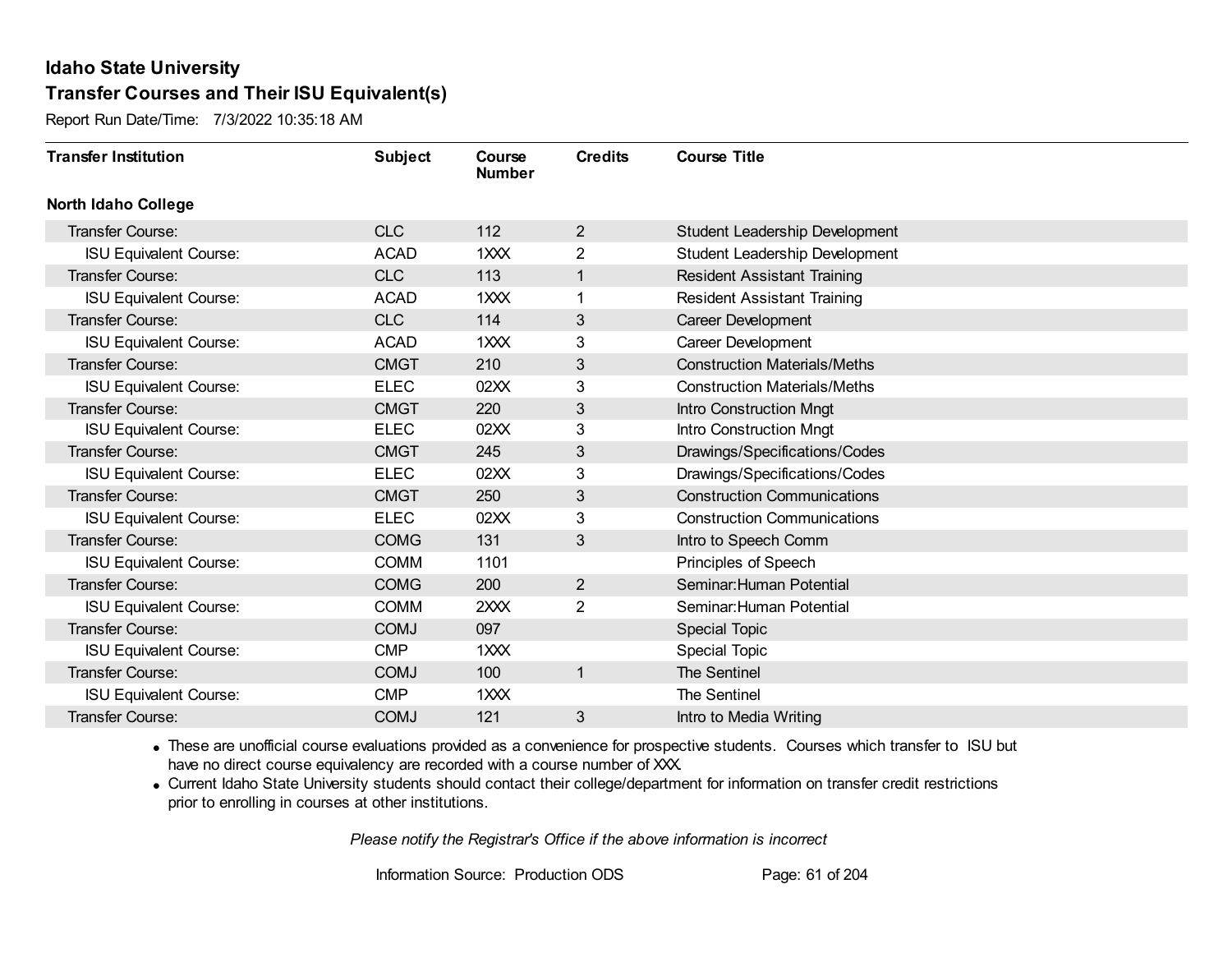# Idaho State University

## Transfer Courses and Their ISU Equivalent(s)

Report Run Date/Time: 7/3/2022 10:35:18 AM

| Transfer Institution | Subject | Course Number | Credits | Course Title |
|---|---|---|---|---|
| **North Idaho College** | | | | |
| Transfer Course: | CLC | 112 | 2 | Student Leadership Development |
| ISU Equivalent Course: | ACAD | 1XXX | 2 | Student Leadership Development |
| Transfer Course: | CLC | 113 | 1 | Resident Assistant Training |
| ISU Equivalent Course: | ACAD | 1XXX | 1 | Resident Assistant Training |
| Transfer Course: | CLC | 114 | 3 | Career Development |
| ISU Equivalent Course: | ACAD | 1XXX | 3 | Career Development |
| Transfer Course: | CMGT | 210 | 3 | Construction Materials/Meths |
| ISU Equivalent Course: | ELEC | 02XX | 3 | Construction Materials/Meths |
| Transfer Course: | CMGT | 220 | 3 | Intro Construction Mngt |
| ISU Equivalent Course: | ELEC | 02XX | 3 | Intro Construction Mngt |
| Transfer Course: | CMGT | 245 | 3 | Drawings/Specifications/Codes |
| ISU Equivalent Course: | ELEC | 02XX | 3 | Drawings/Specifications/Codes |
| Transfer Course: | CMGT | 250 | 3 | Construction Communications |
| ISU Equivalent Course: | ELEC | 02XX | 3 | Construction Communications |
| Transfer Course: | COMG | 131 | 3 | Intro to Speech Comm |
| ISU Equivalent Course: | COMM | 1101 | | Principles of Speech |
| Transfer Course: | COMG | 200 | 2 | Seminar:Human Potential |
| ISU Equivalent Course: | COMM | 2XXX | 2 | Seminar:Human Potential |
| Transfer Course: | COMJ | 097 | | Special Topic |
| ISU Equivalent Course: | CMP | 1XXX | | Special Topic |
| Transfer Course: | COMJ | 100 | 1 | The Sentinel |
| ISU Equivalent Course: | CMP | 1XXX | | The Sentinel |
| Transfer Course: | COMJ | 121 | 3 | Intro to Media Writing |

- These are unofficial course evaluations provided as a convenience for prospective students. Courses which transfer to ISU but have no direct course equivalency are recorded with a course number of XXX.
- Current Idaho State University students should contact their college/department for information on transfer credit restrictions prior to enrolling in courses at other institutions.

*Please notify the Registrar's Office if the above information is incorrect*

Information Source: Production ODS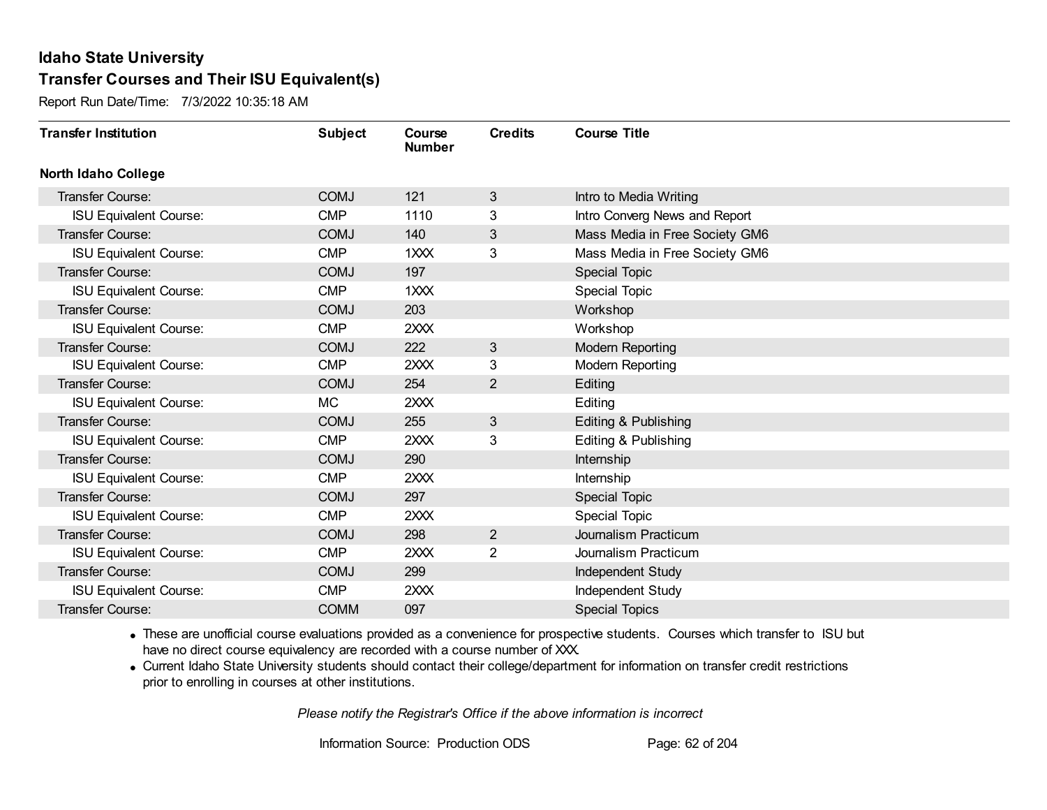## Idaho State University

## Transfer Courses and Their ISU Equivalent(s)

Report Run Date/Time: 7/3/2022 10:35:18 AM

| Transfer Institution | Subject | Course Number | Credits | Course Title |
|---|---|---|---|---|
| **North Idaho College** | | | | |
| Transfer Course: | COMJ | 121 | 3 | Intro to Media Writing |
| ISU Equivalent Course: | CMP | 1110 | 3 | Intro Converg News and Report |
| Transfer Course: | COMJ | 140 | 3 | Mass Media in Free Society GM6 |
| ISU Equivalent Course: | CMP | 1XXX | 3 | Mass Media in Free Society GM6 |
| Transfer Course: | COMJ | 197 | | Special Topic |
| ISU Equivalent Course: | CMP | 1XXX | | Special Topic |
| Transfer Course: | COMJ | 203 | | Workshop |
| ISU Equivalent Course: | CMP | 2XXX | | Workshop |
| Transfer Course: | COMJ | 222 | 3 | Modern Reporting |
| ISU Equivalent Course: | CMP | 2XXX | 3 | Modern Reporting |
| Transfer Course: | COMJ | 254 | 2 | Editing |
| ISU Equivalent Course: | MC | 2XXX | | Editing |
| Transfer Course: | COMJ | 255 | 3 | Editing & Publishing |
| ISU Equivalent Course: | CMP | 2XXX | 3 | Editing & Publishing |
| Transfer Course: | COMJ | 290 | | Internship |
| ISU Equivalent Course: | CMP | 2XXX | | Internship |
| Transfer Course: | COMJ | 297 | | Special Topic |
| ISU Equivalent Course: | CMP | 2XXX | | Special Topic |
| Transfer Course: | COMJ | 298 | 2 | Journalism Practicum |
| ISU Equivalent Course: | CMP | 2XXX | 2 | Journalism Practicum |
| Transfer Course: | COMJ | 299 | | Independent Study |
| ISU Equivalent Course: | CMP | 2XXX | | Independent Study |
| Transfer Course: | COMM | 097 | | Special Topics |

- These are unofficial course evaluations provided as a convenience for prospective students. Courses which transfer to ISU but have no direct course equivalency are recorded with a course number of XXX.
- Current Idaho State University students should contact their college/department for information on transfer credit restrictions prior to enrolling in courses at other institutions.

*Please notify the Registrar's Office if the above information is incorrect*

Information Source: Production ODS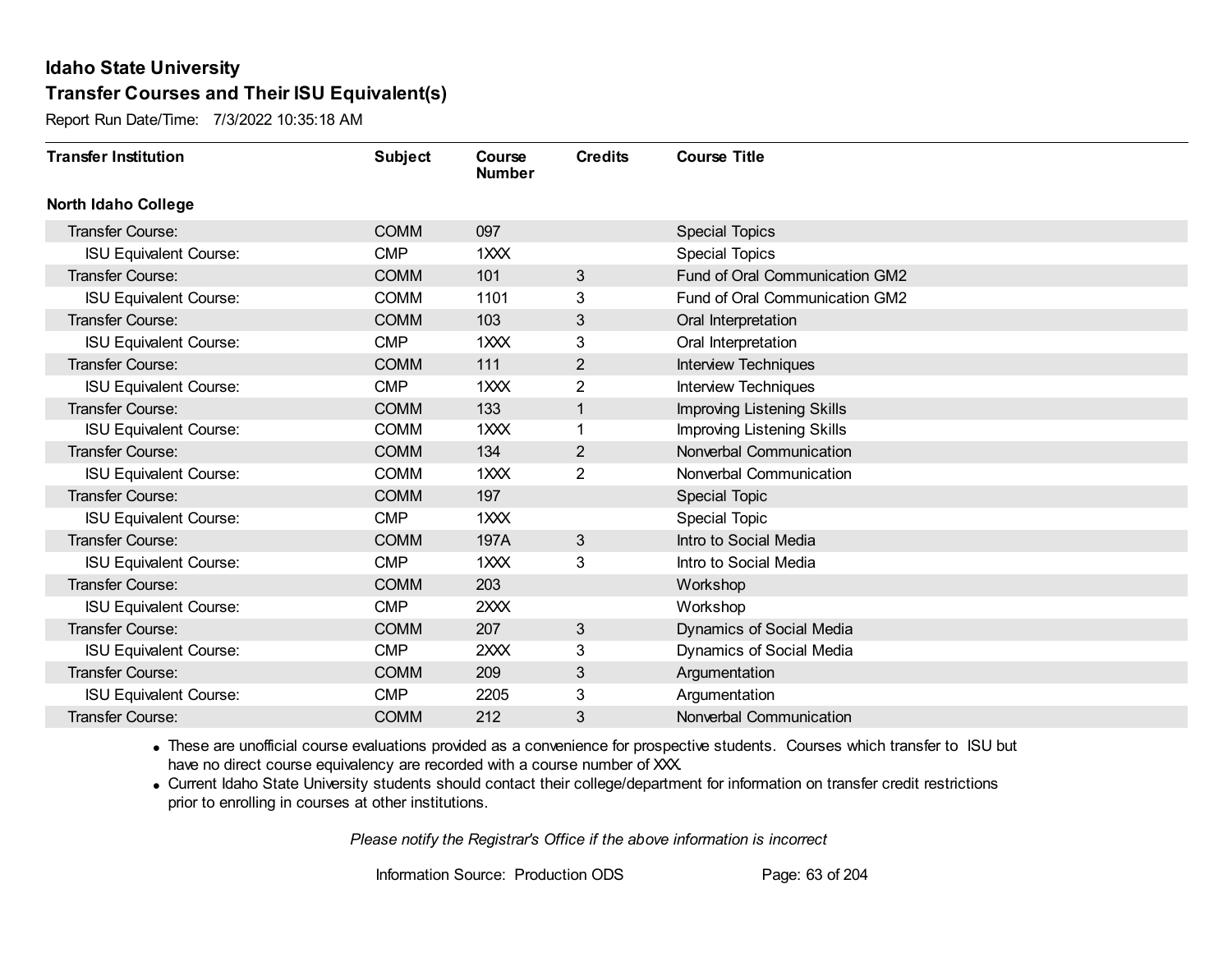## Idaho State University
## Transfer Courses and Their ISU Equivalent(s)

Report Run Date/Time: 7/3/2022 10:35:18 AM

| Transfer Institution | Subject | Course Number | Credits | Course Title |
|---|---|---|---|---|
| **North Idaho College** | | | | |
| Transfer Course: | COMM | 097 | | Special Topics |
| ISU Equivalent Course: | CMP | 1XXX | | Special Topics |
| Transfer Course: | COMM | 101 | 3 | Fund of Oral Communication GM2 |
| ISU Equivalent Course: | COMM | 1101 | 3 | Fund of Oral Communication GM2 |
| Transfer Course: | COMM | 103 | 3 | Oral Interpretation |
| ISU Equivalent Course: | CMP | 1XXX | 3 | Oral Interpretation |
| Transfer Course: | COMM | 111 | 2 | Interview Techniques |
| ISU Equivalent Course: | CMP | 1XXX | 2 | Interview Techniques |
| Transfer Course: | COMM | 133 | 1 | Improving Listening Skills |
| ISU Equivalent Course: | COMM | 1XXX | 1 | Improving Listening Skills |
| Transfer Course: | COMM | 134 | 2 | Nonverbal Communication |
| ISU Equivalent Course: | COMM | 1XXX | 2 | Nonverbal Communication |
| Transfer Course: | COMM | 197 | | Special Topic |
| ISU Equivalent Course: | CMP | 1XXX | | Special Topic |
| Transfer Course: | COMM | 197A | 3 | Intro to Social Media |
| ISU Equivalent Course: | CMP | 1XXX | 3 | Intro to Social Media |
| Transfer Course: | COMM | 203 | | Workshop |
| ISU Equivalent Course: | CMP | 2XXX | | Workshop |
| Transfer Course: | COMM | 207 | 3 | Dynamics of Social Media |
| ISU Equivalent Course: | CMP | 2XXX | 3 | Dynamics of Social Media |
| Transfer Course: | COMM | 209 | 3 | Argumentation |
| ISU Equivalent Course: | CMP | 2205 | 3 | Argumentation |
| Transfer Course: | COMM | 212 | 3 | Nonverbal Communication |

- These are unofficial course evaluations provided as a convenience for prospective students. Courses which transfer to ISU but have no direct course equivalency are recorded with a course number of XXX.
- Current Idaho State University students should contact their college/department for information on transfer credit restrictions prior to enrolling in courses at other institutions.

*Please notify the Registrar's Office if the above information is incorrect*

Information Source: Production ODS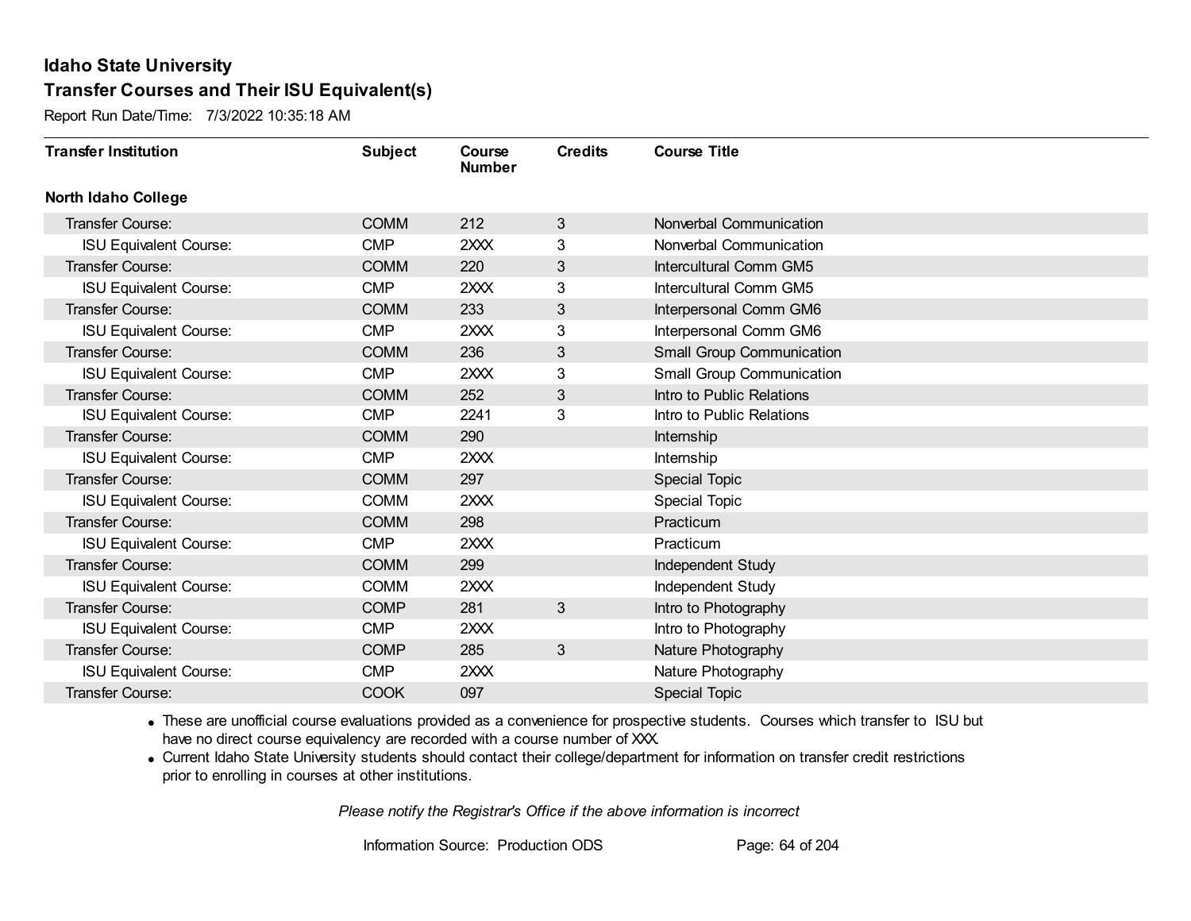## Idaho State University

## Transfer Courses and Their ISU Equivalent(s)

Report Run Date/Time: 7/3/2022 10:35:18 AM

| Transfer Institution | Subject | Course Number | Credits | Course Title |
|---|---|---|---|---|
| **North Idaho College** | | | | |
| Transfer Course: | COMM | 212 | 3 | Nonverbal Communication |
| ISU Equivalent Course: | CMP | 2XXX | 3 | Nonverbal Communication |
| Transfer Course: | COMM | 220 | 3 | Intercultural Comm GM5 |
| ISU Equivalent Course: | CMP | 2XXX | 3 | Intercultural Comm GM5 |
| Transfer Course: | COMM | 233 | 3 | Interpersonal Comm GM6 |
| ISU Equivalent Course: | CMP | 2XXX | 3 | Interpersonal Comm GM6 |
| Transfer Course: | COMM | 236 | 3 | Small Group Communication |
| ISU Equivalent Course: | CMP | 2XXX | 3 | Small Group Communication |
| Transfer Course: | COMM | 252 | 3 | Intro to Public Relations |
| ISU Equivalent Course: | CMP | 2241 | 3 | Intro to Public Relations |
| Transfer Course: | COMM | 290 | | Internship |
| ISU Equivalent Course: | CMP | 2XXX | | Internship |
| Transfer Course: | COMM | 297 | | Special Topic |
| ISU Equivalent Course: | COMM | 2XXX | | Special Topic |
| Transfer Course: | COMM | 298 | | Practicum |
| ISU Equivalent Course: | CMP | 2XXX | | Practicum |
| Transfer Course: | COMM | 299 | | Independent Study |
| ISU Equivalent Course: | COMM | 2XXX | | Independent Study |
| Transfer Course: | COMP | 281 | 3 | Intro to Photography |
| ISU Equivalent Course: | CMP | 2XXX | | Intro to Photography |
| Transfer Course: | COMP | 285 | 3 | Nature Photography |
| ISU Equivalent Course: | CMP | 2XXX | | Nature Photography |
| Transfer Course: | COOK | 097 | | Special Topic |

- These are unofficial course evaluations provided as a convenience for prospective students. Courses which transfer to ISU but have no direct course equivalency are recorded with a course number of XXX.
- Current Idaho State University students should contact their college/department for information on transfer credit restrictions prior to enrolling in courses at other institutions.

*Please notify the Registrar's Office if the above information is incorrect*

Information Source: Production ODS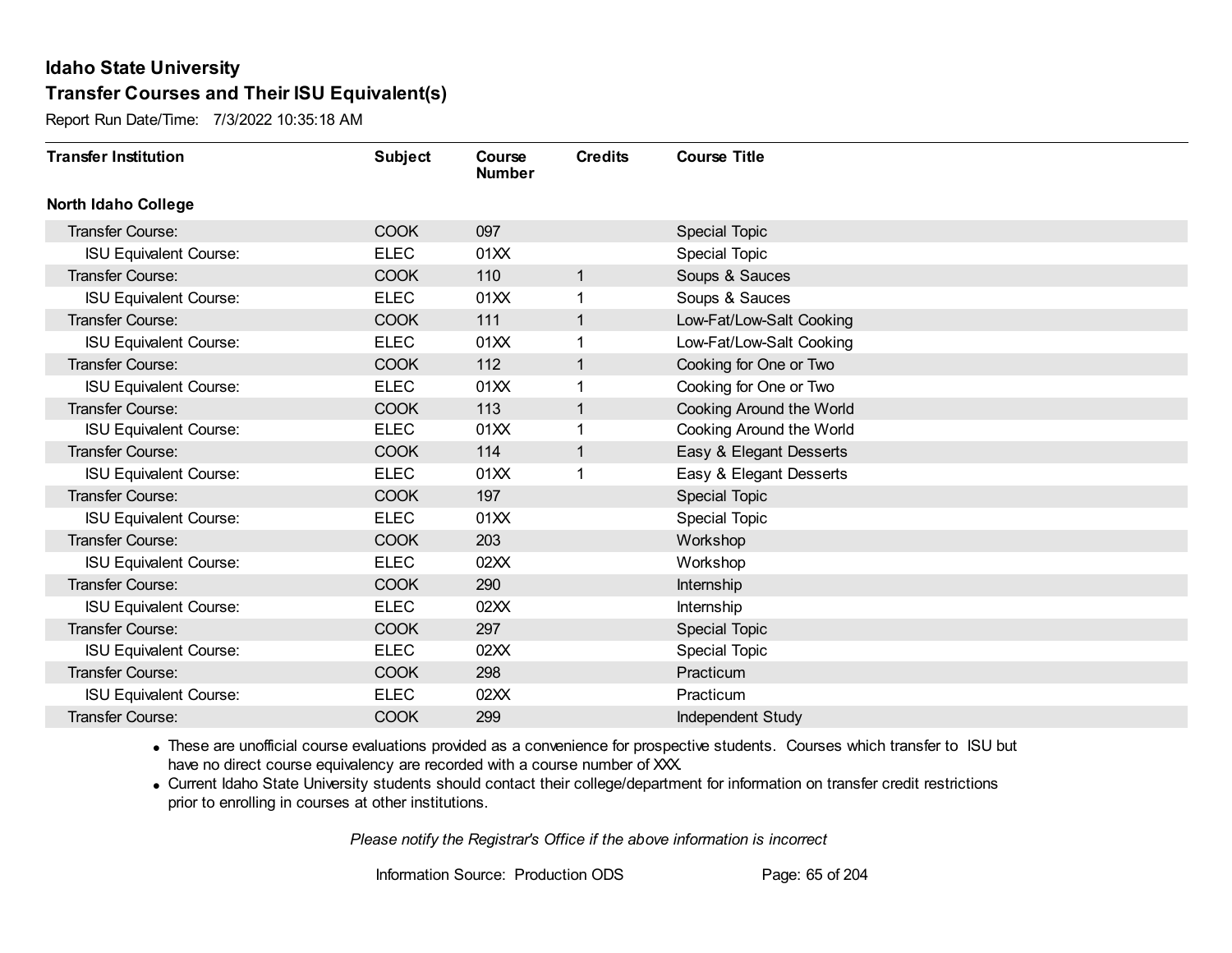# Idaho State University

## Transfer Courses and Their ISU Equivalent(s)

Report Run Date/Time: 7/3/2022 10:35:18 AM

| Transfer Institution | Subject | Course Number | Credits | Course Title |
|---|---|---|---|---|
| **North Idaho College** | | | | |
| Transfer Course: | COOK | 097 | | Special Topic |
| ISU Equivalent Course: | ELEC | 01XX | | Special Topic |
| Transfer Course: | COOK | 110 | 1 | Soups & Sauces |
| ISU Equivalent Course: | ELEC | 01XX | 1 | Soups & Sauces |
| Transfer Course: | COOK | 111 | 1 | Low-Fat/Low-Salt Cooking |
| ISU Equivalent Course: | ELEC | 01XX | 1 | Low-Fat/Low-Salt Cooking |
| Transfer Course: | COOK | 112 | 1 | Cooking for One or Two |
| ISU Equivalent Course: | ELEC | 01XX | 1 | Cooking for One or Two |
| Transfer Course: | COOK | 113 | 1 | Cooking Around the World |
| ISU Equivalent Course: | ELEC | 01XX | 1 | Cooking Around the World |
| Transfer Course: | COOK | 114 | 1 | Easy & Elegant Desserts |
| ISU Equivalent Course: | ELEC | 01XX | 1 | Easy & Elegant Desserts |
| Transfer Course: | COOK | 197 | | Special Topic |
| ISU Equivalent Course: | ELEC | 01XX | | Special Topic |
| Transfer Course: | COOK | 203 | | Workshop |
| ISU Equivalent Course: | ELEC | 02XX | | Workshop |
| Transfer Course: | COOK | 290 | | Internship |
| ISU Equivalent Course: | ELEC | 02XX | | Internship |
| Transfer Course: | COOK | 297 | | Special Topic |
| ISU Equivalent Course: | ELEC | 02XX | | Special Topic |
| Transfer Course: | COOK | 298 | | Practicum |
| ISU Equivalent Course: | ELEC | 02XX | | Practicum |
| Transfer Course: | COOK | 299 | | Independent Study |

- These are unofficial course evaluations provided as a convenience for prospective students. Courses which transfer to ISU but have no direct course equivalency are recorded with a course number of XXX.
- Current Idaho State University students should contact their college/department for information on transfer credit restrictions prior to enrolling in courses at other institutions.

*Please notify the Registrar's Office if the above information is incorrect*

Information Source: Production ODS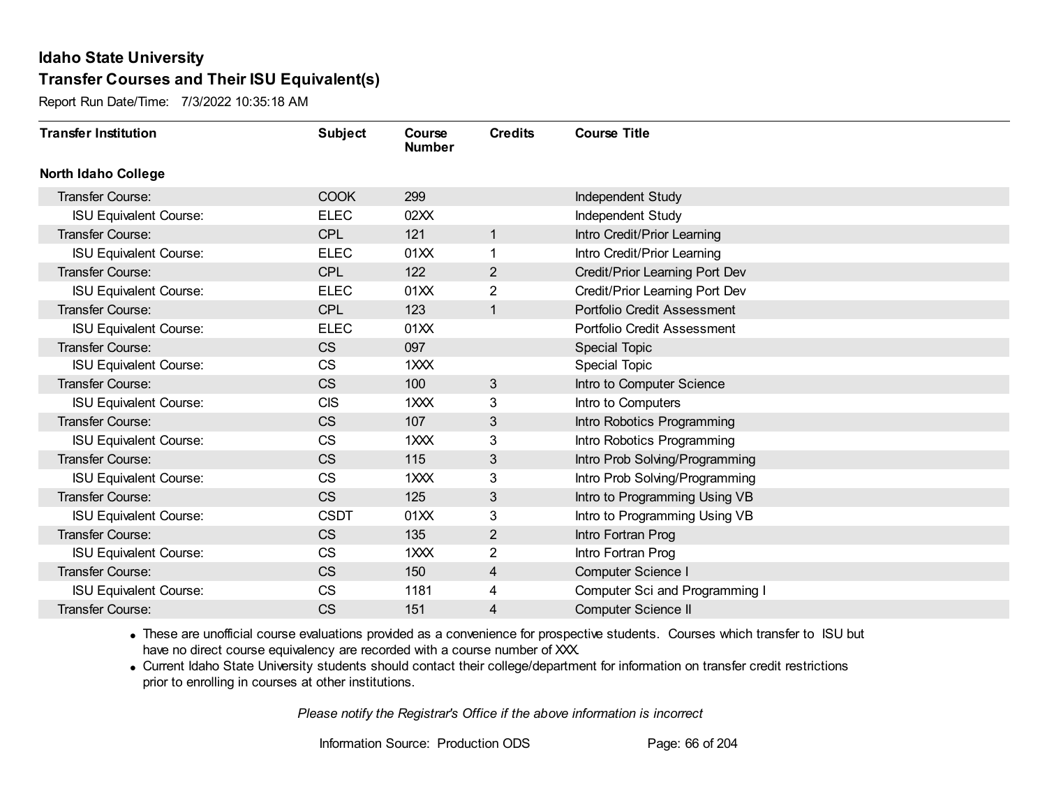# Idaho State University

## Transfer Courses and Their ISU Equivalent(s)

Report Run Date/Time: 7/3/2022 10:35:18 AM

| Transfer Institution | Subject | Course Number | Credits | Course Title |
|---|---|---|---|---|
| **North Idaho College** | | | | |
| Transfer Course: | COOK | 299 | | Independent Study |
| ISU Equivalent Course: | ELEC | 02XX | | Independent Study |
| Transfer Course: | CPL | 121 | 1 | Intro Credit/Prior Learning |
| ISU Equivalent Course: | ELEC | 01XX | 1 | Intro Credit/Prior Learning |
| Transfer Course: | CPL | 122 | 2 | Credit/Prior Learning Port Dev |
| ISU Equivalent Course: | ELEC | 01XX | 2 | Credit/Prior Learning Port Dev |
| Transfer Course: | CPL | 123 | 1 | Portfolio Credit Assessment |
| ISU Equivalent Course: | ELEC | 01XX | | Portfolio Credit Assessment |
| Transfer Course: | CS | 097 | | Special Topic |
| ISU Equivalent Course: | CS | 1XXX | | Special Topic |
| Transfer Course: | CS | 100 | 3 | Intro to Computer Science |
| ISU Equivalent Course: | CIS | 1XXX | 3 | Intro to Computers |
| Transfer Course: | CS | 107 | 3 | Intro Robotics Programming |
| ISU Equivalent Course: | CS | 1XXX | 3 | Intro Robotics Programming |
| Transfer Course: | CS | 115 | 3 | Intro Prob Solving/Programming |
| ISU Equivalent Course: | CS | 1XXX | 3 | Intro Prob Solving/Programming |
| Transfer Course: | CS | 125 | 3 | Intro to Programming Using VB |
| ISU Equivalent Course: | CSDT | 01XX | 3 | Intro to Programming Using VB |
| Transfer Course: | CS | 135 | 2 | Intro Fortran Prog |
| ISU Equivalent Course: | CS | 1XXX | 2 | Intro Fortran Prog |
| Transfer Course: | CS | 150 | 4 | Computer Science I |
| ISU Equivalent Course: | CS | 1181 | 4 | Computer Sci and Programming I |
| Transfer Course: | CS | 151 | 4 | Computer Science II |

- These are unofficial course evaluations provided as a convenience for prospective students. Courses which transfer to ISU but have no direct course equivalency are recorded with a course number of XXX.
- Current Idaho State University students should contact their college/department for information on transfer credit restrictions prior to enrolling in courses at other institutions.

*Please notify the Registrar's Office if the above information is incorrect*

Information Source: Production ODS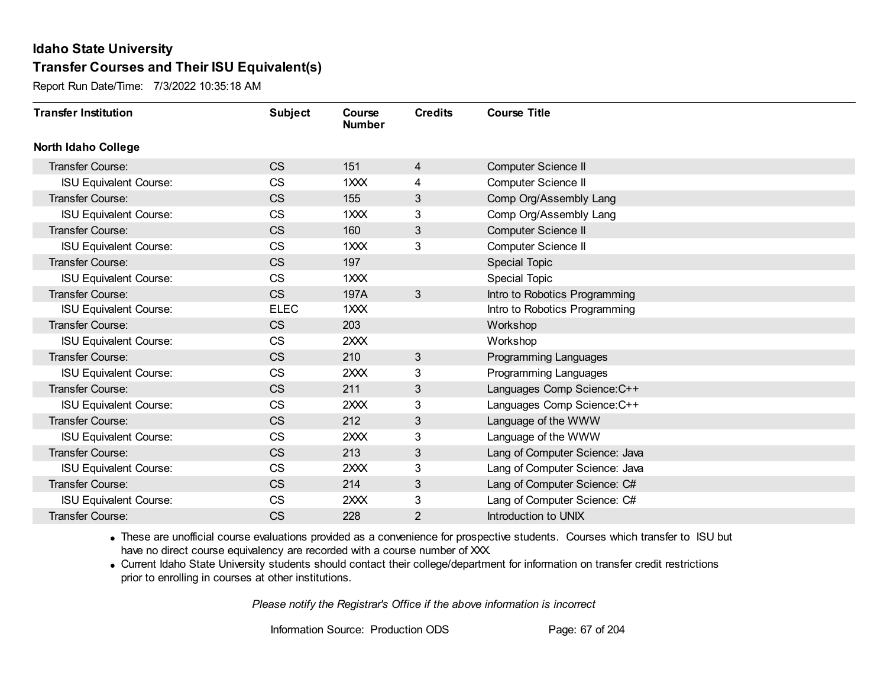# Idaho State University

## Transfer Courses and Their ISU Equivalent(s)

Report Run Date/Time: 7/3/2022 10:35:18 AM

| Transfer Institution | Subject | Course Number | Credits | Course Title |
|---|---|---|---|---|
| **North Idaho College** | | | | |
| Transfer Course: | CS | 151 | 4 | Computer Science II |
| ISU Equivalent Course: | CS | 1XXX | 4 | Computer Science II |
| Transfer Course: | CS | 155 | 3 | Comp Org/Assembly Lang |
| ISU Equivalent Course: | CS | 1XXX | 3 | Comp Org/Assembly Lang |
| Transfer Course: | CS | 160 | 3 | Computer Science II |
| ISU Equivalent Course: | CS | 1XXX | 3 | Computer Science II |
| Transfer Course: | CS | 197 | | Special Topic |
| ISU Equivalent Course: | CS | 1XXX | | Special Topic |
| Transfer Course: | CS | 197A | 3 | Intro to Robotics Programming |
| ISU Equivalent Course: | ELEC | 1XXX | | Intro to Robotics Programming |
| Transfer Course: | CS | 203 | | Workshop |
| ISU Equivalent Course: | CS | 2XXX | | Workshop |
| Transfer Course: | CS | 210 | 3 | Programming Languages |
| ISU Equivalent Course: | CS | 2XXX | 3 | Programming Languages |
| Transfer Course: | CS | 211 | 3 | Languages Comp Science:C++ |
| ISU Equivalent Course: | CS | 2XXX | 3 | Languages Comp Science:C++ |
| Transfer Course: | CS | 212 | 3 | Language of the WWW |
| ISU Equivalent Course: | CS | 2XXX | 3 | Language of the WWW |
| Transfer Course: | CS | 213 | 3 | Lang of Computer Science: Java |
| ISU Equivalent Course: | CS | 2XXX | 3 | Lang of Computer Science: Java |
| Transfer Course: | CS | 214 | 3 | Lang of Computer Science: C# |
| ISU Equivalent Course: | CS | 2XXX | 3 | Lang of Computer Science: C# |
| Transfer Course: | CS | 228 | 2 | Introduction to UNIX |

- These are unofficial course evaluations provided as a convenience for prospective students. Courses which transfer to ISU but have no direct course equivalency are recorded with a course number of XXX.
- Current Idaho State University students should contact their college/department for information on transfer credit restrictions prior to enrolling in courses at other institutions.

*Please notify the Registrar's Office if the above information is incorrect*

Information Source: Production ODS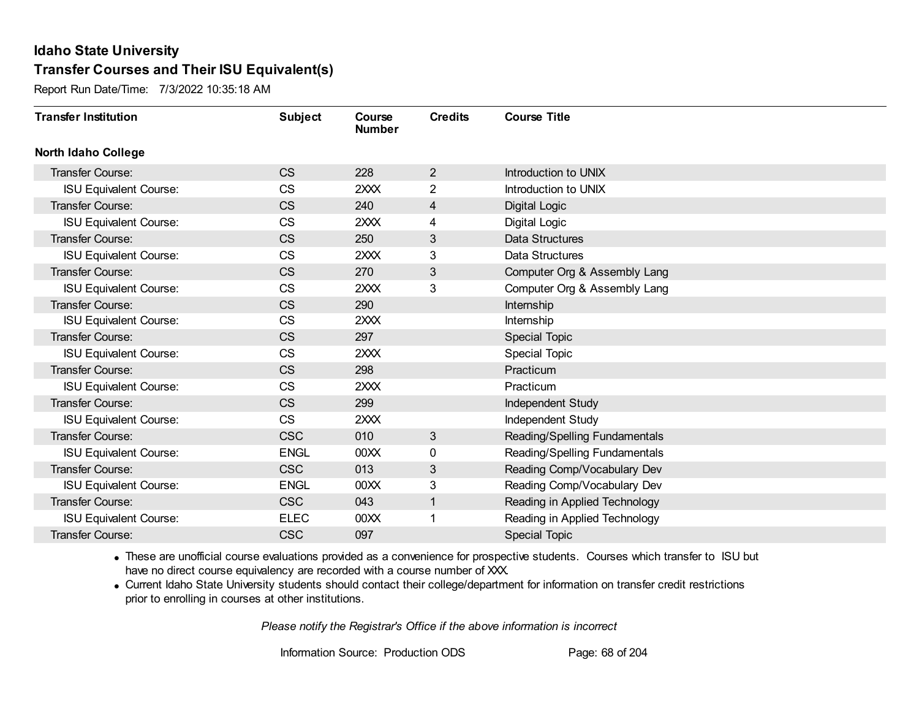# Idaho State University

## Transfer Courses and Their ISU Equivalent(s)

Report Run Date/Time: 7/3/2022 10:35:18 AM

| Transfer Institution | Subject | Course Number | Credits | Course Title |
|---|---|---|---|---|
| **North Idaho College** | | | | |
| Transfer Course: | CS | 228 | 2 | Introduction to UNIX |
| ISU Equivalent Course: | CS | 2XXX | 2 | Introduction to UNIX |
| Transfer Course: | CS | 240 | 4 | Digital Logic |
| ISU Equivalent Course: | CS | 2XXX | 4 | Digital Logic |
| Transfer Course: | CS | 250 | 3 | Data Structures |
| ISU Equivalent Course: | CS | 2XXX | 3 | Data Structures |
| Transfer Course: | CS | 270 | 3 | Computer Org & Assembly Lang |
| ISU Equivalent Course: | CS | 2XXX | 3 | Computer Org & Assembly Lang |
| Transfer Course: | CS | 290 | | Internship |
| ISU Equivalent Course: | CS | 2XXX | | Internship |
| Transfer Course: | CS | 297 | | Special Topic |
| ISU Equivalent Course: | CS | 2XXX | | Special Topic |
| Transfer Course: | CS | 298 | | Practicum |
| ISU Equivalent Course: | CS | 2XXX | | Practicum |
| Transfer Course: | CS | 299 | | Independent Study |
| ISU Equivalent Course: | CS | 2XXX | | Independent Study |
| Transfer Course: | CSC | 010 | 3 | Reading/Spelling Fundamentals |
| ISU Equivalent Course: | ENGL | 00XX | 0 | Reading/Spelling Fundamentals |
| Transfer Course: | CSC | 013 | 3 | Reading Comp/Vocabulary Dev |
| ISU Equivalent Course: | ENGL | 00XX | 3 | Reading Comp/Vocabulary Dev |
| Transfer Course: | CSC | 043 | 1 | Reading in Applied Technology |
| ISU Equivalent Course: | ELEC | 00XX | 1 | Reading in Applied Technology |
| Transfer Course: | CSC | 097 | | Special Topic |

- These are unofficial course evaluations provided as a convenience for prospective students. Courses which transfer to ISU but have no direct course equivalency are recorded with a course number of XXX.
- Current Idaho State University students should contact their college/department for information on transfer credit restrictions prior to enrolling in courses at other institutions.

*Please notify the Registrar's Office if the above information is incorrect*

Information Source: Production ODS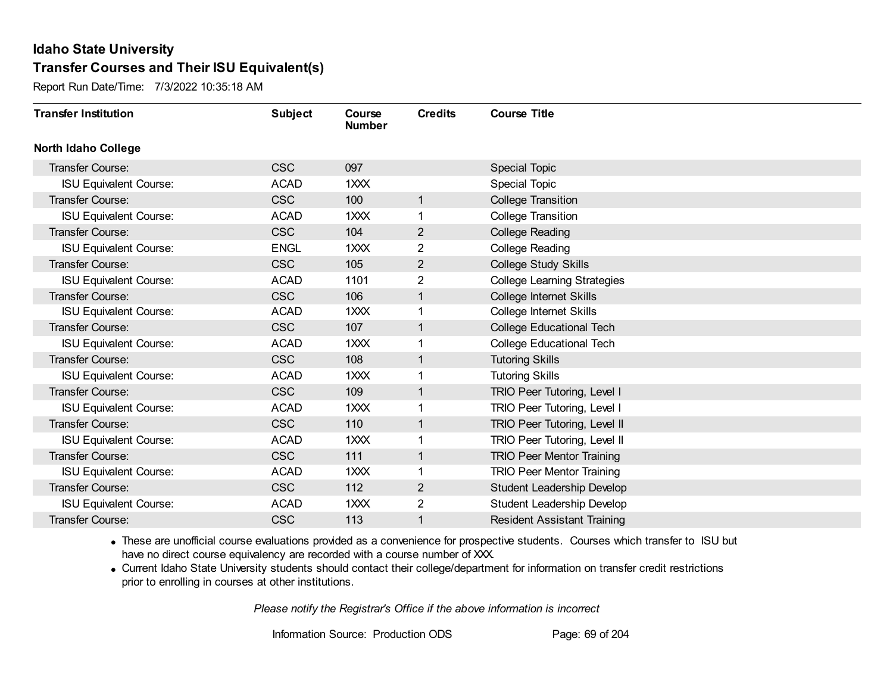## Idaho State University
## Transfer Courses and Their ISU Equivalent(s)

Report Run Date/Time: 7/3/2022 10:35:18 AM

| Transfer Institution | Subject | Course Number | Credits | Course Title |
|---|---|---|---|---|
| **North Idaho College** | | | | |
| Transfer Course: | CSC | 097 | | Special Topic |
| ISU Equivalent Course: | ACAD | 1XXX | | Special Topic |
| Transfer Course: | CSC | 100 | 1 | College Transition |
| ISU Equivalent Course: | ACAD | 1XXX | 1 | College Transition |
| Transfer Course: | CSC | 104 | 2 | College Reading |
| ISU Equivalent Course: | ENGL | 1XXX | 2 | College Reading |
| Transfer Course: | CSC | 105 | 2 | College Study Skills |
| ISU Equivalent Course: | ACAD | 1101 | 2 | College Learning Strategies |
| Transfer Course: | CSC | 106 | 1 | College Internet Skills |
| ISU Equivalent Course: | ACAD | 1XXX | 1 | College Internet Skills |
| Transfer Course: | CSC | 107 | 1 | College Educational Tech |
| ISU Equivalent Course: | ACAD | 1XXX | 1 | College Educational Tech |
| Transfer Course: | CSC | 108 | 1 | Tutoring Skills |
| ISU Equivalent Course: | ACAD | 1XXX | 1 | Tutoring Skills |
| Transfer Course: | CSC | 109 | 1 | TRIO Peer Tutoring, Level I |
| ISU Equivalent Course: | ACAD | 1XXX | 1 | TRIO Peer Tutoring, Level I |
| Transfer Course: | CSC | 110 | 1 | TRIO Peer Tutoring, Level II |
| ISU Equivalent Course: | ACAD | 1XXX | 1 | TRIO Peer Tutoring, Level II |
| Transfer Course: | CSC | 111 | 1 | TRIO Peer Mentor Training |
| ISU Equivalent Course: | ACAD | 1XXX | 1 | TRIO Peer Mentor Training |
| Transfer Course: | CSC | 112 | 2 | Student Leadership Develop |
| ISU Equivalent Course: | ACAD | 1XXX | 2 | Student Leadership Develop |
| Transfer Course: | CSC | 113 | 1 | Resident Assistant Training |

- These are unofficial course evaluations provided as a convenience for prospective students. Courses which transfer to ISU but have no direct course equivalency are recorded with a course number of XXX.
- Current Idaho State University students should contact their college/department for information on transfer credit restrictions prior to enrolling in courses at other institutions.

*Please notify the Registrar's Office if the above information is incorrect*

Information Source: Production ODS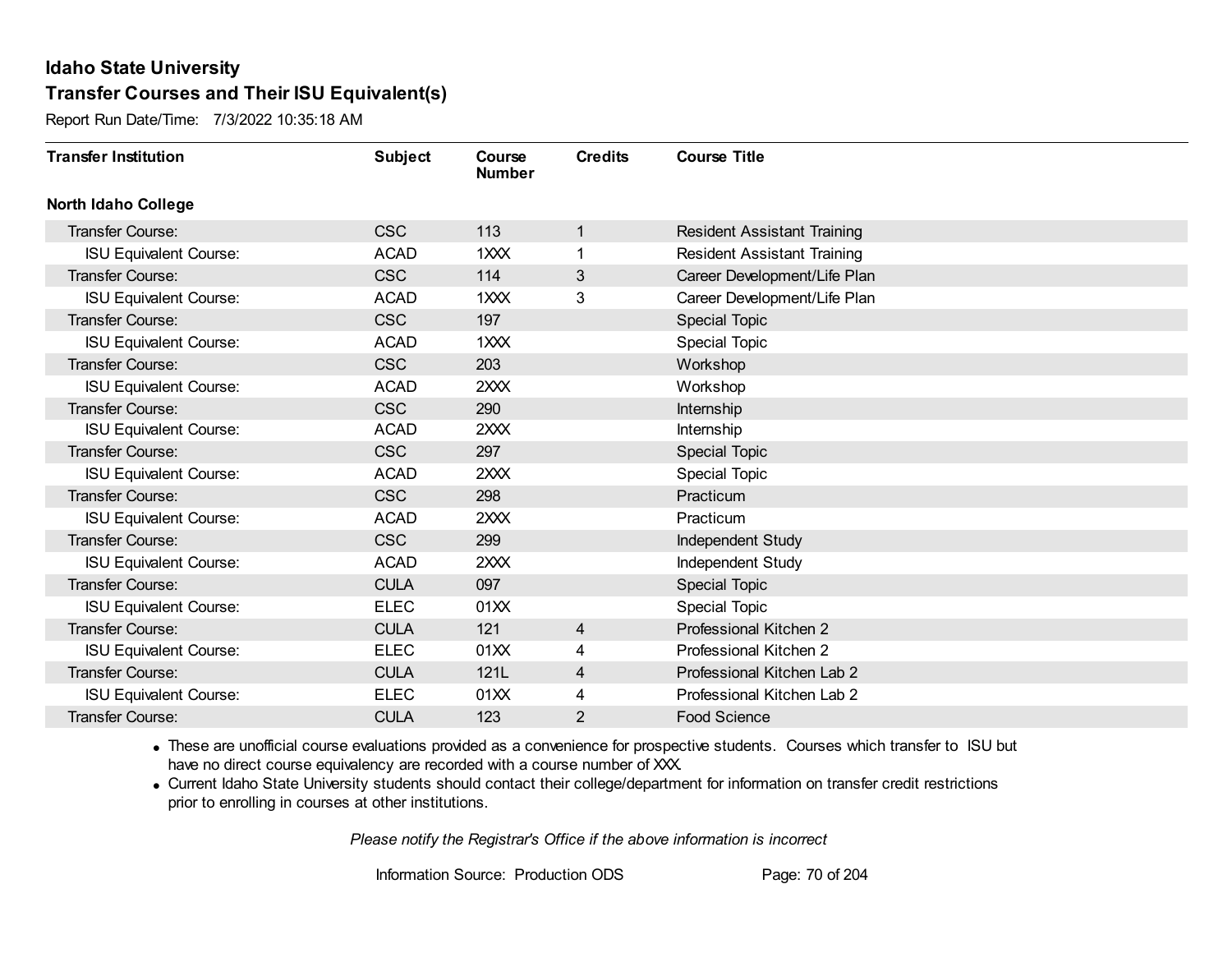## Idaho State University
## Transfer Courses and Their ISU Equivalent(s)

Report Run Date/Time: 7/3/2022 10:35:18 AM

| Transfer Institution | Subject | Course Number | Credits | Course Title |
|---|---|---|---|---|
| **North Idaho College** | | | | |
| Transfer Course: | CSC | 113 | 1 | Resident Assistant Training |
| ISU Equivalent Course: | ACAD | 1XXX | 1 | Resident Assistant Training |
| Transfer Course: | CSC | 114 | 3 | Career Development/Life Plan |
| ISU Equivalent Course: | ACAD | 1XXX | 3 | Career Development/Life Plan |
| Transfer Course: | CSC | 197 | | Special Topic |
| ISU Equivalent Course: | ACAD | 1XXX | | Special Topic |
| Transfer Course: | CSC | 203 | | Workshop |
| ISU Equivalent Course: | ACAD | 2XXX | | Workshop |
| Transfer Course: | CSC | 290 | | Internship |
| ISU Equivalent Course: | ACAD | 2XXX | | Internship |
| Transfer Course: | CSC | 297 | | Special Topic |
| ISU Equivalent Course: | ACAD | 2XXX | | Special Topic |
| Transfer Course: | CSC | 298 | | Practicum |
| ISU Equivalent Course: | ACAD | 2XXX | | Practicum |
| Transfer Course: | CSC | 299 | | Independent Study |
| ISU Equivalent Course: | ACAD | 2XXX | | Independent Study |
| Transfer Course: | CULA | 097 | | Special Topic |
| ISU Equivalent Course: | ELEC | 01XX | | Special Topic |
| Transfer Course: | CULA | 121 | 4 | Professional Kitchen 2 |
| ISU Equivalent Course: | ELEC | 01XX | 4 | Professional Kitchen 2 |
| Transfer Course: | CULA | 121L | 4 | Professional Kitchen Lab 2 |
| ISU Equivalent Course: | ELEC | 01XX | 4 | Professional Kitchen Lab 2 |
| Transfer Course: | CULA | 123 | 2 | Food Science |

- These are unofficial course evaluations provided as a convenience for prospective students. Courses which transfer to ISU but have no direct course equivalency are recorded with a course number of XXX.
- Current Idaho State University students should contact their college/department for information on transfer credit restrictions prior to enrolling in courses at other institutions.

*Please notify the Registrar's Office if the above information is incorrect*

Information Source: Production ODS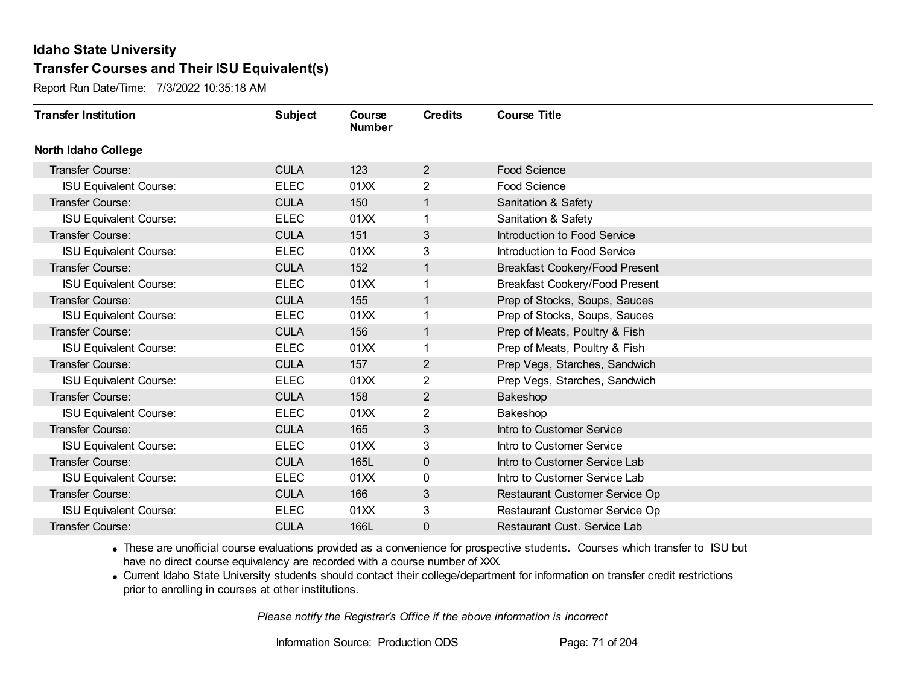**Idaho State University**

**Transfer Courses and Their ISU Equivalent(s)**

Report Run Date/Time: 7/3/2022 10:35:18 AM

| Transfer Institution | Subject | Course Number | Credits | Course Title |
|---|---|---|---|---|
| **North Idaho College** | | | | |
| Transfer Course: | CULA | 123 | 2 | Food Science |
| ISU Equivalent Course: | ELEC | 01XX | 2 | Food Science |
| Transfer Course: | CULA | 150 | 1 | Sanitation & Safety |
| ISU Equivalent Course: | ELEC | 01XX | 1 | Sanitation & Safety |
| Transfer Course: | CULA | 151 | 3 | Introduction to Food Service |
| ISU Equivalent Course: | ELEC | 01XX | 3 | Introduction to Food Service |
| Transfer Course: | CULA | 152 | 1 | Breakfast Cookery/Food Present |
| ISU Equivalent Course: | ELEC | 01XX | 1 | Breakfast Cookery/Food Present |
| Transfer Course: | CULA | 155 | 1 | Prep of Stocks, Soups, Sauces |
| ISU Equivalent Course: | ELEC | 01XX | 1 | Prep of Stocks, Soups, Sauces |
| Transfer Course: | CULA | 156 | 1 | Prep of Meats, Poultry & Fish |
| ISU Equivalent Course: | ELEC | 01XX | 1 | Prep of Meats, Poultry & Fish |
| Transfer Course: | CULA | 157 | 2 | Prep Vegs, Starches, Sandwich |
| ISU Equivalent Course: | ELEC | 01XX | 2 | Prep Vegs, Starches, Sandwich |
| Transfer Course: | CULA | 158 | 2 | Bakeshop |
| ISU Equivalent Course: | ELEC | 01XX | 2 | Bakeshop |
| Transfer Course: | CULA | 165 | 3 | Intro to Customer Service |
| ISU Equivalent Course: | ELEC | 01XX | 3 | Intro to Customer Service |
| Transfer Course: | CULA | 165L | 0 | Intro to Customer Service Lab |
| ISU Equivalent Course: | ELEC | 01XX | 0 | Intro to Customer Service Lab |
| Transfer Course: | CULA | 166 | 3 | Restaurant Customer Service Op |
| ISU Equivalent Course: | ELEC | 01XX | 3 | Restaurant Customer Service Op |
| Transfer Course: | CULA | 166L | 0 | Restaurant Cust. Service Lab |

- These are unofficial course evaluations provided as a convenience for prospective students. Courses which transfer to ISU but have no direct course equivalency are recorded with a course number of XXX.
- Current Idaho State University students should contact their college/department for information on transfer credit restrictions prior to enrolling in courses at other institutions.

*Please notify the Registrar's Office if the above information is incorrect*

Information Source: Production ODS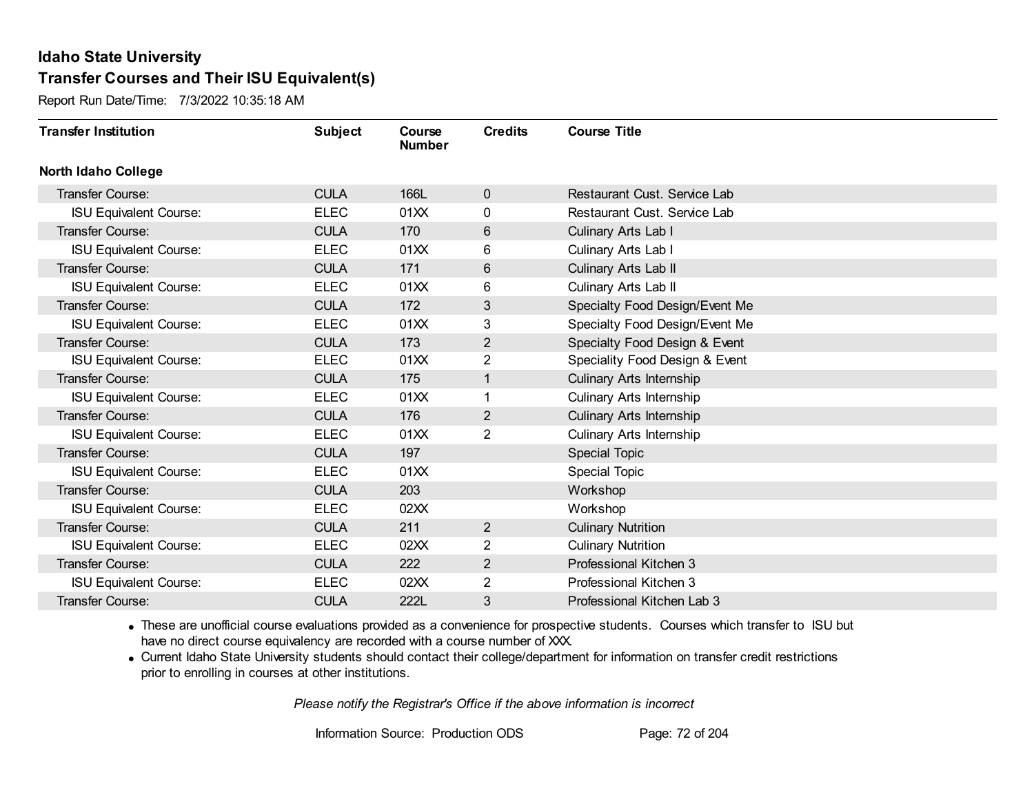# Idaho State University

## Transfer Courses and Their ISU Equivalent(s)

Report Run Date/Time: 7/3/2022 10:35:18 AM

| Transfer Institution | Subject | Course Number | Credits | Course Title |
|---|---|---|---|---|
| **North Idaho College** | | | | |
| Transfer Course: | CULA | 166L | 0 | Restaurant Cust. Service Lab |
| ISU Equivalent Course: | ELEC | 01XX | 0 | Restaurant Cust. Service Lab |
| Transfer Course: | CULA | 170 | 6 | Culinary Arts Lab I |
| ISU Equivalent Course: | ELEC | 01XX | 6 | Culinary Arts Lab I |
| Transfer Course: | CULA | 171 | 6 | Culinary Arts Lab II |
| ISU Equivalent Course: | ELEC | 01XX | 6 | Culinary Arts Lab II |
| Transfer Course: | CULA | 172 | 3 | Specialty Food Design/Event Me |
| ISU Equivalent Course: | ELEC | 01XX | 3 | Specialty Food Design/Event Me |
| Transfer Course: | CULA | 173 | 2 | Specialty Food Design & Event |
| ISU Equivalent Course: | ELEC | 01XX | 2 | Speciality Food Design & Event |
| Transfer Course: | CULA | 175 | 1 | Culinary Arts Internship |
| ISU Equivalent Course: | ELEC | 01XX | 1 | Culinary Arts Internship |
| Transfer Course: | CULA | 176 | 2 | Culinary Arts Internship |
| ISU Equivalent Course: | ELEC | 01XX | 2 | Culinary Arts Internship |
| Transfer Course: | CULA | 197 | | Special Topic |
| ISU Equivalent Course: | ELEC | 01XX | | Special Topic |
| Transfer Course: | CULA | 203 | | Workshop |
| ISU Equivalent Course: | ELEC | 02XX | | Workshop |
| Transfer Course: | CULA | 211 | 2 | Culinary Nutrition |
| ISU Equivalent Course: | ELEC | 02XX | 2 | Culinary Nutrition |
| Transfer Course: | CULA | 222 | 2 | Professional Kitchen 3 |
| ISU Equivalent Course: | ELEC | 02XX | 2 | Professional Kitchen 3 |
| Transfer Course: | CULA | 222L | 3 | Professional Kitchen Lab 3 |

- These are unofficial course evaluations provided as a convenience for prospective students. Courses which transfer to ISU but have no direct course equivalency are recorded with a course number of XXX.
- Current Idaho State University students should contact their college/department for information on transfer credit restrictions prior to enrolling in courses at other institutions.

*Please notify the Registrar's Office if the above information is incorrect*

Information Source: Production ODS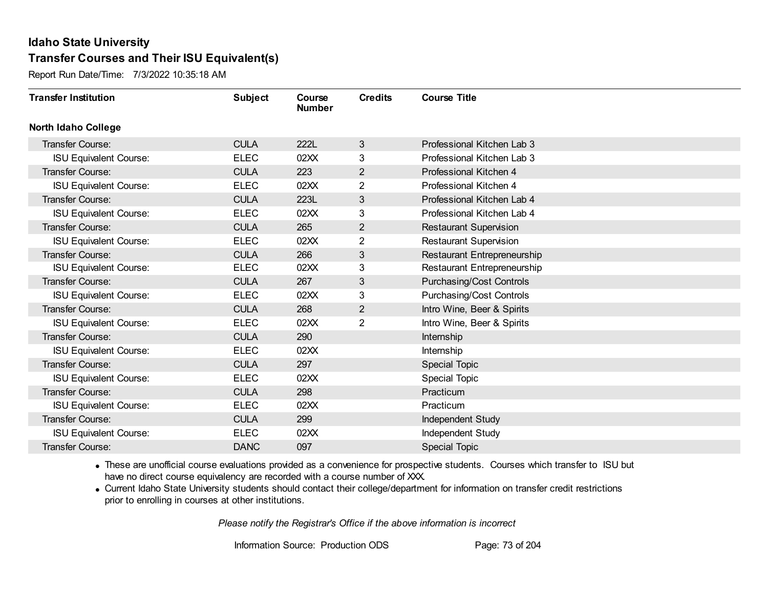# Idaho State University

## Transfer Courses and Their ISU Equivalent(s)

Report Run Date/Time: 7/3/2022 10:35:18 AM

| Transfer Institution | Subject | Course Number | Credits | Course Title |
|---|---|---|---|---|
| **North Idaho College** | | | | |
| Transfer Course: | CULA | 222L | 3 | Professional Kitchen Lab 3 |
| ISU Equivalent Course: | ELEC | 02XX | 3 | Professional Kitchen Lab 3 |
| Transfer Course: | CULA | 223 | 2 | Professional Kitchen 4 |
| ISU Equivalent Course: | ELEC | 02XX | 2 | Professional Kitchen 4 |
| Transfer Course: | CULA | 223L | 3 | Professional Kitchen Lab 4 |
| ISU Equivalent Course: | ELEC | 02XX | 3 | Professional Kitchen Lab 4 |
| Transfer Course: | CULA | 265 | 2 | Restaurant Supervision |
| ISU Equivalent Course: | ELEC | 02XX | 2 | Restaurant Supervision |
| Transfer Course: | CULA | 266 | 3 | Restaurant Entrepreneurship |
| ISU Equivalent Course: | ELEC | 02XX | 3 | Restaurant Entrepreneurship |
| Transfer Course: | CULA | 267 | 3 | Purchasing/Cost Controls |
| ISU Equivalent Course: | ELEC | 02XX | 3 | Purchasing/Cost Controls |
| Transfer Course: | CULA | 268 | 2 | Intro Wine, Beer & Spirits |
| ISU Equivalent Course: | ELEC | 02XX | 2 | Intro Wine, Beer & Spirits |
| Transfer Course: | CULA | 290 | | Internship |
| ISU Equivalent Course: | ELEC | 02XX | | Internship |
| Transfer Course: | CULA | 297 | | Special Topic |
| ISU Equivalent Course: | ELEC | 02XX | | Special Topic |
| Transfer Course: | CULA | 298 | | Practicum |
| ISU Equivalent Course: | ELEC | 02XX | | Practicum |
| Transfer Course: | CULA | 299 | | Independent Study |
| ISU Equivalent Course: | ELEC | 02XX | | Independent Study |
| Transfer Course: | DANC | 097 | | Special Topic |

- These are unofficial course evaluations provided as a convenience for prospective students. Courses which transfer to ISU but have no direct course equivalency are recorded with a course number of XXX.
- Current Idaho State University students should contact their college/department for information on transfer credit restrictions prior to enrolling in courses at other institutions.

*Please notify the Registrar's Office if the above information is incorrect*

Information Source: Production ODS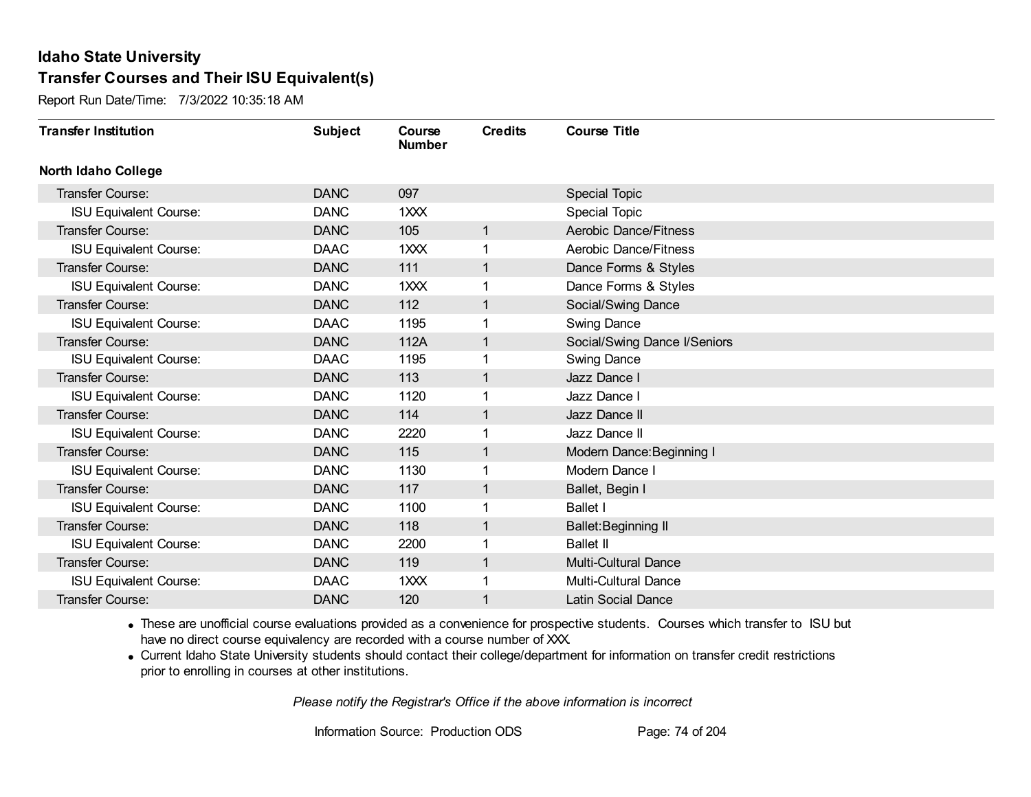# Idaho State University

## Transfer Courses and Their ISU Equivalent(s)

Report Run Date/Time: 7/3/2022 10:35:18 AM

| Transfer Institution | Subject | Course Number | Credits | Course Title |
|---|---|---|---|---|
| **North Idaho College** | | | | |
| Transfer Course: | DANC | 097 | | Special Topic |
| ISU Equivalent Course: | DANC | 1XXX | | Special Topic |
| Transfer Course: | DANC | 105 | 1 | Aerobic Dance/Fitness |
| ISU Equivalent Course: | DAAC | 1XXX | 1 | Aerobic Dance/Fitness |
| Transfer Course: | DANC | 111 | 1 | Dance Forms & Styles |
| ISU Equivalent Course: | DANC | 1XXX | 1 | Dance Forms & Styles |
| Transfer Course: | DANC | 112 | 1 | Social/Swing Dance |
| ISU Equivalent Course: | DAAC | 1195 | 1 | Swing Dance |
| Transfer Course: | DANC | 112A | 1 | Social/Swing Dance I/Seniors |
| ISU Equivalent Course: | DAAC | 1195 | 1 | Swing Dance |
| Transfer Course: | DANC | 113 | 1 | Jazz Dance I |
| ISU Equivalent Course: | DANC | 1120 | 1 | Jazz Dance I |
| Transfer Course: | DANC | 114 | 1 | Jazz Dance II |
| ISU Equivalent Course: | DANC | 2220 | 1 | Jazz Dance II |
| Transfer Course: | DANC | 115 | 1 | Modern Dance:Beginning I |
| ISU Equivalent Course: | DANC | 1130 | 1 | Modern Dance I |
| Transfer Course: | DANC | 117 | 1 | Ballet, Begin I |
| ISU Equivalent Course: | DANC | 1100 | 1 | Ballet I |
| Transfer Course: | DANC | 118 | 1 | Ballet:Beginning II |
| ISU Equivalent Course: | DANC | 2200 | 1 | Ballet II |
| Transfer Course: | DANC | 119 | 1 | Multi-Cultural Dance |
| ISU Equivalent Course: | DAAC | 1XXX | 1 | Multi-Cultural Dance |
| Transfer Course: | DANC | 120 | 1 | Latin Social Dance |

- These are unofficial course evaluations provided as a convenience for prospective students. Courses which transfer to ISU but have no direct course equivalency are recorded with a course number of XXX.
- Current Idaho State University students should contact their college/department for information on transfer credit restrictions prior to enrolling in courses at other institutions.

*Please notify the Registrar's Office if the above information is incorrect*

Information Source: Production ODS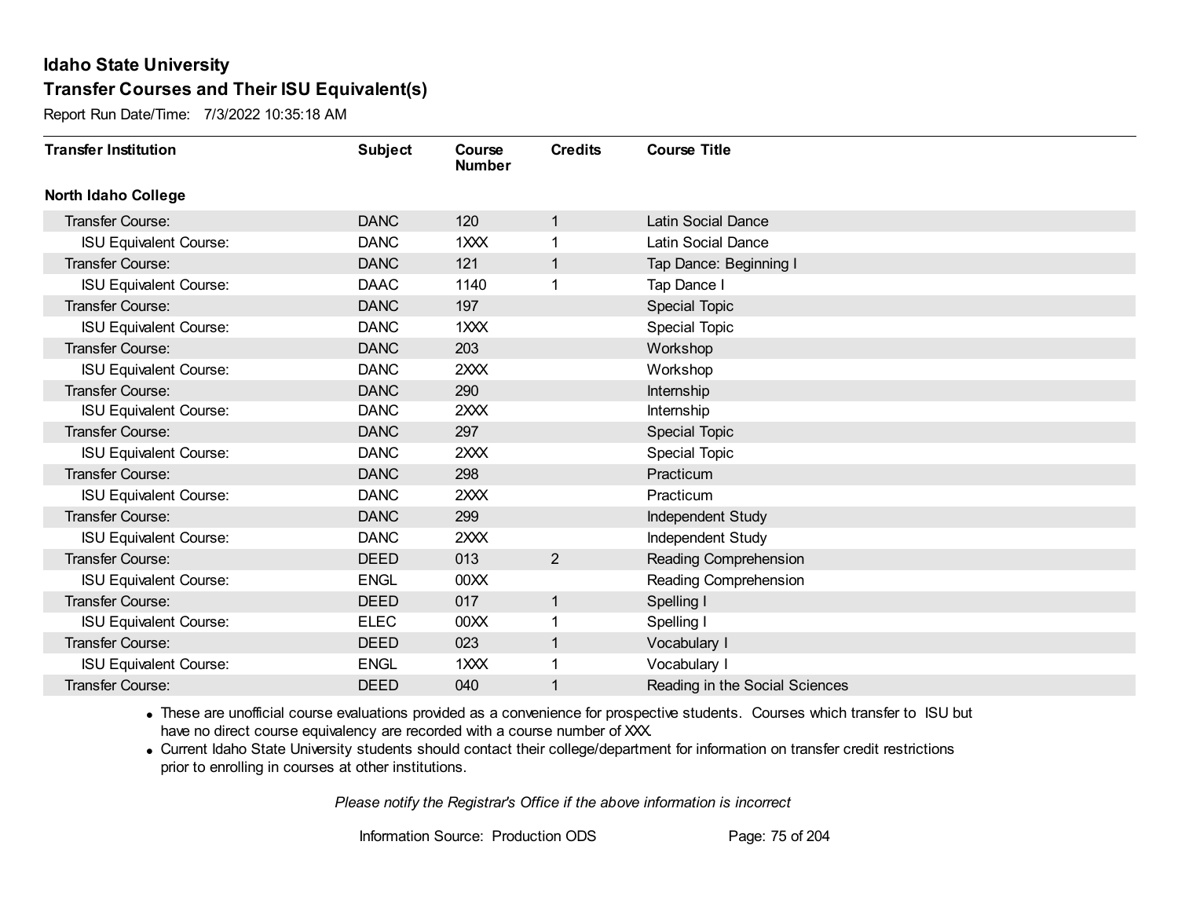# Idaho State University

## Transfer Courses and Their ISU Equivalent(s)

Report Run Date/Time: 7/3/2022 10:35:18 AM

| Transfer Institution | Subject | Course Number | Credits | Course Title |
|---|---|---|---|---|
| **North Idaho College** | | | | |
| Transfer Course: | DANC | 120 | 1 | Latin Social Dance |
| ISU Equivalent Course: | DANC | 1XXX | 1 | Latin Social Dance |
| Transfer Course: | DANC | 121 | 1 | Tap Dance: Beginning I |
| ISU Equivalent Course: | DAAC | 1140 | 1 | Tap Dance I |
| Transfer Course: | DANC | 197 | | Special Topic |
| ISU Equivalent Course: | DANC | 1XXX | | Special Topic |
| Transfer Course: | DANC | 203 | | Workshop |
| ISU Equivalent Course: | DANC | 2XXX | | Workshop |
| Transfer Course: | DANC | 290 | | Internship |
| ISU Equivalent Course: | DANC | 2XXX | | Internship |
| Transfer Course: | DANC | 297 | | Special Topic |
| ISU Equivalent Course: | DANC | 2XXX | | Special Topic |
| Transfer Course: | DANC | 298 | | Practicum |
| ISU Equivalent Course: | DANC | 2XXX | | Practicum |
| Transfer Course: | DANC | 299 | | Independent Study |
| ISU Equivalent Course: | DANC | 2XXX | | Independent Study |
| Transfer Course: | DEED | 013 | 2 | Reading Comprehension |
| ISU Equivalent Course: | ENGL | 00XX | | Reading Comprehension |
| Transfer Course: | DEED | 017 | 1 | Spelling I |
| ISU Equivalent Course: | ELEC | 00XX | 1 | Spelling I |
| Transfer Course: | DEED | 023 | 1 | Vocabulary I |
| ISU Equivalent Course: | ENGL | 1XXX | 1 | Vocabulary I |
| Transfer Course: | DEED | 040 | 1 | Reading in the Social Sciences |

- These are unofficial course evaluations provided as a convenience for prospective students. Courses which transfer to ISU but have no direct course equivalency are recorded with a course number of XXX.
- Current Idaho State University students should contact their college/department for information on transfer credit restrictions prior to enrolling in courses at other institutions.

*Please notify the Registrar's Office if the above information is incorrect*

Information Source: Production ODS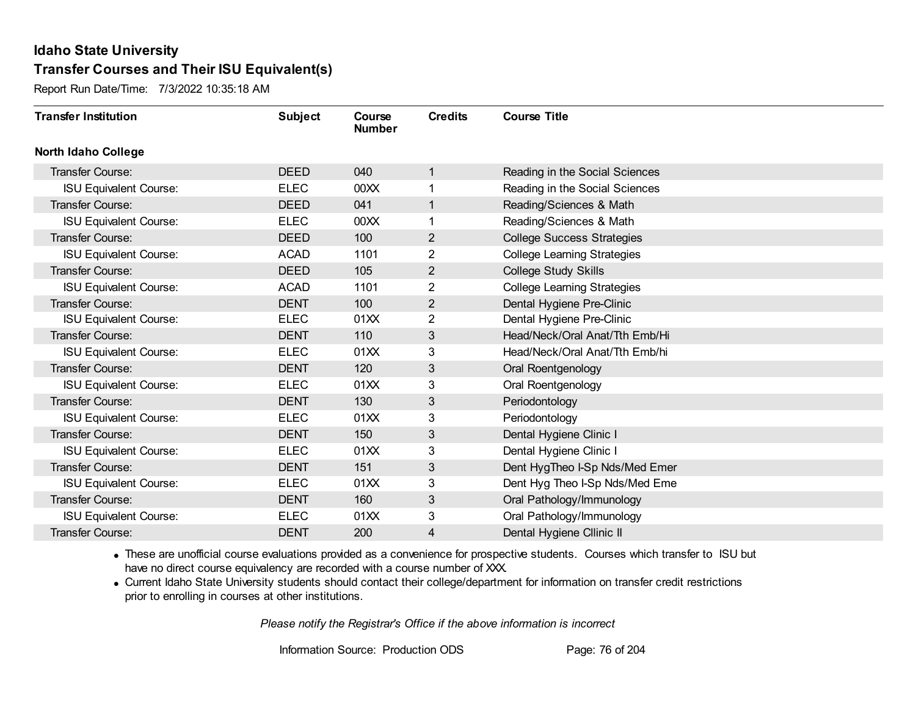## Idaho State University
## Transfer Courses and Their ISU Equivalent(s)

Report Run Date/Time: 7/3/2022 10:35:18 AM

| Transfer Institution | Subject | Course Number | Credits | Course Title |
|---|---|---|---|---|
| **North Idaho College** | | | | |
| Transfer Course: | DEED | 040 | 1 | Reading in the Social Sciences |
| ISU Equivalent Course: | ELEC | 00XX | 1 | Reading in the Social Sciences |
| Transfer Course: | DEED | 041 | 1 | Reading/Sciences & Math |
| ISU Equivalent Course: | ELEC | 00XX | 1 | Reading/Sciences & Math |
| Transfer Course: | DEED | 100 | 2 | College Success Strategies |
| ISU Equivalent Course: | ACAD | 1101 | 2 | College Learning Strategies |
| Transfer Course: | DEED | 105 | 2 | College Study Skills |
| ISU Equivalent Course: | ACAD | 1101 | 2 | College Learning Strategies |
| Transfer Course: | DENT | 100 | 2 | Dental Hygiene Pre-Clinic |
| ISU Equivalent Course: | ELEC | 01XX | 2 | Dental Hygiene Pre-Clinic |
| Transfer Course: | DENT | 110 | 3 | Head/Neck/Oral Anat/Tth Emb/Hi |
| ISU Equivalent Course: | ELEC | 01XX | 3 | Head/Neck/Oral Anat/Tth Emb/hi |
| Transfer Course: | DENT | 120 | 3 | Oral Roentgenology |
| ISU Equivalent Course: | ELEC | 01XX | 3 | Oral Roentgenology |
| Transfer Course: | DENT | 130 | 3 | Periodontology |
| ISU Equivalent Course: | ELEC | 01XX | 3 | Periodontology |
| Transfer Course: | DENT | 150 | 3 | Dental Hygiene Clinic I |
| ISU Equivalent Course: | ELEC | 01XX | 3 | Dental Hygiene Clinic I |
| Transfer Course: | DENT | 151 | 3 | Dent HygTheo I-Sp Nds/Med Emer |
| ISU Equivalent Course: | ELEC | 01XX | 3 | Dent Hyg Theo I-Sp Nds/Med Eme |
| Transfer Course: | DENT | 160 | 3 | Oral Pathology/Immunology |
| ISU Equivalent Course: | ELEC | 01XX | 3 | Oral Pathology/Immunology |
| Transfer Course: | DENT | 200 | 4 | Dental Hygiene Cllinic II |

- These are unofficial course evaluations provided as a convenience for prospective students. Courses which transfer to ISU but have no direct course equivalency are recorded with a course number of XXX.
- Current Idaho State University students should contact their college/department for information on transfer credit restrictions prior to enrolling in courses at other institutions.

*Please notify the Registrar's Office if the above information is incorrect*

Information Source: Production ODS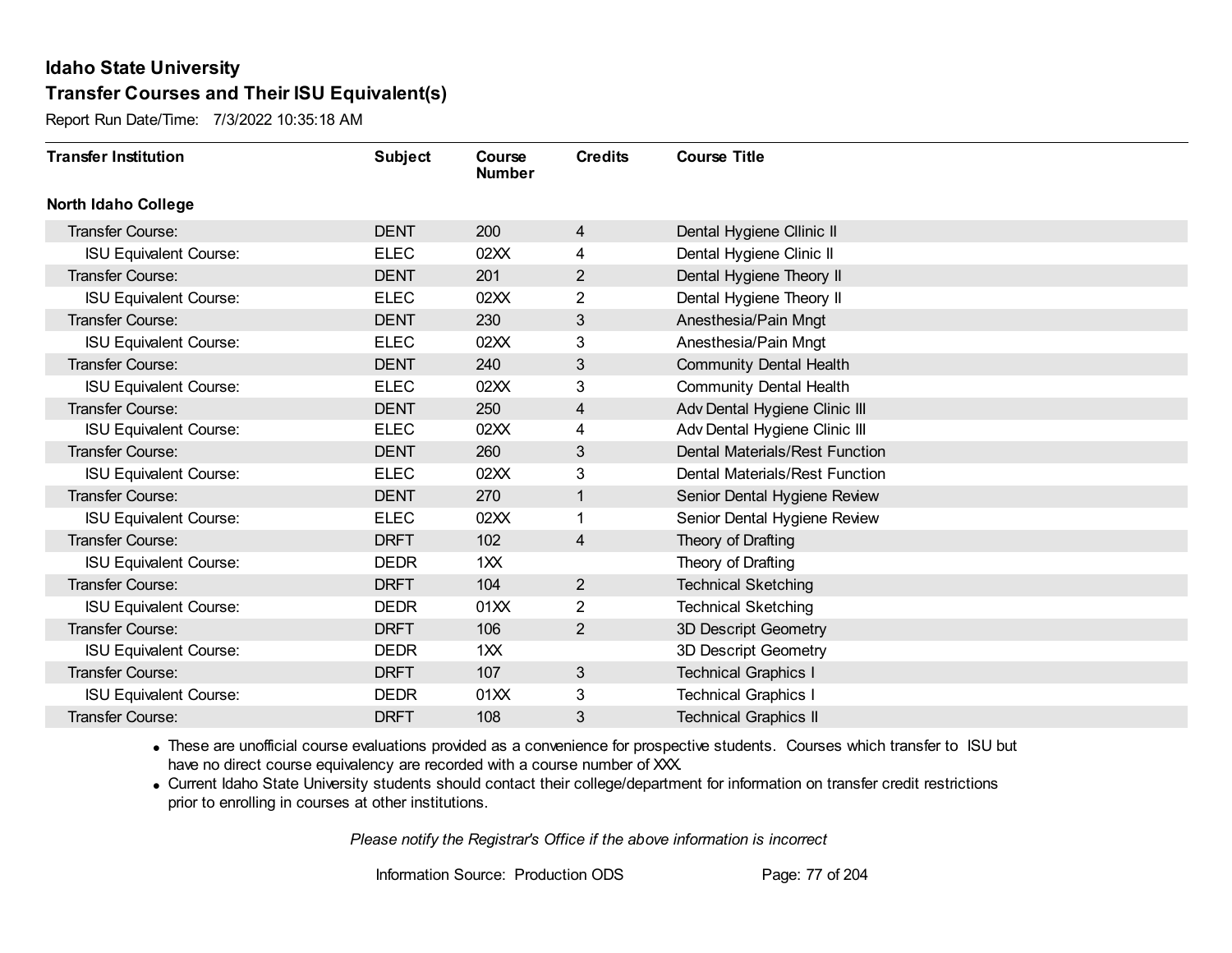# Idaho State University

## Transfer Courses and Their ISU Equivalent(s)

Report Run Date/Time: 7/3/2022 10:35:18 AM

| Transfer Institution | Subject | Course Number | Credits | Course Title |
|---|---|---|---|---|
| **North Idaho College** | | | | |
| Transfer Course: | DENT | 200 | 4 | Dental Hygiene Cllinic II |
| ISU Equivalent Course: | ELEC | 02XX | 4 | Dental Hygiene Clinic II |
| Transfer Course: | DENT | 201 | 2 | Dental Hygiene Theory II |
| ISU Equivalent Course: | ELEC | 02XX | 2 | Dental Hygiene Theory II |
| Transfer Course: | DENT | 230 | 3 | Anesthesia/Pain Mngt |
| ISU Equivalent Course: | ELEC | 02XX | 3 | Anesthesia/Pain Mngt |
| Transfer Course: | DENT | 240 | 3 | Community Dental Health |
| ISU Equivalent Course: | ELEC | 02XX | 3 | Community Dental Health |
| Transfer Course: | DENT | 250 | 4 | Adv Dental Hygiene Clinic III |
| ISU Equivalent Course: | ELEC | 02XX | 4 | Adv Dental Hygiene Clinic III |
| Transfer Course: | DENT | 260 | 3 | Dental Materials/Rest Function |
| ISU Equivalent Course: | ELEC | 02XX | 3 | Dental Materials/Rest Function |
| Transfer Course: | DENT | 270 | 1 | Senior Dental Hygiene Review |
| ISU Equivalent Course: | ELEC | 02XX | 1 | Senior Dental Hygiene Review |
| Transfer Course: | DRFT | 102 | 4 | Theory of Drafting |
| ISU Equivalent Course: | DEDR | 1XX | | Theory of Drafting |
| Transfer Course: | DRFT | 104 | 2 | Technical Sketching |
| ISU Equivalent Course: | DEDR | 01XX | 2 | Technical Sketching |
| Transfer Course: | DRFT | 106 | 2 | 3D Descript Geometry |
| ISU Equivalent Course: | DEDR | 1XX | | 3D Descript Geometry |
| Transfer Course: | DRFT | 107 | 3 | Technical Graphics I |
| ISU Equivalent Course: | DEDR | 01XX | 3 | Technical Graphics I |
| Transfer Course: | DRFT | 108 | 3 | Technical Graphics II |

- These are unofficial course evaluations provided as a convenience for prospective students. Courses which transfer to ISU but have no direct course equivalency are recorded with a course number of XXX.
- Current Idaho State University students should contact their college/department for information on transfer credit restrictions prior to enrolling in courses at other institutions.

*Please notify the Registrar's Office if the above information is incorrect*

Information Source: Production ODS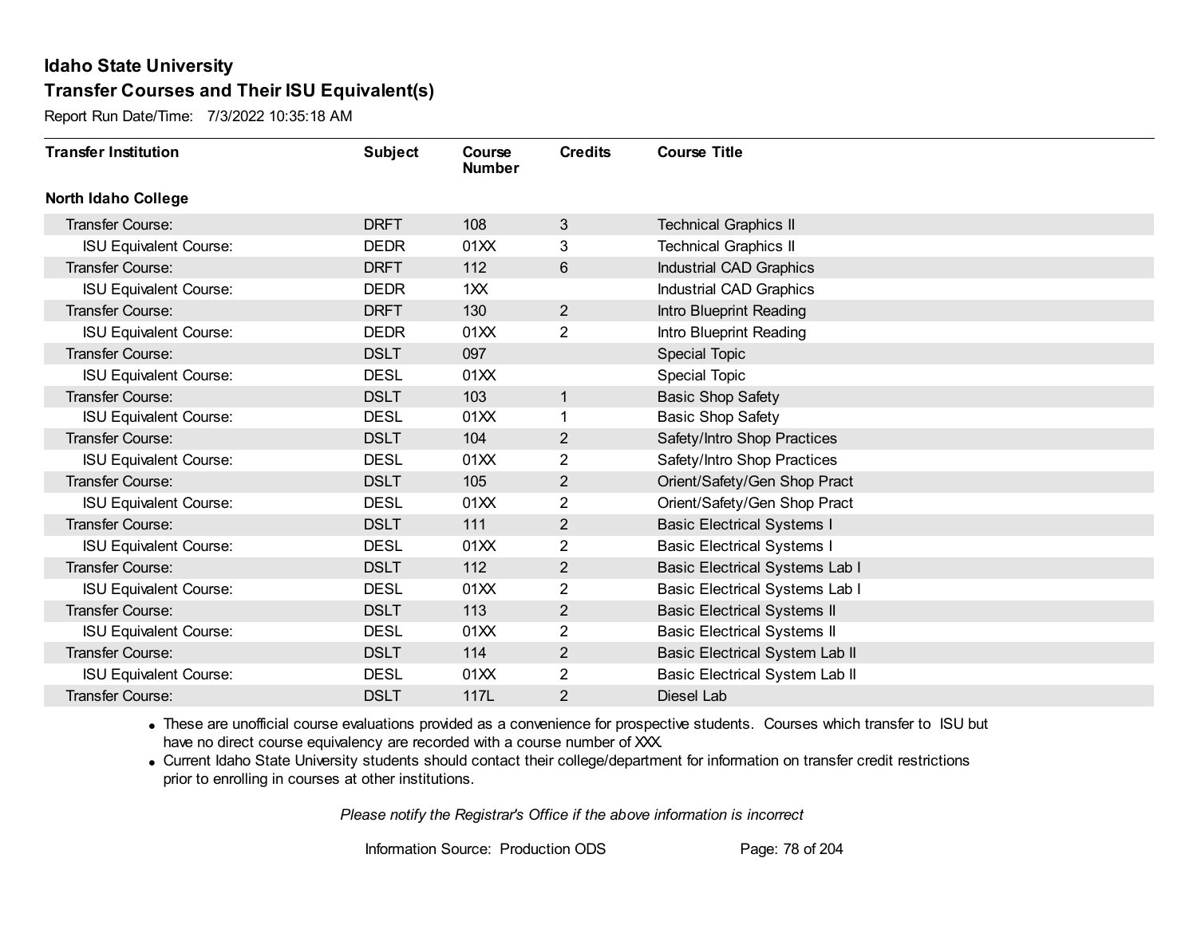# Idaho State University

## Transfer Courses and Their ISU Equivalent(s)

Report Run Date/Time: 7/3/2022 10:35:18 AM

| Transfer Institution | Subject | Course Number | Credits | Course Title |
|---|---|---|---|---|
| **North Idaho College** | | | | |
| Transfer Course: | DRFT | 108 | 3 | Technical Graphics II |
| ISU Equivalent Course: | DEDR | 01XX | 3 | Technical Graphics II |
| Transfer Course: | DRFT | 112 | 6 | Industrial CAD Graphics |
| ISU Equivalent Course: | DEDR | 1XX | | Industrial CAD Graphics |
| Transfer Course: | DRFT | 130 | 2 | Intro Blueprint Reading |
| ISU Equivalent Course: | DEDR | 01XX | 2 | Intro Blueprint Reading |
| Transfer Course: | DSLT | 097 | | Special Topic |
| ISU Equivalent Course: | DESL | 01XX | | Special Topic |
| Transfer Course: | DSLT | 103 | 1 | Basic Shop Safety |
| ISU Equivalent Course: | DESL | 01XX | 1 | Basic Shop Safety |
| Transfer Course: | DSLT | 104 | 2 | Safety/Intro Shop Practices |
| ISU Equivalent Course: | DESL | 01XX | 2 | Safety/Intro Shop Practices |
| Transfer Course: | DSLT | 105 | 2 | Orient/Safety/Gen Shop Pract |
| ISU Equivalent Course: | DESL | 01XX | 2 | Orient/Safety/Gen Shop Pract |
| Transfer Course: | DSLT | 111 | 2 | Basic Electrical Systems I |
| ISU Equivalent Course: | DESL | 01XX | 2 | Basic Electrical Systems I |
| Transfer Course: | DSLT | 112 | 2 | Basic Electrical Systems Lab I |
| ISU Equivalent Course: | DESL | 01XX | 2 | Basic Electrical Systems Lab I |
| Transfer Course: | DSLT | 113 | 2 | Basic Electrical Systems II |
| ISU Equivalent Course: | DESL | 01XX | 2 | Basic Electrical Systems II |
| Transfer Course: | DSLT | 114 | 2 | Basic Electrical System Lab II |
| ISU Equivalent Course: | DESL | 01XX | 2 | Basic Electrical System Lab II |
| Transfer Course: | DSLT | 117L | 2 | Diesel Lab |

- These are unofficial course evaluations provided as a convenience for prospective students. Courses which transfer to ISU but have no direct course equivalency are recorded with a course number of XXX.
- Current Idaho State University students should contact their college/department for information on transfer credit restrictions prior to enrolling in courses at other institutions.

*Please notify the Registrar's Office if the above information is incorrect*

Information Source: Production ODS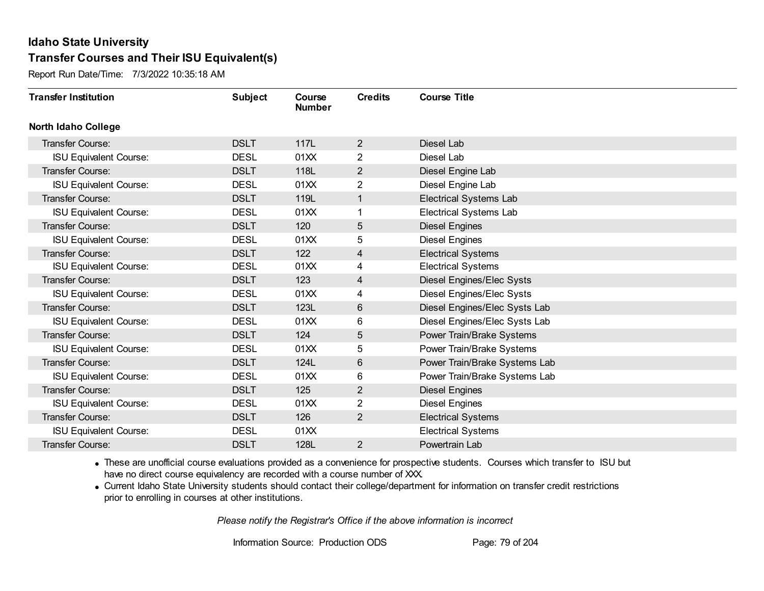# Idaho State University
## Transfer Courses and Their ISU Equivalent(s)

Report Run Date/Time: 7/3/2022 10:35:18 AM

| Transfer Institution | Subject | Course Number | Credits | Course Title |
|---|---|---|---|---|
| **North Idaho College** | | | | |
| Transfer Course: | DSLT | 117L | 2 | Diesel Lab |
| ISU Equivalent Course: | DESL | 01XX | 2 | Diesel Lab |
| Transfer Course: | DSLT | 118L | 2 | Diesel Engine Lab |
| ISU Equivalent Course: | DESL | 01XX | 2 | Diesel Engine Lab |
| Transfer Course: | DSLT | 119L | 1 | Electrical Systems Lab |
| ISU Equivalent Course: | DESL | 01XX | 1 | Electrical Systems Lab |
| Transfer Course: | DSLT | 120 | 5 | Diesel Engines |
| ISU Equivalent Course: | DESL | 01XX | 5 | Diesel Engines |
| Transfer Course: | DSLT | 122 | 4 | Electrical Systems |
| ISU Equivalent Course: | DESL | 01XX | 4 | Electrical Systems |
| Transfer Course: | DSLT | 123 | 4 | Diesel Engines/Elec Systs |
| ISU Equivalent Course: | DESL | 01XX | 4 | Diesel Engines/Elec Systs |
| Transfer Course: | DSLT | 123L | 6 | Diesel Engines/Elec Systs Lab |
| ISU Equivalent Course: | DESL | 01XX | 6 | Diesel Engines/Elec Systs Lab |
| Transfer Course: | DSLT | 124 | 5 | Power Train/Brake Systems |
| ISU Equivalent Course: | DESL | 01XX | 5 | Power Train/Brake Systems |
| Transfer Course: | DSLT | 124L | 6 | Power Train/Brake Systems Lab |
| ISU Equivalent Course: | DESL | 01XX | 6 | Power Train/Brake Systems Lab |
| Transfer Course: | DSLT | 125 | 2 | Diesel Engines |
| ISU Equivalent Course: | DESL | 01XX | 2 | Diesel Engines |
| Transfer Course: | DSLT | 126 | 2 | Electrical Systems |
| ISU Equivalent Course: | DESL | 01XX | | Electrical Systems |
| Transfer Course: | DSLT | 128L | 2 | Powertrain Lab |

- These are unofficial course evaluations provided as a convenience for prospective students. Courses which transfer to ISU but have no direct course equivalency are recorded with a course number of XXX.
- Current Idaho State University students should contact their college/department for information on transfer credit restrictions prior to enrolling in courses at other institutions.

*Please notify the Registrar's Office if the above information is incorrect*

Information Source: Production ODS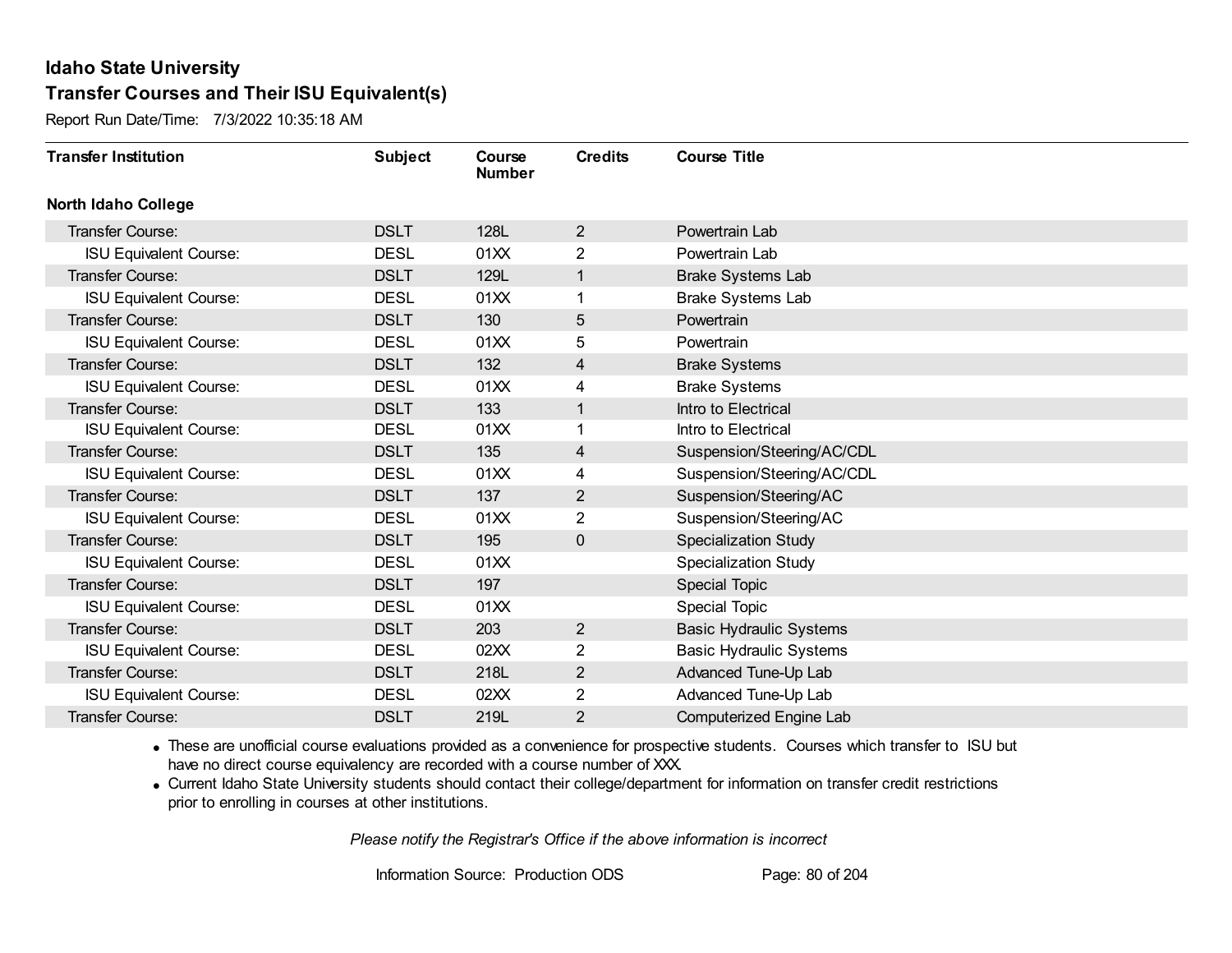# Idaho State University

## Transfer Courses and Their ISU Equivalent(s)

Report Run Date/Time: 7/3/2022 10:35:18 AM

| Transfer Institution | Subject | Course Number | Credits | Course Title |
|---|---|---|---|---|
| **North Idaho College** | | | | |
| Transfer Course: | DSLT | 128L | 2 | Powertrain Lab |
| ISU Equivalent Course: | DESL | 01XX | 2 | Powertrain Lab |
| Transfer Course: | DSLT | 129L | 1 | Brake Systems Lab |
| ISU Equivalent Course: | DESL | 01XX | 1 | Brake Systems Lab |
| Transfer Course: | DSLT | 130 | 5 | Powertrain |
| ISU Equivalent Course: | DESL | 01XX | 5 | Powertrain |
| Transfer Course: | DSLT | 132 | 4 | Brake Systems |
| ISU Equivalent Course: | DESL | 01XX | 4 | Brake Systems |
| Transfer Course: | DSLT | 133 | 1 | Intro to Electrical |
| ISU Equivalent Course: | DESL | 01XX | 1 | Intro to Electrical |
| Transfer Course: | DSLT | 135 | 4 | Suspension/Steering/AC/CDL |
| ISU Equivalent Course: | DESL | 01XX | 4 | Suspension/Steering/AC/CDL |
| Transfer Course: | DSLT | 137 | 2 | Suspension/Steering/AC |
| ISU Equivalent Course: | DESL | 01XX | 2 | Suspension/Steering/AC |
| Transfer Course: | DSLT | 195 | 0 | Specialization Study |
| ISU Equivalent Course: | DESL | 01XX | | Specialization Study |
| Transfer Course: | DSLT | 197 | | Special Topic |
| ISU Equivalent Course: | DESL | 01XX | | Special Topic |
| Transfer Course: | DSLT | 203 | 2 | Basic Hydraulic Systems |
| ISU Equivalent Course: | DESL | 02XX | 2 | Basic Hydraulic Systems |
| Transfer Course: | DSLT | 218L | 2 | Advanced Tune-Up Lab |
| ISU Equivalent Course: | DESL | 02XX | 2 | Advanced Tune-Up Lab |
| Transfer Course: | DSLT | 219L | 2 | Computerized Engine Lab |

- These are unofficial course evaluations provided as a convenience for prospective students. Courses which transfer to ISU but have no direct course equivalency are recorded with a course number of XXX.
- Current Idaho State University students should contact their college/department for information on transfer credit restrictions prior to enrolling in courses at other institutions.

*Please notify the Registrar's Office if the above information is incorrect*

Information Source: Production ODS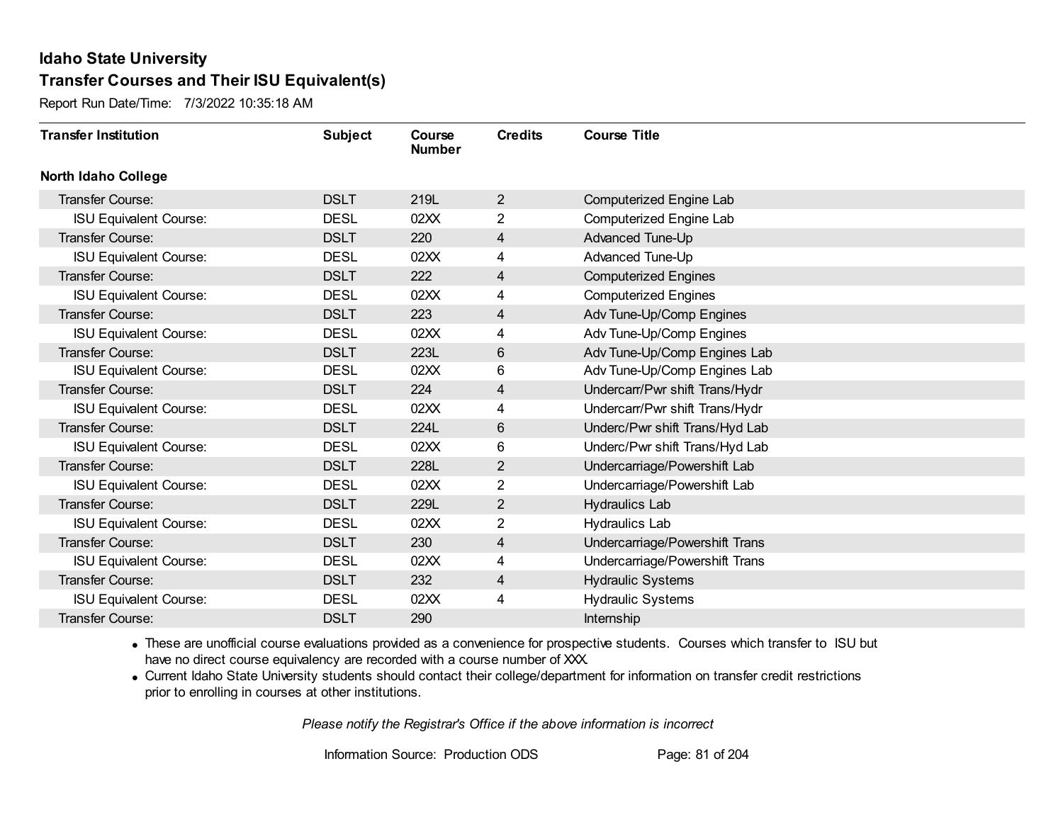# Idaho State University

## Transfer Courses and Their ISU Equivalent(s)

Report Run Date/Time: 7/3/2022 10:35:18 AM

| Transfer Institution | Subject | Course Number | Credits | Course Title |
|---|---|---|---|---|
| **North Idaho College** | | | | |
| Transfer Course: | DSLT | 219L | 2 | Computerized Engine Lab |
| ISU Equivalent Course: | DESL | 02XX | 2 | Computerized Engine Lab |
| Transfer Course: | DSLT | 220 | 4 | Advanced Tune-Up |
| ISU Equivalent Course: | DESL | 02XX | 4 | Advanced Tune-Up |
| Transfer Course: | DSLT | 222 | 4 | Computerized Engines |
| ISU Equivalent Course: | DESL | 02XX | 4 | Computerized Engines |
| Transfer Course: | DSLT | 223 | 4 | Adv Tune-Up/Comp Engines |
| ISU Equivalent Course: | DESL | 02XX | 4 | Adv Tune-Up/Comp Engines |
| Transfer Course: | DSLT | 223L | 6 | Adv Tune-Up/Comp Engines Lab |
| ISU Equivalent Course: | DESL | 02XX | 6 | Adv Tune-Up/Comp Engines Lab |
| Transfer Course: | DSLT | 224 | 4 | Undercarr/Pwr shift Trans/Hydr |
| ISU Equivalent Course: | DESL | 02XX | 4 | Undercarr/Pwr shift Trans/Hydr |
| Transfer Course: | DSLT | 224L | 6 | Underc/Pwr shift Trans/Hyd Lab |
| ISU Equivalent Course: | DESL | 02XX | 6 | Underc/Pwr shift Trans/Hyd Lab |
| Transfer Course: | DSLT | 228L | 2 | Undercarriage/Powershift Lab |
| ISU Equivalent Course: | DESL | 02XX | 2 | Undercarriage/Powershift Lab |
| Transfer Course: | DSLT | 229L | 2 | Hydraulics Lab |
| ISU Equivalent Course: | DESL | 02XX | 2 | Hydraulics Lab |
| Transfer Course: | DSLT | 230 | 4 | Undercarriage/Powershift Trans |
| ISU Equivalent Course: | DESL | 02XX | 4 | Undercarriage/Powershift Trans |
| Transfer Course: | DSLT | 232 | 4 | Hydraulic Systems |
| ISU Equivalent Course: | DESL | 02XX | 4 | Hydraulic Systems |
| Transfer Course: | DSLT | 290 | | Internship |

- These are unofficial course evaluations provided as a convenience for prospective students. Courses which transfer to ISU but have no direct course equivalency are recorded with a course number of XXX.
- Current Idaho State University students should contact their college/department for information on transfer credit restrictions prior to enrolling in courses at other institutions.

*Please notify the Registrar's Office if the above information is incorrect*

Information Source: Production ODS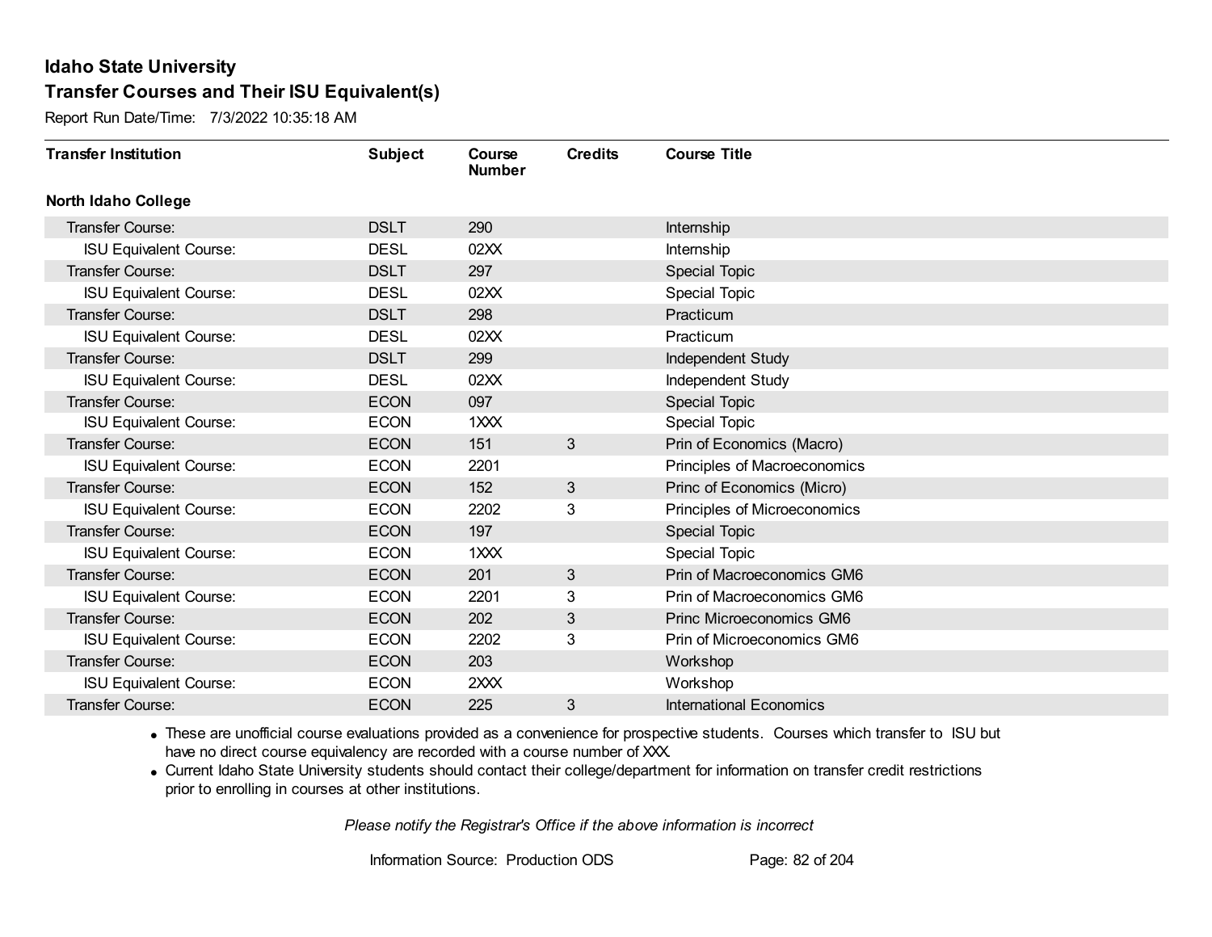# Idaho State University

## Transfer Courses and Their ISU Equivalent(s)

Report Run Date/Time: 7/3/2022 10:35:18 AM

| Transfer Institution | Subject | Course Number | Credits | Course Title |
|---|---|---|---|---|
| **North Idaho College** | | | | |
| Transfer Course: | DSLT | 290 | | Internship |
| ISU Equivalent Course: | DESL | 02XX | | Internship |
| Transfer Course: | DSLT | 297 | | Special Topic |
| ISU Equivalent Course: | DESL | 02XX | | Special Topic |
| Transfer Course: | DSLT | 298 | | Practicum |
| ISU Equivalent Course: | DESL | 02XX | | Practicum |
| Transfer Course: | DSLT | 299 | | Independent Study |
| ISU Equivalent Course: | DESL | 02XX | | Independent Study |
| Transfer Course: | ECON | 097 | | Special Topic |
| ISU Equivalent Course: | ECON | 1XXX | | Special Topic |
| Transfer Course: | ECON | 151 | 3 | Prin of Economics (Macro) |
| ISU Equivalent Course: | ECON | 2201 | | Principles of Macroeconomics |
| Transfer Course: | ECON | 152 | 3 | Princ of Economics (Micro) |
| ISU Equivalent Course: | ECON | 2202 | 3 | Principles of Microeconomics |
| Transfer Course: | ECON | 197 | | Special Topic |
| ISU Equivalent Course: | ECON | 1XXX | | Special Topic |
| Transfer Course: | ECON | 201 | 3 | Prin of Macroeconomics GM6 |
| ISU Equivalent Course: | ECON | 2201 | 3 | Prin of Macroeconomics GM6 |
| Transfer Course: | ECON | 202 | 3 | Princ Microeconomics GM6 |
| ISU Equivalent Course: | ECON | 2202 | 3 | Prin of Microeconomics GM6 |
| Transfer Course: | ECON | 203 | | Workshop |
| ISU Equivalent Course: | ECON | 2XXX | | Workshop |
| Transfer Course: | ECON | 225 | 3 | International Economics |

- These are unofficial course evaluations provided as a convenience for prospective students. Courses which transfer to ISU but have no direct course equivalency are recorded with a course number of XXX.
- Current Idaho State University students should contact their college/department for information on transfer credit restrictions prior to enrolling in courses at other institutions.

*Please notify the Registrar's Office if the above information is incorrect*

Information Source: Production ODS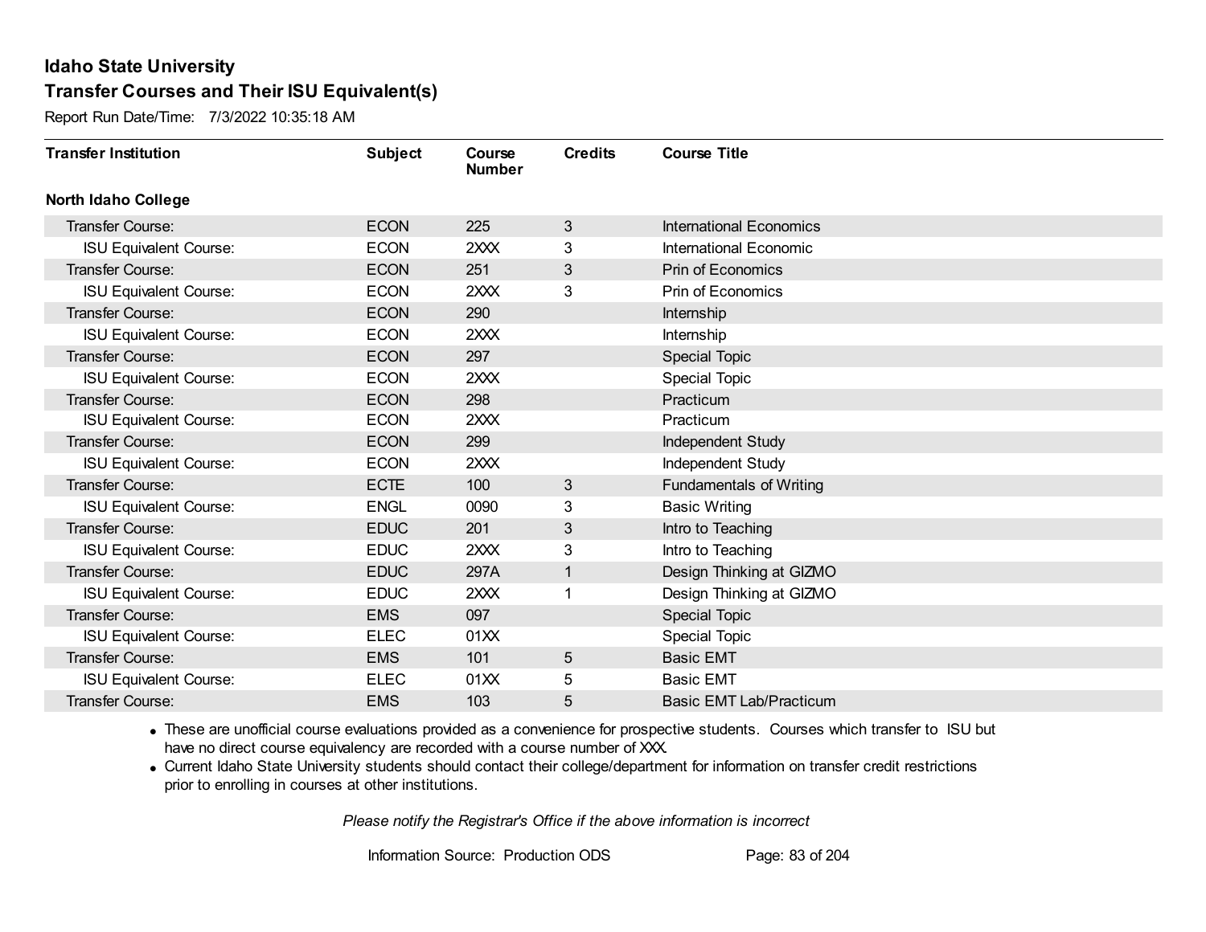# Idaho State University

## Transfer Courses and Their ISU Equivalent(s)

Report Run Date/Time: 7/3/2022 10:35:18 AM

| Transfer Institution | Subject | Course Number | Credits | Course Title |
|---|---|---|---|---|
| **North Idaho College** | | | | |
| Transfer Course: | ECON | 225 | 3 | International Economics |
| ISU Equivalent Course: | ECON | 2XXX | 3 | International Economic |
| Transfer Course: | ECON | 251 | 3 | Prin of Economics |
| ISU Equivalent Course: | ECON | 2XXX | 3 | Prin of Economics |
| Transfer Course: | ECON | 290 | | Internship |
| ISU Equivalent Course: | ECON | 2XXX | | Internship |
| Transfer Course: | ECON | 297 | | Special Topic |
| ISU Equivalent Course: | ECON | 2XXX | | Special Topic |
| Transfer Course: | ECON | 298 | | Practicum |
| ISU Equivalent Course: | ECON | 2XXX | | Practicum |
| Transfer Course: | ECON | 299 | | Independent Study |
| ISU Equivalent Course: | ECON | 2XXX | | Independent Study |
| Transfer Course: | ECTE | 100 | 3 | Fundamentals of Writing |
| ISU Equivalent Course: | ENGL | 0090 | 3 | Basic Writing |
| Transfer Course: | EDUC | 201 | 3 | Intro to Teaching |
| ISU Equivalent Course: | EDUC | 2XXX | 3 | Intro to Teaching |
| Transfer Course: | EDUC | 297A | 1 | Design Thinking at GIZMO |
| ISU Equivalent Course: | EDUC | 2XXX | 1 | Design Thinking at GIZMO |
| Transfer Course: | EMS | 097 | | Special Topic |
| ISU Equivalent Course: | ELEC | 01XX | | Special Topic |
| Transfer Course: | EMS | 101 | 5 | Basic EMT |
| ISU Equivalent Course: | ELEC | 01XX | 5 | Basic EMT |
| Transfer Course: | EMS | 103 | 5 | Basic EMT Lab/Practicum |

- These are unofficial course evaluations provided as a convenience for prospective students. Courses which transfer to ISU but have no direct course equivalency are recorded with a course number of XXX.
- Current Idaho State University students should contact their college/department for information on transfer credit restrictions prior to enrolling in courses at other institutions.

*Please notify the Registrar's Office if the above information is incorrect*

Information Source: Production ODS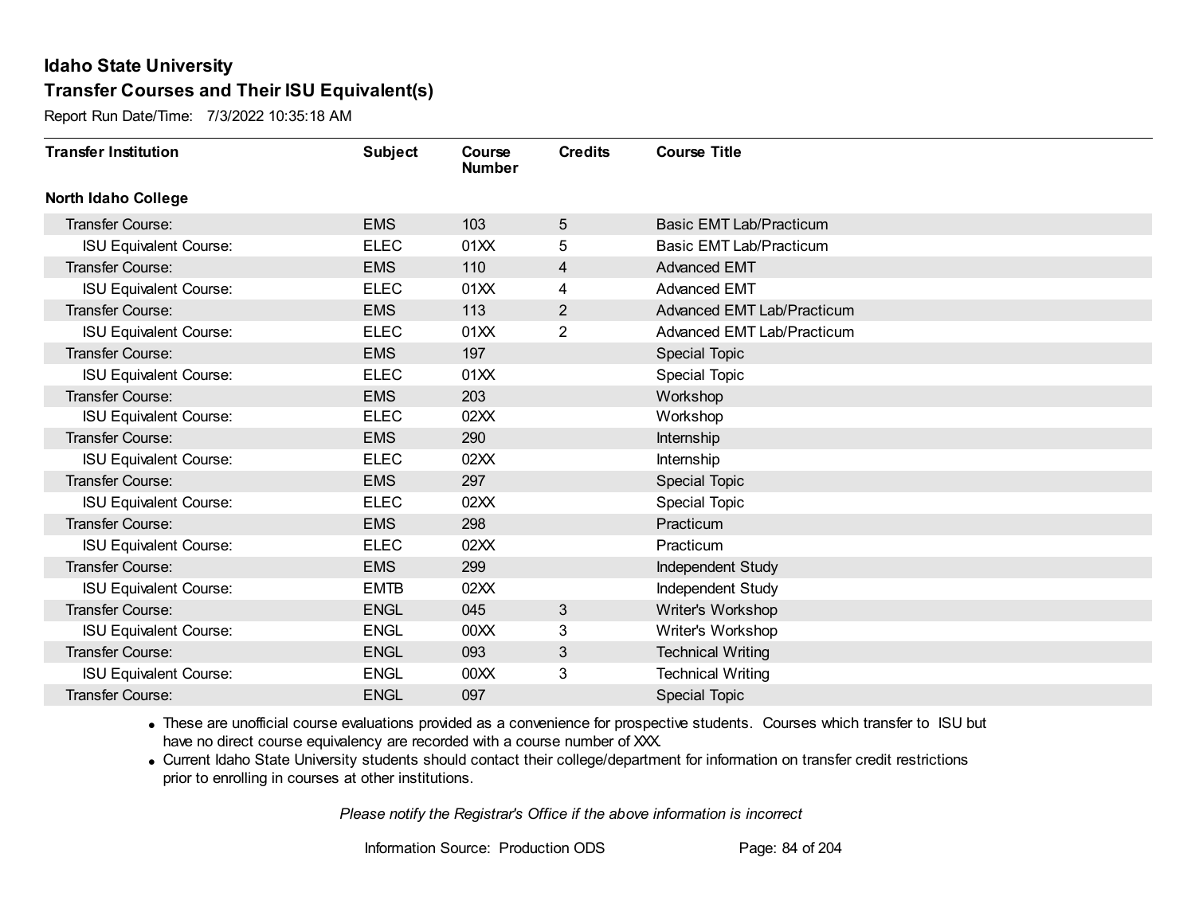# Idaho State University

## Transfer Courses and Their ISU Equivalent(s)

Report Run Date/Time: 7/3/2022 10:35:18 AM

| Transfer Institution | Subject | Course Number | Credits | Course Title |
|---|---|---|---|---|
| **North Idaho College** | | | | |
| Transfer Course: | EMS | 103 | 5 | Basic EMT Lab/Practicum |
| ISU Equivalent Course: | ELEC | 01XX | 5 | Basic EMT Lab/Practicum |
| Transfer Course: | EMS | 110 | 4 | Advanced EMT |
| ISU Equivalent Course: | ELEC | 01XX | 4 | Advanced EMT |
| Transfer Course: | EMS | 113 | 2 | Advanced EMT Lab/Practicum |
| ISU Equivalent Course: | ELEC | 01XX | 2 | Advanced EMT Lab/Practicum |
| Transfer Course: | EMS | 197 | | Special Topic |
| ISU Equivalent Course: | ELEC | 01XX | | Special Topic |
| Transfer Course: | EMS | 203 | | Workshop |
| ISU Equivalent Course: | ELEC | 02XX | | Workshop |
| Transfer Course: | EMS | 290 | | Internship |
| ISU Equivalent Course: | ELEC | 02XX | | Internship |
| Transfer Course: | EMS | 297 | | Special Topic |
| ISU Equivalent Course: | ELEC | 02XX | | Special Topic |
| Transfer Course: | EMS | 298 | | Practicum |
| ISU Equivalent Course: | ELEC | 02XX | | Practicum |
| Transfer Course: | EMS | 299 | | Independent Study |
| ISU Equivalent Course: | EMTB | 02XX | | Independent Study |
| Transfer Course: | ENGL | 045 | 3 | Writer's Workshop |
| ISU Equivalent Course: | ENGL | 00XX | 3 | Writer's Workshop |
| Transfer Course: | ENGL | 093 | 3 | Technical Writing |
| ISU Equivalent Course: | ENGL | 00XX | 3 | Technical Writing |
| Transfer Course: | ENGL | 097 | | Special Topic |

- These are unofficial course evaluations provided as a convenience for prospective students. Courses which transfer to ISU but have no direct course equivalency are recorded with a course number of XXX.
- Current Idaho State University students should contact their college/department for information on transfer credit restrictions prior to enrolling in courses at other institutions.

*Please notify the Registrar's Office if the above information is incorrect*

Information Source: Production ODS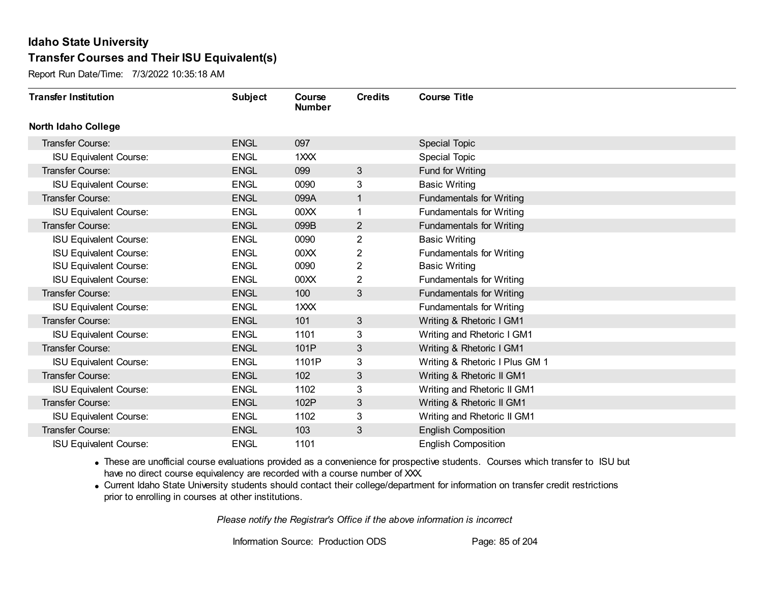# Idaho State University

## Transfer Courses and Their ISU Equivalent(s)

Report Run Date/Time: 7/3/2022 10:35:18 AM

| Transfer Institution | Subject | Course Number | Credits | Course Title |
|---|---|---|---|---|
| **North Idaho College** | | | | |
| Transfer Course: | ENGL | 097 | | Special Topic |
| ISU Equivalent Course: | ENGL | 1XXX | | Special Topic |
| Transfer Course: | ENGL | 099 | 3 | Fund for Writing |
| ISU Equivalent Course: | ENGL | 0090 | 3 | Basic Writing |
| Transfer Course: | ENGL | 099A | 1 | Fundamentals for Writing |
| ISU Equivalent Course: | ENGL | 00XX | 1 | Fundamentals for Writing |
| Transfer Course: | ENGL | 099B | 2 | Fundamentals for Writing |
| ISU Equivalent Course: | ENGL | 0090 | 2 | Basic Writing |
| ISU Equivalent Course: | ENGL | 00XX | 2 | Fundamentals for Writing |
| ISU Equivalent Course: | ENGL | 0090 | 2 | Basic Writing |
| ISU Equivalent Course: | ENGL | 00XX | 2 | Fundamentals for Writing |
| Transfer Course: | ENGL | 100 | 3 | Fundamentals for Writing |
| ISU Equivalent Course: | ENGL | 1XXX | | Fundamentals for Writing |
| Transfer Course: | ENGL | 101 | 3 | Writing & Rhetoric I GM1 |
| ISU Equivalent Course: | ENGL | 1101 | 3 | Writing and Rhetoric I GM1 |
| Transfer Course: | ENGL | 101P | 3 | Writing & Rhetoric I GM1 |
| ISU Equivalent Course: | ENGL | 1101P | 3 | Writing & Rhetoric I Plus GM 1 |
| Transfer Course: | ENGL | 102 | 3 | Writing & Rhetoric II GM1 |
| ISU Equivalent Course: | ENGL | 1102 | 3 | Writing and Rhetoric II GM1 |
| Transfer Course: | ENGL | 102P | 3 | Writing & Rhetoric II GM1 |
| ISU Equivalent Course: | ENGL | 1102 | 3 | Writing and Rhetoric II GM1 |
| Transfer Course: | ENGL | 103 | 3 | English Composition |
| ISU Equivalent Course: | ENGL | 1101 | | English Composition |

- These are unofficial course evaluations provided as a convenience for prospective students. Courses which transfer to ISU but have no direct course equivalency are recorded with a course number of XXX.
- Current Idaho State University students should contact their college/department for information on transfer credit restrictions prior to enrolling in courses at other institutions.

*Please notify the Registrar's Office if the above information is incorrect*

Information Source: Production ODS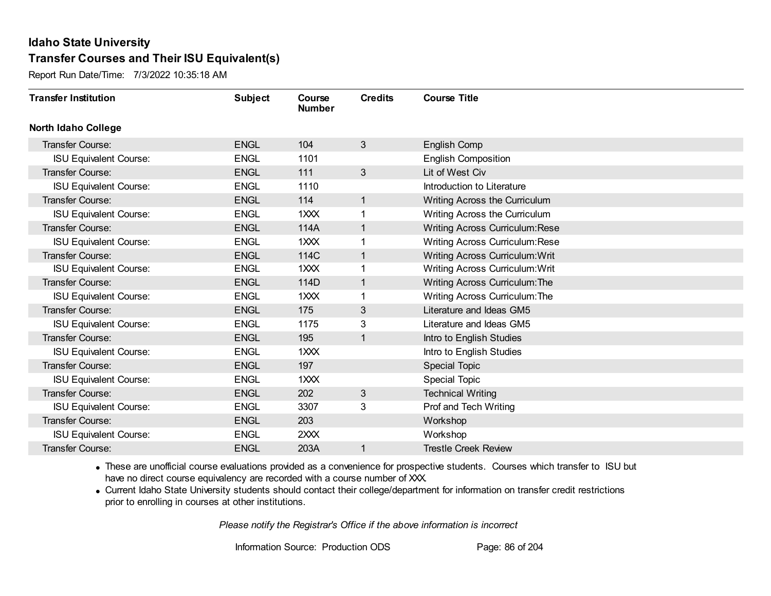# Idaho State University

## Transfer Courses and Their ISU Equivalent(s)

Report Run Date/Time: 7/3/2022 10:35:18 AM

| Transfer Institution | Subject | Course Number | Credits | Course Title |
|---|---|---|---|---|
| **North Idaho College** | | | | |
| Transfer Course: | ENGL | 104 | 3 | English Comp |
| ISU Equivalent Course: | ENGL | 1101 | | English Composition |
| Transfer Course: | ENGL | 111 | 3 | Lit of West Civ |
| ISU Equivalent Course: | ENGL | 1110 | | Introduction to Literature |
| Transfer Course: | ENGL | 114 | 1 | Writing Across the Curriculum |
| ISU Equivalent Course: | ENGL | 1XXX | 1 | Writing Across the Curriculum |
| Transfer Course: | ENGL | 114A | 1 | Writing Across Curriculum:Rese |
| ISU Equivalent Course: | ENGL | 1XXX | 1 | Writing Across Curriculum:Rese |
| Transfer Course: | ENGL | 114C | 1 | Writing Across Curriculum:Writ |
| ISU Equivalent Course: | ENGL | 1XXX | 1 | Writing Across Curriculum:Writ |
| Transfer Course: | ENGL | 114D | 1 | Writing Across Curriculum:The |
| ISU Equivalent Course: | ENGL | 1XXX | 1 | Writing Across Curriculum:The |
| Transfer Course: | ENGL | 175 | 3 | Literature and Ideas GM5 |
| ISU Equivalent Course: | ENGL | 1175 | 3 | Literature and Ideas GM5 |
| Transfer Course: | ENGL | 195 | 1 | Intro to English Studies |
| ISU Equivalent Course: | ENGL | 1XXX | | Intro to English Studies |
| Transfer Course: | ENGL | 197 | | Special Topic |
| ISU Equivalent Course: | ENGL | 1XXX | | Special Topic |
| Transfer Course: | ENGL | 202 | 3 | Technical Writing |
| ISU Equivalent Course: | ENGL | 3307 | 3 | Prof and Tech Writing |
| Transfer Course: | ENGL | 203 | | Workshop |
| ISU Equivalent Course: | ENGL | 2XXX | | Workshop |
| Transfer Course: | ENGL | 203A | 1 | Trestle Creek Review |

- These are unofficial course evaluations provided as a convenience for prospective students. Courses which transfer to ISU but have no direct course equivalency are recorded with a course number of XXX.
- Current Idaho State University students should contact their college/department for information on transfer credit restrictions prior to enrolling in courses at other institutions.

*Please notify the Registrar's Office if the above information is incorrect*

Information Source: Production ODS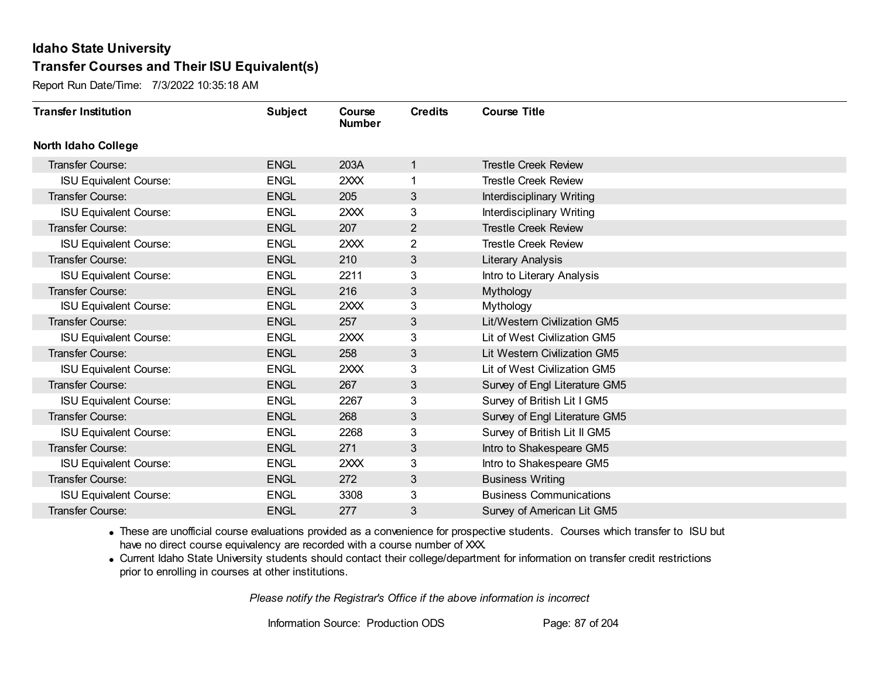## Idaho State University

## Transfer Courses and Their ISU Equivalent(s)

Report Run Date/Time: 7/3/2022 10:35:18 AM

| Transfer Institution | Subject | Course Number | Credits | Course Title |
|---|---|---|---|---|
| **North Idaho College** | | | | |
| Transfer Course: | ENGL | 203A | 1 | Trestle Creek Review |
| ISU Equivalent Course: | ENGL | 2XXX | 1 | Trestle Creek Review |
| Transfer Course: | ENGL | 205 | 3 | Interdisciplinary Writing |
| ISU Equivalent Course: | ENGL | 2XXX | 3 | Interdisciplinary Writing |
| Transfer Course: | ENGL | 207 | 2 | Trestle Creek Review |
| ISU Equivalent Course: | ENGL | 2XXX | 2 | Trestle Creek Review |
| Transfer Course: | ENGL | 210 | 3 | Literary Analysis |
| ISU Equivalent Course: | ENGL | 2211 | 3 | Intro to Literary Analysis |
| Transfer Course: | ENGL | 216 | 3 | Mythology |
| ISU Equivalent Course: | ENGL | 2XXX | 3 | Mythology |
| Transfer Course: | ENGL | 257 | 3 | Lit/Western Civilization GM5 |
| ISU Equivalent Course: | ENGL | 2XXX | 3 | Lit of West Civilization GM5 |
| Transfer Course: | ENGL | 258 | 3 | Lit Western Civilization GM5 |
| ISU Equivalent Course: | ENGL | 2XXX | 3 | Lit of West Civilization GM5 |
| Transfer Course: | ENGL | 267 | 3 | Survey of Engl Literature GM5 |
| ISU Equivalent Course: | ENGL | 2267 | 3 | Survey of British Lit I GM5 |
| Transfer Course: | ENGL | 268 | 3 | Survey of Engl Literature GM5 |
| ISU Equivalent Course: | ENGL | 2268 | 3 | Survey of British Lit II GM5 |
| Transfer Course: | ENGL | 271 | 3 | Intro to Shakespeare GM5 |
| ISU Equivalent Course: | ENGL | 2XXX | 3 | Intro to Shakespeare GM5 |
| Transfer Course: | ENGL | 272 | 3 | Business Writing |
| ISU Equivalent Course: | ENGL | 3308 | 3 | Business Communications |
| Transfer Course: | ENGL | 277 | 3 | Survey of American Lit GM5 |

- These are unofficial course evaluations provided as a convenience for prospective students. Courses which transfer to ISU but have no direct course equivalency are recorded with a course number of XXX.
- Current Idaho State University students should contact their college/department for information on transfer credit restrictions prior to enrolling in courses at other institutions.

*Please notify the Registrar's Office if the above information is incorrect*

Information Source: Production ODS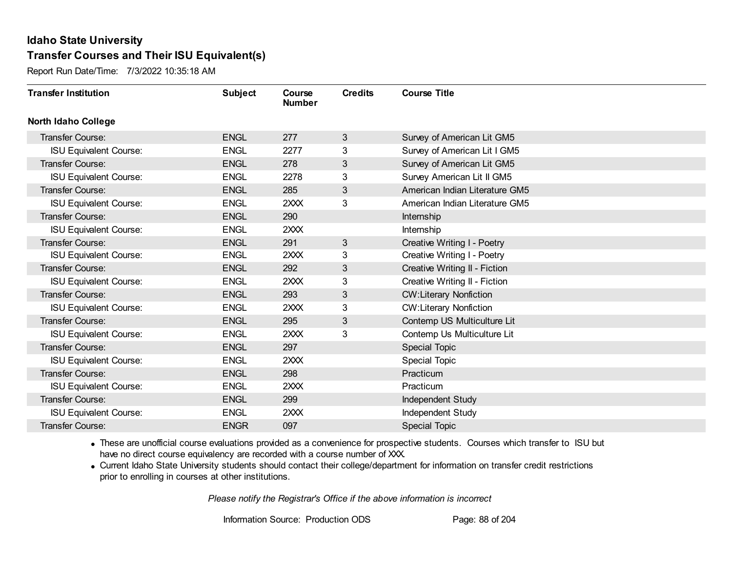# Idaho State University

## Transfer Courses and Their ISU Equivalent(s)

Report Run Date/Time: 7/3/2022 10:35:18 AM

| Transfer Institution | Subject | Course Number | Credits | Course Title |
|---|---|---|---|---|
| **North Idaho College** | | | | |
| Transfer Course: | ENGL | 277 | 3 | Survey of American Lit GM5 |
| ISU Equivalent Course: | ENGL | 2277 | 3 | Survey of American Lit I GM5 |
| Transfer Course: | ENGL | 278 | 3 | Survey of American Lit GM5 |
| ISU Equivalent Course: | ENGL | 2278 | 3 | Survey American Lit II GM5 |
| Transfer Course: | ENGL | 285 | 3 | American Indian Literature GM5 |
| ISU Equivalent Course: | ENGL | 2XXX | 3 | American Indian Literature GM5 |
| Transfer Course: | ENGL | 290 | | Internship |
| ISU Equivalent Course: | ENGL | 2XXX | | Internship |
| Transfer Course: | ENGL | 291 | 3 | Creative Writing I - Poetry |
| ISU Equivalent Course: | ENGL | 2XXX | 3 | Creative Writing I - Poetry |
| Transfer Course: | ENGL | 292 | 3 | Creative Writing II - Fiction |
| ISU Equivalent Course: | ENGL | 2XXX | 3 | Creative Writing II - Fiction |
| Transfer Course: | ENGL | 293 | 3 | CW:Literary Nonfiction |
| ISU Equivalent Course: | ENGL | 2XXX | 3 | CW:Literary Nonfiction |
| Transfer Course: | ENGL | 295 | 3 | Contemp US Multiculture Lit |
| ISU Equivalent Course: | ENGL | 2XXX | 3 | Contemp Us Multiculture Lit |
| Transfer Course: | ENGL | 297 | | Special Topic |
| ISU Equivalent Course: | ENGL | 2XXX | | Special Topic |
| Transfer Course: | ENGL | 298 | | Practicum |
| ISU Equivalent Course: | ENGL | 2XXX | | Practicum |
| Transfer Course: | ENGL | 299 | | Independent Study |
| ISU Equivalent Course: | ENGL | 2XXX | | Independent Study |
| Transfer Course: | ENGR | 097 | | Special Topic |

- These are unofficial course evaluations provided as a convenience for prospective students. Courses which transfer to ISU but have no direct course equivalency are recorded with a course number of XXX.
- Current Idaho State University students should contact their college/department for information on transfer credit restrictions prior to enrolling in courses at other institutions.

*Please notify the Registrar's Office if the above information is incorrect*

Information Source: Production ODS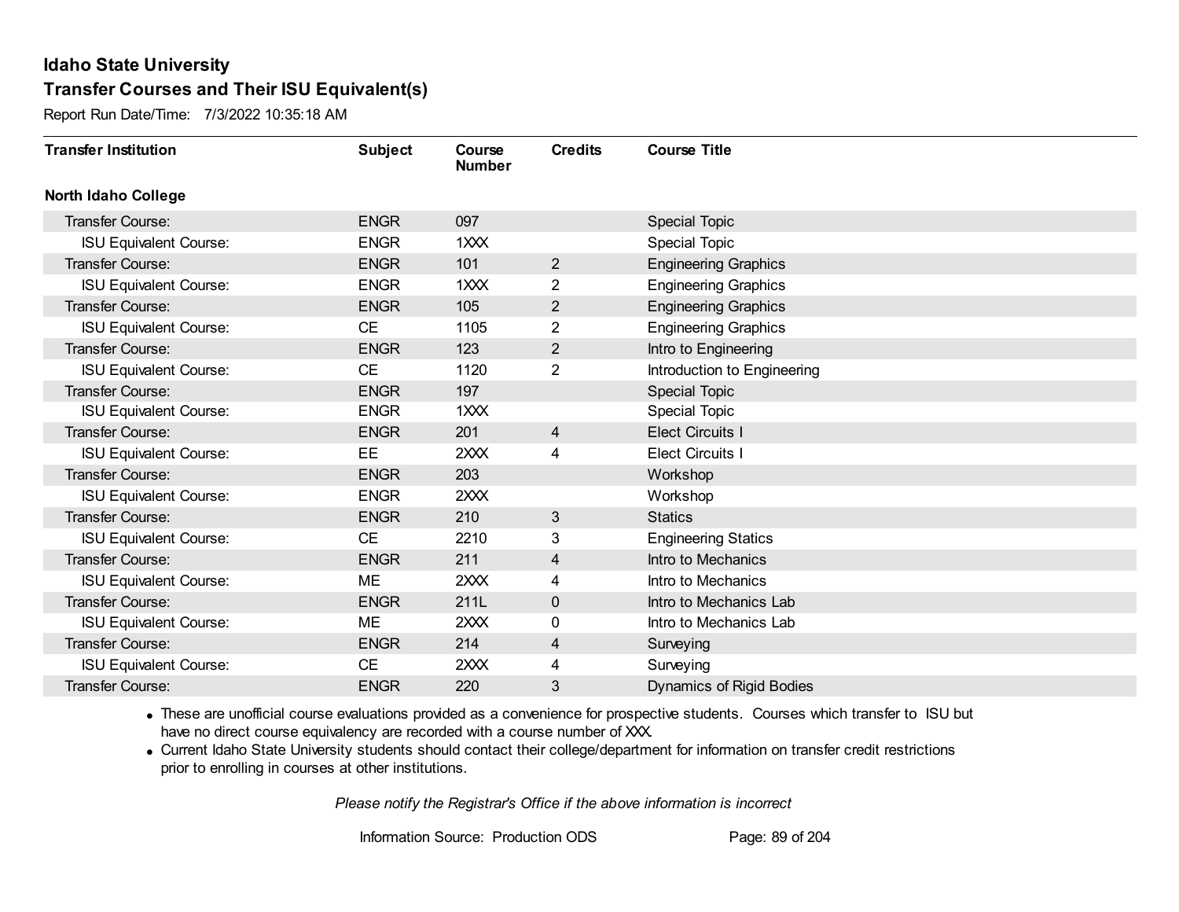# Idaho State University

## Transfer Courses and Their ISU Equivalent(s)

Report Run Date/Time: 7/3/2022 10:35:18 AM

| Transfer Institution | Subject | Course Number | Credits | Course Title |
|---|---|---|---|---|
| **North Idaho College** | | | | |
| Transfer Course: | ENGR | 097 | | Special Topic |
| ISU Equivalent Course: | ENGR | 1XXX | | Special Topic |
| Transfer Course: | ENGR | 101 | 2 | Engineering Graphics |
| ISU Equivalent Course: | ENGR | 1XXX | 2 | Engineering Graphics |
| Transfer Course: | ENGR | 105 | 2 | Engineering Graphics |
| ISU Equivalent Course: | CE | 1105 | 2 | Engineering Graphics |
| Transfer Course: | ENGR | 123 | 2 | Intro to Engineering |
| ISU Equivalent Course: | CE | 1120 | 2 | Introduction to Engineering |
| Transfer Course: | ENGR | 197 | | Special Topic |
| ISU Equivalent Course: | ENGR | 1XXX | | Special Topic |
| Transfer Course: | ENGR | 201 | 4 | Elect Circuits I |
| ISU Equivalent Course: | EE | 2XXX | 4 | Elect Circuits I |
| Transfer Course: | ENGR | 203 | | Workshop |
| ISU Equivalent Course: | ENGR | 2XXX | | Workshop |
| Transfer Course: | ENGR | 210 | 3 | Statics |
| ISU Equivalent Course: | CE | 2210 | 3 | Engineering Statics |
| Transfer Course: | ENGR | 211 | 4 | Intro to Mechanics |
| ISU Equivalent Course: | ME | 2XXX | 4 | Intro to Mechanics |
| Transfer Course: | ENGR | 211L | 0 | Intro to Mechanics Lab |
| ISU Equivalent Course: | ME | 2XXX | 0 | Intro to Mechanics Lab |
| Transfer Course: | ENGR | 214 | 4 | Surveying |
| ISU Equivalent Course: | CE | 2XXX | 4 | Surveying |
| Transfer Course: | ENGR | 220 | 3 | Dynamics of Rigid Bodies |

- These are unofficial course evaluations provided as a convenience for prospective students. Courses which transfer to ISU but have no direct course equivalency are recorded with a course number of XXX.
- Current Idaho State University students should contact their college/department for information on transfer credit restrictions prior to enrolling in courses at other institutions.

*Please notify the Registrar's Office if the above information is incorrect*

Information Source: Production ODS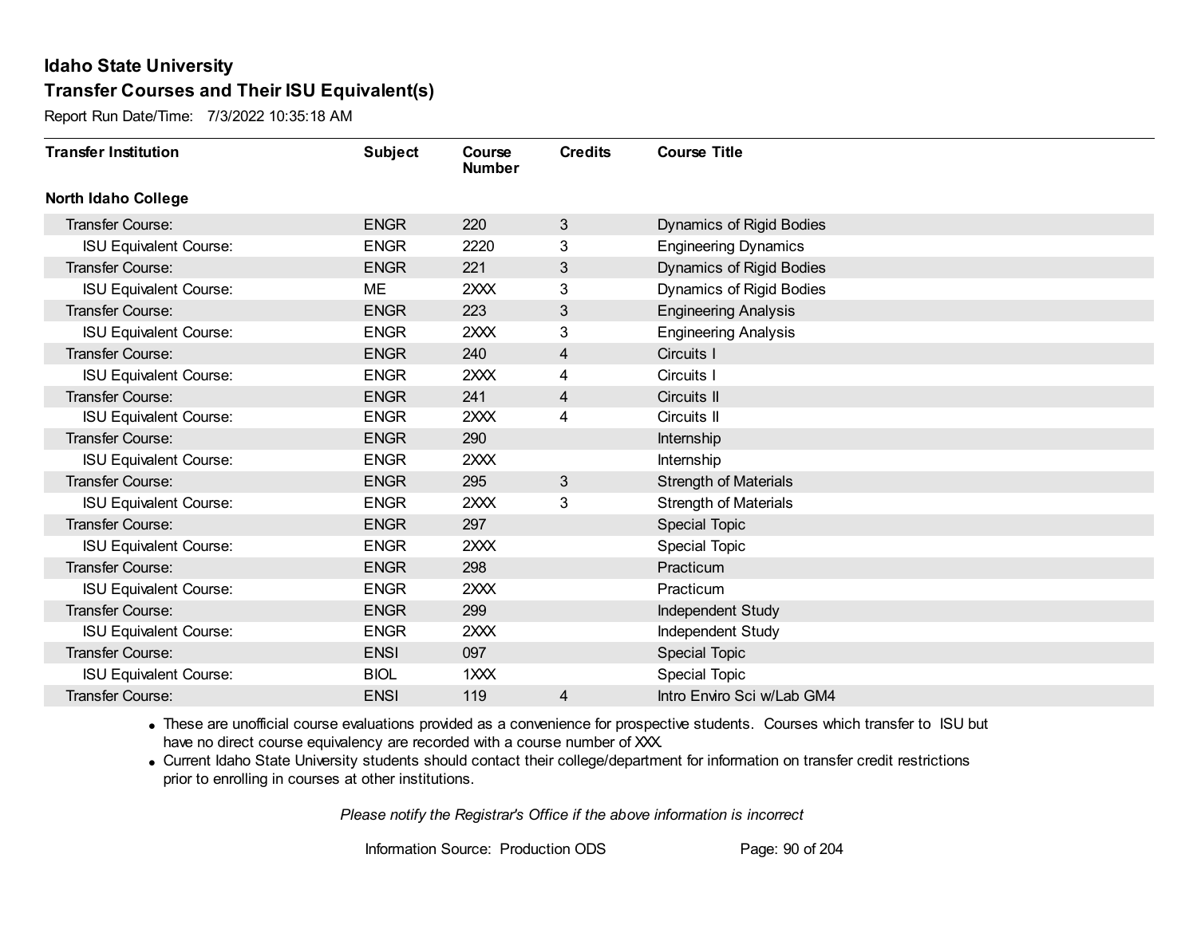# Idaho State University

## Transfer Courses and Their ISU Equivalent(s)

Report Run Date/Time: 7/3/2022 10:35:18 AM

| Transfer Institution | Subject | Course Number | Credits | Course Title |
|---|---|---|---|---|
| **North Idaho College** | | | | |
| Transfer Course: | ENGR | 220 | 3 | Dynamics of Rigid Bodies |
| ISU Equivalent Course: | ENGR | 2220 | 3 | Engineering Dynamics |
| Transfer Course: | ENGR | 221 | 3 | Dynamics of Rigid Bodies |
| ISU Equivalent Course: | ME | 2XXX | 3 | Dynamics of Rigid Bodies |
| Transfer Course: | ENGR | 223 | 3 | Engineering Analysis |
| ISU Equivalent Course: | ENGR | 2XXX | 3 | Engineering Analysis |
| Transfer Course: | ENGR | 240 | 4 | Circuits I |
| ISU Equivalent Course: | ENGR | 2XXX | 4 | Circuits I |
| Transfer Course: | ENGR | 241 | 4 | Circuits II |
| ISU Equivalent Course: | ENGR | 2XXX | 4 | Circuits II |
| Transfer Course: | ENGR | 290 | | Internship |
| ISU Equivalent Course: | ENGR | 2XXX | | Internship |
| Transfer Course: | ENGR | 295 | 3 | Strength of Materials |
| ISU Equivalent Course: | ENGR | 2XXX | 3 | Strength of Materials |
| Transfer Course: | ENGR | 297 | | Special Topic |
| ISU Equivalent Course: | ENGR | 2XXX | | Special Topic |
| Transfer Course: | ENGR | 298 | | Practicum |
| ISU Equivalent Course: | ENGR | 2XXX | | Practicum |
| Transfer Course: | ENGR | 299 | | Independent Study |
| ISU Equivalent Course: | ENGR | 2XXX | | Independent Study |
| Transfer Course: | ENSI | 097 | | Special Topic |
| ISU Equivalent Course: | BIOL | 1XXX | | Special Topic |
| Transfer Course: | ENSI | 119 | 4 | Intro Enviro Sci w/Lab GM4 |

- These are unofficial course evaluations provided as a convenience for prospective students. Courses which transfer to ISU but have no direct course equivalency are recorded with a course number of XXX.
- Current Idaho State University students should contact their college/department for information on transfer credit restrictions prior to enrolling in courses at other institutions.

*Please notify the Registrar's Office if the above information is incorrect*

Information Source: Production ODS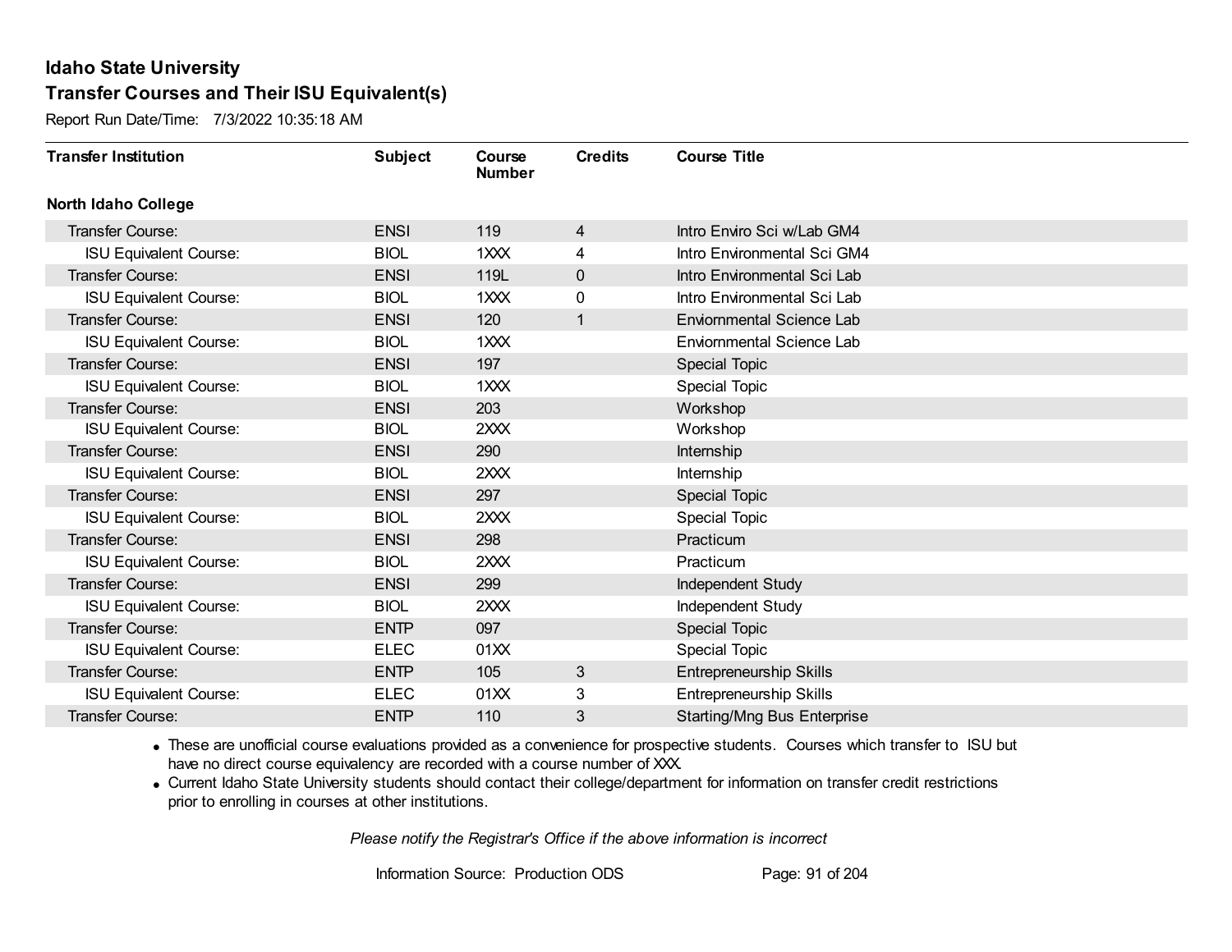# Idaho State University

## Transfer Courses and Their ISU Equivalent(s)

Report Run Date/Time: 7/3/2022 10:35:18 AM

| Transfer Institution | Subject | Course Number | Credits | Course Title |
|---|---|---|---|---|
| **North Idaho College** | | | | |
| Transfer Course: | ENSI | 119 | 4 | Intro Enviro Sci w/Lab GM4 |
| ISU Equivalent Course: | BIOL | 1XXX | 4 | Intro Environmental Sci GM4 |
| Transfer Course: | ENSI | 119L | 0 | Intro Environmental Sci Lab |
| ISU Equivalent Course: | BIOL | 1XXX | 0 | Intro Environmental Sci Lab |
| Transfer Course: | ENSI | 120 | 1 | Enviornmental Science Lab |
| ISU Equivalent Course: | BIOL | 1XXX | | Enviornmental Science Lab |
| Transfer Course: | ENSI | 197 | | Special Topic |
| ISU Equivalent Course: | BIOL | 1XXX | | Special Topic |
| Transfer Course: | ENSI | 203 | | Workshop |
| ISU Equivalent Course: | BIOL | 2XXX | | Workshop |
| Transfer Course: | ENSI | 290 | | Internship |
| ISU Equivalent Course: | BIOL | 2XXX | | Internship |
| Transfer Course: | ENSI | 297 | | Special Topic |
| ISU Equivalent Course: | BIOL | 2XXX | | Special Topic |
| Transfer Course: | ENSI | 298 | | Practicum |
| ISU Equivalent Course: | BIOL | 2XXX | | Practicum |
| Transfer Course: | ENSI | 299 | | Independent Study |
| ISU Equivalent Course: | BIOL | 2XXX | | Independent Study |
| Transfer Course: | ENTP | 097 | | Special Topic |
| ISU Equivalent Course: | ELEC | 01XX | | Special Topic |
| Transfer Course: | ENTP | 105 | 3 | Entrepreneurship Skills |
| ISU Equivalent Course: | ELEC | 01XX | 3 | Entrepreneurship Skills |
| Transfer Course: | ENTP | 110 | 3 | Starting/Mng Bus Enterprise |

- These are unofficial course evaluations provided as a convenience for prospective students. Courses which transfer to ISU but have no direct course equivalency are recorded with a course number of XXX.
- Current Idaho State University students should contact their college/department for information on transfer credit restrictions prior to enrolling in courses at other institutions.

*Please notify the Registrar's Office if the above information is incorrect*

Information Source: Production ODS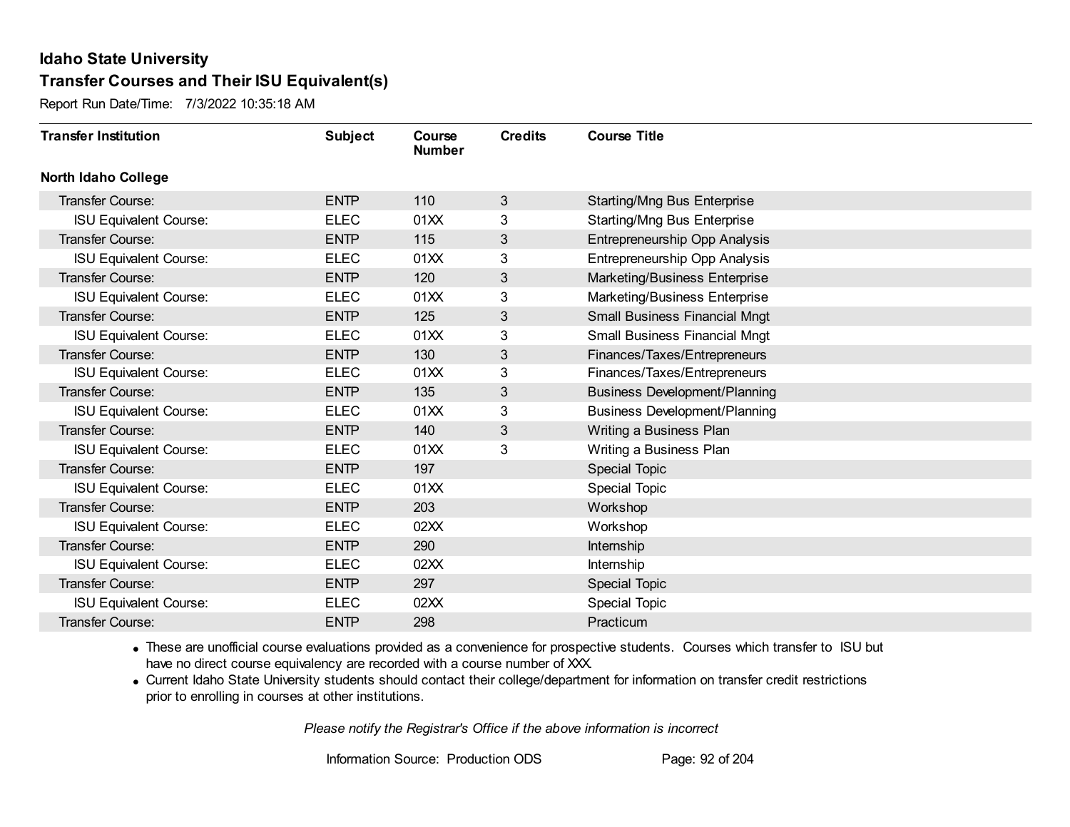# Idaho State University

## Transfer Courses and Their ISU Equivalent(s)

Report Run Date/Time: 7/3/2022 10:35:18 AM

| Transfer Institution | Subject | Course Number | Credits | Course Title |
|---|---|---|---|---|
| **North Idaho College** | | | | |
| Transfer Course: | ENTP | 110 | 3 | Starting/Mng Bus Enterprise |
| ISU Equivalent Course: | ELEC | 01XX | 3 | Starting/Mng Bus Enterprise |
| Transfer Course: | ENTP | 115 | 3 | Entrepreneurship Opp Analysis |
| ISU Equivalent Course: | ELEC | 01XX | 3 | Entrepreneurship Opp Analysis |
| Transfer Course: | ENTP | 120 | 3 | Marketing/Business Enterprise |
| ISU Equivalent Course: | ELEC | 01XX | 3 | Marketing/Business Enterprise |
| Transfer Course: | ENTP | 125 | 3 | Small Business Financial Mngt |
| ISU Equivalent Course: | ELEC | 01XX | 3 | Small Business Financial Mngt |
| Transfer Course: | ENTP | 130 | 3 | Finances/Taxes/Entrepreneurs |
| ISU Equivalent Course: | ELEC | 01XX | 3 | Finances/Taxes/Entrepreneurs |
| Transfer Course: | ENTP | 135 | 3 | Business Development/Planning |
| ISU Equivalent Course: | ELEC | 01XX | 3 | Business Development/Planning |
| Transfer Course: | ENTP | 140 | 3 | Writing a Business Plan |
| ISU Equivalent Course: | ELEC | 01XX | 3 | Writing a Business Plan |
| Transfer Course: | ENTP | 197 | | Special Topic |
| ISU Equivalent Course: | ELEC | 01XX | | Special Topic |
| Transfer Course: | ENTP | 203 | | Workshop |
| ISU Equivalent Course: | ELEC | 02XX | | Workshop |
| Transfer Course: | ENTP | 290 | | Internship |
| ISU Equivalent Course: | ELEC | 02XX | | Internship |
| Transfer Course: | ENTP | 297 | | Special Topic |
| ISU Equivalent Course: | ELEC | 02XX | | Special Topic |
| Transfer Course: | ENTP | 298 | | Practicum |

- These are unofficial course evaluations provided as a convenience for prospective students. Courses which transfer to ISU but have no direct course equivalency are recorded with a course number of XXX.
- Current Idaho State University students should contact their college/department for information on transfer credit restrictions prior to enrolling in courses at other institutions.

*Please notify the Registrar's Office if the above information is incorrect*

Information Source: Production ODS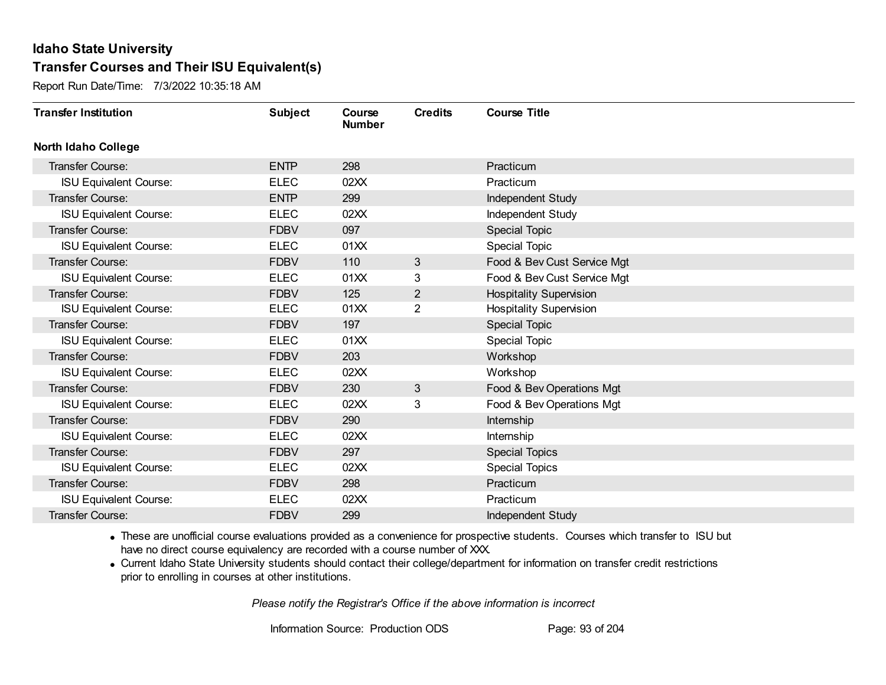# Idaho State University

## Transfer Courses and Their ISU Equivalent(s)

Report Run Date/Time: 7/3/2022 10:35:18 AM

| Transfer Institution | Subject | Course Number | Credits | Course Title |
|---|---|---|---|---|
| **North Idaho College** | | | | |
| Transfer Course: | ENTP | 298 | | Practicum |
| ISU Equivalent Course: | ELEC | 02XX | | Practicum |
| Transfer Course: | ENTP | 299 | | Independent Study |
| ISU Equivalent Course: | ELEC | 02XX | | Independent Study |
| Transfer Course: | FDBV | 097 | | Special Topic |
| ISU Equivalent Course: | ELEC | 01XX | | Special Topic |
| Transfer Course: | FDBV | 110 | 3 | Food & Bev Cust Service Mgt |
| ISU Equivalent Course: | ELEC | 01XX | 3 | Food & Bev Cust Service Mgt |
| Transfer Course: | FDBV | 125 | 2 | Hospitality Supervision |
| ISU Equivalent Course: | ELEC | 01XX | 2 | Hospitality Supervision |
| Transfer Course: | FDBV | 197 | | Special Topic |
| ISU Equivalent Course: | ELEC | 01XX | | Special Topic |
| Transfer Course: | FDBV | 203 | | Workshop |
| ISU Equivalent Course: | ELEC | 02XX | | Workshop |
| Transfer Course: | FDBV | 230 | 3 | Food & Bev Operations Mgt |
| ISU Equivalent Course: | ELEC | 02XX | 3 | Food & Bev Operations Mgt |
| Transfer Course: | FDBV | 290 | | Internship |
| ISU Equivalent Course: | ELEC | 02XX | | Internship |
| Transfer Course: | FDBV | 297 | | Special Topics |
| ISU Equivalent Course: | ELEC | 02XX | | Special Topics |
| Transfer Course: | FDBV | 298 | | Practicum |
| ISU Equivalent Course: | ELEC | 02XX | | Practicum |
| Transfer Course: | FDBV | 299 | | Independent Study |

- These are unofficial course evaluations provided as a convenience for prospective students. Courses which transfer to ISU but have no direct course equivalency are recorded with a course number of XXX.
- Current Idaho State University students should contact their college/department for information on transfer credit restrictions prior to enrolling in courses at other institutions.

*Please notify the Registrar's Office if the above information is incorrect*

Information Source: Production ODS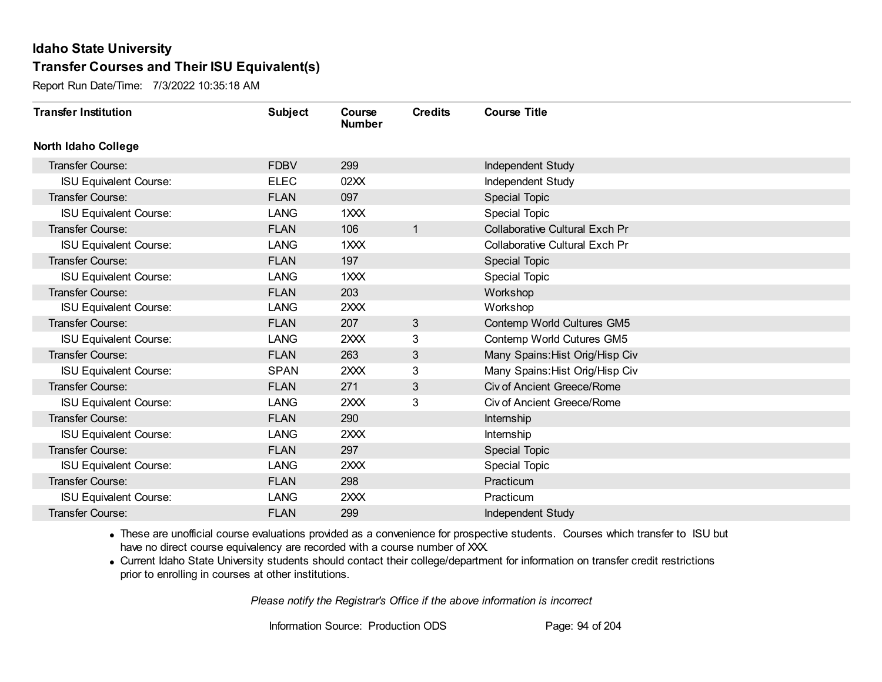# Idaho State University

## Transfer Courses and Their ISU Equivalent(s)

Report Run Date/Time: 7/3/2022 10:35:18 AM

| Transfer Institution | Subject | Course Number | Credits | Course Title |
|---|---|---|---|---|
| **North Idaho College** | | | | |
| Transfer Course: | FDBV | 299 | | Independent Study |
| ISU Equivalent Course: | ELEC | 02XX | | Independent Study |
| Transfer Course: | FLAN | 097 | | Special Topic |
| ISU Equivalent Course: | LANG | 1XXX | | Special Topic |
| Transfer Course: | FLAN | 106 | 1 | Collaborative Cultural Exch Pr |
| ISU Equivalent Course: | LANG | 1XXX | | Collaborative Cultural Exch Pr |
| Transfer Course: | FLAN | 197 | | Special Topic |
| ISU Equivalent Course: | LANG | 1XXX | | Special Topic |
| Transfer Course: | FLAN | 203 | | Workshop |
| ISU Equivalent Course: | LANG | 2XXX | | Workshop |
| Transfer Course: | FLAN | 207 | 3 | Contemp World Cultures GM5 |
| ISU Equivalent Course: | LANG | 2XXX | 3 | Contemp World Cutures GM5 |
| Transfer Course: | FLAN | 263 | 3 | Many Spains:Hist Orig/Hisp Civ |
| ISU Equivalent Course: | SPAN | 2XXX | 3 | Many Spains:Hist Orig/Hisp Civ |
| Transfer Course: | FLAN | 271 | 3 | Civ of Ancient Greece/Rome |
| ISU Equivalent Course: | LANG | 2XXX | 3 | Civ of Ancient Greece/Rome |
| Transfer Course: | FLAN | 290 | | Internship |
| ISU Equivalent Course: | LANG | 2XXX | | Internship |
| Transfer Course: | FLAN | 297 | | Special Topic |
| ISU Equivalent Course: | LANG | 2XXX | | Special Topic |
| Transfer Course: | FLAN | 298 | | Practicum |
| ISU Equivalent Course: | LANG | 2XXX | | Practicum |
| Transfer Course: | FLAN | 299 | | Independent Study |

- These are unofficial course evaluations provided as a convenience for prospective students. Courses which transfer to ISU but have no direct course equivalency are recorded with a course number of XXX.
- Current Idaho State University students should contact their college/department for information on transfer credit restrictions prior to enrolling in courses at other institutions.

*Please notify the Registrar's Office if the above information is incorrect*

Information Source: Production ODS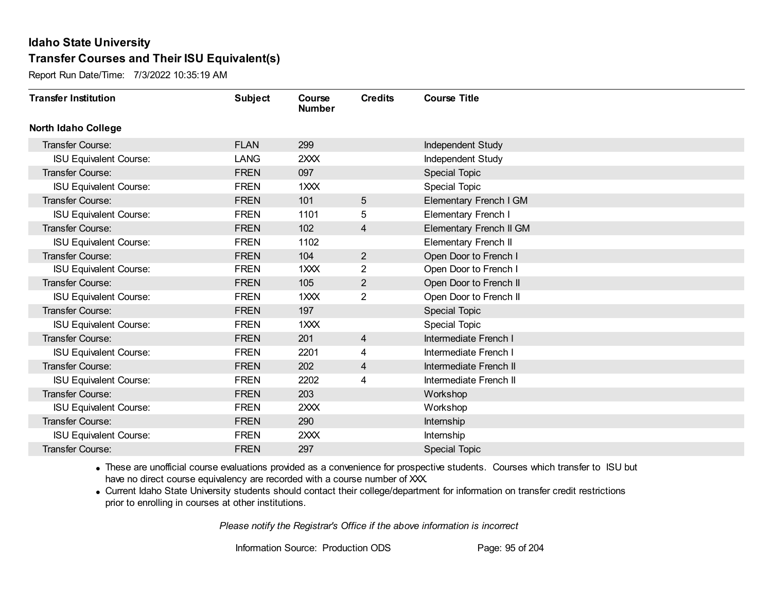## Idaho State University
## Transfer Courses and Their ISU Equivalent(s)

Report Run Date/Time: 7/3/2022 10:35:19 AM

| Transfer Institution | Subject | Course Number | Credits | Course Title |
|---|---|---|---|---|
| **North Idaho College** | | | | |
| Transfer Course: | FLAN | 299 | | Independent Study |
| ISU Equivalent Course: | LANG | 2XXX | | Independent Study |
| Transfer Course: | FREN | 097 | | Special Topic |
| ISU Equivalent Course: | FREN | 1XXX | | Special Topic |
| Transfer Course: | FREN | 101 | 5 | Elementary French I GM |
| ISU Equivalent Course: | FREN | 1101 | 5 | Elementary French I |
| Transfer Course: | FREN | 102 | 4 | Elementary French II GM |
| ISU Equivalent Course: | FREN | 1102 | | Elementary French II |
| Transfer Course: | FREN | 104 | 2 | Open Door to French I |
| ISU Equivalent Course: | FREN | 1XXX | 2 | Open Door to French I |
| Transfer Course: | FREN | 105 | 2 | Open Door to French II |
| ISU Equivalent Course: | FREN | 1XXX | 2 | Open Door to French II |
| Transfer Course: | FREN | 197 | | Special Topic |
| ISU Equivalent Course: | FREN | 1XXX | | Special Topic |
| Transfer Course: | FREN | 201 | 4 | Intermediate French I |
| ISU Equivalent Course: | FREN | 2201 | 4 | Intermediate French I |
| Transfer Course: | FREN | 202 | 4 | Intermediate French II |
| ISU Equivalent Course: | FREN | 2202 | 4 | Intermediate French II |
| Transfer Course: | FREN | 203 | | Workshop |
| ISU Equivalent Course: | FREN | 2XXX | | Workshop |
| Transfer Course: | FREN | 290 | | Internship |
| ISU Equivalent Course: | FREN | 2XXX | | Internship |
| Transfer Course: | FREN | 297 | | Special Topic |

- These are unofficial course evaluations provided as a convenience for prospective students. Courses which transfer to ISU but have no direct course equivalency are recorded with a course number of XXX.
- Current Idaho State University students should contact their college/department for information on transfer credit restrictions prior to enrolling in courses at other institutions.

*Please notify the Registrar's Office if the above information is incorrect*

Information Source: Production ODS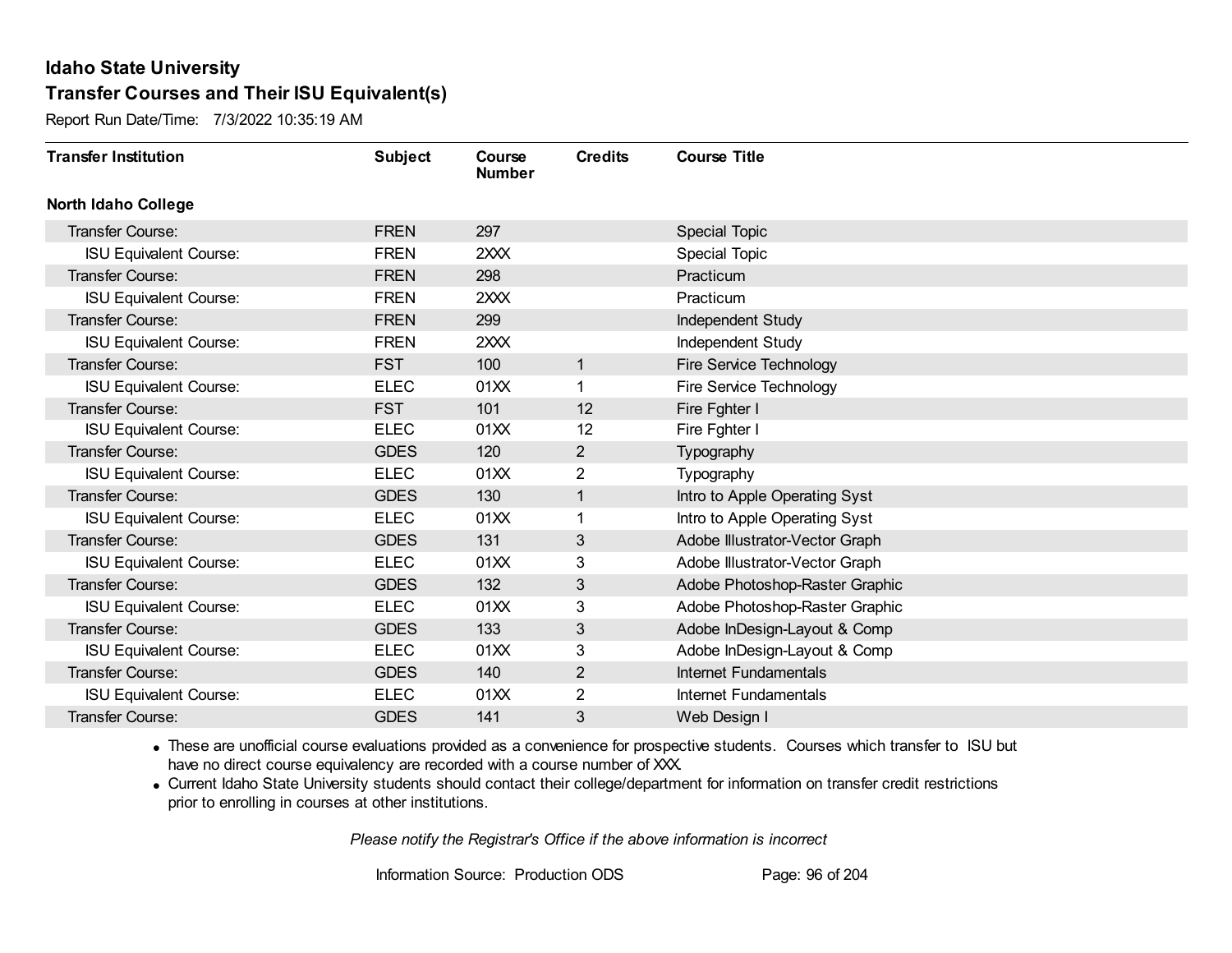# Idaho State University

## Transfer Courses and Their ISU Equivalent(s)

Report Run Date/Time: 7/3/2022 10:35:19 AM

| Transfer Institution | Subject | Course Number | Credits | Course Title |
|---|---|---|---|---|
| **North Idaho College** | | | | |
| Transfer Course: | FREN | 297 | | Special Topic |
| ISU Equivalent Course: | FREN | 2XXX | | Special Topic |
| Transfer Course: | FREN | 298 | | Practicum |
| ISU Equivalent Course: | FREN | 2XXX | | Practicum |
| Transfer Course: | FREN | 299 | | Independent Study |
| ISU Equivalent Course: | FREN | 2XXX | | Independent Study |
| Transfer Course: | FST | 100 | 1 | Fire Service Technology |
| ISU Equivalent Course: | ELEC | 01XX | 1 | Fire Service Technology |
| Transfer Course: | FST | 101 | 12 | Fire Fghter I |
| ISU Equivalent Course: | ELEC | 01XX | 12 | Fire Fghter I |
| Transfer Course: | GDES | 120 | 2 | Typography |
| ISU Equivalent Course: | ELEC | 01XX | 2 | Typography |
| Transfer Course: | GDES | 130 | 1 | Intro to Apple Operating Syst |
| ISU Equivalent Course: | ELEC | 01XX | 1 | Intro to Apple Operating Syst |
| Transfer Course: | GDES | 131 | 3 | Adobe Illustrator-Vector Graph |
| ISU Equivalent Course: | ELEC | 01XX | 3 | Adobe Illustrator-Vector Graph |
| Transfer Course: | GDES | 132 | 3 | Adobe Photoshop-Raster Graphic |
| ISU Equivalent Course: | ELEC | 01XX | 3 | Adobe Photoshop-Raster Graphic |
| Transfer Course: | GDES | 133 | 3 | Adobe InDesign-Layout & Comp |
| ISU Equivalent Course: | ELEC | 01XX | 3 | Adobe InDesign-Layout & Comp |
| Transfer Course: | GDES | 140 | 2 | Internet Fundamentals |
| ISU Equivalent Course: | ELEC | 01XX | 2 | Internet Fundamentals |
| Transfer Course: | GDES | 141 | 3 | Web Design I |

- These are unofficial course evaluations provided as a convenience for prospective students. Courses which transfer to ISU but have no direct course equivalency are recorded with a course number of XXX.
- Current Idaho State University students should contact their college/department for information on transfer credit restrictions prior to enrolling in courses at other institutions.

*Please notify the Registrar's Office if the above information is incorrect*

Information Source: Production ODS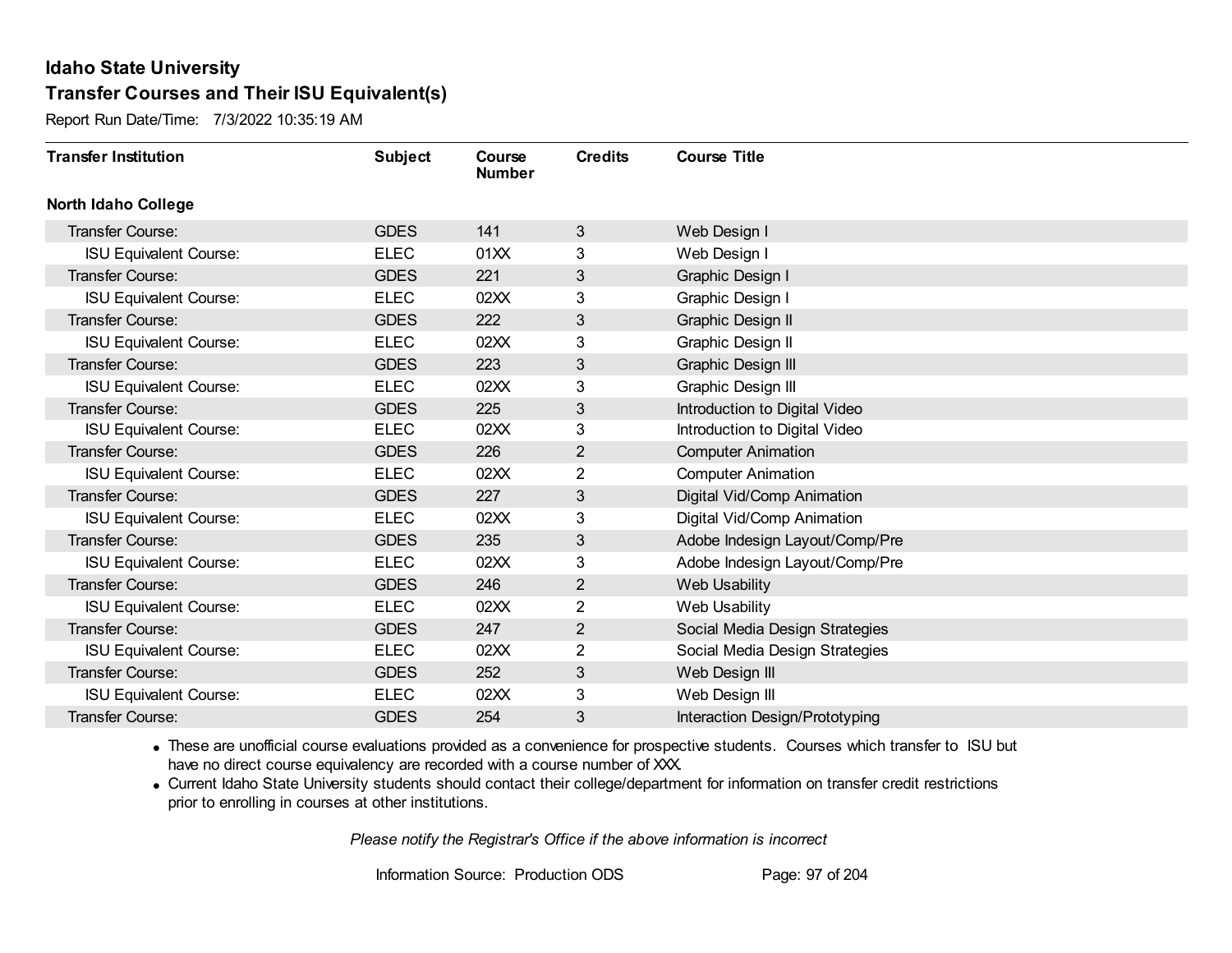# Idaho State University

## Transfer Courses and Their ISU Equivalent(s)

Report Run Date/Time: 7/3/2022 10:35:19 AM

| Transfer Institution | Subject | Course Number | Credits | Course Title |
|---|---|---|---|---|
| **North Idaho College** | | | | |
| Transfer Course: | GDES | 141 | 3 | Web Design I |
| ISU Equivalent Course: | ELEC | 01XX | 3 | Web Design I |
| Transfer Course: | GDES | 221 | 3 | Graphic Design I |
| ISU Equivalent Course: | ELEC | 02XX | 3 | Graphic Design I |
| Transfer Course: | GDES | 222 | 3 | Graphic Design II |
| ISU Equivalent Course: | ELEC | 02XX | 3 | Graphic Design II |
| Transfer Course: | GDES | 223 | 3 | Graphic Design III |
| ISU Equivalent Course: | ELEC | 02XX | 3 | Graphic Design III |
| Transfer Course: | GDES | 225 | 3 | Introduction to Digital Video |
| ISU Equivalent Course: | ELEC | 02XX | 3 | Introduction to Digital Video |
| Transfer Course: | GDES | 226 | 2 | Computer Animation |
| ISU Equivalent Course: | ELEC | 02XX | 2 | Computer Animation |
| Transfer Course: | GDES | 227 | 3 | Digital Vid/Comp Animation |
| ISU Equivalent Course: | ELEC | 02XX | 3 | Digital Vid/Comp Animation |
| Transfer Course: | GDES | 235 | 3 | Adobe Indesign Layout/Comp/Pre |
| ISU Equivalent Course: | ELEC | 02XX | 3 | Adobe Indesign Layout/Comp/Pre |
| Transfer Course: | GDES | 246 | 2 | Web Usability |
| ISU Equivalent Course: | ELEC | 02XX | 2 | Web Usability |
| Transfer Course: | GDES | 247 | 2 | Social Media Design Strategies |
| ISU Equivalent Course: | ELEC | 02XX | 2 | Social Media Design Strategies |
| Transfer Course: | GDES | 252 | 3 | Web Design III |
| ISU Equivalent Course: | ELEC | 02XX | 3 | Web Design III |
| Transfer Course: | GDES | 254 | 3 | Interaction Design/Prototyping |

- These are unofficial course evaluations provided as a convenience for prospective students. Courses which transfer to ISU but have no direct course equivalency are recorded with a course number of XXX.
- Current Idaho State University students should contact their college/department for information on transfer credit restrictions prior to enrolling in courses at other institutions.

*Please notify the Registrar's Office if the above information is incorrect*

Information Source: Production ODS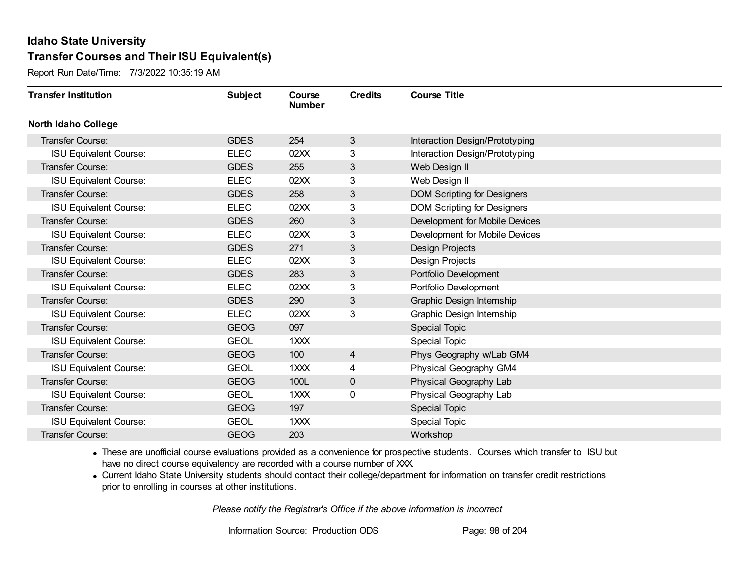# Idaho State University

## Transfer Courses and Their ISU Equivalent(s)

Report Run Date/Time: 7/3/2022 10:35:19 AM

| Transfer Institution | Subject | Course Number | Credits | Course Title |
|---|---|---|---|---|
| **North Idaho College** | | | | |
| Transfer Course: | GDES | 254 | 3 | Interaction Design/Prototyping |
| ISU Equivalent Course: | ELEC | 02XX | 3 | Interaction Design/Prototyping |
| Transfer Course: | GDES | 255 | 3 | Web Design II |
| ISU Equivalent Course: | ELEC | 02XX | 3 | Web Design II |
| Transfer Course: | GDES | 258 | 3 | DOM Scripting for Designers |
| ISU Equivalent Course: | ELEC | 02XX | 3 | DOM Scripting for Designers |
| Transfer Course: | GDES | 260 | 3 | Development for Mobile Devices |
| ISU Equivalent Course: | ELEC | 02XX | 3 | Development for Mobile Devices |
| Transfer Course: | GDES | 271 | 3 | Design Projects |
| ISU Equivalent Course: | ELEC | 02XX | 3 | Design Projects |
| Transfer Course: | GDES | 283 | 3 | Portfolio Development |
| ISU Equivalent Course: | ELEC | 02XX | 3 | Portfolio Development |
| Transfer Course: | GDES | 290 | 3 | Graphic Design Internship |
| ISU Equivalent Course: | ELEC | 02XX | 3 | Graphic Design Internship |
| Transfer Course: | GEOG | 097 | | Special Topic |
| ISU Equivalent Course: | GEOL | 1XXX | | Special Topic |
| Transfer Course: | GEOG | 100 | 4 | Phys Geography w/Lab GM4 |
| ISU Equivalent Course: | GEOL | 1XXX | 4 | Physical Geography GM4 |
| Transfer Course: | GEOG | 100L | 0 | Physical Geography Lab |
| ISU Equivalent Course: | GEOL | 1XXX | 0 | Physical Geography Lab |
| Transfer Course: | GEOG | 197 | | Special Topic |
| ISU Equivalent Course: | GEOL | 1XXX | | Special Topic |
| Transfer Course: | GEOG | 203 | | Workshop |

- These are unofficial course evaluations provided as a convenience for prospective students. Courses which transfer to ISU but have no direct course equivalency are recorded with a course number of XXX.
- Current Idaho State University students should contact their college/department for information on transfer credit restrictions prior to enrolling in courses at other institutions.

*Please notify the Registrar's Office if the above information is incorrect*

Information Source: Production ODS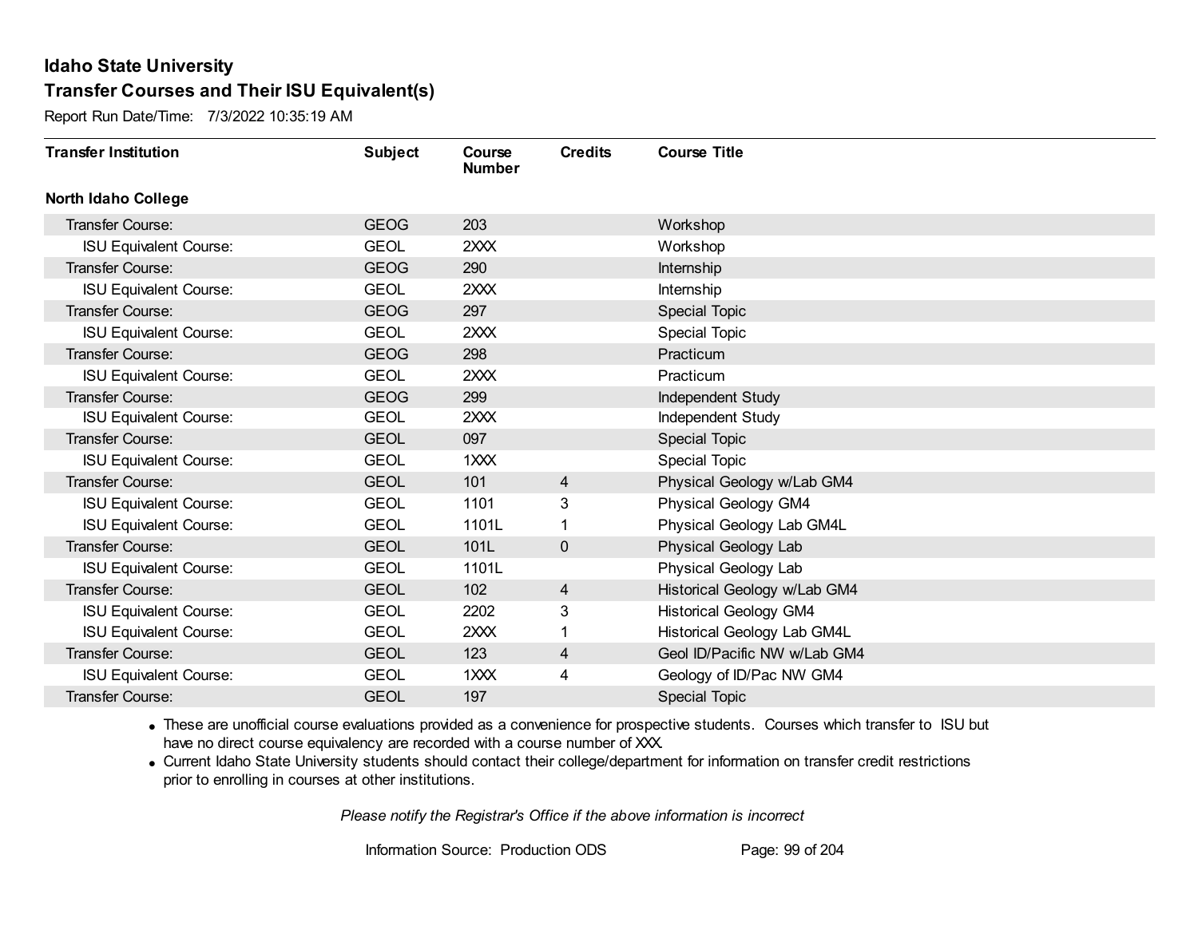## Idaho State University

## Transfer Courses and Their ISU Equivalent(s)

Report Run Date/Time: 7/3/2022 10:35:19 AM

| Transfer Institution | Subject | Course Number | Credits | Course Title |
|---|---|---|---|---|
| **North Idaho College** | | | | |
| Transfer Course: | GEOG | 203 | | Workshop |
| ISU Equivalent Course: | GEOL | 2XXX | | Workshop |
| Transfer Course: | GEOG | 290 | | Internship |
| ISU Equivalent Course: | GEOL | 2XXX | | Internship |
| Transfer Course: | GEOG | 297 | | Special Topic |
| ISU Equivalent Course: | GEOL | 2XXX | | Special Topic |
| Transfer Course: | GEOG | 298 | | Practicum |
| ISU Equivalent Course: | GEOL | 2XXX | | Practicum |
| Transfer Course: | GEOG | 299 | | Independent Study |
| ISU Equivalent Course: | GEOL | 2XXX | | Independent Study |
| Transfer Course: | GEOL | 097 | | Special Topic |
| ISU Equivalent Course: | GEOL | 1XXX | | Special Topic |
| Transfer Course: | GEOL | 101 | 4 | Physical Geology w/Lab GM4 |
| ISU Equivalent Course: | GEOL | 1101 | 3 | Physical Geology GM4 |
| ISU Equivalent Course: | GEOL | 1101L | 1 | Physical Geology Lab GM4L |
| Transfer Course: | GEOL | 101L | 0 | Physical Geology Lab |
| ISU Equivalent Course: | GEOL | 1101L | | Physical Geology Lab |
| Transfer Course: | GEOL | 102 | 4 | Historical Geology w/Lab GM4 |
| ISU Equivalent Course: | GEOL | 2202 | 3 | Historical Geology GM4 |
| ISU Equivalent Course: | GEOL | 2XXX | 1 | Historical Geology Lab GM4L |
| Transfer Course: | GEOL | 123 | 4 | Geol ID/Pacific NW w/Lab GM4 |
| ISU Equivalent Course: | GEOL | 1XXX | 4 | Geology of ID/Pac NW GM4 |
| Transfer Course: | GEOL | 197 | | Special Topic |

- These are unofficial course evaluations provided as a convenience for prospective students. Courses which transfer to ISU but have no direct course equivalency are recorded with a course number of XXX.
- Current Idaho State University students should contact their college/department for information on transfer credit restrictions prior to enrolling in courses at other institutions.

*Please notify the Registrar's Office if the above information is incorrect*

Information Source: Production ODS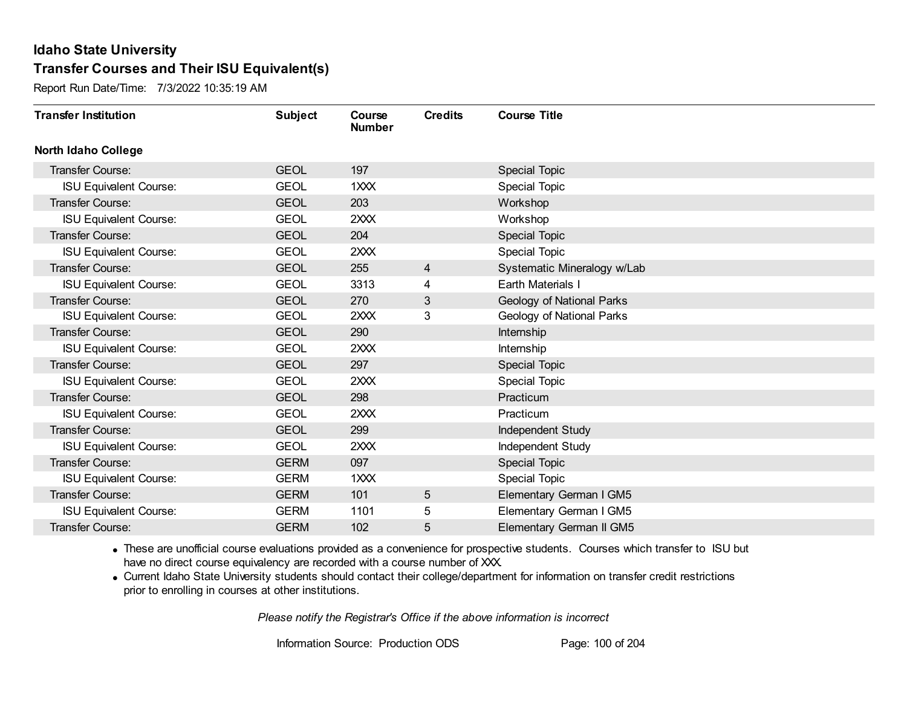# Idaho State University

## Transfer Courses and Their ISU Equivalent(s)

Report Run Date/Time: 7/3/2022 10:35:19 AM

| Transfer Institution | Subject | Course Number | Credits | Course Title |
|---|---|---|---|---|
| **North Idaho College** | | | | |
| Transfer Course: | GEOL | 197 | | Special Topic |
| ISU Equivalent Course: | GEOL | 1XXX | | Special Topic |
| Transfer Course: | GEOL | 203 | | Workshop |
| ISU Equivalent Course: | GEOL | 2XXX | | Workshop |
| Transfer Course: | GEOL | 204 | | Special Topic |
| ISU Equivalent Course: | GEOL | 2XXX | | Special Topic |
| Transfer Course: | GEOL | 255 | 4 | Systematic Mineralogy w/Lab |
| ISU Equivalent Course: | GEOL | 3313 | 4 | Earth Materials I |
| Transfer Course: | GEOL | 270 | 3 | Geology of National Parks |
| ISU Equivalent Course: | GEOL | 2XXX | 3 | Geology of National Parks |
| Transfer Course: | GEOL | 290 | | Internship |
| ISU Equivalent Course: | GEOL | 2XXX | | Internship |
| Transfer Course: | GEOL | 297 | | Special Topic |
| ISU Equivalent Course: | GEOL | 2XXX | | Special Topic |
| Transfer Course: | GEOL | 298 | | Practicum |
| ISU Equivalent Course: | GEOL | 2XXX | | Practicum |
| Transfer Course: | GEOL | 299 | | Independent Study |
| ISU Equivalent Course: | GEOL | 2XXX | | Independent Study |
| Transfer Course: | GERM | 097 | | Special Topic |
| ISU Equivalent Course: | GERM | 1XXX | | Special Topic |
| Transfer Course: | GERM | 101 | 5 | Elementary German I GM5 |
| ISU Equivalent Course: | GERM | 1101 | 5 | Elementary German I GM5 |
| Transfer Course: | GERM | 102 | 5 | Elementary German II GM5 |

- These are unofficial course evaluations provided as a convenience for prospective students. Courses which transfer to ISU but have no direct course equivalency are recorded with a course number of XXX.
- Current Idaho State University students should contact their college/department for information on transfer credit restrictions prior to enrolling in courses at other institutions.

*Please notify the Registrar's Office if the above information is incorrect*

Information Source: Production ODS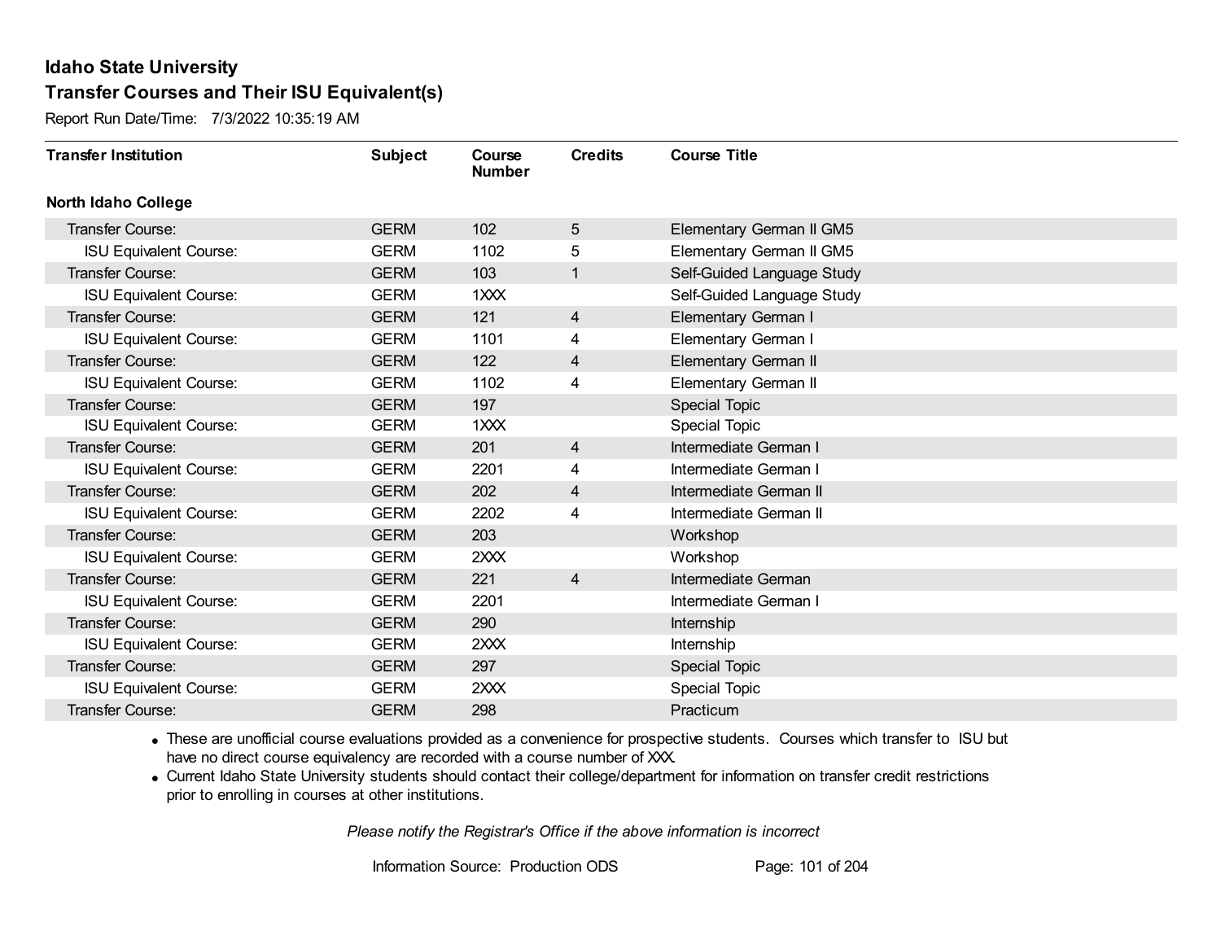# Idaho State University
## Transfer Courses and Their ISU Equivalent(s)

Report Run Date/Time: 7/3/2022 10:35:19 AM

| Transfer Institution | Subject | Course Number | Credits | Course Title |
|---|---|---|---|---|
| **North Idaho College** | | | | |
| Transfer Course: | GERM | 102 | 5 | Elementary German II GM5 |
| ISU Equivalent Course: | GERM | 1102 | 5 | Elementary German II GM5 |
| Transfer Course: | GERM | 103 | 1 | Self-Guided Language Study |
| ISU Equivalent Course: | GERM | 1XXX | | Self-Guided Language Study |
| Transfer Course: | GERM | 121 | 4 | Elementary German I |
| ISU Equivalent Course: | GERM | 1101 | 4 | Elementary German I |
| Transfer Course: | GERM | 122 | 4 | Elementary German II |
| ISU Equivalent Course: | GERM | 1102 | 4 | Elementary German II |
| Transfer Course: | GERM | 197 | | Special Topic |
| ISU Equivalent Course: | GERM | 1XXX | | Special Topic |
| Transfer Course: | GERM | 201 | 4 | Intermediate German I |
| ISU Equivalent Course: | GERM | 2201 | 4 | Intermediate German I |
| Transfer Course: | GERM | 202 | 4 | Intermediate German II |
| ISU Equivalent Course: | GERM | 2202 | 4 | Intermediate German II |
| Transfer Course: | GERM | 203 | | Workshop |
| ISU Equivalent Course: | GERM | 2XXX | | Workshop |
| Transfer Course: | GERM | 221 | 4 | Intermediate German |
| ISU Equivalent Course: | GERM | 2201 | | Intermediate German I |
| Transfer Course: | GERM | 290 | | Internship |
| ISU Equivalent Course: | GERM | 2XXX | | Internship |
| Transfer Course: | GERM | 297 | | Special Topic |
| ISU Equivalent Course: | GERM | 2XXX | | Special Topic |
| Transfer Course: | GERM | 298 | | Practicum |

- These are unofficial course evaluations provided as a convenience for prospective students. Courses which transfer to ISU but have no direct course equivalency are recorded with a course number of XXX.
- Current Idaho State University students should contact their college/department for information on transfer credit restrictions prior to enrolling in courses at other institutions.

*Please notify the Registrar's Office if the above information is incorrect*

Information Source: Production ODS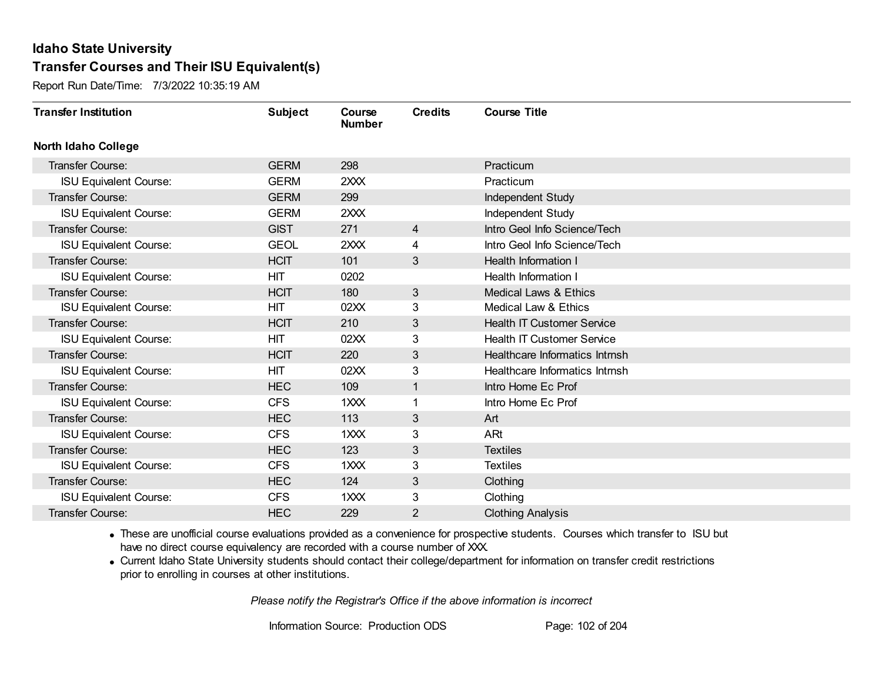# Idaho State University

## Transfer Courses and Their ISU Equivalent(s)

Report Run Date/Time: 7/3/2022 10:35:19 AM

| Transfer Institution | Subject | Course Number | Credits | Course Title |
|---|---|---|---|---|
| **North Idaho College** | | | | |
| Transfer Course: | GERM | 298 | | Practicum |
| ISU Equivalent Course: | GERM | 2XXX | | Practicum |
| Transfer Course: | GERM | 299 | | Independent Study |
| ISU Equivalent Course: | GERM | 2XXX | | Independent Study |
| Transfer Course: | GIST | 271 | 4 | Intro Geol Info Science/Tech |
| ISU Equivalent Course: | GEOL | 2XXX | 4 | Intro Geol Info Science/Tech |
| Transfer Course: | HCIT | 101 | 3 | Health Information I |
| ISU Equivalent Course: | HIT | 0202 | | Health Information I |
| Transfer Course: | HCIT | 180 | 3 | Medical Laws & Ethics |
| ISU Equivalent Course: | HIT | 02XX | 3 | Medical Law & Ethics |
| Transfer Course: | HCIT | 210 | 3 | Health IT Customer Service |
| ISU Equivalent Course: | HIT | 02XX | 3 | Health IT Customer Service |
| Transfer Course: | HCIT | 220 | 3 | Healthcare Informatics Intrnsh |
| ISU Equivalent Course: | HIT | 02XX | 3 | Healthcare Informatics Intrnsh |
| Transfer Course: | HEC | 109 | 1 | Intro Home Ec Prof |
| ISU Equivalent Course: | CFS | 1XXX | 1 | Intro Home Ec Prof |
| Transfer Course: | HEC | 113 | 3 | Art |
| ISU Equivalent Course: | CFS | 1XXX | 3 | ARt |
| Transfer Course: | HEC | 123 | 3 | Textiles |
| ISU Equivalent Course: | CFS | 1XXX | 3 | Textiles |
| Transfer Course: | HEC | 124 | 3 | Clothing |
| ISU Equivalent Course: | CFS | 1XXX | 3 | Clothing |
| Transfer Course: | HEC | 229 | 2 | Clothing Analysis |

- These are unofficial course evaluations provided as a convenience for prospective students. Courses which transfer to ISU but have no direct course equivalency are recorded with a course number of XXX.
- Current Idaho State University students should contact their college/department for information on transfer credit restrictions prior to enrolling in courses at other institutions.

*Please notify the Registrar's Office if the above information is incorrect*

Information Source: Production ODS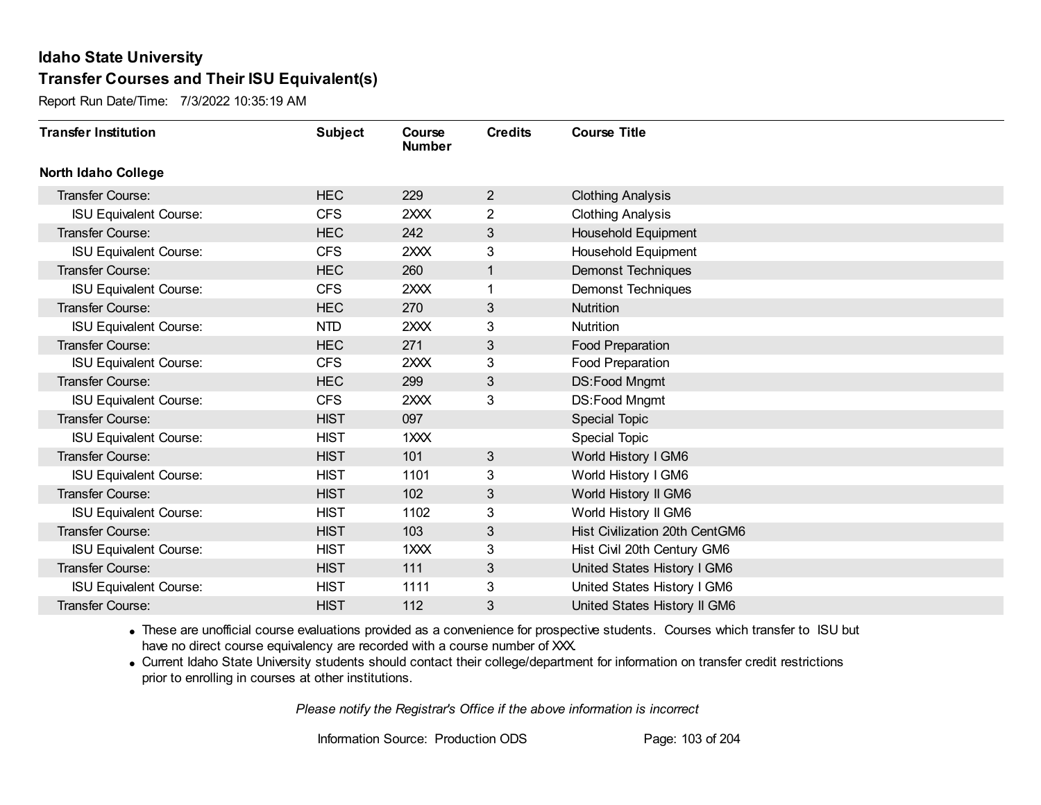# Idaho State University

## Transfer Courses and Their ISU Equivalent(s)

Report Run Date/Time: 7/3/2022 10:35:19 AM

| Transfer Institution | Subject | Course Number | Credits | Course Title |
|---|---|---|---|---|
| **North Idaho College** | | | | |
| Transfer Course: | HEC | 229 | 2 | Clothing Analysis |
| ISU Equivalent Course: | CFS | 2XXX | 2 | Clothing Analysis |
| Transfer Course: | HEC | 242 | 3 | Household Equipment |
| ISU Equivalent Course: | CFS | 2XXX | 3 | Household Equipment |
| Transfer Course: | HEC | 260 | 1 | Demonst Techniques |
| ISU Equivalent Course: | CFS | 2XXX | 1 | Demonst Techniques |
| Transfer Course: | HEC | 270 | 3 | Nutrition |
| ISU Equivalent Course: | NTD | 2XXX | 3 | Nutrition |
| Transfer Course: | HEC | 271 | 3 | Food Preparation |
| ISU Equivalent Course: | CFS | 2XXX | 3 | Food Preparation |
| Transfer Course: | HEC | 299 | 3 | DS:Food Mngmt |
| ISU Equivalent Course: | CFS | 2XXX | 3 | DS:Food Mngmt |
| Transfer Course: | HIST | 097 | | Special Topic |
| ISU Equivalent Course: | HIST | 1XXX | | Special Topic |
| Transfer Course: | HIST | 101 | 3 | World History I GM6 |
| ISU Equivalent Course: | HIST | 1101 | 3 | World History I GM6 |
| Transfer Course: | HIST | 102 | 3 | World History II GM6 |
| ISU Equivalent Course: | HIST | 1102 | 3 | World History II GM6 |
| Transfer Course: | HIST | 103 | 3 | Hist Civilization 20th CentGM6 |
| ISU Equivalent Course: | HIST | 1XXX | 3 | Hist Civil 20th Century GM6 |
| Transfer Course: | HIST | 111 | 3 | United States History I GM6 |
| ISU Equivalent Course: | HIST | 1111 | 3 | United States History I GM6 |
| Transfer Course: | HIST | 112 | 3 | United States History II GM6 |

- These are unofficial course evaluations provided as a convenience for prospective students. Courses which transfer to ISU but have no direct course equivalency are recorded with a course number of XXX.
- Current Idaho State University students should contact their college/department for information on transfer credit restrictions prior to enrolling in courses at other institutions.

*Please notify the Registrar's Office if the above information is incorrect*

Information Source: Production ODS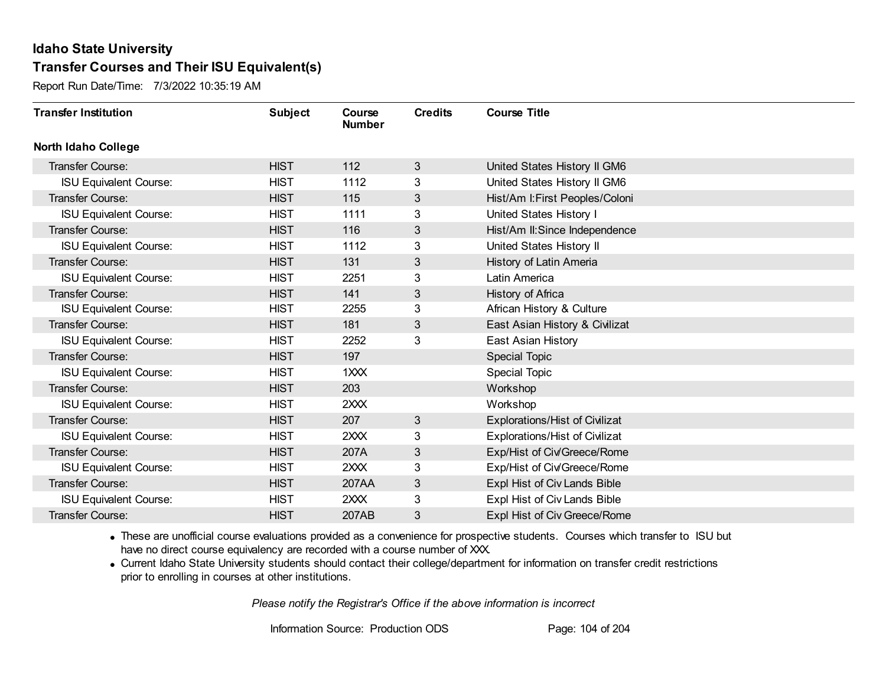# Idaho State University

## Transfer Courses and Their ISU Equivalent(s)

Report Run Date/Time: 7/3/2022 10:35:19 AM

| Transfer Institution | Subject | Course Number | Credits | Course Title |
|---|---|---|---|---|
| **North Idaho College** | | | | |
| Transfer Course: | HIST | 112 | 3 | United States History II GM6 |
| ISU Equivalent Course: | HIST | 1112 | 3 | United States History II GM6 |
| Transfer Course: | HIST | 115 | 3 | Hist/Am I:First Peoples/Coloni |
| ISU Equivalent Course: | HIST | 1111 | 3 | United States History I |
| Transfer Course: | HIST | 116 | 3 | Hist/Am II:Since Independence |
| ISU Equivalent Course: | HIST | 1112 | 3 | United States History II |
| Transfer Course: | HIST | 131 | 3 | History of Latin Ameria |
| ISU Equivalent Course: | HIST | 2251 | 3 | Latin America |
| Transfer Course: | HIST | 141 | 3 | History of Africa |
| ISU Equivalent Course: | HIST | 2255 | 3 | African History & Culture |
| Transfer Course: | HIST | 181 | 3 | East Asian History & Civilizat |
| ISU Equivalent Course: | HIST | 2252 | 3 | East Asian History |
| Transfer Course: | HIST | 197 | | Special Topic |
| ISU Equivalent Course: | HIST | 1XXX | | Special Topic |
| Transfer Course: | HIST | 203 | | Workshop |
| ISU Equivalent Course: | HIST | 2XXX | | Workshop |
| Transfer Course: | HIST | 207 | 3 | Explorations/Hist of Civilizat |
| ISU Equivalent Course: | HIST | 2XXX | 3 | Explorations/Hist of Civilizat |
| Transfer Course: | HIST | 207A | 3 | Exp/Hist of Civ/Greece/Rome |
| ISU Equivalent Course: | HIST | 2XXX | 3 | Exp/Hist of Civ/Greece/Rome |
| Transfer Course: | HIST | 207AA | 3 | Expl Hist of Civ Lands Bible |
| ISU Equivalent Course: | HIST | 2XXX | 3 | Expl Hist of Civ Lands Bible |
| Transfer Course: | HIST | 207AB | 3 | Expl Hist of Civ Greece/Rome |

- These are unofficial course evaluations provided as a convenience for prospective students. Courses which transfer to ISU but have no direct course equivalency are recorded with a course number of XXX.
- Current Idaho State University students should contact their college/department for information on transfer credit restrictions prior to enrolling in courses at other institutions.

*Please notify the Registrar's Office if the above information is incorrect*

Information Source: Production ODS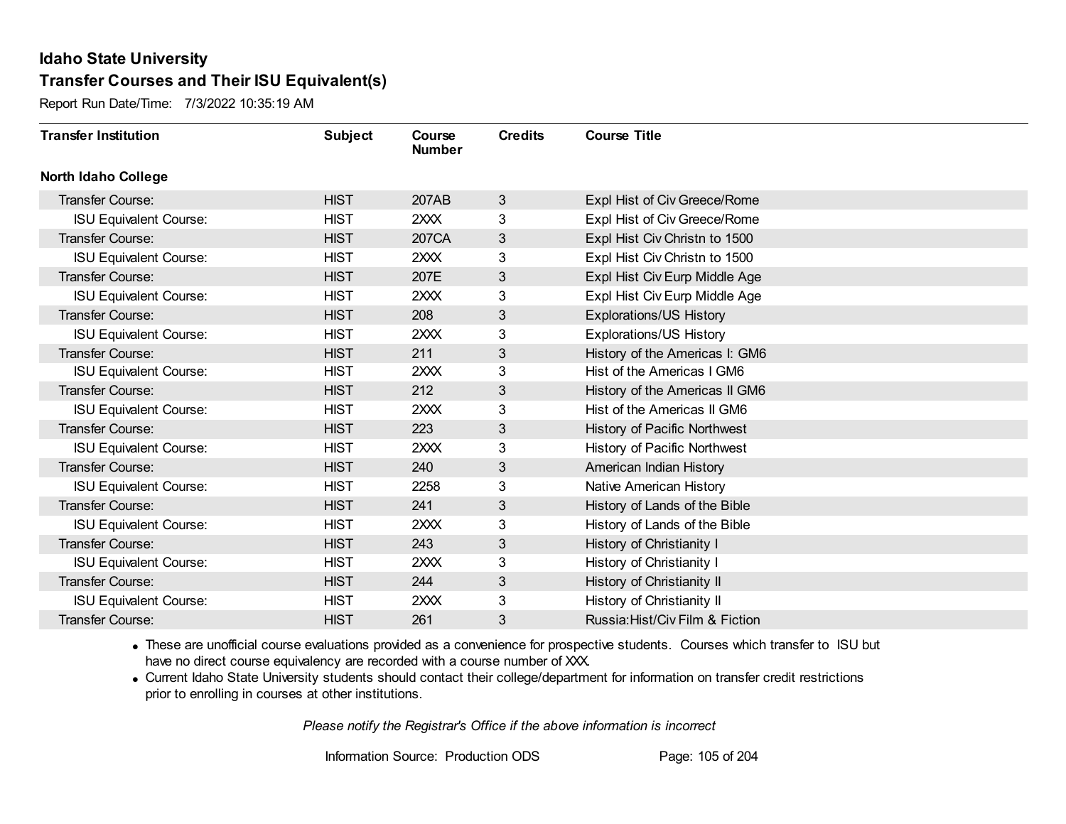# Idaho State University

## Transfer Courses and Their ISU Equivalent(s)

Report Run Date/Time: 7/3/2022 10:35:19 AM

| Transfer Institution | Subject | Course Number | Credits | Course Title |
|---|---|---|---|---|
| **North Idaho College** | | | | |
| Transfer Course: | HIST | 207AB | 3 | Expl Hist of Civ Greece/Rome |
| ISU Equivalent Course: | HIST | 2XXX | 3 | Expl Hist of Civ Greece/Rome |
| Transfer Course: | HIST | 207CA | 3 | Expl Hist Civ Christn to 1500 |
| ISU Equivalent Course: | HIST | 2XXX | 3 | Expl Hist Civ Christn to 1500 |
| Transfer Course: | HIST | 207E | 3 | Expl Hist Civ Eurp Middle Age |
| ISU Equivalent Course: | HIST | 2XXX | 3 | Expl Hist Civ Eurp Middle Age |
| Transfer Course: | HIST | 208 | 3 | Explorations/US History |
| ISU Equivalent Course: | HIST | 2XXX | 3 | Explorations/US History |
| Transfer Course: | HIST | 211 | 3 | History of the Americas I: GM6 |
| ISU Equivalent Course: | HIST | 2XXX | 3 | Hist of the Americas I GM6 |
| Transfer Course: | HIST | 212 | 3 | History of the Americas II GM6 |
| ISU Equivalent Course: | HIST | 2XXX | 3 | Hist of the Americas II GM6 |
| Transfer Course: | HIST | 223 | 3 | History of Pacific Northwest |
| ISU Equivalent Course: | HIST | 2XXX | 3 | History of Pacific Northwest |
| Transfer Course: | HIST | 240 | 3 | American Indian History |
| ISU Equivalent Course: | HIST | 2258 | 3 | Native American History |
| Transfer Course: | HIST | 241 | 3 | History of Lands of the Bible |
| ISU Equivalent Course: | HIST | 2XXX | 3 | History of Lands of the Bible |
| Transfer Course: | HIST | 243 | 3 | History of Christianity I |
| ISU Equivalent Course: | HIST | 2XXX | 3 | History of Christianity I |
| Transfer Course: | HIST | 244 | 3 | History of Christianity II |
| ISU Equivalent Course: | HIST | 2XXX | 3 | History of Christianity II |
| Transfer Course: | HIST | 261 | 3 | Russia:Hist/Civ Film & Fiction |

- These are unofficial course evaluations provided as a convenience for prospective students. Courses which transfer to ISU but have no direct course equivalency are recorded with a course number of XXX.
- Current Idaho State University students should contact their college/department for information on transfer credit restrictions prior to enrolling in courses at other institutions.

*Please notify the Registrar's Office if the above information is incorrect*

Information Source: Production ODS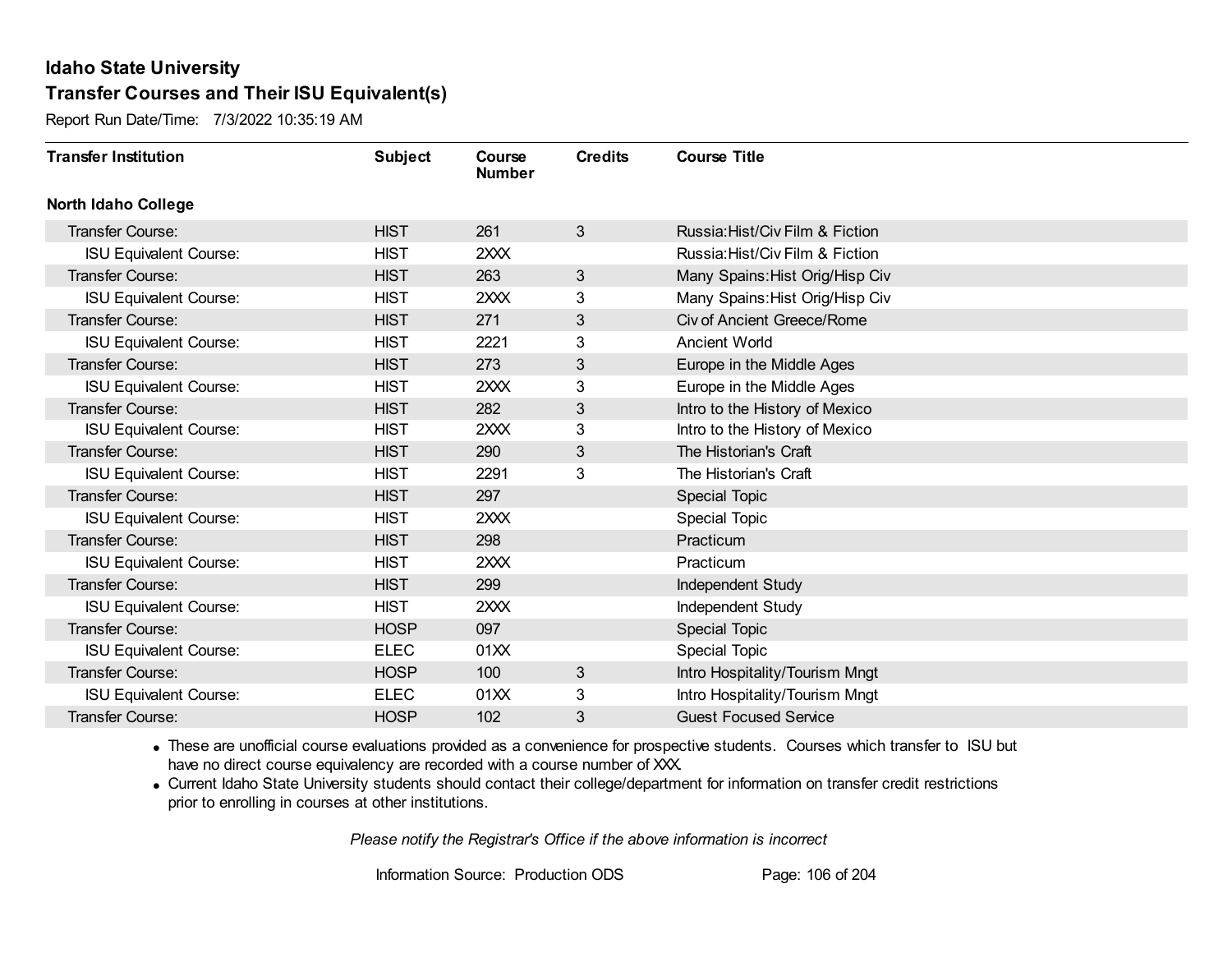# Idaho State University

## Transfer Courses and Their ISU Equivalent(s)

Report Run Date/Time: 7/3/2022 10:35:19 AM

| Transfer Institution | Subject | Course Number | Credits | Course Title |
|---|---|---|---|---|
| **North Idaho College** | | | | |
| Transfer Course: | HIST | 261 | 3 | Russia:Hist/Civ Film & Fiction |
| ISU Equivalent Course: | HIST | 2XXX | | Russia:Hist/Civ Film & Fiction |
| Transfer Course: | HIST | 263 | 3 | Many Spains:Hist Orig/Hisp Civ |
| ISU Equivalent Course: | HIST | 2XXX | 3 | Many Spains:Hist Orig/Hisp Civ |
| Transfer Course: | HIST | 271 | 3 | Civ of Ancient Greece/Rome |
| ISU Equivalent Course: | HIST | 2221 | 3 | Ancient World |
| Transfer Course: | HIST | 273 | 3 | Europe in the Middle Ages |
| ISU Equivalent Course: | HIST | 2XXX | 3 | Europe in the Middle Ages |
| Transfer Course: | HIST | 282 | 3 | Intro to the History of Mexico |
| ISU Equivalent Course: | HIST | 2XXX | 3 | Intro to the History of Mexico |
| Transfer Course: | HIST | 290 | 3 | The Historian's Craft |
| ISU Equivalent Course: | HIST | 2291 | 3 | The Historian's Craft |
| Transfer Course: | HIST | 297 | | Special Topic |
| ISU Equivalent Course: | HIST | 2XXX | | Special Topic |
| Transfer Course: | HIST | 298 | | Practicum |
| ISU Equivalent Course: | HIST | 2XXX | | Practicum |
| Transfer Course: | HIST | 299 | | Independent Study |
| ISU Equivalent Course: | HIST | 2XXX | | Independent Study |
| Transfer Course: | HOSP | 097 | | Special Topic |
| ISU Equivalent Course: | ELEC | 01XX | | Special Topic |
| Transfer Course: | HOSP | 100 | 3 | Intro Hospitality/Tourism Mngt |
| ISU Equivalent Course: | ELEC | 01XX | 3 | Intro Hospitality/Tourism Mngt |
| Transfer Course: | HOSP | 102 | 3 | Guest Focused Service |

- These are unofficial course evaluations provided as a convenience for prospective students. Courses which transfer to ISU but have no direct course equivalency are recorded with a course number of XXX.
- Current Idaho State University students should contact their college/department for information on transfer credit restrictions prior to enrolling in courses at other institutions.

*Please notify the Registrar's Office if the above information is incorrect*

Information Source: Production ODS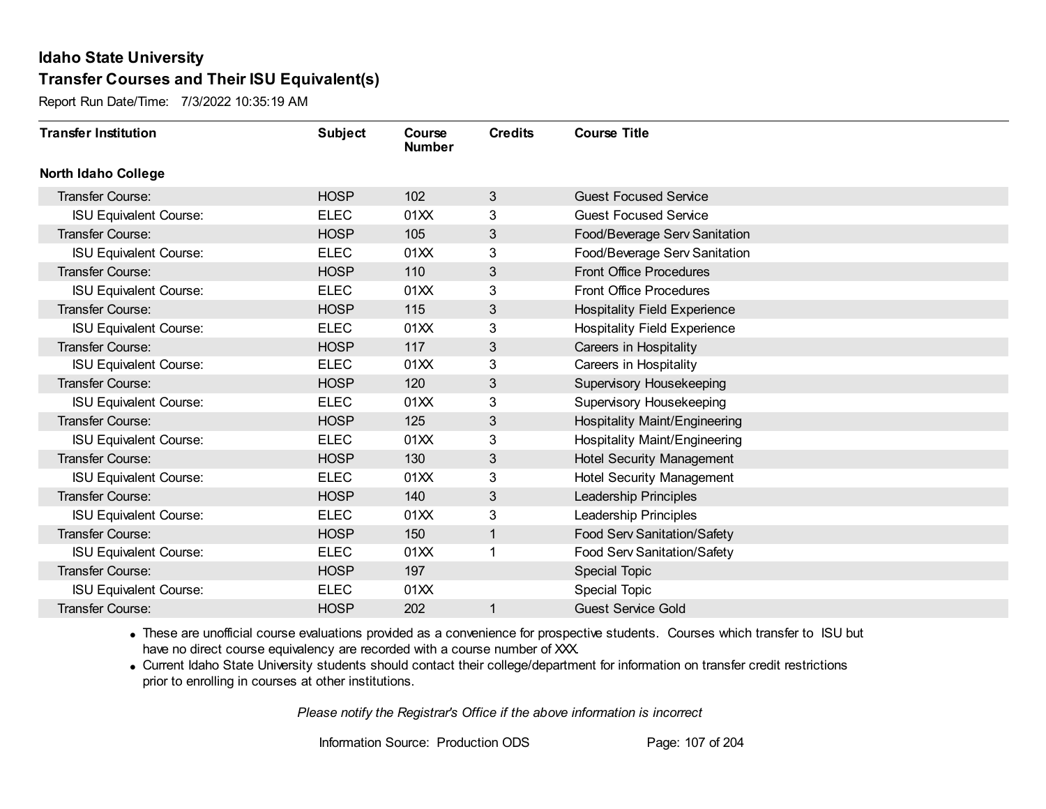## Idaho State University
## Transfer Courses and Their ISU Equivalent(s)

Report Run Date/Time: 7/3/2022 10:35:19 AM

| Transfer Institution | Subject | Course Number | Credits | Course Title |
|---|---|---|---|---|
| **North Idaho College** | | | | |
| Transfer Course: | HOSP | 102 | 3 | Guest Focused Service |
| ISU Equivalent Course: | ELEC | 01XX | 3 | Guest Focused Service |
| Transfer Course: | HOSP | 105 | 3 | Food/Beverage Serv Sanitation |
| ISU Equivalent Course: | ELEC | 01XX | 3 | Food/Beverage Serv Sanitation |
| Transfer Course: | HOSP | 110 | 3 | Front Office Procedures |
| ISU Equivalent Course: | ELEC | 01XX | 3 | Front Office Procedures |
| Transfer Course: | HOSP | 115 | 3 | Hospitality Field Experience |
| ISU Equivalent Course: | ELEC | 01XX | 3 | Hospitality Field Experience |
| Transfer Course: | HOSP | 117 | 3 | Careers in Hospitality |
| ISU Equivalent Course: | ELEC | 01XX | 3 | Careers in Hospitality |
| Transfer Course: | HOSP | 120 | 3 | Supervisory Housekeeping |
| ISU Equivalent Course: | ELEC | 01XX | 3 | Supervisory Housekeeping |
| Transfer Course: | HOSP | 125 | 3 | Hospitality Maint/Engineering |
| ISU Equivalent Course: | ELEC | 01XX | 3 | Hospitality Maint/Engineering |
| Transfer Course: | HOSP | 130 | 3 | Hotel Security Management |
| ISU Equivalent Course: | ELEC | 01XX | 3 | Hotel Security Management |
| Transfer Course: | HOSP | 140 | 3 | Leadership Principles |
| ISU Equivalent Course: | ELEC | 01XX | 3 | Leadership Principles |
| Transfer Course: | HOSP | 150 | 1 | Food Serv Sanitation/Safety |
| ISU Equivalent Course: | ELEC | 01XX | 1 | Food Serv Sanitation/Safety |
| Transfer Course: | HOSP | 197 | | Special Topic |
| ISU Equivalent Course: | ELEC | 01XX | | Special Topic |
| Transfer Course: | HOSP | 202 | 1 | Guest Service Gold |

- These are unofficial course evaluations provided as a convenience for prospective students. Courses which transfer to ISU but have no direct course equivalency are recorded with a course number of XXX.
- Current Idaho State University students should contact their college/department for information on transfer credit restrictions prior to enrolling in courses at other institutions.

*Please notify the Registrar's Office if the above information is incorrect*

Information Source: Production ODS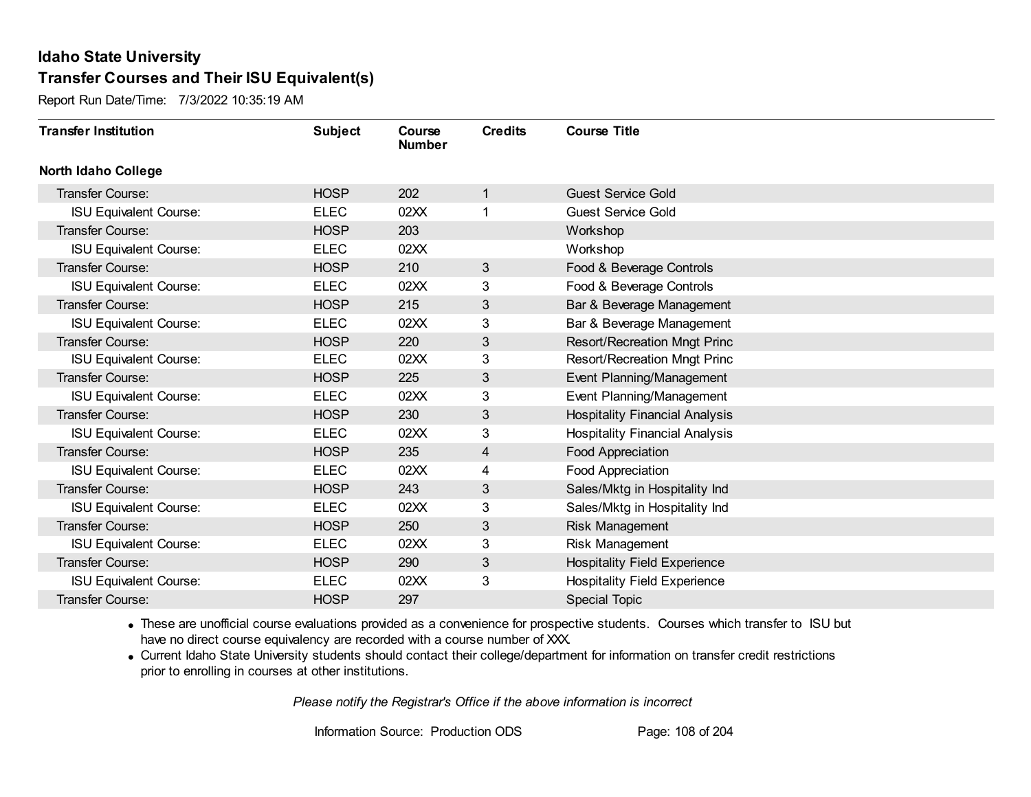# Idaho State University

## Transfer Courses and Their ISU Equivalent(s)

Report Run Date/Time: 7/3/2022 10:35:19 AM

| Transfer Institution | Subject | Course Number | Credits | Course Title |
|---|---|---|---|---|
| **North Idaho College** | | | | |
| Transfer Course: | HOSP | 202 | 1 | Guest Service Gold |
| ISU Equivalent Course: | ELEC | 02XX | 1 | Guest Service Gold |
| Transfer Course: | HOSP | 203 | | Workshop |
| ISU Equivalent Course: | ELEC | 02XX | | Workshop |
| Transfer Course: | HOSP | 210 | 3 | Food & Beverage Controls |
| ISU Equivalent Course: | ELEC | 02XX | 3 | Food & Beverage Controls |
| Transfer Course: | HOSP | 215 | 3 | Bar & Beverage Management |
| ISU Equivalent Course: | ELEC | 02XX | 3 | Bar & Beverage Management |
| Transfer Course: | HOSP | 220 | 3 | Resort/Recreation Mngt Princ |
| ISU Equivalent Course: | ELEC | 02XX | 3 | Resort/Recreation Mngt Princ |
| Transfer Course: | HOSP | 225 | 3 | Event Planning/Management |
| ISU Equivalent Course: | ELEC | 02XX | 3 | Event Planning/Management |
| Transfer Course: | HOSP | 230 | 3 | Hospitality Financial Analysis |
| ISU Equivalent Course: | ELEC | 02XX | 3 | Hospitality Financial Analysis |
| Transfer Course: | HOSP | 235 | 4 | Food Appreciation |
| ISU Equivalent Course: | ELEC | 02XX | 4 | Food Appreciation |
| Transfer Course: | HOSP | 243 | 3 | Sales/Mktg in Hospitality Ind |
| ISU Equivalent Course: | ELEC | 02XX | 3 | Sales/Mktg in Hospitality Ind |
| Transfer Course: | HOSP | 250 | 3 | Risk Management |
| ISU Equivalent Course: | ELEC | 02XX | 3 | Risk Management |
| Transfer Course: | HOSP | 290 | 3 | Hospitality Field Experience |
| ISU Equivalent Course: | ELEC | 02XX | 3 | Hospitality Field Experience |
| Transfer Course: | HOSP | 297 | | Special Topic |

- These are unofficial course evaluations provided as a convenience for prospective students. Courses which transfer to ISU but have no direct course equivalency are recorded with a course number of XXX.
- Current Idaho State University students should contact their college/department for information on transfer credit restrictions prior to enrolling in courses at other institutions.

*Please notify the Registrar's Office if the above information is incorrect*

Information Source: Production ODS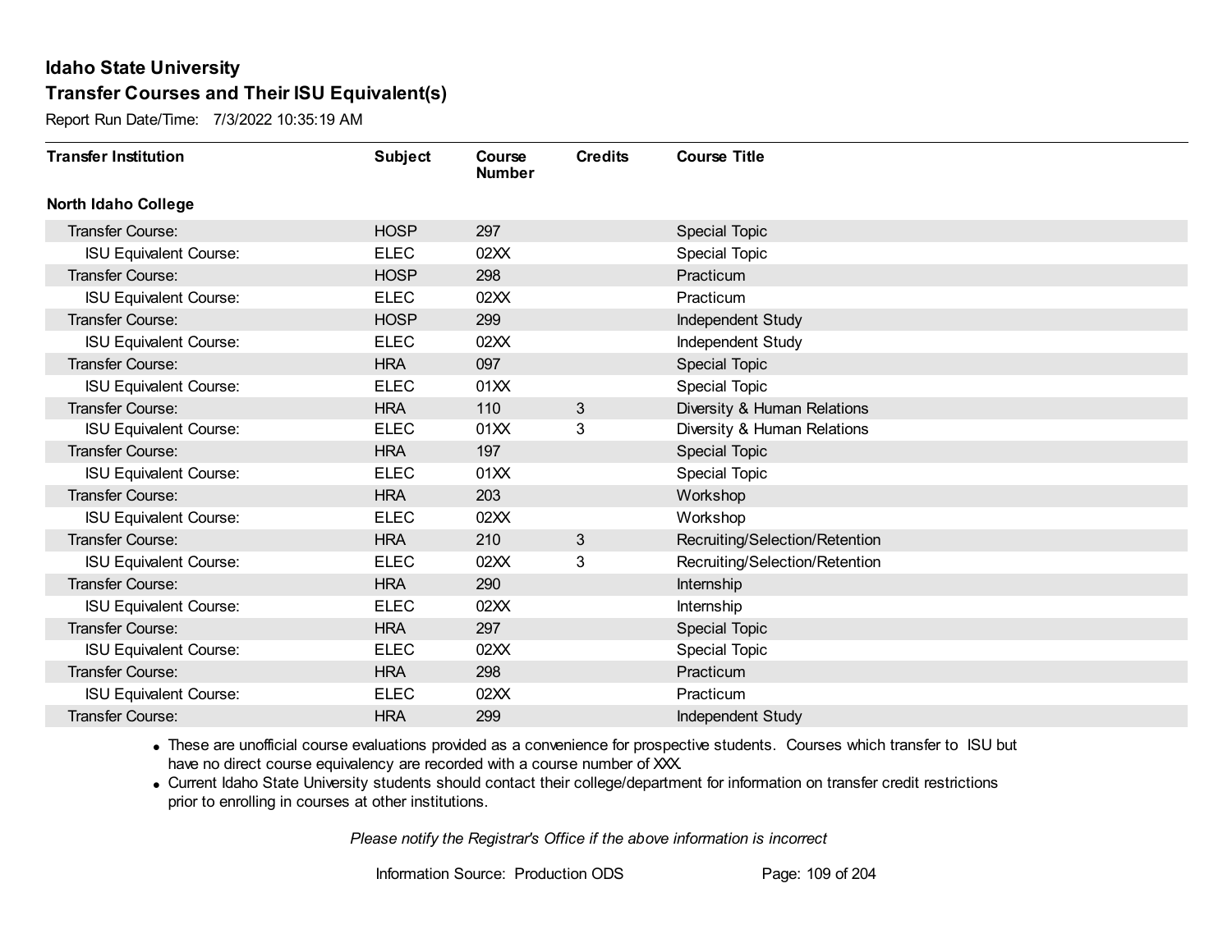# Idaho State University

## Transfer Courses and Their ISU Equivalent(s)

Report Run Date/Time: 7/3/2022 10:35:19 AM

| Transfer Institution | Subject | Course Number | Credits | Course Title |
|---|---|---|---|---|
| **North Idaho College** | | | | |
| Transfer Course: | HOSP | 297 | | Special Topic |
| ISU Equivalent Course: | ELEC | 02XX | | Special Topic |
| Transfer Course: | HOSP | 298 | | Practicum |
| ISU Equivalent Course: | ELEC | 02XX | | Practicum |
| Transfer Course: | HOSP | 299 | | Independent Study |
| ISU Equivalent Course: | ELEC | 02XX | | Independent Study |
| Transfer Course: | HRA | 097 | | Special Topic |
| ISU Equivalent Course: | ELEC | 01XX | | Special Topic |
| Transfer Course: | HRA | 110 | 3 | Diversity & Human Relations |
| ISU Equivalent Course: | ELEC | 01XX | 3 | Diversity & Human Relations |
| Transfer Course: | HRA | 197 | | Special Topic |
| ISU Equivalent Course: | ELEC | 01XX | | Special Topic |
| Transfer Course: | HRA | 203 | | Workshop |
| ISU Equivalent Course: | ELEC | 02XX | | Workshop |
| Transfer Course: | HRA | 210 | 3 | Recruiting/Selection/Retention |
| ISU Equivalent Course: | ELEC | 02XX | 3 | Recruiting/Selection/Retention |
| Transfer Course: | HRA | 290 | | Internship |
| ISU Equivalent Course: | ELEC | 02XX | | Internship |
| Transfer Course: | HRA | 297 | | Special Topic |
| ISU Equivalent Course: | ELEC | 02XX | | Special Topic |
| Transfer Course: | HRA | 298 | | Practicum |
| ISU Equivalent Course: | ELEC | 02XX | | Practicum |
| Transfer Course: | HRA | 299 | | Independent Study |

- These are unofficial course evaluations provided as a convenience for prospective students. Courses which transfer to ISU but have no direct course equivalency are recorded with a course number of XXX.
- Current Idaho State University students should contact their college/department for information on transfer credit restrictions prior to enrolling in courses at other institutions.

*Please notify the Registrar's Office if the above information is incorrect*

Information Source: Production ODS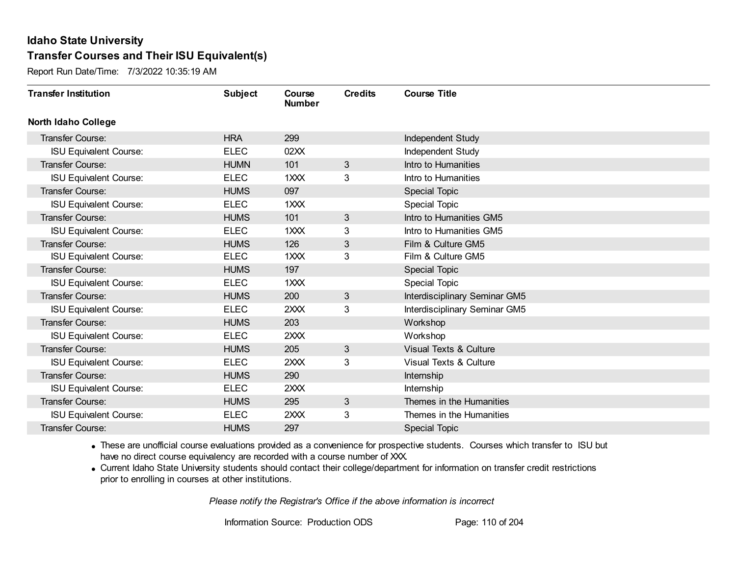# Idaho State University

## Transfer Courses and Their ISU Equivalent(s)

Report Run Date/Time: 7/3/2022 10:35:19 AM

| Transfer Institution | Subject | Course Number | Credits | Course Title |
|---|---|---|---|---|
| **North Idaho College** | | | | |
| Transfer Course: | HRA | 299 | | Independent Study |
| ISU Equivalent Course: | ELEC | 02XX | | Independent Study |
| Transfer Course: | HUMN | 101 | 3 | Intro to Humanities |
| ISU Equivalent Course: | ELEC | 1XXX | 3 | Intro to Humanities |
| Transfer Course: | HUMS | 097 | | Special Topic |
| ISU Equivalent Course: | ELEC | 1XXX | | Special Topic |
| Transfer Course: | HUMS | 101 | 3 | Intro to Humanities GM5 |
| ISU Equivalent Course: | ELEC | 1XXX | 3 | Intro to Humanities GM5 |
| Transfer Course: | HUMS | 126 | 3 | Film & Culture GM5 |
| ISU Equivalent Course: | ELEC | 1XXX | 3 | Film & Culture GM5 |
| Transfer Course: | HUMS | 197 | | Special Topic |
| ISU Equivalent Course: | ELEC | 1XXX | | Special Topic |
| Transfer Course: | HUMS | 200 | 3 | Interdisciplinary Seminar GM5 |
| ISU Equivalent Course: | ELEC | 2XXX | 3 | Interdisciplinary Seminar GM5 |
| Transfer Course: | HUMS | 203 | | Workshop |
| ISU Equivalent Course: | ELEC | 2XXX | | Workshop |
| Transfer Course: | HUMS | 205 | 3 | Visual Texts & Culture |
| ISU Equivalent Course: | ELEC | 2XXX | 3 | Visual Texts & Culture |
| Transfer Course: | HUMS | 290 | | Internship |
| ISU Equivalent Course: | ELEC | 2XXX | | Internship |
| Transfer Course: | HUMS | 295 | 3 | Themes in the Humanities |
| ISU Equivalent Course: | ELEC | 2XXX | 3 | Themes in the Humanities |
| Transfer Course: | HUMS | 297 | | Special Topic |

- These are unofficial course evaluations provided as a convenience for prospective students. Courses which transfer to ISU but have no direct course equivalency are recorded with a course number of XXX.
- Current Idaho State University students should contact their college/department for information on transfer credit restrictions prior to enrolling in courses at other institutions.

*Please notify the Registrar's Office if the above information is incorrect*

Information Source: Production ODS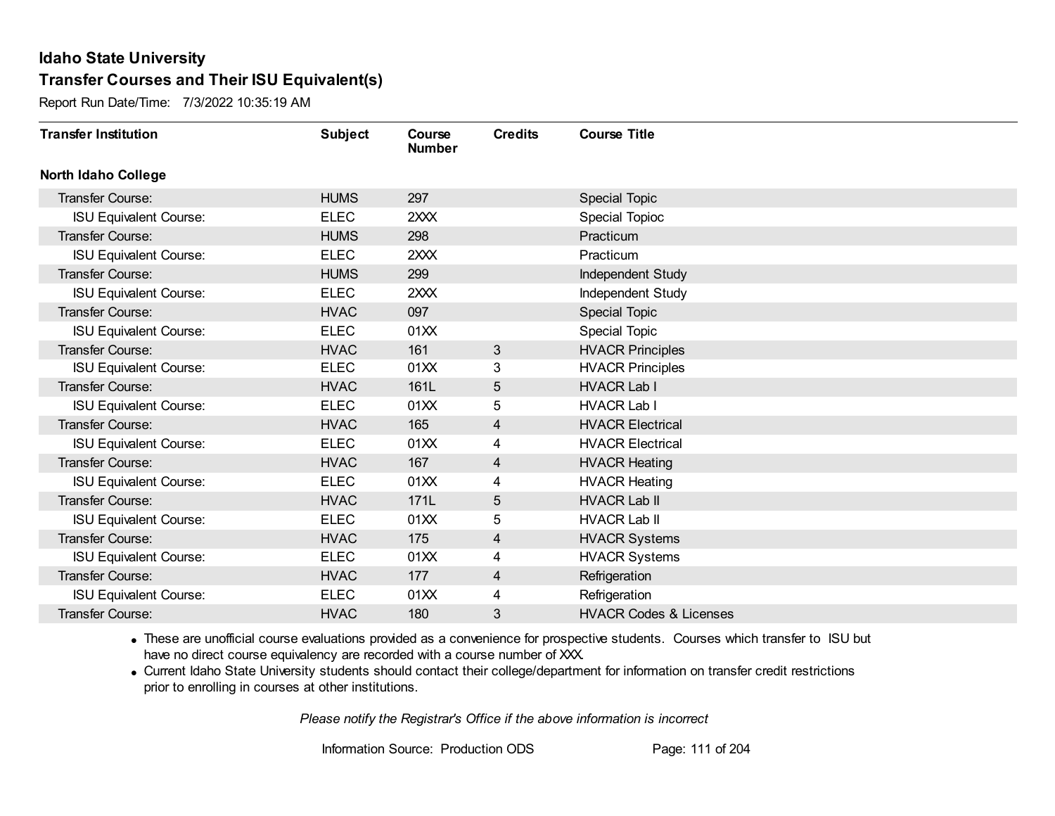# Idaho State University

## Transfer Courses and Their ISU Equivalent(s)

Report Run Date/Time: 7/3/2022 10:35:19 AM

| Transfer Institution | Subject | Course Number | Credits | Course Title |
|---|---|---|---|---|
| **North Idaho College** | | | | |
| Transfer Course: | HUMS | 297 | | Special Topic |
| ISU Equivalent Course: | ELEC | 2XXX | | Special Topioc |
| Transfer Course: | HUMS | 298 | | Practicum |
| ISU Equivalent Course: | ELEC | 2XXX | | Practicum |
| Transfer Course: | HUMS | 299 | | Independent Study |
| ISU Equivalent Course: | ELEC | 2XXX | | Independent Study |
| Transfer Course: | HVAC | 097 | | Special Topic |
| ISU Equivalent Course: | ELEC | 01XX | | Special Topic |
| Transfer Course: | HVAC | 161 | 3 | HVACR Principles |
| ISU Equivalent Course: | ELEC | 01XX | 3 | HVACR Principles |
| Transfer Course: | HVAC | 161L | 5 | HVACR Lab I |
| ISU Equivalent Course: | ELEC | 01XX | 5 | HVACR Lab I |
| Transfer Course: | HVAC | 165 | 4 | HVACR Electrical |
| ISU Equivalent Course: | ELEC | 01XX | 4 | HVACR Electrical |
| Transfer Course: | HVAC | 167 | 4 | HVACR Heating |
| ISU Equivalent Course: | ELEC | 01XX | 4 | HVACR Heating |
| Transfer Course: | HVAC | 171L | 5 | HVACR Lab II |
| ISU Equivalent Course: | ELEC | 01XX | 5 | HVACR Lab II |
| Transfer Course: | HVAC | 175 | 4 | HVACR Systems |
| ISU Equivalent Course: | ELEC | 01XX | 4 | HVACR Systems |
| Transfer Course: | HVAC | 177 | 4 | Refrigeration |
| ISU Equivalent Course: | ELEC | 01XX | 4 | Refrigeration |
| Transfer Course: | HVAC | 180 | 3 | HVACR Codes & Licenses |

- These are unofficial course evaluations provided as a convenience for prospective students. Courses which transfer to ISU but have no direct course equivalency are recorded with a course number of XXX.
- Current Idaho State University students should contact their college/department for information on transfer credit restrictions prior to enrolling in courses at other institutions.

*Please notify the Registrar's Office if the above information is incorrect*

Information Source: Production ODS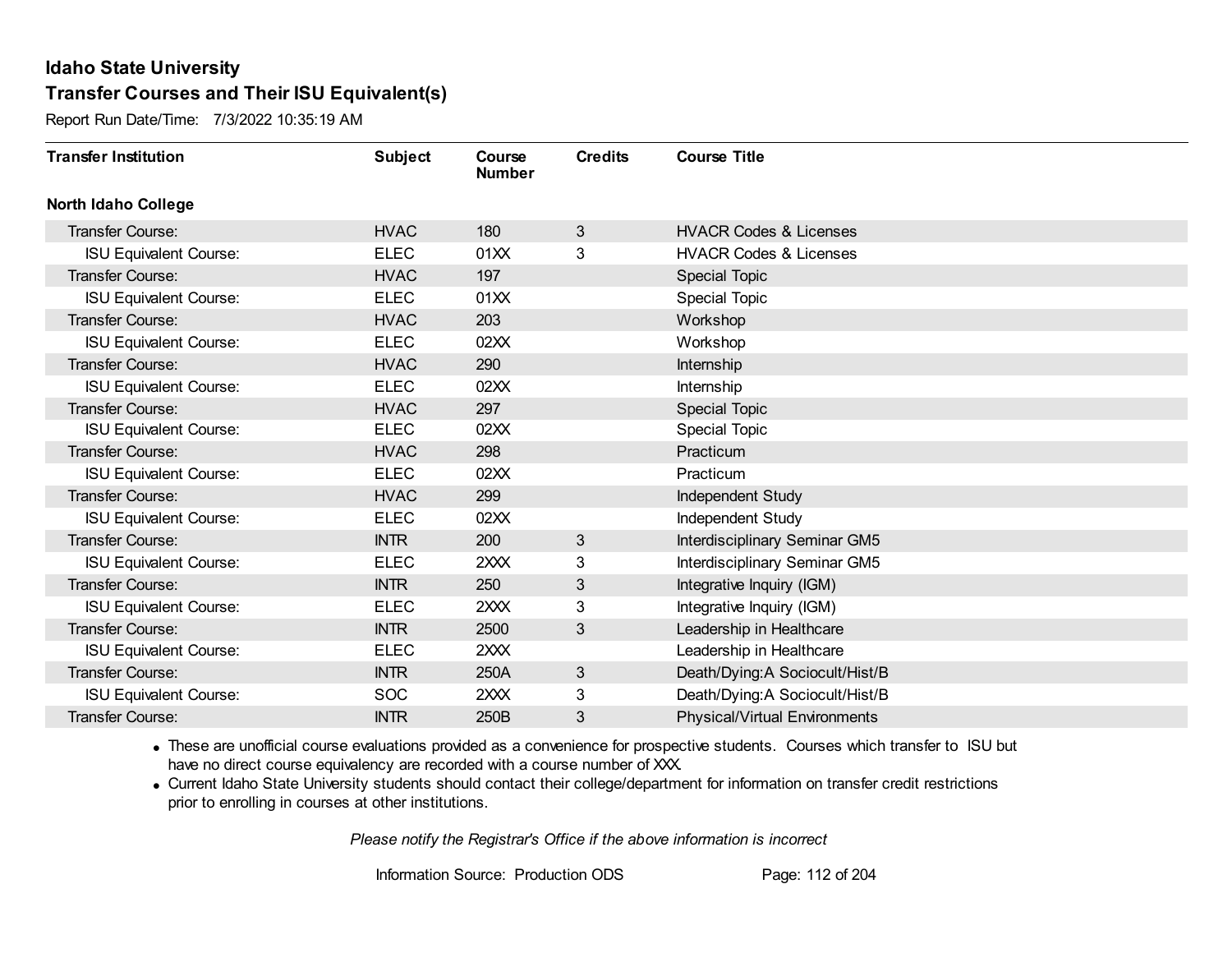# Idaho State University

## Transfer Courses and Their ISU Equivalent(s)

Report Run Date/Time: 7/3/2022 10:35:19 AM

| Transfer Institution | Subject | Course Number | Credits | Course Title |
|---|---|---|---|---|
| **North Idaho College** | | | | |
| Transfer Course: | HVAC | 180 | 3 | HVACR Codes & Licenses |
| ISU Equivalent Course: | ELEC | 01XX | 3 | HVACR Codes & Licenses |
| Transfer Course: | HVAC | 197 | | Special Topic |
| ISU Equivalent Course: | ELEC | 01XX | | Special Topic |
| Transfer Course: | HVAC | 203 | | Workshop |
| ISU Equivalent Course: | ELEC | 02XX | | Workshop |
| Transfer Course: | HVAC | 290 | | Internship |
| ISU Equivalent Course: | ELEC | 02XX | | Internship |
| Transfer Course: | HVAC | 297 | | Special Topic |
| ISU Equivalent Course: | ELEC | 02XX | | Special Topic |
| Transfer Course: | HVAC | 298 | | Practicum |
| ISU Equivalent Course: | ELEC | 02XX | | Practicum |
| Transfer Course: | HVAC | 299 | | Independent Study |
| ISU Equivalent Course: | ELEC | 02XX | | Independent Study |
| Transfer Course: | INTR | 200 | 3 | Interdisciplinary Seminar GM5 |
| ISU Equivalent Course: | ELEC | 2XXX | 3 | Interdisciplinary Seminar GM5 |
| Transfer Course: | INTR | 250 | 3 | Integrative Inquiry (IGM) |
| ISU Equivalent Course: | ELEC | 2XXX | 3 | Integrative Inquiry (IGM) |
| Transfer Course: | INTR | 2500 | 3 | Leadership in Healthcare |
| ISU Equivalent Course: | ELEC | 2XXX | | Leadership in Healthcare |
| Transfer Course: | INTR | 250A | 3 | Death/Dying:A Sociocult/Hist/B |
| ISU Equivalent Course: | SOC | 2XXX | 3 | Death/Dying:A Sociocult/Hist/B |
| Transfer Course: | INTR | 250B | 3 | Physical/Virtual Environments |

- These are unofficial course evaluations provided as a convenience for prospective students. Courses which transfer to ISU but have no direct course equivalency are recorded with a course number of XXX.
- Current Idaho State University students should contact their college/department for information on transfer credit restrictions prior to enrolling in courses at other institutions.

*Please notify the Registrar's Office if the above information is incorrect*

Information Source: Production ODS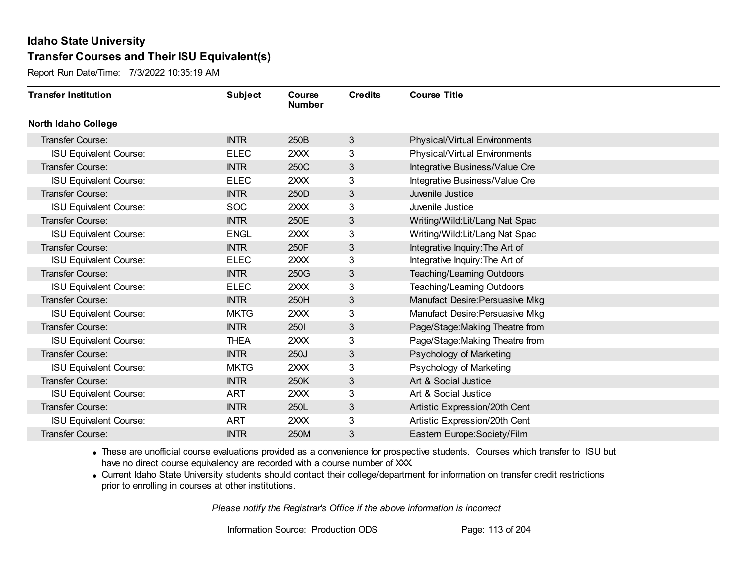# Idaho State University
## Transfer Courses and Their ISU Equivalent(s)

Report Run Date/Time: 7/3/2022 10:35:19 AM

| Transfer Institution | Subject | Course Number | Credits | Course Title |
|---|---|---|---|---|
| **North Idaho College** | | | | |
| Transfer Course: | INTR | 250B | 3 | Physical/Virtual Environments |
| ISU Equivalent Course: | ELEC | 2XXX | 3 | Physical/Virtual Environments |
| Transfer Course: | INTR | 250C | 3 | Integrative Business/Value Cre |
| ISU Equivalent Course: | ELEC | 2XXX | 3 | Integrative Business/Value Cre |
| Transfer Course: | INTR | 250D | 3 | Juvenile Justice |
| ISU Equivalent Course: | SOC | 2XXX | 3 | Juvenile Justice |
| Transfer Course: | INTR | 250E | 3 | Writing/Wild:Lit/Lang Nat Spac |
| ISU Equivalent Course: | ENGL | 2XXX | 3 | Writing/Wild:Lit/Lang Nat Spac |
| Transfer Course: | INTR | 250F | 3 | Integrative Inquiry:The Art of |
| ISU Equivalent Course: | ELEC | 2XXX | 3 | Integrative Inquiry:The Art of |
| Transfer Course: | INTR | 250G | 3 | Teaching/Learning Outdoors |
| ISU Equivalent Course: | ELEC | 2XXX | 3 | Teaching/Learning Outdoors |
| Transfer Course: | INTR | 250H | 3 | Manufact Desire:Persuasive Mkg |
| ISU Equivalent Course: | MKTG | 2XXX | 3 | Manufact Desire:Persuasive Mkg |
| Transfer Course: | INTR | 250I | 3 | Page/Stage:Making Theatre from |
| ISU Equivalent Course: | THEA | 2XXX | 3 | Page/Stage:Making Theatre from |
| Transfer Course: | INTR | 250J | 3 | Psychology of Marketing |
| ISU Equivalent Course: | MKTG | 2XXX | 3 | Psychology of Marketing |
| Transfer Course: | INTR | 250K | 3 | Art & Social Justice |
| ISU Equivalent Course: | ART | 2XXX | 3 | Art & Social Justice |
| Transfer Course: | INTR | 250L | 3 | Artistic Expression/20th Cent |
| ISU Equivalent Course: | ART | 2XXX | 3 | Artistic Expression/20th Cent |
| Transfer Course: | INTR | 250M | 3 | Eastern Europe:Society/Film |

- These are unofficial course evaluations provided as a convenience for prospective students. Courses which transfer to ISU but have no direct course equivalency are recorded with a course number of XXX.
- Current Idaho State University students should contact their college/department for information on transfer credit restrictions prior to enrolling in courses at other institutions.

*Please notify the Registrar's Office if the above information is incorrect*

Information Source: Production ODS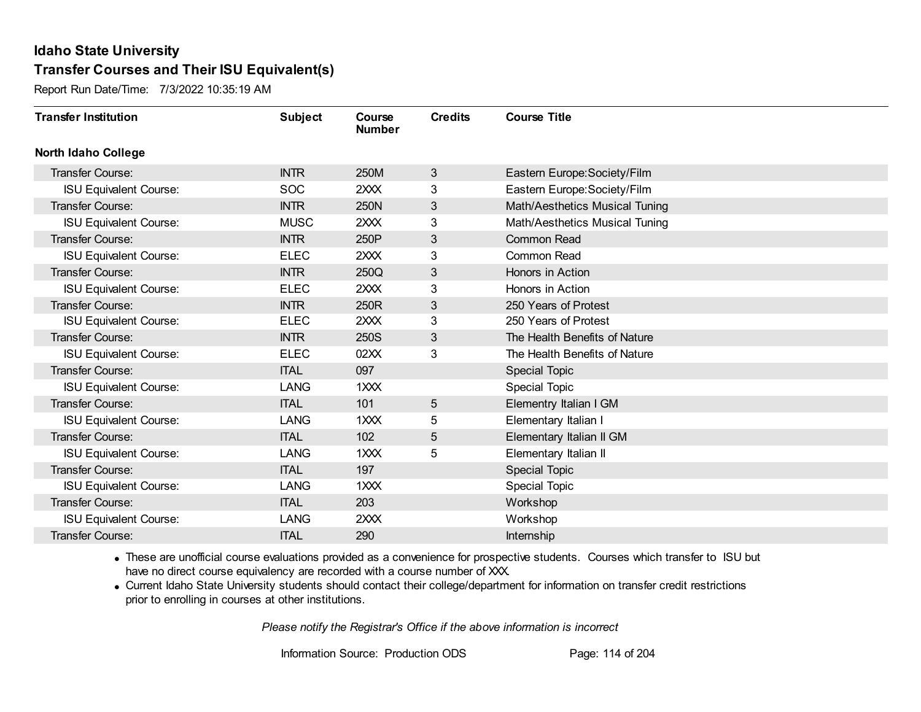# Idaho State University

## Transfer Courses and Their ISU Equivalent(s)

Report Run Date/Time: 7/3/2022 10:35:19 AM

| Transfer Institution | Subject | Course Number | Credits | Course Title |
|---|---|---|---|---|
| **North Idaho College** | | | | |
| Transfer Course: | INTR | 250M | 3 | Eastern Europe:Society/Film |
| ISU Equivalent Course: | SOC | 2XXX | 3 | Eastern Europe:Society/Film |
| Transfer Course: | INTR | 250N | 3 | Math/Aesthetics Musical Tuning |
| ISU Equivalent Course: | MUSC | 2XXX | 3 | Math/Aesthetics Musical Tuning |
| Transfer Course: | INTR | 250P | 3 | Common Read |
| ISU Equivalent Course: | ELEC | 2XXX | 3 | Common Read |
| Transfer Course: | INTR | 250Q | 3 | Honors in Action |
| ISU Equivalent Course: | ELEC | 2XXX | 3 | Honors in Action |
| Transfer Course: | INTR | 250R | 3 | 250 Years of Protest |
| ISU Equivalent Course: | ELEC | 2XXX | 3 | 250 Years of Protest |
| Transfer Course: | INTR | 250S | 3 | The Health Benefits of Nature |
| ISU Equivalent Course: | ELEC | 02XX | 3 | The Health Benefits of Nature |
| Transfer Course: | ITAL | 097 | | Special Topic |
| ISU Equivalent Course: | LANG | 1XXX | | Special Topic |
| Transfer Course: | ITAL | 101 | 5 | Elementry Italian I GM |
| ISU Equivalent Course: | LANG | 1XXX | 5 | Elementary Italian I |
| Transfer Course: | ITAL | 102 | 5 | Elementary Italian II GM |
| ISU Equivalent Course: | LANG | 1XXX | 5 | Elementary Italian II |
| Transfer Course: | ITAL | 197 | | Special Topic |
| ISU Equivalent Course: | LANG | 1XXX | | Special Topic |
| Transfer Course: | ITAL | 203 | | Workshop |
| ISU Equivalent Course: | LANG | 2XXX | | Workshop |
| Transfer Course: | ITAL | 290 | | Internship |

- These are unofficial course evaluations provided as a convenience for prospective students. Courses which transfer to ISU but have no direct course equivalency are recorded with a course number of XXX.
- Current Idaho State University students should contact their college/department for information on transfer credit restrictions prior to enrolling in courses at other institutions.

*Please notify the Registrar's Office if the above information is incorrect*

Information Source: Production ODS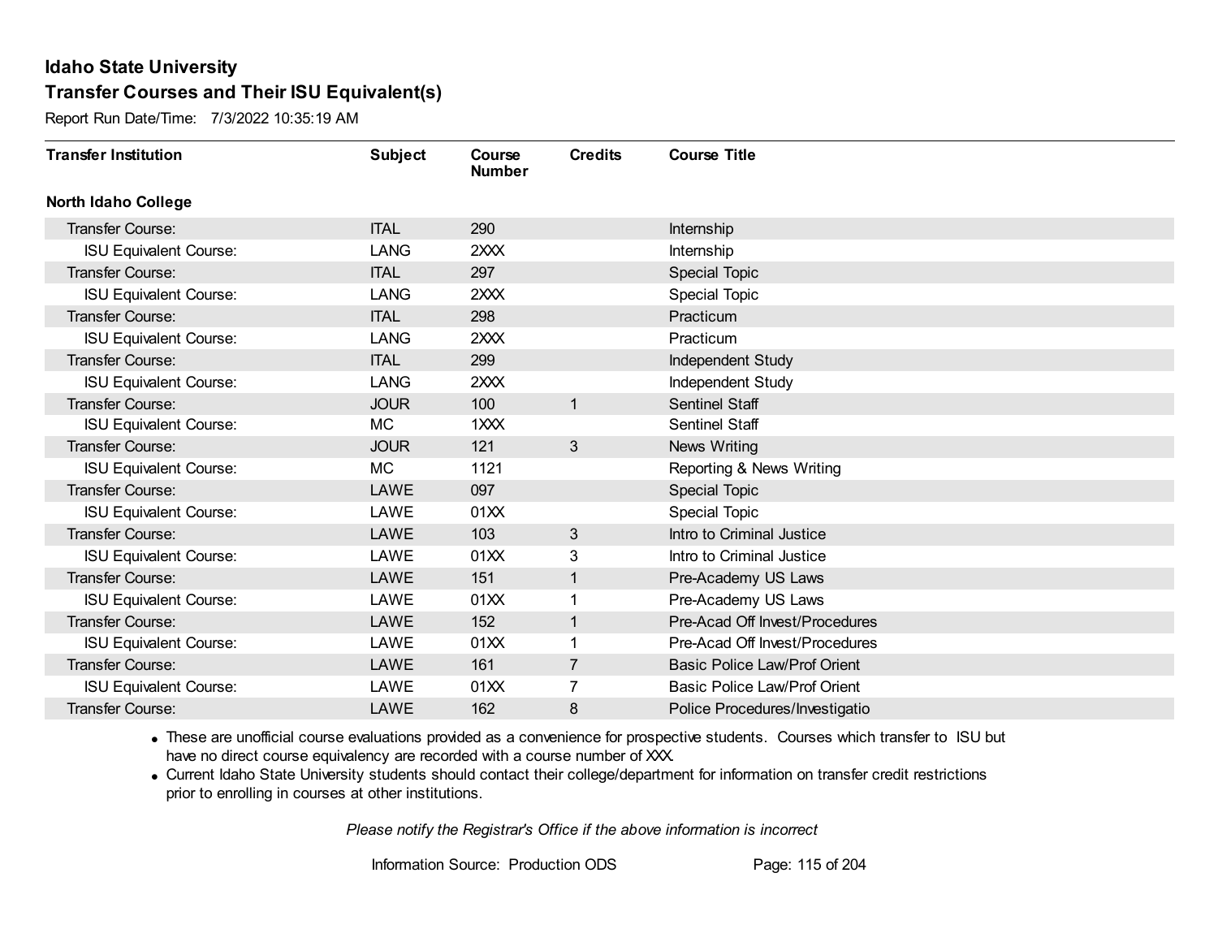# Idaho State University

## Transfer Courses and Their ISU Equivalent(s)

Report Run Date/Time: 7/3/2022 10:35:19 AM

| Transfer Institution | Subject | Course Number | Credits | Course Title |
|---|---|---|---|---|
| **North Idaho College** | | | | |
| Transfer Course: | ITAL | 290 | | Internship |
| ISU Equivalent Course: | LANG | 2XXX | | Internship |
| Transfer Course: | ITAL | 297 | | Special Topic |
| ISU Equivalent Course: | LANG | 2XXX | | Special Topic |
| Transfer Course: | ITAL | 298 | | Practicum |
| ISU Equivalent Course: | LANG | 2XXX | | Practicum |
| Transfer Course: | ITAL | 299 | | Independent Study |
| ISU Equivalent Course: | LANG | 2XXX | | Independent Study |
| Transfer Course: | JOUR | 100 | 1 | Sentinel Staff |
| ISU Equivalent Course: | MC | 1XXX | | Sentinel Staff |
| Transfer Course: | JOUR | 121 | 3 | News Writing |
| ISU Equivalent Course: | MC | 1121 | | Reporting & News Writing |
| Transfer Course: | LAWE | 097 | | Special Topic |
| ISU Equivalent Course: | LAWE | 01XX | | Special Topic |
| Transfer Course: | LAWE | 103 | 3 | Intro to Criminal Justice |
| ISU Equivalent Course: | LAWE | 01XX | 3 | Intro to Criminal Justice |
| Transfer Course: | LAWE | 151 | 1 | Pre-Academy US Laws |
| ISU Equivalent Course: | LAWE | 01XX | 1 | Pre-Academy US Laws |
| Transfer Course: | LAWE | 152 | 1 | Pre-Acad Off Invest/Procedures |
| ISU Equivalent Course: | LAWE | 01XX | 1 | Pre-Acad Off Invest/Procedures |
| Transfer Course: | LAWE | 161 | 7 | Basic Police Law/Prof Orient |
| ISU Equivalent Course: | LAWE | 01XX | 7 | Basic Police Law/Prof Orient |
| Transfer Course: | LAWE | 162 | 8 | Police Procedures/Investigatio |

- These are unofficial course evaluations provided as a convenience for prospective students. Courses which transfer to ISU but have no direct course equivalency are recorded with a course number of XXX.
- Current Idaho State University students should contact their college/department for information on transfer credit restrictions prior to enrolling in courses at other institutions.

*Please notify the Registrar's Office if the above information is incorrect*

Information Source: Production ODS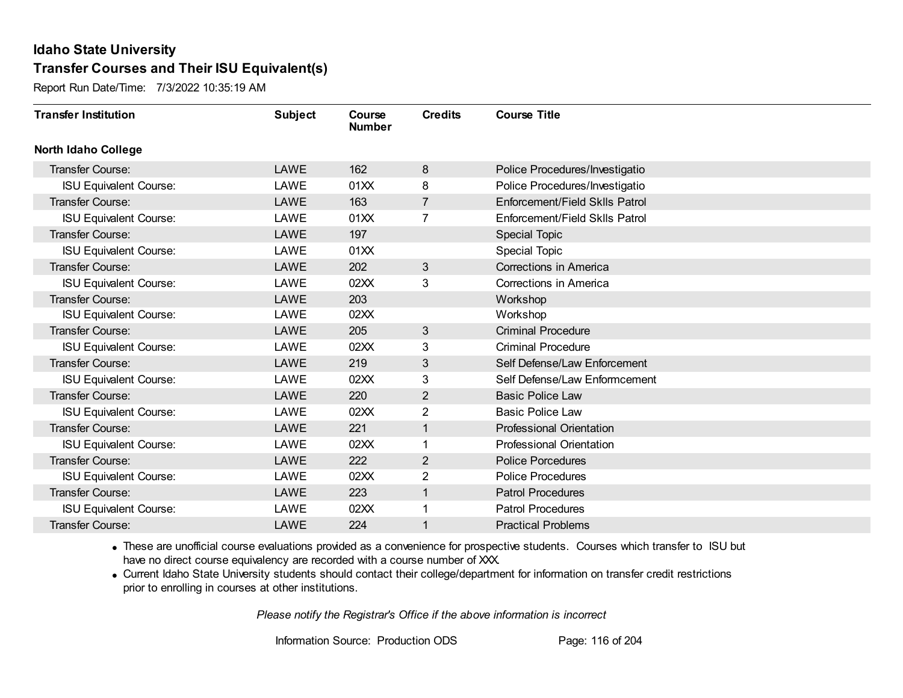# Idaho State University

## Transfer Courses and Their ISU Equivalent(s)

Report Run Date/Time: 7/3/2022 10:35:19 AM

| Transfer Institution | Subject | Course Number | Credits | Course Title |
|---|---|---|---|---|
| **North Idaho College** | | | | |
| Transfer Course: | LAWE | 162 | 8 | Police Procedures/Investigatio |
| ISU Equivalent Course: | LAWE | 01XX | 8 | Police Procedures/Investigatio |
| Transfer Course: | LAWE | 163 | 7 | Enforcement/Field Sklls Patrol |
| ISU Equivalent Course: | LAWE | 01XX | 7 | Enforcement/Field Sklls Patrol |
| Transfer Course: | LAWE | 197 | | Special Topic |
| ISU Equivalent Course: | LAWE | 01XX | | Special Topic |
| Transfer Course: | LAWE | 202 | 3 | Corrections in America |
| ISU Equivalent Course: | LAWE | 02XX | 3 | Corrections in America |
| Transfer Course: | LAWE | 203 | | Workshop |
| ISU Equivalent Course: | LAWE | 02XX | | Workshop |
| Transfer Course: | LAWE | 205 | 3 | Criminal Procedure |
| ISU Equivalent Course: | LAWE | 02XX | 3 | Criminal Procedure |
| Transfer Course: | LAWE | 219 | 3 | Self Defense/Law Enforcement |
| ISU Equivalent Course: | LAWE | 02XX | 3 | Self Defense/Law Enformcement |
| Transfer Course: | LAWE | 220 | 2 | Basic Police Law |
| ISU Equivalent Course: | LAWE | 02XX | 2 | Basic Police Law |
| Transfer Course: | LAWE | 221 | 1 | Professional Orientation |
| ISU Equivalent Course: | LAWE | 02XX | 1 | Professional Orientation |
| Transfer Course: | LAWE | 222 | 2 | Police Porcedures |
| ISU Equivalent Course: | LAWE | 02XX | 2 | Police Procedures |
| Transfer Course: | LAWE | 223 | 1 | Patrol Procedures |
| ISU Equivalent Course: | LAWE | 02XX | 1 | Patrol Procedures |
| Transfer Course: | LAWE | 224 | 1 | Practical Problems |

- These are unofficial course evaluations provided as a convenience for prospective students. Courses which transfer to ISU but have no direct course equivalency are recorded with a course number of XXX.
- Current Idaho State University students should contact their college/department for information on transfer credit restrictions prior to enrolling in courses at other institutions.

*Please notify the Registrar's Office if the above information is incorrect*

Information Source: Production ODS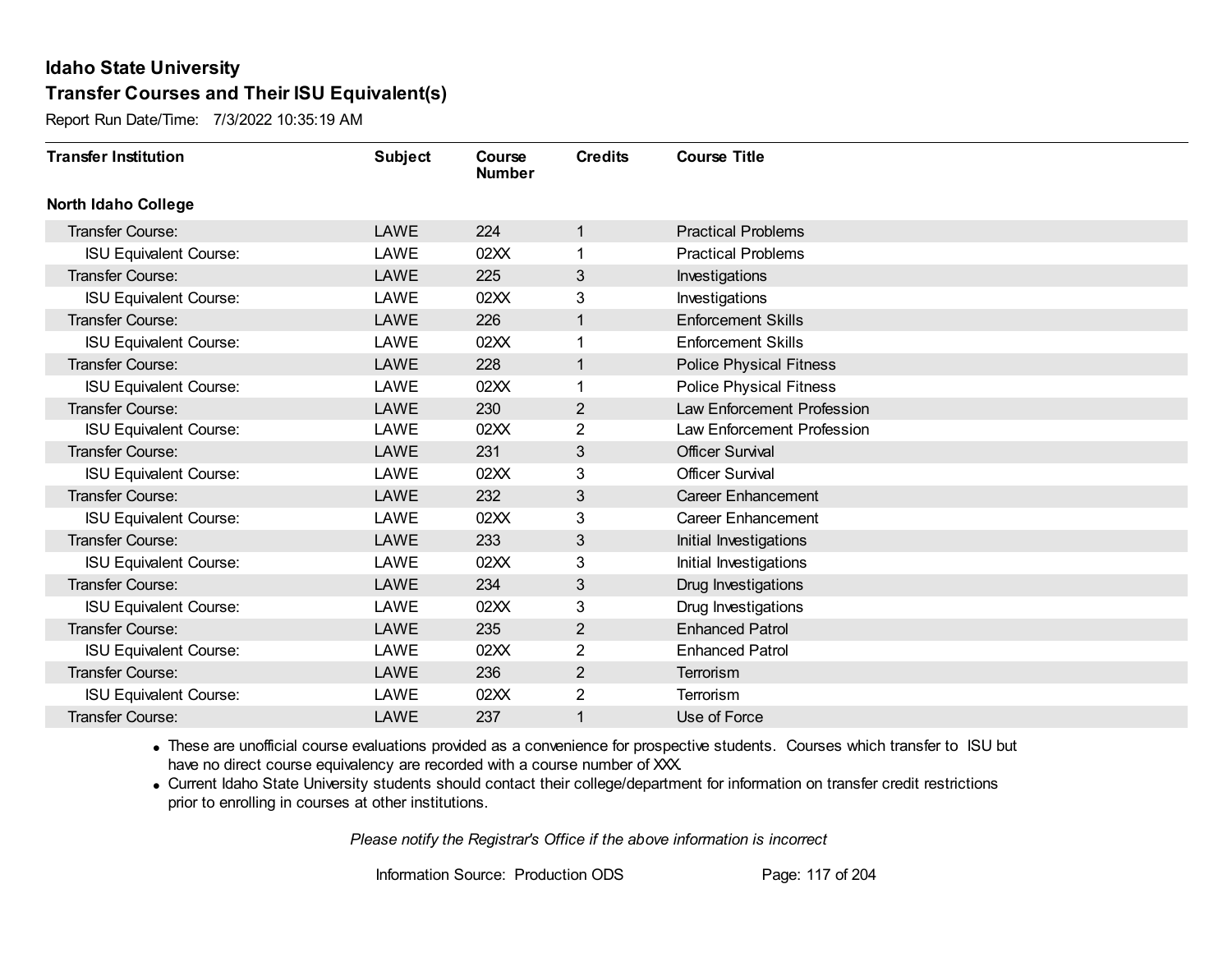# Idaho State University

## Transfer Courses and Their ISU Equivalent(s)

Report Run Date/Time: 7/3/2022 10:35:19 AM

| Transfer Institution | Subject | Course Number | Credits | Course Title |
|---|---|---|---|---|
| **North Idaho College** | | | | |
| Transfer Course: | LAWE | 224 | 1 | Practical Problems |
| ISU Equivalent Course: | LAWE | 02XX | 1 | Practical Problems |
| Transfer Course: | LAWE | 225 | 3 | Investigations |
| ISU Equivalent Course: | LAWE | 02XX | 3 | Investigations |
| Transfer Course: | LAWE | 226 | 1 | Enforcement Skills |
| ISU Equivalent Course: | LAWE | 02XX | 1 | Enforcement Skills |
| Transfer Course: | LAWE | 228 | 1 | Police Physical Fitness |
| ISU Equivalent Course: | LAWE | 02XX | 1 | Police Physical Fitness |
| Transfer Course: | LAWE | 230 | 2 | Law Enforcement Profession |
| ISU Equivalent Course: | LAWE | 02XX | 2 | Law Enforcement Profession |
| Transfer Course: | LAWE | 231 | 3 | Officer Survival |
| ISU Equivalent Course: | LAWE | 02XX | 3 | Officer Survival |
| Transfer Course: | LAWE | 232 | 3 | Career Enhancement |
| ISU Equivalent Course: | LAWE | 02XX | 3 | Career Enhancement |
| Transfer Course: | LAWE | 233 | 3 | Initial Investigations |
| ISU Equivalent Course: | LAWE | 02XX | 3 | Initial Investigations |
| Transfer Course: | LAWE | 234 | 3 | Drug Investigations |
| ISU Equivalent Course: | LAWE | 02XX | 3 | Drug Investigations |
| Transfer Course: | LAWE | 235 | 2 | Enhanced Patrol |
| ISU Equivalent Course: | LAWE | 02XX | 2 | Enhanced Patrol |
| Transfer Course: | LAWE | 236 | 2 | Terrorism |
| ISU Equivalent Course: | LAWE | 02XX | 2 | Terrorism |
| Transfer Course: | LAWE | 237 | 1 | Use of Force |

- These are unofficial course evaluations provided as a convenience for prospective students. Courses which transfer to ISU but have no direct course equivalency are recorded with a course number of XXX.
- Current Idaho State University students should contact their college/department for information on transfer credit restrictions prior to enrolling in courses at other institutions.

*Please notify the Registrar's Office if the above information is incorrect*

Information Source: Production ODS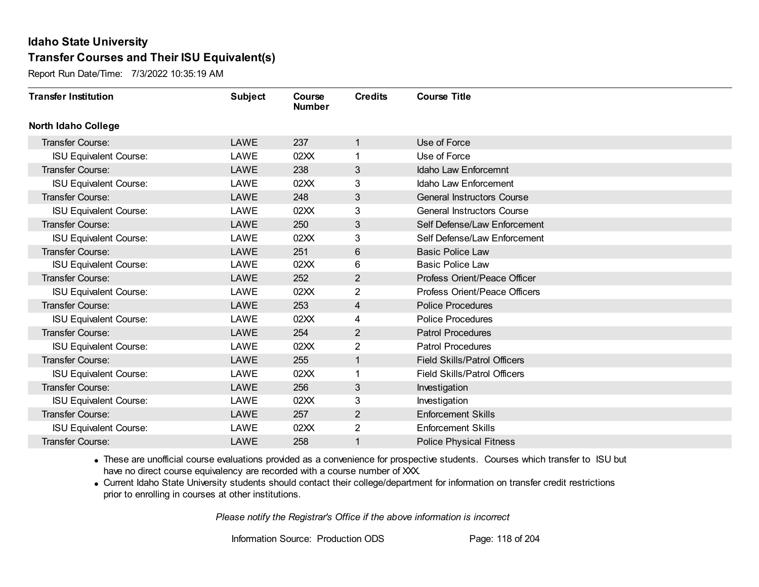# Idaho State University

## Transfer Courses and Their ISU Equivalent(s)

Report Run Date/Time: 7/3/2022 10:35:19 AM

| Transfer Institution | Subject | Course Number | Credits | Course Title |
|---|---|---|---|---|
| **North Idaho College** | | | | |
| Transfer Course: | LAWE | 237 | 1 | Use of Force |
| ISU Equivalent Course: | LAWE | 02XX | 1 | Use of Force |
| Transfer Course: | LAWE | 238 | 3 | Idaho Law Enforcemnt |
| ISU Equivalent Course: | LAWE | 02XX | 3 | Idaho Law Enforcement |
| Transfer Course: | LAWE | 248 | 3 | General Instructors Course |
| ISU Equivalent Course: | LAWE | 02XX | 3 | General Instructors Course |
| Transfer Course: | LAWE | 250 | 3 | Self Defense/Law Enforcement |
| ISU Equivalent Course: | LAWE | 02XX | 3 | Self Defense/Law Enforcement |
| Transfer Course: | LAWE | 251 | 6 | Basic Police Law |
| ISU Equivalent Course: | LAWE | 02XX | 6 | Basic Police Law |
| Transfer Course: | LAWE | 252 | 2 | Profess Orient/Peace Officer |
| ISU Equivalent Course: | LAWE | 02XX | 2 | Profess Orient/Peace Officers |
| Transfer Course: | LAWE | 253 | 4 | Police Procedures |
| ISU Equivalent Course: | LAWE | 02XX | 4 | Police Procedures |
| Transfer Course: | LAWE | 254 | 2 | Patrol Procedures |
| ISU Equivalent Course: | LAWE | 02XX | 2 | Patrol Procedures |
| Transfer Course: | LAWE | 255 | 1 | Field Skills/Patrol Officers |
| ISU Equivalent Course: | LAWE | 02XX | 1 | Field Skills/Patrol Officers |
| Transfer Course: | LAWE | 256 | 3 | Investigation |
| ISU Equivalent Course: | LAWE | 02XX | 3 | Investigation |
| Transfer Course: | LAWE | 257 | 2 | Enforcement Skills |
| ISU Equivalent Course: | LAWE | 02XX | 2 | Enforcement Skills |
| Transfer Course: | LAWE | 258 | 1 | Police Physical Fitness |

- These are unofficial course evaluations provided as a convenience for prospective students. Courses which transfer to ISU but have no direct course equivalency are recorded with a course number of XXX.
- Current Idaho State University students should contact their college/department for information on transfer credit restrictions prior to enrolling in courses at other institutions.

*Please notify the Registrar's Office if the above information is incorrect*

Information Source: Production ODS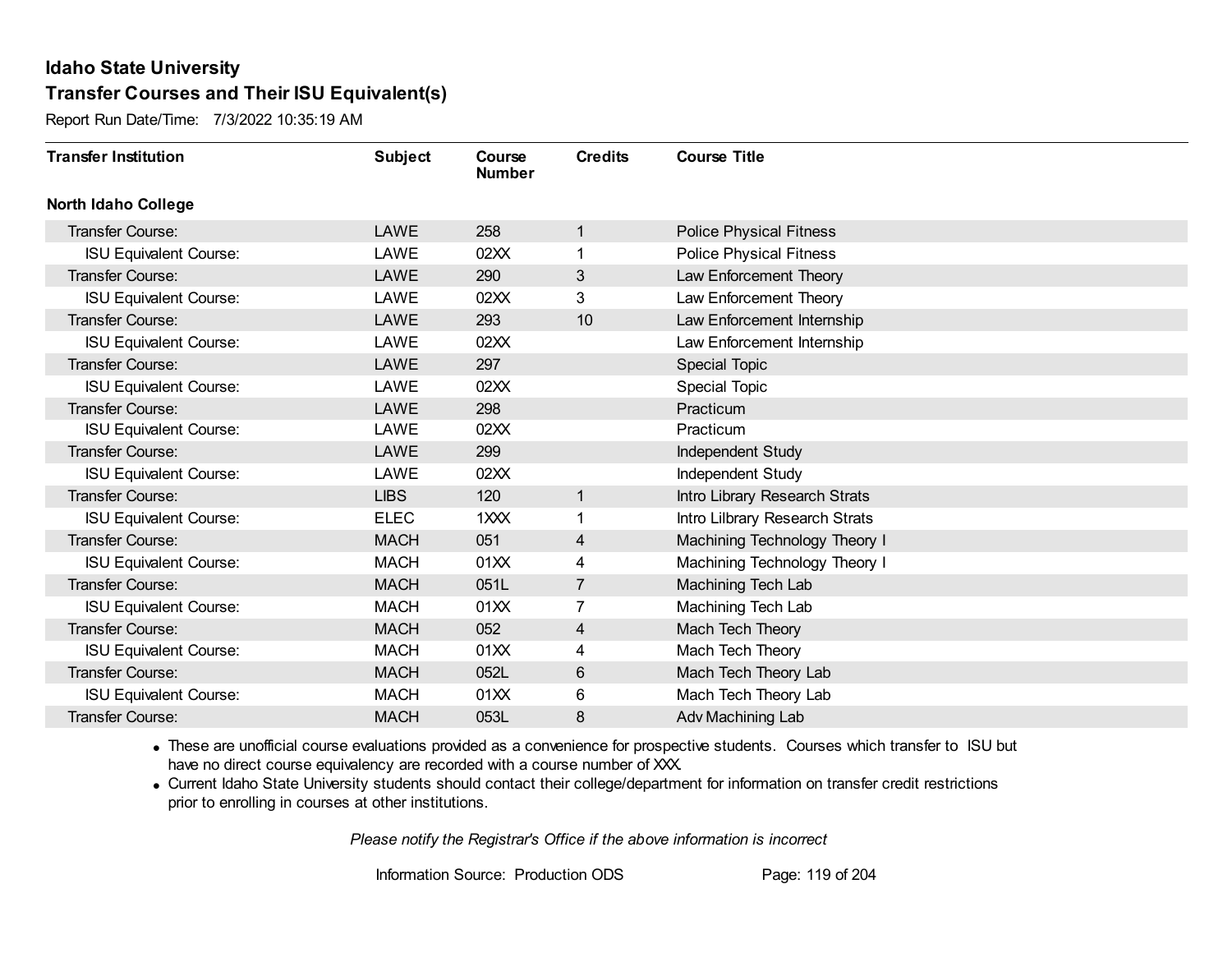# Idaho State University

## Transfer Courses and Their ISU Equivalent(s)

Report Run Date/Time: 7/3/2022 10:35:19 AM

| Transfer Institution | Subject | Course Number | Credits | Course Title |
|---|---|---|---|---|
| **North Idaho College** | | | | |
| Transfer Course: | LAWE | 258 | 1 | Police Physical Fitness |
| ISU Equivalent Course: | LAWE | 02XX | 1 | Police Physical Fitness |
| Transfer Course: | LAWE | 290 | 3 | Law Enforcement Theory |
| ISU Equivalent Course: | LAWE | 02XX | 3 | Law Enforcement Theory |
| Transfer Course: | LAWE | 293 | 10 | Law Enforcement Internship |
| ISU Equivalent Course: | LAWE | 02XX | | Law Enforcement Internship |
| Transfer Course: | LAWE | 297 | | Special Topic |
| ISU Equivalent Course: | LAWE | 02XX | | Special Topic |
| Transfer Course: | LAWE | 298 | | Practicum |
| ISU Equivalent Course: | LAWE | 02XX | | Practicum |
| Transfer Course: | LAWE | 299 | | Independent Study |
| ISU Equivalent Course: | LAWE | 02XX | | Independent Study |
| Transfer Course: | LIBS | 120 | 1 | Intro Library Research Strats |
| ISU Equivalent Course: | ELEC | 1XXX | 1 | Intro Lilbrary Research Strats |
| Transfer Course: | MACH | 051 | 4 | Machining Technology Theory I |
| ISU Equivalent Course: | MACH | 01XX | 4 | Machining Technology Theory I |
| Transfer Course: | MACH | 051L | 7 | Machining Tech Lab |
| ISU Equivalent Course: | MACH | 01XX | 7 | Machining Tech Lab |
| Transfer Course: | MACH | 052 | 4 | Mach Tech Theory |
| ISU Equivalent Course: | MACH | 01XX | 4 | Mach Tech Theory |
| Transfer Course: | MACH | 052L | 6 | Mach Tech Theory Lab |
| ISU Equivalent Course: | MACH | 01XX | 6 | Mach Tech Theory Lab |
| Transfer Course: | MACH | 053L | 8 | Adv Machining Lab |

- These are unofficial course evaluations provided as a convenience for prospective students. Courses which transfer to ISU but have no direct course equivalency are recorded with a course number of XXX.
- Current Idaho State University students should contact their college/department for information on transfer credit restrictions prior to enrolling in courses at other institutions.

*Please notify the Registrar's Office if the above information is incorrect*

Information Source: Production ODS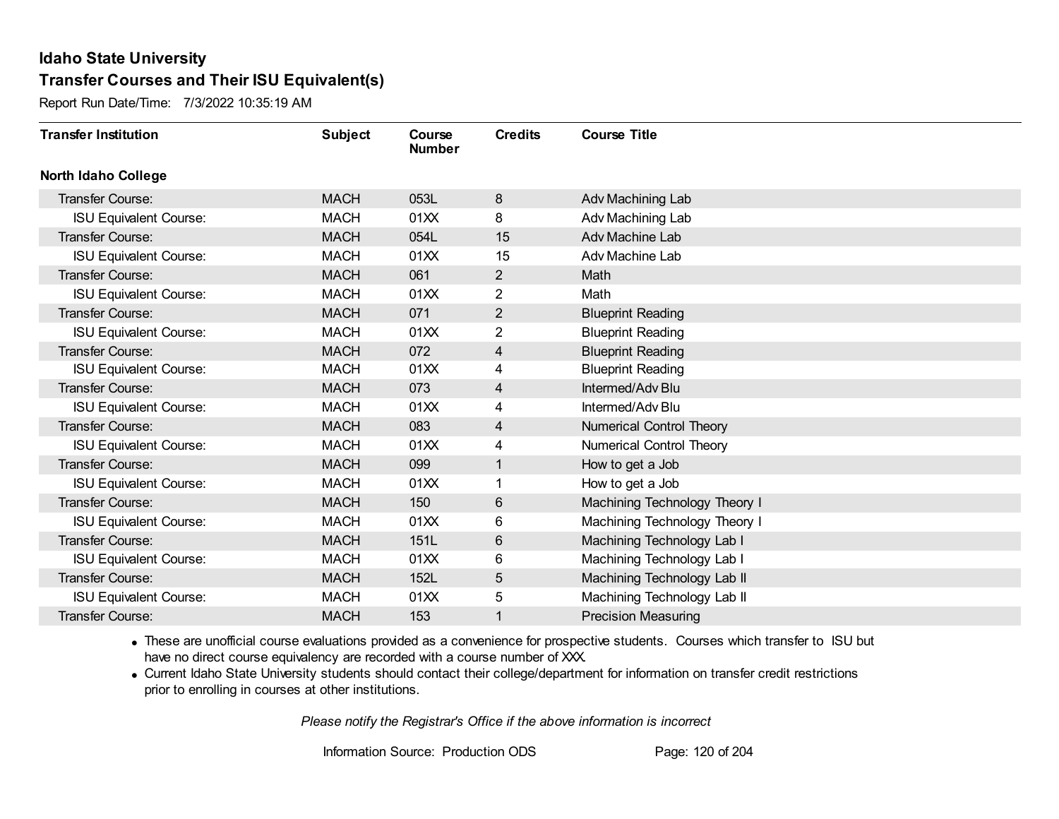## Idaho State University
## Transfer Courses and Their ISU Equivalent(s)

Report Run Date/Time: 7/3/2022 10:35:19 AM

| Transfer Institution | Subject | Course Number | Credits | Course Title |
|---|---|---|---|---|
| **North Idaho College** | | | | |
| Transfer Course: | MACH | 053L | 8 | Adv Machining Lab |
| ISU Equivalent Course: | MACH | 01XX | 8 | Adv Machining Lab |
| Transfer Course: | MACH | 054L | 15 | Adv Machine Lab |
| ISU Equivalent Course: | MACH | 01XX | 15 | Adv Machine Lab |
| Transfer Course: | MACH | 061 | 2 | Math |
| ISU Equivalent Course: | MACH | 01XX | 2 | Math |
| Transfer Course: | MACH | 071 | 2 | Blueprint Reading |
| ISU Equivalent Course: | MACH | 01XX | 2 | Blueprint Reading |
| Transfer Course: | MACH | 072 | 4 | Blueprint Reading |
| ISU Equivalent Course: | MACH | 01XX | 4 | Blueprint Reading |
| Transfer Course: | MACH | 073 | 4 | Intermed/Adv Blu |
| ISU Equivalent Course: | MACH | 01XX | 4 | Intermed/Adv Blu |
| Transfer Course: | MACH | 083 | 4 | Numerical Control Theory |
| ISU Equivalent Course: | MACH | 01XX | 4 | Numerical Control Theory |
| Transfer Course: | MACH | 099 | 1 | How to get a Job |
| ISU Equivalent Course: | MACH | 01XX | 1 | How to get a Job |
| Transfer Course: | MACH | 150 | 6 | Machining Technology Theory I |
| ISU Equivalent Course: | MACH | 01XX | 6 | Machining Technology Theory I |
| Transfer Course: | MACH | 151L | 6 | Machining Technology Lab I |
| ISU Equivalent Course: | MACH | 01XX | 6 | Machining Technology Lab I |
| Transfer Course: | MACH | 152L | 5 | Machining Technology Lab II |
| ISU Equivalent Course: | MACH | 01XX | 5 | Machining Technology Lab II |
| Transfer Course: | MACH | 153 | 1 | Precision Measuring |

- These are unofficial course evaluations provided as a convenience for prospective students. Courses which transfer to ISU but have no direct course equivalency are recorded with a course number of XXX.
- Current Idaho State University students should contact their college/department for information on transfer credit restrictions prior to enrolling in courses at other institutions.

*Please notify the Registrar's Office if the above information is incorrect*

Information Source: Production ODS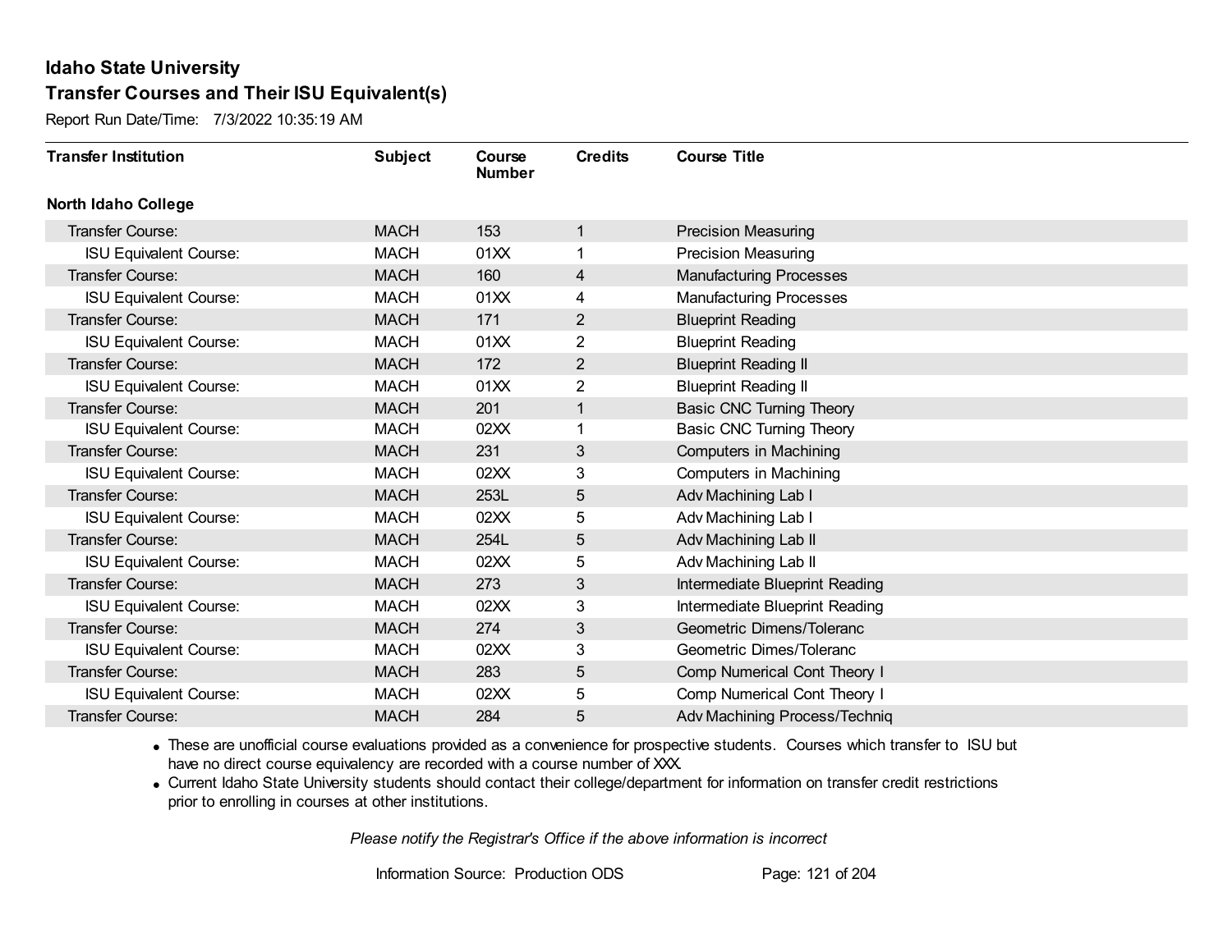# Idaho State University

## Transfer Courses and Their ISU Equivalent(s)

Report Run Date/Time: 7/3/2022 10:35:19 AM

| Transfer Institution | Subject | Course Number | Credits | Course Title |
|---|---|---|---|---|
| **North Idaho College** | | | | |
| Transfer Course: | MACH | 153 | 1 | Precision Measuring |
| ISU Equivalent Course: | MACH | 01XX | 1 | Precision Measuring |
| Transfer Course: | MACH | 160 | 4 | Manufacturing Processes |
| ISU Equivalent Course: | MACH | 01XX | 4 | Manufacturing Processes |
| Transfer Course: | MACH | 171 | 2 | Blueprint Reading |
| ISU Equivalent Course: | MACH | 01XX | 2 | Blueprint Reading |
| Transfer Course: | MACH | 172 | 2 | Blueprint Reading II |
| ISU Equivalent Course: | MACH | 01XX | 2 | Blueprint Reading II |
| Transfer Course: | MACH | 201 | 1 | Basic CNC Turning Theory |
| ISU Equivalent Course: | MACH | 02XX | 1 | Basic CNC Turning Theory |
| Transfer Course: | MACH | 231 | 3 | Computers in Machining |
| ISU Equivalent Course: | MACH | 02XX | 3 | Computers in Machining |
| Transfer Course: | MACH | 253L | 5 | Adv Machining Lab I |
| ISU Equivalent Course: | MACH | 02XX | 5 | Adv Machining Lab I |
| Transfer Course: | MACH | 254L | 5 | Adv Machining Lab II |
| ISU Equivalent Course: | MACH | 02XX | 5 | Adv Machining Lab II |
| Transfer Course: | MACH | 273 | 3 | Intermediate Blueprint Reading |
| ISU Equivalent Course: | MACH | 02XX | 3 | Intermediate Blueprint Reading |
| Transfer Course: | MACH | 274 | 3 | Geometric Dimens/Toleranc |
| ISU Equivalent Course: | MACH | 02XX | 3 | Geometric Dimes/Toleranc |
| Transfer Course: | MACH | 283 | 5 | Comp Numerical Cont Theory I |
| ISU Equivalent Course: | MACH | 02XX | 5 | Comp Numerical Cont Theory I |
| Transfer Course: | MACH | 284 | 5 | Adv Machining Process/Techniq |

- These are unofficial course evaluations provided as a convenience for prospective students. Courses which transfer to ISU but have no direct course equivalency are recorded with a course number of XXX.
- Current Idaho State University students should contact their college/department for information on transfer credit restrictions prior to enrolling in courses at other institutions.

*Please notify the Registrar's Office if the above information is incorrect*

Information Source: Production ODS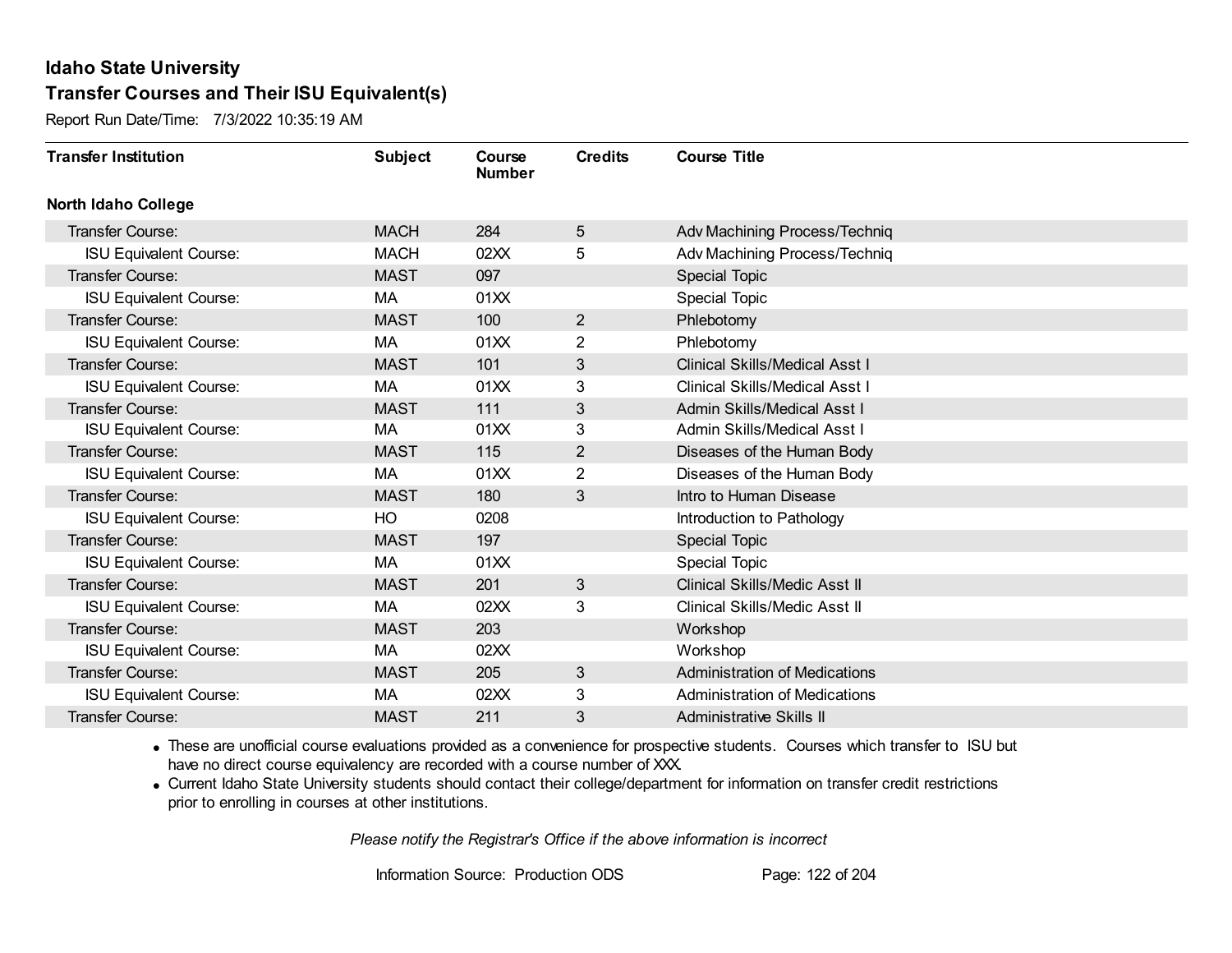# Idaho State University

## Transfer Courses and Their ISU Equivalent(s)

Report Run Date/Time: 7/3/2022 10:35:19 AM

| Transfer Institution | Subject | Course Number | Credits | Course Title |
|---|---|---|---|---|
| **North Idaho College** | | | | |
| Transfer Course: | MACH | 284 | 5 | Adv Machining Process/Techniq |
| ISU Equivalent Course: | MACH | 02XX | 5 | Adv Machining Process/Techniq |
| Transfer Course: | MAST | 097 | | Special Topic |
| ISU Equivalent Course: | MA | 01XX | | Special Topic |
| Transfer Course: | MAST | 100 | 2 | Phlebotomy |
| ISU Equivalent Course: | MA | 01XX | 2 | Phlebotomy |
| Transfer Course: | MAST | 101 | 3 | Clinical Skills/Medical Asst I |
| ISU Equivalent Course: | MA | 01XX | 3 | Clinical Skills/Medical Asst I |
| Transfer Course: | MAST | 111 | 3 | Admin Skills/Medical Asst I |
| ISU Equivalent Course: | MA | 01XX | 3 | Admin Skills/Medical Asst I |
| Transfer Course: | MAST | 115 | 2 | Diseases of the Human Body |
| ISU Equivalent Course: | MA | 01XX | 2 | Diseases of the Human Body |
| Transfer Course: | MAST | 180 | 3 | Intro to Human Disease |
| ISU Equivalent Course: | HO | 0208 | | Introduction to Pathology |
| Transfer Course: | MAST | 197 | | Special Topic |
| ISU Equivalent Course: | MA | 01XX | | Special Topic |
| Transfer Course: | MAST | 201 | 3 | Clinical Skills/Medic Asst II |
| ISU Equivalent Course: | MA | 02XX | 3 | Clinical Skills/Medic Asst II |
| Transfer Course: | MAST | 203 | | Workshop |
| ISU Equivalent Course: | MA | 02XX | | Workshop |
| Transfer Course: | MAST | 205 | 3 | Administration of Medications |
| ISU Equivalent Course: | MA | 02XX | 3 | Administration of Medications |
| Transfer Course: | MAST | 211 | 3 | Administrative Skills II |

- These are unofficial course evaluations provided as a convenience for prospective students. Courses which transfer to ISU but have no direct course equivalency are recorded with a course number of XXX.
- Current Idaho State University students should contact their college/department for information on transfer credit restrictions prior to enrolling in courses at other institutions.

*Please notify the Registrar's Office if the above information is incorrect*

Information Source: Production ODS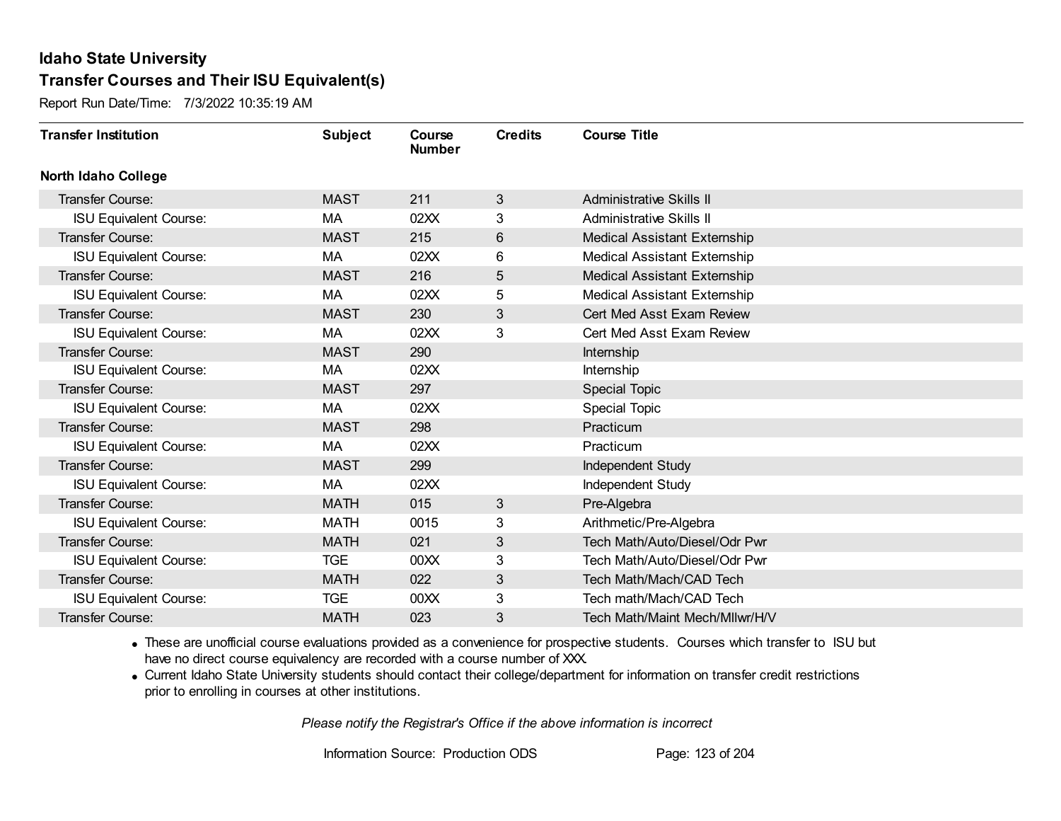## Idaho State University

## Transfer Courses and Their ISU Equivalent(s)

Report Run Date/Time: 7/3/2022 10:35:19 AM

| Transfer Institution | Subject | Course Number | Credits | Course Title |
|---|---|---|---|---|
| **North Idaho College** | | | | |
| Transfer Course: | MAST | 211 | 3 | Administrative Skills II |
| ISU Equivalent Course: | MA | 02XX | 3 | Administrative Skills II |
| Transfer Course: | MAST | 215 | 6 | Medical Assistant Externship |
| ISU Equivalent Course: | MA | 02XX | 6 | Medical Assistant Externship |
| Transfer Course: | MAST | 216 | 5 | Medical Assistant Externship |
| ISU Equivalent Course: | MA | 02XX | 5 | Medical Assistant Externship |
| Transfer Course: | MAST | 230 | 3 | Cert Med Asst Exam Review |
| ISU Equivalent Course: | MA | 02XX | 3 | Cert Med Asst Exam Review |
| Transfer Course: | MAST | 290 | | Internship |
| ISU Equivalent Course: | MA | 02XX | | Internship |
| Transfer Course: | MAST | 297 | | Special Topic |
| ISU Equivalent Course: | MA | 02XX | | Special Topic |
| Transfer Course: | MAST | 298 | | Practicum |
| ISU Equivalent Course: | MA | 02XX | | Practicum |
| Transfer Course: | MAST | 299 | | Independent Study |
| ISU Equivalent Course: | MA | 02XX | | Independent Study |
| Transfer Course: | MATH | 015 | 3 | Pre-Algebra |
| ISU Equivalent Course: | MATH | 0015 | 3 | Arithmetic/Pre-Algebra |
| Transfer Course: | MATH | 021 | 3 | Tech Math/Auto/Diesel/Odr Pwr |
| ISU Equivalent Course: | TGE | 00XX | 3 | Tech Math/Auto/Diesel/Odr Pwr |
| Transfer Course: | MATH | 022 | 3 | Tech Math/Mach/CAD Tech |
| ISU Equivalent Course: | TGE | 00XX | 3 | Tech math/Mach/CAD Tech |
| Transfer Course: | MATH | 023 | 3 | Tech Math/Maint Mech/Mllwr/H/V |

- These are unofficial course evaluations provided as a convenience for prospective students. Courses which transfer to ISU but have no direct course equivalency are recorded with a course number of XXX.
- Current Idaho State University students should contact their college/department for information on transfer credit restrictions prior to enrolling in courses at other institutions.

*Please notify the Registrar's Office if the above information is incorrect*

Information Source: Production ODS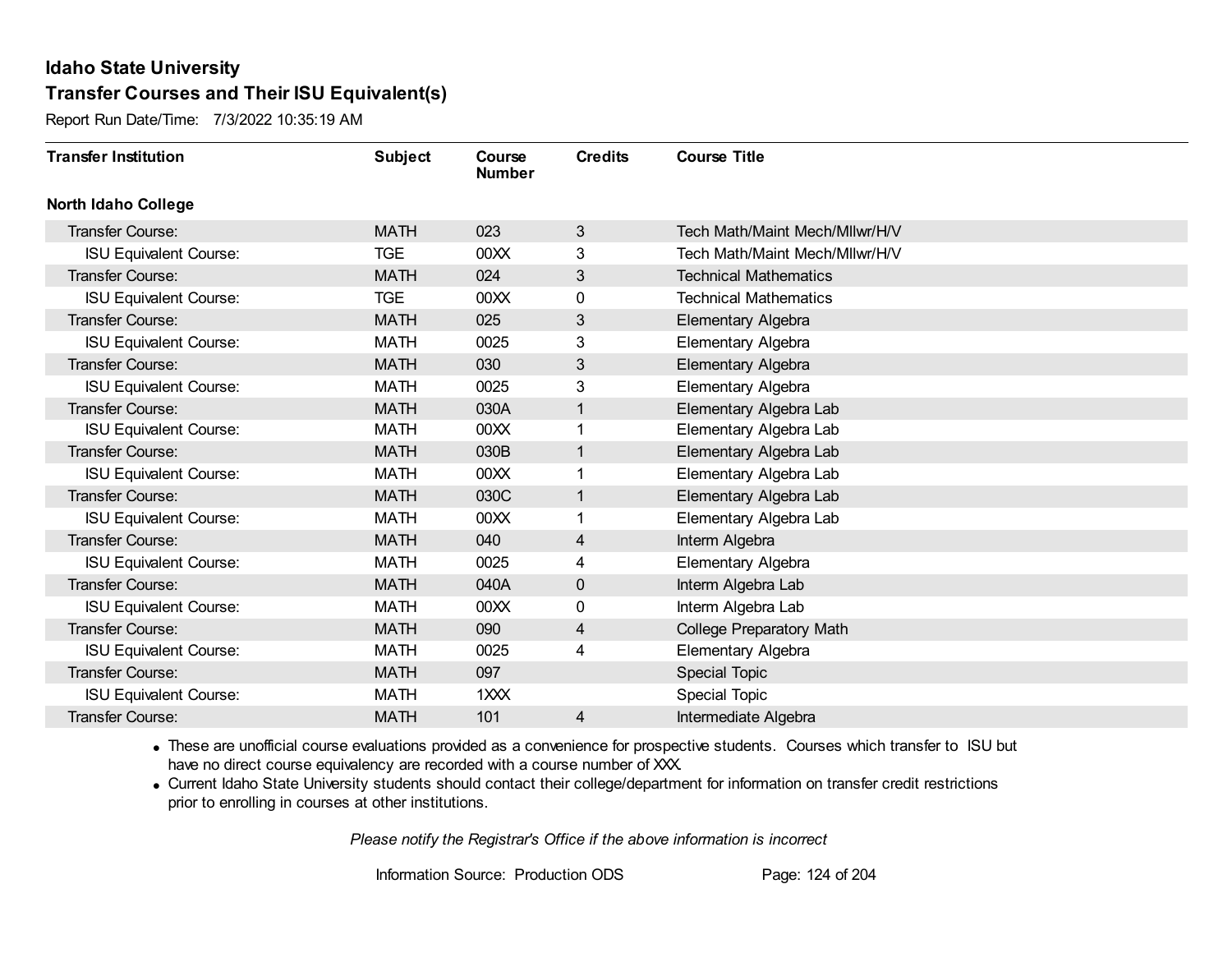# Idaho State University

## Transfer Courses and Their ISU Equivalent(s)

Report Run Date/Time: 7/3/2022 10:35:19 AM

| Transfer Institution | Subject | Course Number | Credits | Course Title |
|---|---|---|---|---|
| **North Idaho College** | | | | |
| Transfer Course: | MATH | 023 | 3 | Tech Math/Maint Mech/Mllwr/H/V |
| ISU Equivalent Course: | TGE | 00XX | 3 | Tech Math/Maint Mech/Mllwr/H/V |
| Transfer Course: | MATH | 024 | 3 | Technical Mathematics |
| ISU Equivalent Course: | TGE | 00XX | 0 | Technical Mathematics |
| Transfer Course: | MATH | 025 | 3 | Elementary Algebra |
| ISU Equivalent Course: | MATH | 0025 | 3 | Elementary Algebra |
| Transfer Course: | MATH | 030 | 3 | Elementary Algebra |
| ISU Equivalent Course: | MATH | 0025 | 3 | Elementary Algebra |
| Transfer Course: | MATH | 030A | 1 | Elementary Algebra Lab |
| ISU Equivalent Course: | MATH | 00XX | 1 | Elementary Algebra Lab |
| Transfer Course: | MATH | 030B | 1 | Elementary Algebra Lab |
| ISU Equivalent Course: | MATH | 00XX | 1 | Elementary Algebra Lab |
| Transfer Course: | MATH | 030C | 1 | Elementary Algebra Lab |
| ISU Equivalent Course: | MATH | 00XX | 1 | Elementary Algebra Lab |
| Transfer Course: | MATH | 040 | 4 | Interm Algebra |
| ISU Equivalent Course: | MATH | 0025 | 4 | Elementary Algebra |
| Transfer Course: | MATH | 040A | 0 | Interm Algebra Lab |
| ISU Equivalent Course: | MATH | 00XX | 0 | Interm Algebra Lab |
| Transfer Course: | MATH | 090 | 4 | College Preparatory Math |
| ISU Equivalent Course: | MATH | 0025 | 4 | Elementary Algebra |
| Transfer Course: | MATH | 097 | | Special Topic |
| ISU Equivalent Course: | MATH | 1XXX | | Special Topic |
| Transfer Course: | MATH | 101 | 4 | Intermediate Algebra |

- These are unofficial course evaluations provided as a convenience for prospective students. Courses which transfer to ISU but have no direct course equivalency are recorded with a course number of XXX.
- Current Idaho State University students should contact their college/department for information on transfer credit restrictions prior to enrolling in courses at other institutions.

*Please notify the Registrar's Office if the above information is incorrect*

Information Source: Production ODS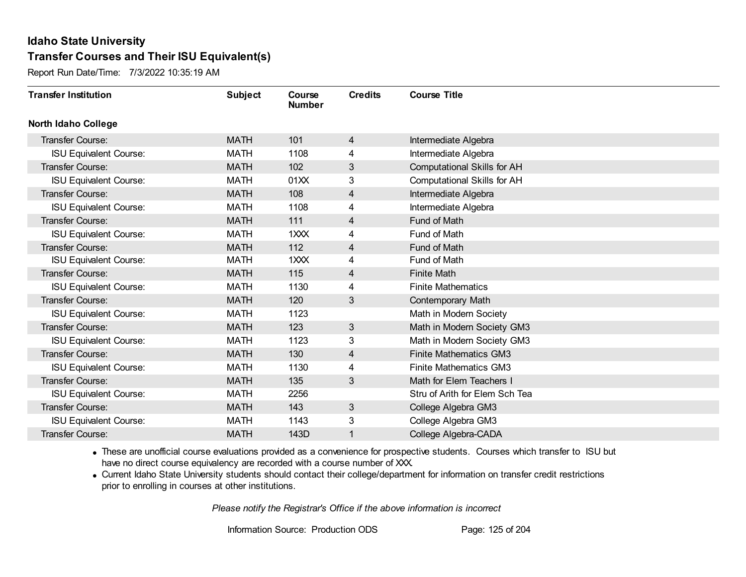# Idaho State University

## Transfer Courses and Their ISU Equivalent(s)

Report Run Date/Time: 7/3/2022 10:35:19 AM

| Transfer Institution | Subject | Course Number | Credits | Course Title |
|---|---|---|---|---|
| **North Idaho College** | | | | |
| Transfer Course: | MATH | 101 | 4 | Intermediate Algebra |
| ISU Equivalent Course: | MATH | 1108 | 4 | Intermediate Algebra |
| Transfer Course: | MATH | 102 | 3 | Computational Skills for AH |
| ISU Equivalent Course: | MATH | 01XX | 3 | Computational Skills for AH |
| Transfer Course: | MATH | 108 | 4 | Intermediate Algebra |
| ISU Equivalent Course: | MATH | 1108 | 4 | Intermediate Algebra |
| Transfer Course: | MATH | 111 | 4 | Fund of Math |
| ISU Equivalent Course: | MATH | 1XXX | 4 | Fund of Math |
| Transfer Course: | MATH | 112 | 4 | Fund of Math |
| ISU Equivalent Course: | MATH | 1XXX | 4 | Fund of Math |
| Transfer Course: | MATH | 115 | 4 | Finite Math |
| ISU Equivalent Course: | MATH | 1130 | 4 | Finite Mathematics |
| Transfer Course: | MATH | 120 | 3 | Contemporary Math |
| ISU Equivalent Course: | MATH | 1123 | | Math in Modern Society |
| Transfer Course: | MATH | 123 | 3 | Math in Modern Society GM3 |
| ISU Equivalent Course: | MATH | 1123 | 3 | Math in Modern Society GM3 |
| Transfer Course: | MATH | 130 | 4 | Finite Mathematics GM3 |
| ISU Equivalent Course: | MATH | 1130 | 4 | Finite Mathematics GM3 |
| Transfer Course: | MATH | 135 | 3 | Math for Elem Teachers I |
| ISU Equivalent Course: | MATH | 2256 | | Stru of Arith for Elem Sch Tea |
| Transfer Course: | MATH | 143 | 3 | College Algebra GM3 |
| ISU Equivalent Course: | MATH | 1143 | 3 | College Algebra GM3 |
| Transfer Course: | MATH | 143D | 1 | College Algebra-CADA |

- These are unofficial course evaluations provided as a convenience for prospective students. Courses which transfer to ISU but have no direct course equivalency are recorded with a course number of XXX.
- Current Idaho State University students should contact their college/department for information on transfer credit restrictions prior to enrolling in courses at other institutions.

*Please notify the Registrar's Office if the above information is incorrect*

Information Source: Production ODS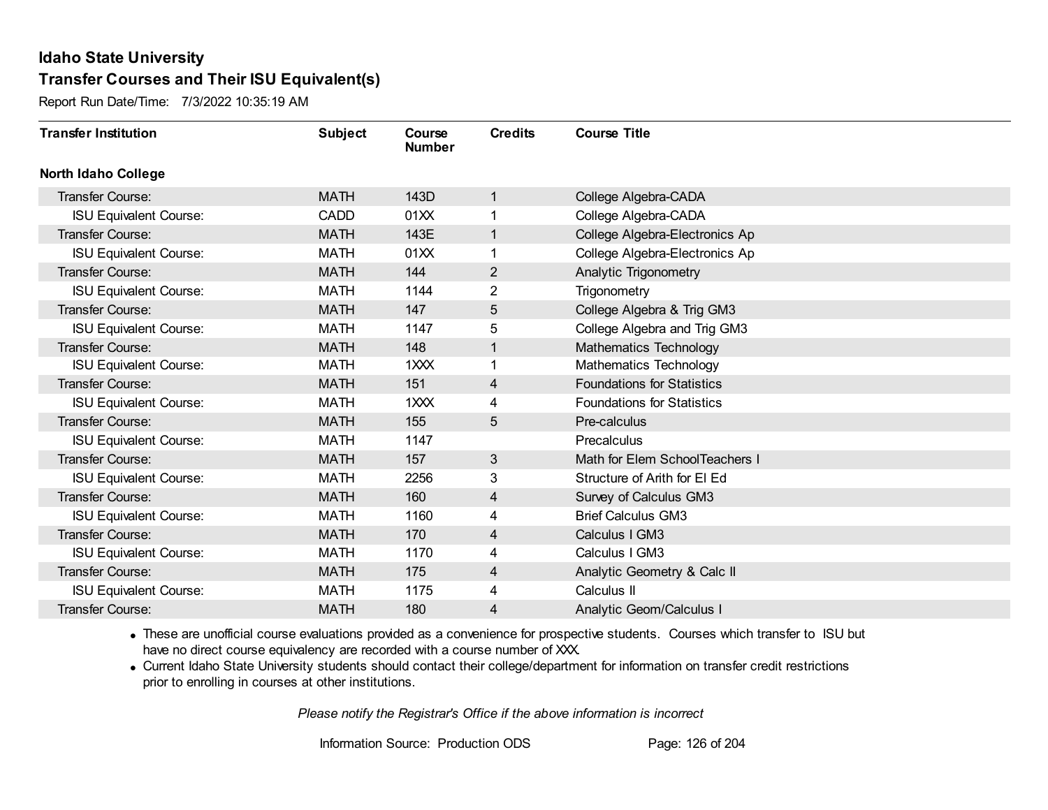# Idaho State University
## Transfer Courses and Their ISU Equivalent(s)

Report Run Date/Time: 7/3/2022 10:35:19 AM

| Transfer Institution | Subject | Course Number | Credits | Course Title |
|---|---|---|---|---|
| **North Idaho College** | | | | |
| Transfer Course: | MATH | 143D | 1 | College Algebra-CADA |
| ISU Equivalent Course: | CADD | 01XX | 1 | College Algebra-CADA |
| Transfer Course: | MATH | 143E | 1 | College Algebra-Electronics Ap |
| ISU Equivalent Course: | MATH | 01XX | 1 | College Algebra-Electronics Ap |
| Transfer Course: | MATH | 144 | 2 | Analytic Trigonometry |
| ISU Equivalent Course: | MATH | 1144 | 2 | Trigonometry |
| Transfer Course: | MATH | 147 | 5 | College Algebra & Trig GM3 |
| ISU Equivalent Course: | MATH | 1147 | 5 | College Algebra and Trig GM3 |
| Transfer Course: | MATH | 148 | 1 | Mathematics Technology |
| ISU Equivalent Course: | MATH | 1XXX | 1 | Mathematics Technology |
| Transfer Course: | MATH | 151 | 4 | Foundations for Statistics |
| ISU Equivalent Course: | MATH | 1XXX | 4 | Foundations for Statistics |
| Transfer Course: | MATH | 155 | 5 | Pre-calculus |
| ISU Equivalent Course: | MATH | 1147 | | Precalculus |
| Transfer Course: | MATH | 157 | 3 | Math for Elem SchoolTeachers I |
| ISU Equivalent Course: | MATH | 2256 | 3 | Structure of Arith for El Ed |
| Transfer Course: | MATH | 160 | 4 | Survey of Calculus GM3 |
| ISU Equivalent Course: | MATH | 1160 | 4 | Brief Calculus GM3 |
| Transfer Course: | MATH | 170 | 4 | Calculus I GM3 |
| ISU Equivalent Course: | MATH | 1170 | 4 | Calculus I GM3 |
| Transfer Course: | MATH | 175 | 4 | Analytic Geometry & Calc II |
| ISU Equivalent Course: | MATH | 1175 | 4 | Calculus II |
| Transfer Course: | MATH | 180 | 4 | Analytic Geom/Calculus I |

- These are unofficial course evaluations provided as a convenience for prospective students. Courses which transfer to ISU but have no direct course equivalency are recorded with a course number of XXX.
- Current Idaho State University students should contact their college/department for information on transfer credit restrictions prior to enrolling in courses at other institutions.

*Please notify the Registrar's Office if the above information is incorrect*

Information Source: Production ODS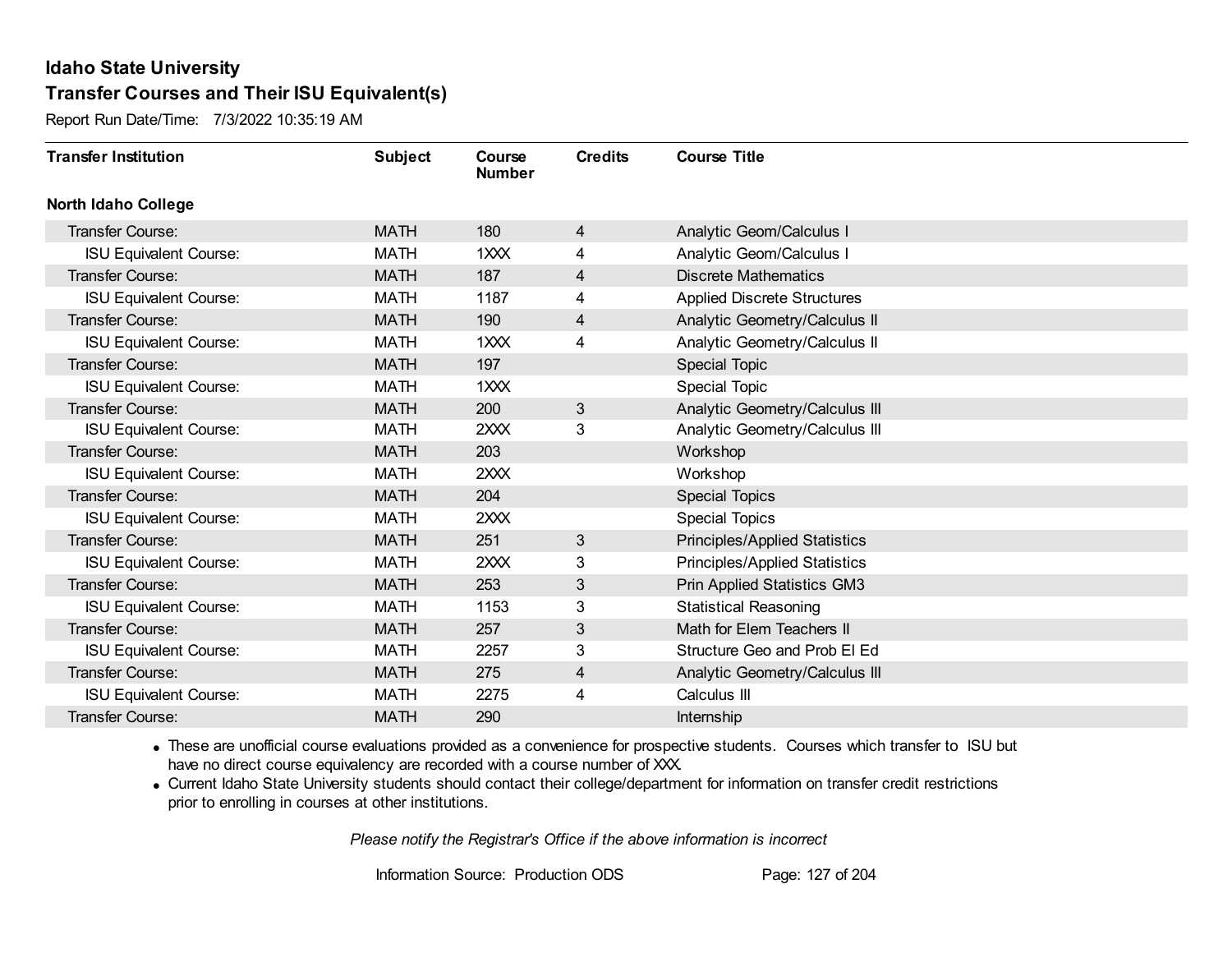# Idaho State University

## Transfer Courses and Their ISU Equivalent(s)

Report Run Date/Time: 7/3/2022 10:35:19 AM

| Transfer Institution | Subject | Course Number | Credits | Course Title |
|---|---|---|---|---|
| **North Idaho College** | | | | |
| Transfer Course: | MATH | 180 | 4 | Analytic Geom/Calculus I |
| ISU Equivalent Course: | MATH | 1XXX | 4 | Analytic Geom/Calculus I |
| Transfer Course: | MATH | 187 | 4 | Discrete Mathematics |
| ISU Equivalent Course: | MATH | 1187 | 4 | Applied Discrete Structures |
| Transfer Course: | MATH | 190 | 4 | Analytic Geometry/Calculus II |
| ISU Equivalent Course: | MATH | 1XXX | 4 | Analytic Geometry/Calculus II |
| Transfer Course: | MATH | 197 | | Special Topic |
| ISU Equivalent Course: | MATH | 1XXX | | Special Topic |
| Transfer Course: | MATH | 200 | 3 | Analytic Geometry/Calculus III |
| ISU Equivalent Course: | MATH | 2XXX | 3 | Analytic Geometry/Calculus III |
| Transfer Course: | MATH | 203 | | Workshop |
| ISU Equivalent Course: | MATH | 2XXX | | Workshop |
| Transfer Course: | MATH | 204 | | Special Topics |
| ISU Equivalent Course: | MATH | 2XXX | | Special Topics |
| Transfer Course: | MATH | 251 | 3 | Principles/Applied Statistics |
| ISU Equivalent Course: | MATH | 2XXX | 3 | Principles/Applied Statistics |
| Transfer Course: | MATH | 253 | 3 | Prin Applied Statistics GM3 |
| ISU Equivalent Course: | MATH | 1153 | 3 | Statistical Reasoning |
| Transfer Course: | MATH | 257 | 3 | Math for Elem Teachers II |
| ISU Equivalent Course: | MATH | 2257 | 3 | Structure Geo and Prob El Ed |
| Transfer Course: | MATH | 275 | 4 | Analytic Geometry/Calculus III |
| ISU Equivalent Course: | MATH | 2275 | 4 | Calculus III |
| Transfer Course: | MATH | 290 | | Internship |

- These are unofficial course evaluations provided as a convenience for prospective students. Courses which transfer to ISU but have no direct course equivalency are recorded with a course number of XXX.
- Current Idaho State University students should contact their college/department for information on transfer credit restrictions prior to enrolling in courses at other institutions.

*Please notify the Registrar's Office if the above information is incorrect*

Information Source: Production ODS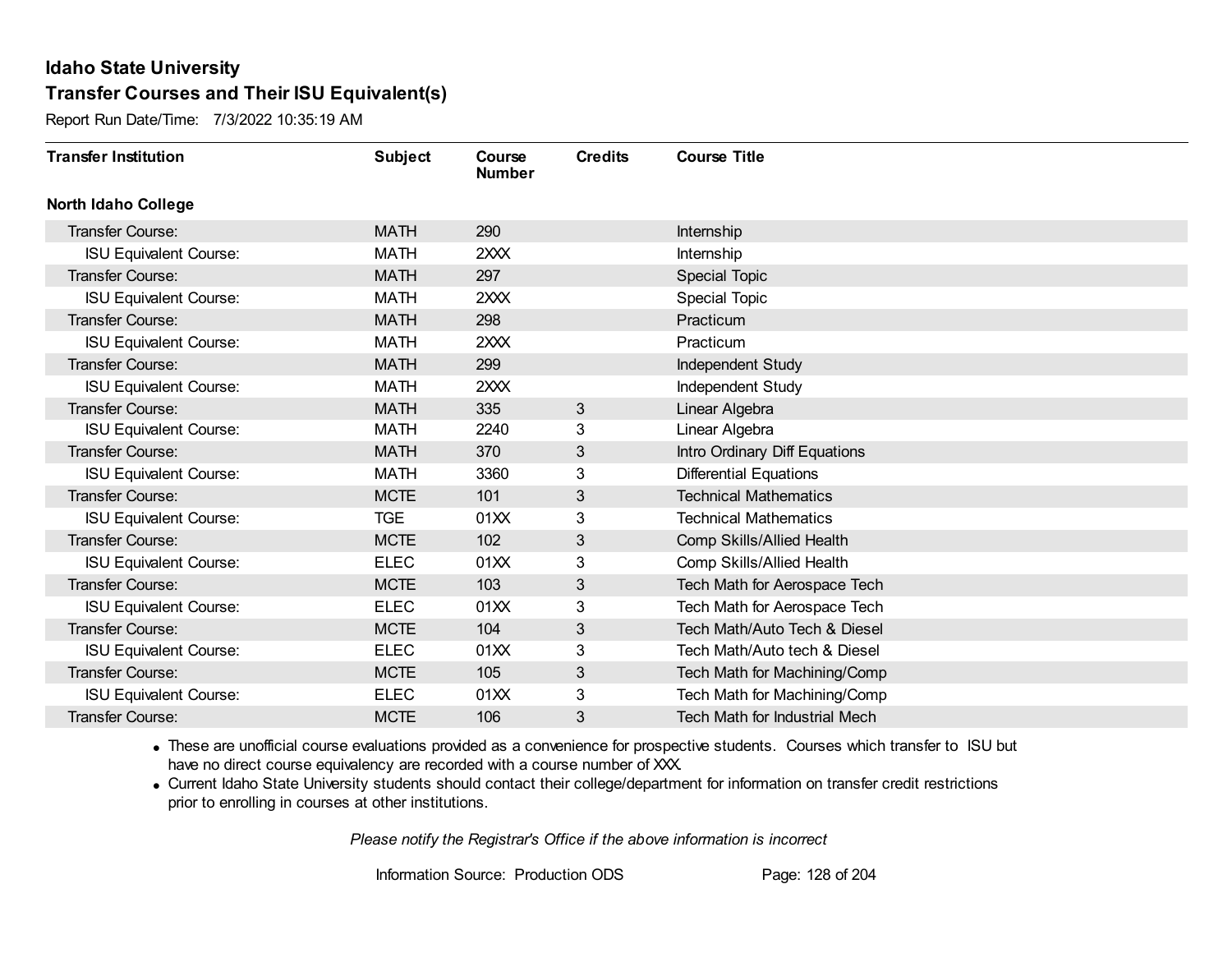# Idaho State University

## Transfer Courses and Their ISU Equivalent(s)

Report Run Date/Time: 7/3/2022 10:35:19 AM

| Transfer Institution | Subject | Course Number | Credits | Course Title |
|---|---|---|---|---|
| **North Idaho College** | | | | |
| Transfer Course: | MATH | 290 | | Internship |
| ISU Equivalent Course: | MATH | 2XXX | | Internship |
| Transfer Course: | MATH | 297 | | Special Topic |
| ISU Equivalent Course: | MATH | 2XXX | | Special Topic |
| Transfer Course: | MATH | 298 | | Practicum |
| ISU Equivalent Course: | MATH | 2XXX | | Practicum |
| Transfer Course: | MATH | 299 | | Independent Study |
| ISU Equivalent Course: | MATH | 2XXX | | Independent Study |
| Transfer Course: | MATH | 335 | 3 | Linear Algebra |
| ISU Equivalent Course: | MATH | 2240 | 3 | Linear Algebra |
| Transfer Course: | MATH | 370 | 3 | Intro Ordinary Diff Equations |
| ISU Equivalent Course: | MATH | 3360 | 3 | Differential Equations |
| Transfer Course: | MCTE | 101 | 3 | Technical Mathematics |
| ISU Equivalent Course: | TGE | 01XX | 3 | Technical Mathematics |
| Transfer Course: | MCTE | 102 | 3 | Comp Skills/Allied Health |
| ISU Equivalent Course: | ELEC | 01XX | 3 | Comp Skills/Allied Health |
| Transfer Course: | MCTE | 103 | 3 | Tech Math for Aerospace Tech |
| ISU Equivalent Course: | ELEC | 01XX | 3 | Tech Math for Aerospace Tech |
| Transfer Course: | MCTE | 104 | 3 | Tech Math/Auto Tech & Diesel |
| ISU Equivalent Course: | ELEC | 01XX | 3 | Tech Math/Auto tech & Diesel |
| Transfer Course: | MCTE | 105 | 3 | Tech Math for Machining/Comp |
| ISU Equivalent Course: | ELEC | 01XX | 3 | Tech Math for Machining/Comp |
| Transfer Course: | MCTE | 106 | 3 | Tech Math for Industrial Mech |

- These are unofficial course evaluations provided as a convenience for prospective students. Courses which transfer to ISU but have no direct course equivalency are recorded with a course number of XXX.
- Current Idaho State University students should contact their college/department for information on transfer credit restrictions prior to enrolling in courses at other institutions.

*Please notify the Registrar's Office if the above information is incorrect*

Information Source: Production ODS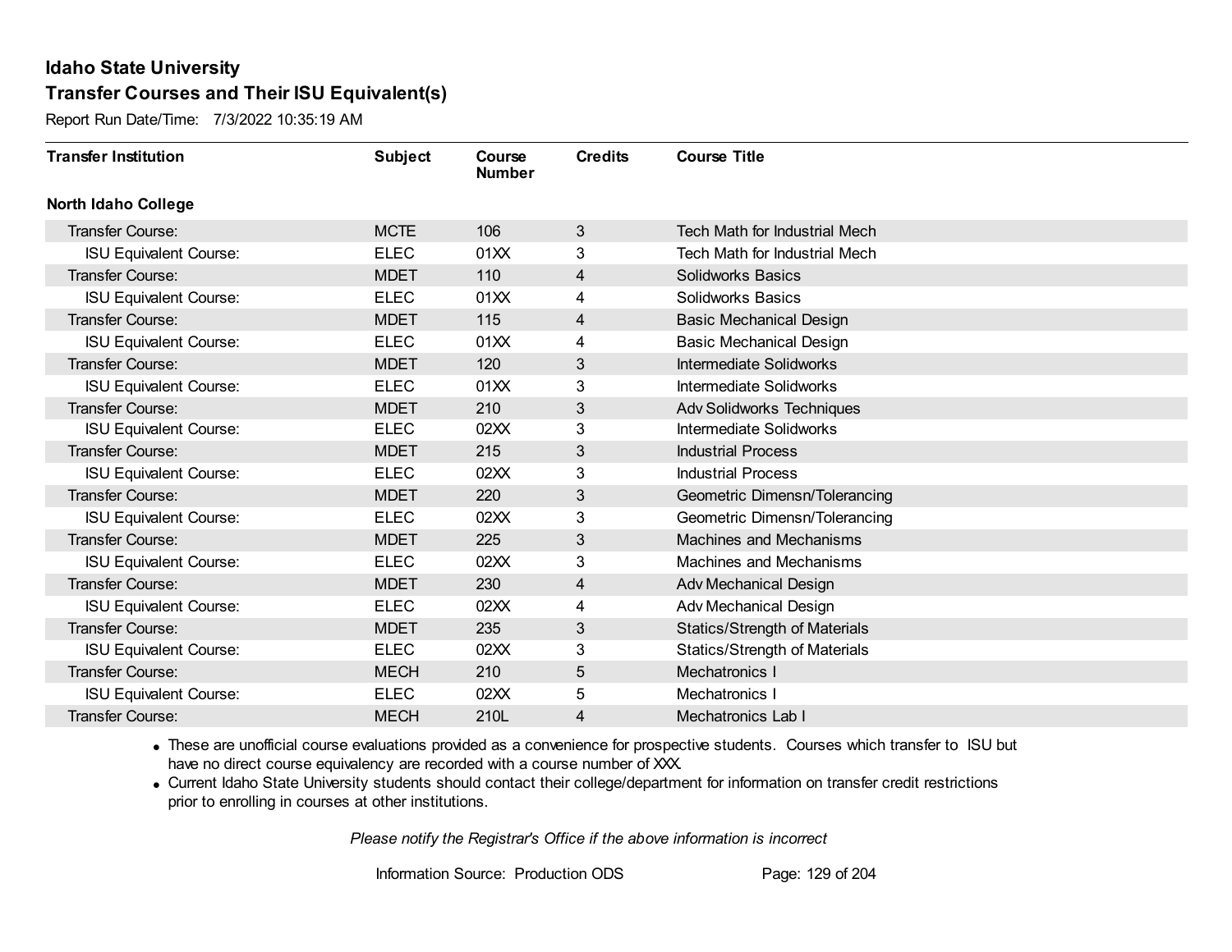# Idaho State University

## Transfer Courses and Their ISU Equivalent(s)

Report Run Date/Time: 7/3/2022 10:35:19 AM

| Transfer Institution | Subject | Course Number | Credits | Course Title |
|---|---|---|---|---|
| **North Idaho College** | | | | |
| Transfer Course: | MCTE | 106 | 3 | Tech Math for Industrial Mech |
| ISU Equivalent Course: | ELEC | 01XX | 3 | Tech Math for Industrial Mech |
| Transfer Course: | MDET | 110 | 4 | Solidworks Basics |
| ISU Equivalent Course: | ELEC | 01XX | 4 | Solidworks Basics |
| Transfer Course: | MDET | 115 | 4 | Basic Mechanical Design |
| ISU Equivalent Course: | ELEC | 01XX | 4 | Basic Mechanical Design |
| Transfer Course: | MDET | 120 | 3 | Intermediate Solidworks |
| ISU Equivalent Course: | ELEC | 01XX | 3 | Intermediate Solidworks |
| Transfer Course: | MDET | 210 | 3 | Adv Solidworks Techniques |
| ISU Equivalent Course: | ELEC | 02XX | 3 | Intermediate Solidworks |
| Transfer Course: | MDET | 215 | 3 | Industrial Process |
| ISU Equivalent Course: | ELEC | 02XX | 3 | Industrial Process |
| Transfer Course: | MDET | 220 | 3 | Geometric Dimensn/Tolerancing |
| ISU Equivalent Course: | ELEC | 02XX | 3 | Geometric Dimensn/Tolerancing |
| Transfer Course: | MDET | 225 | 3 | Machines and Mechanisms |
| ISU Equivalent Course: | ELEC | 02XX | 3 | Machines and Mechanisms |
| Transfer Course: | MDET | 230 | 4 | Adv Mechanical Design |
| ISU Equivalent Course: | ELEC | 02XX | 4 | Adv Mechanical Design |
| Transfer Course: | MDET | 235 | 3 | Statics/Strength of Materials |
| ISU Equivalent Course: | ELEC | 02XX | 3 | Statics/Strength of Materials |
| Transfer Course: | MECH | 210 | 5 | Mechatronics I |
| ISU Equivalent Course: | ELEC | 02XX | 5 | Mechatronics I |
| Transfer Course: | MECH | 210L | 4 | Mechatronics Lab I |

- These are unofficial course evaluations provided as a convenience for prospective students. Courses which transfer to ISU but have no direct course equivalency are recorded with a course number of XXX.
- Current Idaho State University students should contact their college/department for information on transfer credit restrictions prior to enrolling in courses at other institutions.

*Please notify the Registrar's Office if the above information is incorrect*

Information Source: Production ODS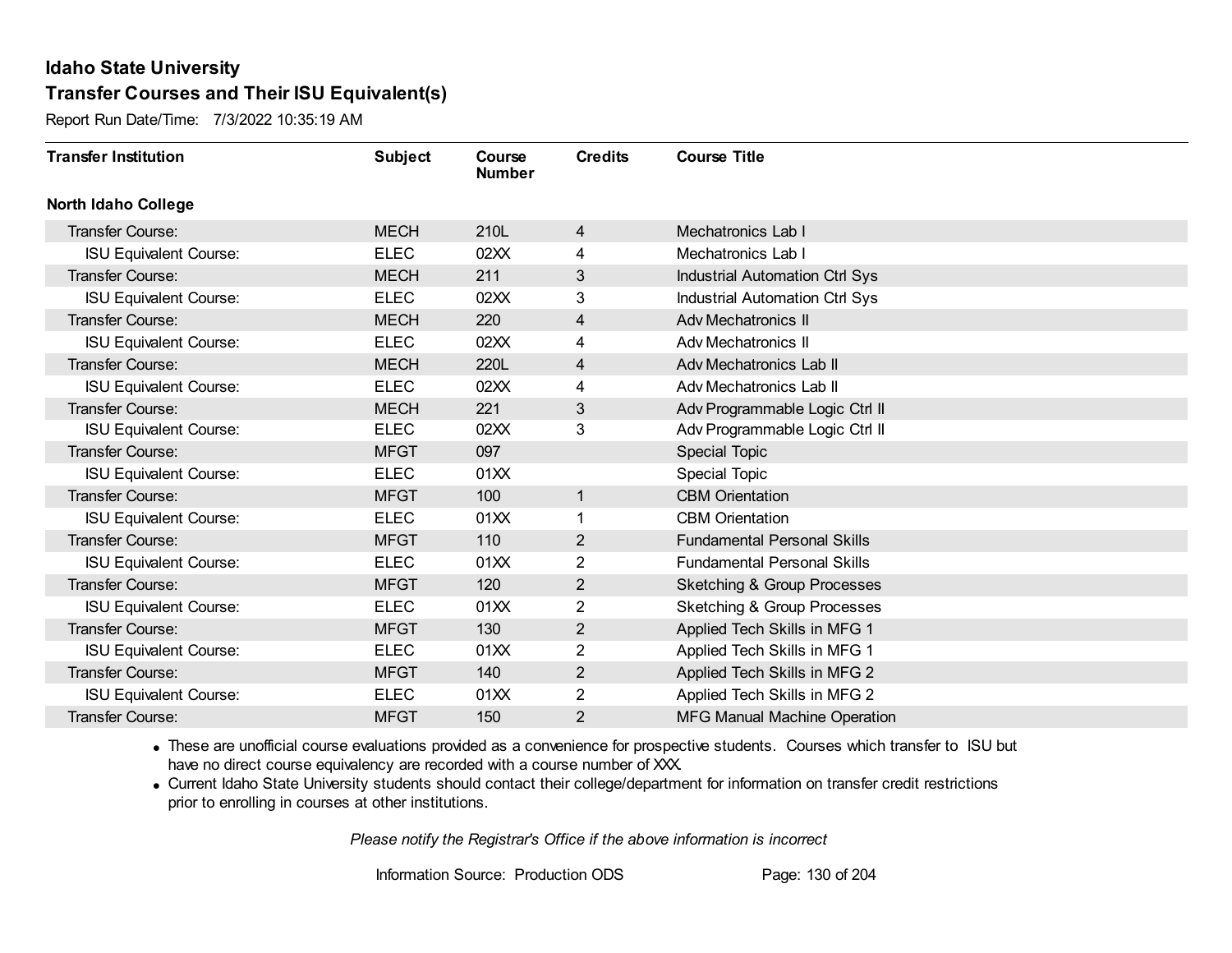## Idaho State University

## Transfer Courses and Their ISU Equivalent(s)

Report Run Date/Time: 7/3/2022 10:35:19 AM

| Transfer Institution | Subject | Course Number | Credits | Course Title |
|---|---|---|---|---|
| **North Idaho College** | | | | |
| Transfer Course: | MECH | 210L | 4 | Mechatronics Lab I |
| ISU Equivalent Course: | ELEC | 02XX | 4 | Mechatronics Lab I |
| Transfer Course: | MECH | 211 | 3 | Industrial Automation Ctrl Sys |
| ISU Equivalent Course: | ELEC | 02XX | 3 | Industrial Automation Ctrl Sys |
| Transfer Course: | MECH | 220 | 4 | Adv Mechatronics II |
| ISU Equivalent Course: | ELEC | 02XX | 4 | Adv Mechatronics II |
| Transfer Course: | MECH | 220L | 4 | Adv Mechatronics Lab II |
| ISU Equivalent Course: | ELEC | 02XX | 4 | Adv Mechatronics Lab II |
| Transfer Course: | MECH | 221 | 3 | Adv Programmable Logic Ctrl II |
| ISU Equivalent Course: | ELEC | 02XX | 3 | Adv Programmable Logic Ctrl II |
| Transfer Course: | MFGT | 097 | | Special Topic |
| ISU Equivalent Course: | ELEC | 01XX | | Special Topic |
| Transfer Course: | MFGT | 100 | 1 | CBM Orientation |
| ISU Equivalent Course: | ELEC | 01XX | 1 | CBM Orientation |
| Transfer Course: | MFGT | 110 | 2 | Fundamental Personal Skills |
| ISU Equivalent Course: | ELEC | 01XX | 2 | Fundamental Personal Skills |
| Transfer Course: | MFGT | 120 | 2 | Sketching & Group Processes |
| ISU Equivalent Course: | ELEC | 01XX | 2 | Sketching & Group Processes |
| Transfer Course: | MFGT | 130 | 2 | Applied Tech Skills in MFG 1 |
| ISU Equivalent Course: | ELEC | 01XX | 2 | Applied Tech Skills in MFG 1 |
| Transfer Course: | MFGT | 140 | 2 | Applied Tech Skills in MFG 2 |
| ISU Equivalent Course: | ELEC | 01XX | 2 | Applied Tech Skills in MFG 2 |
| Transfer Course: | MFGT | 150 | 2 | MFG Manual Machine Operation |

- These are unofficial course evaluations provided as a convenience for prospective students. Courses which transfer to ISU but have no direct course equivalency are recorded with a course number of XXX.
- Current Idaho State University students should contact their college/department for information on transfer credit restrictions prior to enrolling in courses at other institutions.

*Please notify the Registrar's Office if the above information is incorrect*

Information Source: Production ODS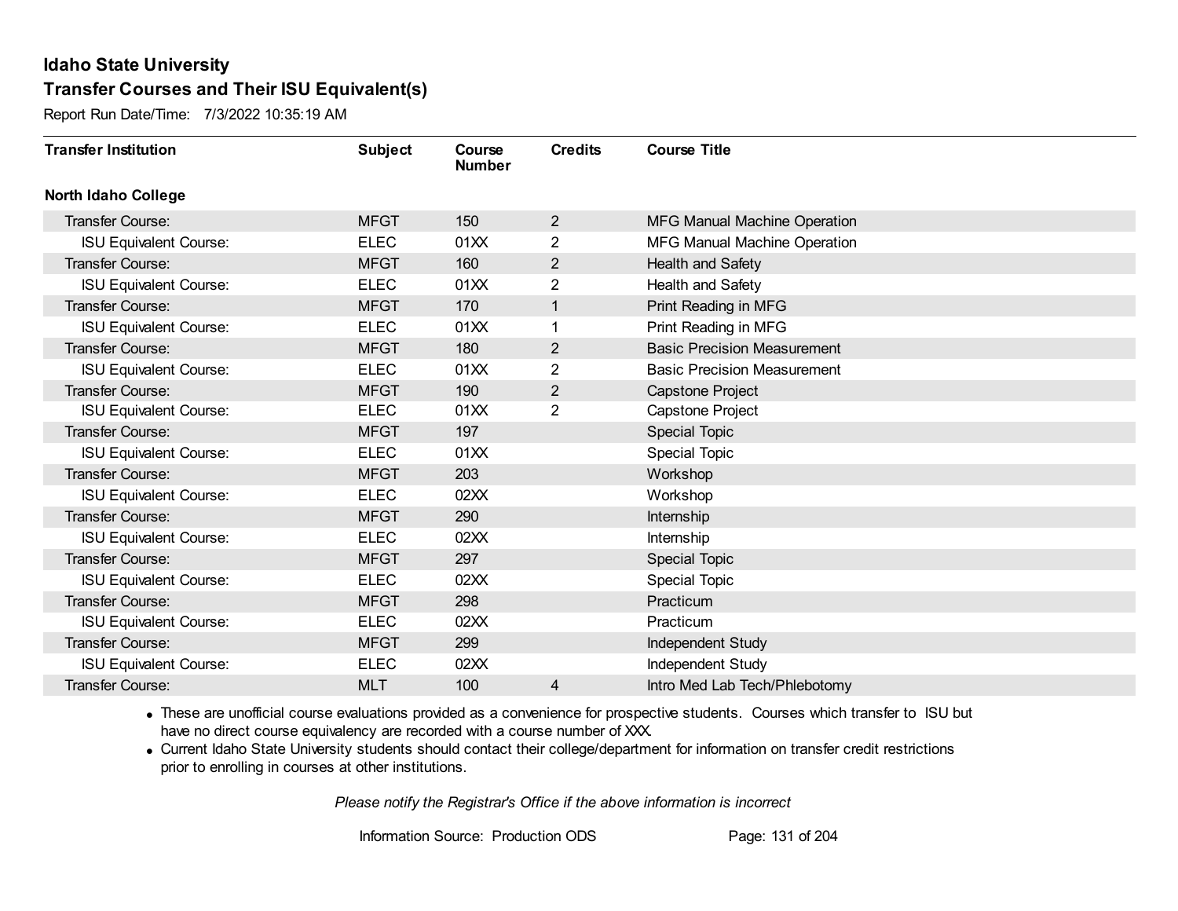# Idaho State University

## Transfer Courses and Their ISU Equivalent(s)

Report Run Date/Time: 7/3/2022 10:35:19 AM

| Transfer Institution | Subject | Course Number | Credits | Course Title |
|---|---|---|---|---|
| **North Idaho College** | | | | |
| Transfer Course: | MFGT | 150 | 2 | MFG Manual Machine Operation |
| ISU Equivalent Course: | ELEC | 01XX | 2 | MFG Manual Machine Operation |
| Transfer Course: | MFGT | 160 | 2 | Health and Safety |
| ISU Equivalent Course: | ELEC | 01XX | 2 | Health and Safety |
| Transfer Course: | MFGT | 170 | 1 | Print Reading in MFG |
| ISU Equivalent Course: | ELEC | 01XX | 1 | Print Reading in MFG |
| Transfer Course: | MFGT | 180 | 2 | Basic Precision Measurement |
| ISU Equivalent Course: | ELEC | 01XX | 2 | Basic Precision Measurement |
| Transfer Course: | MFGT | 190 | 2 | Capstone Project |
| ISU Equivalent Course: | ELEC | 01XX | 2 | Capstone Project |
| Transfer Course: | MFGT | 197 | | Special Topic |
| ISU Equivalent Course: | ELEC | 01XX | | Special Topic |
| Transfer Course: | MFGT | 203 | | Workshop |
| ISU Equivalent Course: | ELEC | 02XX | | Workshop |
| Transfer Course: | MFGT | 290 | | Internship |
| ISU Equivalent Course: | ELEC | 02XX | | Internship |
| Transfer Course: | MFGT | 297 | | Special Topic |
| ISU Equivalent Course: | ELEC | 02XX | | Special Topic |
| Transfer Course: | MFGT | 298 | | Practicum |
| ISU Equivalent Course: | ELEC | 02XX | | Practicum |
| Transfer Course: | MFGT | 299 | | Independent Study |
| ISU Equivalent Course: | ELEC | 02XX | | Independent Study |
| Transfer Course: | MLT | 100 | 4 | Intro Med Lab Tech/Phlebotomy |

- These are unofficial course evaluations provided as a convenience for prospective students. Courses which transfer to ISU but have no direct course equivalency are recorded with a course number of XXX.
- Current Idaho State University students should contact their college/department for information on transfer credit restrictions prior to enrolling in courses at other institutions.

*Please notify the Registrar's Office if the above information is incorrect*

Information Source: Production ODS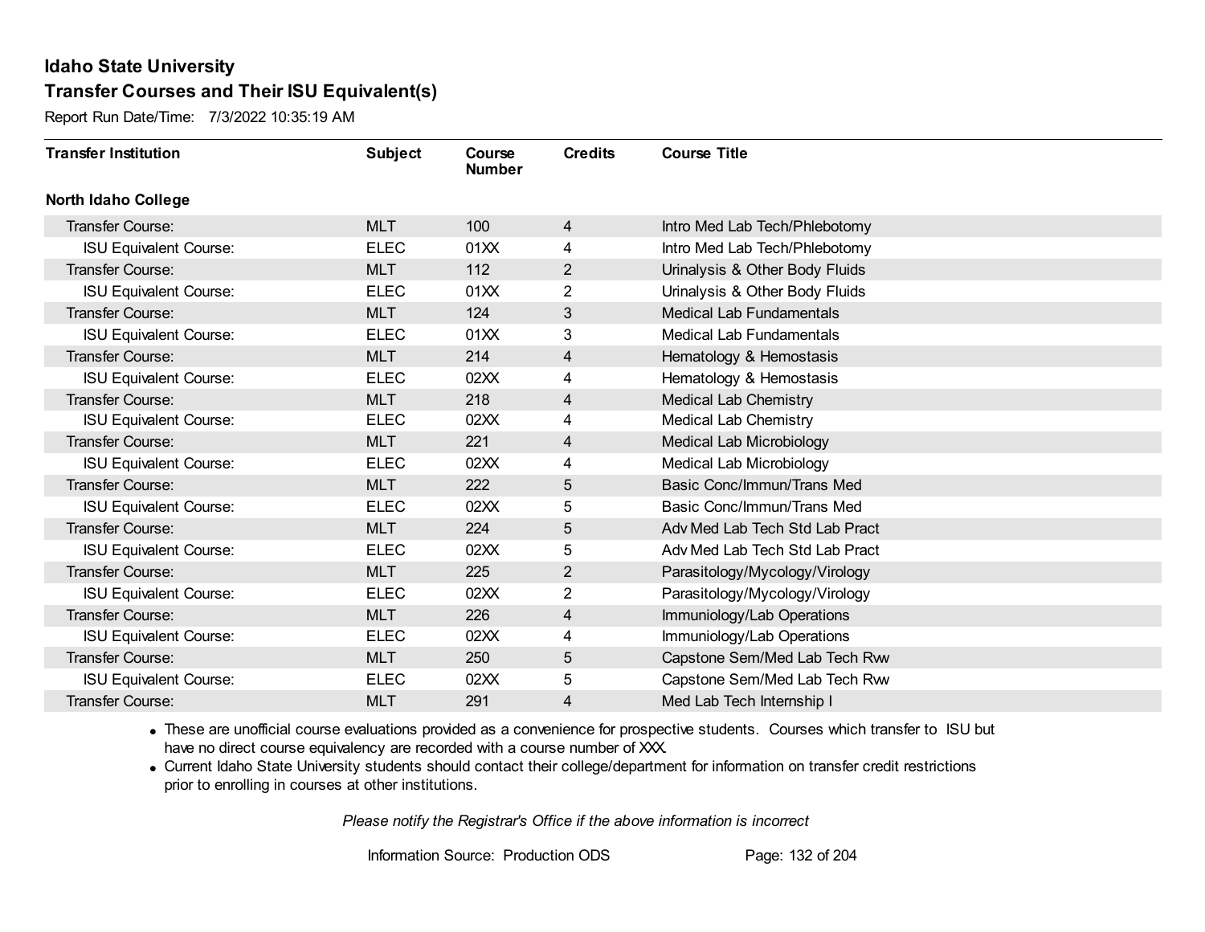# Idaho State University

## Transfer Courses and Their ISU Equivalent(s)

Report Run Date/Time: 7/3/2022 10:35:19 AM

| Transfer Institution | Subject | Course Number | Credits | Course Title |
|---|---|---|---|---|
| **North Idaho College** | | | | |
| Transfer Course: | MLT | 100 | 4 | Intro Med Lab Tech/Phlebotomy |
| ISU Equivalent Course: | ELEC | 01XX | 4 | Intro Med Lab Tech/Phlebotomy |
| Transfer Course: | MLT | 112 | 2 | Urinalysis & Other Body Fluids |
| ISU Equivalent Course: | ELEC | 01XX | 2 | Urinalysis & Other Body Fluids |
| Transfer Course: | MLT | 124 | 3 | Medical Lab Fundamentals |
| ISU Equivalent Course: | ELEC | 01XX | 3 | Medical Lab Fundamentals |
| Transfer Course: | MLT | 214 | 4 | Hematology & Hemostasis |
| ISU Equivalent Course: | ELEC | 02XX | 4 | Hematology & Hemostasis |
| Transfer Course: | MLT | 218 | 4 | Medical Lab Chemistry |
| ISU Equivalent Course: | ELEC | 02XX | 4 | Medical Lab Chemistry |
| Transfer Course: | MLT | 221 | 4 | Medical Lab Microbiology |
| ISU Equivalent Course: | ELEC | 02XX | 4 | Medical Lab Microbiology |
| Transfer Course: | MLT | 222 | 5 | Basic Conc/Immun/Trans Med |
| ISU Equivalent Course: | ELEC | 02XX | 5 | Basic Conc/Immun/Trans Med |
| Transfer Course: | MLT | 224 | 5 | Adv Med Lab Tech Std Lab Pract |
| ISU Equivalent Course: | ELEC | 02XX | 5 | Adv Med Lab Tech Std Lab Pract |
| Transfer Course: | MLT | 225 | 2 | Parasitology/Mycology/Virology |
| ISU Equivalent Course: | ELEC | 02XX | 2 | Parasitology/Mycology/Virology |
| Transfer Course: | MLT | 226 | 4 | Immuniology/Lab Operations |
| ISU Equivalent Course: | ELEC | 02XX | 4 | Immuniology/Lab Operations |
| Transfer Course: | MLT | 250 | 5 | Capstone Sem/Med Lab Tech Rvw |
| ISU Equivalent Course: | ELEC | 02XX | 5 | Capstone Sem/Med Lab Tech Rvw |
| Transfer Course: | MLT | 291 | 4 | Med Lab Tech Internship I |

- These are unofficial course evaluations provided as a convenience for prospective students. Courses which transfer to ISU but have no direct course equivalency are recorded with a course number of XXX.
- Current Idaho State University students should contact their college/department for information on transfer credit restrictions prior to enrolling in courses at other institutions.

*Please notify the Registrar's Office if the above information is incorrect*

Information Source: Production ODS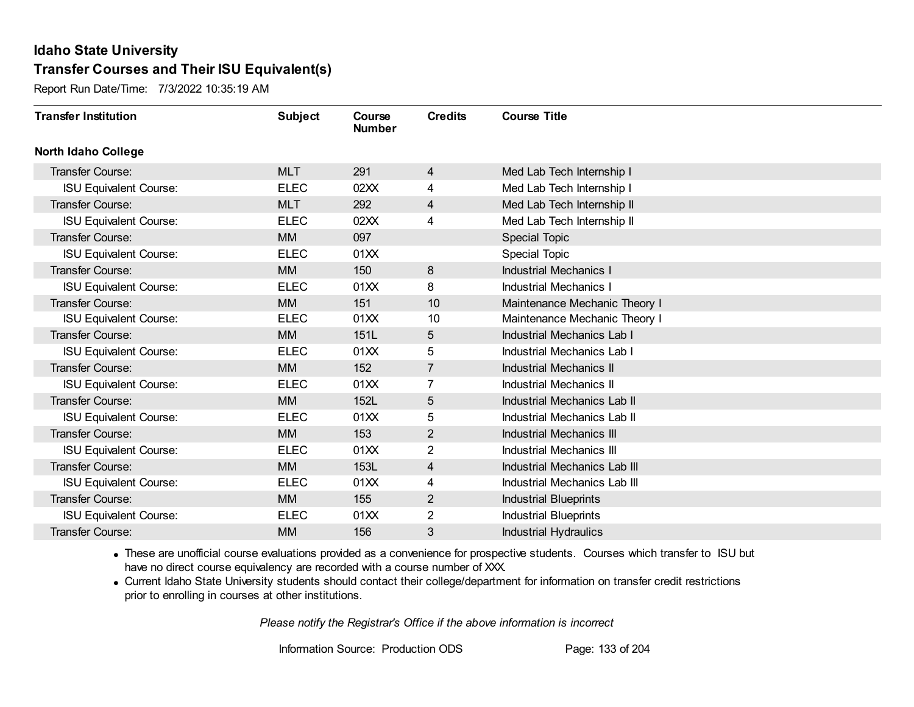# Idaho State University

## Transfer Courses and Their ISU Equivalent(s)

Report Run Date/Time: 7/3/2022 10:35:19 AM

| Transfer Institution | Subject | Course Number | Credits | Course Title |
|---|---|---|---|---|
| **North Idaho College** | | | | |
| Transfer Course: | MLT | 291 | 4 | Med Lab Tech Internship I |
| ISU Equivalent Course: | ELEC | 02XX | 4 | Med Lab Tech Internship I |
| Transfer Course: | MLT | 292 | 4 | Med Lab Tech Internship II |
| ISU Equivalent Course: | ELEC | 02XX | 4 | Med Lab Tech Internship II |
| Transfer Course: | MM | 097 | | Special Topic |
| ISU Equivalent Course: | ELEC | 01XX | | Special Topic |
| Transfer Course: | MM | 150 | 8 | Industrial Mechanics I |
| ISU Equivalent Course: | ELEC | 01XX | 8 | Industrial Mechanics I |
| Transfer Course: | MM | 151 | 10 | Maintenance Mechanic Theory I |
| ISU Equivalent Course: | ELEC | 01XX | 10 | Maintenance Mechanic Theory I |
| Transfer Course: | MM | 151L | 5 | Industrial Mechanics Lab I |
| ISU Equivalent Course: | ELEC | 01XX | 5 | Industrial Mechanics Lab I |
| Transfer Course: | MM | 152 | 7 | Industrial Mechanics II |
| ISU Equivalent Course: | ELEC | 01XX | 7 | Industrial Mechanics II |
| Transfer Course: | MM | 152L | 5 | Industrial Mechanics Lab II |
| ISU Equivalent Course: | ELEC | 01XX | 5 | Industrial Mechanics Lab II |
| Transfer Course: | MM | 153 | 2 | Industrial Mechanics III |
| ISU Equivalent Course: | ELEC | 01XX | 2 | Industrial Mechanics III |
| Transfer Course: | MM | 153L | 4 | Industrial Mechanics Lab III |
| ISU Equivalent Course: | ELEC | 01XX | 4 | Industrial Mechanics Lab III |
| Transfer Course: | MM | 155 | 2 | Industrial Blueprints |
| ISU Equivalent Course: | ELEC | 01XX | 2 | Industrial Blueprints |
| Transfer Course: | MM | 156 | 3 | Industrial Hydraulics |

- These are unofficial course evaluations provided as a convenience for prospective students. Courses which transfer to ISU but have no direct course equivalency are recorded with a course number of XXX.
- Current Idaho State University students should contact their college/department for information on transfer credit restrictions prior to enrolling in courses at other institutions.

*Please notify the Registrar's Office if the above information is incorrect*

Information Source: Production ODS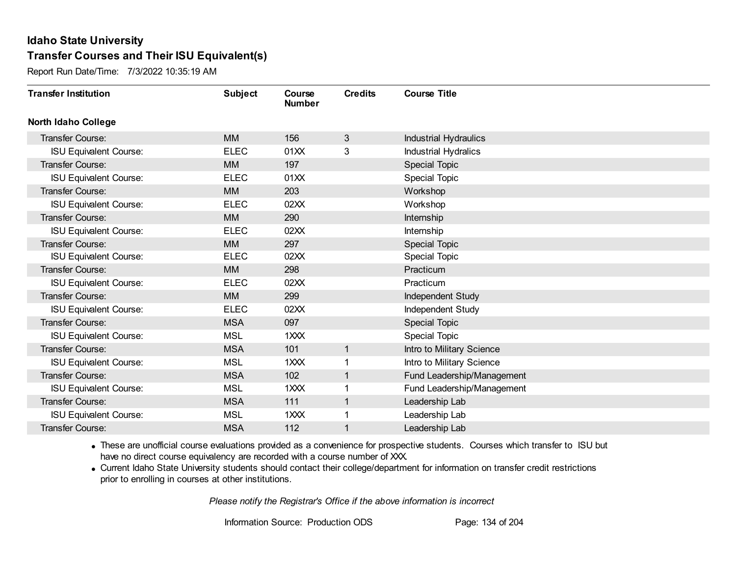# Idaho State University

## Transfer Courses and Their ISU Equivalent(s)

Report Run Date/Time: 7/3/2022 10:35:19 AM

| Transfer Institution | Subject | Course Number | Credits | Course Title |
|---|---|---|---|---|
| **North Idaho College** | | | | |
| Transfer Course: | MM | 156 | 3 | Industrial Hydraulics |
| ISU Equivalent Course: | ELEC | 01XX | 3 | Industrial Hydralics |
| Transfer Course: | MM | 197 | | Special Topic |
| ISU Equivalent Course: | ELEC | 01XX | | Special Topic |
| Transfer Course: | MM | 203 | | Workshop |
| ISU Equivalent Course: | ELEC | 02XX | | Workshop |
| Transfer Course: | MM | 290 | | Internship |
| ISU Equivalent Course: | ELEC | 02XX | | Internship |
| Transfer Course: | MM | 297 | | Special Topic |
| ISU Equivalent Course: | ELEC | 02XX | | Special Topic |
| Transfer Course: | MM | 298 | | Practicum |
| ISU Equivalent Course: | ELEC | 02XX | | Practicum |
| Transfer Course: | MM | 299 | | Independent Study |
| ISU Equivalent Course: | ELEC | 02XX | | Independent Study |
| Transfer Course: | MSA | 097 | | Special Topic |
| ISU Equivalent Course: | MSL | 1XXX | | Special Topic |
| Transfer Course: | MSA | 101 | 1 | Intro to Military Science |
| ISU Equivalent Course: | MSL | 1XXX | 1 | Intro to Military Science |
| Transfer Course: | MSA | 102 | 1 | Fund Leadership/Management |
| ISU Equivalent Course: | MSL | 1XXX | 1 | Fund Leadership/Management |
| Transfer Course: | MSA | 111 | 1 | Leadership Lab |
| ISU Equivalent Course: | MSL | 1XXX | 1 | Leadership Lab |
| Transfer Course: | MSA | 112 | 1 | Leadership Lab |

- These are unofficial course evaluations provided as a convenience for prospective students. Courses which transfer to ISU but have no direct course equivalency are recorded with a course number of XXX.
- Current Idaho State University students should contact their college/department for information on transfer credit restrictions prior to enrolling in courses at other institutions.

*Please notify the Registrar's Office if the above information is incorrect*

Information Source: Production ODS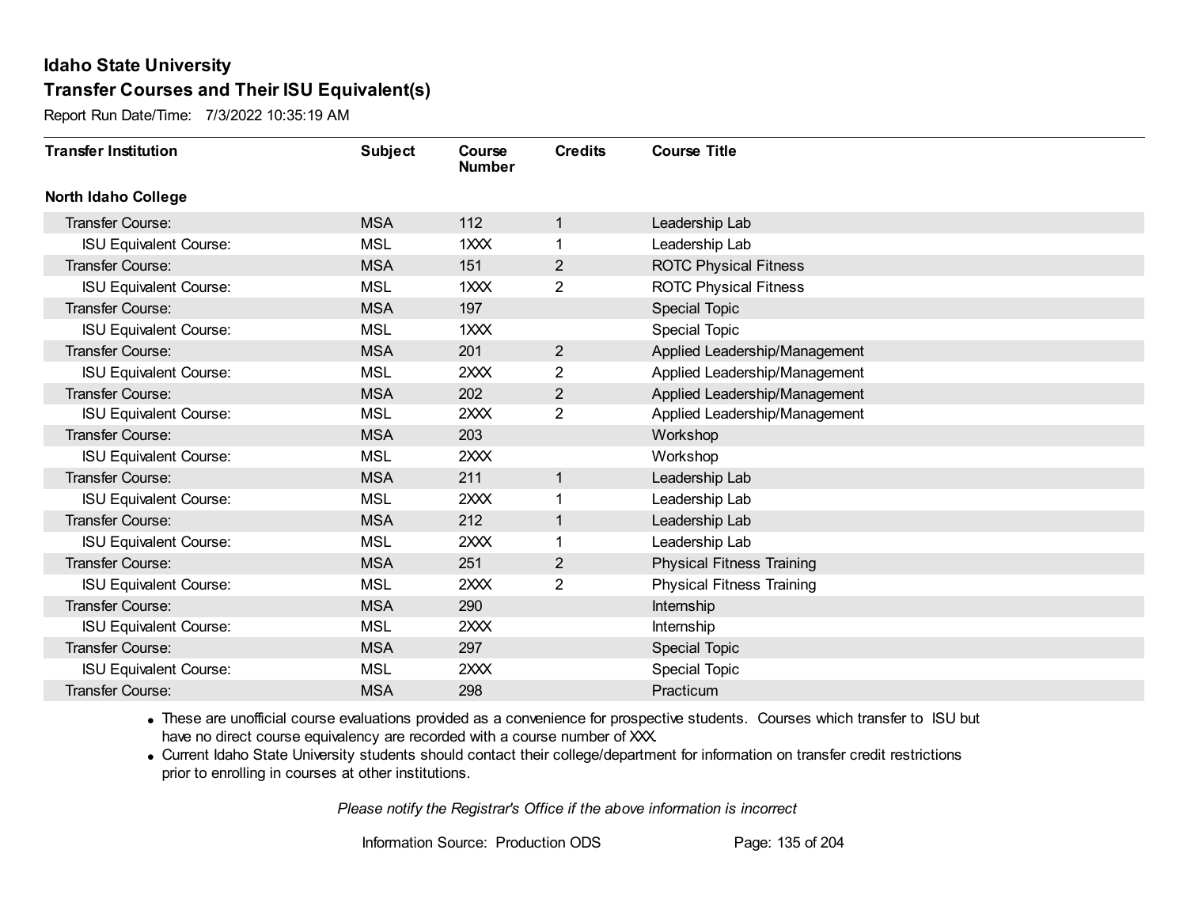# Idaho State University

## Transfer Courses and Their ISU Equivalent(s)

Report Run Date/Time: 7/3/2022 10:35:19 AM

| Transfer Institution | Subject | Course Number | Credits | Course Title |
|---|---|---|---|---|
| **North Idaho College** | | | | |
| Transfer Course: | MSA | 112 | 1 | Leadership Lab |
| ISU Equivalent Course: | MSL | 1XXX | 1 | Leadership Lab |
| Transfer Course: | MSA | 151 | 2 | ROTC Physical Fitness |
| ISU Equivalent Course: | MSL | 1XXX | 2 | ROTC Physical Fitness |
| Transfer Course: | MSA | 197 | | Special Topic |
| ISU Equivalent Course: | MSL | 1XXX | | Special Topic |
| Transfer Course: | MSA | 201 | 2 | Applied Leadership/Management |
| ISU Equivalent Course: | MSL | 2XXX | 2 | Applied Leadership/Management |
| Transfer Course: | MSA | 202 | 2 | Applied Leadership/Management |
| ISU Equivalent Course: | MSL | 2XXX | 2 | Applied Leadership/Management |
| Transfer Course: | MSA | 203 | | Workshop |
| ISU Equivalent Course: | MSL | 2XXX | | Workshop |
| Transfer Course: | MSA | 211 | 1 | Leadership Lab |
| ISU Equivalent Course: | MSL | 2XXX | 1 | Leadership Lab |
| Transfer Course: | MSA | 212 | 1 | Leadership Lab |
| ISU Equivalent Course: | MSL | 2XXX | 1 | Leadership Lab |
| Transfer Course: | MSA | 251 | 2 | Physical Fitness Training |
| ISU Equivalent Course: | MSL | 2XXX | 2 | Physical Fitness Training |
| Transfer Course: | MSA | 290 | | Internship |
| ISU Equivalent Course: | MSL | 2XXX | | Internship |
| Transfer Course: | MSA | 297 | | Special Topic |
| ISU Equivalent Course: | MSL | 2XXX | | Special Topic |
| Transfer Course: | MSA | 298 | | Practicum |

- These are unofficial course evaluations provided as a convenience for prospective students. Courses which transfer to ISU but have no direct course equivalency are recorded with a course number of XXX.
- Current Idaho State University students should contact their college/department for information on transfer credit restrictions prior to enrolling in courses at other institutions.

*Please notify the Registrar's Office if the above information is incorrect*

Information Source: Production ODS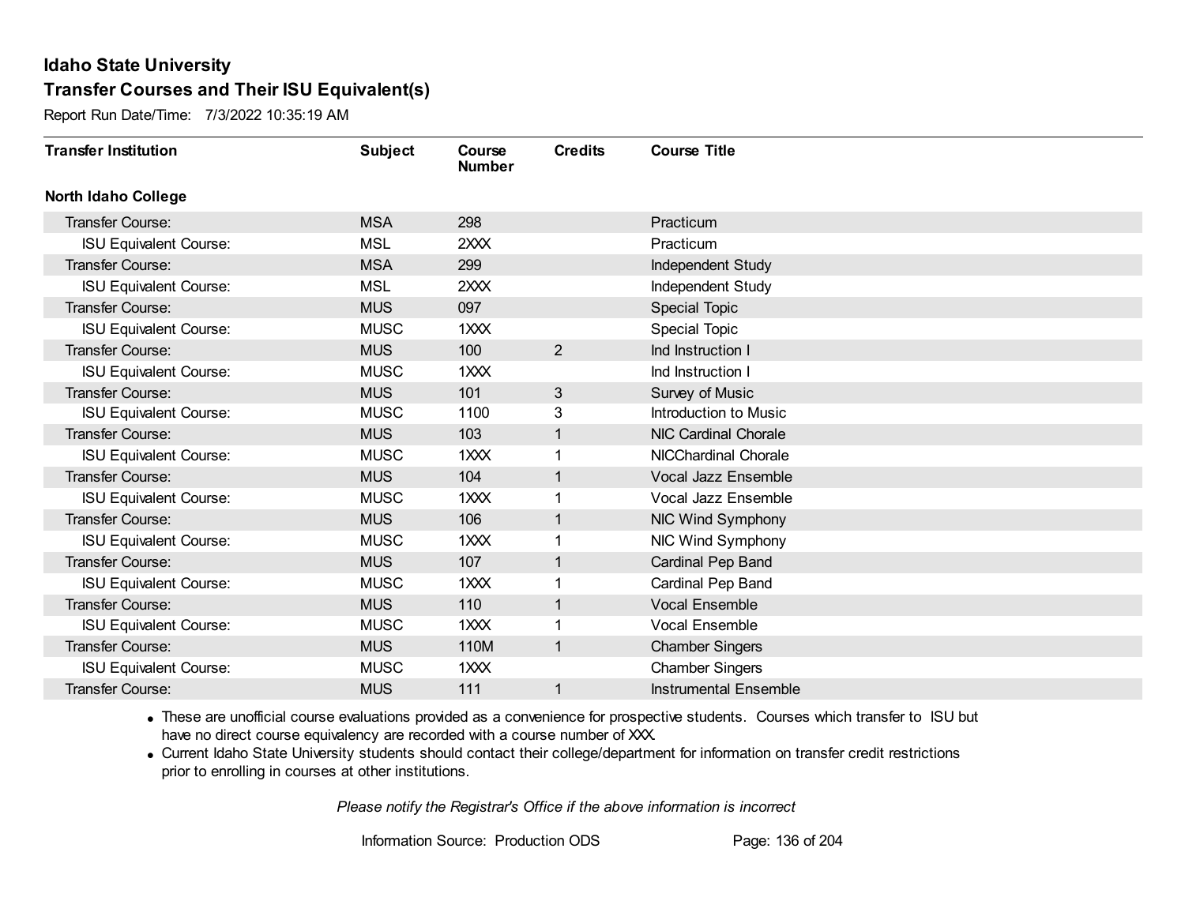# Idaho State University
## Transfer Courses and Their ISU Equivalent(s)

Report Run Date/Time: 7/3/2022 10:35:19 AM

| Transfer Institution | Subject | Course Number | Credits | Course Title |
|---|---|---|---|---|
| **North Idaho College** | | | | |
| Transfer Course: | MSA | 298 | | Practicum |
| ISU Equivalent Course: | MSL | 2XXX | | Practicum |
| Transfer Course: | MSA | 299 | | Independent Study |
| ISU Equivalent Course: | MSL | 2XXX | | Independent Study |
| Transfer Course: | MUS | 097 | | Special Topic |
| ISU Equivalent Course: | MUSC | 1XXX | | Special Topic |
| Transfer Course: | MUS | 100 | 2 | Ind Instruction I |
| ISU Equivalent Course: | MUSC | 1XXX | | Ind Instruction I |
| Transfer Course: | MUS | 101 | 3 | Survey of Music |
| ISU Equivalent Course: | MUSC | 1100 | 3 | Introduction to Music |
| Transfer Course: | MUS | 103 | 1 | NIC Cardinal Chorale |
| ISU Equivalent Course: | MUSC | 1XXX | 1 | NICChardinal Chorale |
| Transfer Course: | MUS | 104 | 1 | Vocal Jazz Ensemble |
| ISU Equivalent Course: | MUSC | 1XXX | 1 | Vocal Jazz Ensemble |
| Transfer Course: | MUS | 106 | 1 | NIC Wind Symphony |
| ISU Equivalent Course: | MUSC | 1XXX | 1 | NIC Wind Symphony |
| Transfer Course: | MUS | 107 | 1 | Cardinal Pep Band |
| ISU Equivalent Course: | MUSC | 1XXX | 1 | Cardinal Pep Band |
| Transfer Course: | MUS | 110 | 1 | Vocal Ensemble |
| ISU Equivalent Course: | MUSC | 1XXX | 1 | Vocal Ensemble |
| Transfer Course: | MUS | 110M | 1 | Chamber Singers |
| ISU Equivalent Course: | MUSC | 1XXX | | Chamber Singers |
| Transfer Course: | MUS | 111 | 1 | Instrumental Ensemble |

- These are unofficial course evaluations provided as a convenience for prospective students. Courses which transfer to ISU but have no direct course equivalency are recorded with a course number of XXX.
- Current Idaho State University students should contact their college/department for information on transfer credit restrictions prior to enrolling in courses at other institutions.

*Please notify the Registrar's Office if the above information is incorrect*

Information Source: Production ODS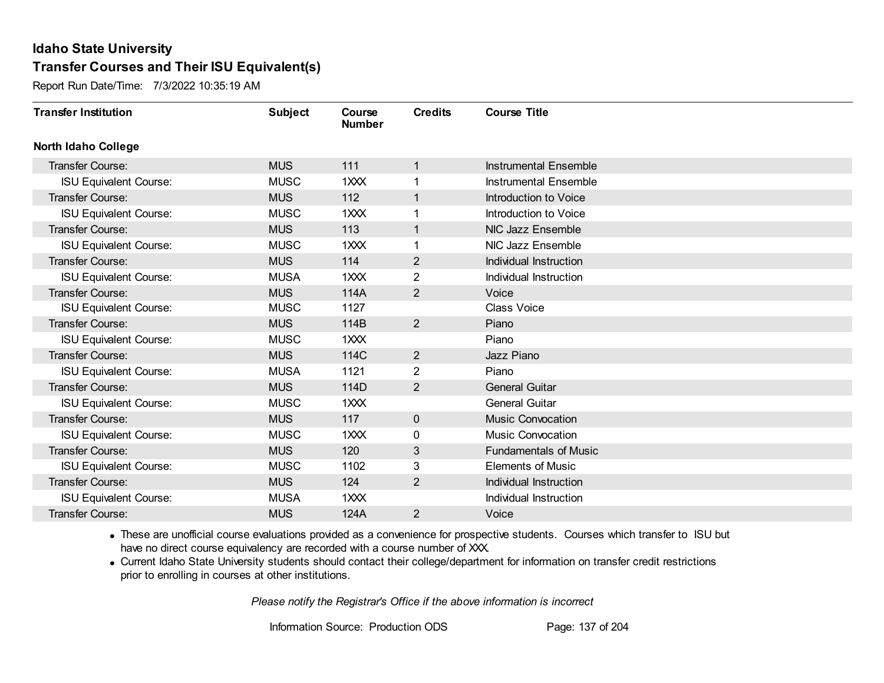# Idaho State University

## Transfer Courses and Their ISU Equivalent(s)

Report Run Date/Time: 7/3/2022 10:35:19 AM

| Transfer Institution | Subject | Course Number | Credits | Course Title |
|---|---|---|---|---|
| **North Idaho College** | | | | |
| Transfer Course: | MUS | 111 | 1 | Instrumental Ensemble |
| ISU Equivalent Course: | MUSC | 1XXX | 1 | Instrumental Ensemble |
| Transfer Course: | MUS | 112 | 1 | Introduction to Voice |
| ISU Equivalent Course: | MUSC | 1XXX | 1 | Introduction to Voice |
| Transfer Course: | MUS | 113 | 1 | NIC Jazz Ensemble |
| ISU Equivalent Course: | MUSC | 1XXX | 1 | NIC Jazz Ensemble |
| Transfer Course: | MUS | 114 | 2 | Individual Instruction |
| ISU Equivalent Course: | MUSA | 1XXX | 2 | Individual Instruction |
| Transfer Course: | MUS | 114A | 2 | Voice |
| ISU Equivalent Course: | MUSC | 1127 | | Class Voice |
| Transfer Course: | MUS | 114B | 2 | Piano |
| ISU Equivalent Course: | MUSC | 1XXX | | Piano |
| Transfer Course: | MUS | 114C | 2 | Jazz Piano |
| ISU Equivalent Course: | MUSA | 1121 | 2 | Piano |
| Transfer Course: | MUS | 114D | 2 | General Guitar |
| ISU Equivalent Course: | MUSC | 1XXX | | General Guitar |
| Transfer Course: | MUS | 117 | 0 | Music Convocation |
| ISU Equivalent Course: | MUSC | 1XXX | 0 | Music Convocation |
| Transfer Course: | MUS | 120 | 3 | Fundamentals of Music |
| ISU Equivalent Course: | MUSC | 1102 | 3 | Elements of Music |
| Transfer Course: | MUS | 124 | 2 | Individual Instruction |
| ISU Equivalent Course: | MUSA | 1XXX | | Individual Instruction |
| Transfer Course: | MUS | 124A | 2 | Voice |

- These are unofficial course evaluations provided as a convenience for prospective students. Courses which transfer to ISU but have no direct course equivalency are recorded with a course number of XXX.
- Current Idaho State University students should contact their college/department for information on transfer credit restrictions prior to enrolling in courses at other institutions.

*Please notify the Registrar's Office if the above information is incorrect*

Information Source: Production ODS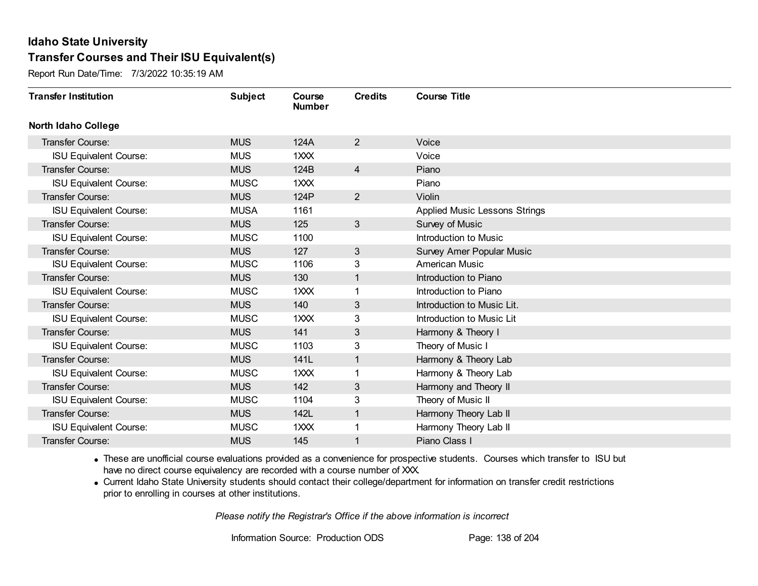# Idaho State University

## Transfer Courses and Their ISU Equivalent(s)

Report Run Date/Time: 7/3/2022 10:35:19 AM

| Transfer Institution | Subject | Course Number | Credits | Course Title |
|---|---|---|---|---|
| **North Idaho College** | | | | |
| Transfer Course: | MUS | 124A | 2 | Voice |
| ISU Equivalent Course: | MUS | 1XXX | | Voice |
| Transfer Course: | MUS | 124B | 4 | Piano |
| ISU Equivalent Course: | MUSC | 1XXX | | Piano |
| Transfer Course: | MUS | 124P | 2 | Violin |
| ISU Equivalent Course: | MUSA | 1161 | | Applied Music Lessons Strings |
| Transfer Course: | MUS | 125 | 3 | Survey of Music |
| ISU Equivalent Course: | MUSC | 1100 | | Introduction to Music |
| Transfer Course: | MUS | 127 | 3 | Survey Amer Popular Music |
| ISU Equivalent Course: | MUSC | 1106 | 3 | American Music |
| Transfer Course: | MUS | 130 | 1 | Introduction to Piano |
| ISU Equivalent Course: | MUSC | 1XXX | 1 | Introduction to Piano |
| Transfer Course: | MUS | 140 | 3 | Introduction to Music Lit. |
| ISU Equivalent Course: | MUSC | 1XXX | 3 | Introduction to Music Lit |
| Transfer Course: | MUS | 141 | 3 | Harmony & Theory I |
| ISU Equivalent Course: | MUSC | 1103 | 3 | Theory of Music I |
| Transfer Course: | MUS | 141L | 1 | Harmony & Theory Lab |
| ISU Equivalent Course: | MUSC | 1XXX | 1 | Harmony & Theory Lab |
| Transfer Course: | MUS | 142 | 3 | Harmony and Theory II |
| ISU Equivalent Course: | MUSC | 1104 | 3 | Theory of Music II |
| Transfer Course: | MUS | 142L | 1 | Harmony Theory Lab II |
| ISU Equivalent Course: | MUSC | 1XXX | 1 | Harmony Theory Lab II |
| Transfer Course: | MUS | 145 | 1 | Piano Class I |

- These are unofficial course evaluations provided as a convenience for prospective students. Courses which transfer to ISU but have no direct course equivalency are recorded with a course number of XXX.
- Current Idaho State University students should contact their college/department for information on transfer credit restrictions prior to enrolling in courses at other institutions.

*Please notify the Registrar's Office if the above information is incorrect*

Information Source: Production ODS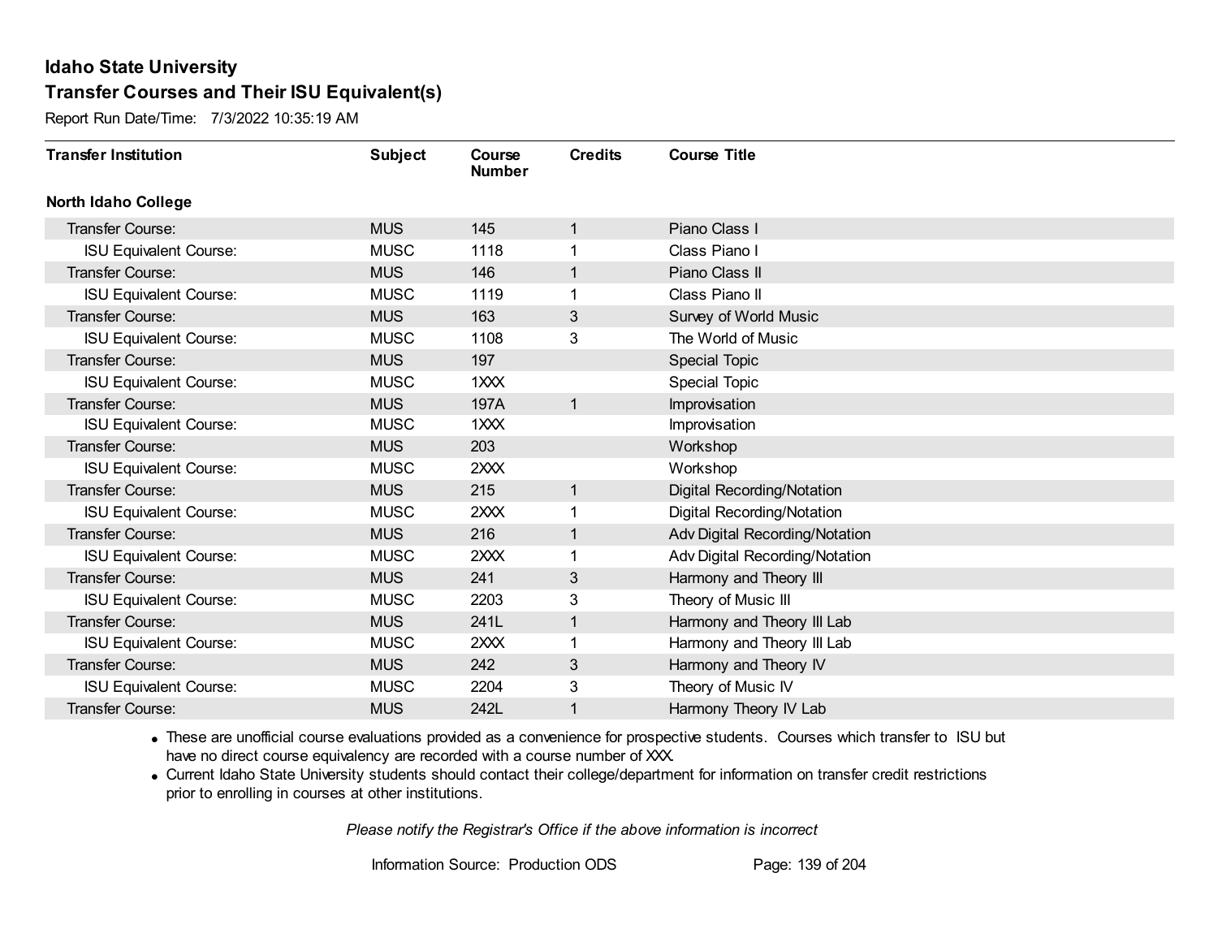# Idaho State University

## Transfer Courses and Their ISU Equivalent(s)

Report Run Date/Time: 7/3/2022 10:35:19 AM

| Transfer Institution | Subject | Course Number | Credits | Course Title |
|---|---|---|---|---|
| **North Idaho College** | | | | |
| Transfer Course: | MUS | 145 | 1 | Piano Class I |
| ISU Equivalent Course: | MUSC | 1118 | 1 | Class Piano I |
| Transfer Course: | MUS | 146 | 1 | Piano Class II |
| ISU Equivalent Course: | MUSC | 1119 | 1 | Class Piano II |
| Transfer Course: | MUS | 163 | 3 | Survey of World Music |
| ISU Equivalent Course: | MUSC | 1108 | 3 | The World of Music |
| Transfer Course: | MUS | 197 | | Special Topic |
| ISU Equivalent Course: | MUSC | 1XXX | | Special Topic |
| Transfer Course: | MUS | 197A | 1 | Improvisation |
| ISU Equivalent Course: | MUSC | 1XXX | | Improvisation |
| Transfer Course: | MUS | 203 | | Workshop |
| ISU Equivalent Course: | MUSC | 2XXX | | Workshop |
| Transfer Course: | MUS | 215 | 1 | Digital Recording/Notation |
| ISU Equivalent Course: | MUSC | 2XXX | 1 | Digital Recording/Notation |
| Transfer Course: | MUS | 216 | 1 | Adv Digital Recording/Notation |
| ISU Equivalent Course: | MUSC | 2XXX | 1 | Adv Digital Recording/Notation |
| Transfer Course: | MUS | 241 | 3 | Harmony and Theory III |
| ISU Equivalent Course: | MUSC | 2203 | 3 | Theory of Music III |
| Transfer Course: | MUS | 241L | 1 | Harmony and Theory III Lab |
| ISU Equivalent Course: | MUSC | 2XXX | 1 | Harmony and Theory III Lab |
| Transfer Course: | MUS | 242 | 3 | Harmony and Theory IV |
| ISU Equivalent Course: | MUSC | 2204 | 3 | Theory of Music IV |
| Transfer Course: | MUS | 242L | 1 | Harmony Theory IV Lab |

- These are unofficial course evaluations provided as a convenience for prospective students. Courses which transfer to ISU but have no direct course equivalency are recorded with a course number of XXX.
- Current Idaho State University students should contact their college/department for information on transfer credit restrictions prior to enrolling in courses at other institutions.

*Please notify the Registrar's Office if the above information is incorrect*

Information Source: Production ODS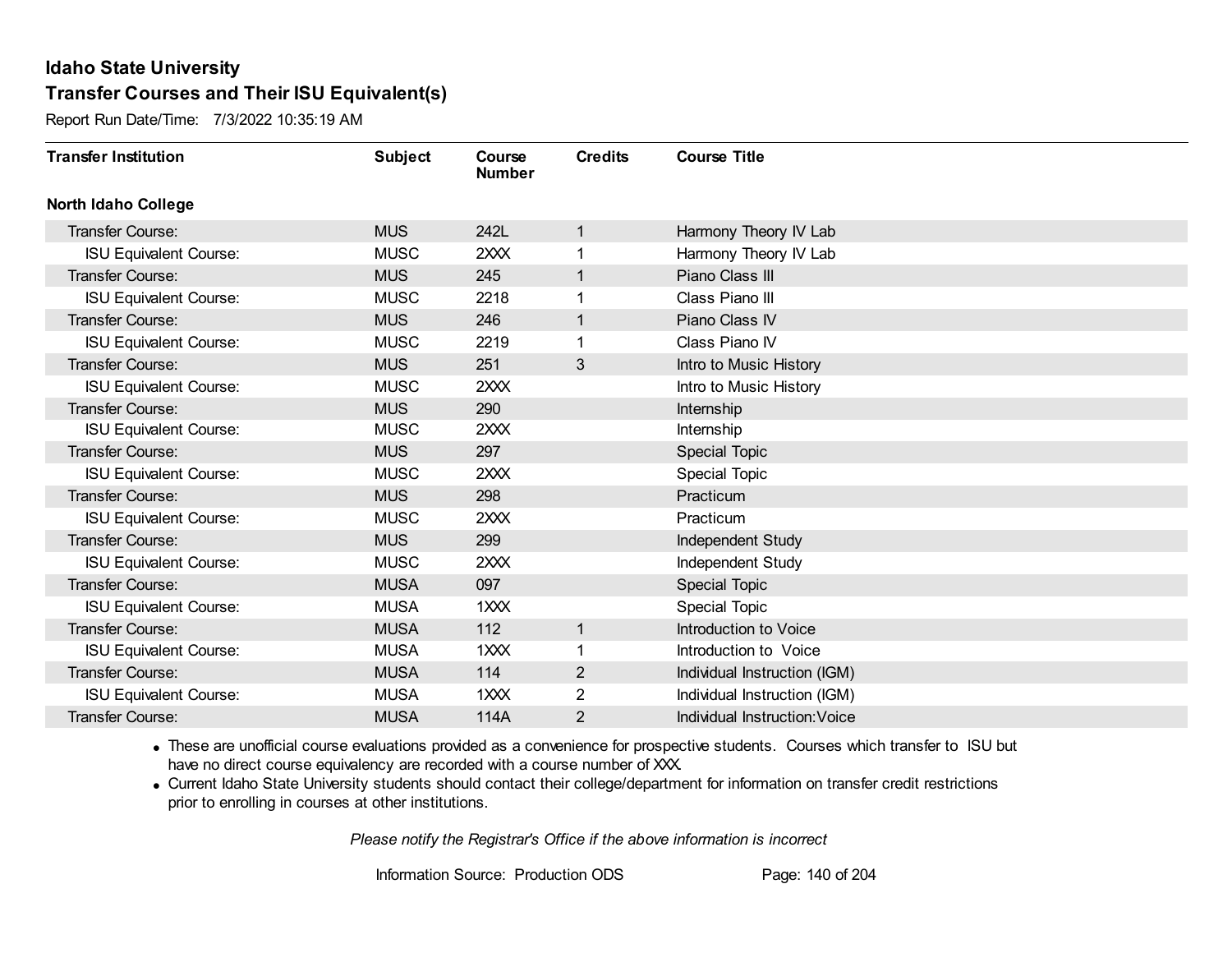# Idaho State University

## Transfer Courses and Their ISU Equivalent(s)

Report Run Date/Time: 7/3/2022 10:35:19 AM

| Transfer Institution | Subject | Course Number | Credits | Course Title |
|---|---|---|---|---|
| **North Idaho College** | | | | |
| Transfer Course: | MUS | 242L | 1 | Harmony Theory IV Lab |
| ISU Equivalent Course: | MUSC | 2XXX | 1 | Harmony Theory IV Lab |
| Transfer Course: | MUS | 245 | 1 | Piano Class III |
| ISU Equivalent Course: | MUSC | 2218 | 1 | Class Piano III |
| Transfer Course: | MUS | 246 | 1 | Piano Class IV |
| ISU Equivalent Course: | MUSC | 2219 | 1 | Class Piano IV |
| Transfer Course: | MUS | 251 | 3 | Intro to Music History |
| ISU Equivalent Course: | MUSC | 2XXX | | Intro to Music History |
| Transfer Course: | MUS | 290 | | Internship |
| ISU Equivalent Course: | MUSC | 2XXX | | Internship |
| Transfer Course: | MUS | 297 | | Special Topic |
| ISU Equivalent Course: | MUSC | 2XXX | | Special Topic |
| Transfer Course: | MUS | 298 | | Practicum |
| ISU Equivalent Course: | MUSC | 2XXX | | Practicum |
| Transfer Course: | MUS | 299 | | Independent Study |
| ISU Equivalent Course: | MUSC | 2XXX | | Independent Study |
| Transfer Course: | MUSA | 097 | | Special Topic |
| ISU Equivalent Course: | MUSA | 1XXX | | Special Topic |
| Transfer Course: | MUSA | 112 | 1 | Introduction to Voice |
| ISU Equivalent Course: | MUSA | 1XXX | 1 | Introduction to Voice |
| Transfer Course: | MUSA | 114 | 2 | Individual Instruction (IGM) |
| ISU Equivalent Course: | MUSA | 1XXX | 2 | Individual Instruction (IGM) |
| Transfer Course: | MUSA | 114A | 2 | Individual Instruction:Voice |

- These are unofficial course evaluations provided as a convenience for prospective students. Courses which transfer to ISU but have no direct course equivalency are recorded with a course number of XXX.
- Current Idaho State University students should contact their college/department for information on transfer credit restrictions prior to enrolling in courses at other institutions.

*Please notify the Registrar's Office if the above information is incorrect*

Information Source: Production ODS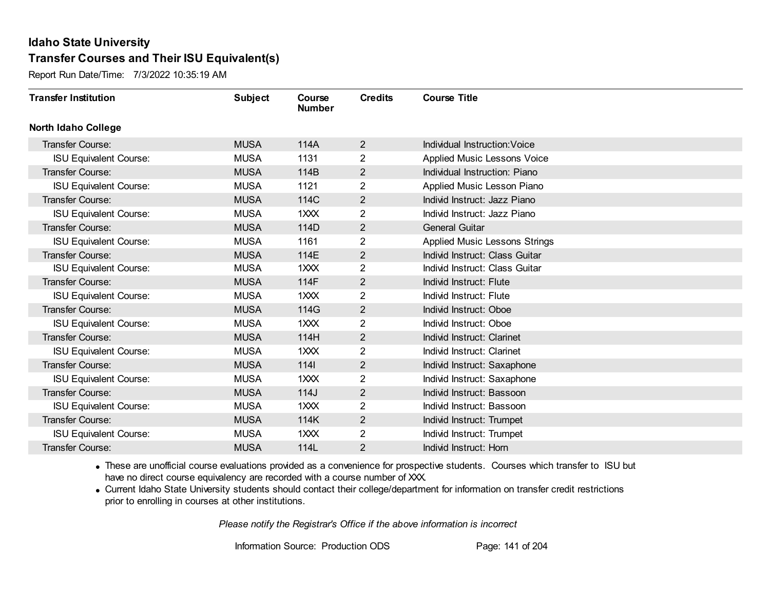# Idaho State University

## Transfer Courses and Their ISU Equivalent(s)

Report Run Date/Time: 7/3/2022 10:35:19 AM

| Transfer Institution | Subject | Course Number | Credits | Course Title |
|---|---|---|---|---|
| **North Idaho College** | | | | |
| Transfer Course: | MUSA | 114A | 2 | Individual Instruction:Voice |
| ISU Equivalent Course: | MUSA | 1131 | 2 | Applied Music Lessons Voice |
| Transfer Course: | MUSA | 114B | 2 | Individual Instruction: Piano |
| ISU Equivalent Course: | MUSA | 1121 | 2 | Applied Music Lesson Piano |
| Transfer Course: | MUSA | 114C | 2 | Individ Instruct: Jazz Piano |
| ISU Equivalent Course: | MUSA | 1XXX | 2 | Individ Instruct: Jazz Piano |
| Transfer Course: | MUSA | 114D | 2 | General Guitar |
| ISU Equivalent Course: | MUSA | 1161 | 2 | Applied Music Lessons Strings |
| Transfer Course: | MUSA | 114E | 2 | Individ Instruct: Class Guitar |
| ISU Equivalent Course: | MUSA | 1XXX | 2 | Individ Instruct: Class Guitar |
| Transfer Course: | MUSA | 114F | 2 | Individ Instruct: Flute |
| ISU Equivalent Course: | MUSA | 1XXX | 2 | Individ Instruct: Flute |
| Transfer Course: | MUSA | 114G | 2 | Individ Instruct: Oboe |
| ISU Equivalent Course: | MUSA | 1XXX | 2 | Individ Instruct: Oboe |
| Transfer Course: | MUSA | 114H | 2 | Individ Instruct: Clarinet |
| ISU Equivalent Course: | MUSA | 1XXX | 2 | Individ Instruct: Clarinet |
| Transfer Course: | MUSA | 114I | 2 | Individ Instruct: Saxaphone |
| ISU Equivalent Course: | MUSA | 1XXX | 2 | Individ Instruct: Saxaphone |
| Transfer Course: | MUSA | 114J | 2 | Individ Instruct: Bassoon |
| ISU Equivalent Course: | MUSA | 1XXX | 2 | Individ Instruct: Bassoon |
| Transfer Course: | MUSA | 114K | 2 | Individ Instruct: Trumpet |
| ISU Equivalent Course: | MUSA | 1XXX | 2 | Individ Instruct: Trumpet |
| Transfer Course: | MUSA | 114L | 2 | Individ Instruct: Horn |

- These are unofficial course evaluations provided as a convenience for prospective students. Courses which transfer to ISU but have no direct course equivalency are recorded with a course number of XXX.
- Current Idaho State University students should contact their college/department for information on transfer credit restrictions prior to enrolling in courses at other institutions.

*Please notify the Registrar's Office if the above information is incorrect*

Information Source: Production ODS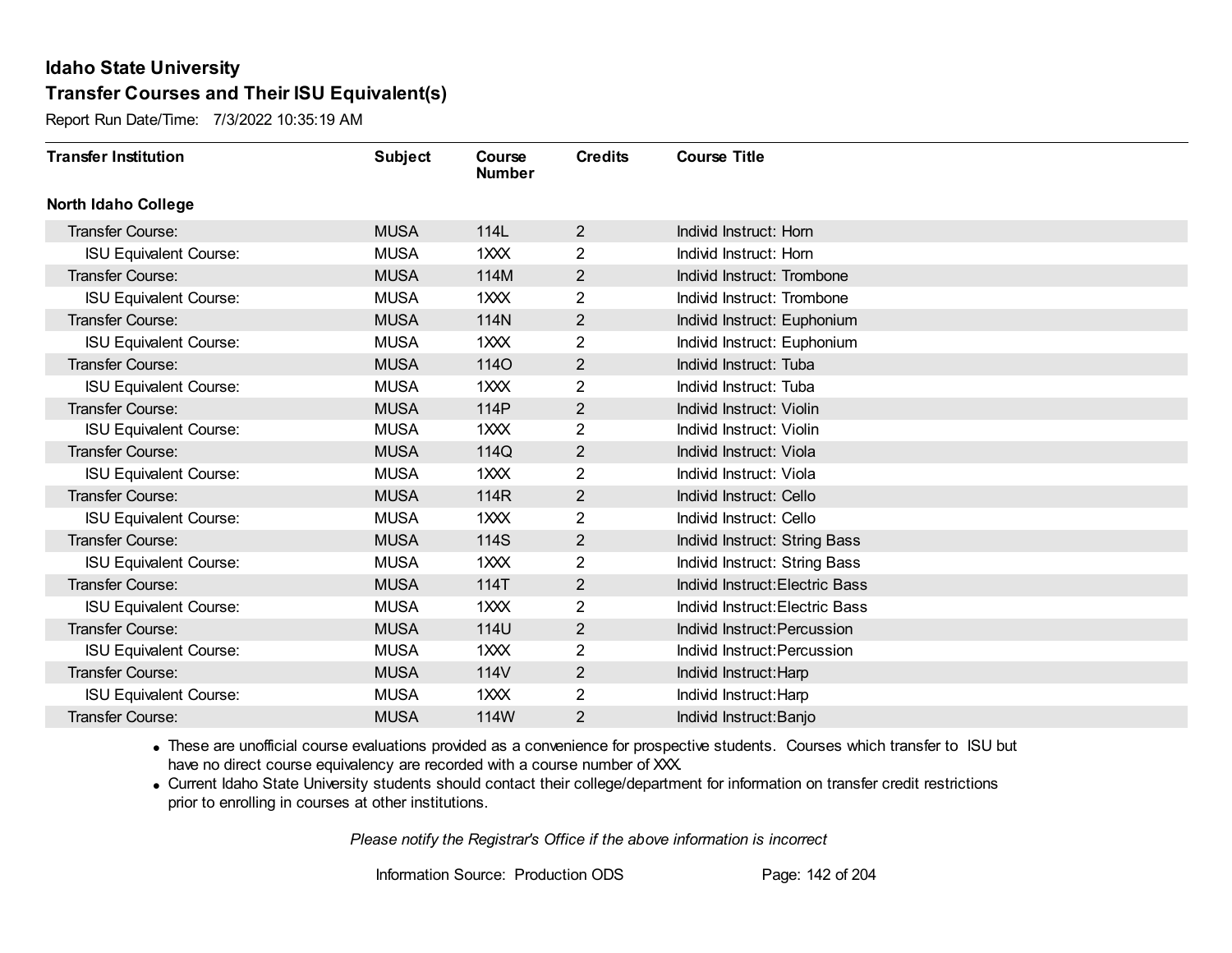# Idaho State University

## Transfer Courses and Their ISU Equivalent(s)

Report Run Date/Time: 7/3/2022 10:35:19 AM

| Transfer Institution | Subject | Course Number | Credits | Course Title |
|---|---|---|---|---|
| **North Idaho College** | | | | |
| Transfer Course: | MUSA | 114L | 2 | Individ Instruct: Horn |
| ISU Equivalent Course: | MUSA | 1XXX | 2 | Individ Instruct: Horn |
| Transfer Course: | MUSA | 114M | 2 | Individ Instruct: Trombone |
| ISU Equivalent Course: | MUSA | 1XXX | 2 | Individ Instruct: Trombone |
| Transfer Course: | MUSA | 114N | 2 | Individ Instruct: Euphonium |
| ISU Equivalent Course: | MUSA | 1XXX | 2 | Individ Instruct: Euphonium |
| Transfer Course: | MUSA | 114O | 2 | Individ Instruct: Tuba |
| ISU Equivalent Course: | MUSA | 1XXX | 2 | Individ Instruct: Tuba |
| Transfer Course: | MUSA | 114P | 2 | Individ Instruct: Violin |
| ISU Equivalent Course: | MUSA | 1XXX | 2 | Individ Instruct: Violin |
| Transfer Course: | MUSA | 114Q | 2 | Individ Instruct: Viola |
| ISU Equivalent Course: | MUSA | 1XXX | 2 | Individ Instruct: Viola |
| Transfer Course: | MUSA | 114R | 2 | Individ Instruct: Cello |
| ISU Equivalent Course: | MUSA | 1XXX | 2 | Individ Instruct: Cello |
| Transfer Course: | MUSA | 114S | 2 | Individ Instruct: String Bass |
| ISU Equivalent Course: | MUSA | 1XXX | 2 | Individ Instruct: String Bass |
| Transfer Course: | MUSA | 114T | 2 | Individ Instruct:Electric Bass |
| ISU Equivalent Course: | MUSA | 1XXX | 2 | Individ Instruct:Electric Bass |
| Transfer Course: | MUSA | 114U | 2 | Individ Instruct:Percussion |
| ISU Equivalent Course: | MUSA | 1XXX | 2 | Individ Instruct:Percussion |
| Transfer Course: | MUSA | 114V | 2 | Individ Instruct:Harp |
| ISU Equivalent Course: | MUSA | 1XXX | 2 | Individ Instruct:Harp |
| Transfer Course: | MUSA | 114W | 2 | Individ Instruct:Banjo |

- These are unofficial course evaluations provided as a convenience for prospective students. Courses which transfer to ISU but have no direct course equivalency are recorded with a course number of XXX.
- Current Idaho State University students should contact their college/department for information on transfer credit restrictions prior to enrolling in courses at other institutions.

*Please notify the Registrar's Office if the above information is incorrect*

Information Source: Production ODS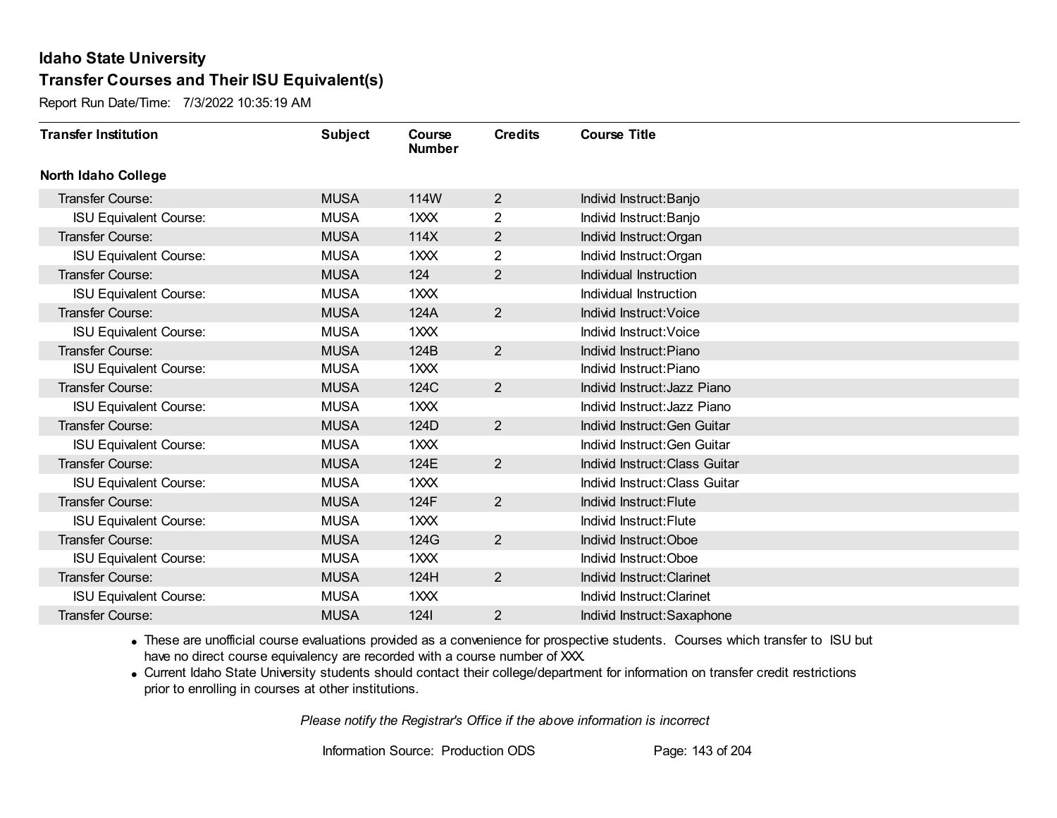# Idaho State University

## Transfer Courses and Their ISU Equivalent(s)

Report Run Date/Time: 7/3/2022 10:35:19 AM

| Transfer Institution | Subject | Course Number | Credits | Course Title |
|---|---|---|---|---|
| **North Idaho College** | | | | |
| Transfer Course: | MUSA | 114W | 2 | Individ Instruct:Banjo |
| ISU Equivalent Course: | MUSA | 1XXX | 2 | Individ Instruct:Banjo |
| Transfer Course: | MUSA | 114X | 2 | Individ Instruct:Organ |
| ISU Equivalent Course: | MUSA | 1XXX | 2 | Individ Instruct:Organ |
| Transfer Course: | MUSA | 124 | 2 | Individual Instruction |
| ISU Equivalent Course: | MUSA | 1XXX | | Individual Instruction |
| Transfer Course: | MUSA | 124A | 2 | Individ Instruct:Voice |
| ISU Equivalent Course: | MUSA | 1XXX | | Individ Instruct:Voice |
| Transfer Course: | MUSA | 124B | 2 | Individ Instruct:Piano |
| ISU Equivalent Course: | MUSA | 1XXX | | Individ Instruct:Piano |
| Transfer Course: | MUSA | 124C | 2 | Individ Instruct:Jazz Piano |
| ISU Equivalent Course: | MUSA | 1XXX | | Individ Instruct:Jazz Piano |
| Transfer Course: | MUSA | 124D | 2 | Individ Instruct:Gen Guitar |
| ISU Equivalent Course: | MUSA | 1XXX | | Individ Instruct:Gen Guitar |
| Transfer Course: | MUSA | 124E | 2 | Individ Instruct:Class Guitar |
| ISU Equivalent Course: | MUSA | 1XXX | | Individ Instruct:Class Guitar |
| Transfer Course: | MUSA | 124F | 2 | Individ Instruct:Flute |
| ISU Equivalent Course: | MUSA | 1XXX | | Individ Instruct:Flute |
| Transfer Course: | MUSA | 124G | 2 | Individ Instruct:Oboe |
| ISU Equivalent Course: | MUSA | 1XXX | | Individ Instruct:Oboe |
| Transfer Course: | MUSA | 124H | 2 | Individ Instruct:Clarinet |
| ISU Equivalent Course: | MUSA | 1XXX | | Individ Instruct:Clarinet |
| Transfer Course: | MUSA | 124I | 2 | Individ Instruct:Saxaphone |

- These are unofficial course evaluations provided as a convenience for prospective students. Courses which transfer to ISU but have no direct course equivalency are recorded with a course number of XXX.
- Current Idaho State University students should contact their college/department for information on transfer credit restrictions prior to enrolling in courses at other institutions.

*Please notify the Registrar's Office if the above information is incorrect*

Information Source: Production ODS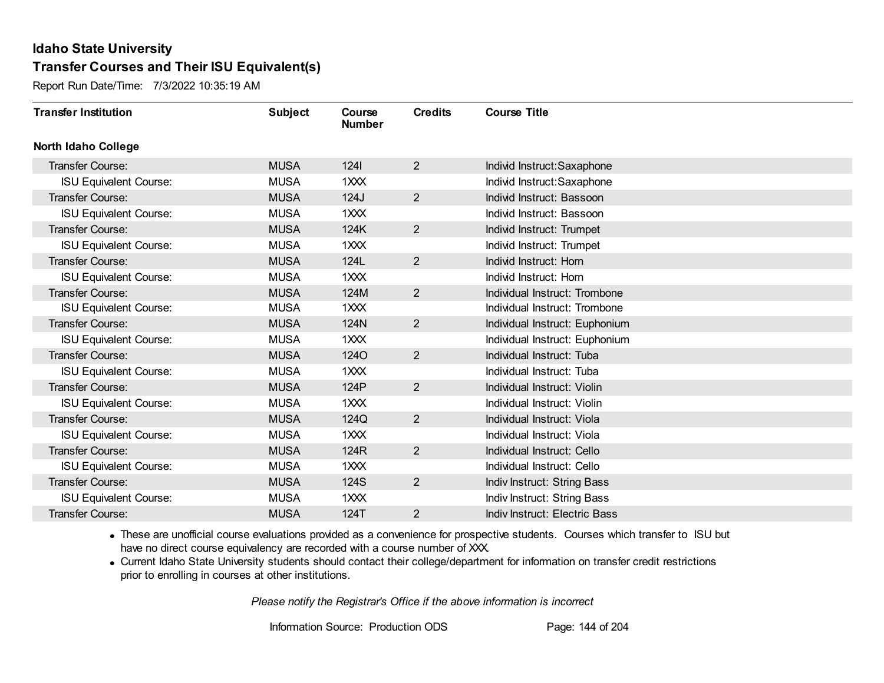# Idaho State University

## Transfer Courses and Their ISU Equivalent(s)

Report Run Date/Time: 7/3/2022 10:35:19 AM

| Transfer Institution | Subject | Course Number | Credits | Course Title |
|---|---|---|---|---|
| **North Idaho College** | | | | |
| Transfer Course: | MUSA | 124I | 2 | Individ Instruct:Saxaphone |
| ISU Equivalent Course: | MUSA | 1XXX | | Individ Instruct:Saxaphone |
| Transfer Course: | MUSA | 124J | 2 | Individ Instruct: Bassoon |
| ISU Equivalent Course: | MUSA | 1XXX | | Individ Instruct: Bassoon |
| Transfer Course: | MUSA | 124K | 2 | Individ Instruct: Trumpet |
| ISU Equivalent Course: | MUSA | 1XXX | | Individ Instruct: Trumpet |
| Transfer Course: | MUSA | 124L | 2 | Individ Instruct: Horn |
| ISU Equivalent Course: | MUSA | 1XXX | | Individ Instruct: Horn |
| Transfer Course: | MUSA | 124M | 2 | Individual Instruct: Trombone |
| ISU Equivalent Course: | MUSA | 1XXX | | Individual Instruct: Trombone |
| Transfer Course: | MUSA | 124N | 2 | Individual Instruct: Euphonium |
| ISU Equivalent Course: | MUSA | 1XXX | | Individual Instruct: Euphonium |
| Transfer Course: | MUSA | 124O | 2 | Individual Instruct: Tuba |
| ISU Equivalent Course: | MUSA | 1XXX | | Individual Instruct: Tuba |
| Transfer Course: | MUSA | 124P | 2 | Individual Instruct: Violin |
| ISU Equivalent Course: | MUSA | 1XXX | | Individual Instruct: Violin |
| Transfer Course: | MUSA | 124Q | 2 | Individual Instruct: Viola |
| ISU Equivalent Course: | MUSA | 1XXX | | Individual Instruct: Viola |
| Transfer Course: | MUSA | 124R | 2 | Individual Instruct: Cello |
| ISU Equivalent Course: | MUSA | 1XXX | | Individual Instruct: Cello |
| Transfer Course: | MUSA | 124S | 2 | Indiv Instruct: String Bass |
| ISU Equivalent Course: | MUSA | 1XXX | | Indiv Instruct: String Bass |
| Transfer Course: | MUSA | 124T | 2 | Indiv Instruct: Electric Bass |

- These are unofficial course evaluations provided as a convenience for prospective students. Courses which transfer to ISU but have no direct course equivalency are recorded with a course number of XXX.
- Current Idaho State University students should contact their college/department for information on transfer credit restrictions prior to enrolling in courses at other institutions.

*Please notify the Registrar's Office if the above information is incorrect*

Information Source: Production ODS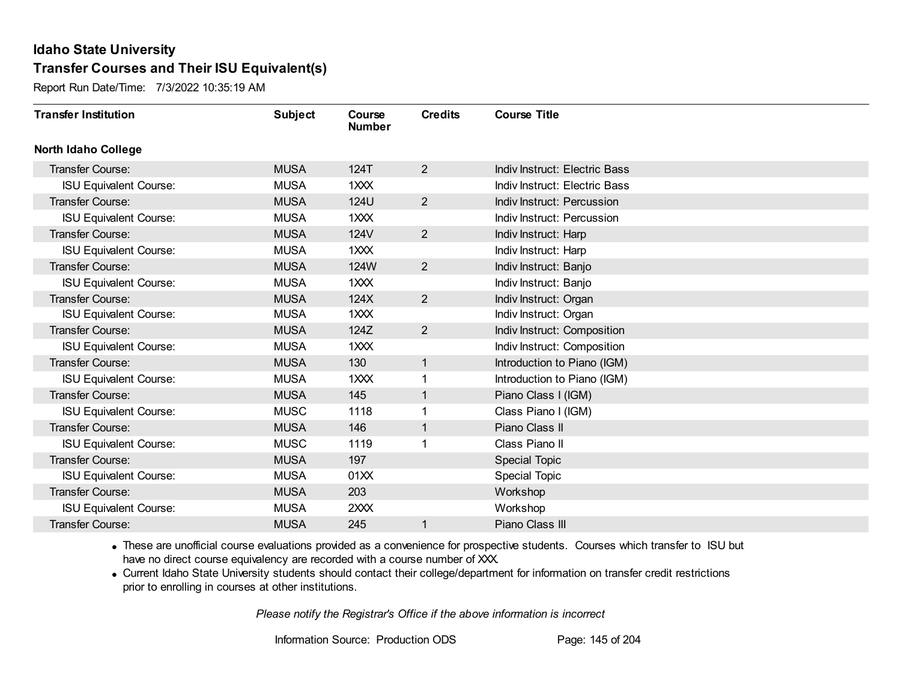# Idaho State University

## Transfer Courses and Their ISU Equivalent(s)

Report Run Date/Time: 7/3/2022 10:35:19 AM

| Transfer Institution | Subject | Course Number | Credits | Course Title |
|---|---|---|---|---|
| **North Idaho College** | | | | |
| Transfer Course: | MUSA | 124T | 2 | Indiv Instruct: Electric Bass |
| ISU Equivalent Course: | MUSA | 1XXX | | Indiv Instruct: Electric Bass |
| Transfer Course: | MUSA | 124U | 2 | Indiv Instruct: Percussion |
| ISU Equivalent Course: | MUSA | 1XXX | | Indiv Instruct: Percussion |
| Transfer Course: | MUSA | 124V | 2 | Indiv Instruct: Harp |
| ISU Equivalent Course: | MUSA | 1XXX | | Indiv Instruct: Harp |
| Transfer Course: | MUSA | 124W | 2 | Indiv Instruct: Banjo |
| ISU Equivalent Course: | MUSA | 1XXX | | Indiv Instruct: Banjo |
| Transfer Course: | MUSA | 124X | 2 | Indiv Instruct: Organ |
| ISU Equivalent Course: | MUSA | 1XXX | | Indiv Instruct: Organ |
| Transfer Course: | MUSA | 124Z | 2 | Indiv Instruct: Composition |
| ISU Equivalent Course: | MUSA | 1XXX | | Indiv Instruct: Composition |
| Transfer Course: | MUSA | 130 | 1 | Introduction to Piano (IGM) |
| ISU Equivalent Course: | MUSA | 1XXX | 1 | Introduction to Piano (IGM) |
| Transfer Course: | MUSA | 145 | 1 | Piano Class I (IGM) |
| ISU Equivalent Course: | MUSC | 1118 | 1 | Class Piano I (IGM) |
| Transfer Course: | MUSA | 146 | 1 | Piano Class II |
| ISU Equivalent Course: | MUSC | 1119 | 1 | Class Piano II |
| Transfer Course: | MUSA | 197 | | Special Topic |
| ISU Equivalent Course: | MUSA | 01XX | | Special Topic |
| Transfer Course: | MUSA | 203 | | Workshop |
| ISU Equivalent Course: | MUSA | 2XXX | | Workshop |
| Transfer Course: | MUSA | 245 | 1 | Piano Class III |

- These are unofficial course evaluations provided as a convenience for prospective students. Courses which transfer to ISU but have no direct course equivalency are recorded with a course number of XXX.
- Current Idaho State University students should contact their college/department for information on transfer credit restrictions prior to enrolling in courses at other institutions.

*Please notify the Registrar's Office if the above information is incorrect*

Information Source: Production ODS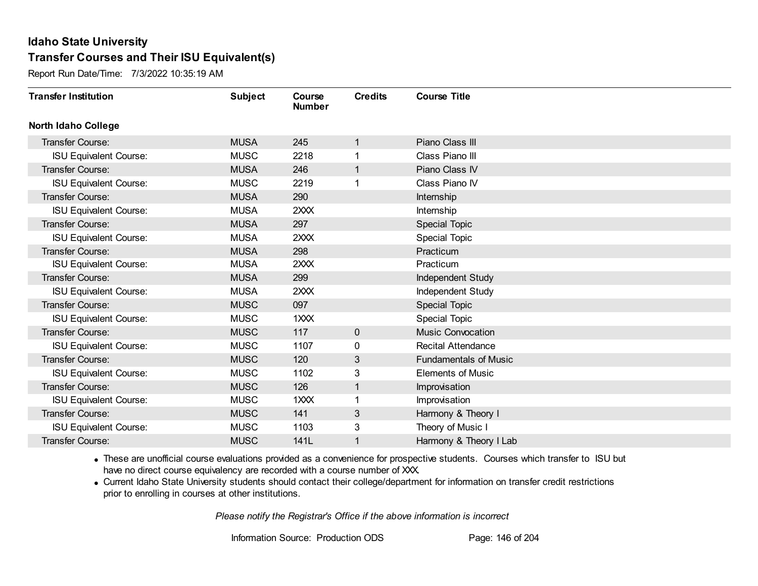# Idaho State University

## Transfer Courses and Their ISU Equivalent(s)

Report Run Date/Time: 7/3/2022 10:35:19 AM

| Transfer Institution | Subject | Course Number | Credits | Course Title |
|---|---|---|---|---|
| **North Idaho College** | | | | |
| Transfer Course: | MUSA | 245 | 1 | Piano Class III |
| ISU Equivalent Course: | MUSC | 2218 | 1 | Class Piano III |
| Transfer Course: | MUSA | 246 | 1 | Piano Class IV |
| ISU Equivalent Course: | MUSC | 2219 | 1 | Class Piano IV |
| Transfer Course: | MUSA | 290 | | Internship |
| ISU Equivalent Course: | MUSA | 2XXX | | Internship |
| Transfer Course: | MUSA | 297 | | Special Topic |
| ISU Equivalent Course: | MUSA | 2XXX | | Special Topic |
| Transfer Course: | MUSA | 298 | | Practicum |
| ISU Equivalent Course: | MUSA | 2XXX | | Practicum |
| Transfer Course: | MUSA | 299 | | Independent Study |
| ISU Equivalent Course: | MUSA | 2XXX | | Independent Study |
| Transfer Course: | MUSC | 097 | | Special Topic |
| ISU Equivalent Course: | MUSC | 1XXX | | Special Topic |
| Transfer Course: | MUSC | 117 | 0 | Music Convocation |
| ISU Equivalent Course: | MUSC | 1107 | 0 | Recital Attendance |
| Transfer Course: | MUSC | 120 | 3 | Fundamentals of Music |
| ISU Equivalent Course: | MUSC | 1102 | 3 | Elements of Music |
| Transfer Course: | MUSC | 126 | 1 | Improvisation |
| ISU Equivalent Course: | MUSC | 1XXX | 1 | Improvisation |
| Transfer Course: | MUSC | 141 | 3 | Harmony & Theory I |
| ISU Equivalent Course: | MUSC | 1103 | 3 | Theory of Music I |
| Transfer Course: | MUSC | 141L | 1 | Harmony & Theory I Lab |

- These are unofficial course evaluations provided as a convenience for prospective students. Courses which transfer to ISU but have no direct course equivalency are recorded with a course number of XXX.
- Current Idaho State University students should contact their college/department for information on transfer credit restrictions prior to enrolling in courses at other institutions.

*Please notify the Registrar's Office if the above information is incorrect*

Information Source: Production ODS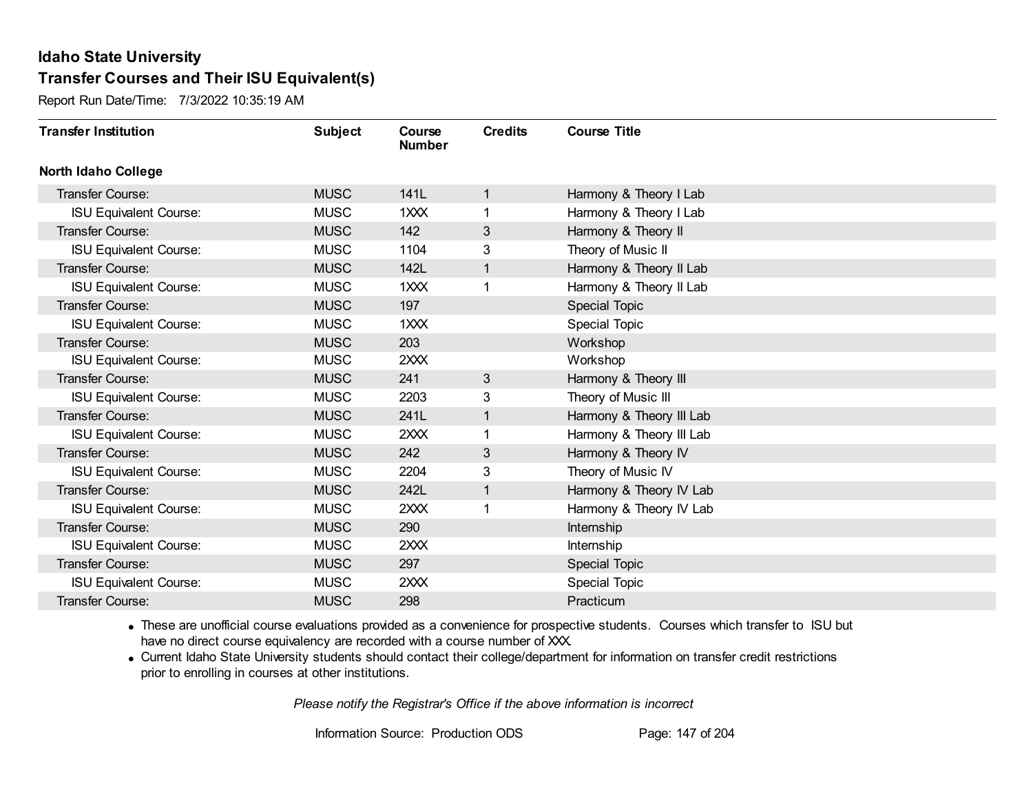# Idaho State University
## Transfer Courses and Their ISU Equivalent(s)

Report Run Date/Time: 7/3/2022 10:35:19 AM

| Transfer Institution | Subject | Course Number | Credits | Course Title |
|---|---|---|---|---|
| **North Idaho College** | | | | |
| Transfer Course: | MUSC | 141L | 1 | Harmony & Theory I Lab |
| ISU Equivalent Course: | MUSC | 1XXX | 1 | Harmony & Theory I Lab |
| Transfer Course: | MUSC | 142 | 3 | Harmony & Theory II |
| ISU Equivalent Course: | MUSC | 1104 | 3 | Theory of Music II |
| Transfer Course: | MUSC | 142L | 1 | Harmony & Theory II Lab |
| ISU Equivalent Course: | MUSC | 1XXX | 1 | Harmony & Theory II Lab |
| Transfer Course: | MUSC | 197 | | Special Topic |
| ISU Equivalent Course: | MUSC | 1XXX | | Special Topic |
| Transfer Course: | MUSC | 203 | | Workshop |
| ISU Equivalent Course: | MUSC | 2XXX | | Workshop |
| Transfer Course: | MUSC | 241 | 3 | Harmony & Theory III |
| ISU Equivalent Course: | MUSC | 2203 | 3 | Theory of Music III |
| Transfer Course: | MUSC | 241L | 1 | Harmony & Theory III Lab |
| ISU Equivalent Course: | MUSC | 2XXX | 1 | Harmony & Theory III Lab |
| Transfer Course: | MUSC | 242 | 3 | Harmony & Theory IV |
| ISU Equivalent Course: | MUSC | 2204 | 3 | Theory of Music IV |
| Transfer Course: | MUSC | 242L | 1 | Harmony & Theory IV Lab |
| ISU Equivalent Course: | MUSC | 2XXX | 1 | Harmony & Theory IV Lab |
| Transfer Course: | MUSC | 290 | | Internship |
| ISU Equivalent Course: | MUSC | 2XXX | | Internship |
| Transfer Course: | MUSC | 297 | | Special Topic |
| ISU Equivalent Course: | MUSC | 2XXX | | Special Topic |
| Transfer Course: | MUSC | 298 | | Practicum |

- These are unofficial course evaluations provided as a convenience for prospective students. Courses which transfer to ISU but have no direct course equivalency are recorded with a course number of XXX.
- Current Idaho State University students should contact their college/department for information on transfer credit restrictions prior to enrolling in courses at other institutions.

*Please notify the Registrar's Office if the above information is incorrect*

Information Source: Production ODS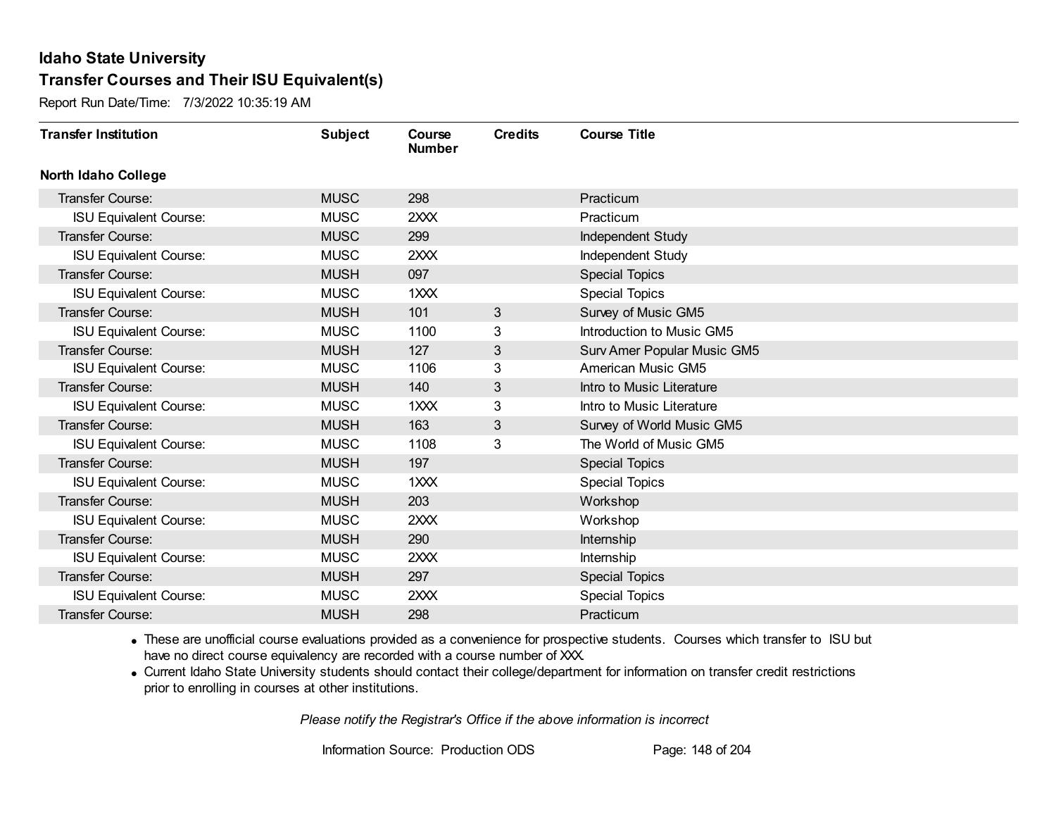# Idaho State University

## Transfer Courses and Their ISU Equivalent(s)

Report Run Date/Time: 7/3/2022 10:35:19 AM

| Transfer Institution | Subject | Course Number | Credits | Course Title |
|---|---|---|---|---|
| **North Idaho College** | | | | |
| Transfer Course: | MUSC | 298 | | Practicum |
| ISU Equivalent Course: | MUSC | 2XXX | | Practicum |
| Transfer Course: | MUSC | 299 | | Independent Study |
| ISU Equivalent Course: | MUSC | 2XXX | | Independent Study |
| Transfer Course: | MUSH | 097 | | Special Topics |
| ISU Equivalent Course: | MUSC | 1XXX | | Special Topics |
| Transfer Course: | MUSH | 101 | 3 | Survey of Music GM5 |
| ISU Equivalent Course: | MUSC | 1100 | 3 | Introduction to Music GM5 |
| Transfer Course: | MUSH | 127 | 3 | Surv Amer Popular Music GM5 |
| ISU Equivalent Course: | MUSC | 1106 | 3 | American Music GM5 |
| Transfer Course: | MUSH | 140 | 3 | Intro to Music Literature |
| ISU Equivalent Course: | MUSC | 1XXX | 3 | Intro to Music Literature |
| Transfer Course: | MUSH | 163 | 3 | Survey of World Music GM5 |
| ISU Equivalent Course: | MUSC | 1108 | 3 | The World of Music GM5 |
| Transfer Course: | MUSH | 197 | | Special Topics |
| ISU Equivalent Course: | MUSC | 1XXX | | Special Topics |
| Transfer Course: | MUSH | 203 | | Workshop |
| ISU Equivalent Course: | MUSC | 2XXX | | Workshop |
| Transfer Course: | MUSH | 290 | | Internship |
| ISU Equivalent Course: | MUSC | 2XXX | | Internship |
| Transfer Course: | MUSH | 297 | | Special Topics |
| ISU Equivalent Course: | MUSC | 2XXX | | Special Topics |
| Transfer Course: | MUSH | 298 | | Practicum |

- These are unofficial course evaluations provided as a convenience for prospective students. Courses which transfer to ISU but have no direct course equivalency are recorded with a course number of XXX.
- Current Idaho State University students should contact their college/department for information on transfer credit restrictions prior to enrolling in courses at other institutions.

*Please notify the Registrar's Office if the above information is incorrect*

Information Source: Production ODS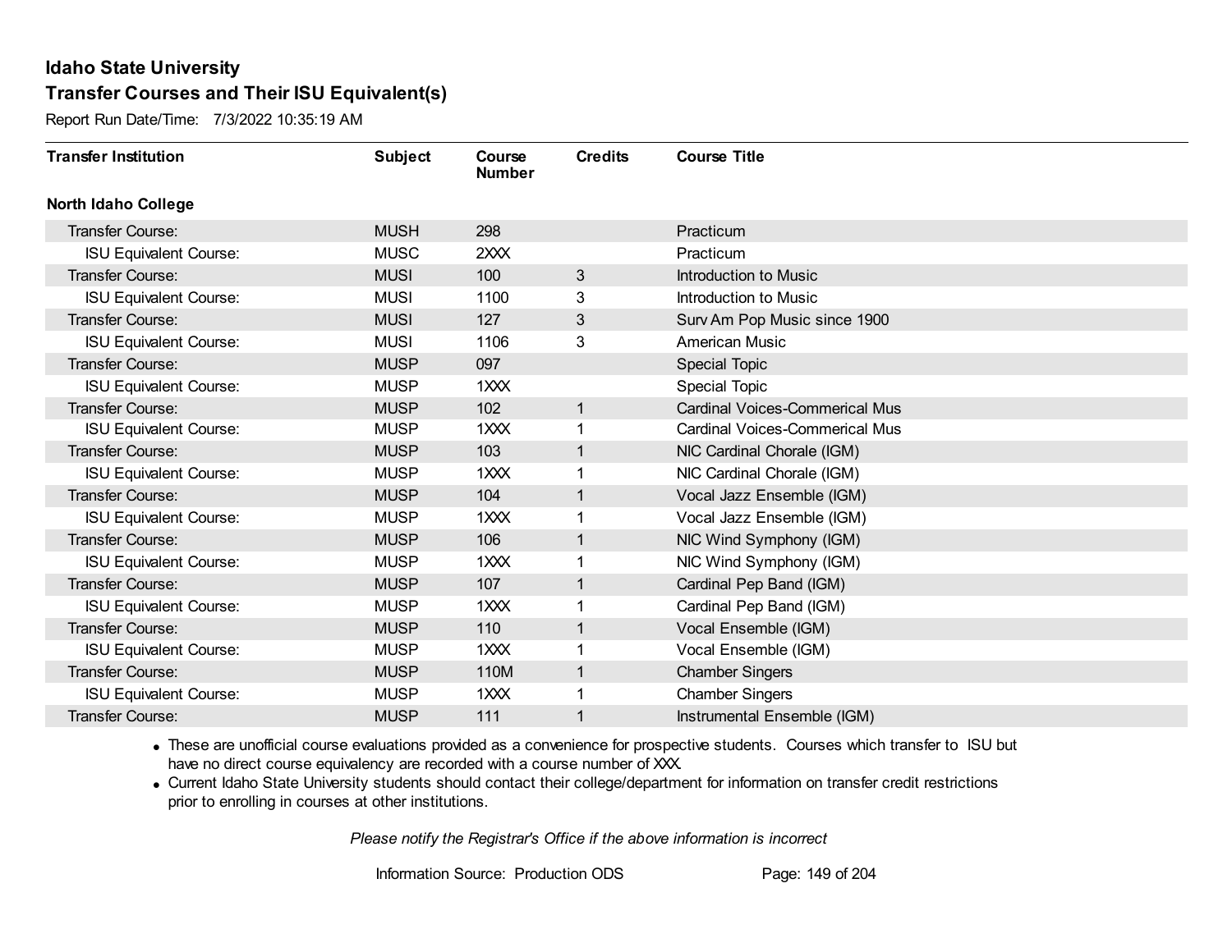# Idaho State University

## Transfer Courses and Their ISU Equivalent(s)

Report Run Date/Time: 7/3/2022 10:35:19 AM

| Transfer Institution | Subject | Course Number | Credits | Course Title |
|---|---|---|---|---|
| **North Idaho College** | | | | |
| Transfer Course: | MUSH | 298 | | Practicum |
| ISU Equivalent Course: | MUSC | 2XXX | | Practicum |
| Transfer Course: | MUSI | 100 | 3 | Introduction to Music |
| ISU Equivalent Course: | MUSI | 1100 | 3 | Introduction to Music |
| Transfer Course: | MUSI | 127 | 3 | Surv Am Pop Music since 1900 |
| ISU Equivalent Course: | MUSI | 1106 | 3 | American Music |
| Transfer Course: | MUSP | 097 | | Special Topic |
| ISU Equivalent Course: | MUSP | 1XXX | | Special Topic |
| Transfer Course: | MUSP | 102 | 1 | Cardinal Voices-Commerical Mus |
| ISU Equivalent Course: | MUSP | 1XXX | 1 | Cardinal Voices-Commerical Mus |
| Transfer Course: | MUSP | 103 | 1 | NIC Cardinal Chorale (IGM) |
| ISU Equivalent Course: | MUSP | 1XXX | 1 | NIC Cardinal Chorale (IGM) |
| Transfer Course: | MUSP | 104 | 1 | Vocal Jazz Ensemble (IGM) |
| ISU Equivalent Course: | MUSP | 1XXX | 1 | Vocal Jazz Ensemble (IGM) |
| Transfer Course: | MUSP | 106 | 1 | NIC Wind Symphony (IGM) |
| ISU Equivalent Course: | MUSP | 1XXX | 1 | NIC Wind Symphony (IGM) |
| Transfer Course: | MUSP | 107 | 1 | Cardinal Pep Band (IGM) |
| ISU Equivalent Course: | MUSP | 1XXX | 1 | Cardinal Pep Band (IGM) |
| Transfer Course: | MUSP | 110 | 1 | Vocal Ensemble (IGM) |
| ISU Equivalent Course: | MUSP | 1XXX | 1 | Vocal Ensemble (IGM) |
| Transfer Course: | MUSP | 110M | 1 | Chamber Singers |
| ISU Equivalent Course: | MUSP | 1XXX | 1 | Chamber Singers |
| Transfer Course: | MUSP | 111 | 1 | Instrumental Ensemble (IGM) |

- These are unofficial course evaluations provided as a convenience for prospective students. Courses which transfer to ISU but have no direct course equivalency are recorded with a course number of XXX.
- Current Idaho State University students should contact their college/department for information on transfer credit restrictions prior to enrolling in courses at other institutions.

*Please notify the Registrar's Office if the above information is incorrect*

Information Source: Production ODS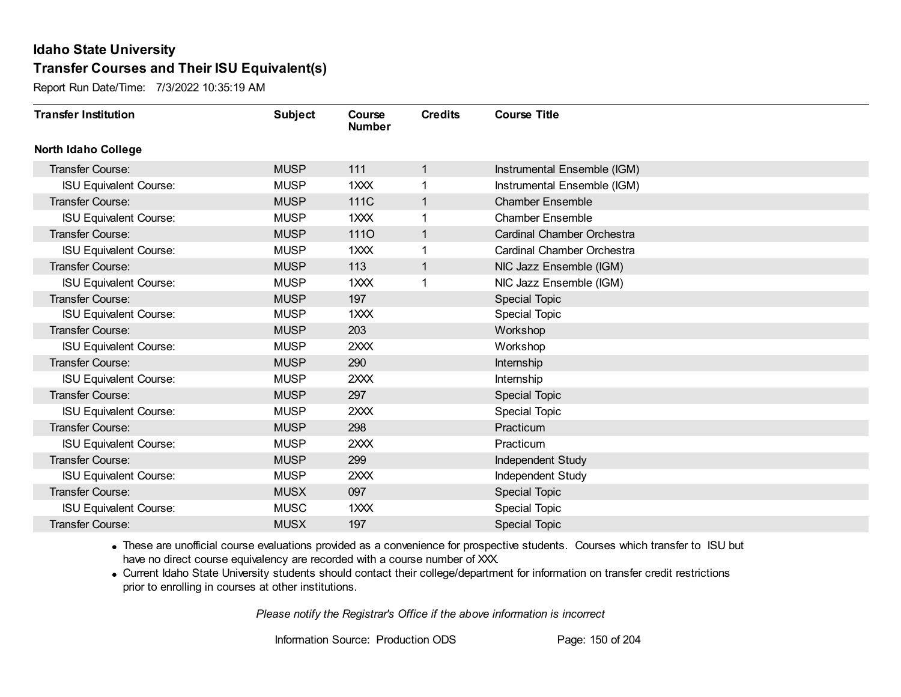# Idaho State University

## Transfer Courses and Their ISU Equivalent(s)

Report Run Date/Time: 7/3/2022 10:35:19 AM

| Transfer Institution | Subject | Course Number | Credits | Course Title |
|---|---|---|---|---|
| **North Idaho College** | | | | |
| Transfer Course: | MUSP | 111 | 1 | Instrumental Ensemble (IGM) |
| ISU Equivalent Course: | MUSP | 1XXX | 1 | Instrumental Ensemble (IGM) |
| Transfer Course: | MUSP | 111C | 1 | Chamber Ensemble |
| ISU Equivalent Course: | MUSP | 1XXX | 1 | Chamber Ensemble |
| Transfer Course: | MUSP | 111O | 1 | Cardinal Chamber Orchestra |
| ISU Equivalent Course: | MUSP | 1XXX | 1 | Cardinal Chamber Orchestra |
| Transfer Course: | MUSP | 113 | 1 | NIC Jazz Ensemble (IGM) |
| ISU Equivalent Course: | MUSP | 1XXX | 1 | NIC Jazz Ensemble (IGM) |
| Transfer Course: | MUSP | 197 | | Special Topic |
| ISU Equivalent Course: | MUSP | 1XXX | | Special Topic |
| Transfer Course: | MUSP | 203 | | Workshop |
| ISU Equivalent Course: | MUSP | 2XXX | | Workshop |
| Transfer Course: | MUSP | 290 | | Internship |
| ISU Equivalent Course: | MUSP | 2XXX | | Internship |
| Transfer Course: | MUSP | 297 | | Special Topic |
| ISU Equivalent Course: | MUSP | 2XXX | | Special Topic |
| Transfer Course: | MUSP | 298 | | Practicum |
| ISU Equivalent Course: | MUSP | 2XXX | | Practicum |
| Transfer Course: | MUSP | 299 | | Independent Study |
| ISU Equivalent Course: | MUSP | 2XXX | | Independent Study |
| Transfer Course: | MUSX | 097 | | Special Topic |
| ISU Equivalent Course: | MUSC | 1XXX | | Special Topic |
| Transfer Course: | MUSX | 197 | | Special Topic |

- These are unofficial course evaluations provided as a convenience for prospective students. Courses which transfer to ISU but have no direct course equivalency are recorded with a course number of XXX.
- Current Idaho State University students should contact their college/department for information on transfer credit restrictions prior to enrolling in courses at other institutions.

*Please notify the Registrar's Office if the above information is incorrect*

Information Source: Production ODS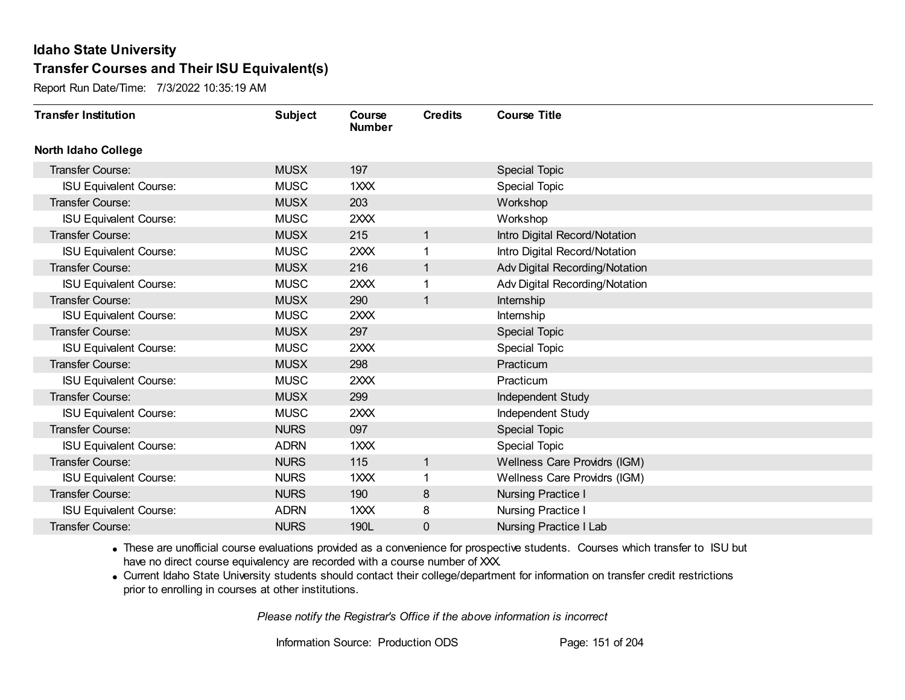# Idaho State University

## Transfer Courses and Their ISU Equivalent(s)

Report Run Date/Time: 7/3/2022 10:35:19 AM

| Transfer Institution | Subject | Course Number | Credits | Course Title |
|---|---|---|---|---|
| **North Idaho College** | | | | |
| Transfer Course: | MUSX | 197 | | Special Topic |
| ISU Equivalent Course: | MUSC | 1XXX | | Special Topic |
| Transfer Course: | MUSX | 203 | | Workshop |
| ISU Equivalent Course: | MUSC | 2XXX | | Workshop |
| Transfer Course: | MUSX | 215 | 1 | Intro Digital Record/Notation |
| ISU Equivalent Course: | MUSC | 2XXX | 1 | Intro Digital Record/Notation |
| Transfer Course: | MUSX | 216 | 1 | Adv Digital Recording/Notation |
| ISU Equivalent Course: | MUSC | 2XXX | 1 | Adv Digital Recording/Notation |
| Transfer Course: | MUSX | 290 | 1 | Internship |
| ISU Equivalent Course: | MUSC | 2XXX | | Internship |
| Transfer Course: | MUSX | 297 | | Special Topic |
| ISU Equivalent Course: | MUSC | 2XXX | | Special Topic |
| Transfer Course: | MUSX | 298 | | Practicum |
| ISU Equivalent Course: | MUSC | 2XXX | | Practicum |
| Transfer Course: | MUSX | 299 | | Independent Study |
| ISU Equivalent Course: | MUSC | 2XXX | | Independent Study |
| Transfer Course: | NURS | 097 | | Special Topic |
| ISU Equivalent Course: | ADRN | 1XXX | | Special Topic |
| Transfer Course: | NURS | 115 | 1 | Wellness Care Providrs (IGM) |
| ISU Equivalent Course: | NURS | 1XXX | 1 | Wellness Care Providrs (IGM) |
| Transfer Course: | NURS | 190 | 8 | Nursing Practice I |
| ISU Equivalent Course: | ADRN | 1XXX | 8 | Nursing Practice I |
| Transfer Course: | NURS | 190L | 0 | Nursing Practice I Lab |

- These are unofficial course evaluations provided as a convenience for prospective students. Courses which transfer to ISU but have no direct course equivalency are recorded with a course number of XXX.
- Current Idaho State University students should contact their college/department for information on transfer credit restrictions prior to enrolling in courses at other institutions.

*Please notify the Registrar's Office if the above information is incorrect*

Information Source: Production ODS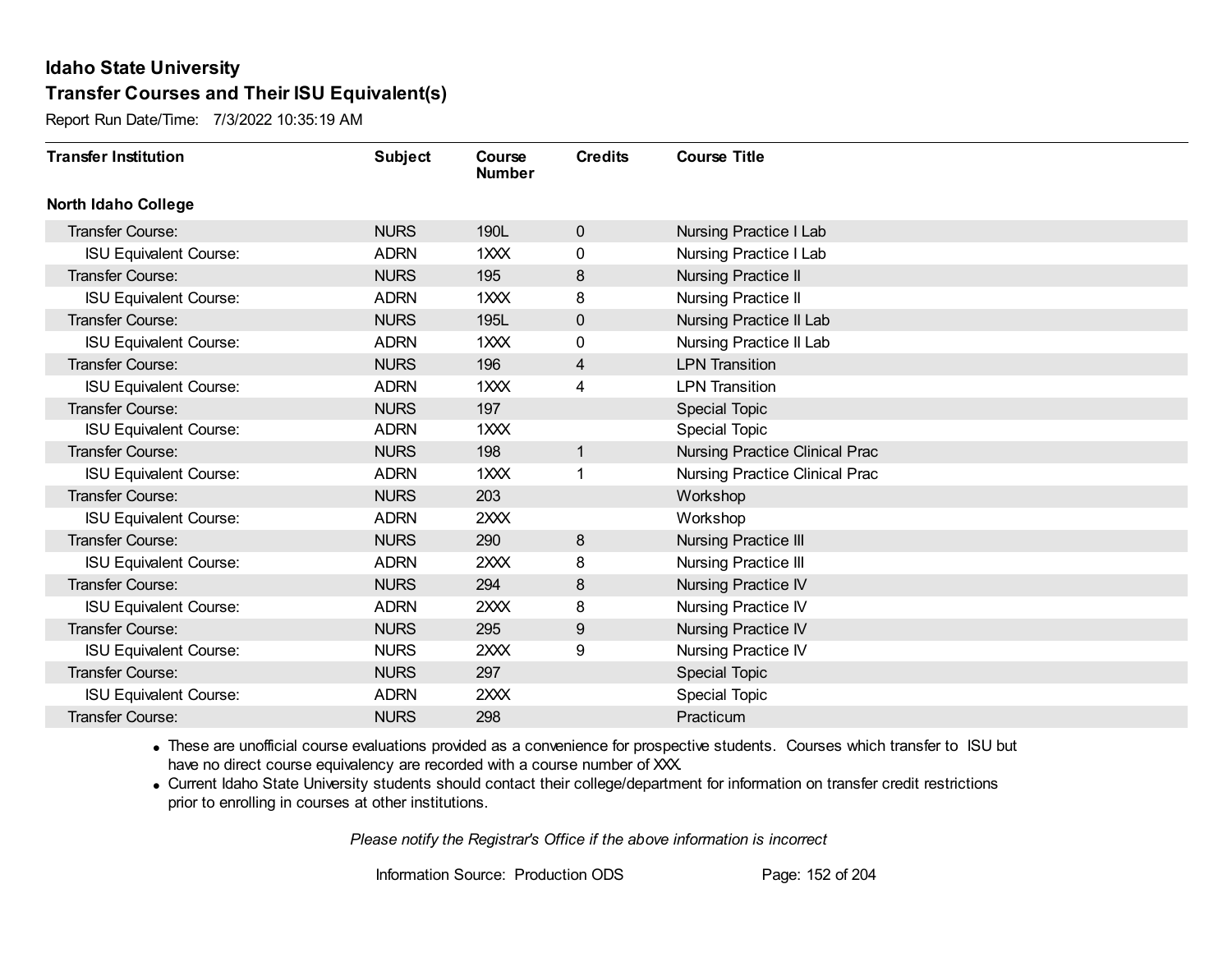# Idaho State University

## Transfer Courses and Their ISU Equivalent(s)

Report Run Date/Time: 7/3/2022 10:35:19 AM

| Transfer Institution | Subject | Course Number | Credits | Course Title |
|---|---|---|---|---|
| **North Idaho College** | | | | |
| Transfer Course: | NURS | 190L | 0 | Nursing Practice I Lab |
| ISU Equivalent Course: | ADRN | 1XXX | 0 | Nursing Practice I Lab |
| Transfer Course: | NURS | 195 | 8 | Nursing Practice II |
| ISU Equivalent Course: | ADRN | 1XXX | 8 | Nursing Practice II |
| Transfer Course: | NURS | 195L | 0 | Nursing Practice II Lab |
| ISU Equivalent Course: | ADRN | 1XXX | 0 | Nursing Practice II Lab |
| Transfer Course: | NURS | 196 | 4 | LPN Transition |
| ISU Equivalent Course: | ADRN | 1XXX | 4 | LPN Transition |
| Transfer Course: | NURS | 197 | | Special Topic |
| ISU Equivalent Course: | ADRN | 1XXX | | Special Topic |
| Transfer Course: | NURS | 198 | 1 | Nursing Practice Clinical Prac |
| ISU Equivalent Course: | ADRN | 1XXX | 1 | Nursing Practice Clinical Prac |
| Transfer Course: | NURS | 203 | | Workshop |
| ISU Equivalent Course: | ADRN | 2XXX | | Workshop |
| Transfer Course: | NURS | 290 | 8 | Nursing Practice III |
| ISU Equivalent Course: | ADRN | 2XXX | 8 | Nursing Practice III |
| Transfer Course: | NURS | 294 | 8 | Nursing Practice IV |
| ISU Equivalent Course: | ADRN | 2XXX | 8 | Nursing Practice IV |
| Transfer Course: | NURS | 295 | 9 | Nursing Practice IV |
| ISU Equivalent Course: | NURS | 2XXX | 9 | Nursing Practice IV |
| Transfer Course: | NURS | 297 | | Special Topic |
| ISU Equivalent Course: | ADRN | 2XXX | | Special Topic |
| Transfer Course: | NURS | 298 | | Practicum |

- These are unofficial course evaluations provided as a convenience for prospective students. Courses which transfer to ISU but have no direct course equivalency are recorded with a course number of XXX.
- Current Idaho State University students should contact their college/department for information on transfer credit restrictions prior to enrolling in courses at other institutions.

*Please notify the Registrar's Office if the above information is incorrect*

Information Source: Production ODS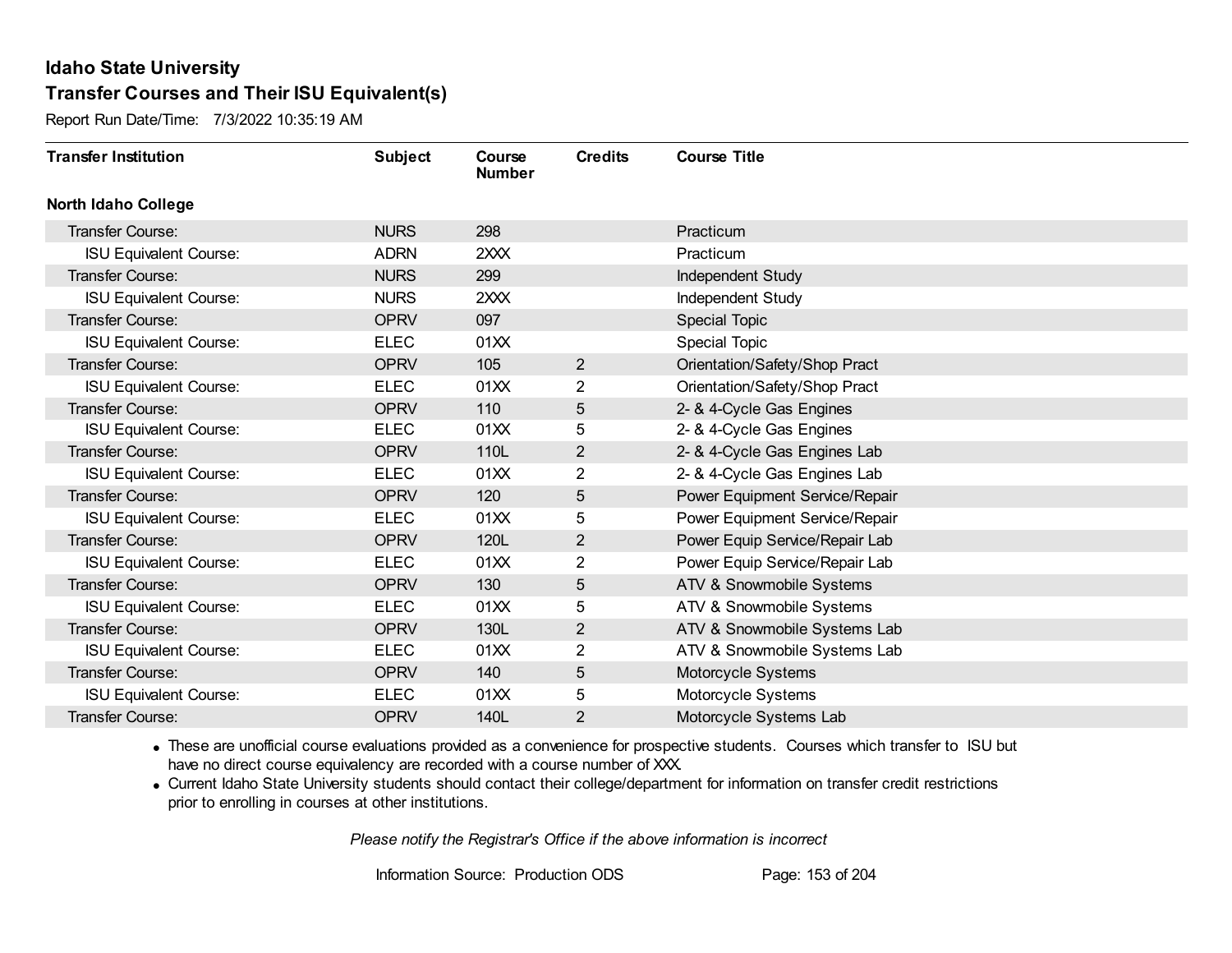# Idaho State University

## Transfer Courses and Their ISU Equivalent(s)

Report Run Date/Time: 7/3/2022 10:35:19 AM

| Transfer Institution | Subject | Course Number | Credits | Course Title |
|---|---|---|---|---|
| **North Idaho College** | | | | |
| Transfer Course: | NURS | 298 | | Practicum |
| ISU Equivalent Course: | ADRN | 2XXX | | Practicum |
| Transfer Course: | NURS | 299 | | Independent Study |
| ISU Equivalent Course: | NURS | 2XXX | | Independent Study |
| Transfer Course: | OPRV | 097 | | Special Topic |
| ISU Equivalent Course: | ELEC | 01XX | | Special Topic |
| Transfer Course: | OPRV | 105 | 2 | Orientation/Safety/Shop Pract |
| ISU Equivalent Course: | ELEC | 01XX | 2 | Orientation/Safety/Shop Pract |
| Transfer Course: | OPRV | 110 | 5 | 2- & 4-Cycle Gas Engines |
| ISU Equivalent Course: | ELEC | 01XX | 5 | 2- & 4-Cycle Gas Engines |
| Transfer Course: | OPRV | 110L | 2 | 2- & 4-Cycle Gas Engines Lab |
| ISU Equivalent Course: | ELEC | 01XX | 2 | 2- & 4-Cycle Gas Engines Lab |
| Transfer Course: | OPRV | 120 | 5 | Power Equipment Service/Repair |
| ISU Equivalent Course: | ELEC | 01XX | 5 | Power Equipment Service/Repair |
| Transfer Course: | OPRV | 120L | 2 | Power Equip Service/Repair Lab |
| ISU Equivalent Course: | ELEC | 01XX | 2 | Power Equip Service/Repair Lab |
| Transfer Course: | OPRV | 130 | 5 | ATV & Snowmobile Systems |
| ISU Equivalent Course: | ELEC | 01XX | 5 | ATV & Snowmobile Systems |
| Transfer Course: | OPRV | 130L | 2 | ATV & Snowmobile Systems Lab |
| ISU Equivalent Course: | ELEC | 01XX | 2 | ATV & Snowmobile Systems Lab |
| Transfer Course: | OPRV | 140 | 5 | Motorcycle Systems |
| ISU Equivalent Course: | ELEC | 01XX | 5 | Motorcycle Systems |
| Transfer Course: | OPRV | 140L | 2 | Motorcycle Systems Lab |

- These are unofficial course evaluations provided as a convenience for prospective students. Courses which transfer to ISU but have no direct course equivalency are recorded with a course number of XXX.
- Current Idaho State University students should contact their college/department for information on transfer credit restrictions prior to enrolling in courses at other institutions.

*Please notify the Registrar's Office if the above information is incorrect*

Information Source: Production ODS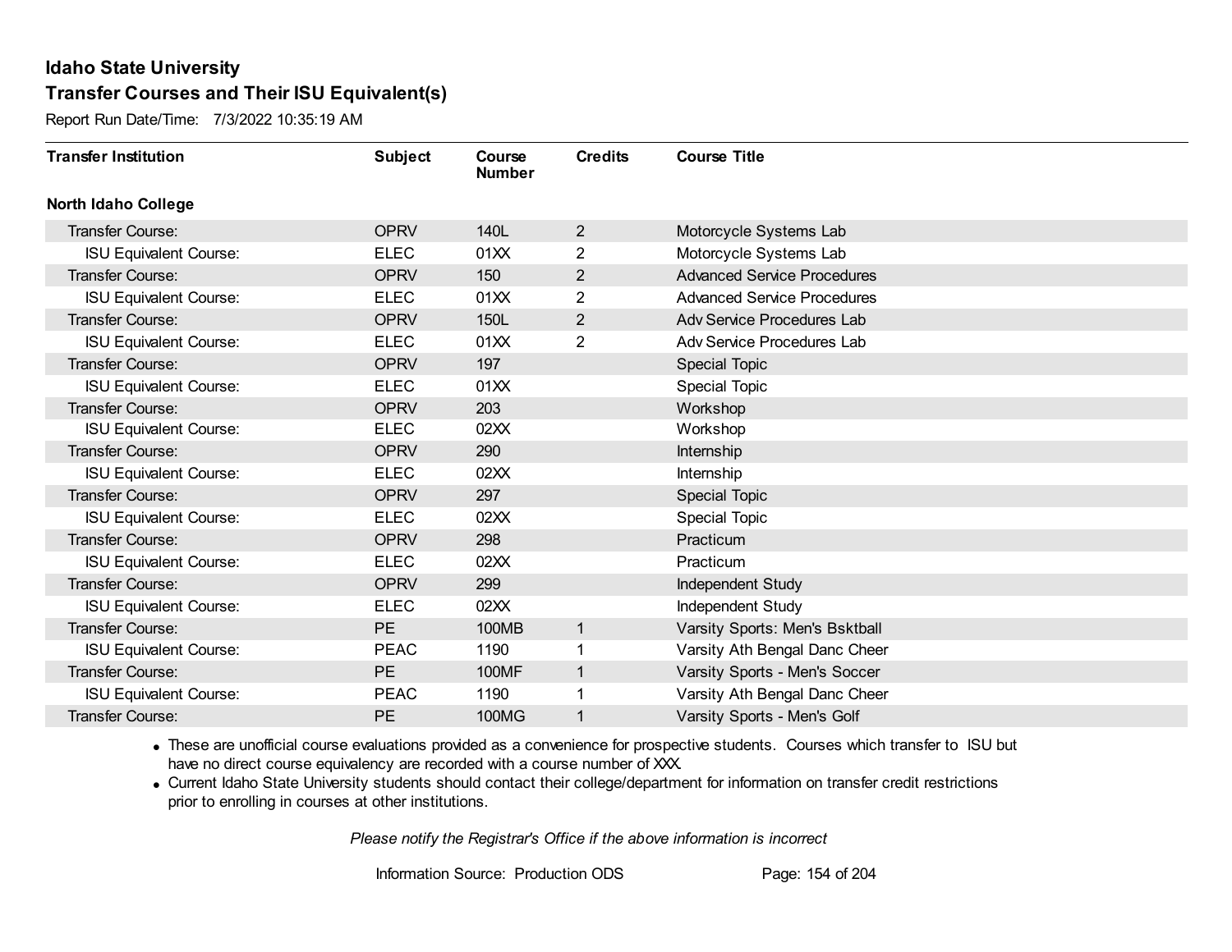# Idaho State University

## Transfer Courses and Their ISU Equivalent(s)

Report Run Date/Time: 7/3/2022 10:35:19 AM

| Transfer Institution | Subject | Course Number | Credits | Course Title |
|---|---|---|---|---|
| **North Idaho College** | | | | |
| Transfer Course: | OPRV | 140L | 2 | Motorcycle Systems Lab |
| ISU Equivalent Course: | ELEC | 01XX | 2 | Motorcycle Systems Lab |
| Transfer Course: | OPRV | 150 | 2 | Advanced Service Procedures |
| ISU Equivalent Course: | ELEC | 01XX | 2 | Advanced Service Procedures |
| Transfer Course: | OPRV | 150L | 2 | Adv Service Procedures Lab |
| ISU Equivalent Course: | ELEC | 01XX | 2 | Adv Service Procedures Lab |
| Transfer Course: | OPRV | 197 | | Special Topic |
| ISU Equivalent Course: | ELEC | 01XX | | Special Topic |
| Transfer Course: | OPRV | 203 | | Workshop |
| ISU Equivalent Course: | ELEC | 02XX | | Workshop |
| Transfer Course: | OPRV | 290 | | Internship |
| ISU Equivalent Course: | ELEC | 02XX | | Internship |
| Transfer Course: | OPRV | 297 | | Special Topic |
| ISU Equivalent Course: | ELEC | 02XX | | Special Topic |
| Transfer Course: | OPRV | 298 | | Practicum |
| ISU Equivalent Course: | ELEC | 02XX | | Practicum |
| Transfer Course: | OPRV | 299 | | Independent Study |
| ISU Equivalent Course: | ELEC | 02XX | | Independent Study |
| Transfer Course: | PE | 100MB | 1 | Varsity Sports: Men's Bsktball |
| ISU Equivalent Course: | PEAC | 1190 | 1 | Varsity Ath Bengal Danc Cheer |
| Transfer Course: | PE | 100MF | 1 | Varsity Sports - Men's Soccer |
| ISU Equivalent Course: | PEAC | 1190 | 1 | Varsity Ath Bengal Danc Cheer |
| Transfer Course: | PE | 100MG | 1 | Varsity Sports - Men's Golf |

- These are unofficial course evaluations provided as a convenience for prospective students. Courses which transfer to ISU but have no direct course equivalency are recorded with a course number of XXX.
- Current Idaho State University students should contact their college/department for information on transfer credit restrictions prior to enrolling in courses at other institutions.

*Please notify the Registrar's Office if the above information is incorrect*

Information Source: Production ODS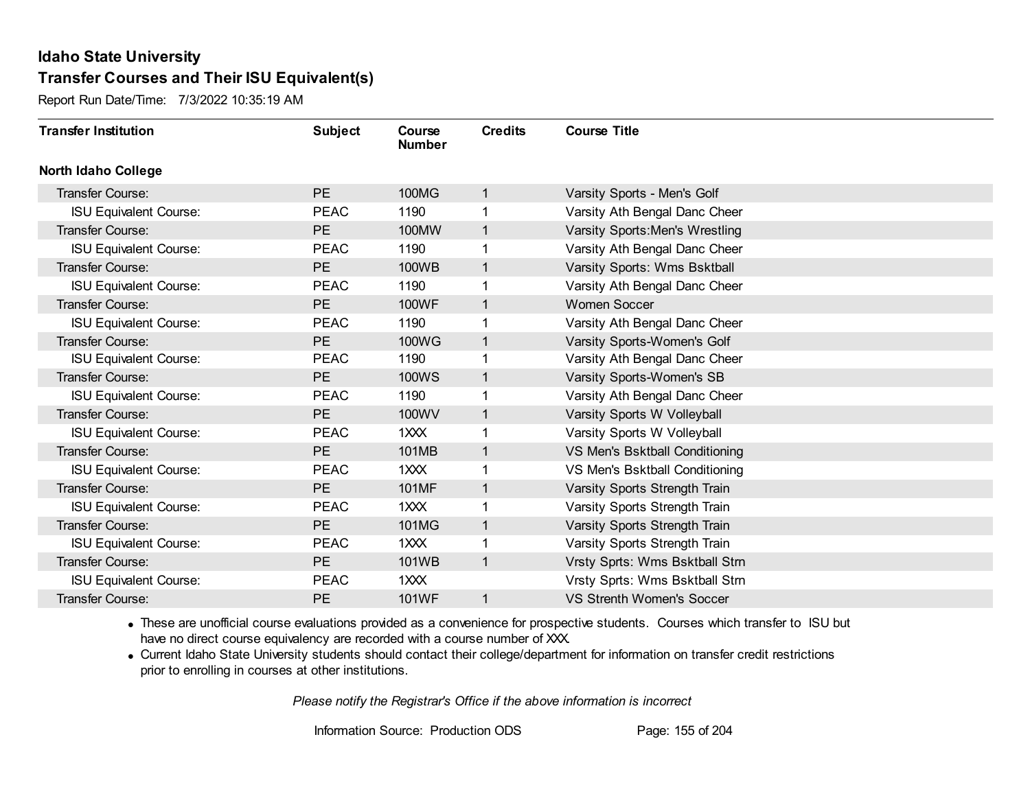# Idaho State University

## Transfer Courses and Their ISU Equivalent(s)

Report Run Date/Time: 7/3/2022 10:35:19 AM

| Transfer Institution | Subject | Course Number | Credits | Course Title |
|---|---|---|---|---|
| **North Idaho College** | | | | |
| Transfer Course: | PE | 100MG | 1 | Varsity Sports - Men's Golf |
| ISU Equivalent Course: | PEAC | 1190 | 1 | Varsity Ath Bengal Danc Cheer |
| Transfer Course: | PE | 100MW | 1 | Varsity Sports:Men's Wrestling |
| ISU Equivalent Course: | PEAC | 1190 | 1 | Varsity Ath Bengal Danc Cheer |
| Transfer Course: | PE | 100WB | 1 | Varsity Sports: Wms Bsktball |
| ISU Equivalent Course: | PEAC | 1190 | 1 | Varsity Ath Bengal Danc Cheer |
| Transfer Course: | PE | 100WF | 1 | Women Soccer |
| ISU Equivalent Course: | PEAC | 1190 | 1 | Varsity Ath Bengal Danc Cheer |
| Transfer Course: | PE | 100WG | 1 | Varsity Sports-Women's Golf |
| ISU Equivalent Course: | PEAC | 1190 | 1 | Varsity Ath Bengal Danc Cheer |
| Transfer Course: | PE | 100WS | 1 | Varsity Sports-Women's SB |
| ISU Equivalent Course: | PEAC | 1190 | 1 | Varsity Ath Bengal Danc Cheer |
| Transfer Course: | PE | 100WV | 1 | Varsity Sports W Volleyball |
| ISU Equivalent Course: | PEAC | 1XXX | 1 | Varsity Sports W Volleyball |
| Transfer Course: | PE | 101MB | 1 | VS Men's Bsktball Conditioning |
| ISU Equivalent Course: | PEAC | 1XXX | 1 | VS Men's Bsktball Conditioning |
| Transfer Course: | PE | 101MF | 1 | Varsity Sports Strength Train |
| ISU Equivalent Course: | PEAC | 1XXX | 1 | Varsity Sports Strength Train |
| Transfer Course: | PE | 101MG | 1 | Varsity Sports Strength Train |
| ISU Equivalent Course: | PEAC | 1XXX | 1 | Varsity Sports Strength Train |
| Transfer Course: | PE | 101WB | 1 | Vrsty Sprts: Wms Bsktball Strn |
| ISU Equivalent Course: | PEAC | 1XXX | | Vrsty Sprts: Wms Bsktball Strn |
| Transfer Course: | PE | 101WF | 1 | VS Strenth Women's Soccer |

- These are unofficial course evaluations provided as a convenience for prospective students. Courses which transfer to ISU but have no direct course equivalency are recorded with a course number of XXX.
- Current Idaho State University students should contact their college/department for information on transfer credit restrictions prior to enrolling in courses at other institutions.

*Please notify the Registrar's Office if the above information is incorrect*

Information Source: Production ODS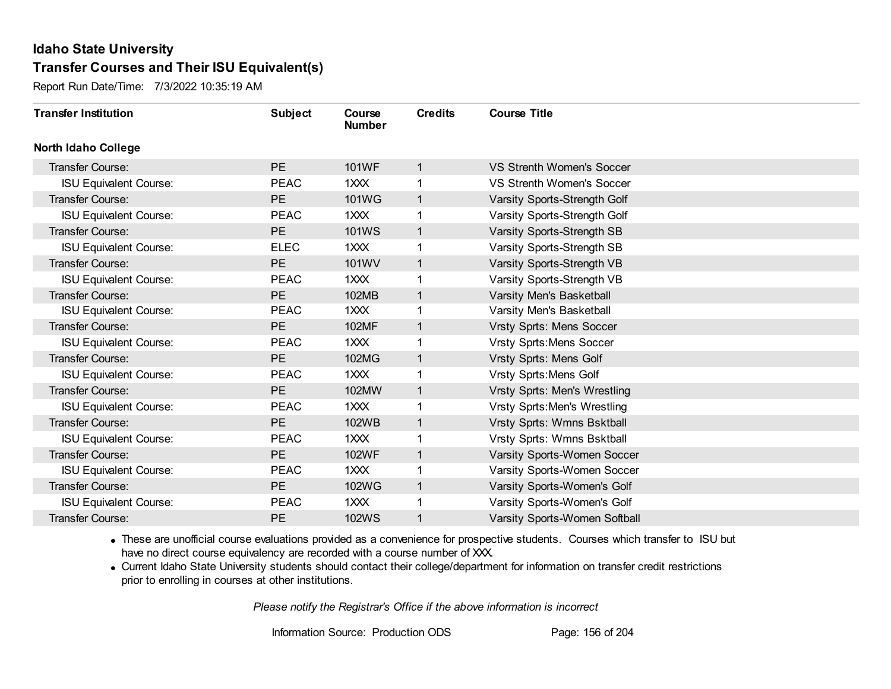## Idaho State University
## Transfer Courses and Their ISU Equivalent(s)

Report Run Date/Time: 7/3/2022 10:35:19 AM

| Transfer Institution | Subject | Course Number | Credits | Course Title |
|---|---|---|---|---|
| **North Idaho College** | | | | |
| Transfer Course: | PE | 101WF | 1 | VS Strenth Women's Soccer |
| ISU Equivalent Course: | PEAC | 1XXX | 1 | VS Strenth Women's Soccer |
| Transfer Course: | PE | 101WG | 1 | Varsity Sports-Strength Golf |
| ISU Equivalent Course: | PEAC | 1XXX | 1 | Varsity Sports-Strength Golf |
| Transfer Course: | PE | 101WS | 1 | Varsity Sports-Strength SB |
| ISU Equivalent Course: | ELEC | 1XXX | 1 | Varsity Sports-Strength SB |
| Transfer Course: | PE | 101WV | 1 | Varsity Sports-Strength VB |
| ISU Equivalent Course: | PEAC | 1XXX | 1 | Varsity Sports-Strength VB |
| Transfer Course: | PE | 102MB | 1 | Varsity Men's Basketball |
| ISU Equivalent Course: | PEAC | 1XXX | 1 | Varsity Men's Basketball |
| Transfer Course: | PE | 102MF | 1 | Vrsty Sprts: Mens Soccer |
| ISU Equivalent Course: | PEAC | 1XXX | 1 | Vrsty Sprts:Mens Soccer |
| Transfer Course: | PE | 102MG | 1 | Vrsty Sprts: Mens Golf |
| ISU Equivalent Course: | PEAC | 1XXX | 1 | Vrsty Sprts:Mens Golf |
| Transfer Course: | PE | 102MW | 1 | Vrsty Sprts: Men's Wrestling |
| ISU Equivalent Course: | PEAC | 1XXX | 1 | Vrsty Sprts:Men's Wrestling |
| Transfer Course: | PE | 102WB | 1 | Vrsty Sprts: Wmns Bsktball |
| ISU Equivalent Course: | PEAC | 1XXX | 1 | Vrsty Sprts: Wmns Bsktball |
| Transfer Course: | PE | 102WF | 1 | Varsity Sports-Women Soccer |
| ISU Equivalent Course: | PEAC | 1XXX | 1 | Varsity Sports-Women Soccer |
| Transfer Course: | PE | 102WG | 1 | Varsity Sports-Women's Golf |
| ISU Equivalent Course: | PEAC | 1XXX | 1 | Varsity Sports-Women's Golf |
| Transfer Course: | PE | 102WS | 1 | Varsity Sports-Women Softball |

- These are unofficial course evaluations provided as a convenience for prospective students. Courses which transfer to ISU but have no direct course equivalency are recorded with a course number of XXX.
- Current Idaho State University students should contact their college/department for information on transfer credit restrictions prior to enrolling in courses at other institutions.

*Please notify the Registrar's Office if the above information is incorrect*

Information Source: Production ODS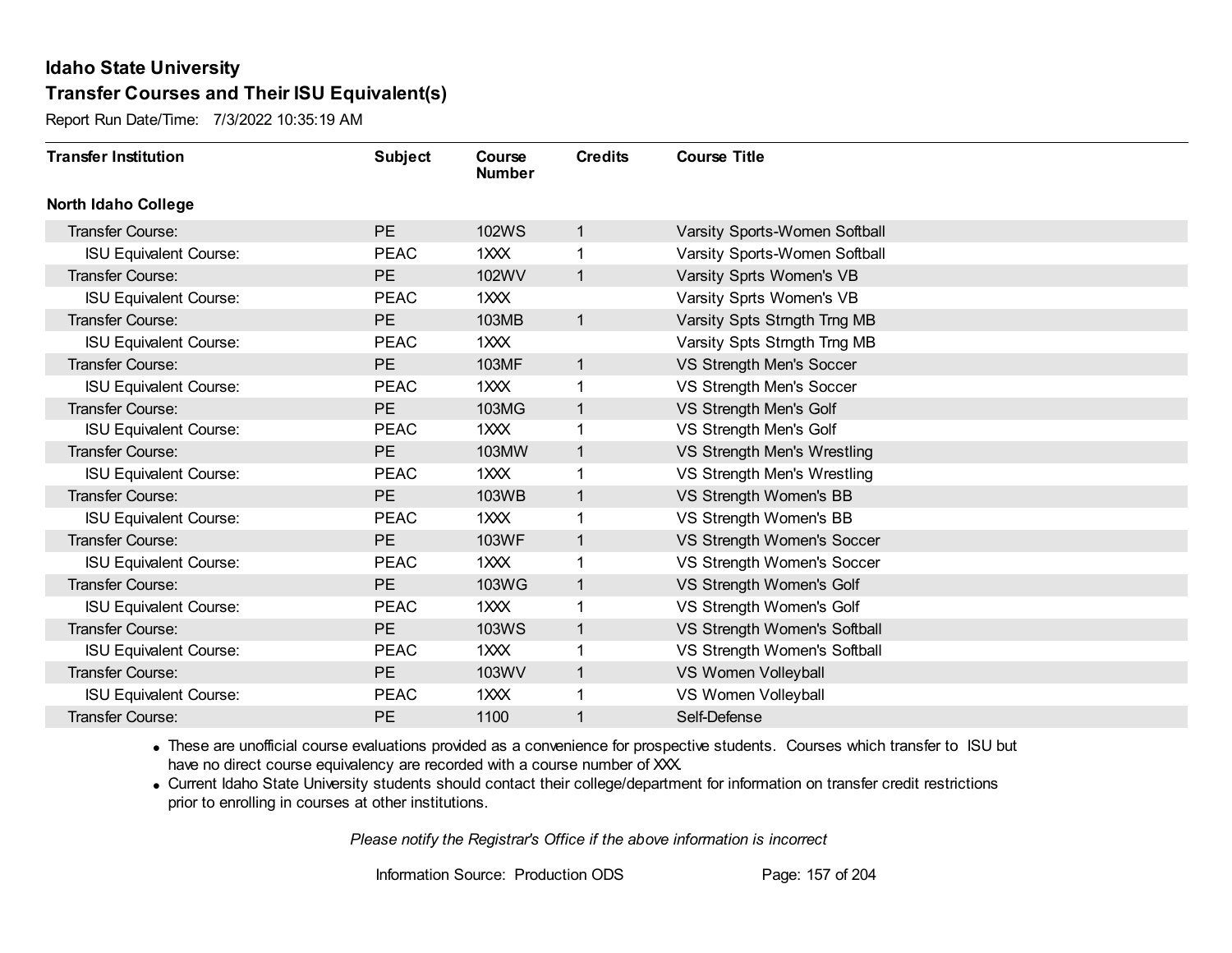# Idaho State University

## Transfer Courses and Their ISU Equivalent(s)

Report Run Date/Time: 7/3/2022 10:35:19 AM

| Transfer Institution | Subject | Course Number | Credits | Course Title |
|---|---|---|---|---|
| **North Idaho College** | | | | |
| Transfer Course: | PE | 102WS | 1 | Varsity Sports-Women Softball |
| ISU Equivalent Course: | PEAC | 1XXX | 1 | Varsity Sports-Women Softball |
| Transfer Course: | PE | 102WV | 1 | Varsity Sprts Women's VB |
| ISU Equivalent Course: | PEAC | 1XXX | | Varsity Sprts Women's VB |
| Transfer Course: | PE | 103MB | 1 | Varsity Spts Strngth Trng MB |
| ISU Equivalent Course: | PEAC | 1XXX | | Varsity Spts Strngth Trng MB |
| Transfer Course: | PE | 103MF | 1 | VS Strength Men's Soccer |
| ISU Equivalent Course: | PEAC | 1XXX | 1 | VS Strength Men's Soccer |
| Transfer Course: | PE | 103MG | 1 | VS Strength Men's Golf |
| ISU Equivalent Course: | PEAC | 1XXX | 1 | VS Strength Men's Golf |
| Transfer Course: | PE | 103MW | 1 | VS Strength Men's Wrestling |
| ISU Equivalent Course: | PEAC | 1XXX | 1 | VS Strength Men's Wrestling |
| Transfer Course: | PE | 103WB | 1 | VS Strength Women's BB |
| ISU Equivalent Course: | PEAC | 1XXX | 1 | VS Strength Women's BB |
| Transfer Course: | PE | 103WF | 1 | VS Strength Women's Soccer |
| ISU Equivalent Course: | PEAC | 1XXX | 1 | VS Strength Women's Soccer |
| Transfer Course: | PE | 103WG | 1 | VS Strength Women's Golf |
| ISU Equivalent Course: | PEAC | 1XXX | 1 | VS Strength Women's Golf |
| Transfer Course: | PE | 103WS | 1 | VS Strength Women's Softball |
| ISU Equivalent Course: | PEAC | 1XXX | 1 | VS Strength Women's Softball |
| Transfer Course: | PE | 103WV | 1 | VS Women Volleyball |
| ISU Equivalent Course: | PEAC | 1XXX | 1 | VS Women Volleyball |
| Transfer Course: | PE | 1100 | 1 | Self-Defense |

- These are unofficial course evaluations provided as a convenience for prospective students. Courses which transfer to ISU but have no direct course equivalency are recorded with a course number of XXX.
- Current Idaho State University students should contact their college/department for information on transfer credit restrictions prior to enrolling in courses at other institutions.

*Please notify the Registrar's Office if the above information is incorrect*

Information Source: Production ODS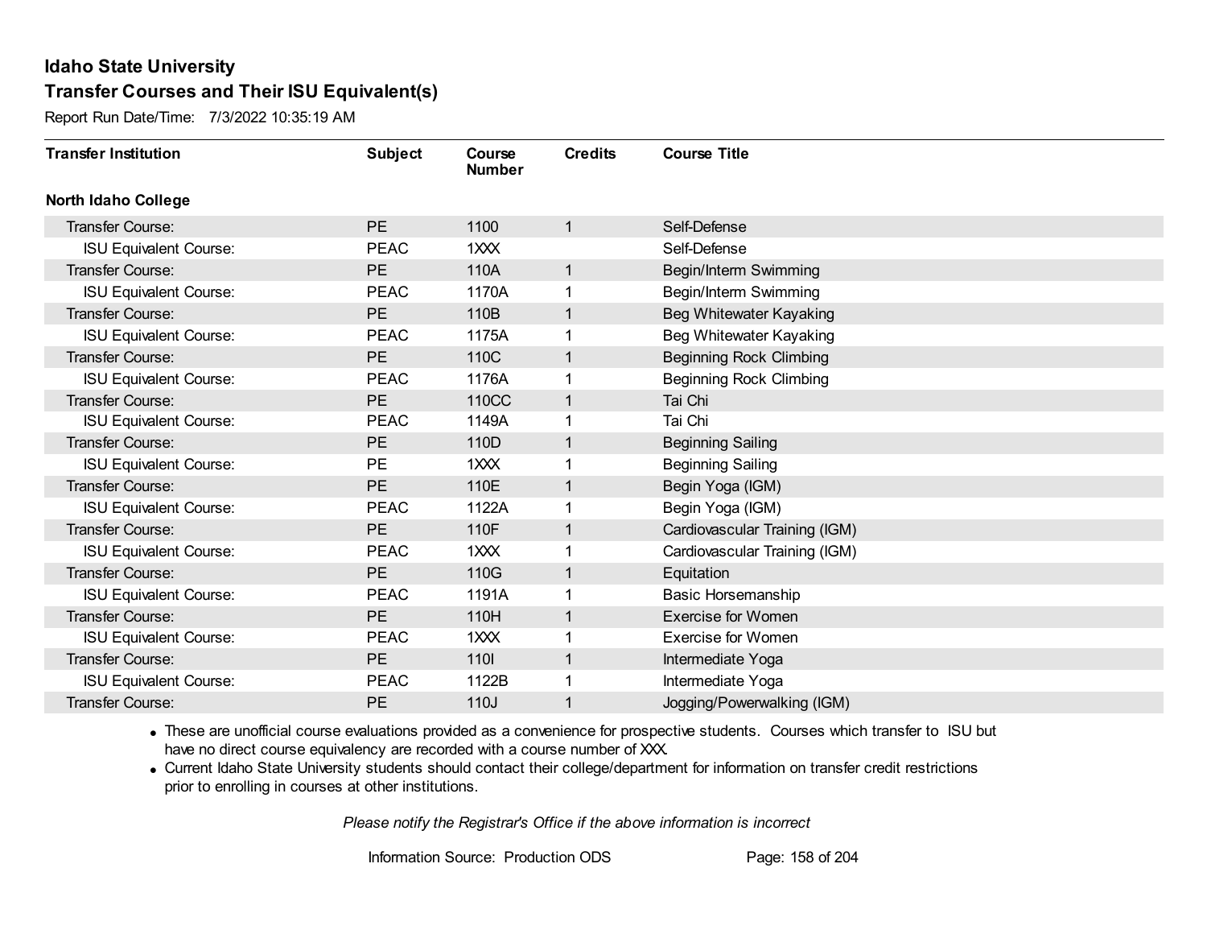# Idaho State University

## Transfer Courses and Their ISU Equivalent(s)

Report Run Date/Time: 7/3/2022 10:35:19 AM

| Transfer Institution | Subject | Course Number | Credits | Course Title |
|---|---|---|---|---|
| **North Idaho College** | | | | |
| Transfer Course: | PE | 1100 | 1 | Self-Defense |
| ISU Equivalent Course: | PEAC | 1XXX | | Self-Defense |
| Transfer Course: | PE | 110A | 1 | Begin/Interm Swimming |
| ISU Equivalent Course: | PEAC | 1170A | 1 | Begin/Interm Swimming |
| Transfer Course: | PE | 110B | 1 | Beg Whitewater Kayaking |
| ISU Equivalent Course: | PEAC | 1175A | 1 | Beg Whitewater Kayaking |
| Transfer Course: | PE | 110C | 1 | Beginning Rock Climbing |
| ISU Equivalent Course: | PEAC | 1176A | 1 | Beginning Rock Climbing |
| Transfer Course: | PE | 110CC | 1 | Tai Chi |
| ISU Equivalent Course: | PEAC | 1149A | 1 | Tai Chi |
| Transfer Course: | PE | 110D | 1 | Beginning Sailing |
| ISU Equivalent Course: | PE | 1XXX | 1 | Beginning Sailing |
| Transfer Course: | PE | 110E | 1 | Begin Yoga (IGM) |
| ISU Equivalent Course: | PEAC | 1122A | 1 | Begin Yoga (IGM) |
| Transfer Course: | PE | 110F | 1 | Cardiovascular Training (IGM) |
| ISU Equivalent Course: | PEAC | 1XXX | 1 | Cardiovascular Training (IGM) |
| Transfer Course: | PE | 110G | 1 | Equitation |
| ISU Equivalent Course: | PEAC | 1191A | 1 | Basic Horsemanship |
| Transfer Course: | PE | 110H | 1 | Exercise for Women |
| ISU Equivalent Course: | PEAC | 1XXX | 1 | Exercise for Women |
| Transfer Course: | PE | 110I | 1 | Intermediate Yoga |
| ISU Equivalent Course: | PEAC | 1122B | 1 | Intermediate Yoga |
| Transfer Course: | PE | 110J | 1 | Jogging/Powerwalking (IGM) |

- These are unofficial course evaluations provided as a convenience for prospective students. Courses which transfer to ISU but have no direct course equivalency are recorded with a course number of XXX.
- Current Idaho State University students should contact their college/department for information on transfer credit restrictions prior to enrolling in courses at other institutions.

*Please notify the Registrar's Office if the above information is incorrect*

Information Source: Production ODS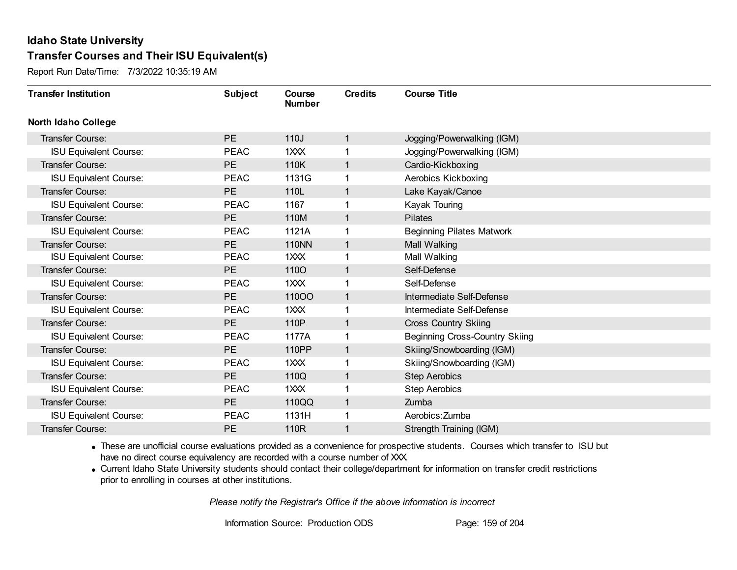# Idaho State University

## Transfer Courses and Their ISU Equivalent(s)

Report Run Date/Time: 7/3/2022 10:35:19 AM

| Transfer Institution | Subject | Course Number | Credits | Course Title |
|---|---|---|---|---|
| **North Idaho College** | | | | |
| Transfer Course: | PE | 110J | 1 | Jogging/Powerwalking (IGM) |
| ISU Equivalent Course: | PEAC | 1XXX | 1 | Jogging/Powerwalking (IGM) |
| Transfer Course: | PE | 110K | 1 | Cardio-Kickboxing |
| ISU Equivalent Course: | PEAC | 1131G | 1 | Aerobics Kickboxing |
| Transfer Course: | PE | 110L | 1 | Lake Kayak/Canoe |
| ISU Equivalent Course: | PEAC | 1167 | 1 | Kayak Touring |
| Transfer Course: | PE | 110M | 1 | Pilates |
| ISU Equivalent Course: | PEAC | 1121A | 1 | Beginning Pilates Matwork |
| Transfer Course: | PE | 110NN | 1 | Mall Walking |
| ISU Equivalent Course: | PEAC | 1XXX | 1 | Mall Walking |
| Transfer Course: | PE | 110O | 1 | Self-Defense |
| ISU Equivalent Course: | PEAC | 1XXX | 1 | Self-Defense |
| Transfer Course: | PE | 110OO | 1 | Intermediate Self-Defense |
| ISU Equivalent Course: | PEAC | 1XXX | 1 | Intermediate Self-Defense |
| Transfer Course: | PE | 110P | 1 | Cross Country Skiing |
| ISU Equivalent Course: | PEAC | 1177A | 1 | Beginning Cross-Country Skiing |
| Transfer Course: | PE | 110PP | 1 | Skiing/Snowboarding (IGM) |
| ISU Equivalent Course: | PEAC | 1XXX | 1 | Skiing/Snowboarding (IGM) |
| Transfer Course: | PE | 110Q | 1 | Step Aerobics |
| ISU Equivalent Course: | PEAC | 1XXX | 1 | Step Aerobics |
| Transfer Course: | PE | 110QQ | 1 | Zumba |
| ISU Equivalent Course: | PEAC | 1131H | 1 | Aerobics:Zumba |
| Transfer Course: | PE | 110R | 1 | Strength Training (IGM) |

- These are unofficial course evaluations provided as a convenience for prospective students. Courses which transfer to ISU but have no direct course equivalency are recorded with a course number of XXX.
- Current Idaho State University students should contact their college/department for information on transfer credit restrictions prior to enrolling in courses at other institutions.

*Please notify the Registrar's Office if the above information is incorrect*

Information Source: Production ODS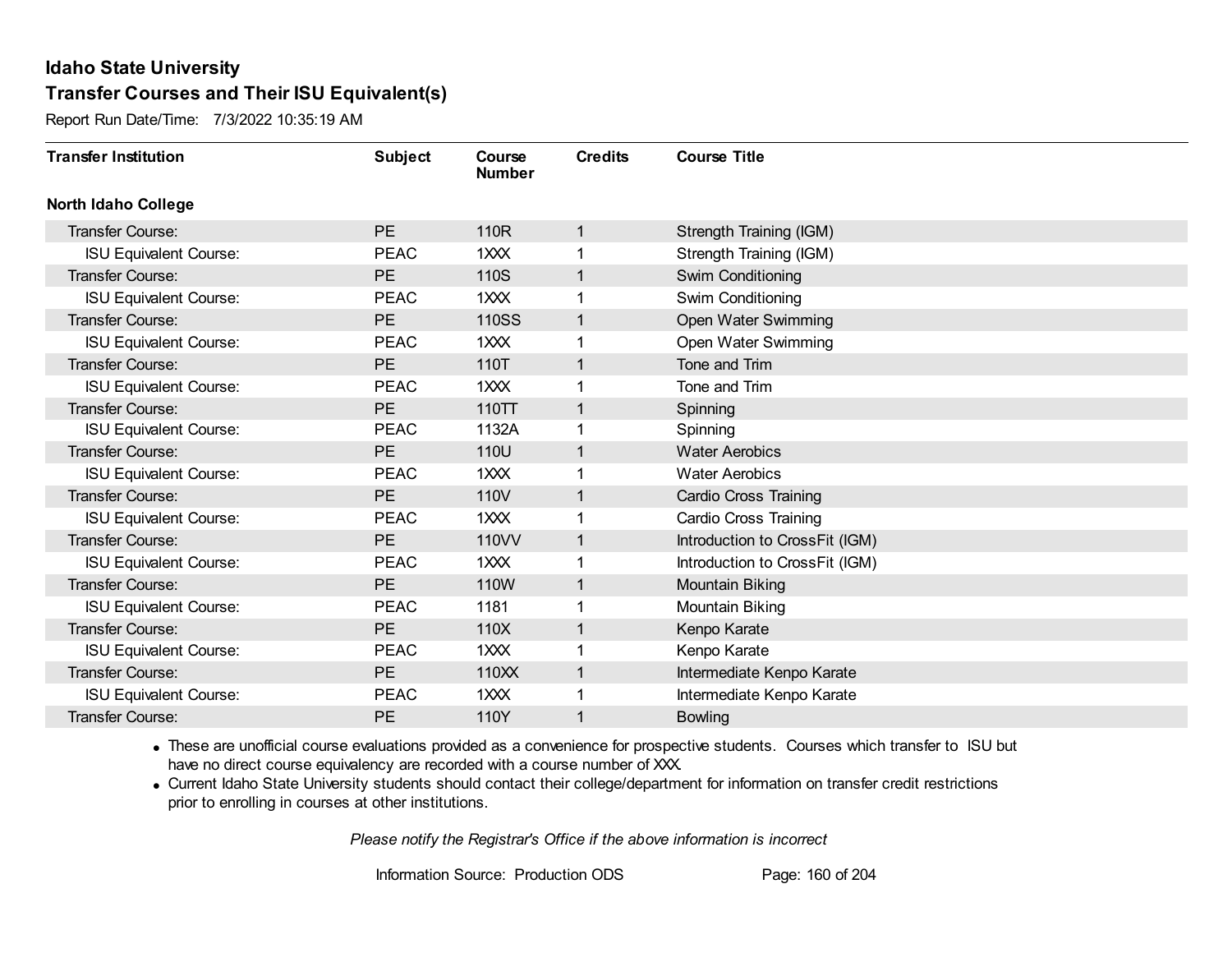# Idaho State University

## Transfer Courses and Their ISU Equivalent(s)

Report Run Date/Time: 7/3/2022 10:35:19 AM

| Transfer Institution | Subject | Course Number | Credits | Course Title |
|---|---|---|---|---|
| **North Idaho College** | | | | |
| Transfer Course: | PE | 110R | 1 | Strength Training (IGM) |
| ISU Equivalent Course: | PEAC | 1XXX | 1 | Strength Training (IGM) |
| Transfer Course: | PE | 110S | 1 | Swim Conditioning |
| ISU Equivalent Course: | PEAC | 1XXX | 1 | Swim Conditioning |
| Transfer Course: | PE | 110SS | 1 | Open Water Swimming |
| ISU Equivalent Course: | PEAC | 1XXX | 1 | Open Water Swimming |
| Transfer Course: | PE | 110T | 1 | Tone and Trim |
| ISU Equivalent Course: | PEAC | 1XXX | 1 | Tone and Trim |
| Transfer Course: | PE | 110TT | 1 | Spinning |
| ISU Equivalent Course: | PEAC | 1132A | 1 | Spinning |
| Transfer Course: | PE | 110U | 1 | Water Aerobics |
| ISU Equivalent Course: | PEAC | 1XXX | 1 | Water Aerobics |
| Transfer Course: | PE | 110V | 1 | Cardio Cross Training |
| ISU Equivalent Course: | PEAC | 1XXX | 1 | Cardio Cross Training |
| Transfer Course: | PE | 110VV | 1 | Introduction to CrossFit (IGM) |
| ISU Equivalent Course: | PEAC | 1XXX | 1 | Introduction to CrossFit (IGM) |
| Transfer Course: | PE | 110W | 1 | Mountain Biking |
| ISU Equivalent Course: | PEAC | 1181 | 1 | Mountain Biking |
| Transfer Course: | PE | 110X | 1 | Kenpo Karate |
| ISU Equivalent Course: | PEAC | 1XXX | 1 | Kenpo Karate |
| Transfer Course: | PE | 110XX | 1 | Intermediate Kenpo Karate |
| ISU Equivalent Course: | PEAC | 1XXX | 1 | Intermediate Kenpo Karate |
| Transfer Course: | PE | 110Y | 1 | Bowling |

- These are unofficial course evaluations provided as a convenience for prospective students. Courses which transfer to ISU but have no direct course equivalency are recorded with a course number of XXX.
- Current Idaho State University students should contact their college/department for information on transfer credit restrictions prior to enrolling in courses at other institutions.

*Please notify the Registrar's Office if the above information is incorrect*

Information Source: Production ODS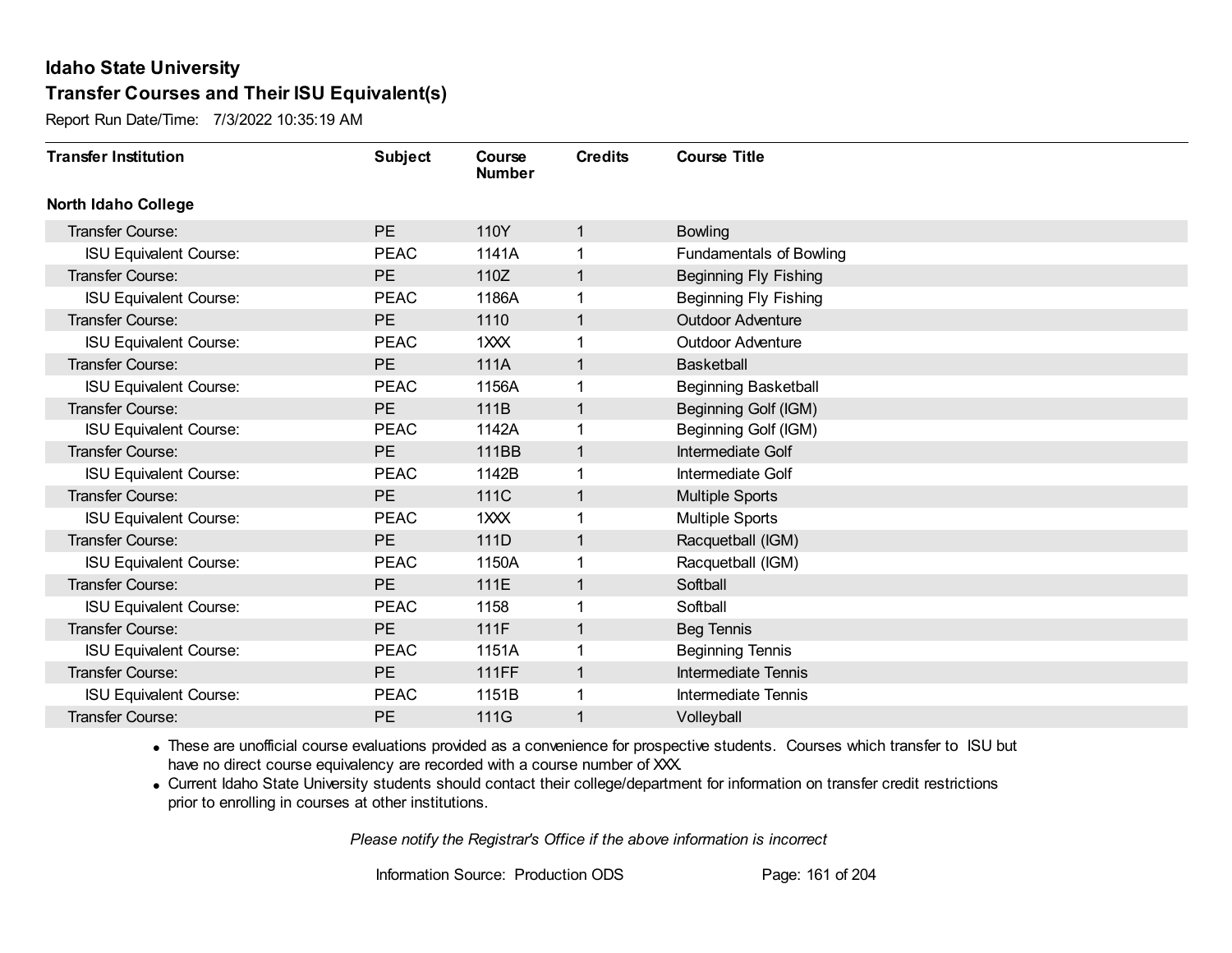# Idaho State University

## Transfer Courses and Their ISU Equivalent(s)

Report Run Date/Time: 7/3/2022 10:35:19 AM

| Transfer Institution | Subject | Course Number | Credits | Course Title |
|---|---|---|---|---|
| **North Idaho College** | | | | |
| Transfer Course: | PE | 110Y | 1 | Bowling |
| ISU Equivalent Course: | PEAC | 1141A | 1 | Fundamentals of Bowling |
| Transfer Course: | PE | 110Z | 1 | Beginning Fly Fishing |
| ISU Equivalent Course: | PEAC | 1186A | 1 | Beginning Fly Fishing |
| Transfer Course: | PE | 1110 | 1 | Outdoor Adventure |
| ISU Equivalent Course: | PEAC | 1XXX | 1 | Outdoor Adventure |
| Transfer Course: | PE | 111A | 1 | Basketball |
| ISU Equivalent Course: | PEAC | 1156A | 1 | Beginning Basketball |
| Transfer Course: | PE | 111B | 1 | Beginning Golf (IGM) |
| ISU Equivalent Course: | PEAC | 1142A | 1 | Beginning Golf (IGM) |
| Transfer Course: | PE | 111BB | 1 | Intermediate Golf |
| ISU Equivalent Course: | PEAC | 1142B | 1 | Intermediate Golf |
| Transfer Course: | PE | 111C | 1 | Multiple Sports |
| ISU Equivalent Course: | PEAC | 1XXX | 1 | Multiple Sports |
| Transfer Course: | PE | 111D | 1 | Racquetball (IGM) |
| ISU Equivalent Course: | PEAC | 1150A | 1 | Racquetball (IGM) |
| Transfer Course: | PE | 111E | 1 | Softball |
| ISU Equivalent Course: | PEAC | 1158 | 1 | Softball |
| Transfer Course: | PE | 111F | 1 | Beg Tennis |
| ISU Equivalent Course: | PEAC | 1151A | 1 | Beginning Tennis |
| Transfer Course: | PE | 111FF | 1 | Intermediate Tennis |
| ISU Equivalent Course: | PEAC | 1151B | 1 | Intermediate Tennis |
| Transfer Course: | PE | 111G | 1 | Volleyball |

- These are unofficial course evaluations provided as a convenience for prospective students. Courses which transfer to ISU but have no direct course equivalency are recorded with a course number of XXX.
- Current Idaho State University students should contact their college/department for information on transfer credit restrictions prior to enrolling in courses at other institutions.

*Please notify the Registrar's Office if the above information is incorrect*

Information Source: Production ODS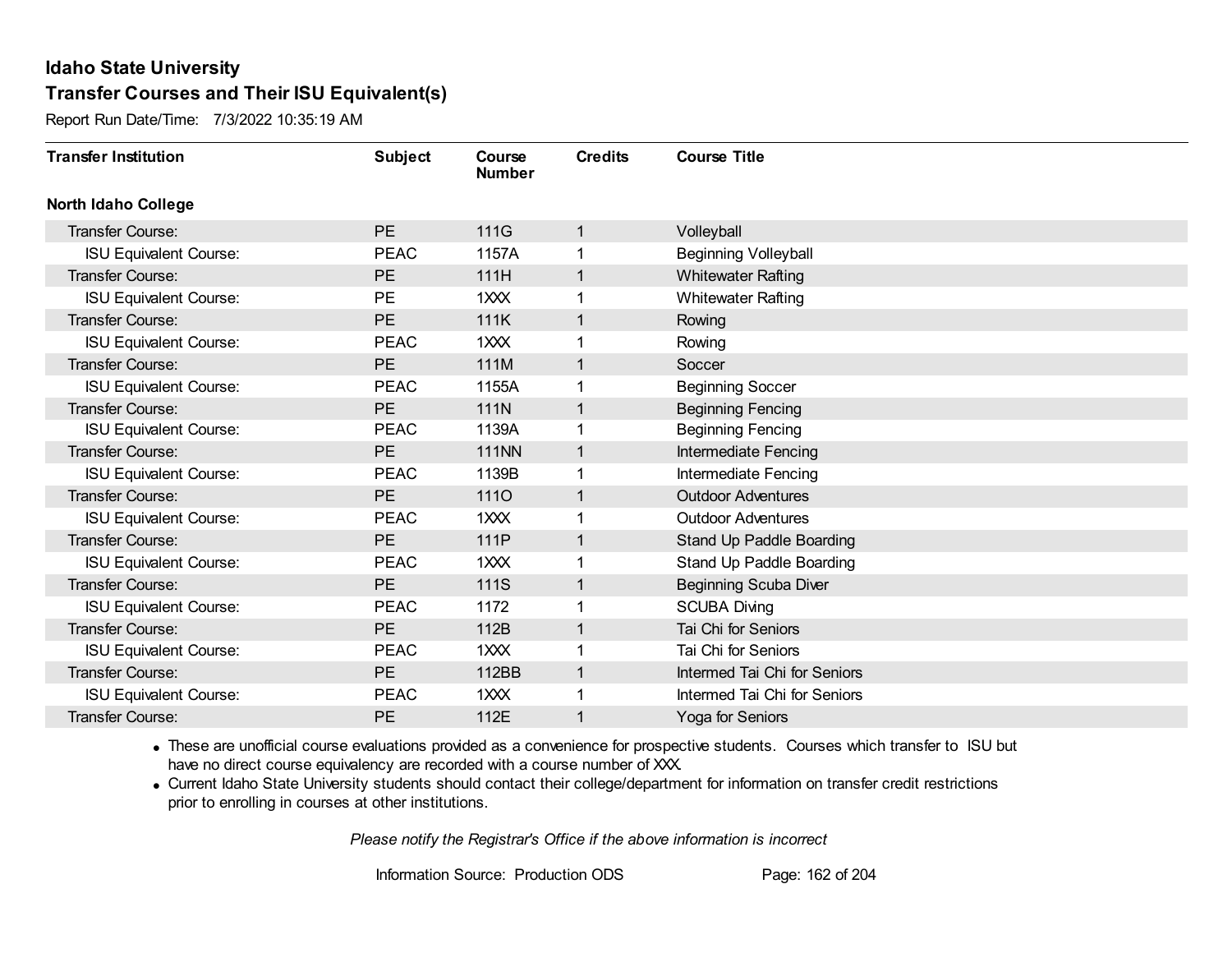# Idaho State University

## Transfer Courses and Their ISU Equivalent(s)

Report Run Date/Time: 7/3/2022 10:35:19 AM

| Transfer Institution | Subject | Course Number | Credits | Course Title |
|---|---|---|---|---|
| **North Idaho College** | | | | |
| Transfer Course: | PE | 111G | 1 | Volleyball |
| ISU Equivalent Course: | PEAC | 1157A | 1 | Beginning Volleyball |
| Transfer Course: | PE | 111H | 1 | Whitewater Rafting |
| ISU Equivalent Course: | PE | 1XXX | 1 | Whitewater Rafting |
| Transfer Course: | PE | 111K | 1 | Rowing |
| ISU Equivalent Course: | PEAC | 1XXX | 1 | Rowing |
| Transfer Course: | PE | 111M | 1 | Soccer |
| ISU Equivalent Course: | PEAC | 1155A | 1 | Beginning Soccer |
| Transfer Course: | PE | 111N | 1 | Beginning Fencing |
| ISU Equivalent Course: | PEAC | 1139A | 1 | Beginning Fencing |
| Transfer Course: | PE | 111NN | 1 | Intermediate Fencing |
| ISU Equivalent Course: | PEAC | 1139B | 1 | Intermediate Fencing |
| Transfer Course: | PE | 111O | 1 | Outdoor Adventures |
| ISU Equivalent Course: | PEAC | 1XXX | 1 | Outdoor Adventures |
| Transfer Course: | PE | 111P | 1 | Stand Up Paddle Boarding |
| ISU Equivalent Course: | PEAC | 1XXX | 1 | Stand Up Paddle Boarding |
| Transfer Course: | PE | 111S | 1 | Beginning Scuba Diver |
| ISU Equivalent Course: | PEAC | 1172 | 1 | SCUBA Diving |
| Transfer Course: | PE | 112B | 1 | Tai Chi for Seniors |
| ISU Equivalent Course: | PEAC | 1XXX | 1 | Tai Chi for Seniors |
| Transfer Course: | PE | 112BB | 1 | Intermed Tai Chi for Seniors |
| ISU Equivalent Course: | PEAC | 1XXX | 1 | Intermed Tai Chi for Seniors |
| Transfer Course: | PE | 112E | 1 | Yoga for Seniors |

- These are unofficial course evaluations provided as a convenience for prospective students. Courses which transfer to ISU but have no direct course equivalency are recorded with a course number of XXX.
- Current Idaho State University students should contact their college/department for information on transfer credit restrictions prior to enrolling in courses at other institutions.

*Please notify the Registrar's Office if the above information is incorrect*

Information Source: Production ODS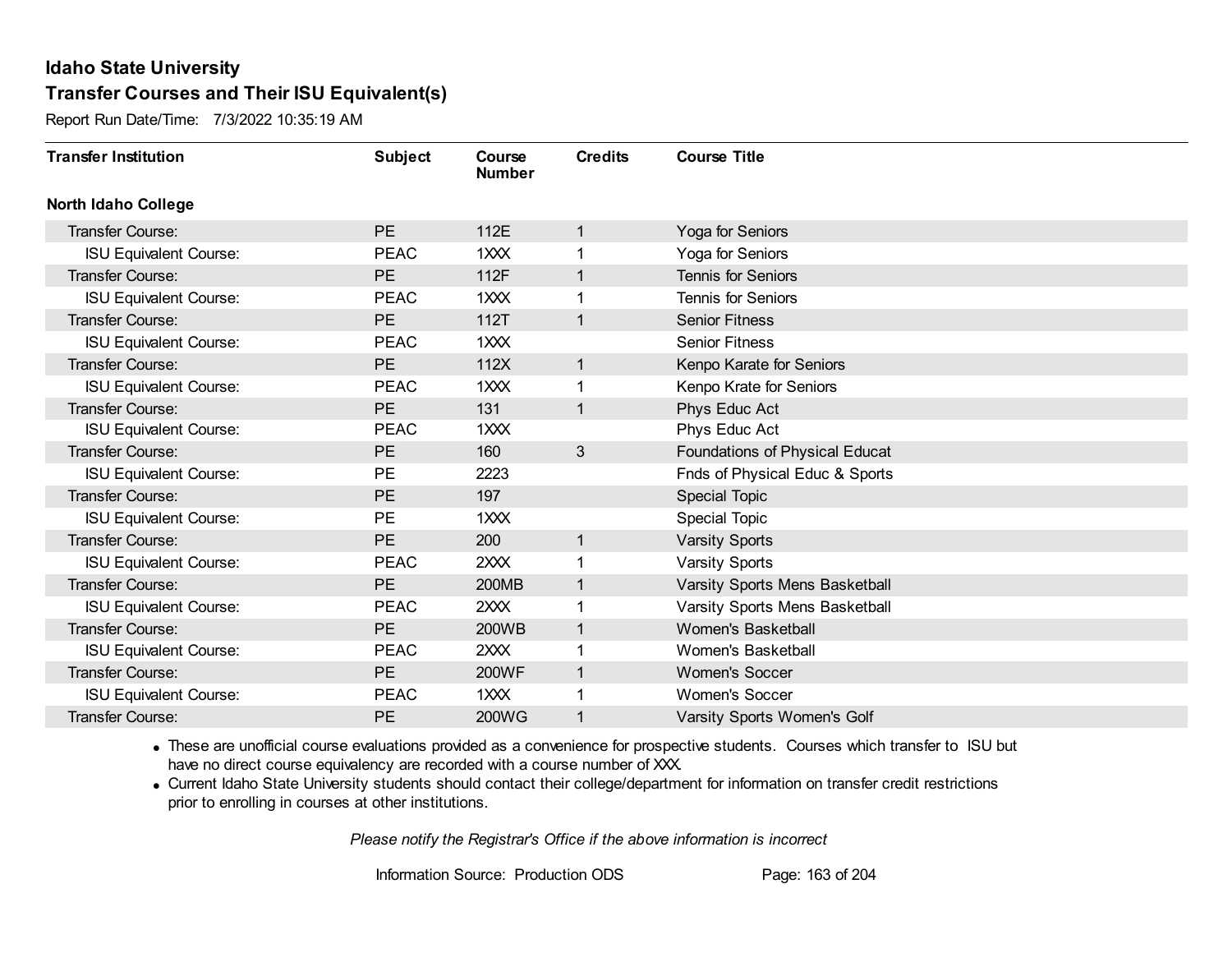# Idaho State University

## Transfer Courses and Their ISU Equivalent(s)

Report Run Date/Time: 7/3/2022 10:35:19 AM

| Transfer Institution | Subject | Course Number | Credits | Course Title |
|---|---|---|---|---|
| **North Idaho College** | | | | |
| Transfer Course: | PE | 112E | 1 | Yoga for Seniors |
| ISU Equivalent Course: | PEAC | 1XXX | 1 | Yoga for Seniors |
| Transfer Course: | PE | 112F | 1 | Tennis for Seniors |
| ISU Equivalent Course: | PEAC | 1XXX | 1 | Tennis for Seniors |
| Transfer Course: | PE | 112T | 1 | Senior Fitness |
| ISU Equivalent Course: | PEAC | 1XXX | | Senior Fitness |
| Transfer Course: | PE | 112X | 1 | Kenpo Karate for Seniors |
| ISU Equivalent Course: | PEAC | 1XXX | 1 | Kenpo Krate for Seniors |
| Transfer Course: | PE | 131 | 1 | Phys Educ Act |
| ISU Equivalent Course: | PEAC | 1XXX | | Phys Educ Act |
| Transfer Course: | PE | 160 | 3 | Foundations of Physical Educat |
| ISU Equivalent Course: | PE | 2223 | | Fnds of Physical Educ & Sports |
| Transfer Course: | PE | 197 | | Special Topic |
| ISU Equivalent Course: | PE | 1XXX | | Special Topic |
| Transfer Course: | PE | 200 | 1 | Varsity Sports |
| ISU Equivalent Course: | PEAC | 2XXX | 1 | Varsity Sports |
| Transfer Course: | PE | 200MB | 1 | Varsity Sports Mens Basketball |
| ISU Equivalent Course: | PEAC | 2XXX | 1 | Varsity Sports Mens Basketball |
| Transfer Course: | PE | 200WB | 1 | Women's Basketball |
| ISU Equivalent Course: | PEAC | 2XXX | 1 | Women's Basketball |
| Transfer Course: | PE | 200WF | 1 | Women's Soccer |
| ISU Equivalent Course: | PEAC | 1XXX | 1 | Women's Soccer |
| Transfer Course: | PE | 200WG | 1 | Varsity Sports Women's Golf |

- These are unofficial course evaluations provided as a convenience for prospective students. Courses which transfer to ISU but have no direct course equivalency are recorded with a course number of XXX.
- Current Idaho State University students should contact their college/department for information on transfer credit restrictions prior to enrolling in courses at other institutions.

*Please notify the Registrar's Office if the above information is incorrect*

Information Source: Production ODS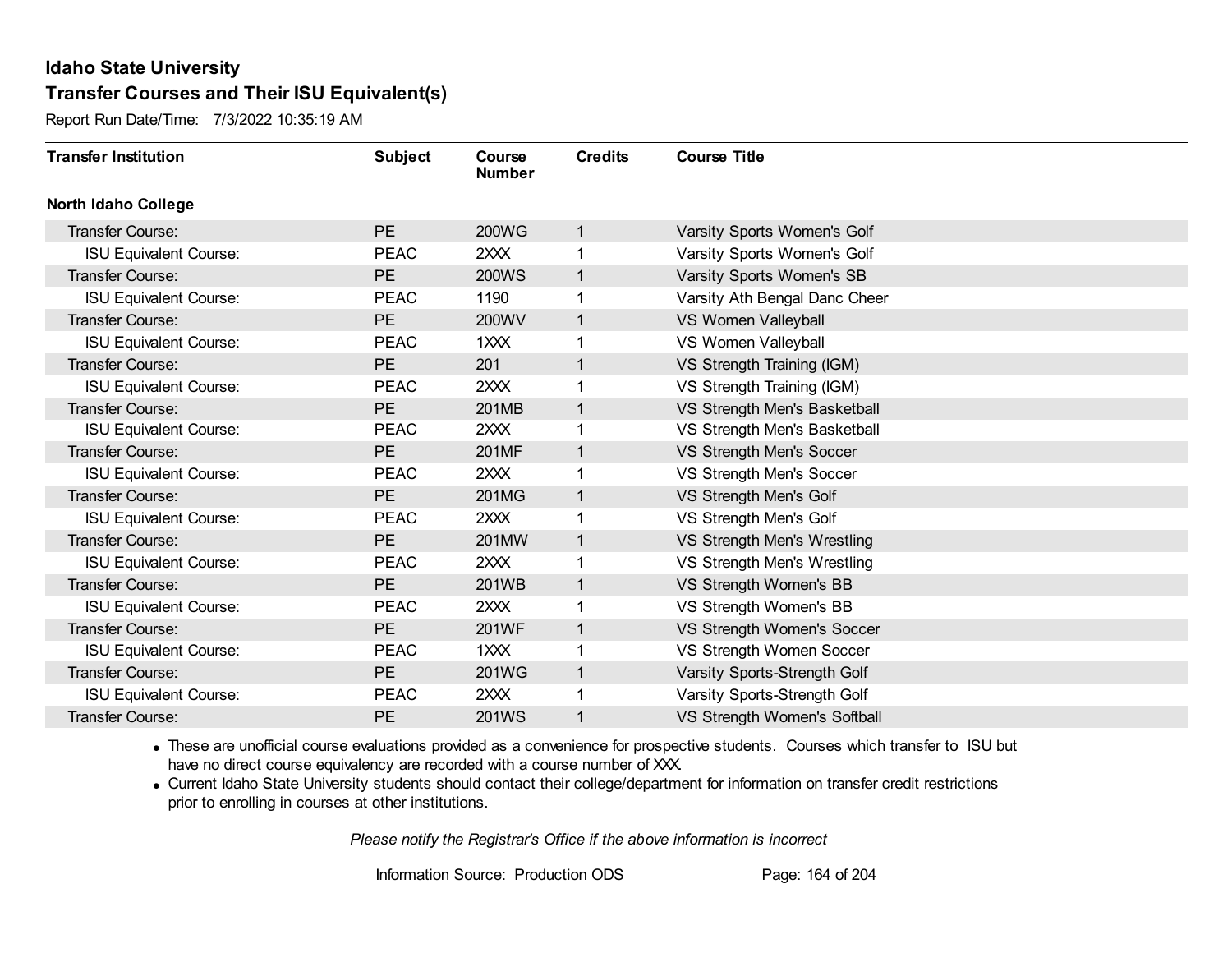# Idaho State University

## Transfer Courses and Their ISU Equivalent(s)

Report Run Date/Time: 7/3/2022 10:35:19 AM

| Transfer Institution | Subject | Course Number | Credits | Course Title |
|---|---|---|---|---|
| **North Idaho College** | | | | |
| Transfer Course: | PE | 200WG | 1 | Varsity Sports Women's Golf |
| ISU Equivalent Course: | PEAC | 2XXX | 1 | Varsity Sports Women's Golf |
| Transfer Course: | PE | 200WS | 1 | Varsity Sports Women's SB |
| ISU Equivalent Course: | PEAC | 1190 | 1 | Varsity Ath Bengal Danc Cheer |
| Transfer Course: | PE | 200WV | 1 | VS Women Valleyball |
| ISU Equivalent Course: | PEAC | 1XXX | 1 | VS Women Valleyball |
| Transfer Course: | PE | 201 | 1 | VS Strength Training (IGM) |
| ISU Equivalent Course: | PEAC | 2XXX | 1 | VS Strength Training (IGM) |
| Transfer Course: | PE | 201MB | 1 | VS Strength Men's Basketball |
| ISU Equivalent Course: | PEAC | 2XXX | 1 | VS Strength Men's Basketball |
| Transfer Course: | PE | 201MF | 1 | VS Strength Men's Soccer |
| ISU Equivalent Course: | PEAC | 2XXX | 1 | VS Strength Men's Soccer |
| Transfer Course: | PE | 201MG | 1 | VS Strength Men's Golf |
| ISU Equivalent Course: | PEAC | 2XXX | 1 | VS Strength Men's Golf |
| Transfer Course: | PE | 201MW | 1 | VS Strength Men's Wrestling |
| ISU Equivalent Course: | PEAC | 2XXX | 1 | VS Strength Men's Wrestling |
| Transfer Course: | PE | 201WB | 1 | VS Strength Women's BB |
| ISU Equivalent Course: | PEAC | 2XXX | 1 | VS Strength Women's BB |
| Transfer Course: | PE | 201WF | 1 | VS Strength Women's Soccer |
| ISU Equivalent Course: | PEAC | 1XXX | 1 | VS Strength Women Soccer |
| Transfer Course: | PE | 201WG | 1 | Varsity Sports-Strength Golf |
| ISU Equivalent Course: | PEAC | 2XXX | 1 | Varsity Sports-Strength Golf |
| Transfer Course: | PE | 201WS | 1 | VS Strength Women's Softball |

- These are unofficial course evaluations provided as a convenience for prospective students. Courses which transfer to ISU but have no direct course equivalency are recorded with a course number of XXX.
- Current Idaho State University students should contact their college/department for information on transfer credit restrictions prior to enrolling in courses at other institutions.

*Please notify the Registrar's Office if the above information is incorrect*

Information Source: Production ODS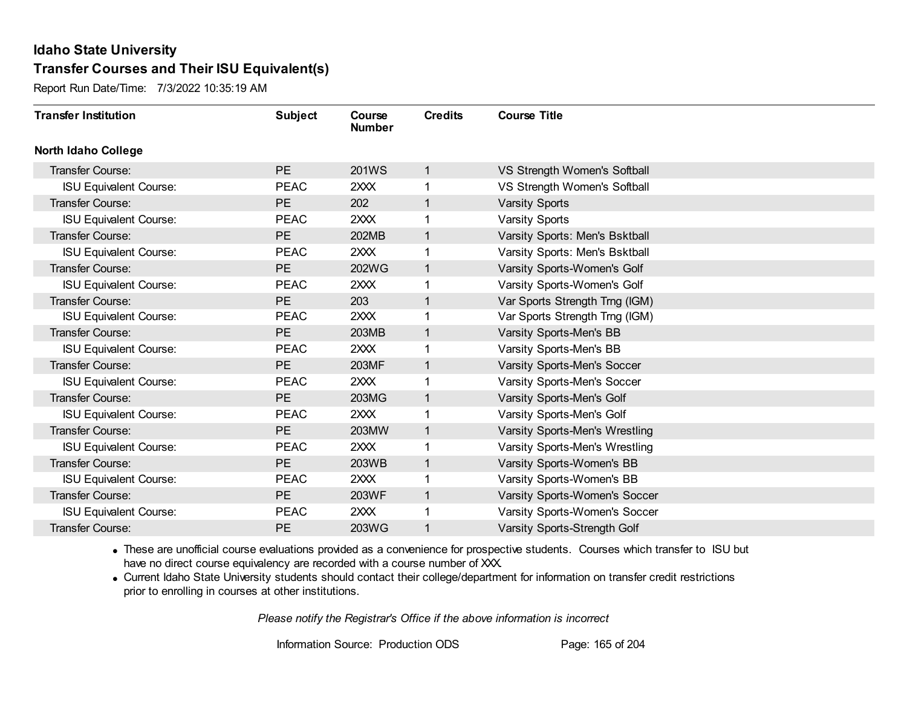# Idaho State University

## Transfer Courses and Their ISU Equivalent(s)

Report Run Date/Time: 7/3/2022 10:35:19 AM

| Transfer Institution | Subject | Course Number | Credits | Course Title |
|---|---|---|---|---|
| **North Idaho College** | | | | |
| Transfer Course: | PE | 201WS | 1 | VS Strength Women's Softball |
| ISU Equivalent Course: | PEAC | 2XXX | 1 | VS Strength Women's Softball |
| Transfer Course: | PE | 202 | 1 | Varsity Sports |
| ISU Equivalent Course: | PEAC | 2XXX | 1 | Varsity Sports |
| Transfer Course: | PE | 202MB | 1 | Varsity Sports: Men's Bsktball |
| ISU Equivalent Course: | PEAC | 2XXX | 1 | Varsity Sports: Men's Bsktball |
| Transfer Course: | PE | 202WG | 1 | Varsity Sports-Women's Golf |
| ISU Equivalent Course: | PEAC | 2XXX | 1 | Varsity Sports-Women's Golf |
| Transfer Course: | PE | 203 | 1 | Var Sports Strength Trng (IGM) |
| ISU Equivalent Course: | PEAC | 2XXX | 1 | Var Sports Strength Trng (IGM) |
| Transfer Course: | PE | 203MB | 1 | Varsity Sports-Men's BB |
| ISU Equivalent Course: | PEAC | 2XXX | 1 | Varsity Sports-Men's BB |
| Transfer Course: | PE | 203MF | 1 | Varsity Sports-Men's Soccer |
| ISU Equivalent Course: | PEAC | 2XXX | 1 | Varsity Sports-Men's Soccer |
| Transfer Course: | PE | 203MG | 1 | Varsity Sports-Men's Golf |
| ISU Equivalent Course: | PEAC | 2XXX | 1 | Varsity Sports-Men's Golf |
| Transfer Course: | PE | 203MW | 1 | Varsity Sports-Men's Wrestling |
| ISU Equivalent Course: | PEAC | 2XXX | 1 | Varsity Sports-Men's Wrestling |
| Transfer Course: | PE | 203WB | 1 | Varsity Sports-Women's BB |
| ISU Equivalent Course: | PEAC | 2XXX | 1 | Varsity Sports-Women's BB |
| Transfer Course: | PE | 203WF | 1 | Varsity Sports-Women's Soccer |
| ISU Equivalent Course: | PEAC | 2XXX | 1 | Varsity Sports-Women's Soccer |
| Transfer Course: | PE | 203WG | 1 | Varsity Sports-Strength Golf |

- These are unofficial course evaluations provided as a convenience for prospective students. Courses which transfer to ISU but have no direct course equivalency are recorded with a course number of XXX.
- Current Idaho State University students should contact their college/department for information on transfer credit restrictions prior to enrolling in courses at other institutions.

*Please notify the Registrar's Office if the above information is incorrect*

Information Source: Production ODS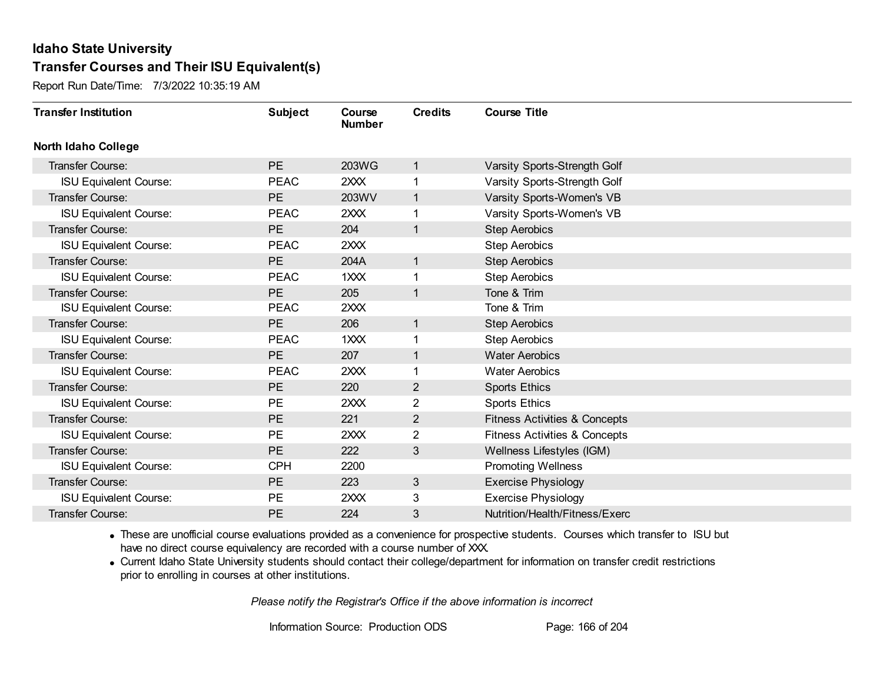# Idaho State University

## Transfer Courses and Their ISU Equivalent(s)

Report Run Date/Time: 7/3/2022 10:35:19 AM

| Transfer Institution | Subject | Course Number | Credits | Course Title |
|---|---|---|---|---|
| **North Idaho College** | | | | |
| Transfer Course: | PE | 203WG | 1 | Varsity Sports-Strength Golf |
| ISU Equivalent Course: | PEAC | 2XXX | 1 | Varsity Sports-Strength Golf |
| Transfer Course: | PE | 203WV | 1 | Varsity Sports-Women's VB |
| ISU Equivalent Course: | PEAC | 2XXX | 1 | Varsity Sports-Women's VB |
| Transfer Course: | PE | 204 | 1 | Step Aerobics |
| ISU Equivalent Course: | PEAC | 2XXX | | Step Aerobics |
| Transfer Course: | PE | 204A | 1 | Step Aerobics |
| ISU Equivalent Course: | PEAC | 1XXX | 1 | Step Aerobics |
| Transfer Course: | PE | 205 | 1 | Tone & Trim |
| ISU Equivalent Course: | PEAC | 2XXX | | Tone & Trim |
| Transfer Course: | PE | 206 | 1 | Step Aerobics |
| ISU Equivalent Course: | PEAC | 1XXX | 1 | Step Aerobics |
| Transfer Course: | PE | 207 | 1 | Water Aerobics |
| ISU Equivalent Course: | PEAC | 2XXX | 1 | Water Aerobics |
| Transfer Course: | PE | 220 | 2 | Sports Ethics |
| ISU Equivalent Course: | PE | 2XXX | 2 | Sports Ethics |
| Transfer Course: | PE | 221 | 2 | Fitness Activities & Concepts |
| ISU Equivalent Course: | PE | 2XXX | 2 | Fitness Activities & Concepts |
| Transfer Course: | PE | 222 | 3 | Wellness Lifestyles (IGM) |
| ISU Equivalent Course: | CPH | 2200 | | Promoting Wellness |
| Transfer Course: | PE | 223 | 3 | Exercise Physiology |
| ISU Equivalent Course: | PE | 2XXX | 3 | Exercise Physiology |
| Transfer Course: | PE | 224 | 3 | Nutrition/Health/Fitness/Exerc |

- These are unofficial course evaluations provided as a convenience for prospective students. Courses which transfer to ISU but have no direct course equivalency are recorded with a course number of XXX.
- Current Idaho State University students should contact their college/department for information on transfer credit restrictions prior to enrolling in courses at other institutions.

*Please notify the Registrar's Office if the above information is incorrect*

Information Source: Production ODS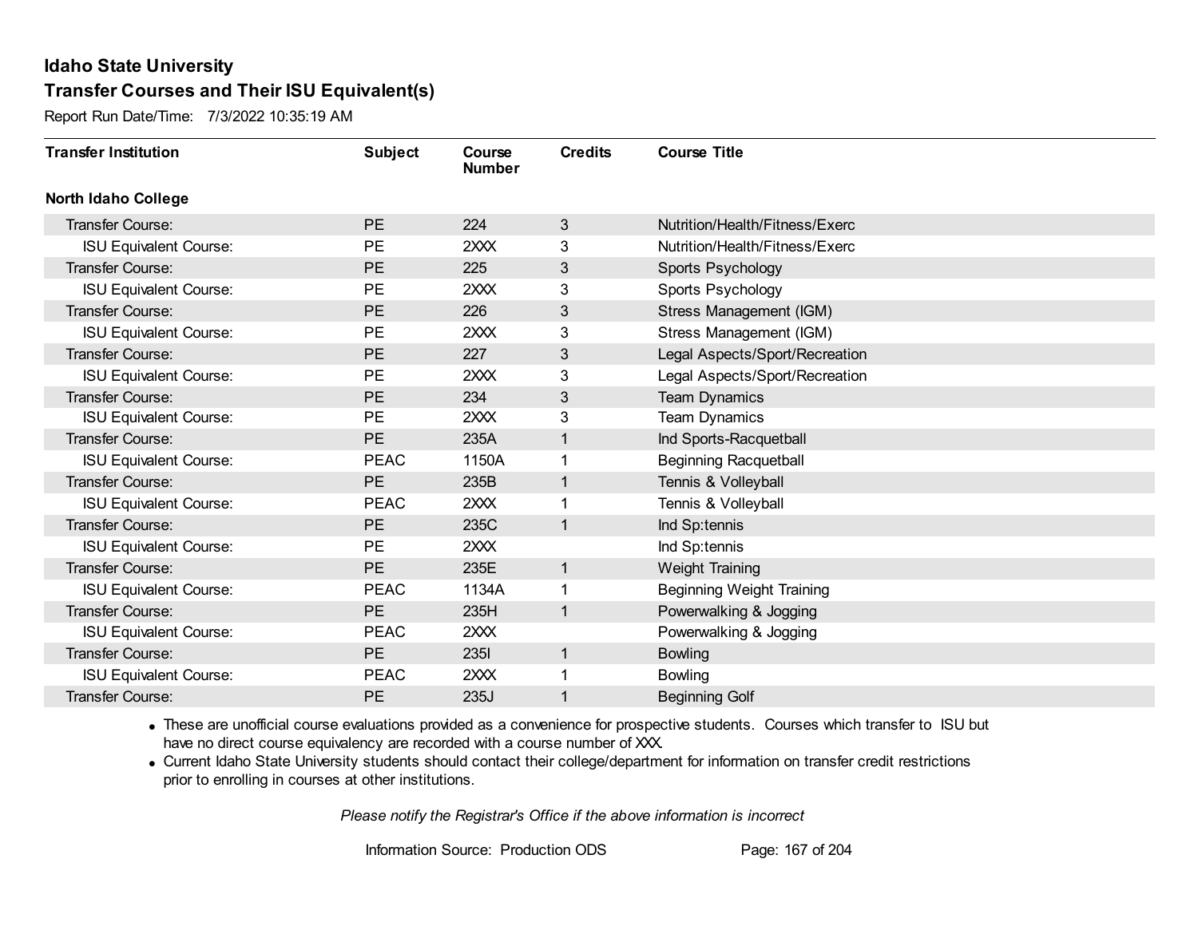# Idaho State University

## Transfer Courses and Their ISU Equivalent(s)

Report Run Date/Time: 7/3/2022 10:35:19 AM

| Transfer Institution | Subject | Course Number | Credits | Course Title |
|---|---|---|---|---|
| **North Idaho College** | | | | |
| Transfer Course: | PE | 224 | 3 | Nutrition/Health/Fitness/Exerc |
| ISU Equivalent Course: | PE | 2XXX | 3 | Nutrition/Health/Fitness/Exerc |
| Transfer Course: | PE | 225 | 3 | Sports Psychology |
| ISU Equivalent Course: | PE | 2XXX | 3 | Sports Psychology |
| Transfer Course: | PE | 226 | 3 | Stress Management (IGM) |
| ISU Equivalent Course: | PE | 2XXX | 3 | Stress Management (IGM) |
| Transfer Course: | PE | 227 | 3 | Legal Aspects/Sport/Recreation |
| ISU Equivalent Course: | PE | 2XXX | 3 | Legal Aspects/Sport/Recreation |
| Transfer Course: | PE | 234 | 3 | Team Dynamics |
| ISU Equivalent Course: | PE | 2XXX | 3 | Team Dynamics |
| Transfer Course: | PE | 235A | 1 | Ind Sports-Racquetball |
| ISU Equivalent Course: | PEAC | 1150A | 1 | Beginning Racquetball |
| Transfer Course: | PE | 235B | 1 | Tennis & Volleyball |
| ISU Equivalent Course: | PEAC | 2XXX | 1 | Tennis & Volleyball |
| Transfer Course: | PE | 235C | 1 | Ind Sp:tennis |
| ISU Equivalent Course: | PE | 2XXX | | Ind Sp:tennis |
| Transfer Course: | PE | 235E | 1 | Weight Training |
| ISU Equivalent Course: | PEAC | 1134A | 1 | Beginning Weight Training |
| Transfer Course: | PE | 235H | 1 | Powerwalking & Jogging |
| ISU Equivalent Course: | PEAC | 2XXX | | Powerwalking & Jogging |
| Transfer Course: | PE | 235I | 1 | Bowling |
| ISU Equivalent Course: | PEAC | 2XXX | 1 | Bowling |
| Transfer Course: | PE | 235J | 1 | Beginning Golf |

- These are unofficial course evaluations provided as a convenience for prospective students. Courses which transfer to ISU but have no direct course equivalency are recorded with a course number of XXX.
- Current Idaho State University students should contact their college/department for information on transfer credit restrictions prior to enrolling in courses at other institutions.

*Please notify the Registrar's Office if the above information is incorrect*

Information Source: Production ODS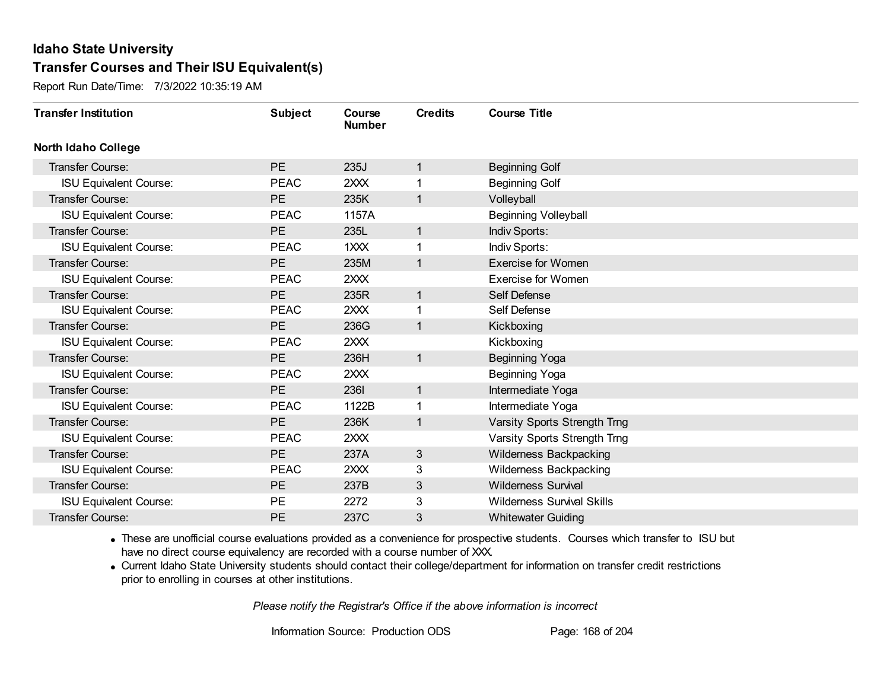# Idaho State University

## Transfer Courses and Their ISU Equivalent(s)

Report Run Date/Time: 7/3/2022 10:35:19 AM

| Transfer Institution | Subject | Course Number | Credits | Course Title |
|---|---|---|---|---|
| **North Idaho College** | | | | |
| Transfer Course: | PE | 235J | 1 | Beginning Golf |
| ISU Equivalent Course: | PEAC | 2XXX | 1 | Beginning Golf |
| Transfer Course: | PE | 235K | 1 | Volleyball |
| ISU Equivalent Course: | PEAC | 1157A | | Beginning Volleyball |
| Transfer Course: | PE | 235L | 1 | Indiv Sports: |
| ISU Equivalent Course: | PEAC | 1XXX | 1 | Indiv Sports: |
| Transfer Course: | PE | 235M | 1 | Exercise for Women |
| ISU Equivalent Course: | PEAC | 2XXX | | Exercise for Women |
| Transfer Course: | PE | 235R | 1 | Self Defense |
| ISU Equivalent Course: | PEAC | 2XXX | 1 | Self Defense |
| Transfer Course: | PE | 236G | 1 | Kickboxing |
| ISU Equivalent Course: | PEAC | 2XXX | | Kickboxing |
| Transfer Course: | PE | 236H | 1 | Beginning Yoga |
| ISU Equivalent Course: | PEAC | 2XXX | | Beginning Yoga |
| Transfer Course: | PE | 236I | 1 | Intermediate Yoga |
| ISU Equivalent Course: | PEAC | 1122B | 1 | Intermediate Yoga |
| Transfer Course: | PE | 236K | 1 | Varsity Sports Strength Trng |
| ISU Equivalent Course: | PEAC | 2XXX | | Varsity Sports Strength Trng |
| Transfer Course: | PE | 237A | 3 | Wilderness Backpacking |
| ISU Equivalent Course: | PEAC | 2XXX | 3 | Wilderness Backpacking |
| Transfer Course: | PE | 237B | 3 | Wilderness Survival |
| ISU Equivalent Course: | PE | 2272 | 3 | Wilderness Survival Skills |
| Transfer Course: | PE | 237C | 3 | Whitewater Guiding |

- These are unofficial course evaluations provided as a convenience for prospective students. Courses which transfer to ISU but have no direct course equivalency are recorded with a course number of XXX.
- Current Idaho State University students should contact their college/department for information on transfer credit restrictions prior to enrolling in courses at other institutions.

*Please notify the Registrar's Office if the above information is incorrect*

Information Source: Production ODS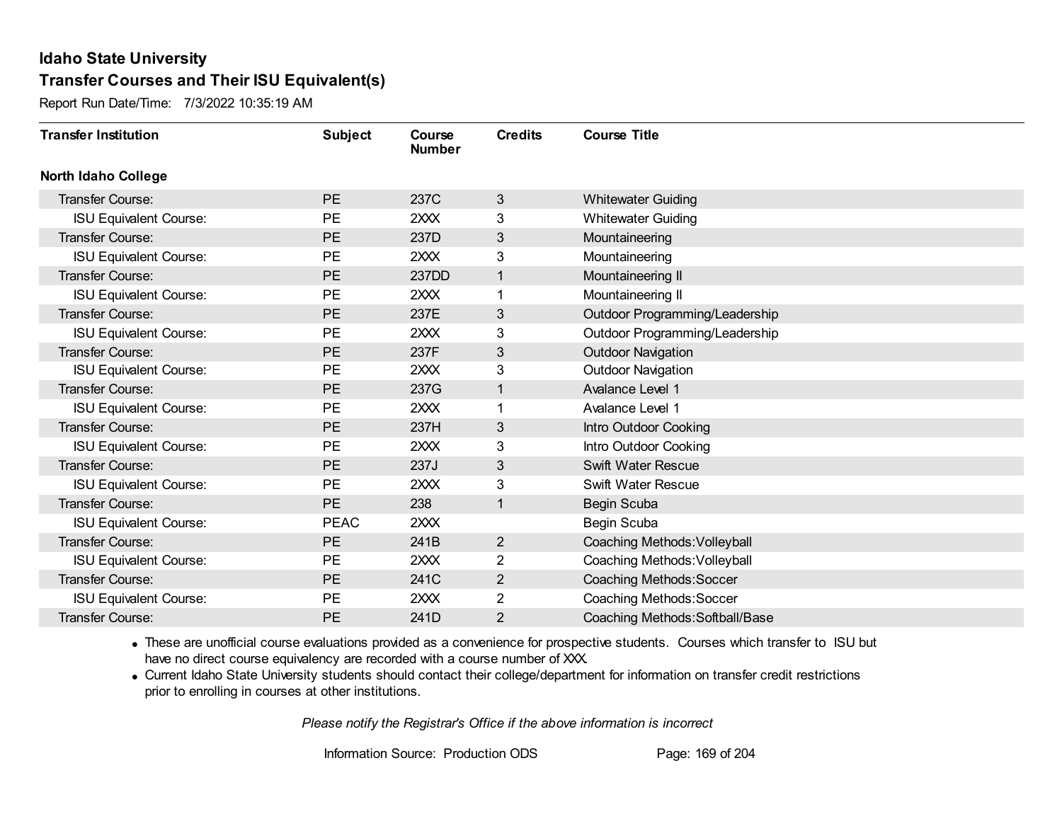# Idaho State University

## Transfer Courses and Their ISU Equivalent(s)

Report Run Date/Time: 7/3/2022 10:35:19 AM

| Transfer Institution | Subject | Course Number | Credits | Course Title |
|---|---|---|---|---|
| **North Idaho College** | | | | |
| Transfer Course: | PE | 237C | 3 | Whitewater Guiding |
| ISU Equivalent Course: | PE | 2XXX | 3 | Whitewater Guiding |
| Transfer Course: | PE | 237D | 3 | Mountaineering |
| ISU Equivalent Course: | PE | 2XXX | 3 | Mountaineering |
| Transfer Course: | PE | 237DD | 1 | Mountaineering II |
| ISU Equivalent Course: | PE | 2XXX | 1 | Mountaineering II |
| Transfer Course: | PE | 237E | 3 | Outdoor Programming/Leadership |
| ISU Equivalent Course: | PE | 2XXX | 3 | Outdoor Programming/Leadership |
| Transfer Course: | PE | 237F | 3 | Outdoor Navigation |
| ISU Equivalent Course: | PE | 2XXX | 3 | Outdoor Navigation |
| Transfer Course: | PE | 237G | 1 | Avalance Level 1 |
| ISU Equivalent Course: | PE | 2XXX | 1 | Avalance Level 1 |
| Transfer Course: | PE | 237H | 3 | Intro Outdoor Cooking |
| ISU Equivalent Course: | PE | 2XXX | 3 | Intro Outdoor Cooking |
| Transfer Course: | PE | 237J | 3 | Swift Water Rescue |
| ISU Equivalent Course: | PE | 2XXX | 3 | Swift Water Rescue |
| Transfer Course: | PE | 238 | 1 | Begin Scuba |
| ISU Equivalent Course: | PEAC | 2XXX | | Begin Scuba |
| Transfer Course: | PE | 241B | 2 | Coaching Methods:Volleyball |
| ISU Equivalent Course: | PE | 2XXX | 2 | Coaching Methods:Volleyball |
| Transfer Course: | PE | 241C | 2 | Coaching Methods:Soccer |
| ISU Equivalent Course: | PE | 2XXX | 2 | Coaching Methods:Soccer |
| Transfer Course: | PE | 241D | 2 | Coaching Methods:Softball/Base |

- These are unofficial course evaluations provided as a convenience for prospective students. Courses which transfer to ISU but have no direct course equivalency are recorded with a course number of XXX.
- Current Idaho State University students should contact their college/department for information on transfer credit restrictions prior to enrolling in courses at other institutions.

*Please notify the Registrar's Office if the above information is incorrect*

Information Source: Production ODS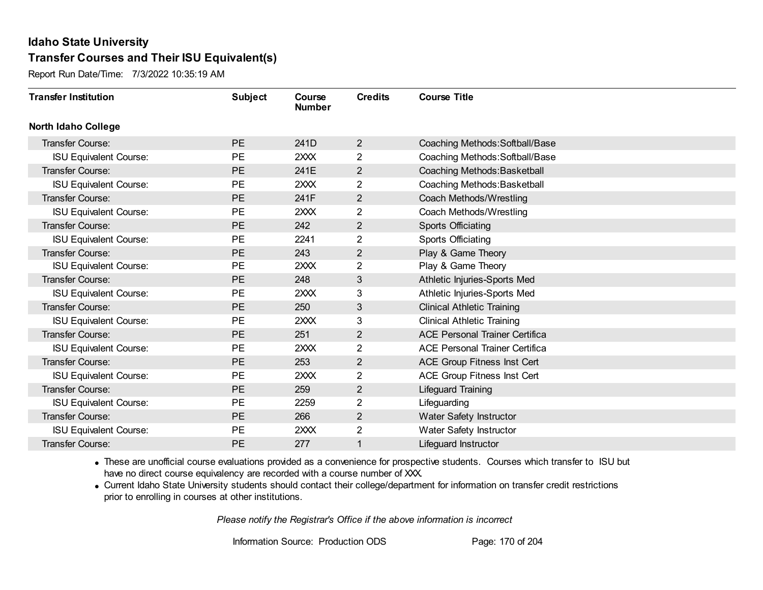# Idaho State University

## Transfer Courses and Their ISU Equivalent(s)

Report Run Date/Time: 7/3/2022 10:35:19 AM

| Transfer Institution | Subject | Course Number | Credits | Course Title |
|---|---|---|---|---|
| **North Idaho College** | | | | |
| Transfer Course: | PE | 241D | 2 | Coaching Methods:Softball/Base |
| ISU Equivalent Course: | PE | 2XXX | 2 | Coaching Methods:Softball/Base |
| Transfer Course: | PE | 241E | 2 | Coaching Methods:Basketball |
| ISU Equivalent Course: | PE | 2XXX | 2 | Coaching Methods:Basketball |
| Transfer Course: | PE | 241F | 2 | Coach Methods/Wrestling |
| ISU Equivalent Course: | PE | 2XXX | 2 | Coach Methods/Wrestling |
| Transfer Course: | PE | 242 | 2 | Sports Officiating |
| ISU Equivalent Course: | PE | 2241 | 2 | Sports Officiating |
| Transfer Course: | PE | 243 | 2 | Play & Game Theory |
| ISU Equivalent Course: | PE | 2XXX | 2 | Play & Game Theory |
| Transfer Course: | PE | 248 | 3 | Athletic Injuries-Sports Med |
| ISU Equivalent Course: | PE | 2XXX | 3 | Athletic Injuries-Sports Med |
| Transfer Course: | PE | 250 | 3 | Clinical Athletic Training |
| ISU Equivalent Course: | PE | 2XXX | 3 | Clinical Athletic Training |
| Transfer Course: | PE | 251 | 2 | ACE Personal Trainer Certifica |
| ISU Equivalent Course: | PE | 2XXX | 2 | ACE Personal Trainer Certifica |
| Transfer Course: | PE | 253 | 2 | ACE Group Fitness Inst Cert |
| ISU Equivalent Course: | PE | 2XXX | 2 | ACE Group Fitness Inst Cert |
| Transfer Course: | PE | 259 | 2 | Lifeguard Training |
| ISU Equivalent Course: | PE | 2259 | 2 | Lifeguarding |
| Transfer Course: | PE | 266 | 2 | Water Safety Instructor |
| ISU Equivalent Course: | PE | 2XXX | 2 | Water Safety Instructor |
| Transfer Course: | PE | 277 | 1 | Lifeguard Instructor |

- These are unofficial course evaluations provided as a convenience for prospective students. Courses which transfer to ISU but have no direct course equivalency are recorded with a course number of XXX.
- Current Idaho State University students should contact their college/department for information on transfer credit restrictions prior to enrolling in courses at other institutions.

*Please notify the Registrar's Office if the above information is incorrect*

Information Source: Production ODS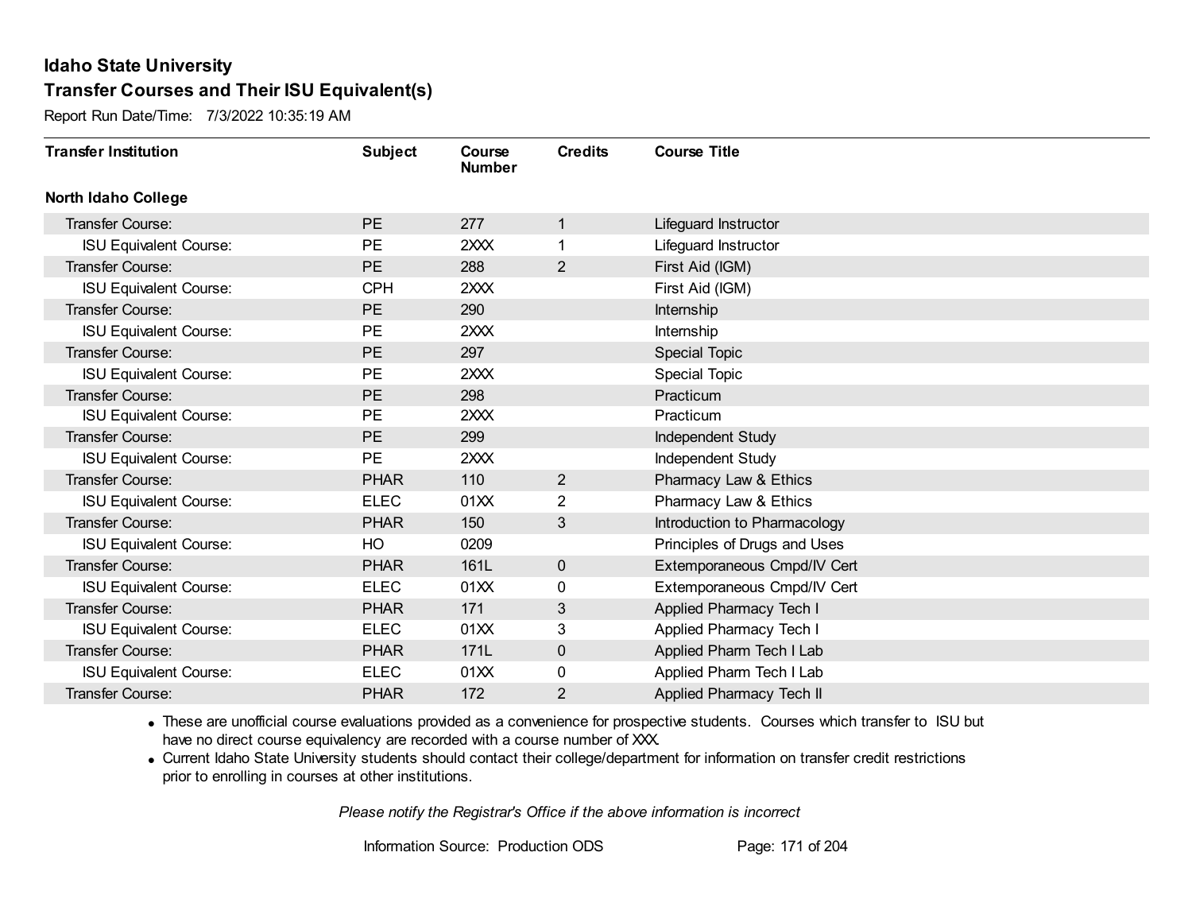## Idaho State University
## Transfer Courses and Their ISU Equivalent(s)

Report Run Date/Time: 7/3/2022 10:35:19 AM

| Transfer Institution | Subject | Course Number | Credits | Course Title |
|---|---|---|---|---|
| **North Idaho College** | | | | |
| Transfer Course: | PE | 277 | 1 | Lifeguard Instructor |
| ISU Equivalent Course: | PE | 2XXX | 1 | Lifeguard Instructor |
| Transfer Course: | PE | 288 | 2 | First Aid (IGM) |
| ISU Equivalent Course: | CPH | 2XXX | | First Aid (IGM) |
| Transfer Course: | PE | 290 | | Internship |
| ISU Equivalent Course: | PE | 2XXX | | Internship |
| Transfer Course: | PE | 297 | | Special Topic |
| ISU Equivalent Course: | PE | 2XXX | | Special Topic |
| Transfer Course: | PE | 298 | | Practicum |
| ISU Equivalent Course: | PE | 2XXX | | Practicum |
| Transfer Course: | PE | 299 | | Independent Study |
| ISU Equivalent Course: | PE | 2XXX | | Independent Study |
| Transfer Course: | PHAR | 110 | 2 | Pharmacy Law & Ethics |
| ISU Equivalent Course: | ELEC | 01XX | 2 | Pharmacy Law & Ethics |
| Transfer Course: | PHAR | 150 | 3 | Introduction to Pharmacology |
| ISU Equivalent Course: | HO | 0209 | | Principles of Drugs and Uses |
| Transfer Course: | PHAR | 161L | 0 | Extemporaneous Cmpd/IV Cert |
| ISU Equivalent Course: | ELEC | 01XX | 0 | Extemporaneous Cmpd/IV Cert |
| Transfer Course: | PHAR | 171 | 3 | Applied Pharmacy Tech I |
| ISU Equivalent Course: | ELEC | 01XX | 3 | Applied Pharmacy Tech I |
| Transfer Course: | PHAR | 171L | 0 | Applied Pharm Tech I Lab |
| ISU Equivalent Course: | ELEC | 01XX | 0 | Applied Pharm Tech I Lab |
| Transfer Course: | PHAR | 172 | 2 | Applied Pharmacy Tech II |

- These are unofficial course evaluations provided as a convenience for prospective students. Courses which transfer to ISU but have no direct course equivalency are recorded with a course number of XXX.
- Current Idaho State University students should contact their college/department for information on transfer credit restrictions prior to enrolling in courses at other institutions.

*Please notify the Registrar's Office if the above information is incorrect*

Information Source: Production ODS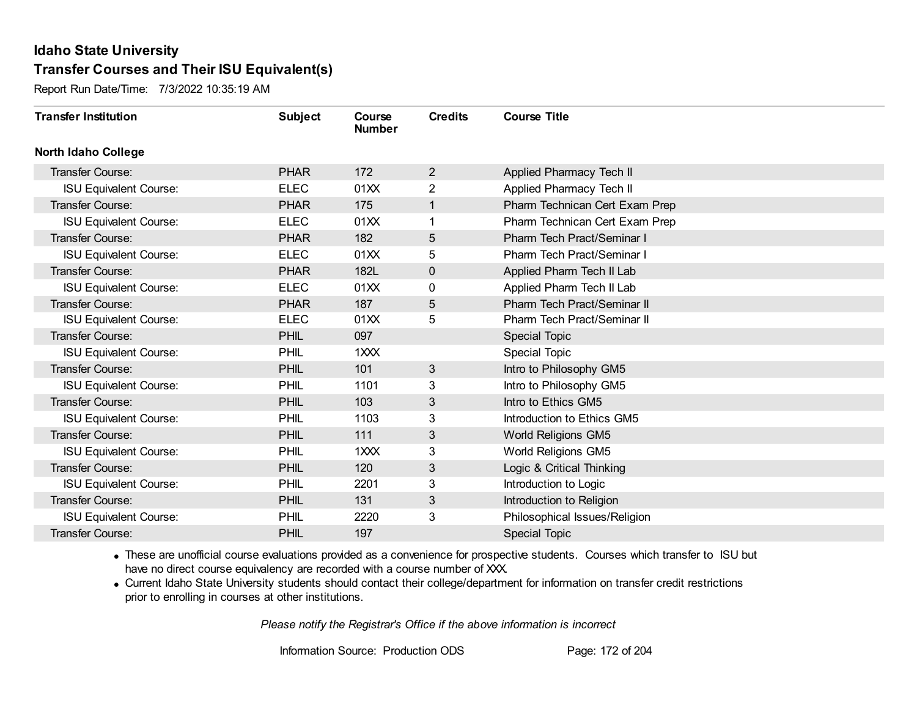# Idaho State University

## Transfer Courses and Their ISU Equivalent(s)

Report Run Date/Time: 7/3/2022 10:35:19 AM

| Transfer Institution | Subject | Course Number | Credits | Course Title |
|---|---|---|---|---|
| **North Idaho College** | | | | |
| Transfer Course: | PHAR | 172 | 2 | Applied Pharmacy Tech II |
| ISU Equivalent Course: | ELEC | 01XX | 2 | Applied Pharmacy Tech II |
| Transfer Course: | PHAR | 175 | 1 | Pharm Technican Cert Exam Prep |
| ISU Equivalent Course: | ELEC | 01XX | 1 | Pharm Technican Cert Exam Prep |
| Transfer Course: | PHAR | 182 | 5 | Pharm Tech Pract/Seminar I |
| ISU Equivalent Course: | ELEC | 01XX | 5 | Pharm Tech Pract/Seminar I |
| Transfer Course: | PHAR | 182L | 0 | Applied Pharm Tech II Lab |
| ISU Equivalent Course: | ELEC | 01XX | 0 | Applied Pharm Tech II Lab |
| Transfer Course: | PHAR | 187 | 5 | Pharm Tech Pract/Seminar II |
| ISU Equivalent Course: | ELEC | 01XX | 5 | Pharm Tech Pract/Seminar II |
| Transfer Course: | PHIL | 097 | | Special Topic |
| ISU Equivalent Course: | PHIL | 1XXX | | Special Topic |
| Transfer Course: | PHIL | 101 | 3 | Intro to Philosophy GM5 |
| ISU Equivalent Course: | PHIL | 1101 | 3 | Intro to Philosophy GM5 |
| Transfer Course: | PHIL | 103 | 3 | Intro to Ethics GM5 |
| ISU Equivalent Course: | PHIL | 1103 | 3 | Introduction to Ethics GM5 |
| Transfer Course: | PHIL | 111 | 3 | World Religions GM5 |
| ISU Equivalent Course: | PHIL | 1XXX | 3 | World Religions GM5 |
| Transfer Course: | PHIL | 120 | 3 | Logic & Critical Thinking |
| ISU Equivalent Course: | PHIL | 2201 | 3 | Introduction to Logic |
| Transfer Course: | PHIL | 131 | 3 | Introduction to Religion |
| ISU Equivalent Course: | PHIL | 2220 | 3 | Philosophical Issues/Religion |
| Transfer Course: | PHIL | 197 | | Special Topic |

- These are unofficial course evaluations provided as a convenience for prospective students. Courses which transfer to ISU but have no direct course equivalency are recorded with a course number of XXX.
- Current Idaho State University students should contact their college/department for information on transfer credit restrictions prior to enrolling in courses at other institutions.

*Please notify the Registrar's Office if the above information is incorrect*

Information Source: Production ODS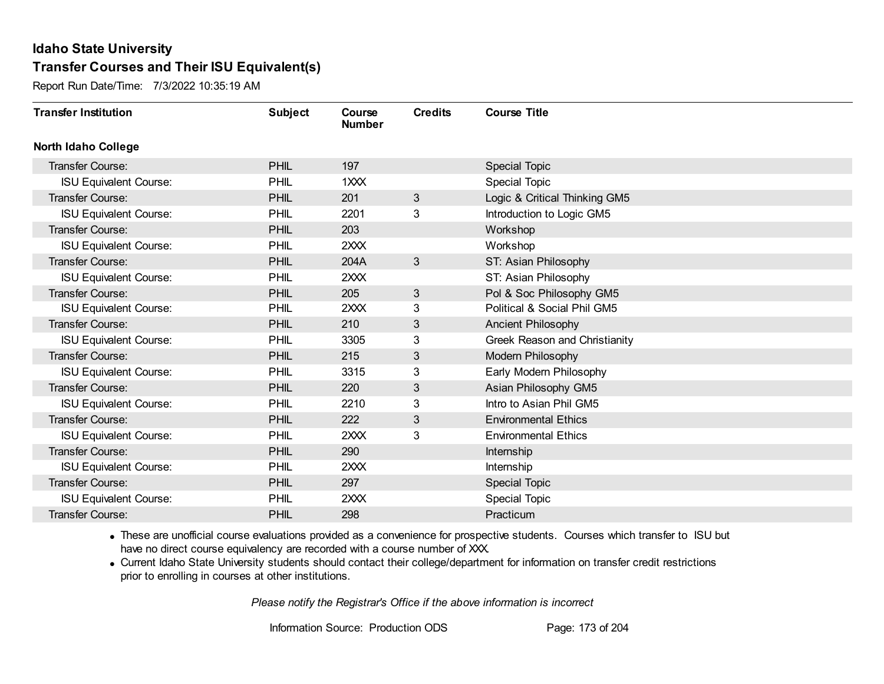# Idaho State University

## Transfer Courses and Their ISU Equivalent(s)

Report Run Date/Time: 7/3/2022 10:35:19 AM

| Transfer Institution | Subject | Course Number | Credits | Course Title |
|---|---|---|---|---|
| **North Idaho College** | | | | |
| Transfer Course: | PHIL | 197 | | Special Topic |
| ISU Equivalent Course: | PHIL | 1XXX | | Special Topic |
| Transfer Course: | PHIL | 201 | 3 | Logic & Critical Thinking GM5 |
| ISU Equivalent Course: | PHIL | 2201 | 3 | Introduction to Logic GM5 |
| Transfer Course: | PHIL | 203 | | Workshop |
| ISU Equivalent Course: | PHIL | 2XXX | | Workshop |
| Transfer Course: | PHIL | 204A | 3 | ST: Asian Philosophy |
| ISU Equivalent Course: | PHIL | 2XXX | | ST: Asian Philosophy |
| Transfer Course: | PHIL | 205 | 3 | Pol & Soc Philosophy GM5 |
| ISU Equivalent Course: | PHIL | 2XXX | 3 | Political & Social Phil GM5 |
| Transfer Course: | PHIL | 210 | 3 | Ancient Philosophy |
| ISU Equivalent Course: | PHIL | 3305 | 3 | Greek Reason and Christianity |
| Transfer Course: | PHIL | 215 | 3 | Modern Philosophy |
| ISU Equivalent Course: | PHIL | 3315 | 3 | Early Modern Philosophy |
| Transfer Course: | PHIL | 220 | 3 | Asian Philosophy GM5 |
| ISU Equivalent Course: | PHIL | 2210 | 3 | Intro to Asian Phil GM5 |
| Transfer Course: | PHIL | 222 | 3 | Environmental Ethics |
| ISU Equivalent Course: | PHIL | 2XXX | 3 | Environmental Ethics |
| Transfer Course: | PHIL | 290 | | Internship |
| ISU Equivalent Course: | PHIL | 2XXX | | Internship |
| Transfer Course: | PHIL | 297 | | Special Topic |
| ISU Equivalent Course: | PHIL | 2XXX | | Special Topic |
| Transfer Course: | PHIL | 298 | | Practicum |

- These are unofficial course evaluations provided as a convenience for prospective students. Courses which transfer to ISU but have no direct course equivalency are recorded with a course number of XXX.
- Current Idaho State University students should contact their college/department for information on transfer credit restrictions prior to enrolling in courses at other institutions.

*Please notify the Registrar's Office if the above information is incorrect*

Information Source: Production ODS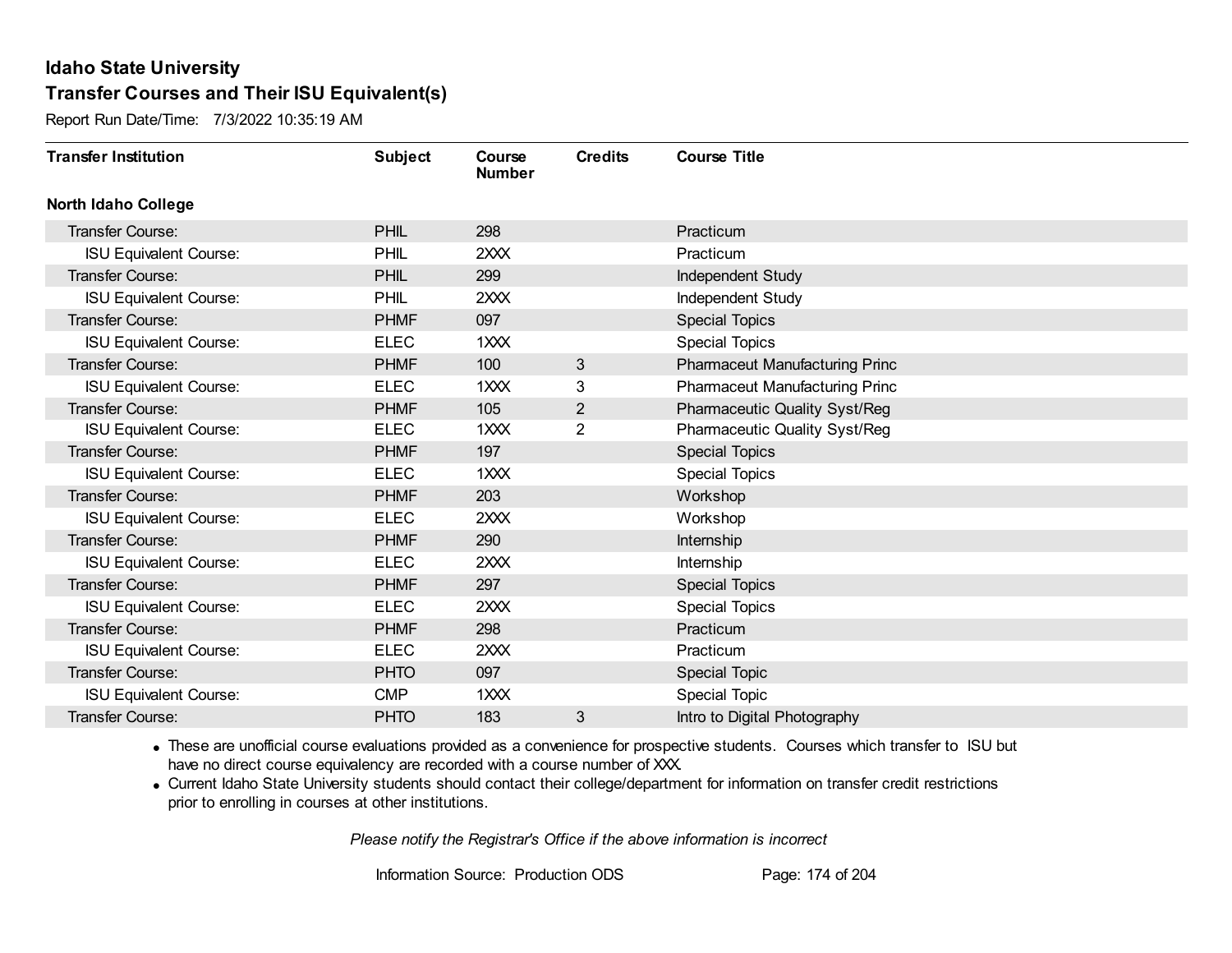# Idaho State University

## Transfer Courses and Their ISU Equivalent(s)

Report Run Date/Time: 7/3/2022 10:35:19 AM

| Transfer Institution | Subject | Course Number | Credits | Course Title |
|---|---|---|---|---|
| **North Idaho College** | | | | |
| Transfer Course: | PHIL | 298 | | Practicum |
| ISU Equivalent Course: | PHIL | 2XXX | | Practicum |
| Transfer Course: | PHIL | 299 | | Independent Study |
| ISU Equivalent Course: | PHIL | 2XXX | | Independent Study |
| Transfer Course: | PHMF | 097 | | Special Topics |
| ISU Equivalent Course: | ELEC | 1XXX | | Special Topics |
| Transfer Course: | PHMF | 100 | 3 | Pharmaceut Manufacturing Princ |
| ISU Equivalent Course: | ELEC | 1XXX | 3 | Pharmaceut Manufacturing Princ |
| Transfer Course: | PHMF | 105 | 2 | Pharmaceutic Quality Syst/Reg |
| ISU Equivalent Course: | ELEC | 1XXX | 2 | Pharmaceutic Quality Syst/Reg |
| Transfer Course: | PHMF | 197 | | Special Topics |
| ISU Equivalent Course: | ELEC | 1XXX | | Special Topics |
| Transfer Course: | PHMF | 203 | | Workshop |
| ISU Equivalent Course: | ELEC | 2XXX | | Workshop |
| Transfer Course: | PHMF | 290 | | Internship |
| ISU Equivalent Course: | ELEC | 2XXX | | Internship |
| Transfer Course: | PHMF | 297 | | Special Topics |
| ISU Equivalent Course: | ELEC | 2XXX | | Special Topics |
| Transfer Course: | PHMF | 298 | | Practicum |
| ISU Equivalent Course: | ELEC | 2XXX | | Practicum |
| Transfer Course: | PHTO | 097 | | Special Topic |
| ISU Equivalent Course: | CMP | 1XXX | | Special Topic |
| Transfer Course: | PHTO | 183 | 3 | Intro to Digital Photography |

- These are unofficial course evaluations provided as a convenience for prospective students. Courses which transfer to ISU but have no direct course equivalency are recorded with a course number of XXX.
- Current Idaho State University students should contact their college/department for information on transfer credit restrictions prior to enrolling in courses at other institutions.

*Please notify the Registrar's Office if the above information is incorrect*

Information Source: Production ODS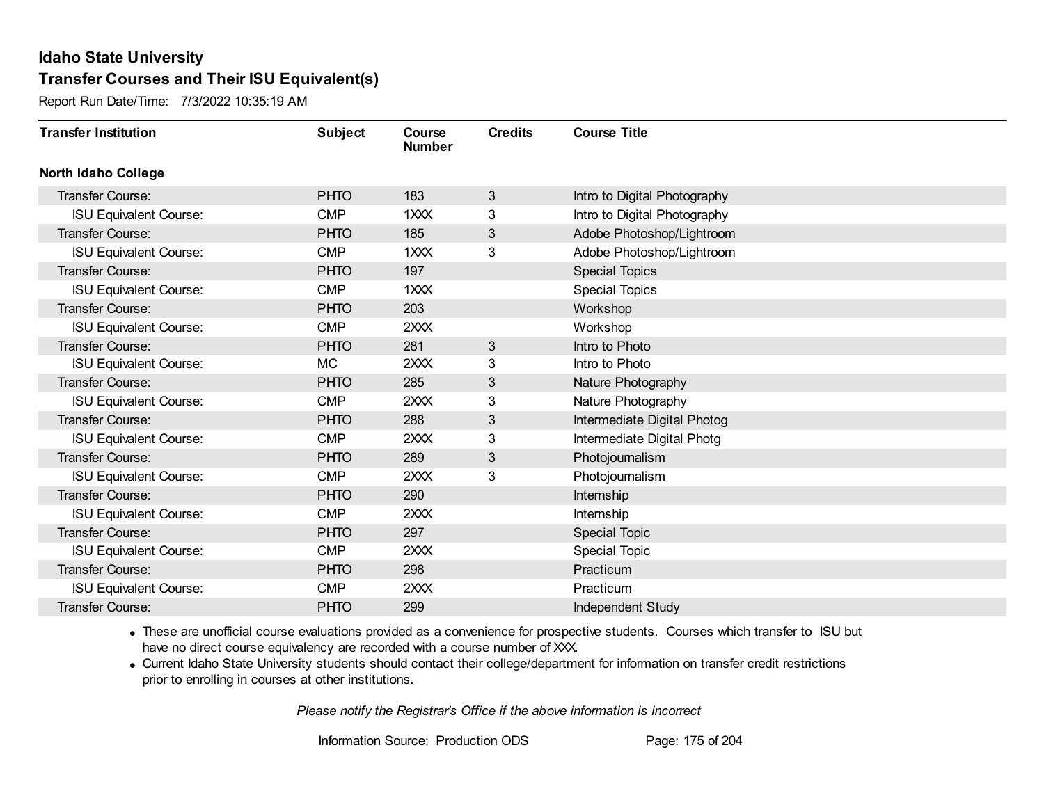# Idaho State University

## Transfer Courses and Their ISU Equivalent(s)

Report Run Date/Time: 7/3/2022 10:35:19 AM

| Transfer Institution | Subject | Course Number | Credits | Course Title |
|---|---|---|---|---|
| **North Idaho College** | | | | |
| Transfer Course: | PHTO | 183 | 3 | Intro to Digital Photography |
| ISU Equivalent Course: | CMP | 1XXX | 3 | Intro to Digital Photography |
| Transfer Course: | PHTO | 185 | 3 | Adobe Photoshop/Lightroom |
| ISU Equivalent Course: | CMP | 1XXX | 3 | Adobe Photoshop/Lightroom |
| Transfer Course: | PHTO | 197 | | Special Topics |
| ISU Equivalent Course: | CMP | 1XXX | | Special Topics |
| Transfer Course: | PHTO | 203 | | Workshop |
| ISU Equivalent Course: | CMP | 2XXX | | Workshop |
| Transfer Course: | PHTO | 281 | 3 | Intro to Photo |
| ISU Equivalent Course: | MC | 2XXX | 3 | Intro to Photo |
| Transfer Course: | PHTO | 285 | 3 | Nature Photography |
| ISU Equivalent Course: | CMP | 2XXX | 3 | Nature Photography |
| Transfer Course: | PHTO | 288 | 3 | Intermediate Digital Photog |
| ISU Equivalent Course: | CMP | 2XXX | 3 | Intermediate Digital Photg |
| Transfer Course: | PHTO | 289 | 3 | Photojournalism |
| ISU Equivalent Course: | CMP | 2XXX | 3 | Photojournalism |
| Transfer Course: | PHTO | 290 | | Internship |
| ISU Equivalent Course: | CMP | 2XXX | | Internship |
| Transfer Course: | PHTO | 297 | | Special Topic |
| ISU Equivalent Course: | CMP | 2XXX | | Special Topic |
| Transfer Course: | PHTO | 298 | | Practicum |
| ISU Equivalent Course: | CMP | 2XXX | | Practicum |
| Transfer Course: | PHTO | 299 | | Independent Study |

- These are unofficial course evaluations provided as a convenience for prospective students. Courses which transfer to ISU but have no direct course equivalency are recorded with a course number of XXX.
- Current Idaho State University students should contact their college/department for information on transfer credit restrictions prior to enrolling in courses at other institutions.

*Please notify the Registrar's Office if the above information is incorrect*

Information Source: Production ODS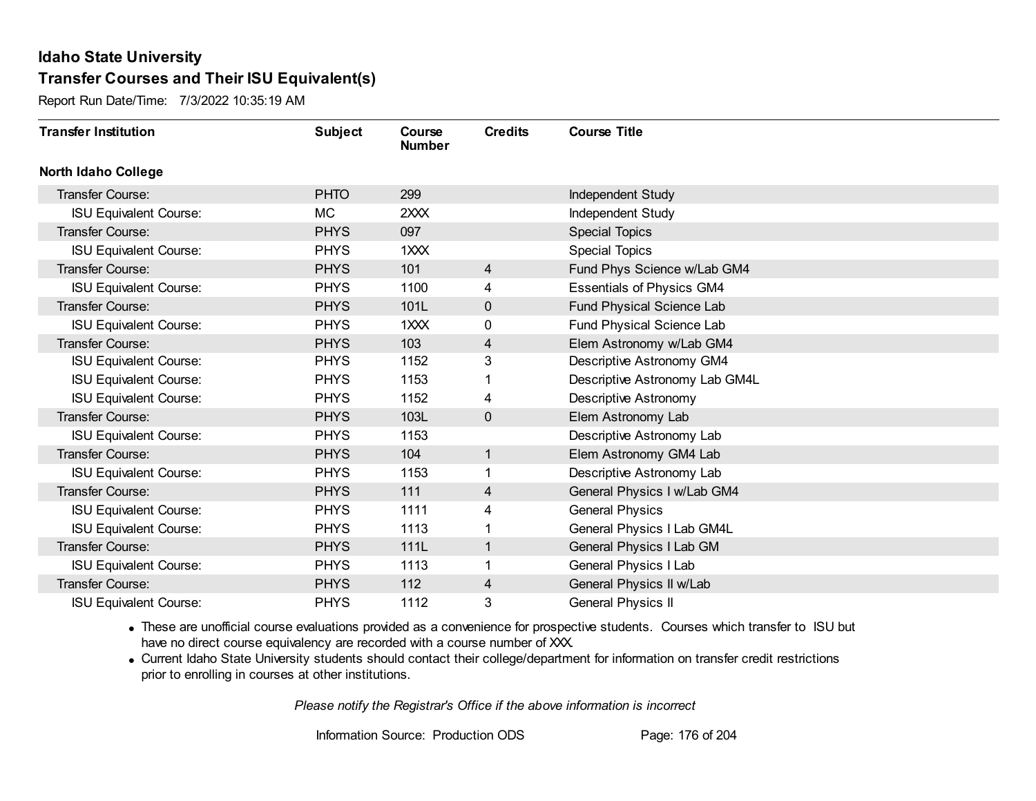# Idaho State University

## Transfer Courses and Their ISU Equivalent(s)

Report Run Date/Time: 7/3/2022 10:35:19 AM

| Transfer Institution | Subject | Course Number | Credits | Course Title |
|---|---|---|---|---|
| **North Idaho College** | | | | |
| Transfer Course: | PHTO | 299 | | Independent Study |
| ISU Equivalent Course: | MC | 2XXX | | Independent Study |
| Transfer Course: | PHYS | 097 | | Special Topics |
| ISU Equivalent Course: | PHYS | 1XXX | | Special Topics |
| Transfer Course: | PHYS | 101 | 4 | Fund Phys Science w/Lab GM4 |
| ISU Equivalent Course: | PHYS | 1100 | 4 | Essentials of Physics GM4 |
| Transfer Course: | PHYS | 101L | 0 | Fund Physical Science Lab |
| ISU Equivalent Course: | PHYS | 1XXX | 0 | Fund Physical Science Lab |
| Transfer Course: | PHYS | 103 | 4 | Elem Astronomy w/Lab GM4 |
| ISU Equivalent Course: | PHYS | 1152 | 3 | Descriptive Astronomy GM4 |
| ISU Equivalent Course: | PHYS | 1153 | 1 | Descriptive Astronomy Lab GM4L |
| ISU Equivalent Course: | PHYS | 1152 | 4 | Descriptive Astronomy |
| Transfer Course: | PHYS | 103L | 0 | Elem Astronomy Lab |
| ISU Equivalent Course: | PHYS | 1153 | | Descriptive Astronomy Lab |
| Transfer Course: | PHYS | 104 | 1 | Elem Astronomy GM4 Lab |
| ISU Equivalent Course: | PHYS | 1153 | 1 | Descriptive Astronomy Lab |
| Transfer Course: | PHYS | 111 | 4 | General Physics I w/Lab GM4 |
| ISU Equivalent Course: | PHYS | 1111 | 4 | General Physics |
| ISU Equivalent Course: | PHYS | 1113 | 1 | General Physics I Lab GM4L |
| Transfer Course: | PHYS | 111L | 1 | General Physics I Lab GM |
| ISU Equivalent Course: | PHYS | 1113 | 1 | General Physics I Lab |
| Transfer Course: | PHYS | 112 | 4 | General Physics II w/Lab |
| ISU Equivalent Course: | PHYS | 1112 | 3 | General Physics II |

- These are unofficial course evaluations provided as a convenience for prospective students. Courses which transfer to ISU but have no direct course equivalency are recorded with a course number of XXX.
- Current Idaho State University students should contact their college/department for information on transfer credit restrictions prior to enrolling in courses at other institutions.

*Please notify the Registrar's Office if the above information is incorrect*

Information Source: Production ODS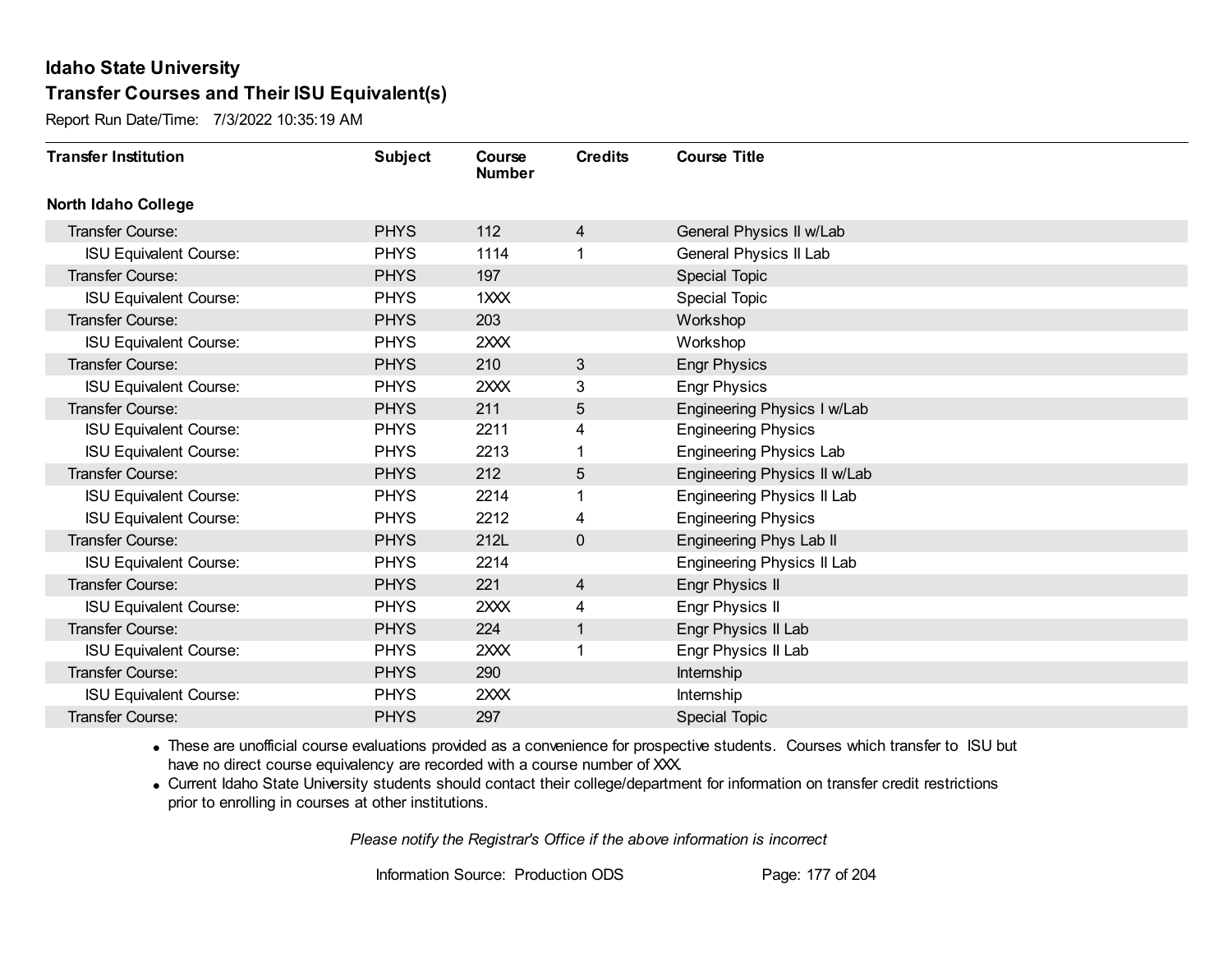# Idaho State University

## Transfer Courses and Their ISU Equivalent(s)

Report Run Date/Time: 7/3/2022 10:35:19 AM

| Transfer Institution | Subject | Course Number | Credits | Course Title |
|---|---|---|---|---|
| **North Idaho College** | | | | |
| Transfer Course: | PHYS | 112 | 4 | General Physics II w/Lab |
| ISU Equivalent Course: | PHYS | 1114 | 1 | General Physics II Lab |
| Transfer Course: | PHYS | 197 | | Special Topic |
| ISU Equivalent Course: | PHYS | 1XXX | | Special Topic |
| Transfer Course: | PHYS | 203 | | Workshop |
| ISU Equivalent Course: | PHYS | 2XXX | | Workshop |
| Transfer Course: | PHYS | 210 | 3 | Engr Physics |
| ISU Equivalent Course: | PHYS | 2XXX | 3 | Engr Physics |
| Transfer Course: | PHYS | 211 | 5 | Engineering Physics I w/Lab |
| ISU Equivalent Course: | PHYS | 2211 | 4 | Engineering Physics |
| ISU Equivalent Course: | PHYS | 2213 | 1 | Engineering Physics Lab |
| Transfer Course: | PHYS | 212 | 5 | Engineering Physics II w/Lab |
| ISU Equivalent Course: | PHYS | 2214 | 1 | Engineering Physics II Lab |
| ISU Equivalent Course: | PHYS | 2212 | 4 | Engineering Physics |
| Transfer Course: | PHYS | 212L | 0 | Engineering Phys Lab II |
| ISU Equivalent Course: | PHYS | 2214 | | Engineering Physics II Lab |
| Transfer Course: | PHYS | 221 | 4 | Engr Physics II |
| ISU Equivalent Course: | PHYS | 2XXX | 4 | Engr Physics II |
| Transfer Course: | PHYS | 224 | 1 | Engr Physics II Lab |
| ISU Equivalent Course: | PHYS | 2XXX | 1 | Engr Physics II Lab |
| Transfer Course: | PHYS | 290 | | Internship |
| ISU Equivalent Course: | PHYS | 2XXX | | Internship |
| Transfer Course: | PHYS | 297 | | Special Topic |

- These are unofficial course evaluations provided as a convenience for prospective students. Courses which transfer to ISU but have no direct course equivalency are recorded with a course number of XXX.
- Current Idaho State University students should contact their college/department for information on transfer credit restrictions prior to enrolling in courses at other institutions.

*Please notify the Registrar's Office if the above information is incorrect*

Information Source: Production ODS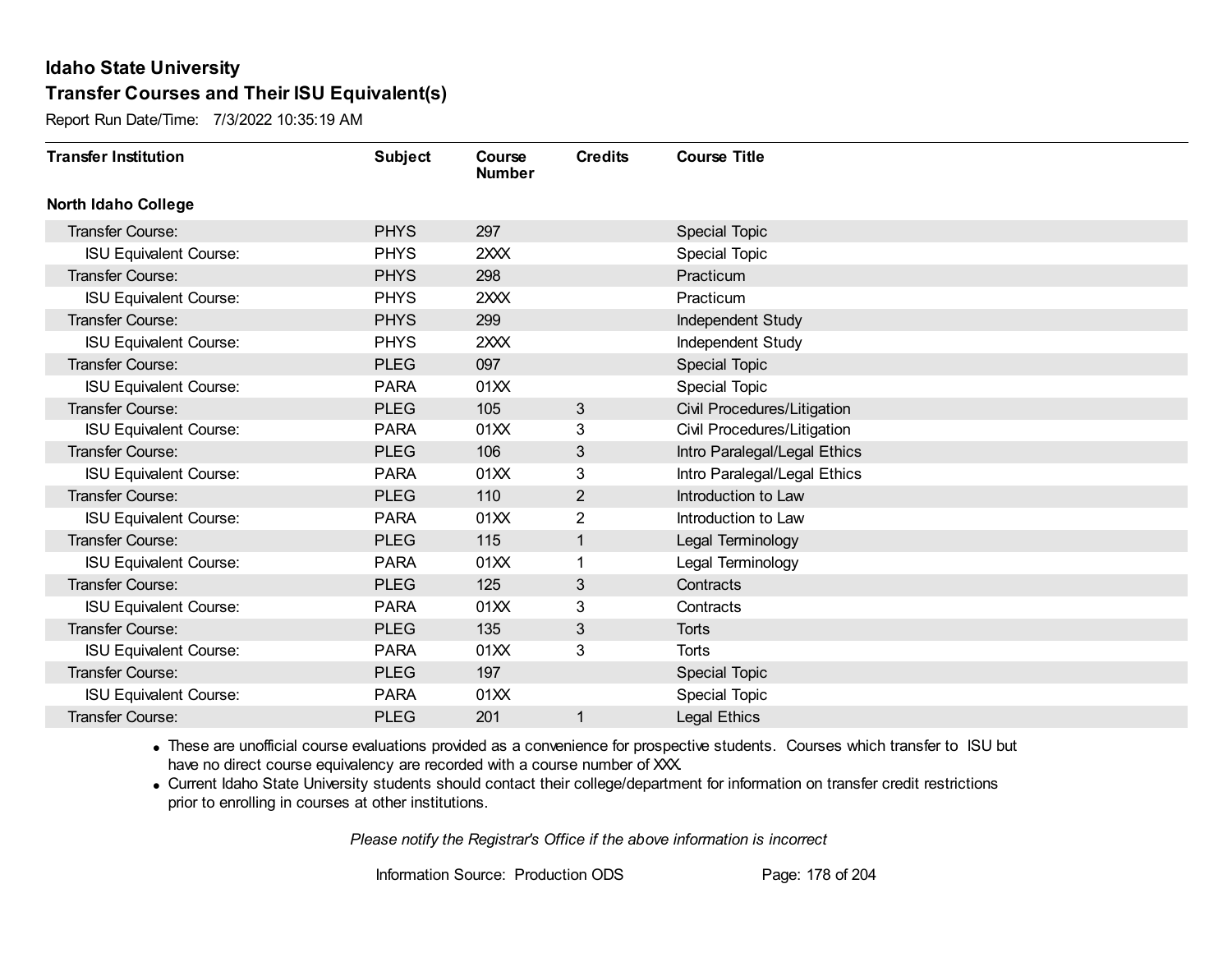# Idaho State University

## Transfer Courses and Their ISU Equivalent(s)

Report Run Date/Time: 7/3/2022 10:35:19 AM

| Transfer Institution | Subject | Course Number | Credits | Course Title |
|---|---|---|---|---|
| **North Idaho College** | | | | |
| Transfer Course: | PHYS | 297 | | Special Topic |
| ISU Equivalent Course: | PHYS | 2XXX | | Special Topic |
| Transfer Course: | PHYS | 298 | | Practicum |
| ISU Equivalent Course: | PHYS | 2XXX | | Practicum |
| Transfer Course: | PHYS | 299 | | Independent Study |
| ISU Equivalent Course: | PHYS | 2XXX | | Independent Study |
| Transfer Course: | PLEG | 097 | | Special Topic |
| ISU Equivalent Course: | PARA | 01XX | | Special Topic |
| Transfer Course: | PLEG | 105 | 3 | Civil Procedures/Litigation |
| ISU Equivalent Course: | PARA | 01XX | 3 | Civil Procedures/Litigation |
| Transfer Course: | PLEG | 106 | 3 | Intro Paralegal/Legal Ethics |
| ISU Equivalent Course: | PARA | 01XX | 3 | Intro Paralegal/Legal Ethics |
| Transfer Course: | PLEG | 110 | 2 | Introduction to Law |
| ISU Equivalent Course: | PARA | 01XX | 2 | Introduction to Law |
| Transfer Course: | PLEG | 115 | 1 | Legal Terminology |
| ISU Equivalent Course: | PARA | 01XX | 1 | Legal Terminology |
| Transfer Course: | PLEG | 125 | 3 | Contracts |
| ISU Equivalent Course: | PARA | 01XX | 3 | Contracts |
| Transfer Course: | PLEG | 135 | 3 | Torts |
| ISU Equivalent Course: | PARA | 01XX | 3 | Torts |
| Transfer Course: | PLEG | 197 | | Special Topic |
| ISU Equivalent Course: | PARA | 01XX | | Special Topic |
| Transfer Course: | PLEG | 201 | 1 | Legal Ethics |

- These are unofficial course evaluations provided as a convenience for prospective students. Courses which transfer to ISU but have no direct course equivalency are recorded with a course number of XXX.
- Current Idaho State University students should contact their college/department for information on transfer credit restrictions prior to enrolling in courses at other institutions.

*Please notify the Registrar's Office if the above information is incorrect*

Information Source: Production ODS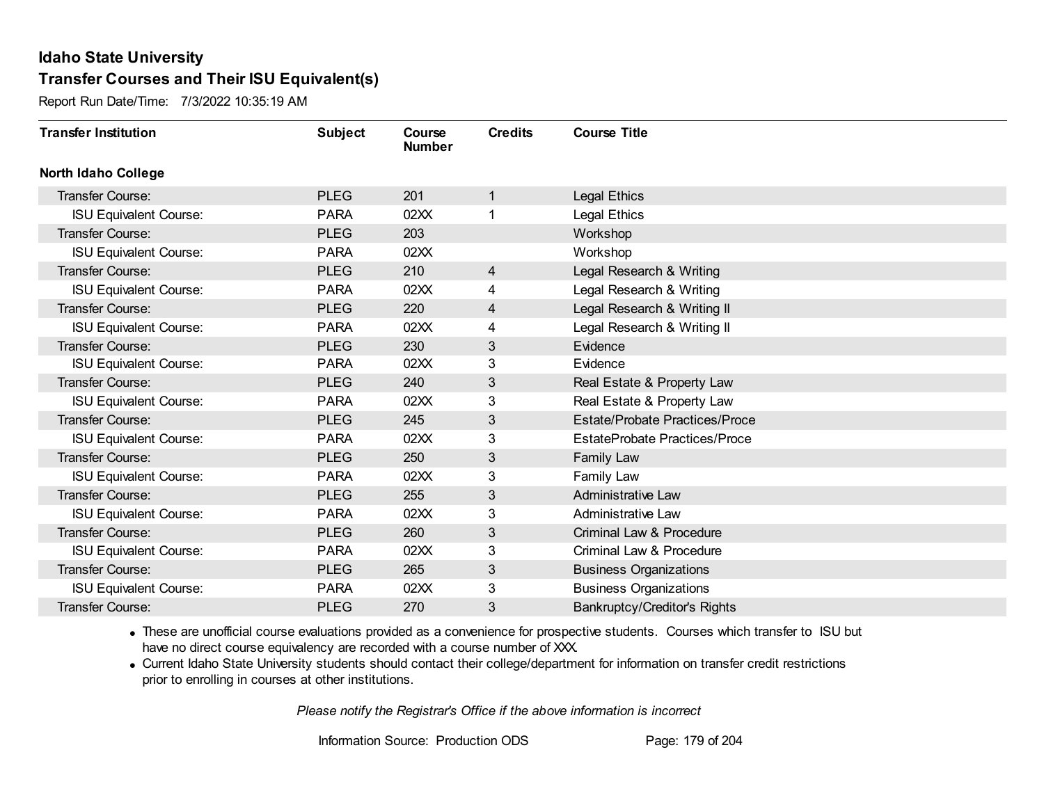# Idaho State University

## Transfer Courses and Their ISU Equivalent(s)

Report Run Date/Time: 7/3/2022 10:35:19 AM

| Transfer Institution | Subject | Course Number | Credits | Course Title |
|---|---|---|---|---|
| **North Idaho College** | | | | |
| Transfer Course: | PLEG | 201 | 1 | Legal Ethics |
| ISU Equivalent Course: | PARA | 02XX | 1 | Legal Ethics |
| Transfer Course: | PLEG | 203 | | Workshop |
| ISU Equivalent Course: | PARA | 02XX | | Workshop |
| Transfer Course: | PLEG | 210 | 4 | Legal Research & Writing |
| ISU Equivalent Course: | PARA | 02XX | 4 | Legal Research & Writing |
| Transfer Course: | PLEG | 220 | 4 | Legal Research & Writing II |
| ISU Equivalent Course: | PARA | 02XX | 4 | Legal Research & Writing II |
| Transfer Course: | PLEG | 230 | 3 | Evidence |
| ISU Equivalent Course: | PARA | 02XX | 3 | Evidence |
| Transfer Course: | PLEG | 240 | 3 | Real Estate & Property Law |
| ISU Equivalent Course: | PARA | 02XX | 3 | Real Estate & Property Law |
| Transfer Course: | PLEG | 245 | 3 | Estate/Probate Practices/Proce |
| ISU Equivalent Course: | PARA | 02XX | 3 | EstateProbate Practices/Proce |
| Transfer Course: | PLEG | 250 | 3 | Family Law |
| ISU Equivalent Course: | PARA | 02XX | 3 | Family Law |
| Transfer Course: | PLEG | 255 | 3 | Administrative Law |
| ISU Equivalent Course: | PARA | 02XX | 3 | Administrative Law |
| Transfer Course: | PLEG | 260 | 3 | Criminal Law & Procedure |
| ISU Equivalent Course: | PARA | 02XX | 3 | Criminal Law & Procedure |
| Transfer Course: | PLEG | 265 | 3 | Business Organizations |
| ISU Equivalent Course: | PARA | 02XX | 3 | Business Organizations |
| Transfer Course: | PLEG | 270 | 3 | Bankruptcy/Creditor's Rights |

- These are unofficial course evaluations provided as a convenience for prospective students. Courses which transfer to ISU but have no direct course equivalency are recorded with a course number of XXX.
- Current Idaho State University students should contact their college/department for information on transfer credit restrictions prior to enrolling in courses at other institutions.

*Please notify the Registrar's Office if the above information is incorrect*

Information Source: Production ODS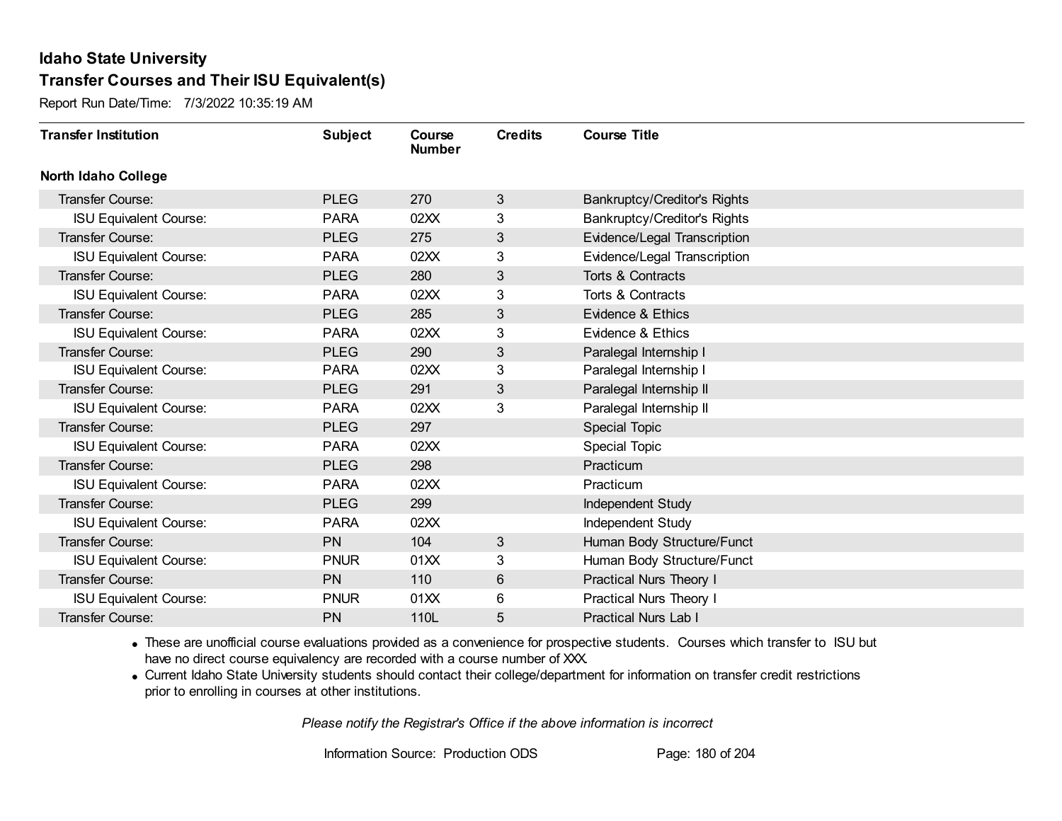# Idaho State University

## Transfer Courses and Their ISU Equivalent(s)

Report Run Date/Time: 7/3/2022 10:35:19 AM

| Transfer Institution | Subject | Course Number | Credits | Course Title |
|---|---|---|---|---|
| **North Idaho College** | | | | |
| Transfer Course: | PLEG | 270 | 3 | Bankruptcy/Creditor's Rights |
| ISU Equivalent Course: | PARA | 02XX | 3 | Bankruptcy/Creditor's Rights |
| Transfer Course: | PLEG | 275 | 3 | Evidence/Legal Transcription |
| ISU Equivalent Course: | PARA | 02XX | 3 | Evidence/Legal Transcription |
| Transfer Course: | PLEG | 280 | 3 | Torts & Contracts |
| ISU Equivalent Course: | PARA | 02XX | 3 | Torts & Contracts |
| Transfer Course: | PLEG | 285 | 3 | Evidence & Ethics |
| ISU Equivalent Course: | PARA | 02XX | 3 | Evidence & Ethics |
| Transfer Course: | PLEG | 290 | 3 | Paralegal Internship I |
| ISU Equivalent Course: | PARA | 02XX | 3 | Paralegal Internship I |
| Transfer Course: | PLEG | 291 | 3 | Paralegal Internship II |
| ISU Equivalent Course: | PARA | 02XX | 3 | Paralegal Internship II |
| Transfer Course: | PLEG | 297 | | Special Topic |
| ISU Equivalent Course: | PARA | 02XX | | Special Topic |
| Transfer Course: | PLEG | 298 | | Practicum |
| ISU Equivalent Course: | PARA | 02XX | | Practicum |
| Transfer Course: | PLEG | 299 | | Independent Study |
| ISU Equivalent Course: | PARA | 02XX | | Independent Study |
| Transfer Course: | PN | 104 | 3 | Human Body Structure/Funct |
| ISU Equivalent Course: | PNUR | 01XX | 3 | Human Body Structure/Funct |
| Transfer Course: | PN | 110 | 6 | Practical Nurs Theory I |
| ISU Equivalent Course: | PNUR | 01XX | 6 | Practical Nurs Theory I |
| Transfer Course: | PN | 110L | 5 | Practical Nurs Lab I |

- These are unofficial course evaluations provided as a convenience for prospective students. Courses which transfer to ISU but have no direct course equivalency are recorded with a course number of XXX.
- Current Idaho State University students should contact their college/department for information on transfer credit restrictions prior to enrolling in courses at other institutions.

*Please notify the Registrar's Office if the above information is incorrect*

Information Source: Production ODS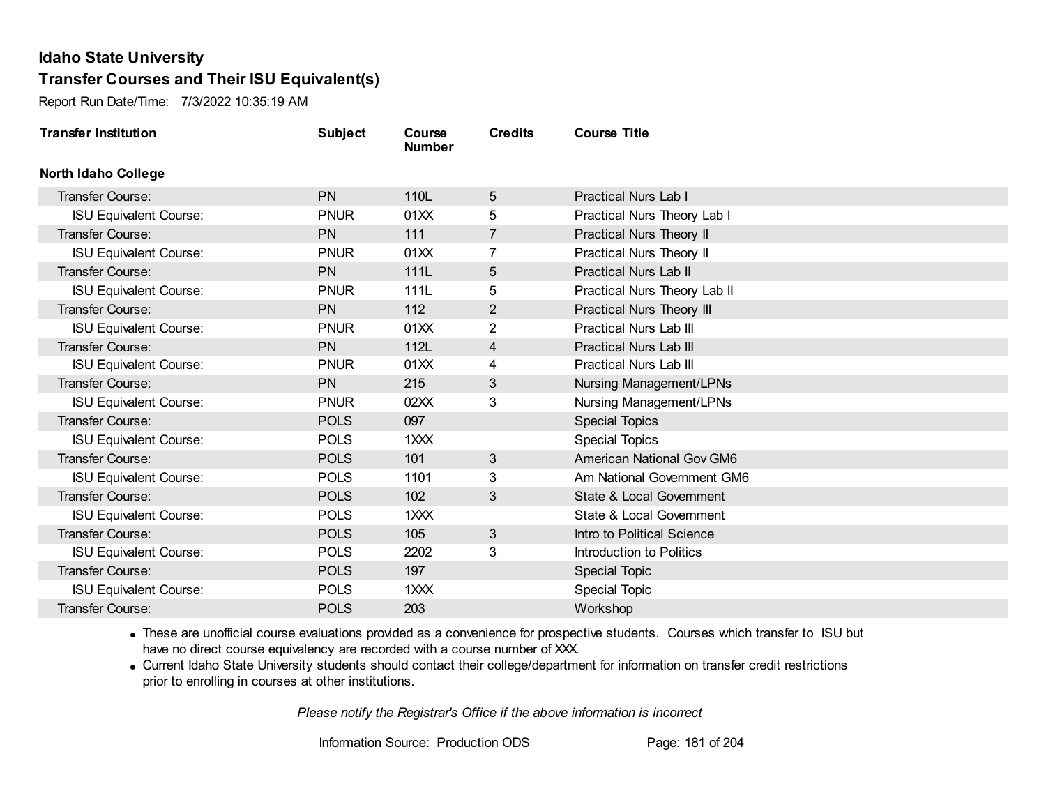# Idaho State University

## Transfer Courses and Their ISU Equivalent(s)

Report Run Date/Time: 7/3/2022 10:35:19 AM

| Transfer Institution | Subject | Course Number | Credits | Course Title |
|---|---|---|---|---|
| **North Idaho College** | | | | |
| Transfer Course: | PN | 110L | 5 | Practical Nurs Lab I |
| ISU Equivalent Course: | PNUR | 01XX | 5 | Practical Nurs Theory Lab I |
| Transfer Course: | PN | 111 | 7 | Practical Nurs Theory II |
| ISU Equivalent Course: | PNUR | 01XX | 7 | Practical Nurs Theory II |
| Transfer Course: | PN | 111L | 5 | Practical Nurs Lab II |
| ISU Equivalent Course: | PNUR | 111L | 5 | Practical Nurs Theory Lab II |
| Transfer Course: | PN | 112 | 2 | Practical Nurs Theory III |
| ISU Equivalent Course: | PNUR | 01XX | 2 | Practical Nurs Lab III |
| Transfer Course: | PN | 112L | 4 | Practical Nurs Lab III |
| ISU Equivalent Course: | PNUR | 01XX | 4 | Practical Nurs Lab III |
| Transfer Course: | PN | 215 | 3 | Nursing Management/LPNs |
| ISU Equivalent Course: | PNUR | 02XX | 3 | Nursing Management/LPNs |
| Transfer Course: | POLS | 097 | | Special Topics |
| ISU Equivalent Course: | POLS | 1XXX | | Special Topics |
| Transfer Course: | POLS | 101 | 3 | American National Gov GM6 |
| ISU Equivalent Course: | POLS | 1101 | 3 | Am National Government GM6 |
| Transfer Course: | POLS | 102 | 3 | State & Local Government |
| ISU Equivalent Course: | POLS | 1XXX | | State & Local Government |
| Transfer Course: | POLS | 105 | 3 | Intro to Political Science |
| ISU Equivalent Course: | POLS | 2202 | 3 | Introduction to Politics |
| Transfer Course: | POLS | 197 | | Special Topic |
| ISU Equivalent Course: | POLS | 1XXX | | Special Topic |
| Transfer Course: | POLS | 203 | | Workshop |

- These are unofficial course evaluations provided as a convenience for prospective students. Courses which transfer to ISU but have no direct course equivalency are recorded with a course number of XXX.
- Current Idaho State University students should contact their college/department for information on transfer credit restrictions prior to enrolling in courses at other institutions.

*Please notify the Registrar's Office if the above information is incorrect*

Information Source: Production ODS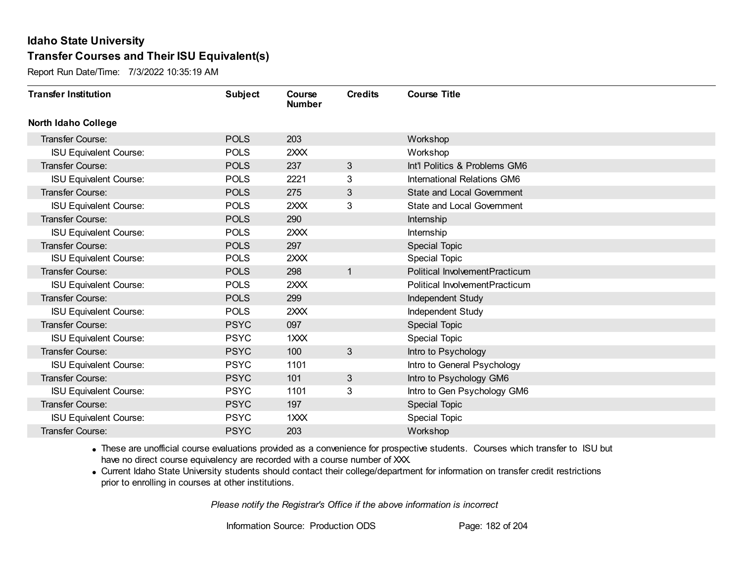# Idaho State University

## Transfer Courses and Their ISU Equivalent(s)

Report Run Date/Time: 7/3/2022 10:35:19 AM

| Transfer Institution | Subject | Course Number | Credits | Course Title |
|---|---|---|---|---|
| **North Idaho College** | | | | |
| Transfer Course: | POLS | 203 | | Workshop |
| ISU Equivalent Course: | POLS | 2XXX | | Workshop |
| Transfer Course: | POLS | 237 | 3 | Int'l Politics & Problems GM6 |
| ISU Equivalent Course: | POLS | 2221 | 3 | International Relations GM6 |
| Transfer Course: | POLS | 275 | 3 | State and Local Government |
| ISU Equivalent Course: | POLS | 2XXX | 3 | State and Local Government |
| Transfer Course: | POLS | 290 | | Internship |
| ISU Equivalent Course: | POLS | 2XXX | | Internship |
| Transfer Course: | POLS | 297 | | Special Topic |
| ISU Equivalent Course: | POLS | 2XXX | | Special Topic |
| Transfer Course: | POLS | 298 | 1 | Political InvolvementPracticum |
| ISU Equivalent Course: | POLS | 2XXX | | Political InvolvementPracticum |
| Transfer Course: | POLS | 299 | | Independent Study |
| ISU Equivalent Course: | POLS | 2XXX | | Independent Study |
| Transfer Course: | PSYC | 097 | | Special Topic |
| ISU Equivalent Course: | PSYC | 1XXX | | Special Topic |
| Transfer Course: | PSYC | 100 | 3 | Intro to Psychology |
| ISU Equivalent Course: | PSYC | 1101 | | Intro to General Psychology |
| Transfer Course: | PSYC | 101 | 3 | Intro to Psychology GM6 |
| ISU Equivalent Course: | PSYC | 1101 | 3 | Intro to Gen Psychology GM6 |
| Transfer Course: | PSYC | 197 | | Special Topic |
| ISU Equivalent Course: | PSYC | 1XXX | | Special Topic |
| Transfer Course: | PSYC | 203 | | Workshop |

- These are unofficial course evaluations provided as a convenience for prospective students. Courses which transfer to ISU but have no direct course equivalency are recorded with a course number of XXX.
- Current Idaho State University students should contact their college/department for information on transfer credit restrictions prior to enrolling in courses at other institutions.

*Please notify the Registrar's Office if the above information is incorrect*

Information Source: Production ODS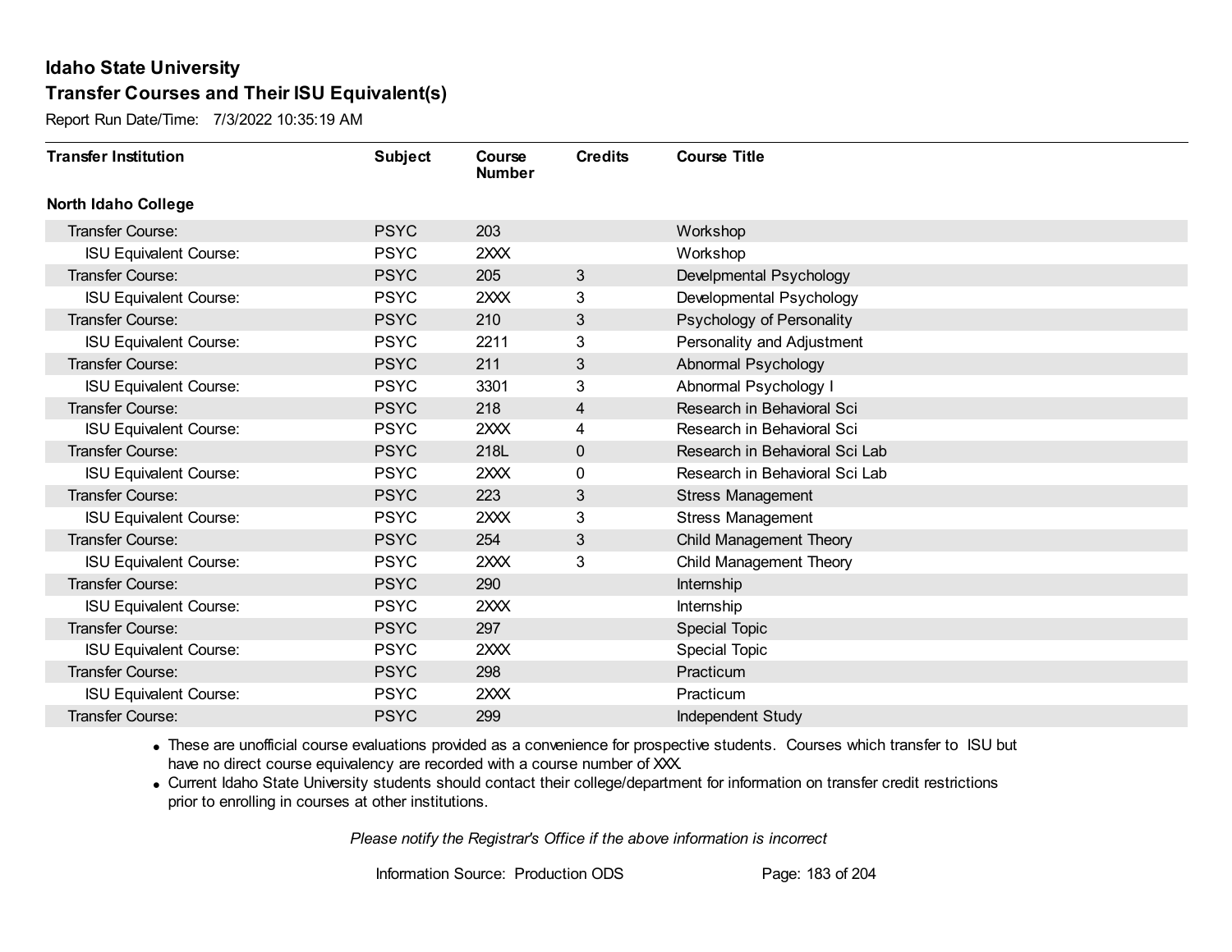# Idaho State University

## Transfer Courses and Their ISU Equivalent(s)

Report Run Date/Time: 7/3/2022 10:35:19 AM

| Transfer Institution | Subject | Course Number | Credits | Course Title |
|---|---|---|---|---|
| **North Idaho College** | | | | |
| Transfer Course: | PSYC | 203 | | Workshop |
| ISU Equivalent Course: | PSYC | 2XXX | | Workshop |
| Transfer Course: | PSYC | 205 | 3 | Develpmental Psychology |
| ISU Equivalent Course: | PSYC | 2XXX | 3 | Developmental Psychology |
| Transfer Course: | PSYC | 210 | 3 | Psychology of Personality |
| ISU Equivalent Course: | PSYC | 2211 | 3 | Personality and Adjustment |
| Transfer Course: | PSYC | 211 | 3 | Abnormal Psychology |
| ISU Equivalent Course: | PSYC | 3301 | 3 | Abnormal Psychology I |
| Transfer Course: | PSYC | 218 | 4 | Research in Behavioral Sci |
| ISU Equivalent Course: | PSYC | 2XXX | 4 | Research in Behavioral Sci |
| Transfer Course: | PSYC | 218L | 0 | Research in Behavioral Sci Lab |
| ISU Equivalent Course: | PSYC | 2XXX | 0 | Research in Behavioral Sci Lab |
| Transfer Course: | PSYC | 223 | 3 | Stress Management |
| ISU Equivalent Course: | PSYC | 2XXX | 3 | Stress Management |
| Transfer Course: | PSYC | 254 | 3 | Child Management Theory |
| ISU Equivalent Course: | PSYC | 2XXX | 3 | Child Management Theory |
| Transfer Course: | PSYC | 290 | | Internship |
| ISU Equivalent Course: | PSYC | 2XXX | | Internship |
| Transfer Course: | PSYC | 297 | | Special Topic |
| ISU Equivalent Course: | PSYC | 2XXX | | Special Topic |
| Transfer Course: | PSYC | 298 | | Practicum |
| ISU Equivalent Course: | PSYC | 2XXX | | Practicum |
| Transfer Course: | PSYC | 299 | | Independent Study |

- These are unofficial course evaluations provided as a convenience for prospective students. Courses which transfer to ISU but have no direct course equivalency are recorded with a course number of XXX.
- Current Idaho State University students should contact their college/department for information on transfer credit restrictions prior to enrolling in courses at other institutions.

*Please notify the Registrar's Office if the above information is incorrect*

Information Source: Production ODS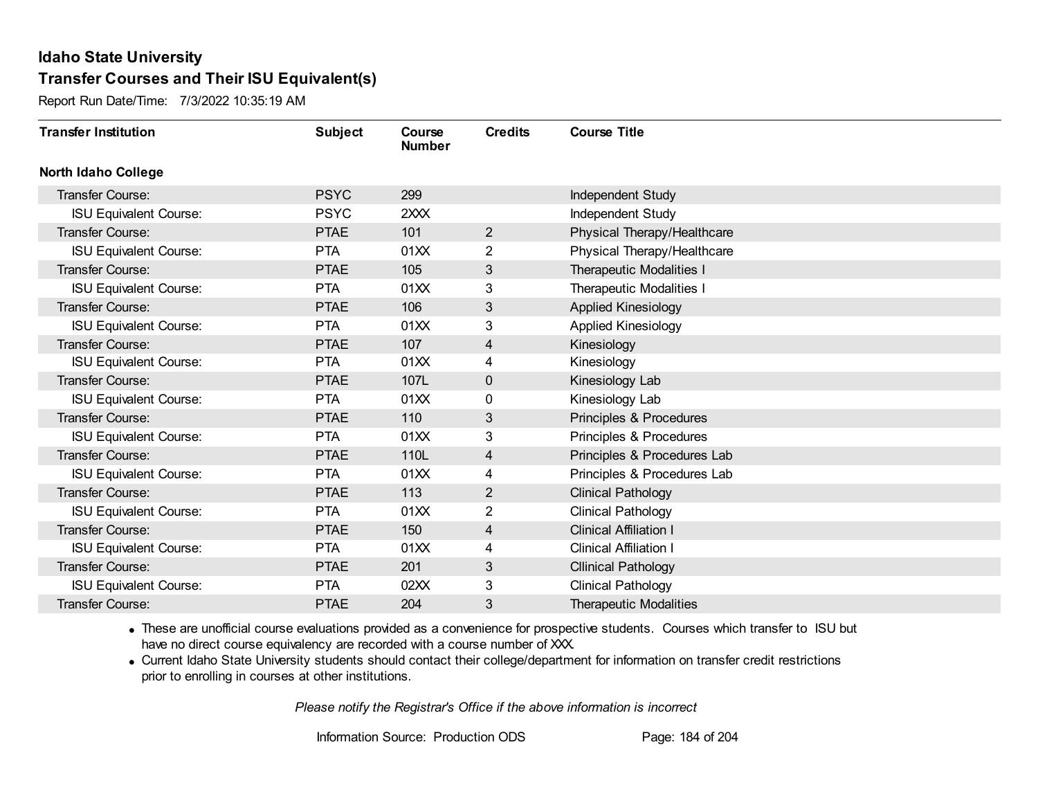# Idaho State University

## Transfer Courses and Their ISU Equivalent(s)

Report Run Date/Time: 7/3/2022 10:35:19 AM

| Transfer Institution | Subject | Course Number | Credits | Course Title |
|---|---|---|---|---|
| **North Idaho College** | | | | |
| Transfer Course: | PSYC | 299 | | Independent Study |
| ISU Equivalent Course: | PSYC | 2XXX | | Independent Study |
| Transfer Course: | PTAE | 101 | 2 | Physical Therapy/Healthcare |
| ISU Equivalent Course: | PTA | 01XX | 2 | Physical Therapy/Healthcare |
| Transfer Course: | PTAE | 105 | 3 | Therapeutic Modalities I |
| ISU Equivalent Course: | PTA | 01XX | 3 | Therapeutic Modalities I |
| Transfer Course: | PTAE | 106 | 3 | Applied Kinesiology |
| ISU Equivalent Course: | PTA | 01XX | 3 | Applied Kinesiology |
| Transfer Course: | PTAE | 107 | 4 | Kinesiology |
| ISU Equivalent Course: | PTA | 01XX | 4 | Kinesiology |
| Transfer Course: | PTAE | 107L | 0 | Kinesiology Lab |
| ISU Equivalent Course: | PTA | 01XX | 0 | Kinesiology Lab |
| Transfer Course: | PTAE | 110 | 3 | Principles & Procedures |
| ISU Equivalent Course: | PTA | 01XX | 3 | Principles & Procedures |
| Transfer Course: | PTAE | 110L | 4 | Principles & Procedures Lab |
| ISU Equivalent Course: | PTA | 01XX | 4 | Principles & Procedures Lab |
| Transfer Course: | PTAE | 113 | 2 | Clinical Pathology |
| ISU Equivalent Course: | PTA | 01XX | 2 | Clinical Pathology |
| Transfer Course: | PTAE | 150 | 4 | Clinical Affiliation I |
| ISU Equivalent Course: | PTA | 01XX | 4 | Clinical Affiliation I |
| Transfer Course: | PTAE | 201 | 3 | Cllinical Pathology |
| ISU Equivalent Course: | PTA | 02XX | 3 | Clinical Pathology |
| Transfer Course: | PTAE | 204 | 3 | Therapeutic Modalities |

- These are unofficial course evaluations provided as a convenience for prospective students. Courses which transfer to ISU but have no direct course equivalency are recorded with a course number of XXX.
- Current Idaho State University students should contact their college/department for information on transfer credit restrictions prior to enrolling in courses at other institutions.

*Please notify the Registrar's Office if the above information is incorrect*

Information Source: Production ODS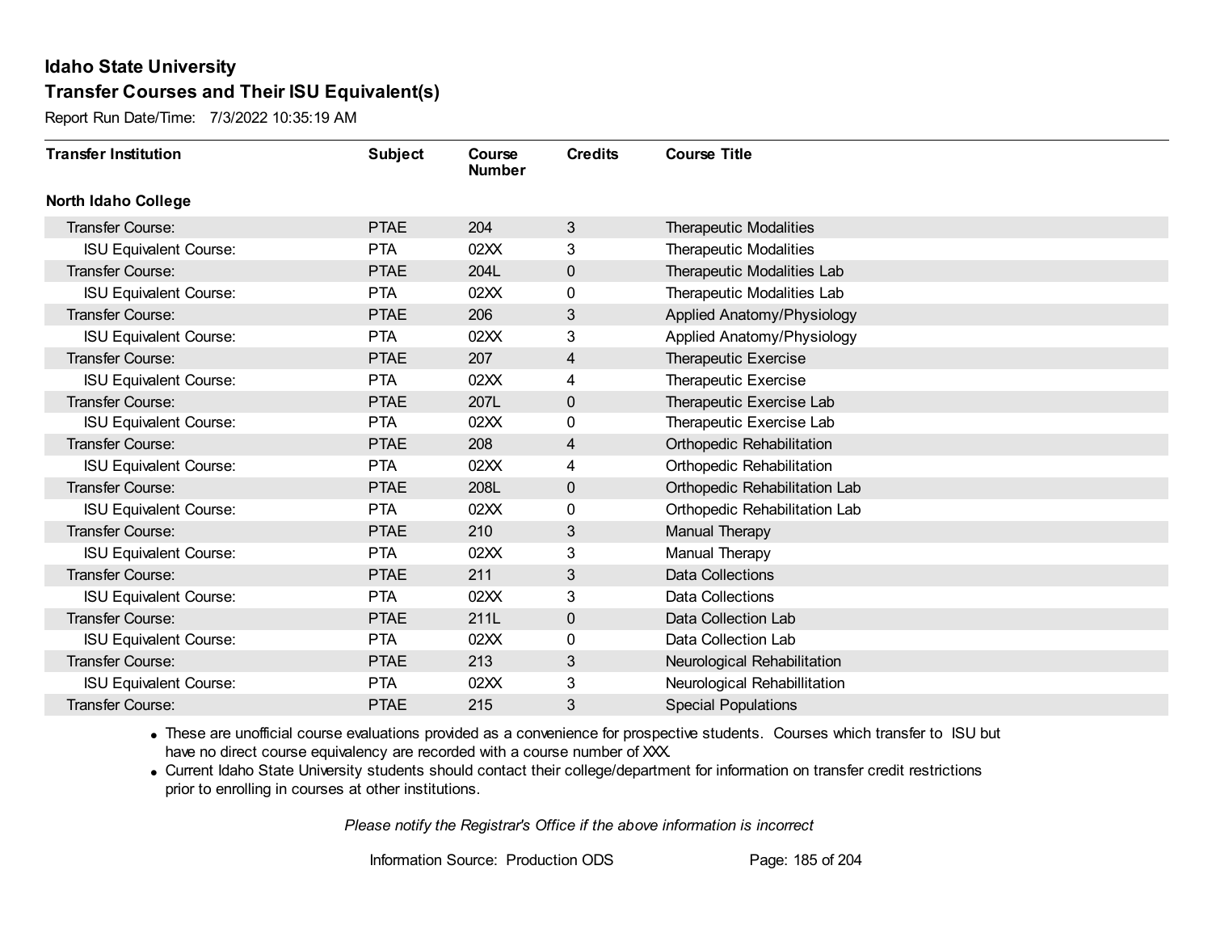# Idaho State University

## Transfer Courses and Their ISU Equivalent(s)

Report Run Date/Time: 7/3/2022 10:35:19 AM

| Transfer Institution | Subject | Course Number | Credits | Course Title |
|---|---|---|---|---|
| **North Idaho College** | | | | |
| Transfer Course: | PTAE | 204 | 3 | Therapeutic Modalities |
| ISU Equivalent Course: | PTA | 02XX | 3 | Therapeutic Modalities |
| Transfer Course: | PTAE | 204L | 0 | Therapeutic Modalities Lab |
| ISU Equivalent Course: | PTA | 02XX | 0 | Therapeutic Modalities Lab |
| Transfer Course: | PTAE | 206 | 3 | Applied Anatomy/Physiology |
| ISU Equivalent Course: | PTA | 02XX | 3 | Applied Anatomy/Physiology |
| Transfer Course: | PTAE | 207 | 4 | Therapeutic Exercise |
| ISU Equivalent Course: | PTA | 02XX | 4 | Therapeutic Exercise |
| Transfer Course: | PTAE | 207L | 0 | Therapeutic Exercise Lab |
| ISU Equivalent Course: | PTA | 02XX | 0 | Therapeutic Exercise Lab |
| Transfer Course: | PTAE | 208 | 4 | Orthopedic Rehabilitation |
| ISU Equivalent Course: | PTA | 02XX | 4 | Orthopedic Rehabilitation |
| Transfer Course: | PTAE | 208L | 0 | Orthopedic Rehabilitation Lab |
| ISU Equivalent Course: | PTA | 02XX | 0 | Orthopedic Rehabilitation Lab |
| Transfer Course: | PTAE | 210 | 3 | Manual Therapy |
| ISU Equivalent Course: | PTA | 02XX | 3 | Manual Therapy |
| Transfer Course: | PTAE | 211 | 3 | Data Collections |
| ISU Equivalent Course: | PTA | 02XX | 3 | Data Collections |
| Transfer Course: | PTAE | 211L | 0 | Data Collection Lab |
| ISU Equivalent Course: | PTA | 02XX | 0 | Data Collection Lab |
| Transfer Course: | PTAE | 213 | 3 | Neurological Rehabilitation |
| ISU Equivalent Course: | PTA | 02XX | 3 | Neurological Rehabillitation |
| Transfer Course: | PTAE | 215 | 3 | Special Populations |

- These are unofficial course evaluations provided as a convenience for prospective students. Courses which transfer to ISU but have no direct course equivalency are recorded with a course number of XXX.
- Current Idaho State University students should contact their college/department for information on transfer credit restrictions prior to enrolling in courses at other institutions.

*Please notify the Registrar's Office if the above information is incorrect*

Information Source: Production ODS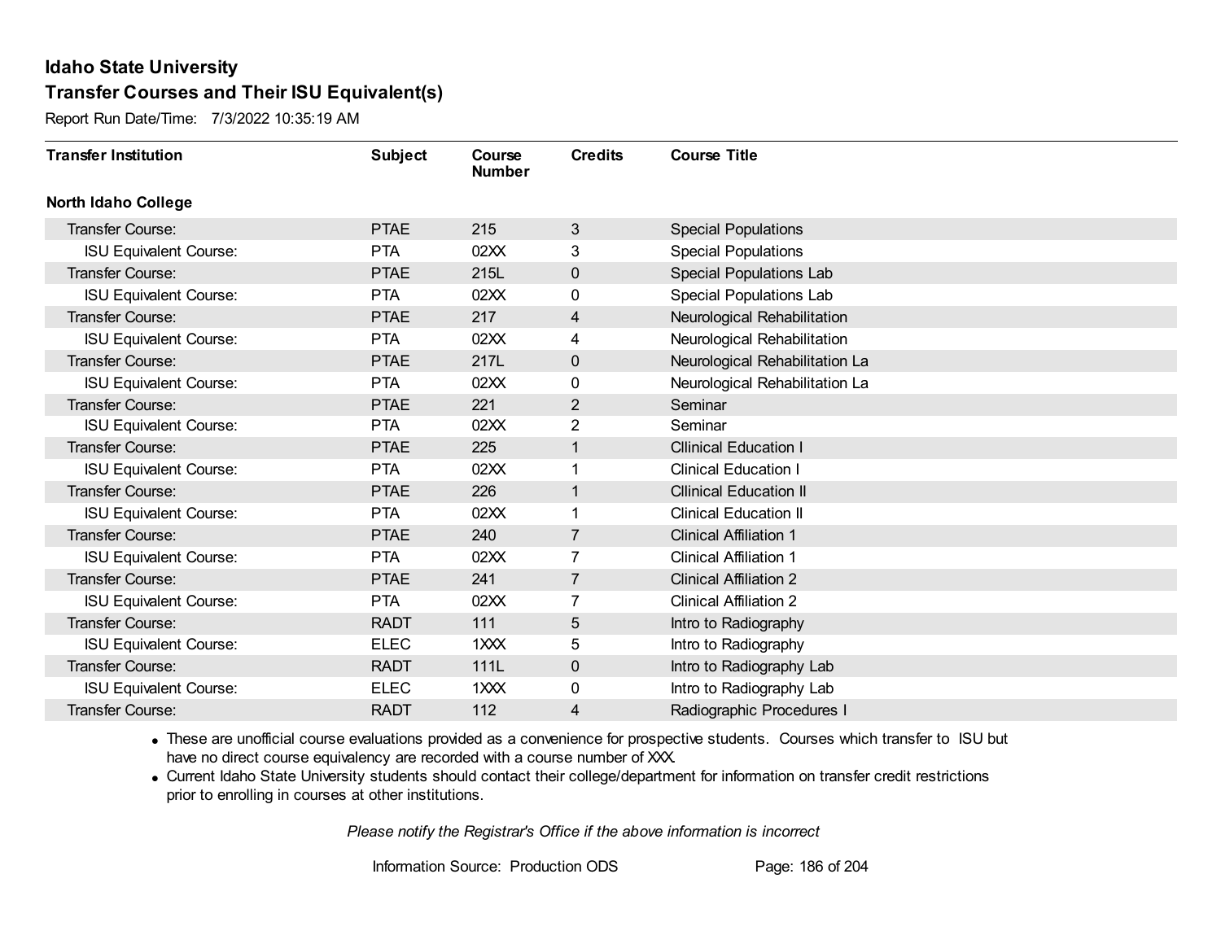# Idaho State University

## Transfer Courses and Their ISU Equivalent(s)

Report Run Date/Time: 7/3/2022 10:35:19 AM

| Transfer Institution | Subject | Course Number | Credits | Course Title |
|---|---|---|---|---|
| **North Idaho College** | | | | |
| Transfer Course: | PTAE | 215 | 3 | Special Populations |
| ISU Equivalent Course: | PTA | 02XX | 3 | Special Populations |
| Transfer Course: | PTAE | 215L | 0 | Special Populations Lab |
| ISU Equivalent Course: | PTA | 02XX | 0 | Special Populations Lab |
| Transfer Course: | PTAE | 217 | 4 | Neurological Rehabilitation |
| ISU Equivalent Course: | PTA | 02XX | 4 | Neurological Rehabilitation |
| Transfer Course: | PTAE | 217L | 0 | Neurological Rehabilitation La |
| ISU Equivalent Course: | PTA | 02XX | 0 | Neurological Rehabilitation La |
| Transfer Course: | PTAE | 221 | 2 | Seminar |
| ISU Equivalent Course: | PTA | 02XX | 2 | Seminar |
| Transfer Course: | PTAE | 225 | 1 | Cllinical Education I |
| ISU Equivalent Course: | PTA | 02XX | 1 | Clinical Education I |
| Transfer Course: | PTAE | 226 | 1 | Cllinical Education II |
| ISU Equivalent Course: | PTA | 02XX | 1 | Clinical Education II |
| Transfer Course: | PTAE | 240 | 7 | Clinical Affiliation 1 |
| ISU Equivalent Course: | PTA | 02XX | 7 | Clinical Affiliation 1 |
| Transfer Course: | PTAE | 241 | 7 | Clinical Affiliation 2 |
| ISU Equivalent Course: | PTA | 02XX | 7 | Clinical Affiliation 2 |
| Transfer Course: | RADT | 111 | 5 | Intro to Radiography |
| ISU Equivalent Course: | ELEC | 1XXX | 5 | Intro to Radiography |
| Transfer Course: | RADT | 111L | 0 | Intro to Radiography Lab |
| ISU Equivalent Course: | ELEC | 1XXX | 0 | Intro to Radiography Lab |
| Transfer Course: | RADT | 112 | 4 | Radiographic Procedures I |

- These are unofficial course evaluations provided as a convenience for prospective students. Courses which transfer to ISU but have no direct course equivalency are recorded with a course number of XXX.
- Current Idaho State University students should contact their college/department for information on transfer credit restrictions prior to enrolling in courses at other institutions.

*Please notify the Registrar's Office if the above information is incorrect*

Information Source: Production ODS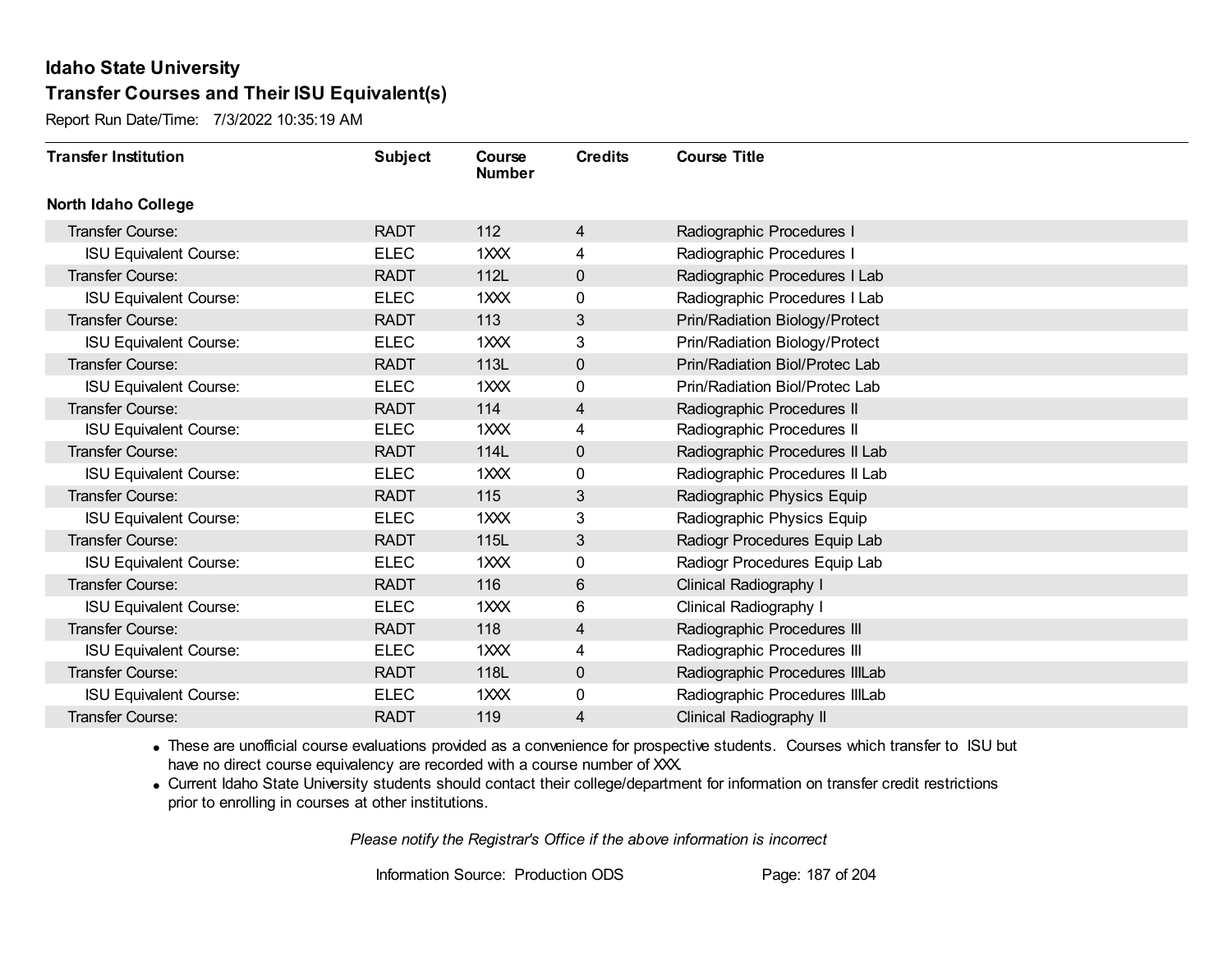**Idaho State University**
**Transfer Courses and Their ISU Equivalent(s)**

Report Run Date/Time: 7/3/2022 10:35:19 AM

| Transfer Institution | Subject | Course Number | Credits | Course Title |
|---|---|---|---|---|
| **North Idaho College** | | | | |
| Transfer Course: | RADT | 112 | 4 | Radiographic Procedures I |
| ISU Equivalent Course: | ELEC | 1XXX | 4 | Radiographic Procedures I |
| Transfer Course: | RADT | 112L | 0 | Radiographic Procedures I Lab |
| ISU Equivalent Course: | ELEC | 1XXX | 0 | Radiographic Procedures I Lab |
| Transfer Course: | RADT | 113 | 3 | Prin/Radiation Biology/Protect |
| ISU Equivalent Course: | ELEC | 1XXX | 3 | Prin/Radiation Biology/Protect |
| Transfer Course: | RADT | 113L | 0 | Prin/Radiation Biol/Protec Lab |
| ISU Equivalent Course: | ELEC | 1XXX | 0 | Prin/Radiation Biol/Protec Lab |
| Transfer Course: | RADT | 114 | 4 | Radiographic Procedures II |
| ISU Equivalent Course: | ELEC | 1XXX | 4 | Radiographic Procedures II |
| Transfer Course: | RADT | 114L | 0 | Radiographic Procedures II Lab |
| ISU Equivalent Course: | ELEC | 1XXX | 0 | Radiographic Procedures II Lab |
| Transfer Course: | RADT | 115 | 3 | Radiographic Physics Equip |
| ISU Equivalent Course: | ELEC | 1XXX | 3 | Radiographic Physics Equip |
| Transfer Course: | RADT | 115L | 3 | Radiogr Procedures Equip Lab |
| ISU Equivalent Course: | ELEC | 1XXX | 0 | Radiogr Procedures Equip Lab |
| Transfer Course: | RADT | 116 | 6 | Clinical Radiography I |
| ISU Equivalent Course: | ELEC | 1XXX | 6 | Clinical Radiography I |
| Transfer Course: | RADT | 118 | 4 | Radiographic Procedures III |
| ISU Equivalent Course: | ELEC | 1XXX | 4 | Radiographic Procedures III |
| Transfer Course: | RADT | 118L | 0 | Radiographic Procedures IIILab |
| ISU Equivalent Course: | ELEC | 1XXX | 0 | Radiographic Procedures IIILab |
| Transfer Course: | RADT | 119 | 4 | Clinical Radiography II |

- These are unofficial course evaluations provided as a convenience for prospective students. Courses which transfer to ISU but have no direct course equivalency are recorded with a course number of XXX.
- Current Idaho State University students should contact their college/department for information on transfer credit restrictions prior to enrolling in courses at other institutions.

*Please notify the Registrar's Office if the above information is incorrect*

Information Source: Production ODS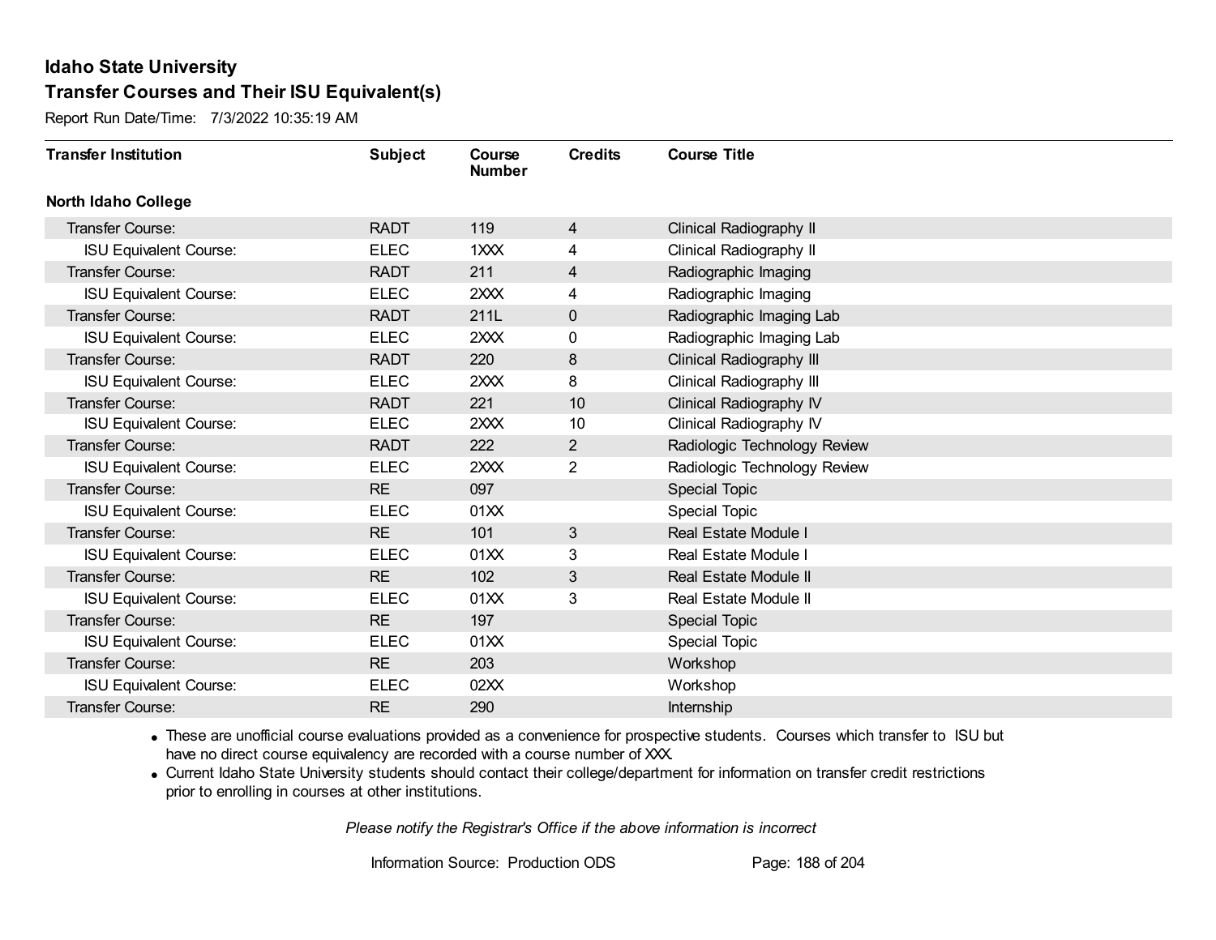# Idaho State University

## Transfer Courses and Their ISU Equivalent(s)

Report Run Date/Time: 7/3/2022 10:35:19 AM

| Transfer Institution | Subject | Course Number | Credits | Course Title |
|---|---|---|---|---|
| **North Idaho College** | | | | |
| Transfer Course: | RADT | 119 | 4 | Clinical Radiography II |
| ISU Equivalent Course: | ELEC | 1XXX | 4 | Clinical Radiography II |
| Transfer Course: | RADT | 211 | 4 | Radiographic Imaging |
| ISU Equivalent Course: | ELEC | 2XXX | 4 | Radiographic Imaging |
| Transfer Course: | RADT | 211L | 0 | Radiographic Imaging Lab |
| ISU Equivalent Course: | ELEC | 2XXX | 0 | Radiographic Imaging Lab |
| Transfer Course: | RADT | 220 | 8 | Clinical Radiography III |
| ISU Equivalent Course: | ELEC | 2XXX | 8 | Clinical Radiography III |
| Transfer Course: | RADT | 221 | 10 | Clinical Radiography IV |
| ISU Equivalent Course: | ELEC | 2XXX | 10 | Clinical Radiography IV |
| Transfer Course: | RADT | 222 | 2 | Radiologic Technology Review |
| ISU Equivalent Course: | ELEC | 2XXX | 2 | Radiologic Technology Review |
| Transfer Course: | RE | 097 | | Special Topic |
| ISU Equivalent Course: | ELEC | 01XX | | Special Topic |
| Transfer Course: | RE | 101 | 3 | Real Estate Module I |
| ISU Equivalent Course: | ELEC | 01XX | 3 | Real Estate Module I |
| Transfer Course: | RE | 102 | 3 | Real Estate Module II |
| ISU Equivalent Course: | ELEC | 01XX | 3 | Real Estate Module II |
| Transfer Course: | RE | 197 | | Special Topic |
| ISU Equivalent Course: | ELEC | 01XX | | Special Topic |
| Transfer Course: | RE | 203 | | Workshop |
| ISU Equivalent Course: | ELEC | 02XX | | Workshop |
| Transfer Course: | RE | 290 | | Internship |

- These are unofficial course evaluations provided as a convenience for prospective students. Courses which transfer to ISU but have no direct course equivalency are recorded with a course number of XXX.
- Current Idaho State University students should contact their college/department for information on transfer credit restrictions prior to enrolling in courses at other institutions.

*Please notify the Registrar's Office if the above information is incorrect*

Information Source: Production ODS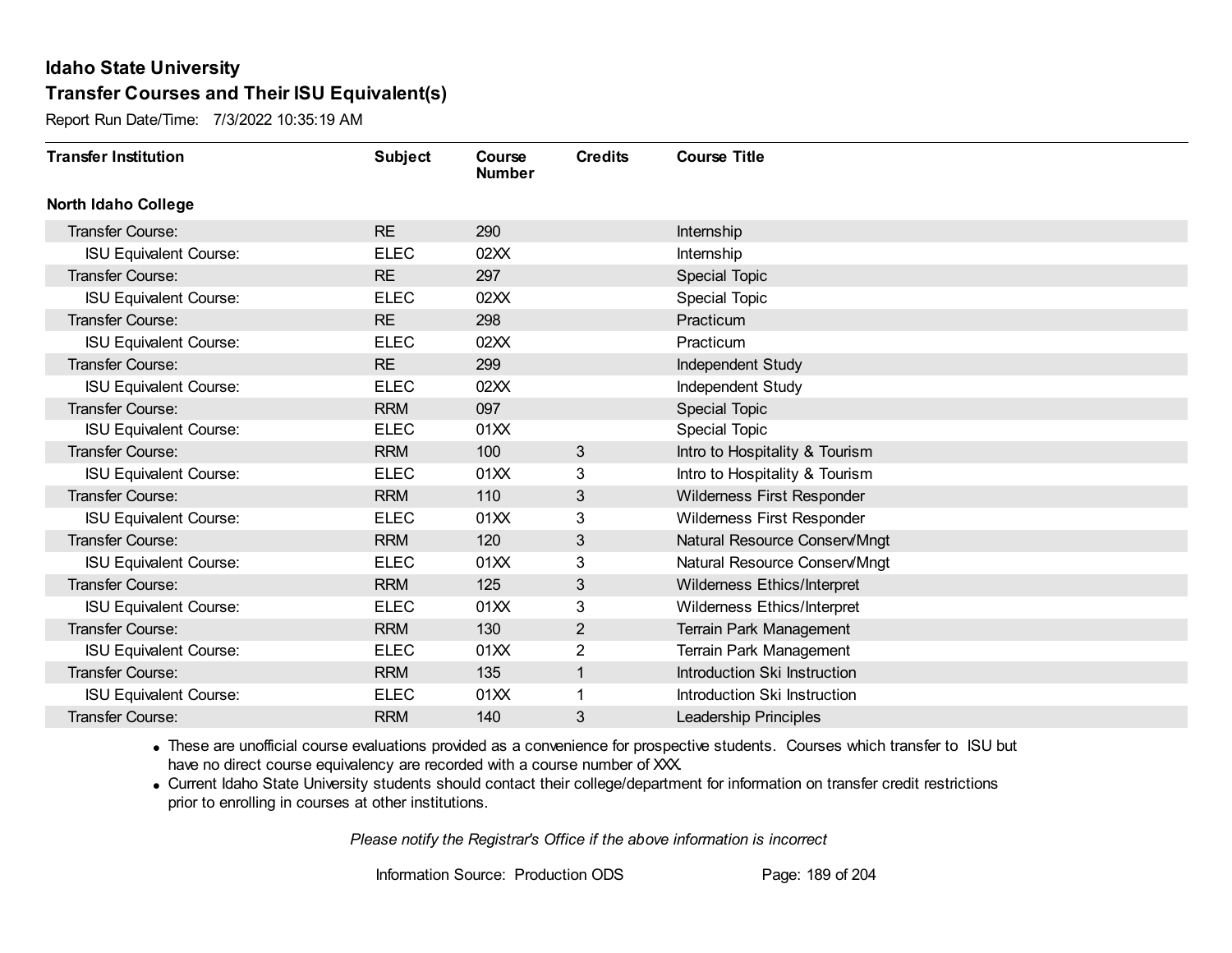# Idaho State University

## Transfer Courses and Their ISU Equivalent(s)

Report Run Date/Time: 7/3/2022 10:35:19 AM

| Transfer Institution | Subject | Course Number | Credits | Course Title |
|---|---|---|---|---|
| **North Idaho College** | | | | |
| Transfer Course: | RE | 290 | | Internship |
| ISU Equivalent Course: | ELEC | 02XX | | Internship |
| Transfer Course: | RE | 297 | | Special Topic |
| ISU Equivalent Course: | ELEC | 02XX | | Special Topic |
| Transfer Course: | RE | 298 | | Practicum |
| ISU Equivalent Course: | ELEC | 02XX | | Practicum |
| Transfer Course: | RE | 299 | | Independent Study |
| ISU Equivalent Course: | ELEC | 02XX | | Independent Study |
| Transfer Course: | RRM | 097 | | Special Topic |
| ISU Equivalent Course: | ELEC | 01XX | | Special Topic |
| Transfer Course: | RRM | 100 | 3 | Intro to Hospitality & Tourism |
| ISU Equivalent Course: | ELEC | 01XX | 3 | Intro to Hospitality & Tourism |
| Transfer Course: | RRM | 110 | 3 | Wilderness First Responder |
| ISU Equivalent Course: | ELEC | 01XX | 3 | Wilderness First Responder |
| Transfer Course: | RRM | 120 | 3 | Natural Resource Conserv/Mngt |
| ISU Equivalent Course: | ELEC | 01XX | 3 | Natural Resource Conserv/Mngt |
| Transfer Course: | RRM | 125 | 3 | Wilderness Ethics/Interpret |
| ISU Equivalent Course: | ELEC | 01XX | 3 | Wilderness Ethics/Interpret |
| Transfer Course: | RRM | 130 | 2 | Terrain Park Management |
| ISU Equivalent Course: | ELEC | 01XX | 2 | Terrain Park Management |
| Transfer Course: | RRM | 135 | 1 | Introduction Ski Instruction |
| ISU Equivalent Course: | ELEC | 01XX | 1 | Introduction Ski Instruction |
| Transfer Course: | RRM | 140 | 3 | Leadership Principles |

- These are unofficial course evaluations provided as a convenience for prospective students. Courses which transfer to ISU but have no direct course equivalency are recorded with a course number of XXX.
- Current Idaho State University students should contact their college/department for information on transfer credit restrictions prior to enrolling in courses at other institutions.

*Please notify the Registrar's Office if the above information is incorrect*

Information Source: Production ODS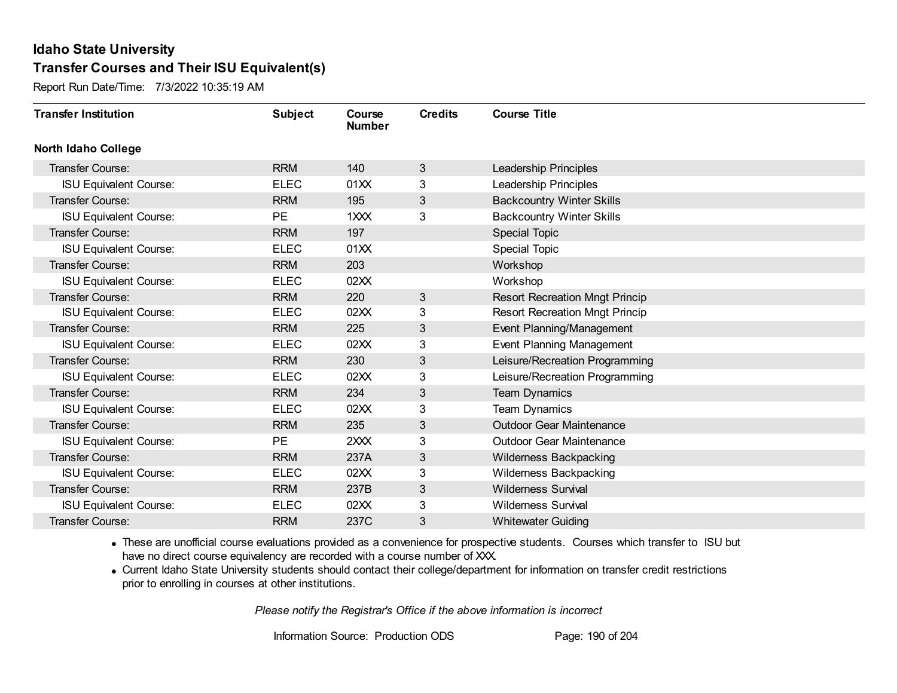# Idaho State University

## Transfer Courses and Their ISU Equivalent(s)

Report Run Date/Time: 7/3/2022 10:35:19 AM

| Transfer Institution | Subject | Course Number | Credits | Course Title |
|---|---|---|---|---|
| **North Idaho College** | | | | |
| Transfer Course: | RRM | 140 | 3 | Leadership Principles |
| ISU Equivalent Course: | ELEC | 01XX | 3 | Leadership Principles |
| Transfer Course: | RRM | 195 | 3 | Backcountry Winter Skills |
| ISU Equivalent Course: | PE | 1XXX | 3 | Backcountry Winter Skills |
| Transfer Course: | RRM | 197 | | Special Topic |
| ISU Equivalent Course: | ELEC | 01XX | | Special Topic |
| Transfer Course: | RRM | 203 | | Workshop |
| ISU Equivalent Course: | ELEC | 02XX | | Workshop |
| Transfer Course: | RRM | 220 | 3 | Resort Recreation Mngt Princip |
| ISU Equivalent Course: | ELEC | 02XX | 3 | Resort Recreation Mngt Princip |
| Transfer Course: | RRM | 225 | 3 | Event Planning/Management |
| ISU Equivalent Course: | ELEC | 02XX | 3 | Event Planning Management |
| Transfer Course: | RRM | 230 | 3 | Leisure/Recreation Programming |
| ISU Equivalent Course: | ELEC | 02XX | 3 | Leisure/Recreation Programming |
| Transfer Course: | RRM | 234 | 3 | Team Dynamics |
| ISU Equivalent Course: | ELEC | 02XX | 3 | Team Dynamics |
| Transfer Course: | RRM | 235 | 3 | Outdoor Gear Maintenance |
| ISU Equivalent Course: | PE | 2XXX | 3 | Outdoor Gear Maintenance |
| Transfer Course: | RRM | 237A | 3 | Wilderness Backpacking |
| ISU Equivalent Course: | ELEC | 02XX | 3 | Wilderness Backpacking |
| Transfer Course: | RRM | 237B | 3 | Wilderness Survival |
| ISU Equivalent Course: | ELEC | 02XX | 3 | Wilderness Survival |
| Transfer Course: | RRM | 237C | 3 | Whitewater Guiding |

- These are unofficial course evaluations provided as a convenience for prospective students. Courses which transfer to ISU but have no direct course equivalency are recorded with a course number of XXX.
- Current Idaho State University students should contact their college/department for information on transfer credit restrictions prior to enrolling in courses at other institutions.

*Please notify the Registrar's Office if the above information is incorrect*

Information Source: Production ODS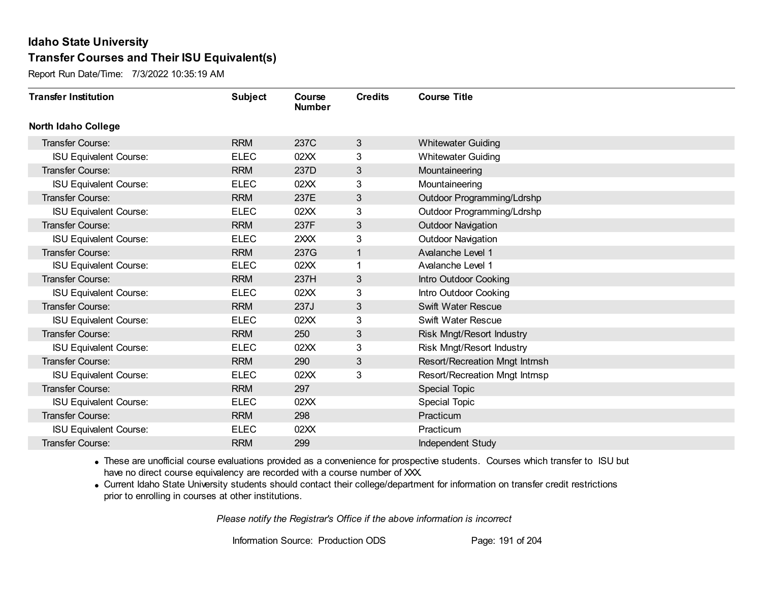# Idaho State University

## Transfer Courses and Their ISU Equivalent(s)

Report Run Date/Time: 7/3/2022 10:35:19 AM

| Transfer Institution | Subject | Course Number | Credits | Course Title |
|---|---|---|---|---|
| **North Idaho College** | | | | |
| Transfer Course: | RRM | 237C | 3 | Whitewater Guiding |
| ISU Equivalent Course: | ELEC | 02XX | 3 | Whitewater Guiding |
| Transfer Course: | RRM | 237D | 3 | Mountaineering |
| ISU Equivalent Course: | ELEC | 02XX | 3 | Mountaineering |
| Transfer Course: | RRM | 237E | 3 | Outdoor Programming/Ldrshp |
| ISU Equivalent Course: | ELEC | 02XX | 3 | Outdoor Programming/Ldrshp |
| Transfer Course: | RRM | 237F | 3 | Outdoor Navigation |
| ISU Equivalent Course: | ELEC | 2XXX | 3 | Outdoor Navigation |
| Transfer Course: | RRM | 237G | 1 | Avalanche Level 1 |
| ISU Equivalent Course: | ELEC | 02XX | 1 | Avalanche Level 1 |
| Transfer Course: | RRM | 237H | 3 | Intro Outdoor Cooking |
| ISU Equivalent Course: | ELEC | 02XX | 3 | Intro Outdoor Cooking |
| Transfer Course: | RRM | 237J | 3 | Swift Water Rescue |
| ISU Equivalent Course: | ELEC | 02XX | 3 | Swift Water Rescue |
| Transfer Course: | RRM | 250 | 3 | Risk Mngt/Resort Industry |
| ISU Equivalent Course: | ELEC | 02XX | 3 | Risk Mngt/Resort Industry |
| Transfer Course: | RRM | 290 | 3 | Resort/Recreation Mngt Intrnsh |
| ISU Equivalent Course: | ELEC | 02XX | 3 | Resort/Recreation Mngt Intrnsp |
| Transfer Course: | RRM | 297 | | Special Topic |
| ISU Equivalent Course: | ELEC | 02XX | | Special Topic |
| Transfer Course: | RRM | 298 | | Practicum |
| ISU Equivalent Course: | ELEC | 02XX | | Practicum |
| Transfer Course: | RRM | 299 | | Independent Study |

- These are unofficial course evaluations provided as a convenience for prospective students. Courses which transfer to ISU but have no direct course equivalency are recorded with a course number of XXX.
- Current Idaho State University students should contact their college/department for information on transfer credit restrictions prior to enrolling in courses at other institutions.

*Please notify the Registrar's Office if the above information is incorrect*

Information Source: Production ODS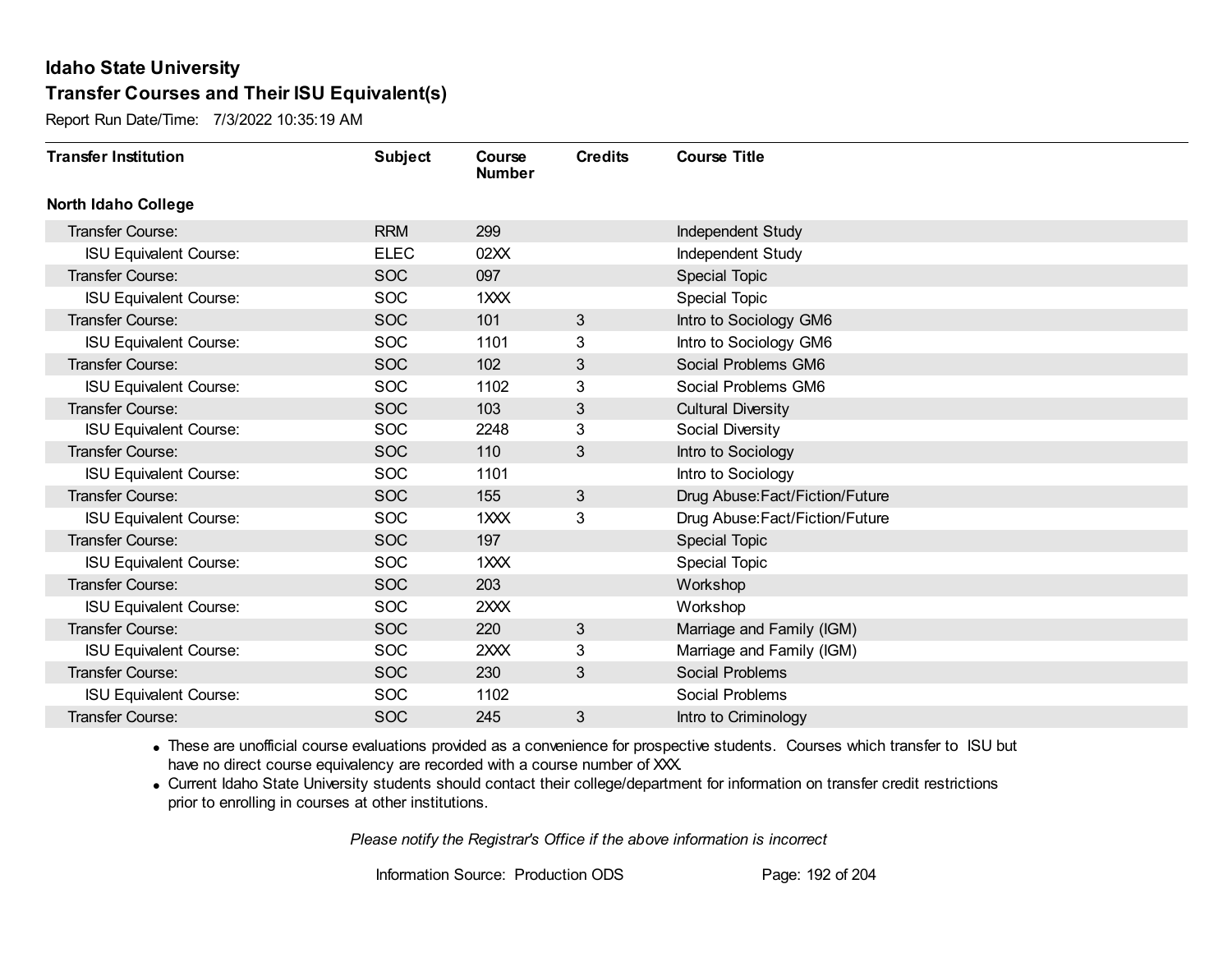# Idaho State University

## Transfer Courses and Their ISU Equivalent(s)

Report Run Date/Time: 7/3/2022 10:35:19 AM

| Transfer Institution | Subject | Course Number | Credits | Course Title |
|---|---|---|---|---|
| **North Idaho College** | | | | |
| Transfer Course: | RRM | 299 | | Independent Study |
| ISU Equivalent Course: | ELEC | 02XX | | Independent Study |
| Transfer Course: | SOC | 097 | | Special Topic |
| ISU Equivalent Course: | SOC | 1XXX | | Special Topic |
| Transfer Course: | SOC | 101 | 3 | Intro to Sociology GM6 |
| ISU Equivalent Course: | SOC | 1101 | 3 | Intro to Sociology GM6 |
| Transfer Course: | SOC | 102 | 3 | Social Problems GM6 |
| ISU Equivalent Course: | SOC | 1102 | 3 | Social Problems GM6 |
| Transfer Course: | SOC | 103 | 3 | Cultural Diversity |
| ISU Equivalent Course: | SOC | 2248 | 3 | Social Diversity |
| Transfer Course: | SOC | 110 | 3 | Intro to Sociology |
| ISU Equivalent Course: | SOC | 1101 | | Intro to Sociology |
| Transfer Course: | SOC | 155 | 3 | Drug Abuse:Fact/Fiction/Future |
| ISU Equivalent Course: | SOC | 1XXX | 3 | Drug Abuse:Fact/Fiction/Future |
| Transfer Course: | SOC | 197 | | Special Topic |
| ISU Equivalent Course: | SOC | 1XXX | | Special Topic |
| Transfer Course: | SOC | 203 | | Workshop |
| ISU Equivalent Course: | SOC | 2XXX | | Workshop |
| Transfer Course: | SOC | 220 | 3 | Marriage and Family (IGM) |
| ISU Equivalent Course: | SOC | 2XXX | 3 | Marriage and Family (IGM) |
| Transfer Course: | SOC | 230 | 3 | Social Problems |
| ISU Equivalent Course: | SOC | 1102 | | Social Problems |
| Transfer Course: | SOC | 245 | 3 | Intro to Criminology |

- These are unofficial course evaluations provided as a convenience for prospective students. Courses which transfer to ISU but have no direct course equivalency are recorded with a course number of XXX.
- Current Idaho State University students should contact their college/department for information on transfer credit restrictions prior to enrolling in courses at other institutions.

*Please notify the Registrar's Office if the above information is incorrect*

Information Source: Production ODS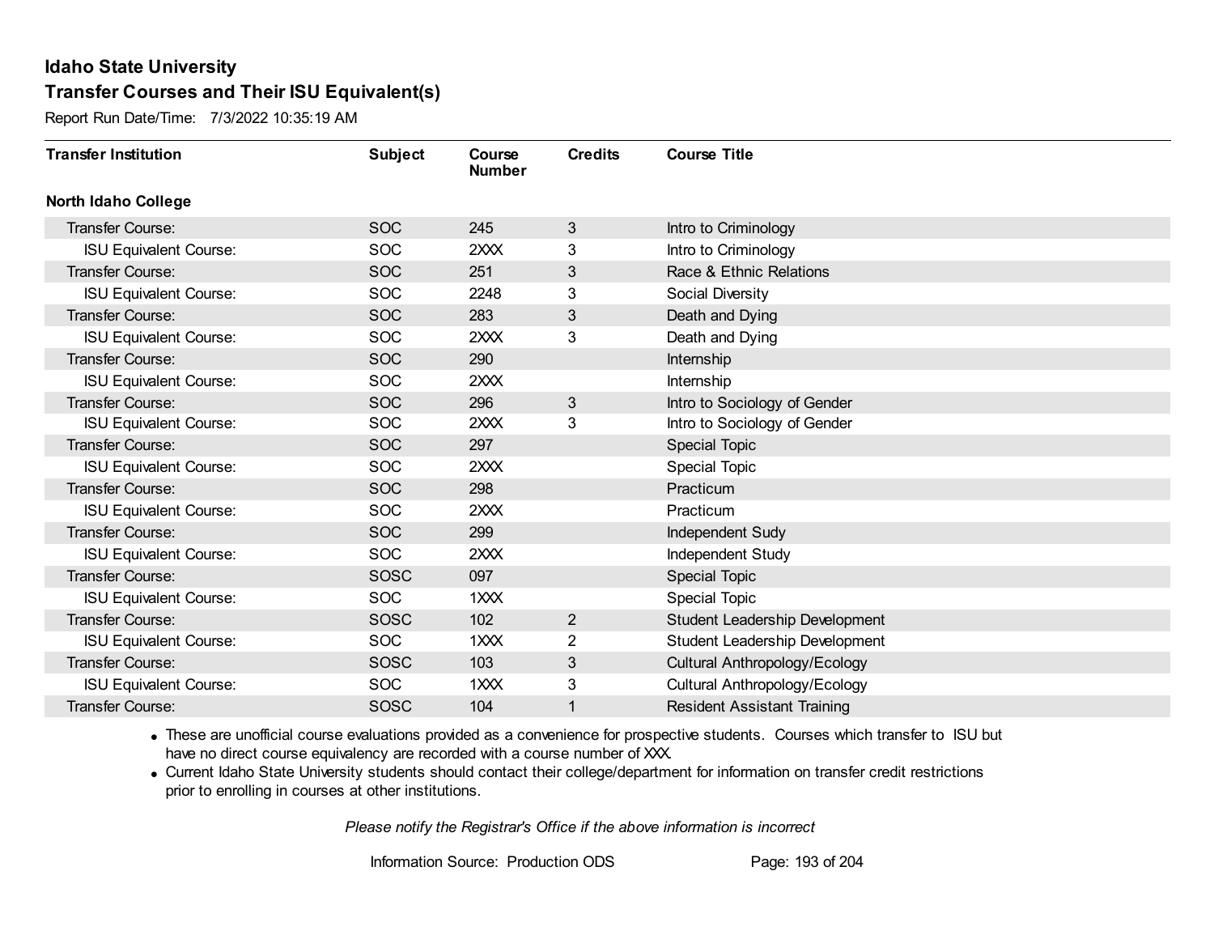# Idaho State University
## Transfer Courses and Their ISU Equivalent(s)

Report Run Date/Time: 7/3/2022 10:35:19 AM

| Transfer Institution | Subject | Course Number | Credits | Course Title |
|---|---|---|---|---|
| **North Idaho College** | | | | |
| Transfer Course: | SOC | 245 | 3 | Intro to Criminology |
| ISU Equivalent Course: | SOC | 2XXX | 3 | Intro to Criminology |
| Transfer Course: | SOC | 251 | 3 | Race & Ethnic Relations |
| ISU Equivalent Course: | SOC | 2248 | 3 | Social Diversity |
| Transfer Course: | SOC | 283 | 3 | Death and Dying |
| ISU Equivalent Course: | SOC | 2XXX | 3 | Death and Dying |
| Transfer Course: | SOC | 290 | | Internship |
| ISU Equivalent Course: | SOC | 2XXX | | Internship |
| Transfer Course: | SOC | 296 | 3 | Intro to Sociology of Gender |
| ISU Equivalent Course: | SOC | 2XXX | 3 | Intro to Sociology of Gender |
| Transfer Course: | SOC | 297 | | Special Topic |
| ISU Equivalent Course: | SOC | 2XXX | | Special Topic |
| Transfer Course: | SOC | 298 | | Practicum |
| ISU Equivalent Course: | SOC | 2XXX | | Practicum |
| Transfer Course: | SOC | 299 | | Independent Sudy |
| ISU Equivalent Course: | SOC | 2XXX | | Independent Study |
| Transfer Course: | SOSC | 097 | | Special Topic |
| ISU Equivalent Course: | SOC | 1XXX | | Special Topic |
| Transfer Course: | SOSC | 102 | 2 | Student Leadership Development |
| ISU Equivalent Course: | SOC | 1XXX | 2 | Student Leadership Development |
| Transfer Course: | SOSC | 103 | 3 | Cultural Anthropology/Ecology |
| ISU Equivalent Course: | SOC | 1XXX | 3 | Cultural Anthropology/Ecology |
| Transfer Course: | SOSC | 104 | 1 | Resident Assistant Training |

- These are unofficial course evaluations provided as a convenience for prospective students. Courses which transfer to ISU but have no direct course equivalency are recorded with a course number of XXX.
- Current Idaho State University students should contact their college/department for information on transfer credit restrictions prior to enrolling in courses at other institutions.

*Please notify the Registrar's Office if the above information is incorrect*

Information Source: Production ODS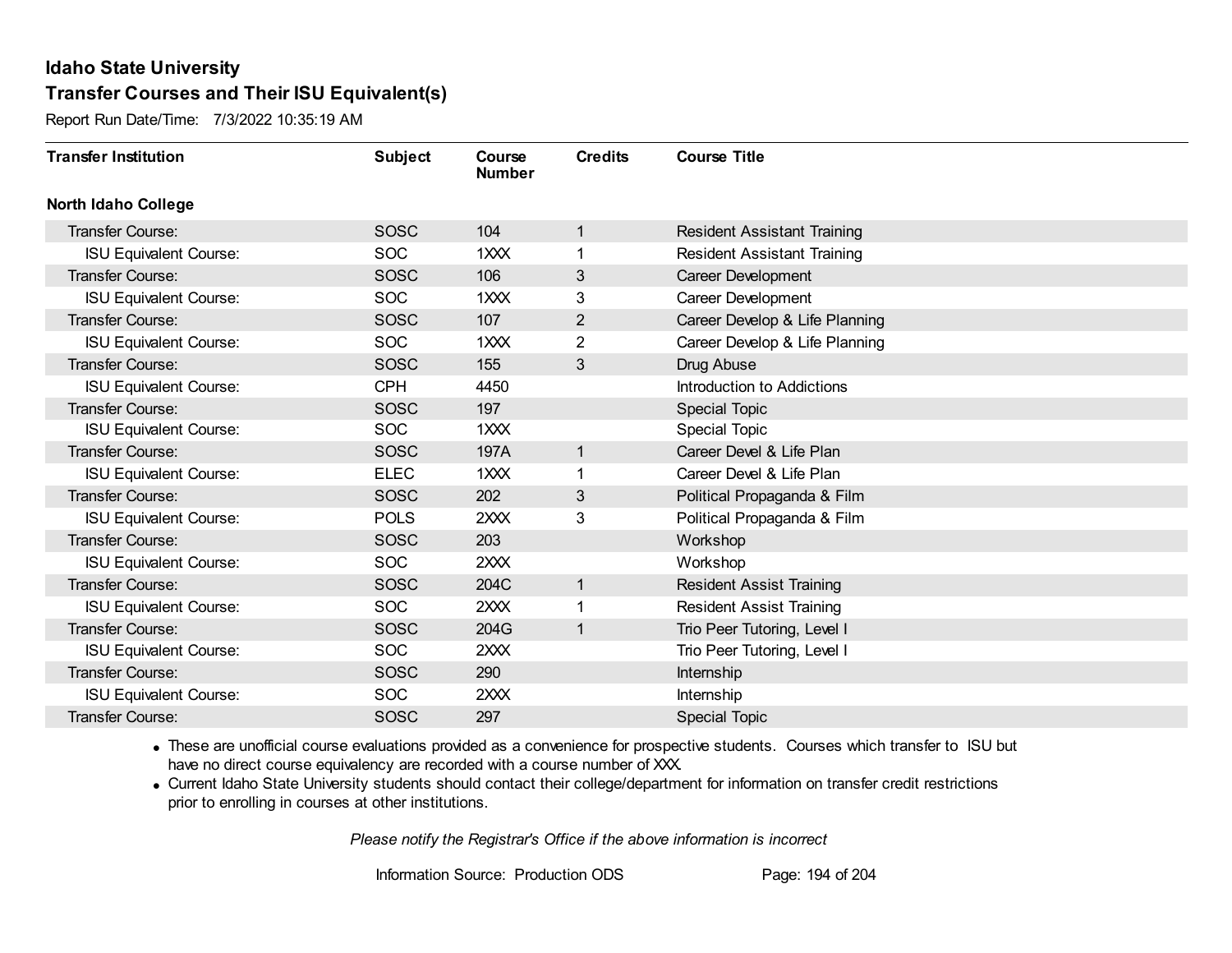# Idaho State University

## Transfer Courses and Their ISU Equivalent(s)

Report Run Date/Time: 7/3/2022 10:35:19 AM

| Transfer Institution | Subject | Course Number | Credits | Course Title |
|---|---|---|---|---|
| **North Idaho College** | | | | |
| Transfer Course: | SOSC | 104 | 1 | Resident Assistant Training |
| ISU Equivalent Course: | SOC | 1XXX | 1 | Resident Assistant Training |
| Transfer Course: | SOSC | 106 | 3 | Career Development |
| ISU Equivalent Course: | SOC | 1XXX | 3 | Career Development |
| Transfer Course: | SOSC | 107 | 2 | Career Develop & Life Planning |
| ISU Equivalent Course: | SOC | 1XXX | 2 | Career Develop & Life Planning |
| Transfer Course: | SOSC | 155 | 3 | Drug Abuse |
| ISU Equivalent Course: | CPH | 4450 | | Introduction to Addictions |
| Transfer Course: | SOSC | 197 | | Special Topic |
| ISU Equivalent Course: | SOC | 1XXX | | Special Topic |
| Transfer Course: | SOSC | 197A | 1 | Career Devel & Life Plan |
| ISU Equivalent Course: | ELEC | 1XXX | 1 | Career Devel & Life Plan |
| Transfer Course: | SOSC | 202 | 3 | Political Propaganda & Film |
| ISU Equivalent Course: | POLS | 2XXX | 3 | Political Propaganda & Film |
| Transfer Course: | SOSC | 203 | | Workshop |
| ISU Equivalent Course: | SOC | 2XXX | | Workshop |
| Transfer Course: | SOSC | 204C | 1 | Resident Assist Training |
| ISU Equivalent Course: | SOC | 2XXX | 1 | Resident Assist Training |
| Transfer Course: | SOSC | 204G | 1 | Trio Peer Tutoring, Level I |
| ISU Equivalent Course: | SOC | 2XXX | | Trio Peer Tutoring, Level I |
| Transfer Course: | SOSC | 290 | | Internship |
| ISU Equivalent Course: | SOC | 2XXX | | Internship |
| Transfer Course: | SOSC | 297 | | Special Topic |

- These are unofficial course evaluations provided as a convenience for prospective students. Courses which transfer to ISU but have no direct course equivalency are recorded with a course number of XXX.
- Current Idaho State University students should contact their college/department for information on transfer credit restrictions prior to enrolling in courses at other institutions.

*Please notify the Registrar's Office if the above information is incorrect*

Information Source: Production ODS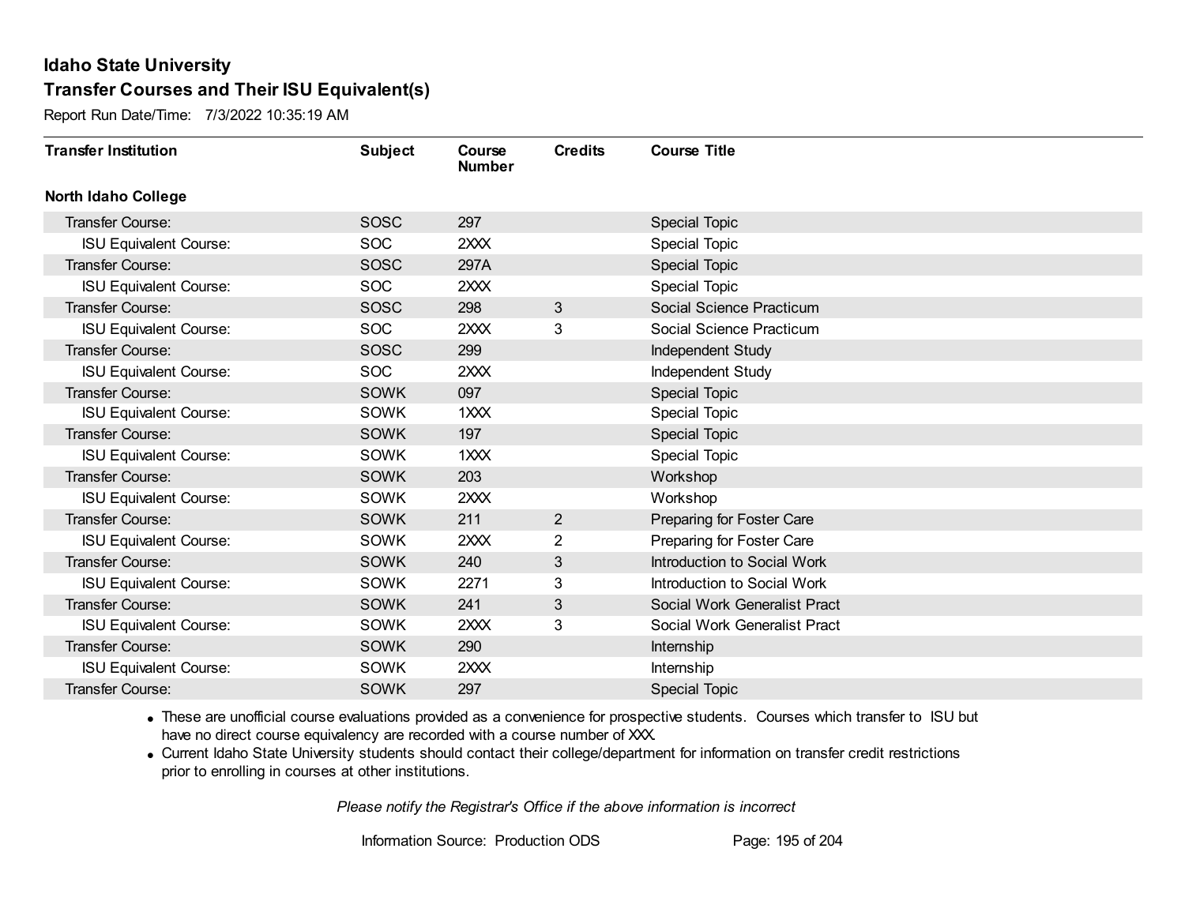# Idaho State University

## Transfer Courses and Their ISU Equivalent(s)

Report Run Date/Time: 7/3/2022 10:35:19 AM

| Transfer Institution | Subject | Course Number | Credits | Course Title |
|---|---|---|---|---|
| **North Idaho College** | | | | |
| Transfer Course: | SOSC | 297 | | Special Topic |
| ISU Equivalent Course: | SOC | 2XXX | | Special Topic |
| Transfer Course: | SOSC | 297A | | Special Topic |
| ISU Equivalent Course: | SOC | 2XXX | | Special Topic |
| Transfer Course: | SOSC | 298 | 3 | Social Science Practicum |
| ISU Equivalent Course: | SOC | 2XXX | 3 | Social Science Practicum |
| Transfer Course: | SOSC | 299 | | Independent Study |
| ISU Equivalent Course: | SOC | 2XXX | | Independent Study |
| Transfer Course: | SOWK | 097 | | Special Topic |
| ISU Equivalent Course: | SOWK | 1XXX | | Special Topic |
| Transfer Course: | SOWK | 197 | | Special Topic |
| ISU Equivalent Course: | SOWK | 1XXX | | Special Topic |
| Transfer Course: | SOWK | 203 | | Workshop |
| ISU Equivalent Course: | SOWK | 2XXX | | Workshop |
| Transfer Course: | SOWK | 211 | 2 | Preparing for Foster Care |
| ISU Equivalent Course: | SOWK | 2XXX | 2 | Preparing for Foster Care |
| Transfer Course: | SOWK | 240 | 3 | Introduction to Social Work |
| ISU Equivalent Course: | SOWK | 2271 | 3 | Introduction to Social Work |
| Transfer Course: | SOWK | 241 | 3 | Social Work Generalist Pract |
| ISU Equivalent Course: | SOWK | 2XXX | 3 | Social Work Generalist Pract |
| Transfer Course: | SOWK | 290 | | Internship |
| ISU Equivalent Course: | SOWK | 2XXX | | Internship |
| Transfer Course: | SOWK | 297 | | Special Topic |

- These are unofficial course evaluations provided as a convenience for prospective students. Courses which transfer to ISU but have no direct course equivalency are recorded with a course number of XXX.
- Current Idaho State University students should contact their college/department for information on transfer credit restrictions prior to enrolling in courses at other institutions.

*Please notify the Registrar's Office if the above information is incorrect*

Information Source: Production ODS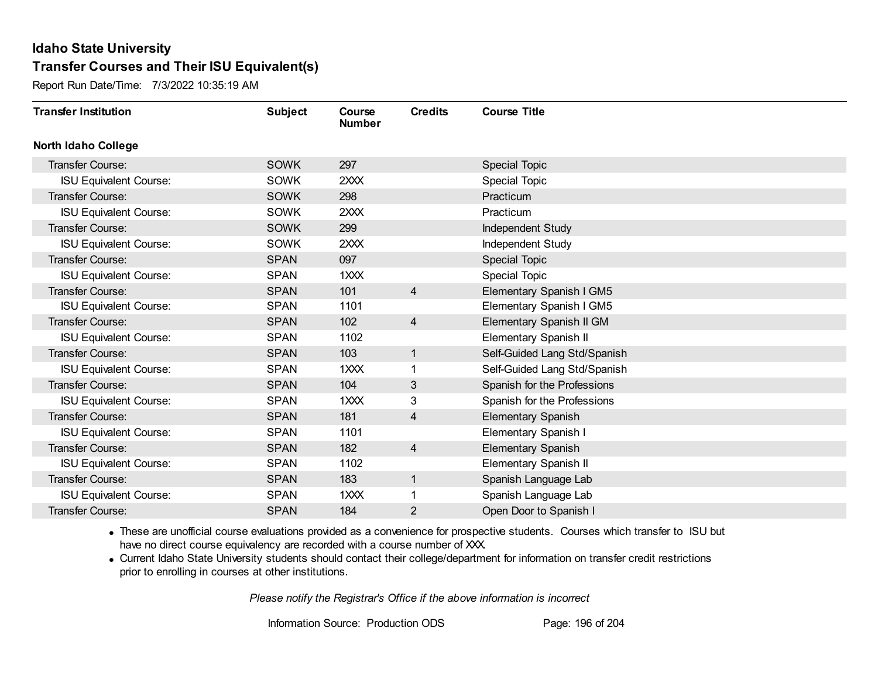# Idaho State University

## Transfer Courses and Their ISU Equivalent(s)

Report Run Date/Time: 7/3/2022 10:35:19 AM

| Transfer Institution | Subject | Course Number | Credits | Course Title |
|---|---|---|---|---|
| **North Idaho College** | | | | |
| Transfer Course: | SOWK | 297 | | Special Topic |
| ISU Equivalent Course: | SOWK | 2XXX | | Special Topic |
| Transfer Course: | SOWK | 298 | | Practicum |
| ISU Equivalent Course: | SOWK | 2XXX | | Practicum |
| Transfer Course: | SOWK | 299 | | Independent Study |
| ISU Equivalent Course: | SOWK | 2XXX | | Independent Study |
| Transfer Course: | SPAN | 097 | | Special Topic |
| ISU Equivalent Course: | SPAN | 1XXX | | Special Topic |
| Transfer Course: | SPAN | 101 | 4 | Elementary Spanish I GM5 |
| ISU Equivalent Course: | SPAN | 1101 | | Elementary Spanish I GM5 |
| Transfer Course: | SPAN | 102 | 4 | Elementary Spanish II GM |
| ISU Equivalent Course: | SPAN | 1102 | | Elementary Spanish II |
| Transfer Course: | SPAN | 103 | 1 | Self-Guided Lang Std/Spanish |
| ISU Equivalent Course: | SPAN | 1XXX | 1 | Self-Guided Lang Std/Spanish |
| Transfer Course: | SPAN | 104 | 3 | Spanish for the Professions |
| ISU Equivalent Course: | SPAN | 1XXX | 3 | Spanish for the Professions |
| Transfer Course: | SPAN | 181 | 4 | Elementary Spanish |
| ISU Equivalent Course: | SPAN | 1101 | | Elementary Spanish I |
| Transfer Course: | SPAN | 182 | 4 | Elementary Spanish |
| ISU Equivalent Course: | SPAN | 1102 | | Elementary Spanish II |
| Transfer Course: | SPAN | 183 | 1 | Spanish Language Lab |
| ISU Equivalent Course: | SPAN | 1XXX | 1 | Spanish Language Lab |
| Transfer Course: | SPAN | 184 | 2 | Open Door to Spanish I |

- These are unofficial course evaluations provided as a convenience for prospective students. Courses which transfer to ISU but have no direct course equivalency are recorded with a course number of XXX.
- Current Idaho State University students should contact their college/department for information on transfer credit restrictions prior to enrolling in courses at other institutions.

*Please notify the Registrar's Office if the above information is incorrect*

Information Source: Production ODS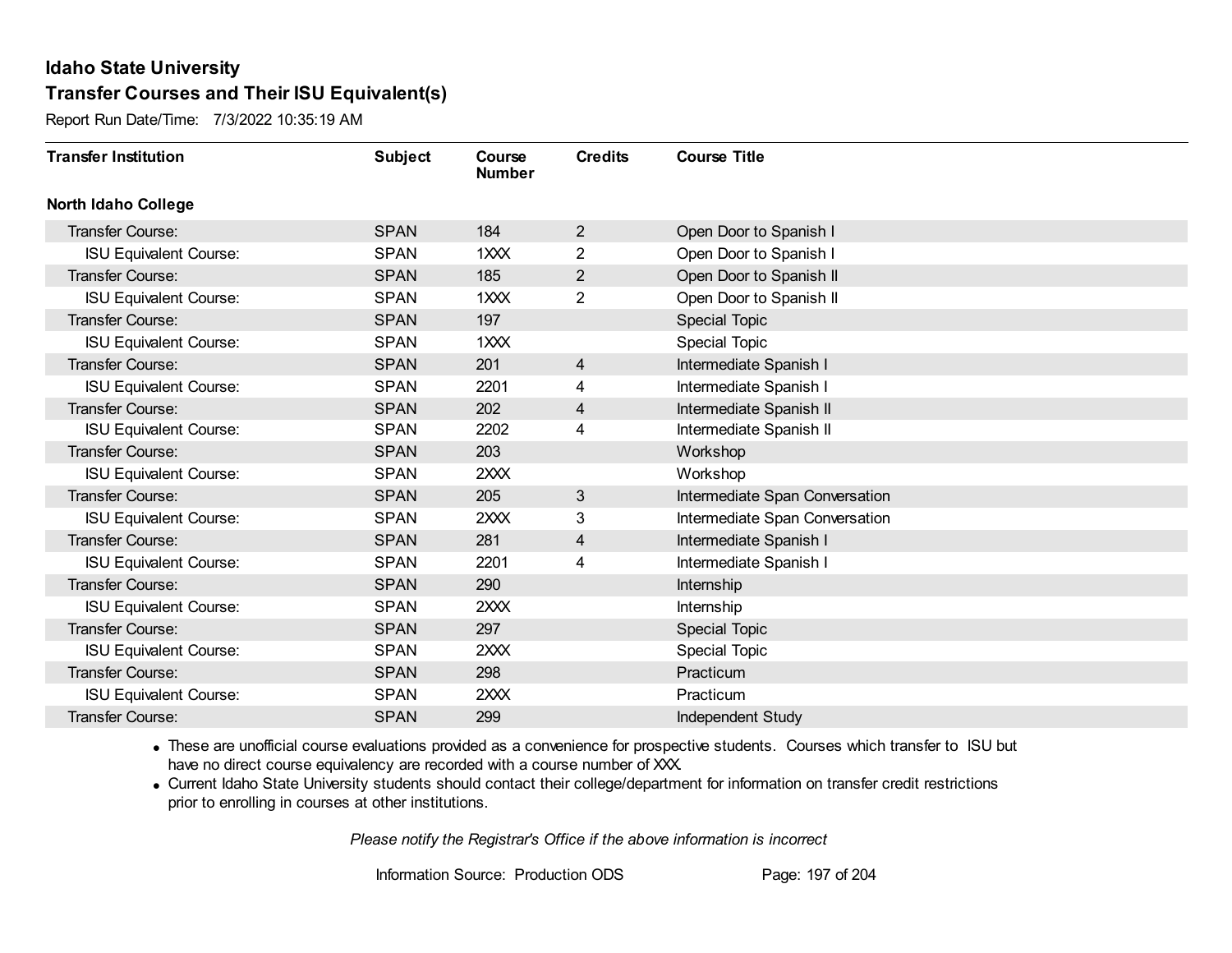# Idaho State University

## Transfer Courses and Their ISU Equivalent(s)

Report Run Date/Time: 7/3/2022 10:35:19 AM

| Transfer Institution | Subject | Course Number | Credits | Course Title |
|---|---|---|---|---|
| **North Idaho College** | | | | |
| Transfer Course: | SPAN | 184 | 2 | Open Door to Spanish I |
| ISU Equivalent Course: | SPAN | 1XXX | 2 | Open Door to Spanish I |
| Transfer Course: | SPAN | 185 | 2 | Open Door to Spanish II |
| ISU Equivalent Course: | SPAN | 1XXX | 2 | Open Door to Spanish II |
| Transfer Course: | SPAN | 197 | | Special Topic |
| ISU Equivalent Course: | SPAN | 1XXX | | Special Topic |
| Transfer Course: | SPAN | 201 | 4 | Intermediate Spanish I |
| ISU Equivalent Course: | SPAN | 2201 | 4 | Intermediate Spanish I |
| Transfer Course: | SPAN | 202 | 4 | Intermediate Spanish II |
| ISU Equivalent Course: | SPAN | 2202 | 4 | Intermediate Spanish II |
| Transfer Course: | SPAN | 203 | | Workshop |
| ISU Equivalent Course: | SPAN | 2XXX | | Workshop |
| Transfer Course: | SPAN | 205 | 3 | Intermediate Span Conversation |
| ISU Equivalent Course: | SPAN | 2XXX | 3 | Intermediate Span Conversation |
| Transfer Course: | SPAN | 281 | 4 | Intermediate Spanish I |
| ISU Equivalent Course: | SPAN | 2201 | 4 | Intermediate Spanish I |
| Transfer Course: | SPAN | 290 | | Internship |
| ISU Equivalent Course: | SPAN | 2XXX | | Internship |
| Transfer Course: | SPAN | 297 | | Special Topic |
| ISU Equivalent Course: | SPAN | 2XXX | | Special Topic |
| Transfer Course: | SPAN | 298 | | Practicum |
| ISU Equivalent Course: | SPAN | 2XXX | | Practicum |
| Transfer Course: | SPAN | 299 | | Independent Study |

- These are unofficial course evaluations provided as a convenience for prospective students. Courses which transfer to ISU but have no direct course equivalency are recorded with a course number of XXX.
- Current Idaho State University students should contact their college/department for information on transfer credit restrictions prior to enrolling in courses at other institutions.

*Please notify the Registrar's Office if the above information is incorrect*

Information Source: Production ODS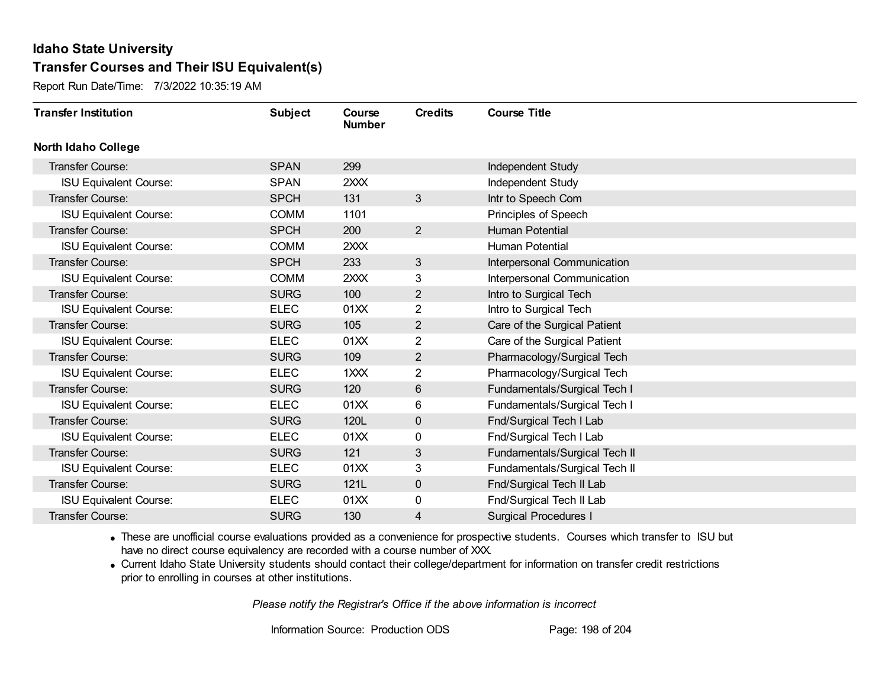# Idaho State University

## Transfer Courses and Their ISU Equivalent(s)

Report Run Date/Time: 7/3/2022 10:35:19 AM

| Transfer Institution | Subject | Course Number | Credits | Course Title |
|---|---|---|---|---|
| **North Idaho College** | | | | |
| Transfer Course: | SPAN | 299 | | Independent Study |
| ISU Equivalent Course: | SPAN | 2XXX | | Independent Study |
| Transfer Course: | SPCH | 131 | 3 | Intr to Speech Com |
| ISU Equivalent Course: | COMM | 1101 | | Principles of Speech |
| Transfer Course: | SPCH | 200 | 2 | Human Potential |
| ISU Equivalent Course: | COMM | 2XXX | | Human Potential |
| Transfer Course: | SPCH | 233 | 3 | Interpersonal Communication |
| ISU Equivalent Course: | COMM | 2XXX | 3 | Interpersonal Communication |
| Transfer Course: | SURG | 100 | 2 | Intro to Surgical Tech |
| ISU Equivalent Course: | ELEC | 01XX | 2 | Intro to Surgical Tech |
| Transfer Course: | SURG | 105 | 2 | Care of the Surgical Patient |
| ISU Equivalent Course: | ELEC | 01XX | 2 | Care of the Surgical Patient |
| Transfer Course: | SURG | 109 | 2 | Pharmacology/Surgical Tech |
| ISU Equivalent Course: | ELEC | 1XXX | 2 | Pharmacology/Surgical Tech |
| Transfer Course: | SURG | 120 | 6 | Fundamentals/Surgical Tech I |
| ISU Equivalent Course: | ELEC | 01XX | 6 | Fundamentals/Surgical Tech I |
| Transfer Course: | SURG | 120L | 0 | Fnd/Surgical Tech I Lab |
| ISU Equivalent Course: | ELEC | 01XX | 0 | Fnd/Surgical Tech I Lab |
| Transfer Course: | SURG | 121 | 3 | Fundamentals/Surgical Tech II |
| ISU Equivalent Course: | ELEC | 01XX | 3 | Fundamentals/Surgical Tech II |
| Transfer Course: | SURG | 121L | 0 | Fnd/Surgical Tech II Lab |
| ISU Equivalent Course: | ELEC | 01XX | 0 | Fnd/Surgical Tech II Lab |
| Transfer Course: | SURG | 130 | 4 | Surgical Procedures I |

- These are unofficial course evaluations provided as a convenience for prospective students. Courses which transfer to ISU but have no direct course equivalency are recorded with a course number of XXX.
- Current Idaho State University students should contact their college/department for information on transfer credit restrictions prior to enrolling in courses at other institutions.

*Please notify the Registrar's Office if the above information is incorrect*

Information Source: Production ODS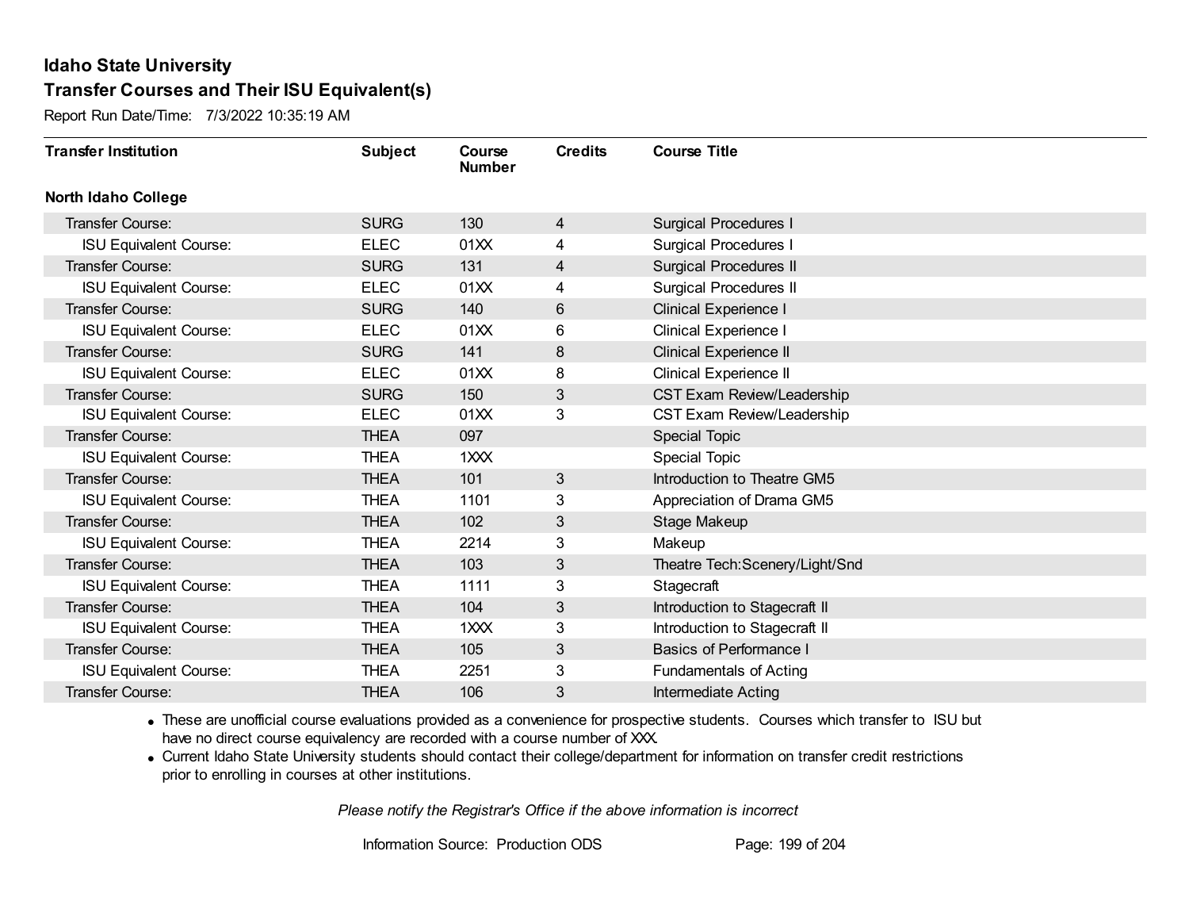# Idaho State University

## Transfer Courses and Their ISU Equivalent(s)

Report Run Date/Time: 7/3/2022 10:35:19 AM

| Transfer Institution | Subject | Course Number | Credits | Course Title |
|---|---|---|---|---|
| **North Idaho College** | | | | |
| Transfer Course: | SURG | 130 | 4 | Surgical Procedures I |
| ISU Equivalent Course: | ELEC | 01XX | 4 | Surgical Procedures I |
| Transfer Course: | SURG | 131 | 4 | Surgical Procedures II |
| ISU Equivalent Course: | ELEC | 01XX | 4 | Surgical Procedures II |
| Transfer Course: | SURG | 140 | 6 | Clinical Experience I |
| ISU Equivalent Course: | ELEC | 01XX | 6 | Clinical Experience I |
| Transfer Course: | SURG | 141 | 8 | Clinical Experience II |
| ISU Equivalent Course: | ELEC | 01XX | 8 | Clinical Experience II |
| Transfer Course: | SURG | 150 | 3 | CST Exam Review/Leadership |
| ISU Equivalent Course: | ELEC | 01XX | 3 | CST Exam Review/Leadership |
| Transfer Course: | THEA | 097 | | Special Topic |
| ISU Equivalent Course: | THEA | 1XXX | | Special Topic |
| Transfer Course: | THEA | 101 | 3 | Introduction to Theatre GM5 |
| ISU Equivalent Course: | THEA | 1101 | 3 | Appreciation of Drama GM5 |
| Transfer Course: | THEA | 102 | 3 | Stage Makeup |
| ISU Equivalent Course: | THEA | 2214 | 3 | Makeup |
| Transfer Course: | THEA | 103 | 3 | Theatre Tech:Scenery/Light/Snd |
| ISU Equivalent Course: | THEA | 1111 | 3 | Stagecraft |
| Transfer Course: | THEA | 104 | 3 | Introduction to Stagecraft II |
| ISU Equivalent Course: | THEA | 1XXX | 3 | Introduction to Stagecraft II |
| Transfer Course: | THEA | 105 | 3 | Basics of Performance I |
| ISU Equivalent Course: | THEA | 2251 | 3 | Fundamentals of Acting |
| Transfer Course: | THEA | 106 | 3 | Intermediate Acting |

- These are unofficial course evaluations provided as a convenience for prospective students. Courses which transfer to ISU but have no direct course equivalency are recorded with a course number of XXX.
- Current Idaho State University students should contact their college/department for information on transfer credit restrictions prior to enrolling in courses at other institutions.

*Please notify the Registrar's Office if the above information is incorrect*

Information Source: Production ODS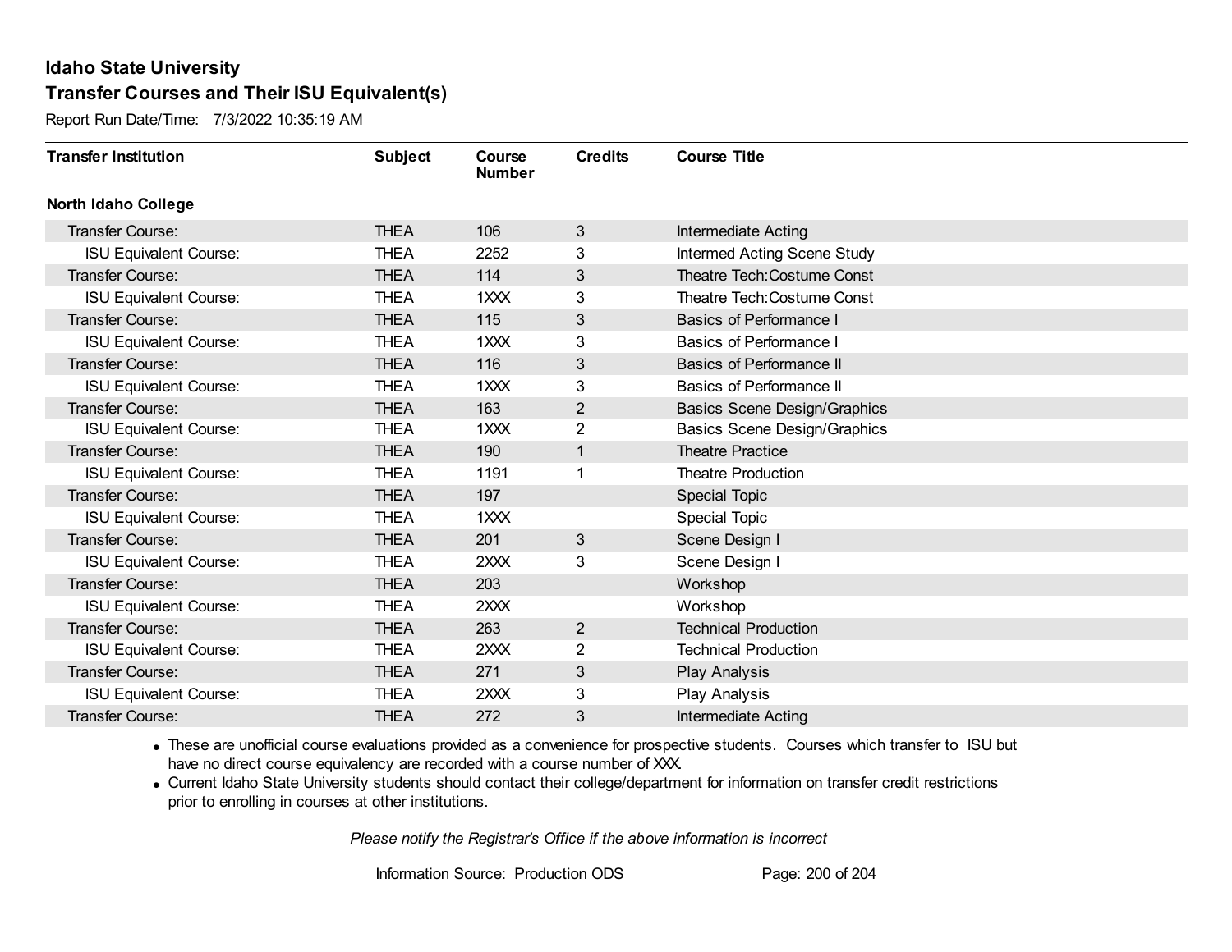# Idaho State University

## Transfer Courses and Their ISU Equivalent(s)

Report Run Date/Time: 7/3/2022 10:35:19 AM

| Transfer Institution | Subject | Course Number | Credits | Course Title |
|---|---|---|---|---|
| **North Idaho College** | | | | |
| Transfer Course: | THEA | 106 | 3 | Intermediate Acting |
| ISU Equivalent Course: | THEA | 2252 | 3 | Intermed Acting Scene Study |
| Transfer Course: | THEA | 114 | 3 | Theatre Tech:Costume Const |
| ISU Equivalent Course: | THEA | 1XXX | 3 | Theatre Tech:Costume Const |
| Transfer Course: | THEA | 115 | 3 | Basics of Performance I |
| ISU Equivalent Course: | THEA | 1XXX | 3 | Basics of Performance I |
| Transfer Course: | THEA | 116 | 3 | Basics of Performance II |
| ISU Equivalent Course: | THEA | 1XXX | 3 | Basics of Performance II |
| Transfer Course: | THEA | 163 | 2 | Basics Scene Design/Graphics |
| ISU Equivalent Course: | THEA | 1XXX | 2 | Basics Scene Design/Graphics |
| Transfer Course: | THEA | 190 | 1 | Theatre Practice |
| ISU Equivalent Course: | THEA | 1191 | 1 | Theatre Production |
| Transfer Course: | THEA | 197 | | Special Topic |
| ISU Equivalent Course: | THEA | 1XXX | | Special Topic |
| Transfer Course: | THEA | 201 | 3 | Scene Design I |
| ISU Equivalent Course: | THEA | 2XXX | 3 | Scene Design I |
| Transfer Course: | THEA | 203 | | Workshop |
| ISU Equivalent Course: | THEA | 2XXX | | Workshop |
| Transfer Course: | THEA | 263 | 2 | Technical Production |
| ISU Equivalent Course: | THEA | 2XXX | 2 | Technical Production |
| Transfer Course: | THEA | 271 | 3 | Play Analysis |
| ISU Equivalent Course: | THEA | 2XXX | 3 | Play Analysis |
| Transfer Course: | THEA | 272 | 3 | Intermediate Acting |

- These are unofficial course evaluations provided as a convenience for prospective students. Courses which transfer to ISU but have no direct course equivalency are recorded with a course number of XXX.
- Current Idaho State University students should contact their college/department for information on transfer credit restrictions prior to enrolling in courses at other institutions.

*Please notify the Registrar's Office if the above information is incorrect*

Information Source: Production ODS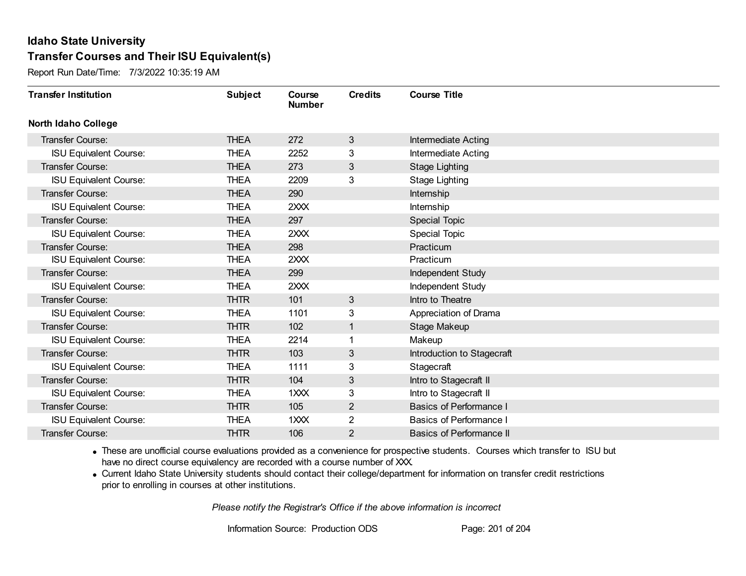# Idaho State University

## Transfer Courses and Their ISU Equivalent(s)

Report Run Date/Time: 7/3/2022 10:35:19 AM

| Transfer Institution | Subject | Course Number | Credits | Course Title |
|---|---|---|---|---|
| **North Idaho College** | | | | |
| Transfer Course: | THEA | 272 | 3 | Intermediate Acting |
| ISU Equivalent Course: | THEA | 2252 | 3 | Intermediate Acting |
| Transfer Course: | THEA | 273 | 3 | Stage Lighting |
| ISU Equivalent Course: | THEA | 2209 | 3 | Stage Lighting |
| Transfer Course: | THEA | 290 | | Internship |
| ISU Equivalent Course: | THEA | 2XXX | | Internship |
| Transfer Course: | THEA | 297 | | Special Topic |
| ISU Equivalent Course: | THEA | 2XXX | | Special Topic |
| Transfer Course: | THEA | 298 | | Practicum |
| ISU Equivalent Course: | THEA | 2XXX | | Practicum |
| Transfer Course: | THEA | 299 | | Independent Study |
| ISU Equivalent Course: | THEA | 2XXX | | Independent Study |
| Transfer Course: | THTR | 101 | 3 | Intro to Theatre |
| ISU Equivalent Course: | THEA | 1101 | 3 | Appreciation of Drama |
| Transfer Course: | THTR | 102 | 1 | Stage Makeup |
| ISU Equivalent Course: | THEA | 2214 | 1 | Makeup |
| Transfer Course: | THTR | 103 | 3 | Introduction to Stagecraft |
| ISU Equivalent Course: | THEA | 1111 | 3 | Stagecraft |
| Transfer Course: | THTR | 104 | 3 | Intro to Stagecraft II |
| ISU Equivalent Course: | THEA | 1XXX | 3 | Intro to Stagecraft II |
| Transfer Course: | THTR | 105 | 2 | Basics of Performance I |
| ISU Equivalent Course: | THEA | 1XXX | 2 | Basics of Performance I |
| Transfer Course: | THTR | 106 | 2 | Basics of Performance II |

- These are unofficial course evaluations provided as a convenience for prospective students. Courses which transfer to ISU but have no direct course equivalency are recorded with a course number of XXX.
- Current Idaho State University students should contact their college/department for information on transfer credit restrictions prior to enrolling in courses at other institutions.

*Please notify the Registrar's Office if the above information is incorrect*

Information Source: Production ODS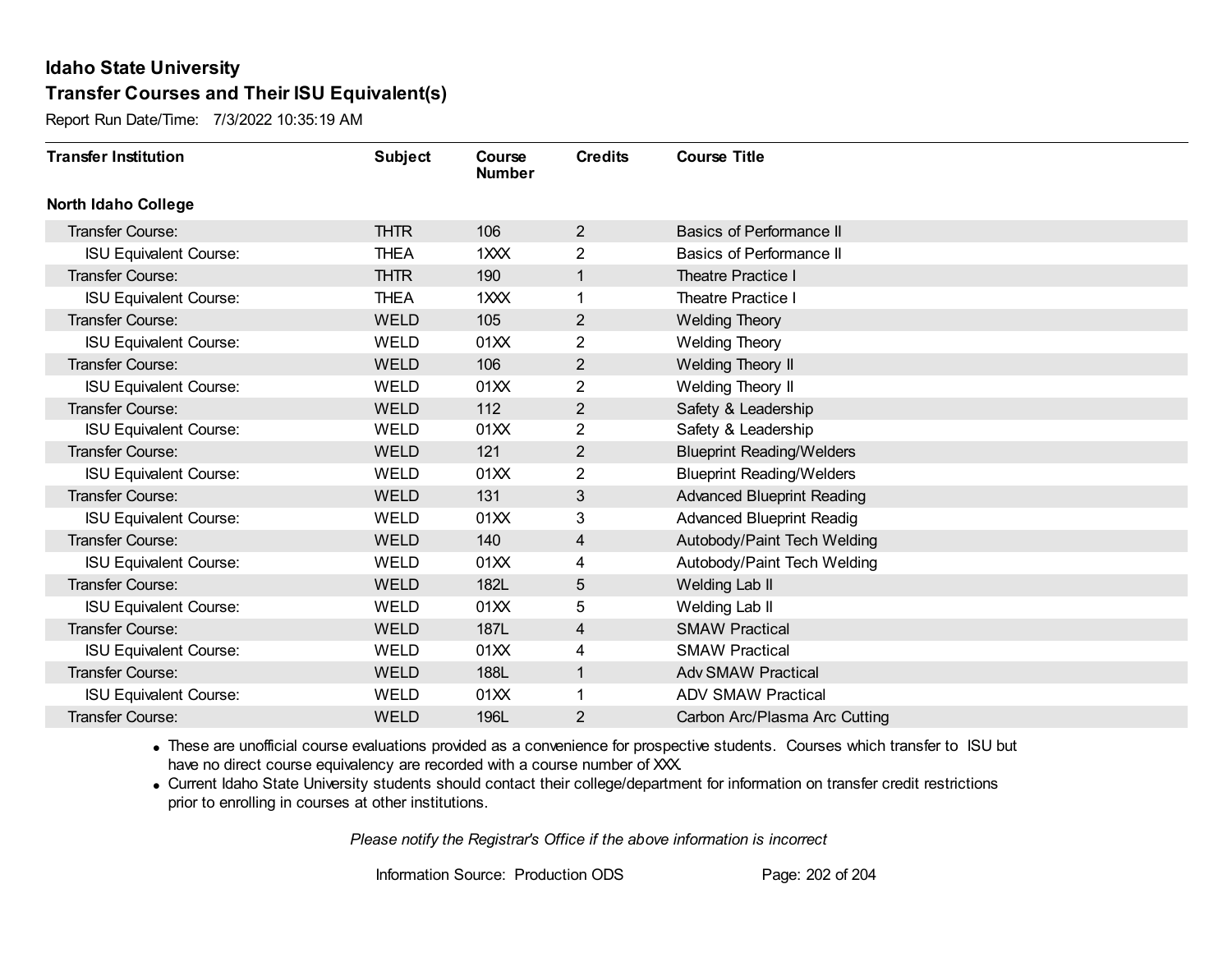# Idaho State University

## Transfer Courses and Their ISU Equivalent(s)

Report Run Date/Time: 7/3/2022 10:35:19 AM

| Transfer Institution | Subject | Course Number | Credits | Course Title |
|---|---|---|---|---|
| **North Idaho College** | | | | |
| Transfer Course: | THTR | 106 | 2 | Basics of Performance II |
| ISU Equivalent Course: | THEA | 1XXX | 2 | Basics of Performance II |
| Transfer Course: | THTR | 190 | 1 | Theatre Practice I |
| ISU Equivalent Course: | THEA | 1XXX | 1 | Theatre Practice I |
| Transfer Course: | WELD | 105 | 2 | Welding Theory |
| ISU Equivalent Course: | WELD | 01XX | 2 | Welding Theory |
| Transfer Course: | WELD | 106 | 2 | Welding Theory II |
| ISU Equivalent Course: | WELD | 01XX | 2 | Welding Theory II |
| Transfer Course: | WELD | 112 | 2 | Safety & Leadership |
| ISU Equivalent Course: | WELD | 01XX | 2 | Safety & Leadership |
| Transfer Course: | WELD | 121 | 2 | Blueprint Reading/Welders |
| ISU Equivalent Course: | WELD | 01XX | 2 | Blueprint Reading/Welders |
| Transfer Course: | WELD | 131 | 3 | Advanced Blueprint Reading |
| ISU Equivalent Course: | WELD | 01XX | 3 | Advanced Blueprint Readig |
| Transfer Course: | WELD | 140 | 4 | Autobody/Paint Tech Welding |
| ISU Equivalent Course: | WELD | 01XX | 4 | Autobody/Paint Tech Welding |
| Transfer Course: | WELD | 182L | 5 | Welding Lab II |
| ISU Equivalent Course: | WELD | 01XX | 5 | Welding Lab II |
| Transfer Course: | WELD | 187L | 4 | SMAW Practical |
| ISU Equivalent Course: | WELD | 01XX | 4 | SMAW Practical |
| Transfer Course: | WELD | 188L | 1 | Adv SMAW Practical |
| ISU Equivalent Course: | WELD | 01XX | 1 | ADV SMAW Practical |
| Transfer Course: | WELD | 196L | 2 | Carbon Arc/Plasma Arc Cutting |

- These are unofficial course evaluations provided as a convenience for prospective students. Courses which transfer to ISU but have no direct course equivalency are recorded with a course number of XXX.
- Current Idaho State University students should contact their college/department for information on transfer credit restrictions prior to enrolling in courses at other institutions.

*Please notify the Registrar's Office if the above information is incorrect*

Information Source: Production ODS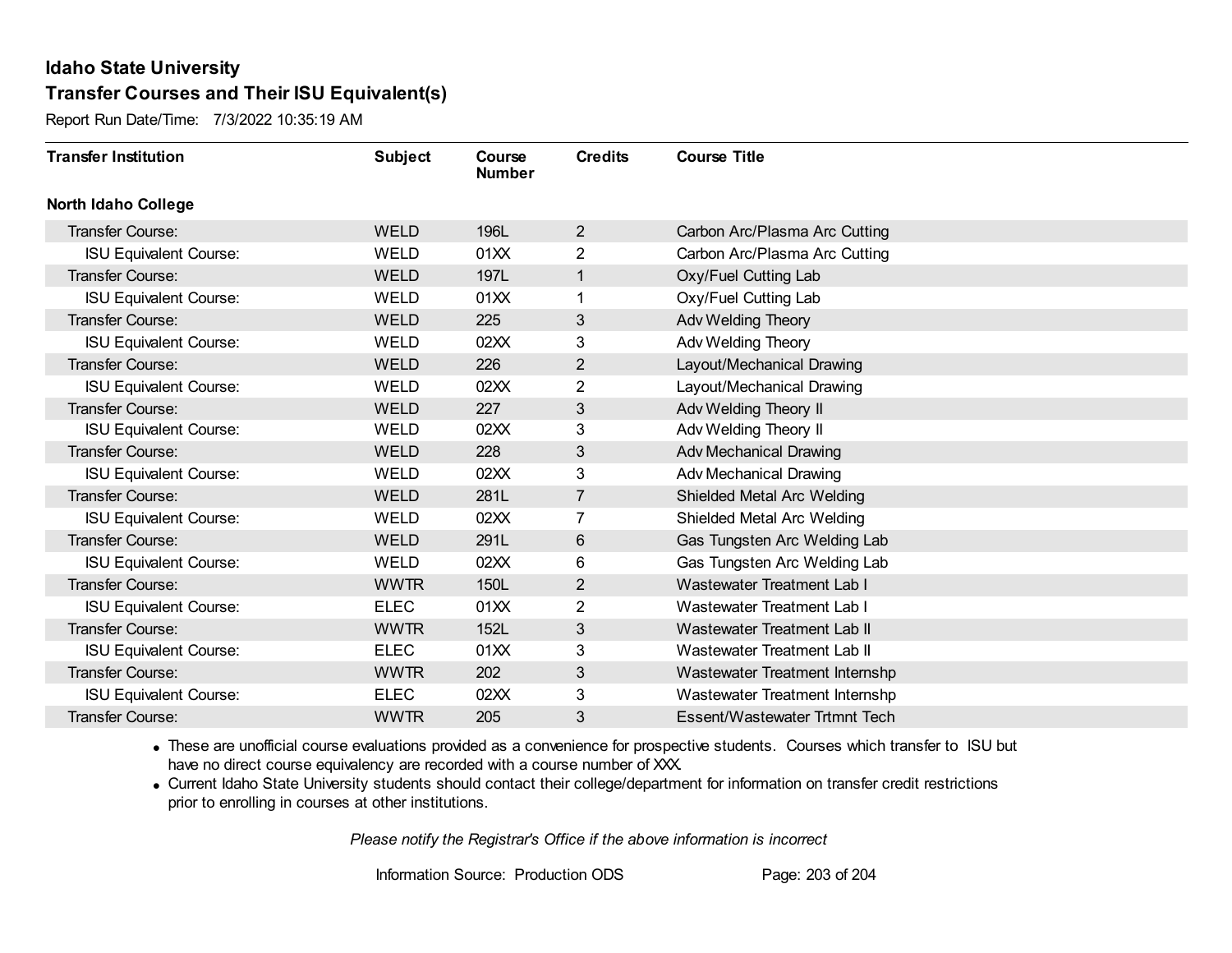# Idaho State University

## Transfer Courses and Their ISU Equivalent(s)

Report Run Date/Time: 7/3/2022 10:35:19 AM

| Transfer Institution | Subject | Course Number | Credits | Course Title |
|---|---|---|---|---|
| **North Idaho College** | | | | |
| Transfer Course: | WELD | 196L | 2 | Carbon Arc/Plasma Arc Cutting |
| ISU Equivalent Course: | WELD | 01XX | 2 | Carbon Arc/Plasma Arc Cutting |
| Transfer Course: | WELD | 197L | 1 | Oxy/Fuel Cutting Lab |
| ISU Equivalent Course: | WELD | 01XX | 1 | Oxy/Fuel Cutting Lab |
| Transfer Course: | WELD | 225 | 3 | Adv Welding Theory |
| ISU Equivalent Course: | WELD | 02XX | 3 | Adv Welding Theory |
| Transfer Course: | WELD | 226 | 2 | Layout/Mechanical Drawing |
| ISU Equivalent Course: | WELD | 02XX | 2 | Layout/Mechanical Drawing |
| Transfer Course: | WELD | 227 | 3 | Adv Welding Theory II |
| ISU Equivalent Course: | WELD | 02XX | 3 | Adv Welding Theory II |
| Transfer Course: | WELD | 228 | 3 | Adv Mechanical Drawing |
| ISU Equivalent Course: | WELD | 02XX | 3 | Adv Mechanical Drawing |
| Transfer Course: | WELD | 281L | 7 | Shielded Metal Arc Welding |
| ISU Equivalent Course: | WELD | 02XX | 7 | Shielded Metal Arc Welding |
| Transfer Course: | WELD | 291L | 6 | Gas Tungsten Arc Welding Lab |
| ISU Equivalent Course: | WELD | 02XX | 6 | Gas Tungsten Arc Welding Lab |
| Transfer Course: | WWTR | 150L | 2 | Wastewater Treatment Lab I |
| ISU Equivalent Course: | ELEC | 01XX | 2 | Wastewater Treatment Lab I |
| Transfer Course: | WWTR | 152L | 3 | Wastewater Treatment Lab II |
| ISU Equivalent Course: | ELEC | 01XX | 3 | Wastewater Treatment Lab II |
| Transfer Course: | WWTR | 202 | 3 | Wastewater Treatment Internshp |
| ISU Equivalent Course: | ELEC | 02XX | 3 | Wastewater Treatment Internshp |
| Transfer Course: | WWTR | 205 | 3 | Essent/Wastewater Trtmnt Tech |

- These are unofficial course evaluations provided as a convenience for prospective students. Courses which transfer to ISU but have no direct course equivalency are recorded with a course number of XXX.
- Current Idaho State University students should contact their college/department for information on transfer credit restrictions prior to enrolling in courses at other institutions.

*Please notify the Registrar's Office if the above information is incorrect*

Information Source: Production ODS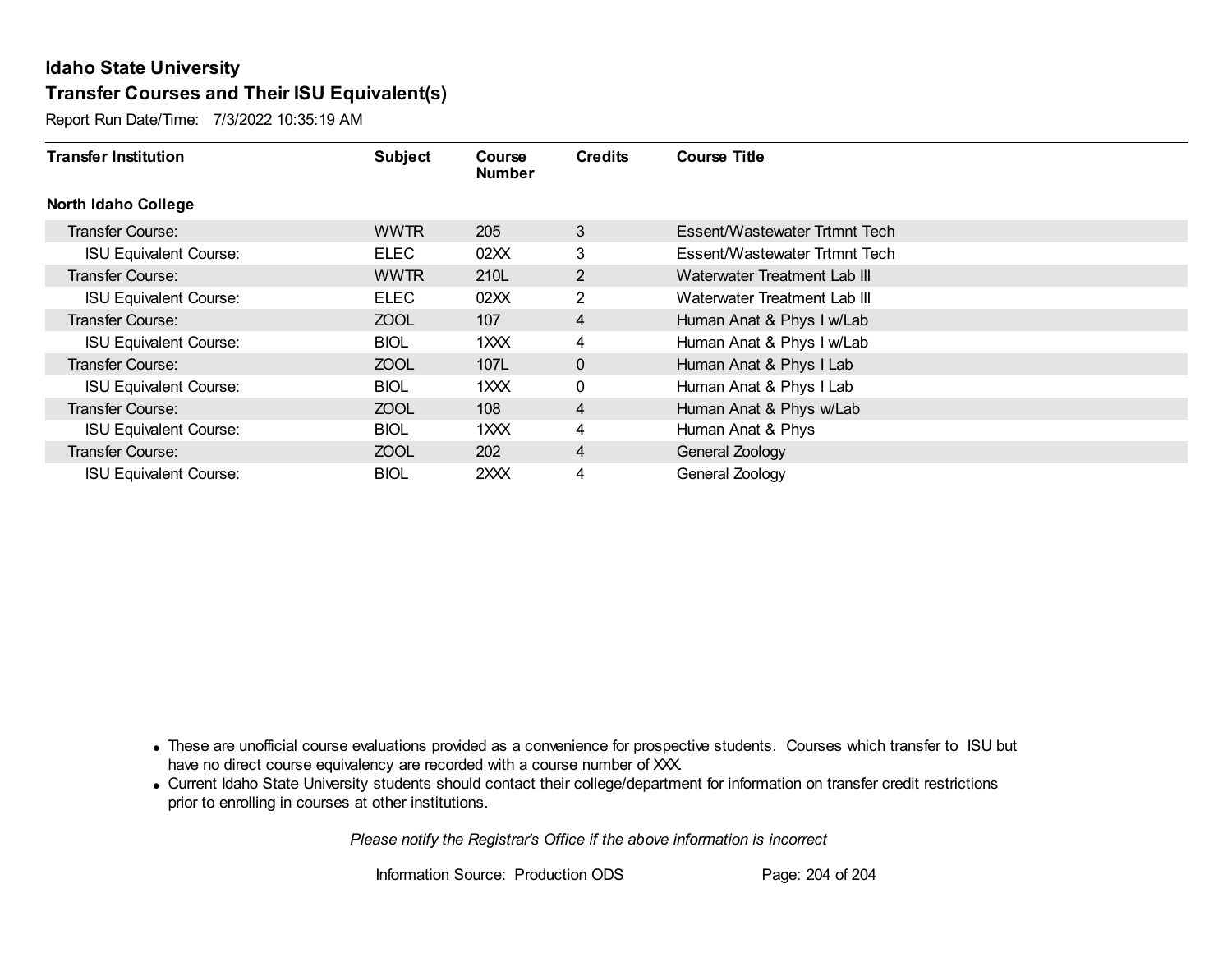**Idaho State University**

**Transfer Courses and Their ISU Equivalent(s)**

Report Run Date/Time: 7/3/2022 10:35:19 AM

| Transfer Institution | Subject | Course Number | Credits | Course Title |
|---|---|---|---|---|
| **North Idaho College** | | | | |
| Transfer Course: | WWTR | 205 | 3 | Essent/Wastewater Trtmnt Tech |
| ISU Equivalent Course: | ELEC | 02XX | 3 | Essent/Wastewater Trtmnt Tech |
| Transfer Course: | WWTR | 210L | 2 | Waterwater Treatment Lab III |
| ISU Equivalent Course: | ELEC | 02XX | 2 | Waterwater Treatment Lab III |
| Transfer Course: | ZOOL | 107 | 4 | Human Anat & Phys I w/Lab |
| ISU Equivalent Course: | BIOL | 1XXX | 4 | Human Anat & Phys I w/Lab |
| Transfer Course: | ZOOL | 107L | 0 | Human Anat & Phys I Lab |
| ISU Equivalent Course: | BIOL | 1XXX | 0 | Human Anat & Phys I Lab |
| Transfer Course: | ZOOL | 108 | 4 | Human Anat & Phys w/Lab |
| ISU Equivalent Course: | BIOL | 1XXX | 4 | Human Anat & Phys |
| Transfer Course: | ZOOL | 202 | 4 | General Zoology |
| ISU Equivalent Course: | BIOL | 2XXX | 4 | General Zoology |

- These are unofficial course evaluations provided as a convenience for prospective students. Courses which transfer to ISU but have no direct course equivalency are recorded with a course number of XXX.
- Current Idaho State University students should contact their college/department for information on transfer credit restrictions prior to enrolling in courses at other institutions.

*Please notify the Registrar's Office if the above information is incorrect*

Information Source: Production ODS